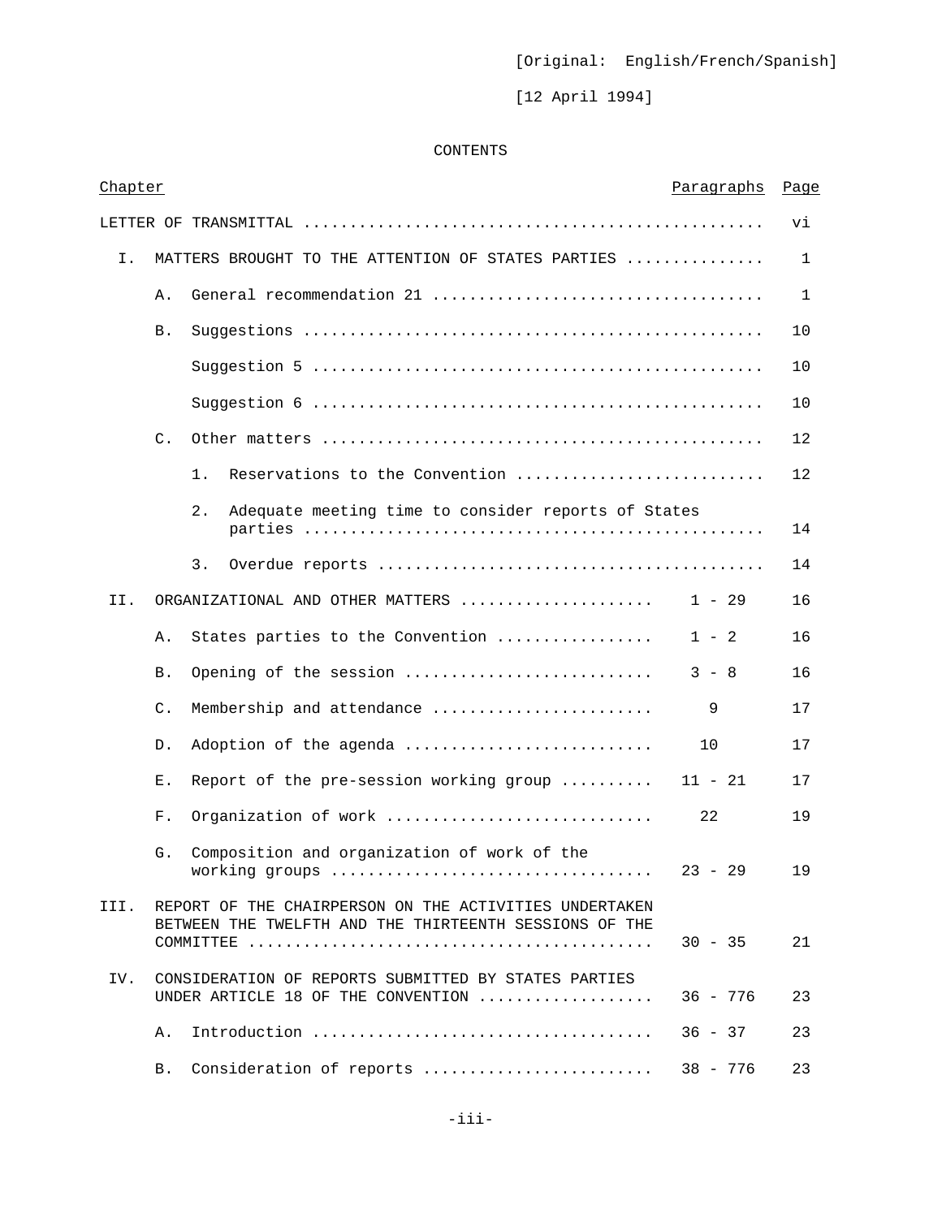[Original: English/French/Spanish]

[12 April 1994]

CONTENTS

| Chapter | | | Paragraphs | Page |
|---|---|---|---|---|
| LETTER OF TRANSMITTAL | | | | vi |
| I. | MATTERS BROUGHT TO THE ATTENTION OF STATES PARTIES | | | 1 |
| | A. | General recommendation 21 | | 1 |
| | B. | Suggestions | | 10 |
| | | Suggestion 5 | | 10 |
| | | Suggestion 6 | | 10 |
| | C. | Other matters | | 12 |
| | | 1. Reservations to the Convention | | 12 |
| | | 2. Adequate meeting time to consider reports of States parties | | 14 |
| | | 3. Overdue reports | | 14 |
| II. | ORGANIZATIONAL AND OTHER MATTERS | | 1 - 29 | 16 |
| | A. | States parties to the Convention | 1 - 2 | 16 |
| | B. | Opening of the session | 3 - 8 | 16 |
| | C. | Membership and attendance | 9 | 17 |
| | D. | Adoption of the agenda | 10 | 17 |
| | E. | Report of the pre-session working group | 11 - 21 | 17 |
| | F. | Organization of work | 22 | 19 |
| | G. | Composition and organization of work of the working groups | 23 - 29 | 19 |
| III. | REPORT OF THE CHAIRPERSON ON THE ACTIVITIES UNDERTAKEN BETWEEN THE TWELFTH AND THE THIRTEENTH SESSIONS OF THE COMMITTEE | | 30 - 35 | 21 |
| IV. | CONSIDERATION OF REPORTS SUBMITTED BY STATES PARTIES UNDER ARTICLE 18 OF THE CONVENTION | | 36 - 776 | 23 |
| | A. | Introduction | 36 - 37 | 23 |
| | B. | Consideration of reports | 38 - 776 | 23 |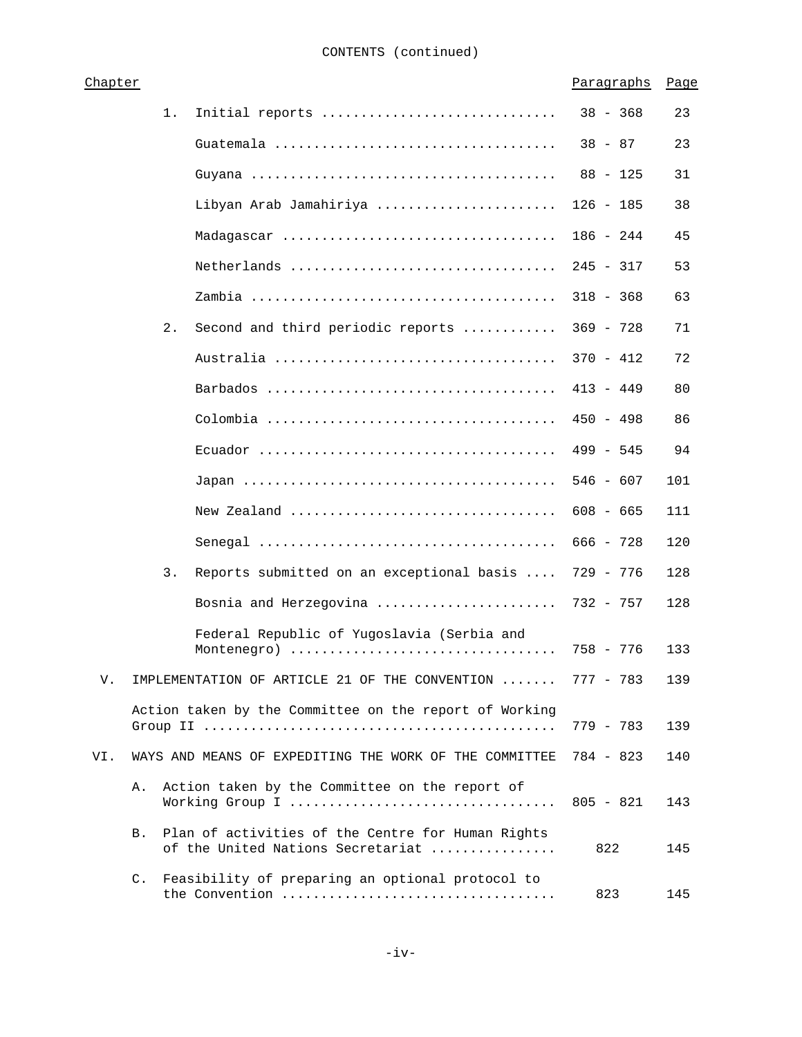CONTENTS (continued)

| Chapter | | | Paragraphs | Page |
|---|---|---|---|---|
| | 1. | Initial reports | 38 - 368 | 23 |
| | | Guatemala | 38 - 87 | 23 |
| | | Guyana | 88 - 125 | 31 |
| | | Libyan Arab Jamahiriya | 126 - 185 | 38 |
| | | Madagascar | 186 - 244 | 45 |
| | | Netherlands | 245 - 317 | 53 |
| | | Zambia | 318 - 368 | 63 |
| | 2. | Second and third periodic reports | 369 - 728 | 71 |
| | | Australia | 370 - 412 | 72 |
| | | Barbados | 413 - 449 | 80 |
| | | Colombia | 450 - 498 | 86 |
| | | Ecuador | 499 - 545 | 94 |
| | | Japan | 546 - 607 | 101 |
| | | New Zealand | 608 - 665 | 111 |
| | | Senegal | 666 - 728 | 120 |
| | 3. | Reports submitted on an exceptional basis | 729 - 776 | 128 |
| | | Bosnia and Herzegovina | 732 - 757 | 128 |
| | | Federal Republic of Yugoslavia (Serbia and Montenegro) | 758 - 776 | 133 |
| V. | IMPLEMENTATION OF ARTICLE 21 OF THE CONVENTION | | 777 - 783 | 139 |
| | Action taken by the Committee on the report of Working Group II | | 779 - 783 | 139 |
| VI. | WAYS AND MEANS OF EXPEDITING THE WORK OF THE COMMITTEE | | 784 - 823 | 140 |
| | A. | Action taken by the Committee on the report of Working Group I | 805 - 821 | 143 |
| | B. | Plan of activities of the Centre for Human Rights of the United Nations Secretariat | 822 | 145 |
| | C. | Feasibility of preparing an optional protocol to the Convention | 823 | 145 |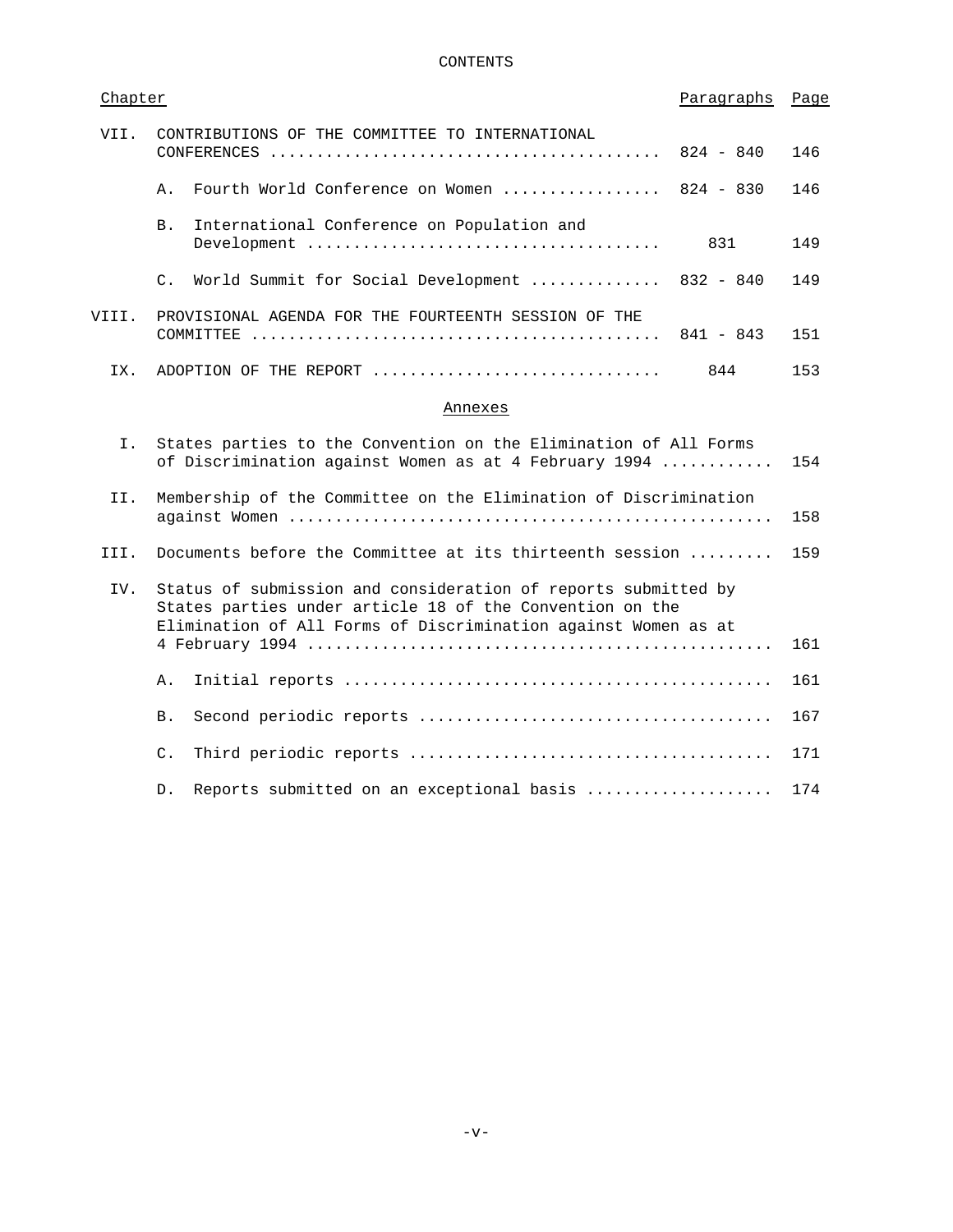CONTENTS

| Chapter | | Paragraphs | Page |
|---|---|---|---|
| VII. | CONTRIBUTIONS OF THE COMMITTEE TO INTERNATIONAL CONFERENCES | 824 - 840 | 146 |
| | A. Fourth World Conference on Women | 824 - 830 | 146 |
| | B. International Conference on Population and Development | 831 | 149 |
| | C. World Summit for Social Development | 832 - 840 | 149 |
| VIII. | PROVISIONAL AGENDA FOR THE FOURTEENTH SESSION OF THE COMMITTEE | 841 - 843 | 151 |
| IX. | ADOPTION OF THE REPORT | 844 | 153 |

Annexes

| | | Page |
|---|---|---|
| I. | States parties to the Convention on the Elimination of All Forms of Discrimination against Women as at 4 February 1994 | 154 |
| II. | Membership of the Committee on the Elimination of Discrimination against Women | 158 |
| III. | Documents before the Committee at its thirteenth session | 159 |
| IV. | Status of submission and consideration of reports submitted by States parties under article 18 of the Convention on the Elimination of All Forms of Discrimination against Women as at 4 February 1994 | 161 |
| | A. Initial reports | 161 |
| | B. Second periodic reports | 167 |
| | C. Third periodic reports | 171 |
| | D. Reports submitted on an exceptional basis | 174 |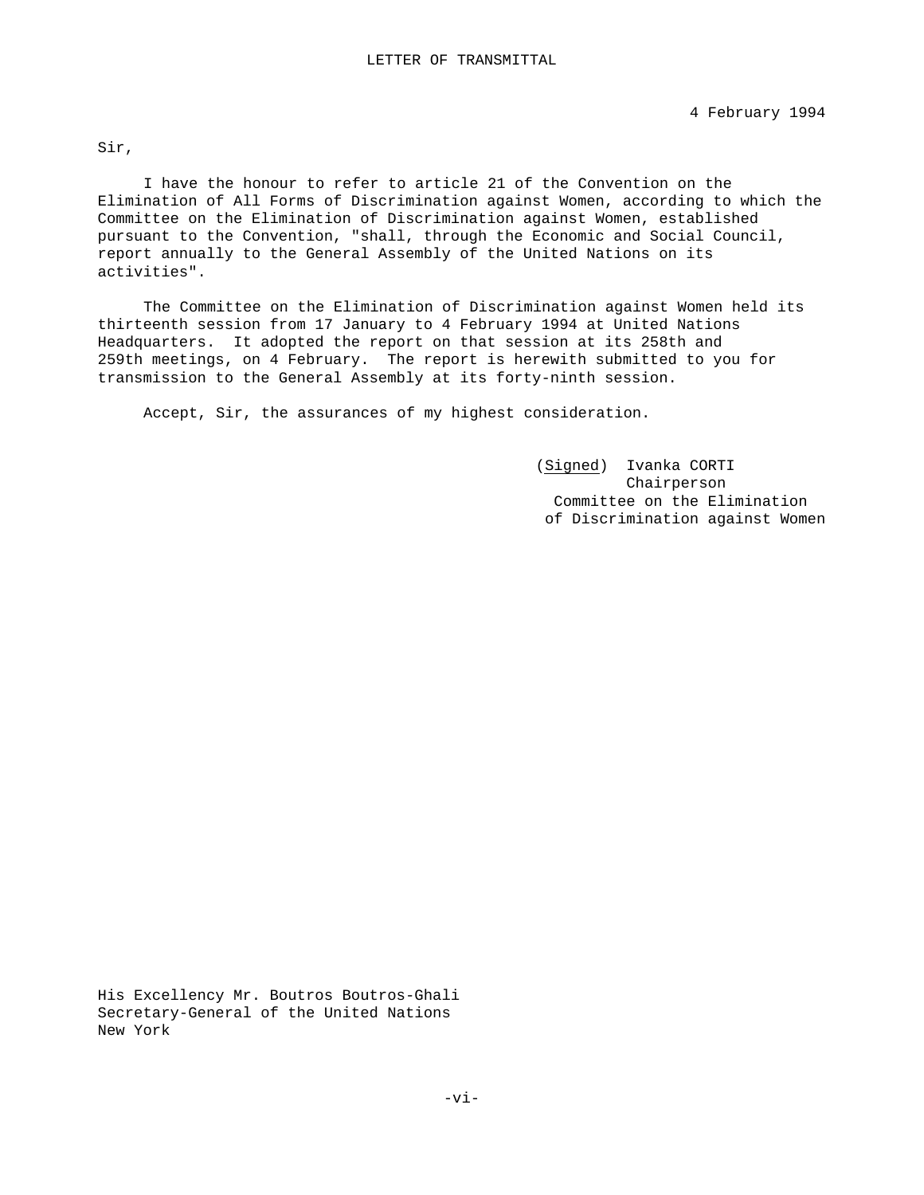# LETTER OF TRANSMITTAL

4 February 1994

Sir,

I have the honour to refer to article 21 of the Convention on the Elimination of All Forms of Discrimination against Women, according to which the Committee on the Elimination of Discrimination against Women, established pursuant to the Convention, "shall, through the Economic and Social Council, report annually to the General Assembly of the United Nations on its activities".

The Committee on the Elimination of Discrimination against Women held its thirteenth session from 17 January to 4 February 1994 at United Nations Headquarters. It adopted the report on that session at its 258th and 259th meetings, on 4 February. The report is herewith submitted to you for transmission to the General Assembly at its forty-ninth session.

Accept, Sir, the assurances of my highest consideration.

(*Signed*) Ivanka CORTI
Chairperson
Committee on the Elimination
of Discrimination against Women

His Excellency Mr. Boutros Boutros-Ghali
Secretary-General of the United Nations
New York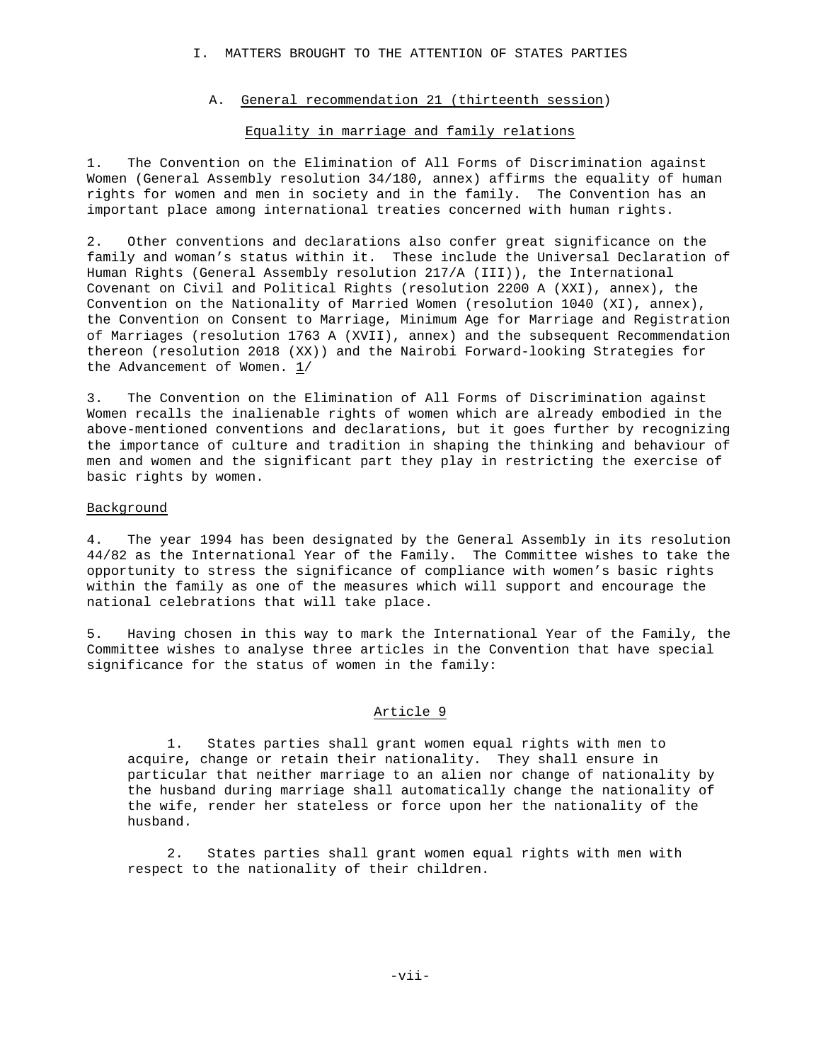# I. MATTERS BROUGHT TO THE ATTENTION OF STATES PARTIES

## A. General recommendation 21 (thirteenth session)

### Equality in marriage and family relations

1. The Convention on the Elimination of All Forms of Discrimination against Women (General Assembly resolution 34/180, annex) affirms the equality of human rights for women and men in society and in the family. The Convention has an important place among international treaties concerned with human rights.

2. Other conventions and declarations also confer great significance on the family and woman's status within it. These include the Universal Declaration of Human Rights (General Assembly resolution 217/A (III)), the International Covenant on Civil and Political Rights (resolution 2200 A (XXI), annex), the Convention on the Nationality of Married Women (resolution 1040 (XI), annex), the Convention on Consent to Marriage, Minimum Age for Marriage and Registration of Marriages (resolution 1763 A (XVII), annex) and the subsequent Recommendation thereon (resolution 2018 (XX)) and the Nairobi Forward-looking Strategies for the Advancement of Women. 1/

3. The Convention on the Elimination of All Forms of Discrimination against Women recalls the inalienable rights of women which are already embodied in the above-mentioned conventions and declarations, but it goes further by recognizing the importance of culture and tradition in shaping the thinking and behaviour of men and women and the significant part they play in restricting the exercise of basic rights by women.

### Background

4. The year 1994 has been designated by the General Assembly in its resolution 44/82 as the International Year of the Family. The Committee wishes to take the opportunity to stress the significance of compliance with women's basic rights within the family as one of the measures which will support and encourage the national celebrations that will take place.

5. Having chosen in this way to mark the International Year of the Family, the Committee wishes to analyse three articles in the Convention that have special significance for the status of women in the family:

### Article 9

> 1. States parties shall grant women equal rights with men to acquire, change or retain their nationality. They shall ensure in particular that neither marriage to an alien nor change of nationality by the husband during marriage shall automatically change the nationality of the wife, render her stateless or force upon her the nationality of the husband.
>
> 2. States parties shall grant women equal rights with men with respect to the nationality of their children.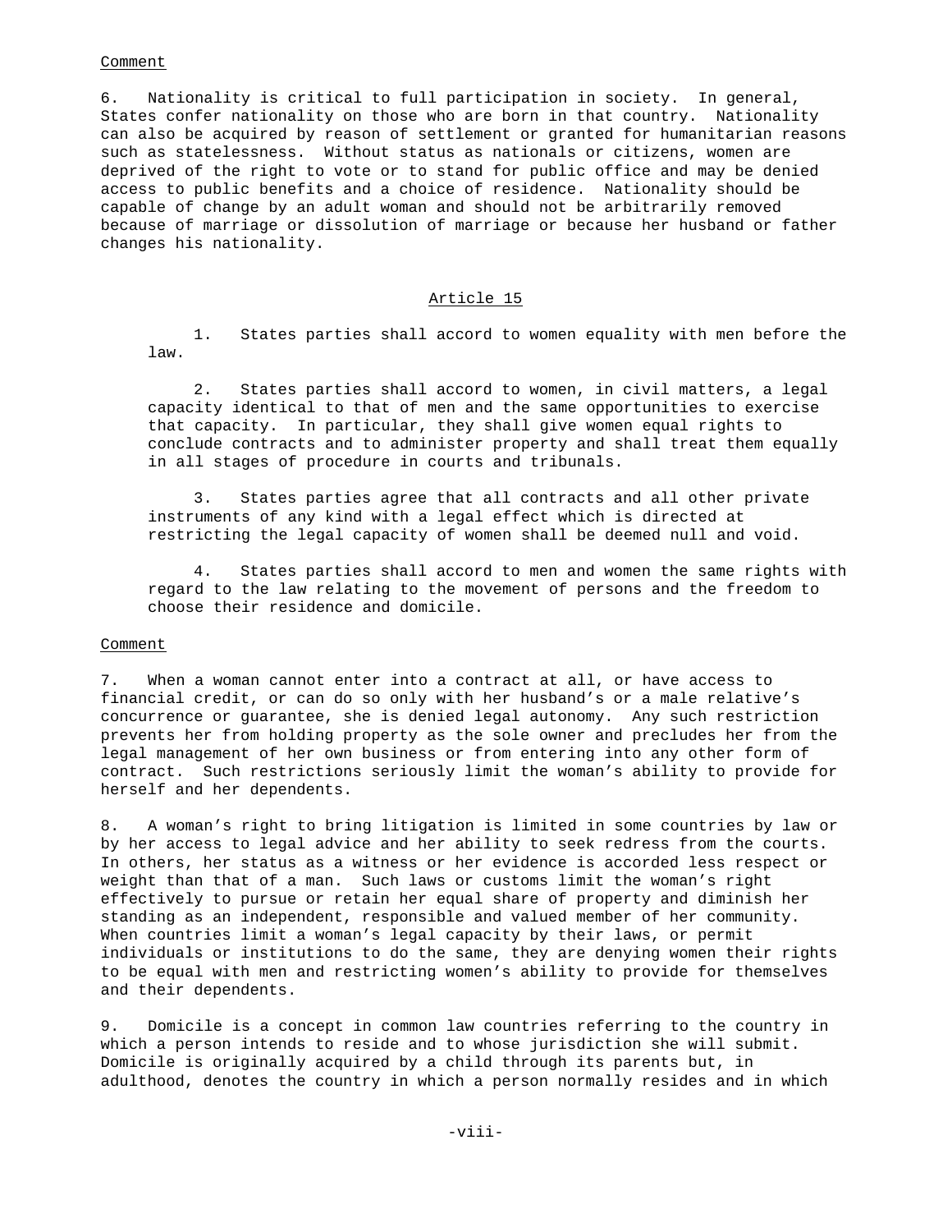Comment

6. Nationality is critical to full participation in society. In general, States confer nationality on those who are born in that country. Nationality can also be acquired by reason of settlement or granted for humanitarian reasons such as statelessness. Without status as nationals or citizens, women are deprived of the right to vote or to stand for public office and may be denied access to public benefits and a choice of residence. Nationality should be capable of change by an adult woman and should not be arbitrarily removed because of marriage or dissolution of marriage or because her husband or father changes his nationality.

## Article 15

1. States parties shall accord to women equality with men before the law.

2. States parties shall accord to women, in civil matters, a legal capacity identical to that of men and the same opportunities to exercise that capacity. In particular, they shall give women equal rights to conclude contracts and to administer property and shall treat them equally in all stages of procedure in courts and tribunals.

3. States parties agree that all contracts and all other private instruments of any kind with a legal effect which is directed at restricting the legal capacity of women shall be deemed null and void.

4. States parties shall accord to men and women the same rights with regard to the law relating to the movement of persons and the freedom to choose their residence and domicile.

Comment

7. When a woman cannot enter into a contract at all, or have access to financial credit, or can do so only with her husband's or a male relative's concurrence or guarantee, she is denied legal autonomy. Any such restriction prevents her from holding property as the sole owner and precludes her from the legal management of her own business or from entering into any other form of contract. Such restrictions seriously limit the woman's ability to provide for herself and her dependents.

8. A woman's right to bring litigation is limited in some countries by law or by her access to legal advice and her ability to seek redress from the courts. In others, her status as a witness or her evidence is accorded less respect or weight than that of a man. Such laws or customs limit the woman's right effectively to pursue or retain her equal share of property and diminish her standing as an independent, responsible and valued member of her community. When countries limit a woman's legal capacity by their laws, or permit individuals or institutions to do the same, they are denying women their rights to be equal with men and restricting women's ability to provide for themselves and their dependents.

9. Domicile is a concept in common law countries referring to the country in which a person intends to reside and to whose jurisdiction she will submit. Domicile is originally acquired by a child through its parents but, in adulthood, denotes the country in which a person normally resides and in which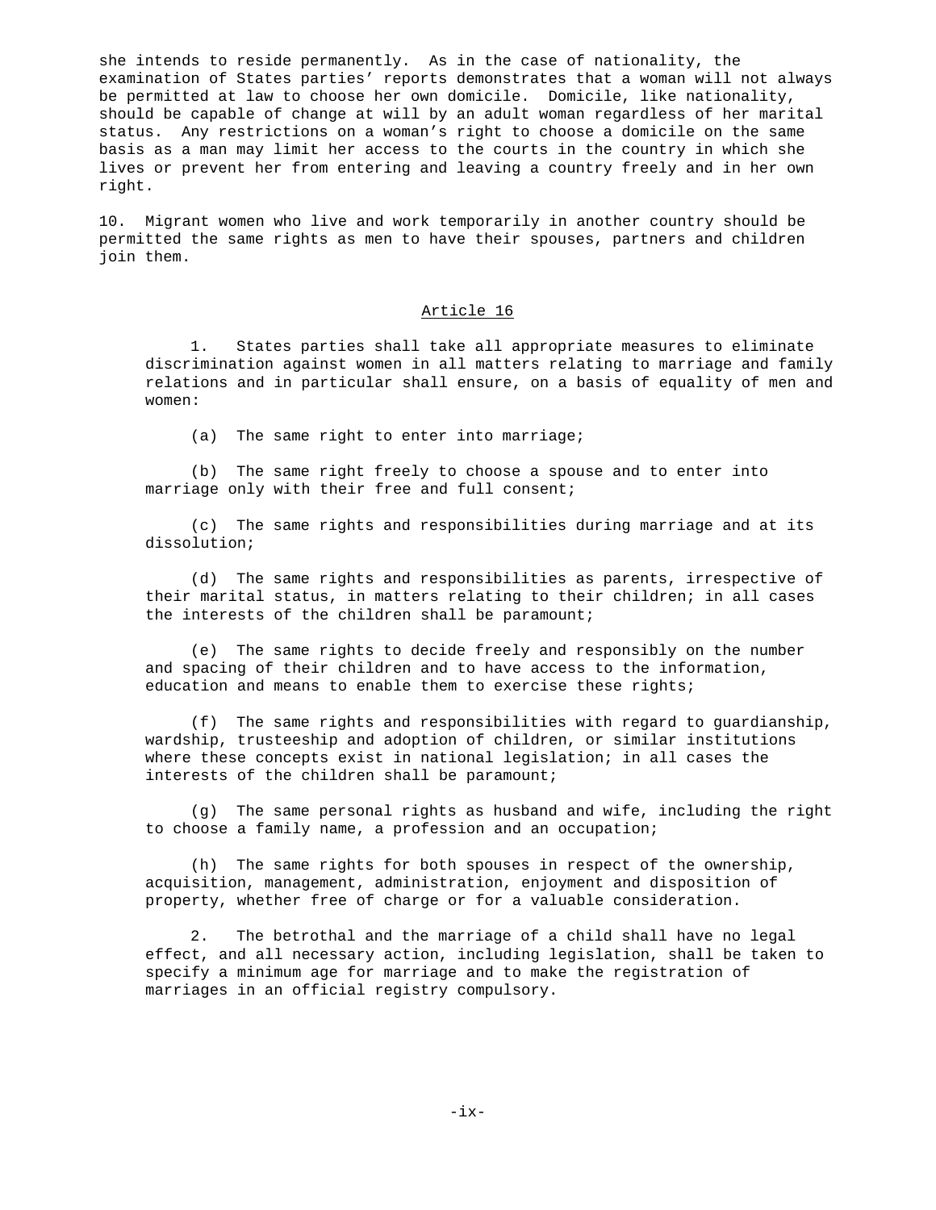she intends to reside permanently. As in the case of nationality, the examination of States parties' reports demonstrates that a woman will not always be permitted at law to choose her own domicile. Domicile, like nationality, should be capable of change at will by an adult woman regardless of her marital status. Any restrictions on a woman's right to choose a domicile on the same basis as a man may limit her access to the courts in the country in which she lives or prevent her from entering and leaving a country freely and in her own right.

10. Migrant women who live and work temporarily in another country should be permitted the same rights as men to have their spouses, partners and children join them.

## Article 16

1. States parties shall take all appropriate measures to eliminate discrimination against women in all matters relating to marriage and family relations and in particular shall ensure, on a basis of equality of men and women:

(a) The same right to enter into marriage;

(b) The same right freely to choose a spouse and to enter into marriage only with their free and full consent;

(c) The same rights and responsibilities during marriage and at its dissolution;

(d) The same rights and responsibilities as parents, irrespective of their marital status, in matters relating to their children; in all cases the interests of the children shall be paramount;

(e) The same rights to decide freely and responsibly on the number and spacing of their children and to have access to the information, education and means to enable them to exercise these rights;

(f) The same rights and responsibilities with regard to guardianship, wardship, trusteeship and adoption of children, or similar institutions where these concepts exist in national legislation; in all cases the interests of the children shall be paramount;

(g) The same personal rights as husband and wife, including the right to choose a family name, a profession and an occupation;

(h) The same rights for both spouses in respect of the ownership, acquisition, management, administration, enjoyment and disposition of property, whether free of charge or for a valuable consideration.

2. The betrothal and the marriage of a child shall have no legal effect, and all necessary action, including legislation, shall be taken to specify a minimum age for marriage and to make the registration of marriages in an official registry compulsory.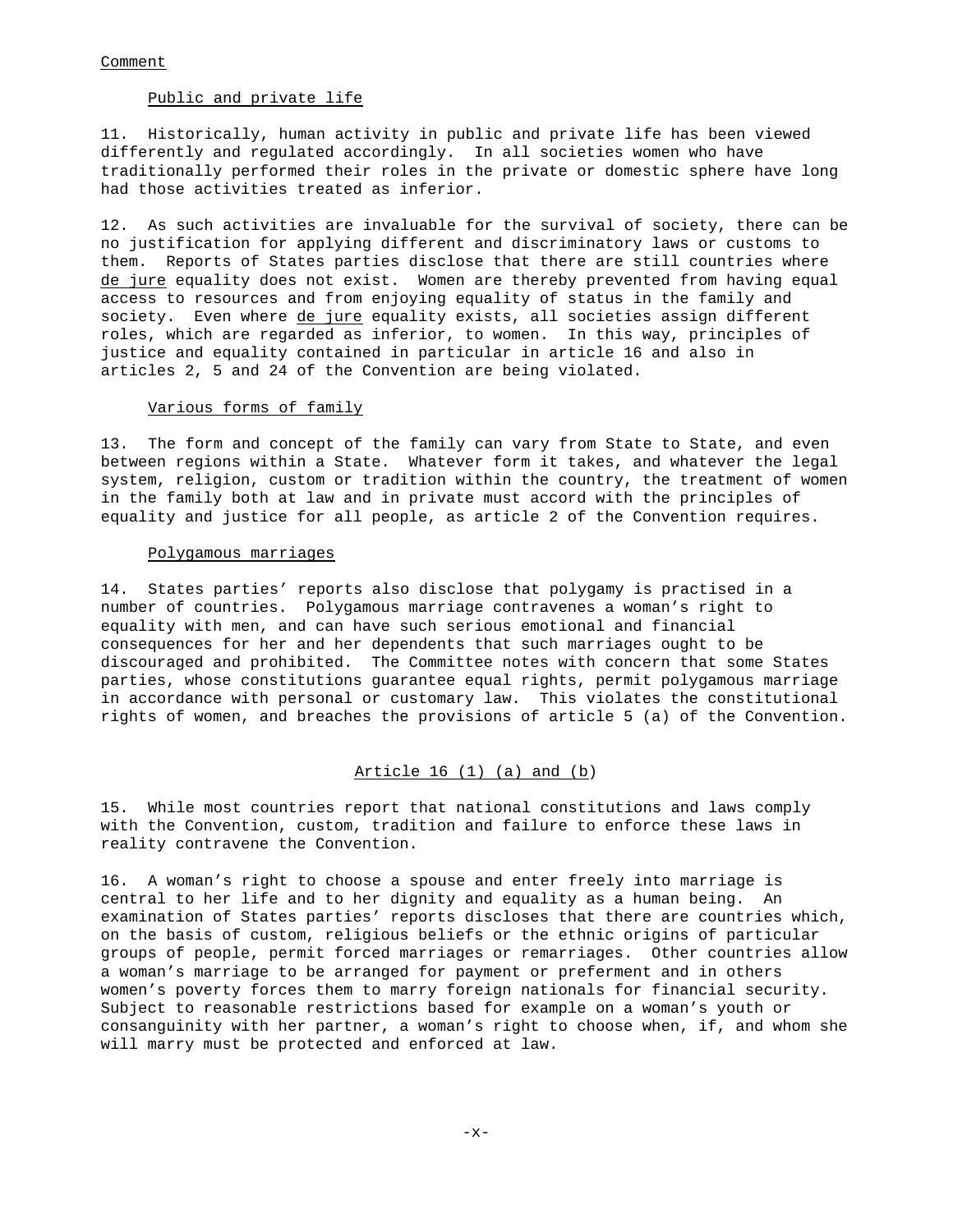## Comment

### Public and private life

11. Historically, human activity in public and private life has been viewed differently and regulated accordingly. In all societies women who have traditionally performed their roles in the private or domestic sphere have long had those activities treated as inferior.

12. As such activities are invaluable for the survival of society, there can be no justification for applying different and discriminatory laws or customs to them. Reports of States parties disclose that there are still countries where *de jure* equality does not exist. Women are thereby prevented from having equal access to resources and from enjoying equality of status in the family and society. Even where *de jure* equality exists, all societies assign different roles, which are regarded as inferior, to women. In this way, principles of justice and equality contained in particular in article 16 and also in articles 2, 5 and 24 of the Convention are being violated.

### Various forms of family

13. The form and concept of the family can vary from State to State, and even between regions within a State. Whatever form it takes, and whatever the legal system, religion, custom or tradition within the country, the treatment of women in the family both at law and in private must accord with the principles of equality and justice for all people, as article 2 of the Convention requires.

### Polygamous marriages

14. States parties' reports also disclose that polygamy is practised in a number of countries. Polygamous marriage contravenes a woman's right to equality with men, and can have such serious emotional and financial consequences for her and her dependents that such marriages ought to be discouraged and prohibited. The Committee notes with concern that some States parties, whose constitutions guarantee equal rights, permit polygamous marriage in accordance with personal or customary law. This violates the constitutional rights of women, and breaches the provisions of article 5 (a) of the Convention.

### Article 16 (1) (a) and (b)

15. While most countries report that national constitutions and laws comply with the Convention, custom, tradition and failure to enforce these laws in reality contravene the Convention.

16. A woman's right to choose a spouse and enter freely into marriage is central to her life and to her dignity and equality as a human being. An examination of States parties' reports discloses that there are countries which, on the basis of custom, religious beliefs or the ethnic origins of particular groups of people, permit forced marriages or remarriages. Other countries allow a woman's marriage to be arranged for payment or preferment and in others women's poverty forces them to marry foreign nationals for financial security. Subject to reasonable restrictions based for example on a woman's youth or consanguinity with her partner, a woman's right to choose when, if, and whom she will marry must be protected and enforced at law.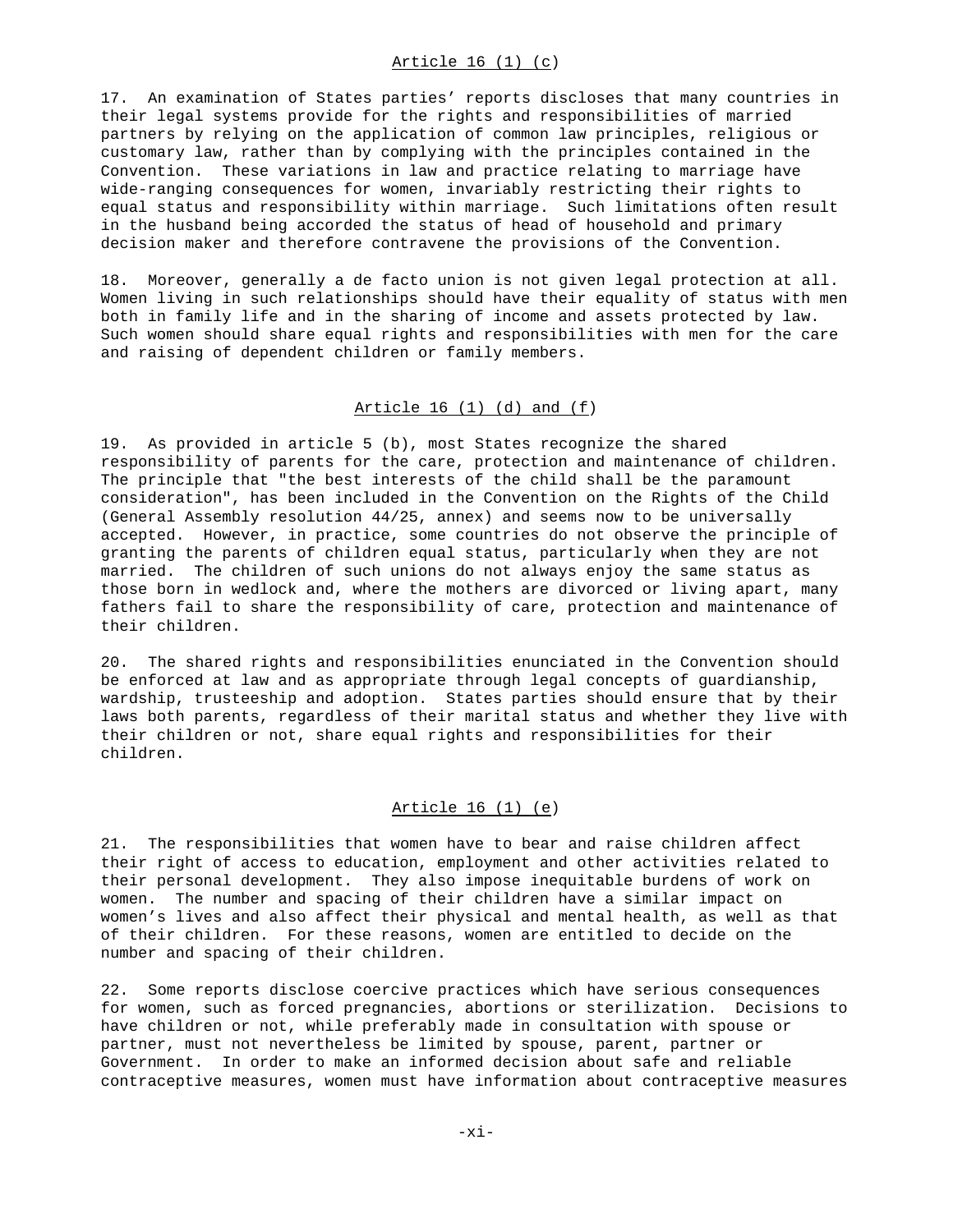### Article 16 (1) (c)

17. An examination of States parties' reports discloses that many countries in their legal systems provide for the rights and responsibilities of married partners by relying on the application of common law principles, religious or customary law, rather than by complying with the principles contained in the Convention. These variations in law and practice relating to marriage have wide-ranging consequences for women, invariably restricting their rights to equal status and responsibility within marriage. Such limitations often result in the husband being accorded the status of head of household and primary decision maker and therefore contravene the provisions of the Convention.

18. Moreover, generally a de facto union is not given legal protection at all. Women living in such relationships should have their equality of status with men both in family life and in the sharing of income and assets protected by law. Such women should share equal rights and responsibilities with men for the care and raising of dependent children or family members.

### Article 16 (1) (d) and (f)

19. As provided in article 5 (b), most States recognize the shared responsibility of parents for the care, protection and maintenance of children. The principle that "the best interests of the child shall be the paramount consideration", has been included in the Convention on the Rights of the Child (General Assembly resolution 44/25, annex) and seems now to be universally accepted. However, in practice, some countries do not observe the principle of granting the parents of children equal status, particularly when they are not married. The children of such unions do not always enjoy the same status as those born in wedlock and, where the mothers are divorced or living apart, many fathers fail to share the responsibility of care, protection and maintenance of their children.

20. The shared rights and responsibilities enunciated in the Convention should be enforced at law and as appropriate through legal concepts of guardianship, wardship, trusteeship and adoption. States parties should ensure that by their laws both parents, regardless of their marital status and whether they live with their children or not, share equal rights and responsibilities for their children.

### Article 16 (1) (e)

21. The responsibilities that women have to bear and raise children affect their right of access to education, employment and other activities related to their personal development. They also impose inequitable burdens of work on women. The number and spacing of their children have a similar impact on women's lives and also affect their physical and mental health, as well as that of their children. For these reasons, women are entitled to decide on the number and spacing of their children.

22. Some reports disclose coercive practices which have serious consequences for women, such as forced pregnancies, abortions or sterilization. Decisions to have children or not, while preferably made in consultation with spouse or partner, must not nevertheless be limited by spouse, parent, partner or Government. In order to make an informed decision about safe and reliable contraceptive measures, women must have information about contraceptive measures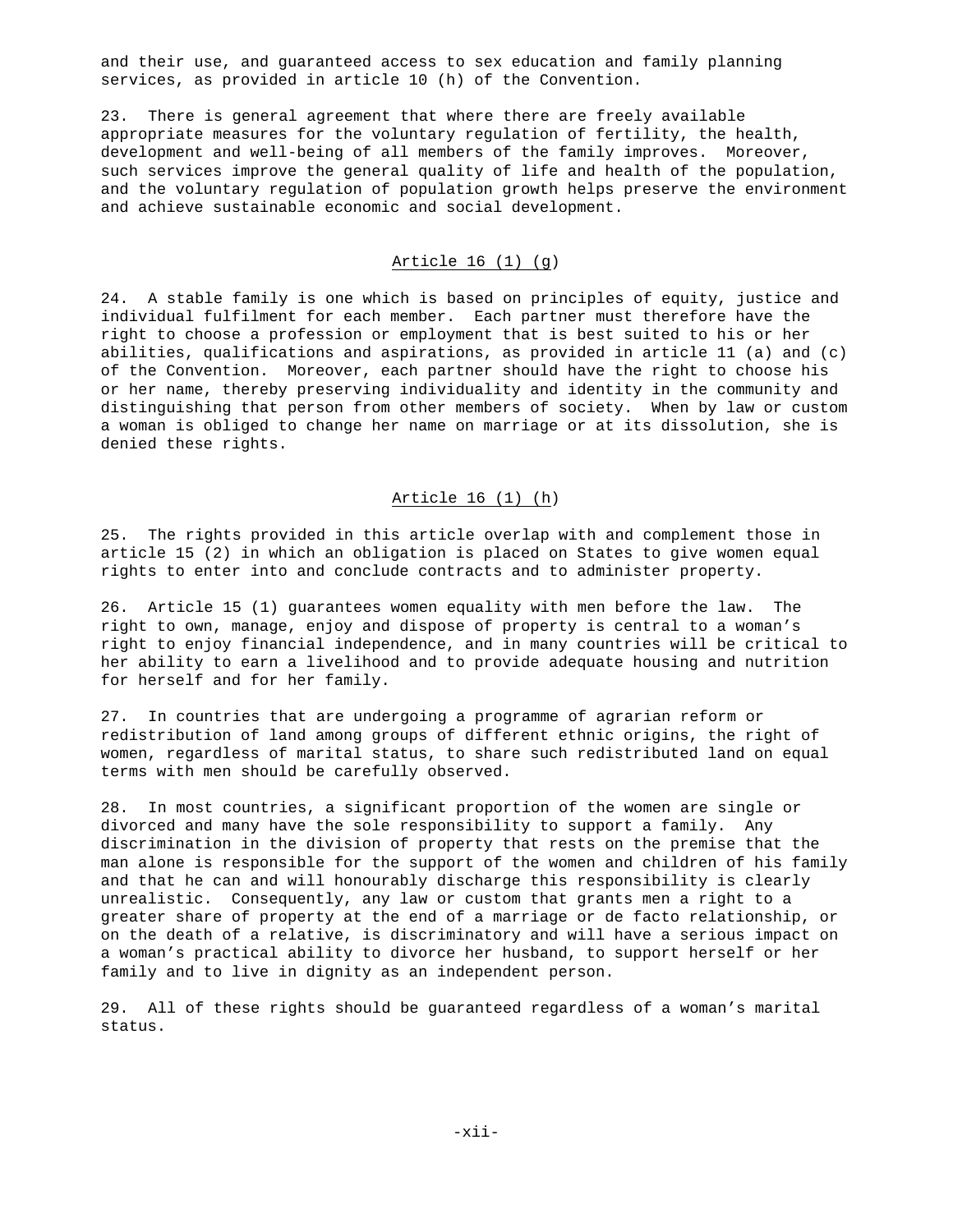and their use, and guaranteed access to sex education and family planning services, as provided in article 10 (h) of the Convention.

23. There is general agreement that where there are freely available appropriate measures for the voluntary regulation of fertility, the health, development and well-being of all members of the family improves. Moreover, such services improve the general quality of life and health of the population, and the voluntary regulation of population growth helps preserve the environment and achieve sustainable economic and social development.

## Article 16 (1) (g)

24. A stable family is one which is based on principles of equity, justice and individual fulfilment for each member. Each partner must therefore have the right to choose a profession or employment that is best suited to his or her abilities, qualifications and aspirations, as provided in article 11 (a) and (c) of the Convention. Moreover, each partner should have the right to choose his or her name, thereby preserving individuality and identity in the community and distinguishing that person from other members of society. When by law or custom a woman is obliged to change her name on marriage or at its dissolution, she is denied these rights.

## Article 16 (1) (h)

25. The rights provided in this article overlap with and complement those in article 15 (2) in which an obligation is placed on States to give women equal rights to enter into and conclude contracts and to administer property.

26. Article 15 (1) guarantees women equality with men before the law. The right to own, manage, enjoy and dispose of property is central to a woman's right to enjoy financial independence, and in many countries will be critical to her ability to earn a livelihood and to provide adequate housing and nutrition for herself and for her family.

27. In countries that are undergoing a programme of agrarian reform or redistribution of land among groups of different ethnic origins, the right of women, regardless of marital status, to share such redistributed land on equal terms with men should be carefully observed.

28. In most countries, a significant proportion of the women are single or divorced and many have the sole responsibility to support a family. Any discrimination in the division of property that rests on the premise that the man alone is responsible for the support of the women and children of his family and that he can and will honourably discharge this responsibility is clearly unrealistic. Consequently, any law or custom that grants men a right to a greater share of property at the end of a marriage or de facto relationship, or on the death of a relative, is discriminatory and will have a serious impact on a woman's practical ability to divorce her husband, to support herself or her family and to live in dignity as an independent person.

29. All of these rights should be guaranteed regardless of a woman's marital status.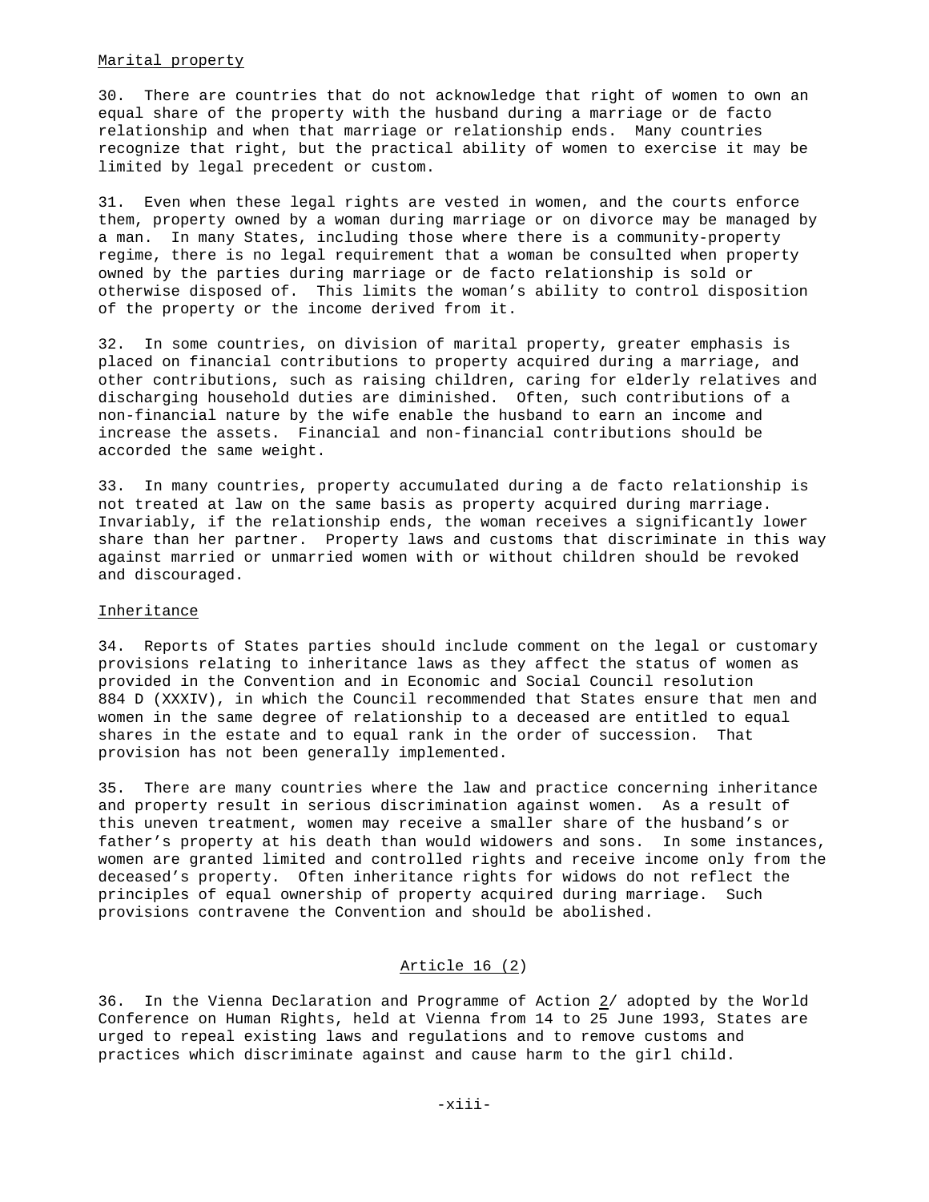Marital property

30. There are countries that do not acknowledge that right of women to own an equal share of the property with the husband during a marriage or de facto relationship and when that marriage or relationship ends. Many countries recognize that right, but the practical ability of women to exercise it may be limited by legal precedent or custom.

31. Even when these legal rights are vested in women, and the courts enforce them, property owned by a woman during marriage or on divorce may be managed by a man. In many States, including those where there is a community-property regime, there is no legal requirement that a woman be consulted when property owned by the parties during marriage or de facto relationship is sold or otherwise disposed of. This limits the woman's ability to control disposition of the property or the income derived from it.

32. In some countries, on division of marital property, greater emphasis is placed on financial contributions to property acquired during a marriage, and other contributions, such as raising children, caring for elderly relatives and discharging household duties are diminished. Often, such contributions of a non-financial nature by the wife enable the husband to earn an income and increase the assets. Financial and non-financial contributions should be accorded the same weight.

33. In many countries, property accumulated during a de facto relationship is not treated at law on the same basis as property acquired during marriage. Invariably, if the relationship ends, the woman receives a significantly lower share than her partner. Property laws and customs that discriminate in this way against married or unmarried women with or without children should be revoked and discouraged.

Inheritance

34. Reports of States parties should include comment on the legal or customary provisions relating to inheritance laws as they affect the status of women as provided in the Convention and in Economic and Social Council resolution 884 D (XXXIV), in which the Council recommended that States ensure that men and women in the same degree of relationship to a deceased are entitled to equal shares in the estate and to equal rank in the order of succession. That provision has not been generally implemented.

35. There are many countries where the law and practice concerning inheritance and property result in serious discrimination against women. As a result of this uneven treatment, women may receive a smaller share of the husband's or father's property at his death than would widowers and sons. In some instances, women are granted limited and controlled rights and receive income only from the deceased's property. Often inheritance rights for widows do not reflect the principles of equal ownership of property acquired during marriage. Such provisions contravene the Convention and should be abolished.

Article 16 (2)

36. In the Vienna Declaration and Programme of Action 2/ adopted by the World Conference on Human Rights, held at Vienna from 14 to 25 June 1993, States are urged to repeal existing laws and regulations and to remove customs and practices which discriminate against and cause harm to the girl child.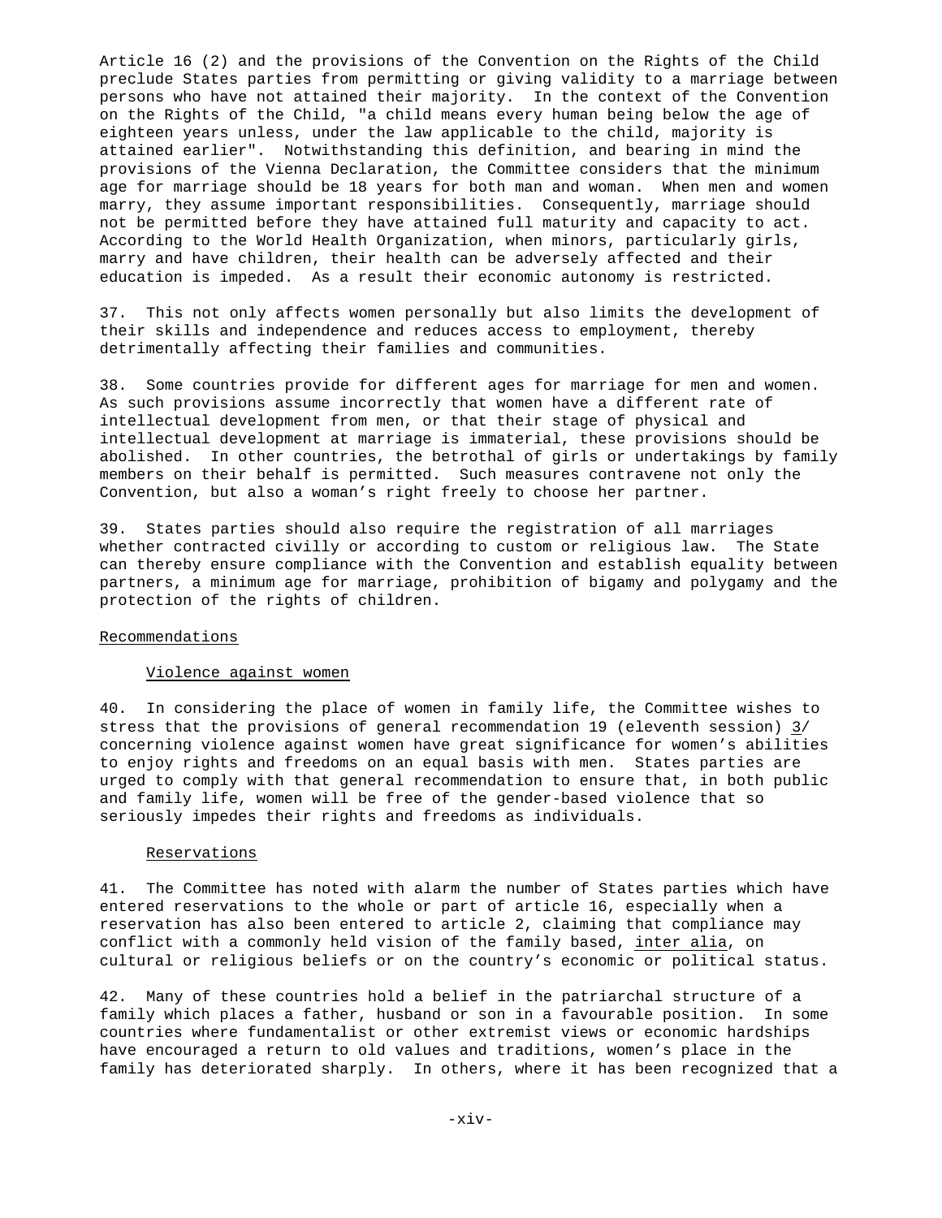Article 16 (2) and the provisions of the Convention on the Rights of the Child preclude States parties from permitting or giving validity to a marriage between persons who have not attained their majority. In the context of the Convention on the Rights of the Child, "a child means every human being below the age of eighteen years unless, under the law applicable to the child, majority is attained earlier". Notwithstanding this definition, and bearing in mind the provisions of the Vienna Declaration, the Committee considers that the minimum age for marriage should be 18 years for both man and woman. When men and women marry, they assume important responsibilities. Consequently, marriage should not be permitted before they have attained full maturity and capacity to act. According to the World Health Organization, when minors, particularly girls, marry and have children, their health can be adversely affected and their education is impeded. As a result their economic autonomy is restricted.

37. This not only affects women personally but also limits the development of their skills and independence and reduces access to employment, thereby detrimentally affecting their families and communities.

38. Some countries provide for different ages for marriage for men and women. As such provisions assume incorrectly that women have a different rate of intellectual development from men, or that their stage of physical and intellectual development at marriage is immaterial, these provisions should be abolished. In other countries, the betrothal of girls or undertakings by family members on their behalf is permitted. Such measures contravene not only the Convention, but also a woman's right freely to choose her partner.

39. States parties should also require the registration of all marriages whether contracted civilly or according to custom or religious law. The State can thereby ensure compliance with the Convention and establish equality between partners, a minimum age for marriage, prohibition of bigamy and polygamy and the protection of the rights of children.

## Recommendations

### Violence against women

40. In considering the place of women in family life, the Committee wishes to stress that the provisions of general recommendation 19 (eleventh session) 3/ concerning violence against women have great significance for women's abilities to enjoy rights and freedoms on an equal basis with men. States parties are urged to comply with that general recommendation to ensure that, in both public and family life, women will be free of the gender-based violence that so seriously impedes their rights and freedoms as individuals.

### Reservations

41. The Committee has noted with alarm the number of States parties which have entered reservations to the whole or part of article 16, especially when a reservation has also been entered to article 2, claiming that compliance may conflict with a commonly held vision of the family based, *inter alia*, on cultural or religious beliefs or on the country's economic or political status.

42. Many of these countries hold a belief in the patriarchal structure of a family which places a father, husband or son in a favourable position. In some countries where fundamentalist or other extremist views or economic hardships have encouraged a return to old values and traditions, women's place in the family has deteriorated sharply. In others, where it has been recognized that a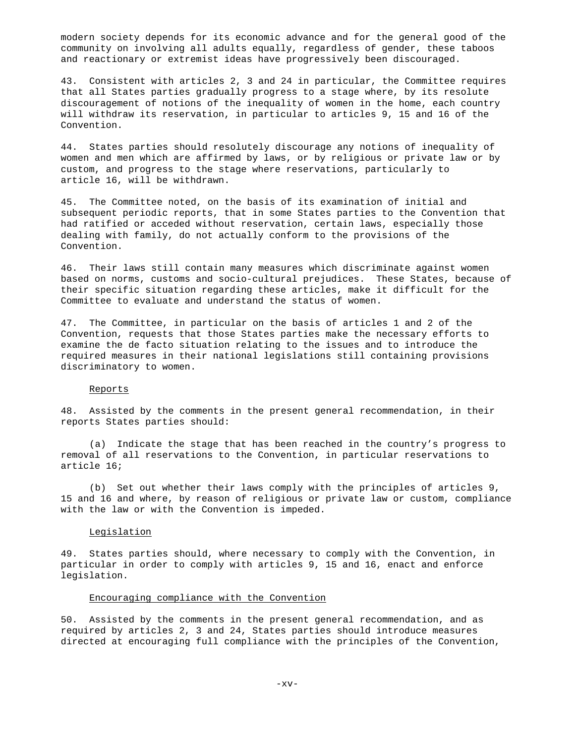modern society depends for its economic advance and for the general good of the community on involving all adults equally, regardless of gender, these taboos and reactionary or extremist ideas have progressively been discouraged.

43. Consistent with articles 2, 3 and 24 in particular, the Committee requires that all States parties gradually progress to a stage where, by its resolute discouragement of notions of the inequality of women in the home, each country will withdraw its reservation, in particular to articles 9, 15 and 16 of the Convention.

44. States parties should resolutely discourage any notions of inequality of women and men which are affirmed by laws, or by religious or private law or by custom, and progress to the stage where reservations, particularly to article 16, will be withdrawn.

45. The Committee noted, on the basis of its examination of initial and subsequent periodic reports, that in some States parties to the Convention that had ratified or acceded without reservation, certain laws, especially those dealing with family, do not actually conform to the provisions of the Convention.

46. Their laws still contain many measures which discriminate against women based on norms, customs and socio-cultural prejudices. These States, because of their specific situation regarding these articles, make it difficult for the Committee to evaluate and understand the status of women.

47. The Committee, in particular on the basis of articles 1 and 2 of the Convention, requests that those States parties make the necessary efforts to examine the de facto situation relating to the issues and to introduce the required measures in their national legislations still containing provisions discriminatory to women.

### Reports

48. Assisted by the comments in the present general recommendation, in their reports States parties should:

(a) Indicate the stage that has been reached in the country's progress to removal of all reservations to the Convention, in particular reservations to article 16;

(b) Set out whether their laws comply with the principles of articles 9, 15 and 16 and where, by reason of religious or private law or custom, compliance with the law or with the Convention is impeded.

### Legislation

49. States parties should, where necessary to comply with the Convention, in particular in order to comply with articles 9, 15 and 16, enact and enforce legislation.

### Encouraging compliance with the Convention

50. Assisted by the comments in the present general recommendation, and as required by articles 2, 3 and 24, States parties should introduce measures directed at encouraging full compliance with the principles of the Convention,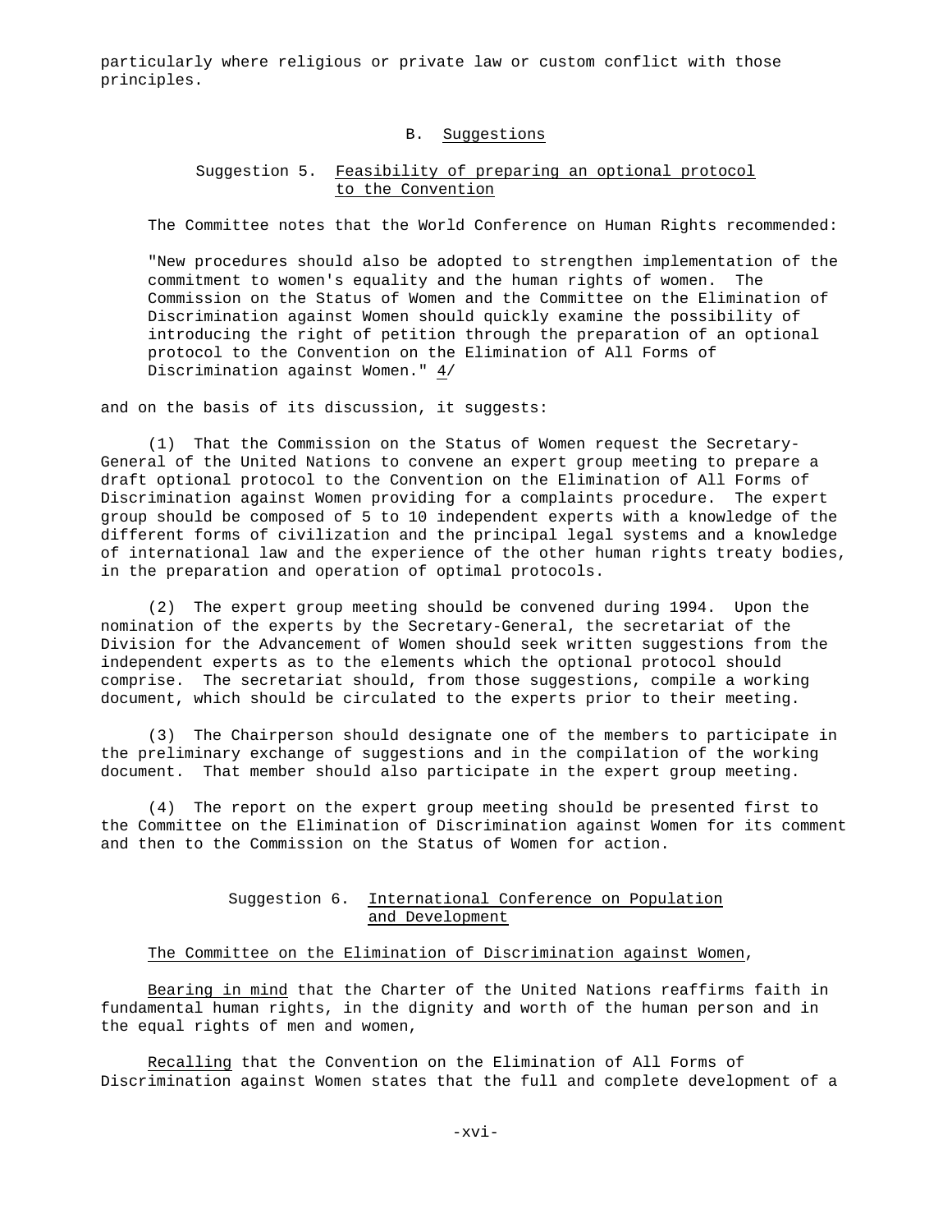particularly where religious or private law or custom conflict with those principles.

## B. Suggestions

### Suggestion 5. Feasibility of preparing an optional protocol to the Convention

The Committee notes that the World Conference on Human Rights recommended:

> "New procedures should also be adopted to strengthen implementation of the commitment to women's equality and the human rights of women. The Commission on the Status of Women and the Committee on the Elimination of Discrimination against Women should quickly examine the possibility of introducing the right of petition through the preparation of an optional protocol to the Convention on the Elimination of All Forms of Discrimination against Women." 4/

and on the basis of its discussion, it suggests:

(1) That the Commission on the Status of Women request the Secretary-General of the United Nations to convene an expert group meeting to prepare a draft optional protocol to the Convention on the Elimination of All Forms of Discrimination against Women providing for a complaints procedure. The expert group should be composed of 5 to 10 independent experts with a knowledge of the different forms of civilization and the principal legal systems and a knowledge of international law and the experience of the other human rights treaty bodies, in the preparation and operation of optimal protocols.

(2) The expert group meeting should be convened during 1994. Upon the nomination of the experts by the Secretary-General, the secretariat of the Division for the Advancement of Women should seek written suggestions from the independent experts as to the elements which the optional protocol should comprise. The secretariat should, from those suggestions, compile a working document, which should be circulated to the experts prior to their meeting.

(3) The Chairperson should designate one of the members to participate in the preliminary exchange of suggestions and in the compilation of the working document. That member should also participate in the expert group meeting.

(4) The report on the expert group meeting should be presented first to the Committee on the Elimination of Discrimination against Women for its comment and then to the Commission on the Status of Women for action.

### Suggestion 6. International Conference on Population and Development

The Committee on the Elimination of Discrimination against Women,

*Bearing in mind* that the Charter of the United Nations reaffirms faith in fundamental human rights, in the dignity and worth of the human person and in the equal rights of men and women,

*Recalling* that the Convention on the Elimination of All Forms of Discrimination against Women states that the full and complete development of a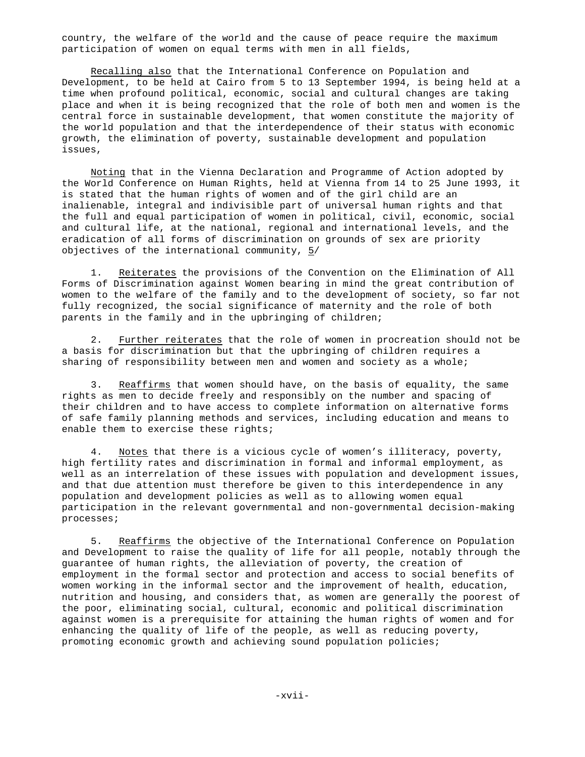country, the welfare of the world and the cause of peace require the maximum participation of women on equal terms with men in all fields,

Recalling also that the International Conference on Population and Development, to be held at Cairo from 5 to 13 September 1994, is being held at a time when profound political, economic, social and cultural changes are taking place and when it is being recognized that the role of both men and women is the central force in sustainable development, that women constitute the majority of the world population and that the interdependence of their status with economic growth, the elimination of poverty, sustainable development and population issues,

Noting that in the Vienna Declaration and Programme of Action adopted by the World Conference on Human Rights, held at Vienna from 14 to 25 June 1993, it is stated that the human rights of women and of the girl child are an inalienable, integral and indivisible part of universal human rights and that the full and equal participation of women in political, civil, economic, social and cultural life, at the national, regional and international levels, and the eradication of all forms of discrimination on grounds of sex are priority objectives of the international community, 5/

1. Reiterates the provisions of the Convention on the Elimination of All Forms of Discrimination against Women bearing in mind the great contribution of women to the welfare of the family and to the development of society, so far not fully recognized, the social significance of maternity and the role of both parents in the family and in the upbringing of children;

2. Further reiterates that the role of women in procreation should not be a basis for discrimination but that the upbringing of children requires a sharing of responsibility between men and women and society as a whole;

3. Reaffirms that women should have, on the basis of equality, the same rights as men to decide freely and responsibly on the number and spacing of their children and to have access to complete information on alternative forms of safe family planning methods and services, including education and means to enable them to exercise these rights;

4. Notes that there is a vicious cycle of women's illiteracy, poverty, high fertility rates and discrimination in formal and informal employment, as well as an interrelation of these issues with population and development issues, and that due attention must therefore be given to this interdependence in any population and development policies as well as to allowing women equal participation in the relevant governmental and non-governmental decision-making processes;

5. Reaffirms the objective of the International Conference on Population and Development to raise the quality of life for all people, notably through the guarantee of human rights, the alleviation of poverty, the creation of employment in the formal sector and protection and access to social benefits of women working in the informal sector and the improvement of health, education, nutrition and housing, and considers that, as women are generally the poorest of the poor, eliminating social, cultural, economic and political discrimination against women is a prerequisite for attaining the human rights of women and for enhancing the quality of life of the people, as well as reducing poverty, promoting economic growth and achieving sound population policies;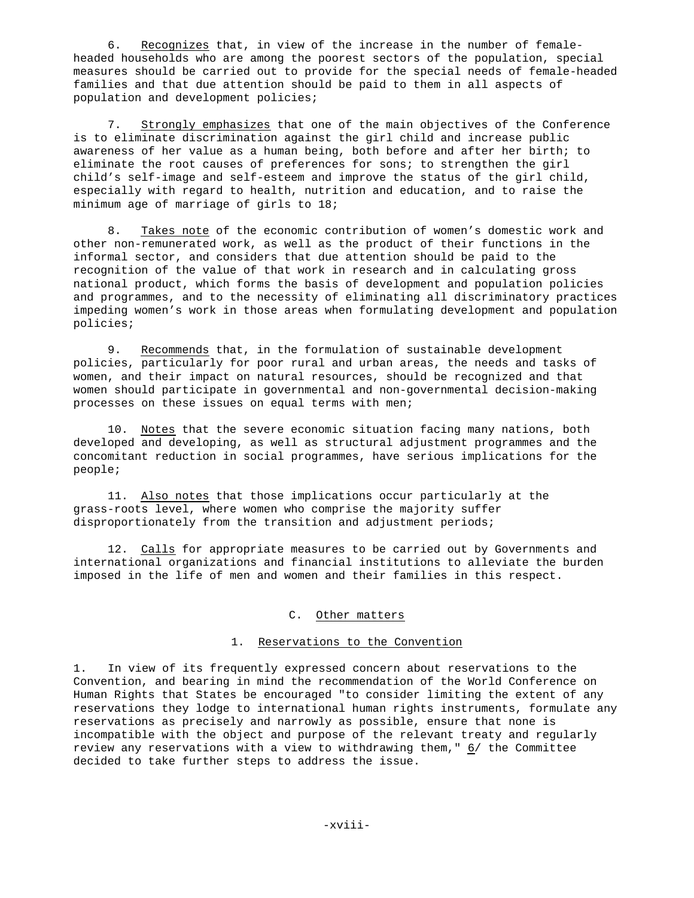6. _Recognizes_ that, in view of the increase in the number of female-headed households who are among the poorest sectors of the population, special measures should be carried out to provide for the special needs of female-headed families and that due attention should be paid to them in all aspects of population and development policies;

7. _Strongly emphasizes_ that one of the main objectives of the Conference is to eliminate discrimination against the girl child and increase public awareness of her value as a human being, both before and after her birth; to eliminate the root causes of preferences for sons; to strengthen the girl child's self-image and self-esteem and improve the status of the girl child, especially with regard to health, nutrition and education, and to raise the minimum age of marriage of girls to 18;

8. _Takes note_ of the economic contribution of women's domestic work and other non-remunerated work, as well as the product of their functions in the informal sector, and considers that due attention should be paid to the recognition of the value of that work in research and in calculating gross national product, which forms the basis of development and population policies and programmes, and to the necessity of eliminating all discriminatory practices impeding women's work in those areas when formulating development and population policies;

9. _Recommends_ that, in the formulation of sustainable development policies, particularly for poor rural and urban areas, the needs and tasks of women, and their impact on natural resources, should be recognized and that women should participate in governmental and non-governmental decision-making processes on these issues on equal terms with men;

10. _Notes_ that the severe economic situation facing many nations, both developed and developing, as well as structural adjustment programmes and the concomitant reduction in social programmes, have serious implications for the people;

11. _Also notes_ that those implications occur particularly at the grass-roots level, where women who comprise the majority suffer disproportionately from the transition and adjustment periods;

12. _Calls_ for appropriate measures to be carried out by Governments and international organizations and financial institutions to alleviate the burden imposed in the life of men and women and their families in this respect.

## C. Other matters

### 1. Reservations to the Convention

1. In view of its frequently expressed concern about reservations to the Convention, and bearing in mind the recommendation of the World Conference on Human Rights that States be encouraged "to consider limiting the extent of any reservations they lodge to international human rights instruments, formulate any reservations as precisely and narrowly as possible, ensure that none is incompatible with the object and purpose of the relevant treaty and regularly review any reservations with a view to withdrawing them," 6/ the Committee decided to take further steps to address the issue.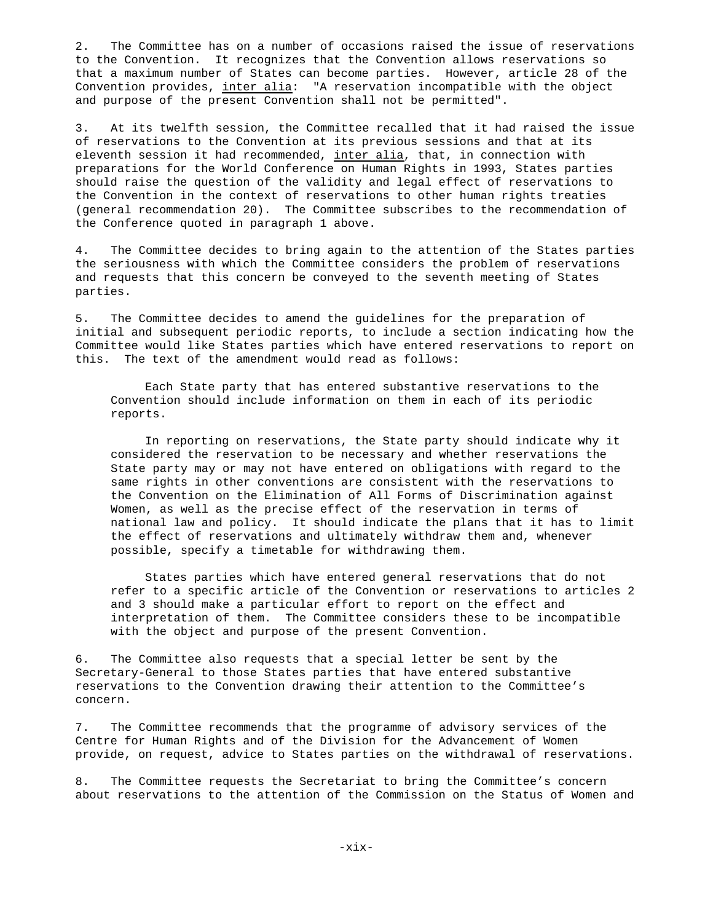2. The Committee has on a number of occasions raised the issue of reservations to the Convention. It recognizes that the Convention allows reservations so that a maximum number of States can become parties. However, article 28 of the Convention provides, _inter alia_: "A reservation incompatible with the object and purpose of the present Convention shall not be permitted".

3. At its twelfth session, the Committee recalled that it had raised the issue of reservations to the Convention at its previous sessions and that at its eleventh session it had recommended, _inter alia_, that, in connection with preparations for the World Conference on Human Rights in 1993, States parties should raise the question of the validity and legal effect of reservations to the Convention in the context of reservations to other human rights treaties (general recommendation 20). The Committee subscribes to the recommendation of the Conference quoted in paragraph 1 above.

4. The Committee decides to bring again to the attention of the States parties the seriousness with which the Committee considers the problem of reservations and requests that this concern be conveyed to the seventh meeting of States parties.

5. The Committee decides to amend the guidelines for the preparation of initial and subsequent periodic reports, to include a section indicating how the Committee would like States parties which have entered reservations to report on this. The text of the amendment would read as follows:

> Each State party that has entered substantive reservations to the Convention should include information on them in each of its periodic reports.
>
> In reporting on reservations, the State party should indicate why it considered the reservation to be necessary and whether reservations the State party may or may not have entered on obligations with regard to the same rights in other conventions are consistent with the reservations to the Convention on the Elimination of All Forms of Discrimination against Women, as well as the precise effect of the reservation in terms of national law and policy. It should indicate the plans that it has to limit the effect of reservations and ultimately withdraw them and, whenever possible, specify a timetable for withdrawing them.
>
> States parties which have entered general reservations that do not refer to a specific article of the Convention or reservations to articles 2 and 3 should make a particular effort to report on the effect and interpretation of them. The Committee considers these to be incompatible with the object and purpose of the present Convention.

6. The Committee also requests that a special letter be sent by the Secretary-General to those States parties that have entered substantive reservations to the Convention drawing their attention to the Committee's concern.

7. The Committee recommends that the programme of advisory services of the Centre for Human Rights and of the Division for the Advancement of Women provide, on request, advice to States parties on the withdrawal of reservations.

8. The Committee requests the Secretariat to bring the Committee's concern about reservations to the attention of the Commission on the Status of Women and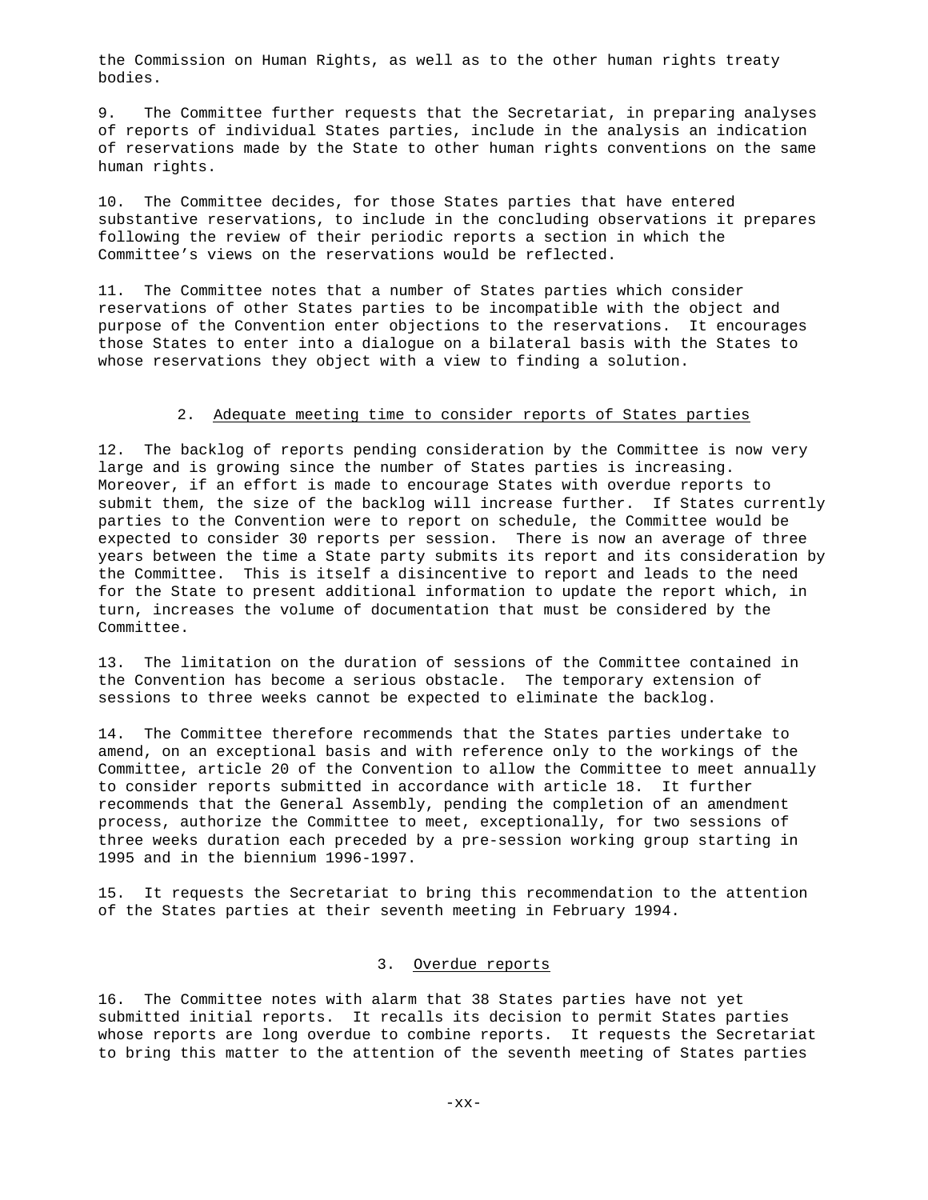the Commission on Human Rights, as well as to the other human rights treaty bodies.

9. The Committee further requests that the Secretariat, in preparing analyses of reports of individual States parties, include in the analysis an indication of reservations made by the State to other human rights conventions on the same human rights.

10. The Committee decides, for those States parties that have entered substantive reservations, to include in the concluding observations it prepares following the review of their periodic reports a section in which the Committee's views on the reservations would be reflected.

11. The Committee notes that a number of States parties which consider reservations of other States parties to be incompatible with the object and purpose of the Convention enter objections to the reservations. It encourages those States to enter into a dialogue on a bilateral basis with the States to whose reservations they object with a view to finding a solution.

### 2. Adequate meeting time to consider reports of States parties

12. The backlog of reports pending consideration by the Committee is now very large and is growing since the number of States parties is increasing. Moreover, if an effort is made to encourage States with overdue reports to submit them, the size of the backlog will increase further. If States currently parties to the Convention were to report on schedule, the Committee would be expected to consider 30 reports per session. There is now an average of three years between the time a State party submits its report and its consideration by the Committee. This is itself a disincentive to report and leads to the need for the State to present additional information to update the report which, in turn, increases the volume of documentation that must be considered by the Committee.

13. The limitation on the duration of sessions of the Committee contained in the Convention has become a serious obstacle. The temporary extension of sessions to three weeks cannot be expected to eliminate the backlog.

14. The Committee therefore recommends that the States parties undertake to amend, on an exceptional basis and with reference only to the workings of the Committee, article 20 of the Convention to allow the Committee to meet annually to consider reports submitted in accordance with article 18. It further recommends that the General Assembly, pending the completion of an amendment process, authorize the Committee to meet, exceptionally, for two sessions of three weeks duration each preceded by a pre-session working group starting in 1995 and in the biennium 1996-1997.

15. It requests the Secretariat to bring this recommendation to the attention of the States parties at their seventh meeting in February 1994.

### 3. Overdue reports

16. The Committee notes with alarm that 38 States parties have not yet submitted initial reports. It recalls its decision to permit States parties whose reports are long overdue to combine reports. It requests the Secretariat to bring this matter to the attention of the seventh meeting of States parties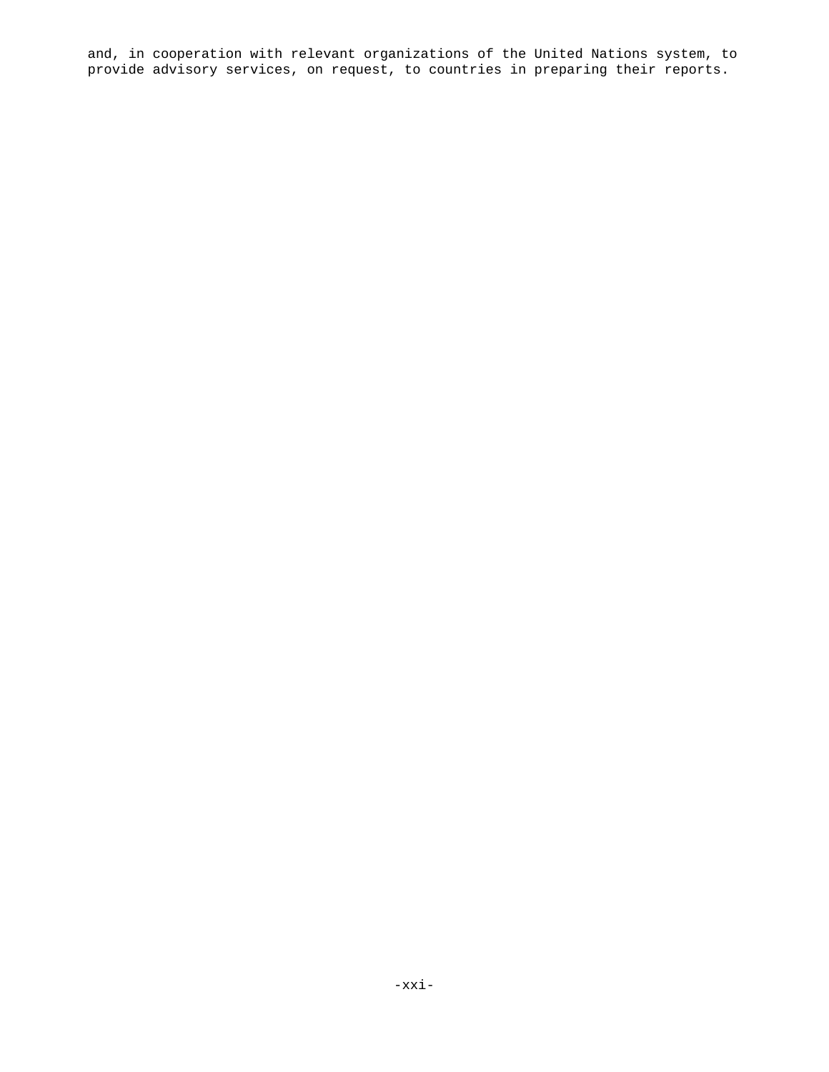and, in cooperation with relevant organizations of the United Nations system, to provide advisory services, on request, to countries in preparing their reports.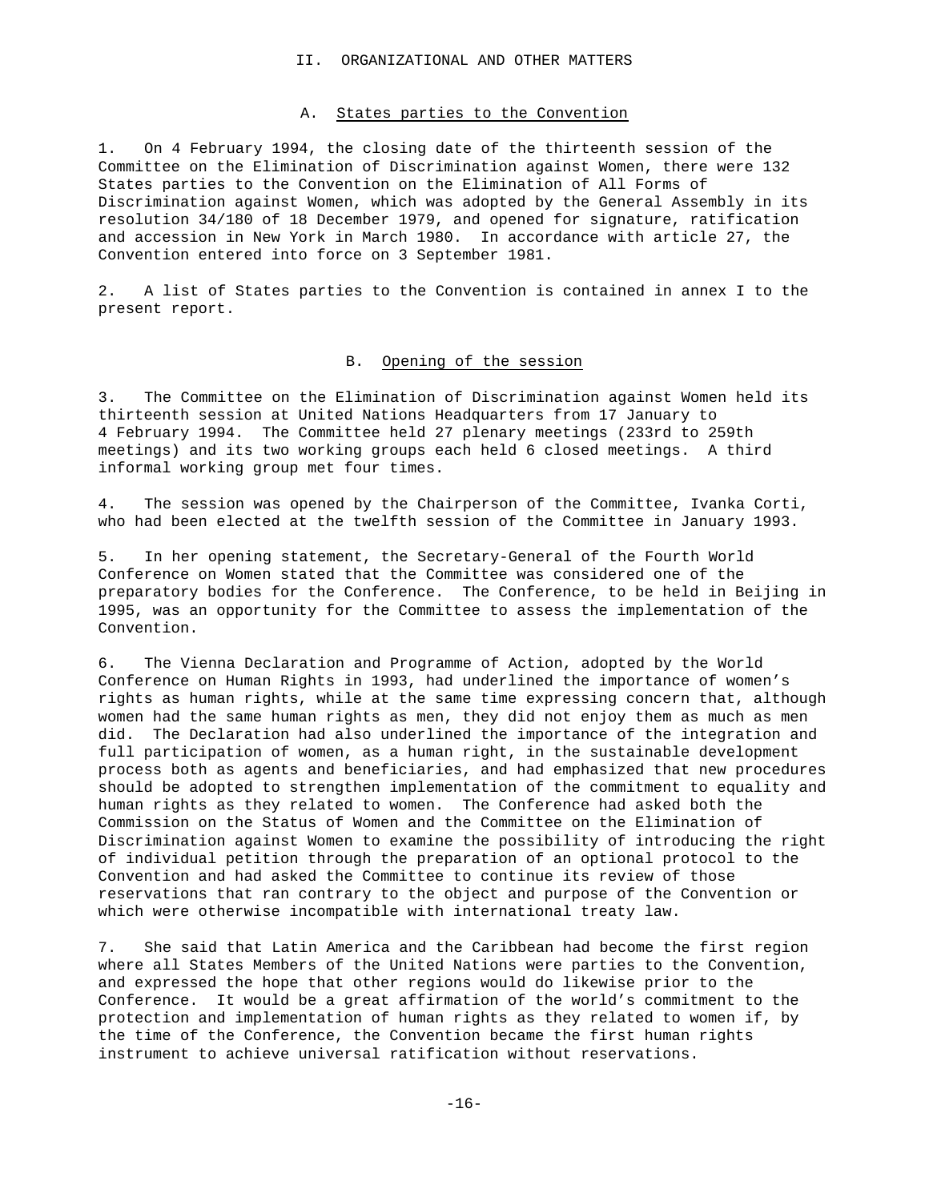# II. ORGANIZATIONAL AND OTHER MATTERS

## A. States parties to the Convention

1. On 4 February 1994, the closing date of the thirteenth session of the Committee on the Elimination of Discrimination against Women, there were 132 States parties to the Convention on the Elimination of All Forms of Discrimination against Women, which was adopted by the General Assembly in its resolution 34/180 of 18 December 1979, and opened for signature, ratification and accession in New York in March 1980. In accordance with article 27, the Convention entered into force on 3 September 1981.

2. A list of States parties to the Convention is contained in annex I to the present report.

## B. Opening of the session

3. The Committee on the Elimination of Discrimination against Women held its thirteenth session at United Nations Headquarters from 17 January to 4 February 1994. The Committee held 27 plenary meetings (233rd to 259th meetings) and its two working groups each held 6 closed meetings. A third informal working group met four times.

4. The session was opened by the Chairperson of the Committee, Ivanka Corti, who had been elected at the twelfth session of the Committee in January 1993.

5. In her opening statement, the Secretary-General of the Fourth World Conference on Women stated that the Committee was considered one of the preparatory bodies for the Conference. The Conference, to be held in Beijing in 1995, was an opportunity for the Committee to assess the implementation of the Convention.

6. The Vienna Declaration and Programme of Action, adopted by the World Conference on Human Rights in 1993, had underlined the importance of women's rights as human rights, while at the same time expressing concern that, although women had the same human rights as men, they did not enjoy them as much as men did. The Declaration had also underlined the importance of the integration and full participation of women, as a human right, in the sustainable development process both as agents and beneficiaries, and had emphasized that new procedures should be adopted to strengthen implementation of the commitment to equality and human rights as they related to women. The Conference had asked both the Commission on the Status of Women and the Committee on the Elimination of Discrimination against Women to examine the possibility of introducing the right of individual petition through the preparation of an optional protocol to the Convention and had asked the Committee to continue its review of those reservations that ran contrary to the object and purpose of the Convention or which were otherwise incompatible with international treaty law.

7. She said that Latin America and the Caribbean had become the first region where all States Members of the United Nations were parties to the Convention, and expressed the hope that other regions would do likewise prior to the Conference. It would be a great affirmation of the world's commitment to the protection and implementation of human rights as they related to women if, by the time of the Conference, the Convention became the first human rights instrument to achieve universal ratification without reservations.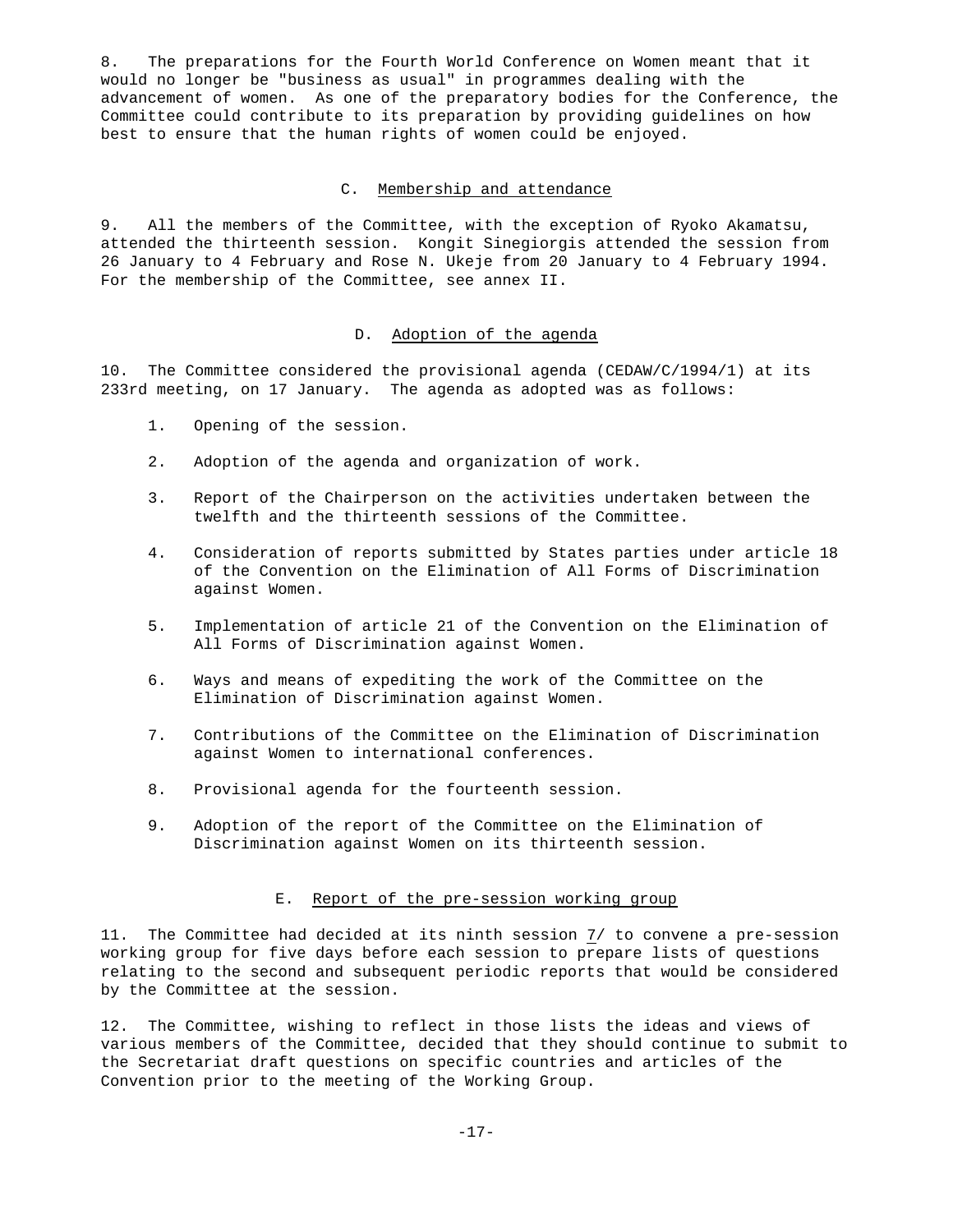8. The preparations for the Fourth World Conference on Women meant that it would no longer be "business as usual" in programmes dealing with the advancement of women. As one of the preparatory bodies for the Conference, the Committee could contribute to its preparation by providing guidelines on how best to ensure that the human rights of women could be enjoyed.

### C. Membership and attendance

9. All the members of the Committee, with the exception of Ryoko Akamatsu, attended the thirteenth session. Kongit Sinegiorgis attended the session from 26 January to 4 February and Rose N. Ukeje from 20 January to 4 February 1994. For the membership of the Committee, see annex II.

### D. Adoption of the agenda

10. The Committee considered the provisional agenda (CEDAW/C/1994/1) at its 233rd meeting, on 17 January. The agenda as adopted was as follows:

1. Opening of the session.
2. Adoption of the agenda and organization of work.
3. Report of the Chairperson on the activities undertaken between the twelfth and the thirteenth sessions of the Committee.
4. Consideration of reports submitted by States parties under article 18 of the Convention on the Elimination of All Forms of Discrimination against Women.
5. Implementation of article 21 of the Convention on the Elimination of All Forms of Discrimination against Women.
6. Ways and means of expediting the work of the Committee on the Elimination of Discrimination against Women.
7. Contributions of the Committee on the Elimination of Discrimination against Women to international conferences.
8. Provisional agenda for the fourteenth session.
9. Adoption of the report of the Committee on the Elimination of Discrimination against Women on its thirteenth session.

### E. Report of the pre-session working group

11. The Committee had decided at its ninth session 7/ to convene a pre-session working group for five days before each session to prepare lists of questions relating to the second and subsequent periodic reports that would be considered by the Committee at the session.

12. The Committee, wishing to reflect in those lists the ideas and views of various members of the Committee, decided that they should continue to submit to the Secretariat draft questions on specific countries and articles of the Convention prior to the meeting of the Working Group.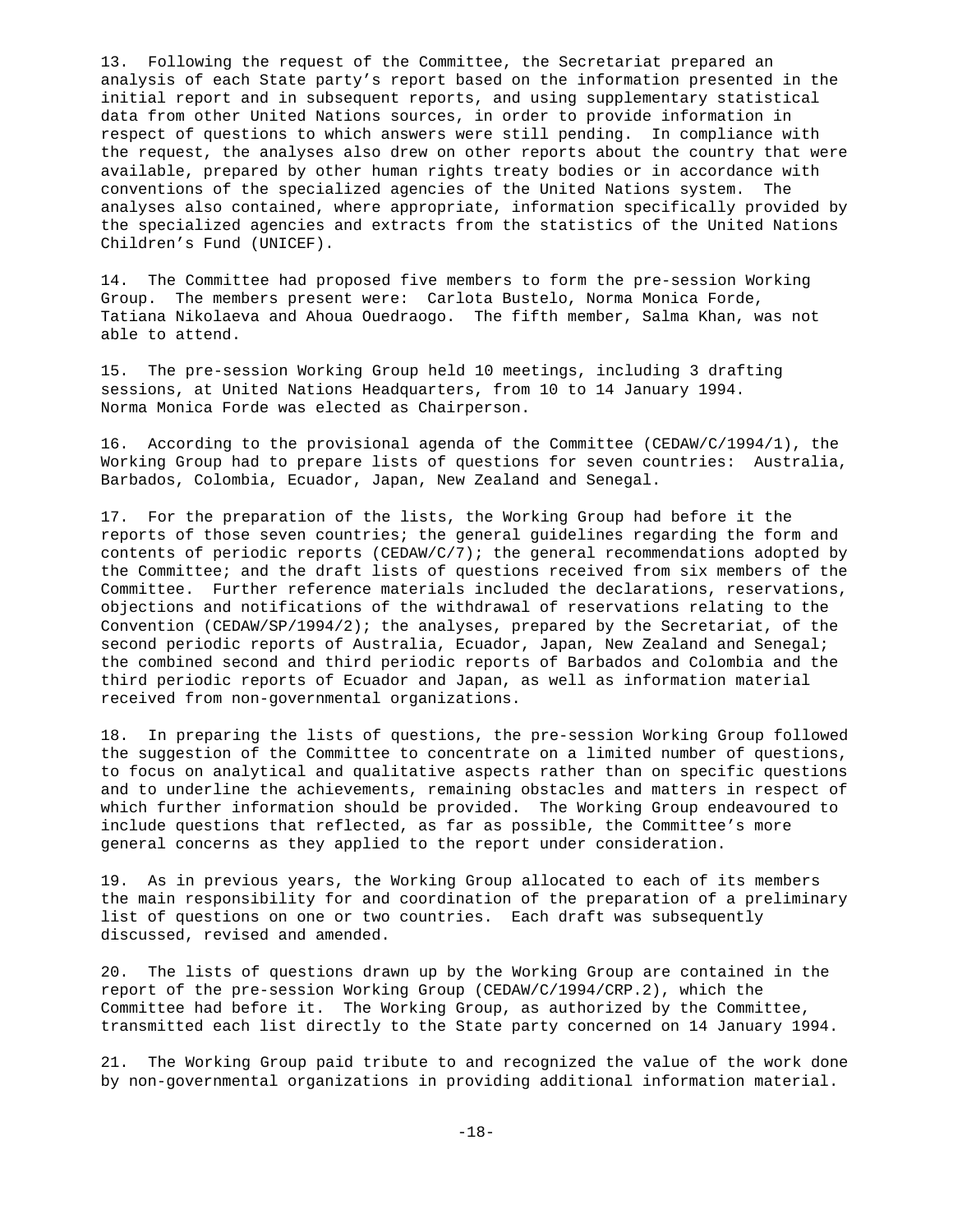13. Following the request of the Committee, the Secretariat prepared an analysis of each State party's report based on the information presented in the initial report and in subsequent reports, and using supplementary statistical data from other United Nations sources, in order to provide information in respect of questions to which answers were still pending. In compliance with the request, the analyses also drew on other reports about the country that were available, prepared by other human rights treaty bodies or in accordance with conventions of the specialized agencies of the United Nations system. The analyses also contained, where appropriate, information specifically provided by the specialized agencies and extracts from the statistics of the United Nations Children's Fund (UNICEF).

14. The Committee had proposed five members to form the pre-session Working Group. The members present were: Carlota Bustelo, Norma Monica Forde, Tatiana Nikolaeva and Ahoua Ouedraogo. The fifth member, Salma Khan, was not able to attend.

15. The pre-session Working Group held 10 meetings, including 3 drafting sessions, at United Nations Headquarters, from 10 to 14 January 1994. Norma Monica Forde was elected as Chairperson.

16. According to the provisional agenda of the Committee (CEDAW/C/1994/1), the Working Group had to prepare lists of questions for seven countries: Australia, Barbados, Colombia, Ecuador, Japan, New Zealand and Senegal.

17. For the preparation of the lists, the Working Group had before it the reports of those seven countries; the general guidelines regarding the form and contents of periodic reports (CEDAW/C/7); the general recommendations adopted by the Committee; and the draft lists of questions received from six members of the Committee. Further reference materials included the declarations, reservations, objections and notifications of the withdrawal of reservations relating to the Convention (CEDAW/SP/1994/2); the analyses, prepared by the Secretariat, of the second periodic reports of Australia, Ecuador, Japan, New Zealand and Senegal; the combined second and third periodic reports of Barbados and Colombia and the third periodic reports of Ecuador and Japan, as well as information material received from non-governmental organizations.

18. In preparing the lists of questions, the pre-session Working Group followed the suggestion of the Committee to concentrate on a limited number of questions, to focus on analytical and qualitative aspects rather than on specific questions and to underline the achievements, remaining obstacles and matters in respect of which further information should be provided. The Working Group endeavoured to include questions that reflected, as far as possible, the Committee's more general concerns as they applied to the report under consideration.

19. As in previous years, the Working Group allocated to each of its members the main responsibility for and coordination of the preparation of a preliminary list of questions on one or two countries. Each draft was subsequently discussed, revised and amended.

20. The lists of questions drawn up by the Working Group are contained in the report of the pre-session Working Group (CEDAW/C/1994/CRP.2), which the Committee had before it. The Working Group, as authorized by the Committee, transmitted each list directly to the State party concerned on 14 January 1994.

21. The Working Group paid tribute to and recognized the value of the work done by non-governmental organizations in providing additional information material.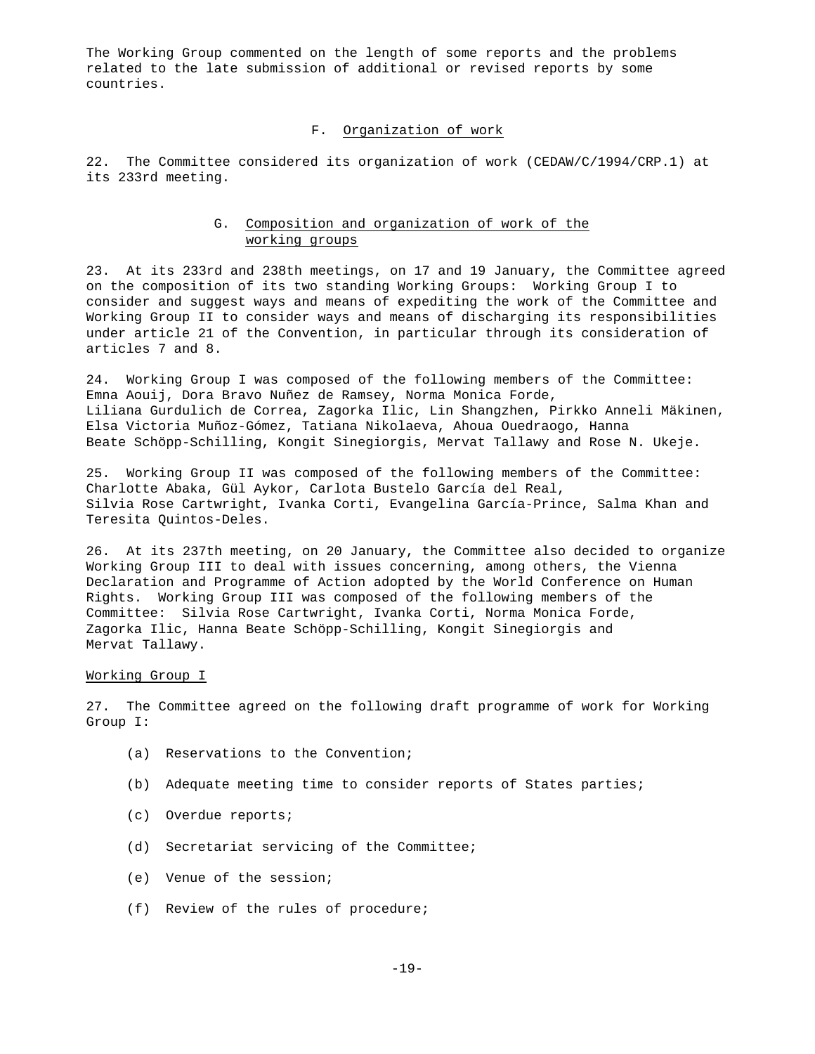The Working Group commented on the length of some reports and the problems related to the late submission of additional or revised reports by some countries.

## F. Organization of work

22. The Committee considered its organization of work (CEDAW/C/1994/CRP.1) at its 233rd meeting.

## G. Composition and organization of work of the working groups

23. At its 233rd and 238th meetings, on 17 and 19 January, the Committee agreed on the composition of its two standing Working Groups: Working Group I to consider and suggest ways and means of expediting the work of the Committee and Working Group II to consider ways and means of discharging its responsibilities under article 21 of the Convention, in particular through its consideration of articles 7 and 8.

24. Working Group I was composed of the following members of the Committee: Emna Aouij, Dora Bravo Nuñez de Ramsey, Norma Monica Forde, Liliana Gurdulich de Correa, Zagorka Ilic, Lin Shangzhen, Pirkko Anneli Mäkinen, Elsa Victoria Muñoz-Gómez, Tatiana Nikolaeva, Ahoua Ouedraogo, Hanna Beate Schöpp-Schilling, Kongit Sinegiorgis, Mervat Tallawy and Rose N. Ukeje.

25. Working Group II was composed of the following members of the Committee: Charlotte Abaka, Gül Aykor, Carlota Bustelo García del Real, Silvia Rose Cartwright, Ivanka Corti, Evangelina García-Prince, Salma Khan and Teresita Quintos-Deles.

26. At its 237th meeting, on 20 January, the Committee also decided to organize Working Group III to deal with issues concerning, among others, the Vienna Declaration and Programme of Action adopted by the World Conference on Human Rights. Working Group III was composed of the following members of the Committee: Silvia Rose Cartwright, Ivanka Corti, Norma Monica Forde, Zagorka Ilic, Hanna Beate Schöpp-Schilling, Kongit Sinegiorgis and Mervat Tallawy.

### Working Group I

27. The Committee agreed on the following draft programme of work for Working Group I:

(a) Reservations to the Convention;

(b) Adequate meeting time to consider reports of States parties;

(c) Overdue reports;

(d) Secretariat servicing of the Committee;

(e) Venue of the session;

(f) Review of the rules of procedure;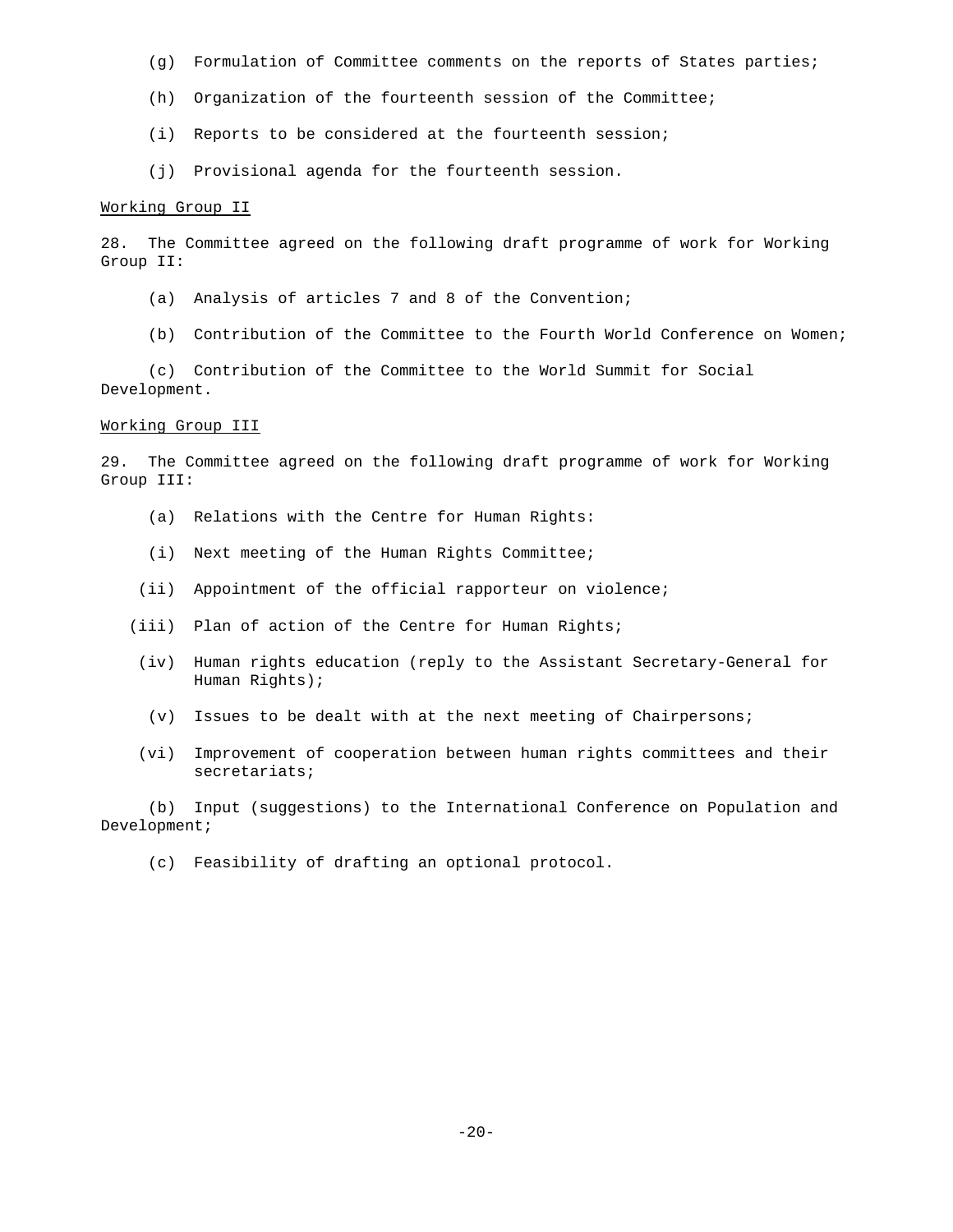(g) Formulation of Committee comments on the reports of States parties;

(h) Organization of the fourteenth session of the Committee;

(i) Reports to be considered at the fourteenth session;

(j) Provisional agenda for the fourteenth session.

Working Group II

28. The Committee agreed on the following draft programme of work for Working Group II:

(a) Analysis of articles 7 and 8 of the Convention;

(b) Contribution of the Committee to the Fourth World Conference on Women;

(c) Contribution of the Committee to the World Summit for Social Development.

Working Group III

29. The Committee agreed on the following draft programme of work for Working Group III:

(a) Relations with the Centre for Human Rights:

(i) Next meeting of the Human Rights Committee;

(ii) Appointment of the official rapporteur on violence;

(iii) Plan of action of the Centre for Human Rights;

(iv) Human rights education (reply to the Assistant Secretary-General for Human Rights);

(v) Issues to be dealt with at the next meeting of Chairpersons;

(vi) Improvement of cooperation between human rights committees and their secretariats;

(b) Input (suggestions) to the International Conference on Population and Development;

(c) Feasibility of drafting an optional protocol.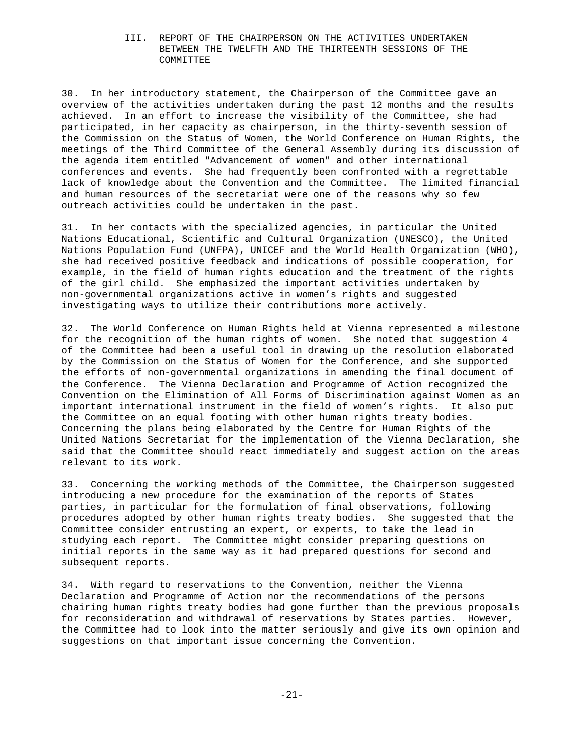## III. REPORT OF THE CHAIRPERSON ON THE ACTIVITIES UNDERTAKEN BETWEEN THE TWELFTH AND THE THIRTEENTH SESSIONS OF THE COMMITTEE

30. In her introductory statement, the Chairperson of the Committee gave an overview of the activities undertaken during the past 12 months and the results achieved. In an effort to increase the visibility of the Committee, she had participated, in her capacity as chairperson, in the thirty-seventh session of the Commission on the Status of Women, the World Conference on Human Rights, the meetings of the Third Committee of the General Assembly during its discussion of the agenda item entitled "Advancement of women" and other international conferences and events. She had frequently been confronted with a regrettable lack of knowledge about the Convention and the Committee. The limited financial and human resources of the secretariat were one of the reasons why so few outreach activities could be undertaken in the past.

31. In her contacts with the specialized agencies, in particular the United Nations Educational, Scientific and Cultural Organization (UNESCO), the United Nations Population Fund (UNFPA), UNICEF and the World Health Organization (WHO), she had received positive feedback and indications of possible cooperation, for example, in the field of human rights education and the treatment of the rights of the girl child. She emphasized the important activities undertaken by non-governmental organizations active in women's rights and suggested investigating ways to utilize their contributions more actively.

32. The World Conference on Human Rights held at Vienna represented a milestone for the recognition of the human rights of women. She noted that suggestion 4 of the Committee had been a useful tool in drawing up the resolution elaborated by the Commission on the Status of Women for the Conference, and she supported the efforts of non-governmental organizations in amending the final document of the Conference. The Vienna Declaration and Programme of Action recognized the Convention on the Elimination of All Forms of Discrimination against Women as an important international instrument in the field of women's rights. It also put the Committee on an equal footing with other human rights treaty bodies. Concerning the plans being elaborated by the Centre for Human Rights of the United Nations Secretariat for the implementation of the Vienna Declaration, she said that the Committee should react immediately and suggest action on the areas relevant to its work.

33. Concerning the working methods of the Committee, the Chairperson suggested introducing a new procedure for the examination of the reports of States parties, in particular for the formulation of final observations, following procedures adopted by other human rights treaty bodies. She suggested that the Committee consider entrusting an expert, or experts, to take the lead in studying each report. The Committee might consider preparing questions on initial reports in the same way as it had prepared questions for second and subsequent reports.

34. With regard to reservations to the Convention, neither the Vienna Declaration and Programme of Action nor the recommendations of the persons chairing human rights treaty bodies had gone further than the previous proposals for reconsideration and withdrawal of reservations by States parties. However, the Committee had to look into the matter seriously and give its own opinion and suggestions on that important issue concerning the Convention.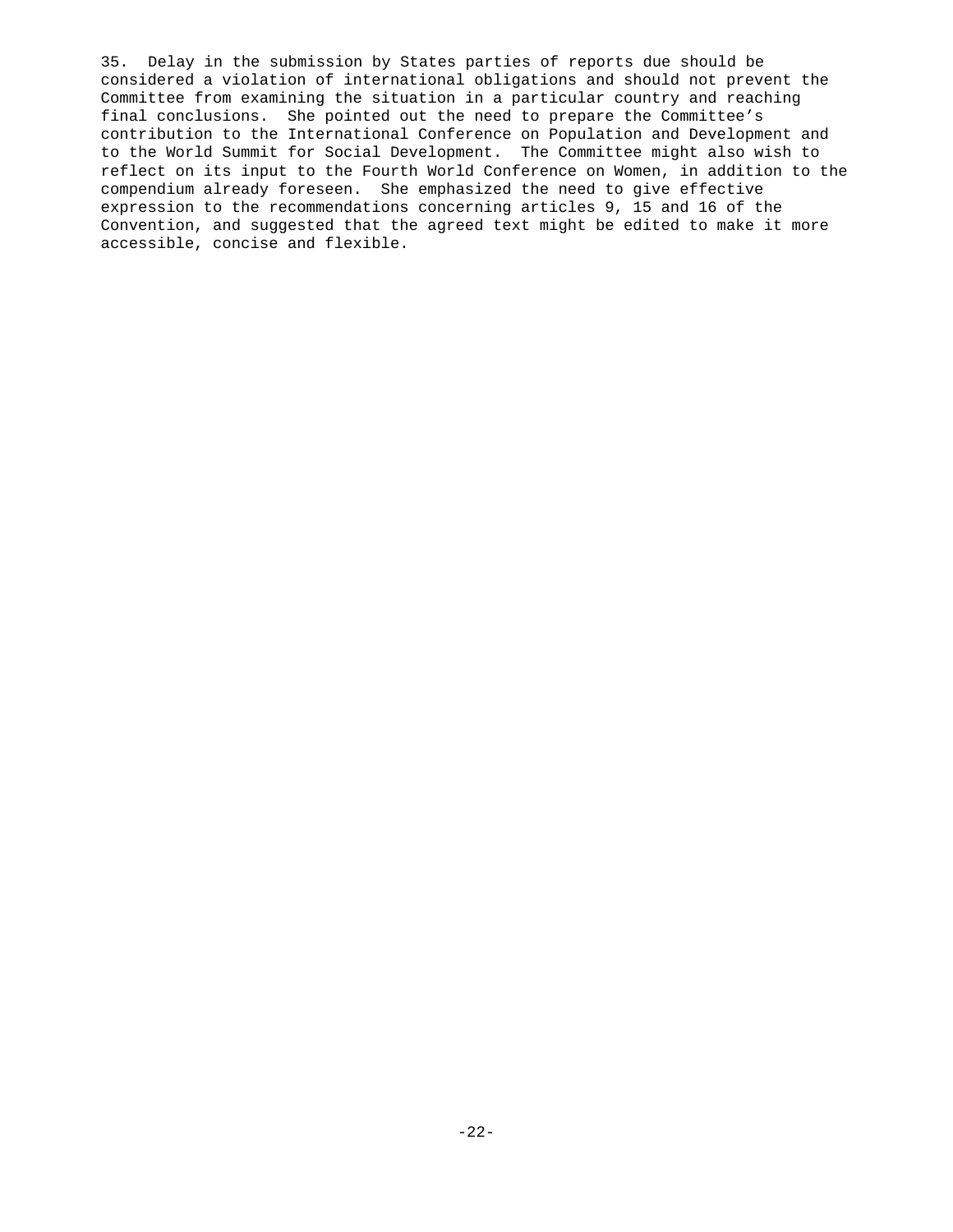35. Delay in the submission by States parties of reports due should be considered a violation of international obligations and should not prevent the Committee from examining the situation in a particular country and reaching final conclusions. She pointed out the need to prepare the Committee's contribution to the International Conference on Population and Development and to the World Summit for Social Development. The Committee might also wish to reflect on its input to the Fourth World Conference on Women, in addition to the compendium already foreseen. She emphasized the need to give effective expression to the recommendations concerning articles 9, 15 and 16 of the Convention, and suggested that the agreed text might be edited to make it more accessible, concise and flexible.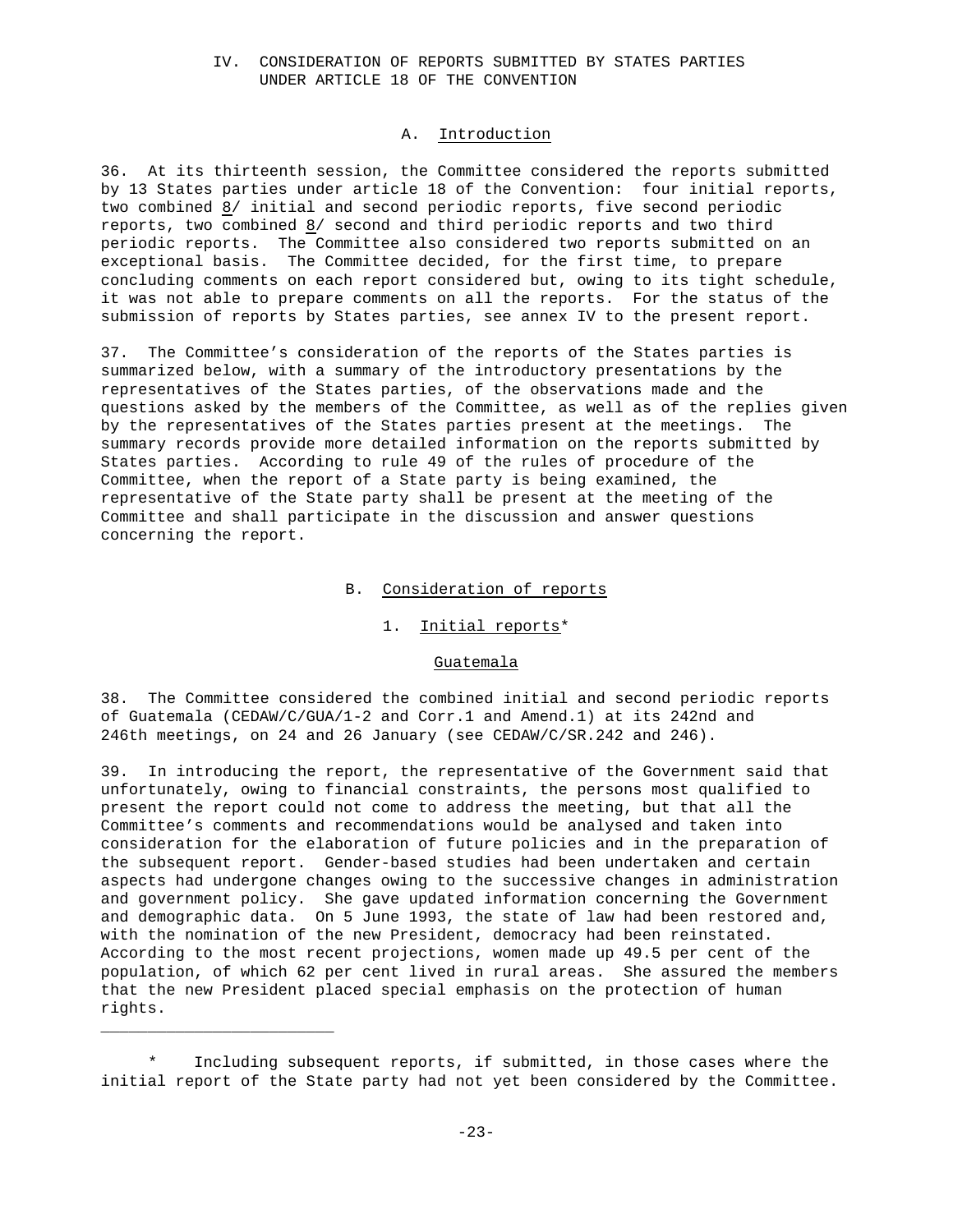# IV. CONSIDERATION OF REPORTS SUBMITTED BY STATES PARTIES UNDER ARTICLE 18 OF THE CONVENTION

## A. Introduction

36. At its thirteenth session, the Committee considered the reports submitted by 13 States parties under article 18 of the Convention: four initial reports, two combined 8/ initial and second periodic reports, five second periodic reports, two combined 8/ second and third periodic reports and two third periodic reports. The Committee also considered two reports submitted on an exceptional basis. The Committee decided, for the first time, to prepare concluding comments on each report considered but, owing to its tight schedule, it was not able to prepare comments on all the reports. For the status of the submission of reports by States parties, see annex IV to the present report.

37. The Committee's consideration of the reports of the States parties is summarized below, with a summary of the introductory presentations by the representatives of the States parties, of the observations made and the questions asked by the members of the Committee, as well as of the replies given by the representatives of the States parties present at the meetings. The summary records provide more detailed information on the reports submitted by States parties. According to rule 49 of the rules of procedure of the Committee, when the report of a State party is being examined, the representative of the State party shall be present at the meeting of the Committee and shall participate in the discussion and answer questions concerning the report.

## B. Consideration of reports

### 1. Initial reports*

#### Guatemala

38. The Committee considered the combined initial and second periodic reports of Guatemala (CEDAW/C/GUA/1-2 and Corr.1 and Amend.1) at its 242nd and 246th meetings, on 24 and 26 January (see CEDAW/C/SR.242 and 246).

39. In introducing the report, the representative of the Government said that unfortunately, owing to financial constraints, the persons most qualified to present the report could not come to address the meeting, but that all the Committee's comments and recommendations would be analysed and taken into consideration for the elaboration of future policies and in the preparation of the subsequent report. Gender-based studies had been undertaken and certain aspects had undergone changes owing to the successive changes in administration and government policy. She gave updated information concerning the Government and demographic data. On 5 June 1993, the state of law had been restored and, with the nomination of the new President, democracy had been reinstated. According to the most recent projections, women made up 49.5 per cent of the population, of which 62 per cent lived in rural areas. She assured the members that the new President placed special emphasis on the protection of human rights.

---

\* Including subsequent reports, if submitted, in those cases where the initial report of the State party had not yet been considered by the Committee.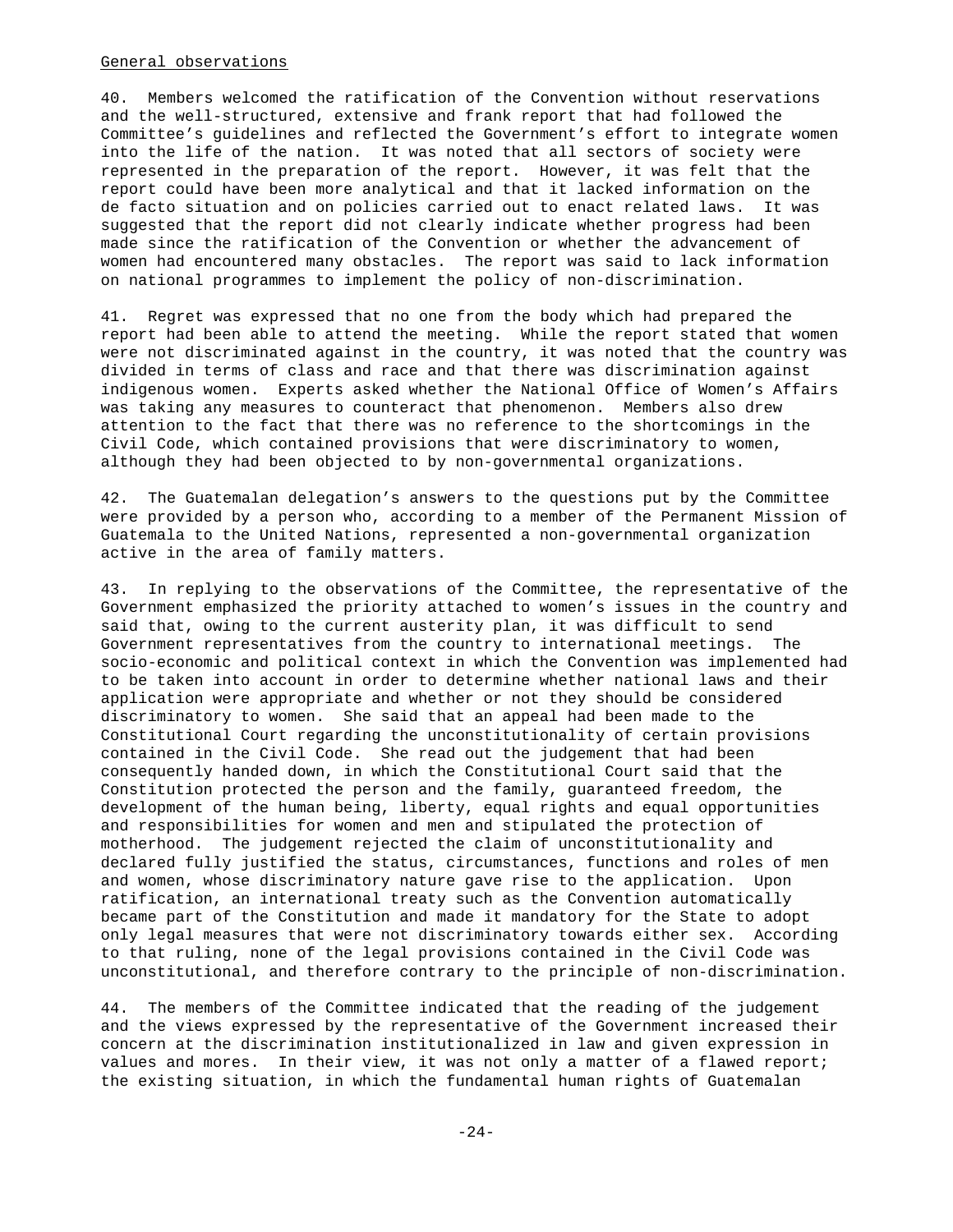General observations

40. Members welcomed the ratification of the Convention without reservations and the well-structured, extensive and frank report that had followed the Committee's guidelines and reflected the Government's effort to integrate women into the life of the nation. It was noted that all sectors of society were represented in the preparation of the report. However, it was felt that the report could have been more analytical and that it lacked information on the de facto situation and on policies carried out to enact related laws. It was suggested that the report did not clearly indicate whether progress had been made since the ratification of the Convention or whether the advancement of women had encountered many obstacles. The report was said to lack information on national programmes to implement the policy of non-discrimination.

41. Regret was expressed that no one from the body which had prepared the report had been able to attend the meeting. While the report stated that women were not discriminated against in the country, it was noted that the country was divided in terms of class and race and that there was discrimination against indigenous women. Experts asked whether the National Office of Women's Affairs was taking any measures to counteract that phenomenon. Members also drew attention to the fact that there was no reference to the shortcomings in the Civil Code, which contained provisions that were discriminatory to women, although they had been objected to by non-governmental organizations.

42. The Guatemalan delegation's answers to the questions put by the Committee were provided by a person who, according to a member of the Permanent Mission of Guatemala to the United Nations, represented a non-governmental organization active in the area of family matters.

43. In replying to the observations of the Committee, the representative of the Government emphasized the priority attached to women's issues in the country and said that, owing to the current austerity plan, it was difficult to send Government representatives from the country to international meetings. The socio-economic and political context in which the Convention was implemented had to be taken into account in order to determine whether national laws and their application were appropriate and whether or not they should be considered discriminatory to women. She said that an appeal had been made to the Constitutional Court regarding the unconstitutionality of certain provisions contained in the Civil Code. She read out the judgement that had been consequently handed down, in which the Constitutional Court said that the Constitution protected the person and the family, guaranteed freedom, the development of the human being, liberty, equal rights and equal opportunities and responsibilities for women and men and stipulated the protection of motherhood. The judgement rejected the claim of unconstitutionality and declared fully justified the status, circumstances, functions and roles of men and women, whose discriminatory nature gave rise to the application. Upon ratification, an international treaty such as the Convention automatically became part of the Constitution and made it mandatory for the State to adopt only legal measures that were not discriminatory towards either sex. According to that ruling, none of the legal provisions contained in the Civil Code was unconstitutional, and therefore contrary to the principle of non-discrimination.

44. The members of the Committee indicated that the reading of the judgement and the views expressed by the representative of the Government increased their concern at the discrimination institutionalized in law and given expression in values and mores. In their view, it was not only a matter of a flawed report; the existing situation, in which the fundamental human rights of Guatemalan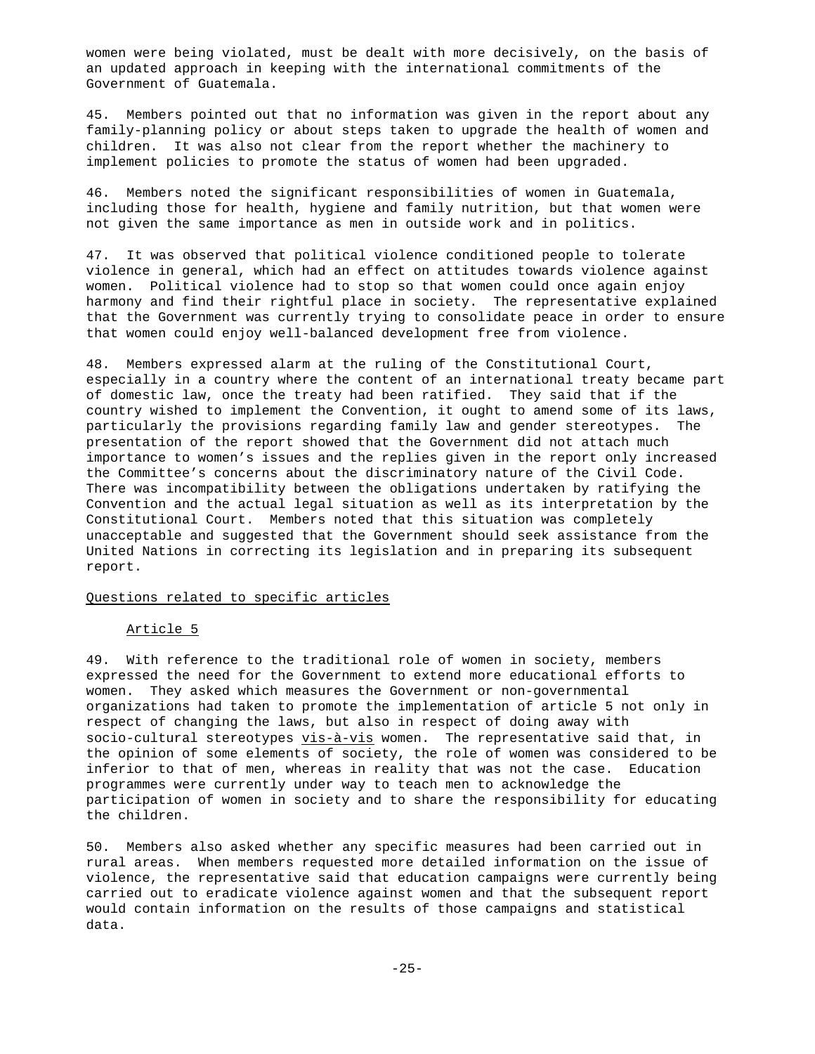women were being violated, must be dealt with more decisively, on the basis of an updated approach in keeping with the international commitments of the Government of Guatemala.

45. Members pointed out that no information was given in the report about any family-planning policy or about steps taken to upgrade the health of women and children. It was also not clear from the report whether the machinery to implement policies to promote the status of women had been upgraded.

46. Members noted the significant responsibilities of women in Guatemala, including those for health, hygiene and family nutrition, but that women were not given the same importance as men in outside work and in politics.

47. It was observed that political violence conditioned people to tolerate violence in general, which had an effect on attitudes towards violence against women. Political violence had to stop so that women could once again enjoy harmony and find their rightful place in society. The representative explained that the Government was currently trying to consolidate peace in order to ensure that women could enjoy well-balanced development free from violence.

48. Members expressed alarm at the ruling of the Constitutional Court, especially in a country where the content of an international treaty became part of domestic law, once the treaty had been ratified. They said that if the country wished to implement the Convention, it ought to amend some of its laws, particularly the provisions regarding family law and gender stereotypes. The presentation of the report showed that the Government did not attach much importance to women's issues and the replies given in the report only increased the Committee's concerns about the discriminatory nature of the Civil Code. There was incompatibility between the obligations undertaken by ratifying the Convention and the actual legal situation as well as its interpretation by the Constitutional Court. Members noted that this situation was completely unacceptable and suggested that the Government should seek assistance from the United Nations in correcting its legislation and in preparing its subsequent report.

### Questions related to specific articles

#### Article 5

49. With reference to the traditional role of women in society, members expressed the need for the Government to extend more educational efforts to women. They asked which measures the Government or non-governmental organizations had taken to promote the implementation of article 5 not only in respect of changing the laws, but also in respect of doing away with socio-cultural stereotypes *vis-à-vis* women. The representative said that, in the opinion of some elements of society, the role of women was considered to be inferior to that of men, whereas in reality that was not the case. Education programmes were currently under way to teach men to acknowledge the participation of women in society and to share the responsibility for educating the children.

50. Members also asked whether any specific measures had been carried out in rural areas. When members requested more detailed information on the issue of violence, the representative said that education campaigns were currently being carried out to eradicate violence against women and that the subsequent report would contain information on the results of those campaigns and statistical data.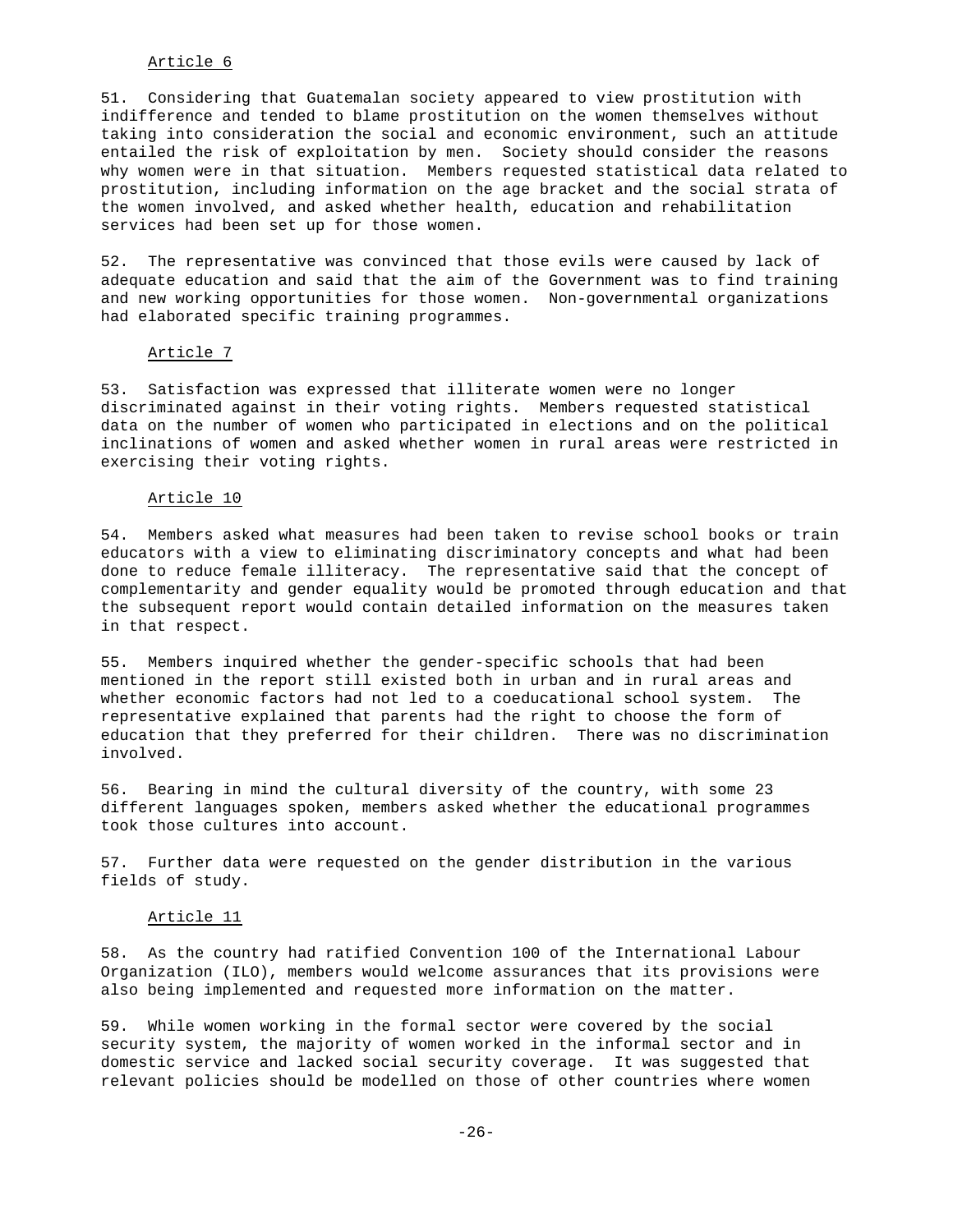Article 6

51. Considering that Guatemalan society appeared to view prostitution with indifference and tended to blame prostitution on the women themselves without taking into consideration the social and economic environment, such an attitude entailed the risk of exploitation by men. Society should consider the reasons why women were in that situation. Members requested statistical data related to prostitution, including information on the age bracket and the social strata of the women involved, and asked whether health, education and rehabilitation services had been set up for those women.

52. The representative was convinced that those evils were caused by lack of adequate education and said that the aim of the Government was to find training and new working opportunities for those women. Non-governmental organizations had elaborated specific training programmes.

Article 7

53. Satisfaction was expressed that illiterate women were no longer discriminated against in their voting rights. Members requested statistical data on the number of women who participated in elections and on the political inclinations of women and asked whether women in rural areas were restricted in exercising their voting rights.

Article 10

54. Members asked what measures had been taken to revise school books or train educators with a view to eliminating discriminatory concepts and what had been done to reduce female illiteracy. The representative said that the concept of complementarity and gender equality would be promoted through education and that the subsequent report would contain detailed information on the measures taken in that respect.

55. Members inquired whether the gender-specific schools that had been mentioned in the report still existed both in urban and in rural areas and whether economic factors had not led to a coeducational school system. The representative explained that parents had the right to choose the form of education that they preferred for their children. There was no discrimination involved.

56. Bearing in mind the cultural diversity of the country, with some 23 different languages spoken, members asked whether the educational programmes took those cultures into account.

57. Further data were requested on the gender distribution in the various fields of study.

Article 11

58. As the country had ratified Convention 100 of the International Labour Organization (ILO), members would welcome assurances that its provisions were also being implemented and requested more information on the matter.

59. While women working in the formal sector were covered by the social security system, the majority of women worked in the informal sector and in domestic service and lacked social security coverage. It was suggested that relevant policies should be modelled on those of other countries where women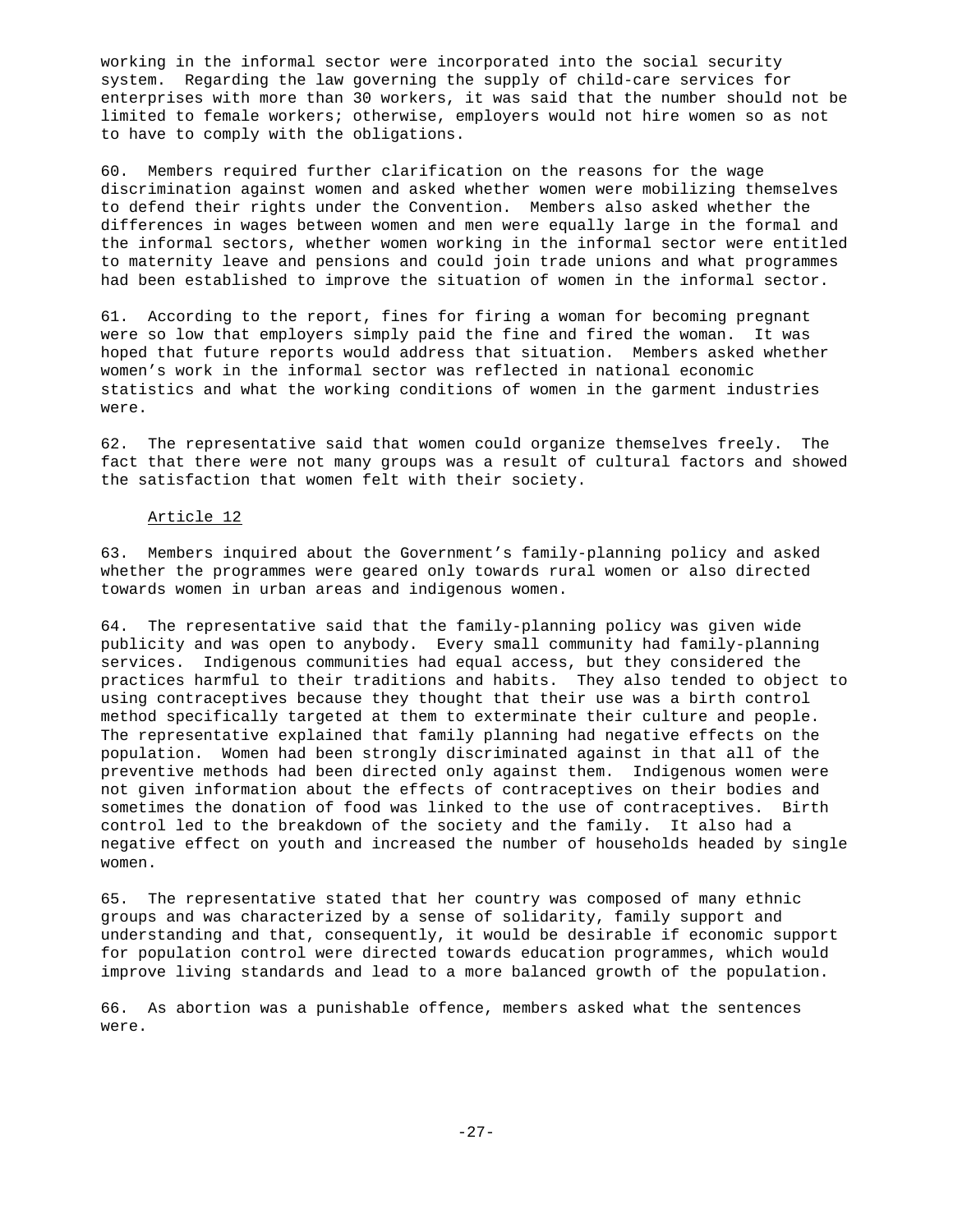working in the informal sector were incorporated into the social security system. Regarding the law governing the supply of child-care services for enterprises with more than 30 workers, it was said that the number should not be limited to female workers; otherwise, employers would not hire women so as not to have to comply with the obligations.

60. Members required further clarification on the reasons for the wage discrimination against women and asked whether women were mobilizing themselves to defend their rights under the Convention. Members also asked whether the differences in wages between women and men were equally large in the formal and the informal sectors, whether women working in the informal sector were entitled to maternity leave and pensions and could join trade unions and what programmes had been established to improve the situation of women in the informal sector.

61. According to the report, fines for firing a woman for becoming pregnant were so low that employers simply paid the fine and fired the woman. It was hoped that future reports would address that situation. Members asked whether women's work in the informal sector was reflected in national economic statistics and what the working conditions of women in the garment industries were.

62. The representative said that women could organize themselves freely. The fact that there were not many groups was a result of cultural factors and showed the satisfaction that women felt with their society.

Article 12

63. Members inquired about the Government's family-planning policy and asked whether the programmes were geared only towards rural women or also directed towards women in urban areas and indigenous women.

64. The representative said that the family-planning policy was given wide publicity and was open to anybody. Every small community had family-planning services. Indigenous communities had equal access, but they considered the practices harmful to their traditions and habits. They also tended to object to using contraceptives because they thought that their use was a birth control method specifically targeted at them to exterminate their culture and people. The representative explained that family planning had negative effects on the population. Women had been strongly discriminated against in that all of the preventive methods had been directed only against them. Indigenous women were not given information about the effects of contraceptives on their bodies and sometimes the donation of food was linked to the use of contraceptives. Birth control led to the breakdown of the society and the family. It also had a negative effect on youth and increased the number of households headed by single women.

65. The representative stated that her country was composed of many ethnic groups and was characterized by a sense of solidarity, family support and understanding and that, consequently, it would be desirable if economic support for population control were directed towards education programmes, which would improve living standards and lead to a more balanced growth of the population.

66. As abortion was a punishable offence, members asked what the sentences were.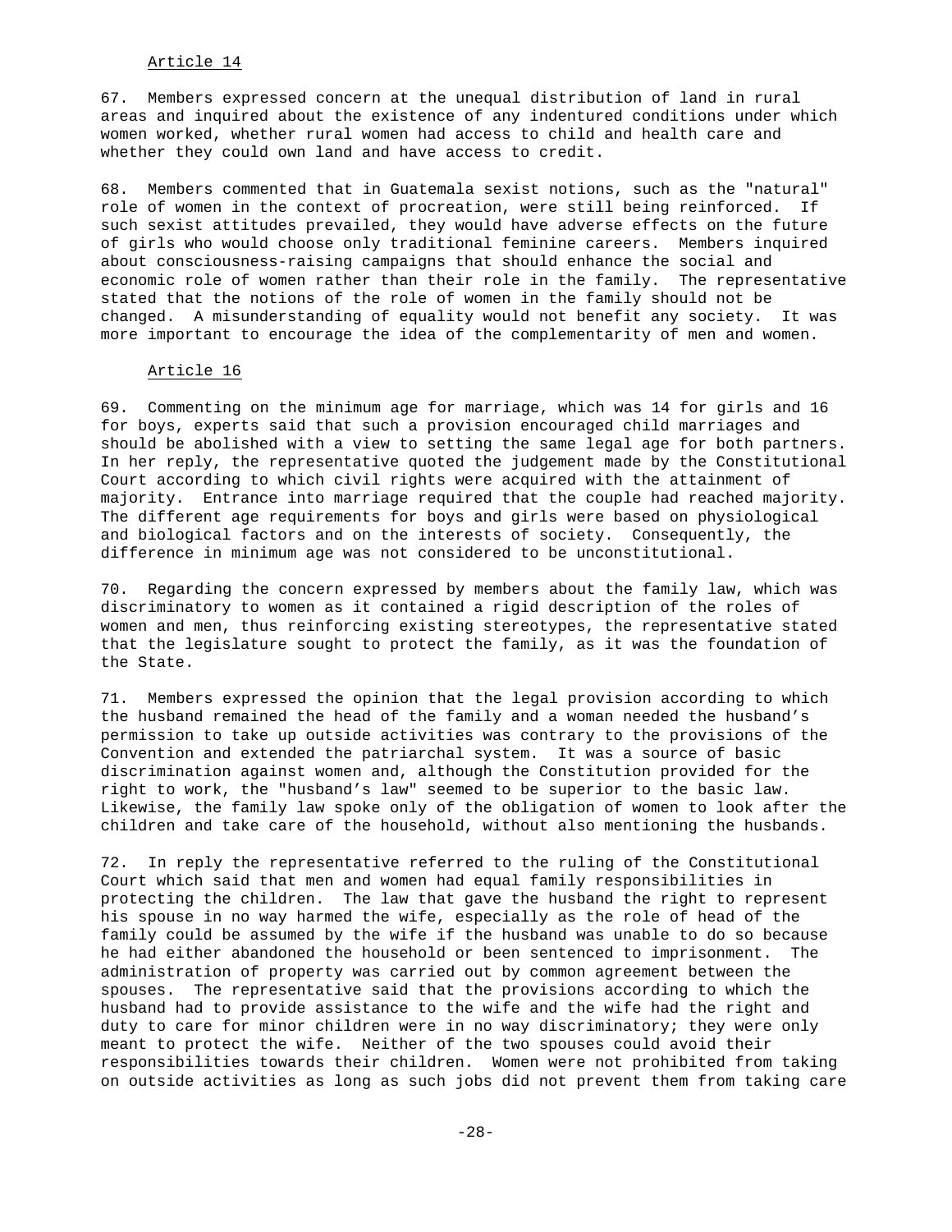### Article 14

67. Members expressed concern at the unequal distribution of land in rural areas and inquired about the existence of any indentured conditions under which women worked, whether rural women had access to child and health care and whether they could own land and have access to credit.

68. Members commented that in Guatemala sexist notions, such as the "natural" role of women in the context of procreation, were still being reinforced. If such sexist attitudes prevailed, they would have adverse effects on the future of girls who would choose only traditional feminine careers. Members inquired about consciousness-raising campaigns that should enhance the social and economic role of women rather than their role in the family. The representative stated that the notions of the role of women in the family should not be changed. A misunderstanding of equality would not benefit any society. It was more important to encourage the idea of the complementarity of men and women.

### Article 16

69. Commenting on the minimum age for marriage, which was 14 for girls and 16 for boys, experts said that such a provision encouraged child marriages and should be abolished with a view to setting the same legal age for both partners. In her reply, the representative quoted the judgement made by the Constitutional Court according to which civil rights were acquired with the attainment of majority. Entrance into marriage required that the couple had reached majority. The different age requirements for boys and girls were based on physiological and biological factors and on the interests of society. Consequently, the difference in minimum age was not considered to be unconstitutional.

70. Regarding the concern expressed by members about the family law, which was discriminatory to women as it contained a rigid description of the roles of women and men, thus reinforcing existing stereotypes, the representative stated that the legislature sought to protect the family, as it was the foundation of the State.

71. Members expressed the opinion that the legal provision according to which the husband remained the head of the family and a woman needed the husband's permission to take up outside activities was contrary to the provisions of the Convention and extended the patriarchal system. It was a source of basic discrimination against women and, although the Constitution provided for the right to work, the "husband's law" seemed to be superior to the basic law. Likewise, the family law spoke only of the obligation of women to look after the children and take care of the household, without also mentioning the husbands.

72. In reply the representative referred to the ruling of the Constitutional Court which said that men and women had equal family responsibilities in protecting the children. The law that gave the husband the right to represent his spouse in no way harmed the wife, especially as the role of head of the family could be assumed by the wife if the husband was unable to do so because he had either abandoned the household or been sentenced to imprisonment. The administration of property was carried out by common agreement between the spouses. The representative said that the provisions according to which the husband had to provide assistance to the wife and the wife had the right and duty to care for minor children were in no way discriminatory; they were only meant to protect the wife. Neither of the two spouses could avoid their responsibilities towards their children. Women were not prohibited from taking on outside activities as long as such jobs did not prevent them from taking care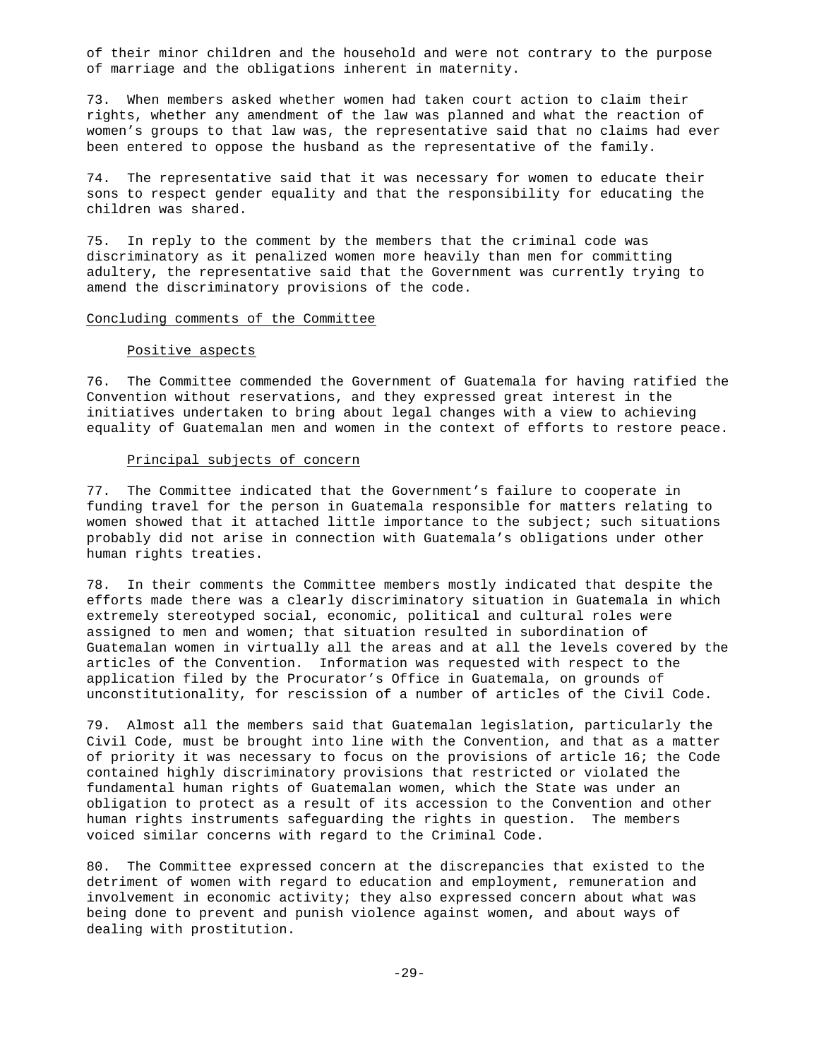of their minor children and the household and were not contrary to the purpose of marriage and the obligations inherent in maternity.

73. When members asked whether women had taken court action to claim their rights, whether any amendment of the law was planned and what the reaction of women's groups to that law was, the representative said that no claims had ever been entered to oppose the husband as the representative of the family.

74. The representative said that it was necessary for women to educate their sons to respect gender equality and that the responsibility for educating the children was shared.

75. In reply to the comment by the members that the criminal code was discriminatory as it penalized women more heavily than men for committing adultery, the representative said that the Government was currently trying to amend the discriminatory provisions of the code.

## Concluding comments of the Committee

### Positive aspects

76. The Committee commended the Government of Guatemala for having ratified the Convention without reservations, and they expressed great interest in the initiatives undertaken to bring about legal changes with a view to achieving equality of Guatemalan men and women in the context of efforts to restore peace.

### Principal subjects of concern

77. The Committee indicated that the Government's failure to cooperate in funding travel for the person in Guatemala responsible for matters relating to women showed that it attached little importance to the subject; such situations probably did not arise in connection with Guatemala's obligations under other human rights treaties.

78. In their comments the Committee members mostly indicated that despite the efforts made there was a clearly discriminatory situation in Guatemala in which extremely stereotyped social, economic, political and cultural roles were assigned to men and women; that situation resulted in subordination of Guatemalan women in virtually all the areas and at all the levels covered by the articles of the Convention. Information was requested with respect to the application filed by the Procurator's Office in Guatemala, on grounds of unconstitutionality, for rescission of a number of articles of the Civil Code.

79. Almost all the members said that Guatemalan legislation, particularly the Civil Code, must be brought into line with the Convention, and that as a matter of priority it was necessary to focus on the provisions of article 16; the Code contained highly discriminatory provisions that restricted or violated the fundamental human rights of Guatemalan women, which the State was under an obligation to protect as a result of its accession to the Convention and other human rights instruments safeguarding the rights in question. The members voiced similar concerns with regard to the Criminal Code.

80. The Committee expressed concern at the discrepancies that existed to the detriment of women with regard to education and employment, remuneration and involvement in economic activity; they also expressed concern about what was being done to prevent and punish violence against women, and about ways of dealing with prostitution.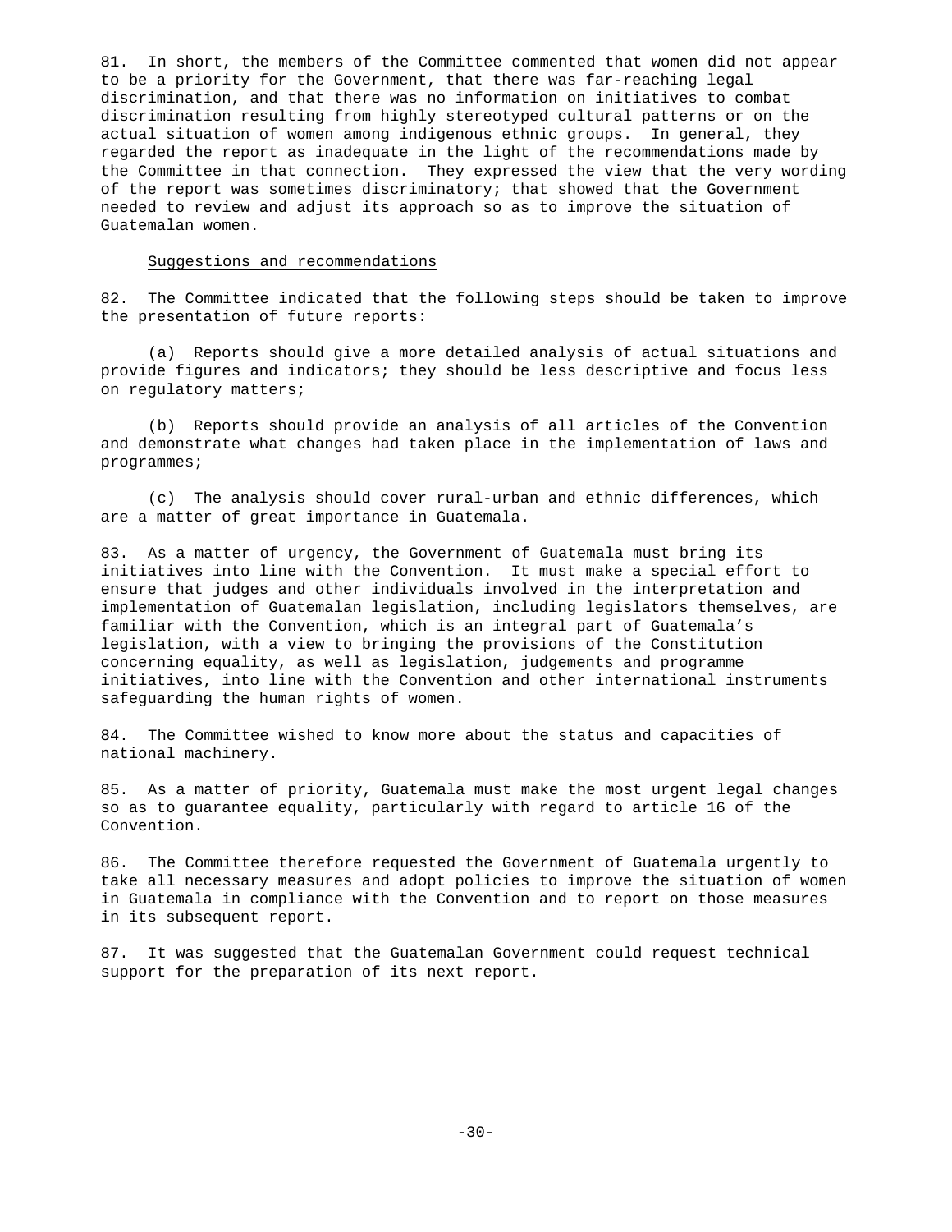81. In short, the members of the Committee commented that women did not appear to be a priority for the Government, that there was far-reaching legal discrimination, and that there was no information on initiatives to combat discrimination resulting from highly stereotyped cultural patterns or on the actual situation of women among indigenous ethnic groups. In general, they regarded the report as inadequate in the light of the recommendations made by the Committee in that connection. They expressed the view that the very wording of the report was sometimes discriminatory; that showed that the Government needed to review and adjust its approach so as to improve the situation of Guatemalan women.

Suggestions and recommendations

82. The Committee indicated that the following steps should be taken to improve the presentation of future reports:

(a) Reports should give a more detailed analysis of actual situations and provide figures and indicators; they should be less descriptive and focus less on regulatory matters;

(b) Reports should provide an analysis of all articles of the Convention and demonstrate what changes had taken place in the implementation of laws and programmes;

(c) The analysis should cover rural-urban and ethnic differences, which are a matter of great importance in Guatemala.

83. As a matter of urgency, the Government of Guatemala must bring its initiatives into line with the Convention. It must make a special effort to ensure that judges and other individuals involved in the interpretation and implementation of Guatemalan legislation, including legislators themselves, are familiar with the Convention, which is an integral part of Guatemala's legislation, with a view to bringing the provisions of the Constitution concerning equality, as well as legislation, judgements and programme initiatives, into line with the Convention and other international instruments safeguarding the human rights of women.

84. The Committee wished to know more about the status and capacities of national machinery.

85. As a matter of priority, Guatemala must make the most urgent legal changes so as to guarantee equality, particularly with regard to article 16 of the Convention.

86. The Committee therefore requested the Government of Guatemala urgently to take all necessary measures and adopt policies to improve the situation of women in Guatemala in compliance with the Convention and to report on those measures in its subsequent report.

87. It was suggested that the Guatemalan Government could request technical support for the preparation of its next report.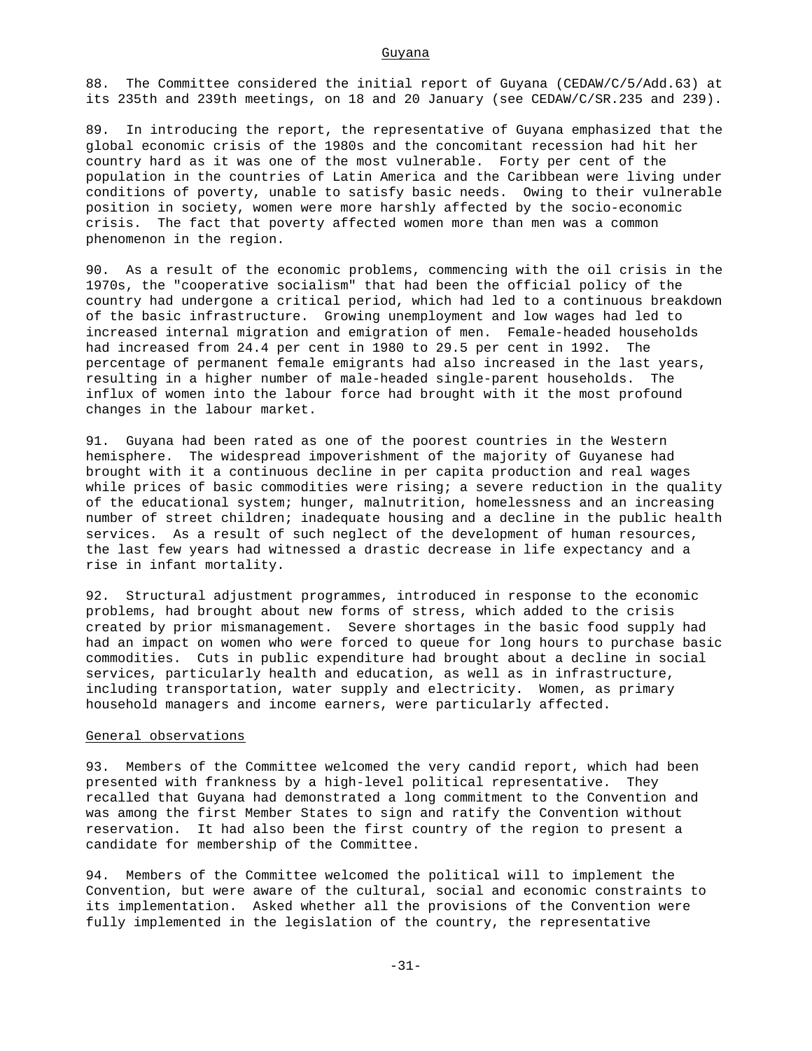## Guyana

88. The Committee considered the initial report of Guyana (CEDAW/C/5/Add.63) at its 235th and 239th meetings, on 18 and 20 January (see CEDAW/C/SR.235 and 239).

89. In introducing the report, the representative of Guyana emphasized that the global economic crisis of the 1980s and the concomitant recession had hit her country hard as it was one of the most vulnerable. Forty per cent of the population in the countries of Latin America and the Caribbean were living under conditions of poverty, unable to satisfy basic needs. Owing to their vulnerable position in society, women were more harshly affected by the socio-economic crisis. The fact that poverty affected women more than men was a common phenomenon in the region.

90. As a result of the economic problems, commencing with the oil crisis in the 1970s, the "cooperative socialism" that had been the official policy of the country had undergone a critical period, which had led to a continuous breakdown of the basic infrastructure. Growing unemployment and low wages had led to increased internal migration and emigration of men. Female-headed households had increased from 24.4 per cent in 1980 to 29.5 per cent in 1992. The percentage of permanent female emigrants had also increased in the last years, resulting in a higher number of male-headed single-parent households. The influx of women into the labour force had brought with it the most profound changes in the labour market.

91. Guyana had been rated as one of the poorest countries in the Western hemisphere. The widespread impoverishment of the majority of Guyanese had brought with it a continuous decline in per capita production and real wages while prices of basic commodities were rising; a severe reduction in the quality of the educational system; hunger, malnutrition, homelessness and an increasing number of street children; inadequate housing and a decline in the public health services. As a result of such neglect of the development of human resources, the last few years had witnessed a drastic decrease in life expectancy and a rise in infant mortality.

92. Structural adjustment programmes, introduced in response to the economic problems, had brought about new forms of stress, which added to the crisis created by prior mismanagement. Severe shortages in the basic food supply had had an impact on women who were forced to queue for long hours to purchase basic commodities. Cuts in public expenditure had brought about a decline in social services, particularly health and education, as well as in infrastructure, including transportation, water supply and electricity. Women, as primary household managers and income earners, were particularly affected.

### General observations

93. Members of the Committee welcomed the very candid report, which had been presented with frankness by a high-level political representative. They recalled that Guyana had demonstrated a long commitment to the Convention and was among the first Member States to sign and ratify the Convention without reservation. It had also been the first country of the region to present a candidate for membership of the Committee.

94. Members of the Committee welcomed the political will to implement the Convention, but were aware of the cultural, social and economic constraints to its implementation. Asked whether all the provisions of the Convention were fully implemented in the legislation of the country, the representative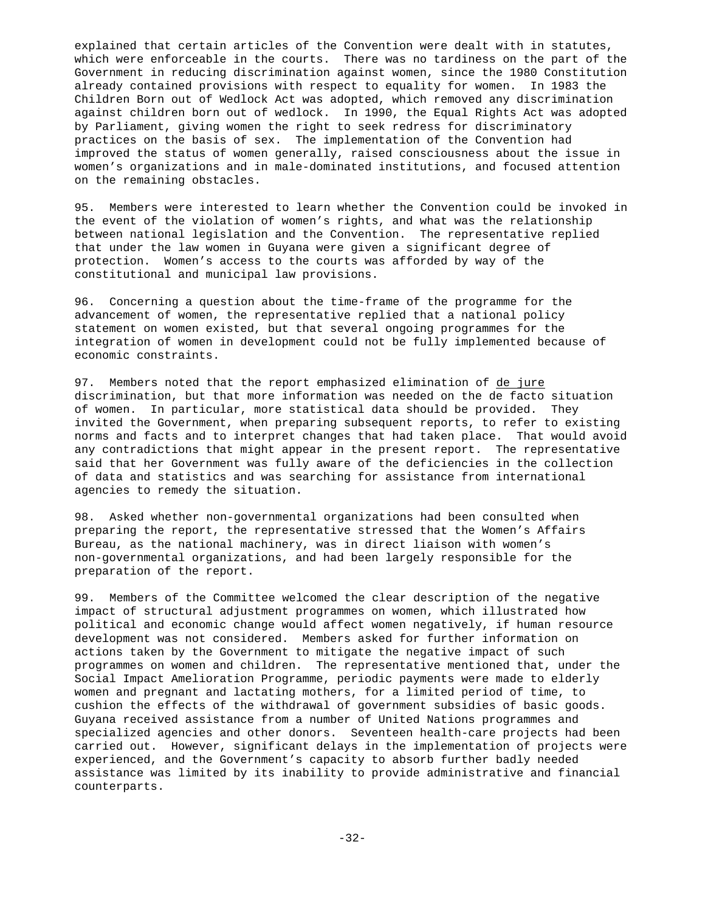explained that certain articles of the Convention were dealt with in statutes, which were enforceable in the courts. There was no tardiness on the part of the Government in reducing discrimination against women, since the 1980 Constitution already contained provisions with respect to equality for women. In 1983 the Children Born out of Wedlock Act was adopted, which removed any discrimination against children born out of wedlock. In 1990, the Equal Rights Act was adopted by Parliament, giving women the right to seek redress for discriminatory practices on the basis of sex. The implementation of the Convention had improved the status of women generally, raised consciousness about the issue in women's organizations and in male-dominated institutions, and focused attention on the remaining obstacles.

95. Members were interested to learn whether the Convention could be invoked in the event of the violation of women's rights, and what was the relationship between national legislation and the Convention. The representative replied that under the law women in Guyana were given a significant degree of protection. Women's access to the courts was afforded by way of the constitutional and municipal law provisions.

96. Concerning a question about the time-frame of the programme for the advancement of women, the representative replied that a national policy statement on women existed, but that several ongoing programmes for the integration of women in development could not be fully implemented because of economic constraints.

97. Members noted that the report emphasized elimination of de jure discrimination, but that more information was needed on the de facto situation of women. In particular, more statistical data should be provided. They invited the Government, when preparing subsequent reports, to refer to existing norms and facts and to interpret changes that had taken place. That would avoid any contradictions that might appear in the present report. The representative said that her Government was fully aware of the deficiencies in the collection of data and statistics and was searching for assistance from international agencies to remedy the situation.

98. Asked whether non-governmental organizations had been consulted when preparing the report, the representative stressed that the Women's Affairs Bureau, as the national machinery, was in direct liaison with women's non-governmental organizations, and had been largely responsible for the preparation of the report.

99. Members of the Committee welcomed the clear description of the negative impact of structural adjustment programmes on women, which illustrated how political and economic change would affect women negatively, if human resource development was not considered. Members asked for further information on actions taken by the Government to mitigate the negative impact of such programmes on women and children. The representative mentioned that, under the Social Impact Amelioration Programme, periodic payments were made to elderly women and pregnant and lactating mothers, for a limited period of time, to cushion the effects of the withdrawal of government subsidies of basic goods. Guyana received assistance from a number of United Nations programmes and specialized agencies and other donors. Seventeen health-care projects had been carried out. However, significant delays in the implementation of projects were experienced, and the Government's capacity to absorb further badly needed assistance was limited by its inability to provide administrative and financial counterparts.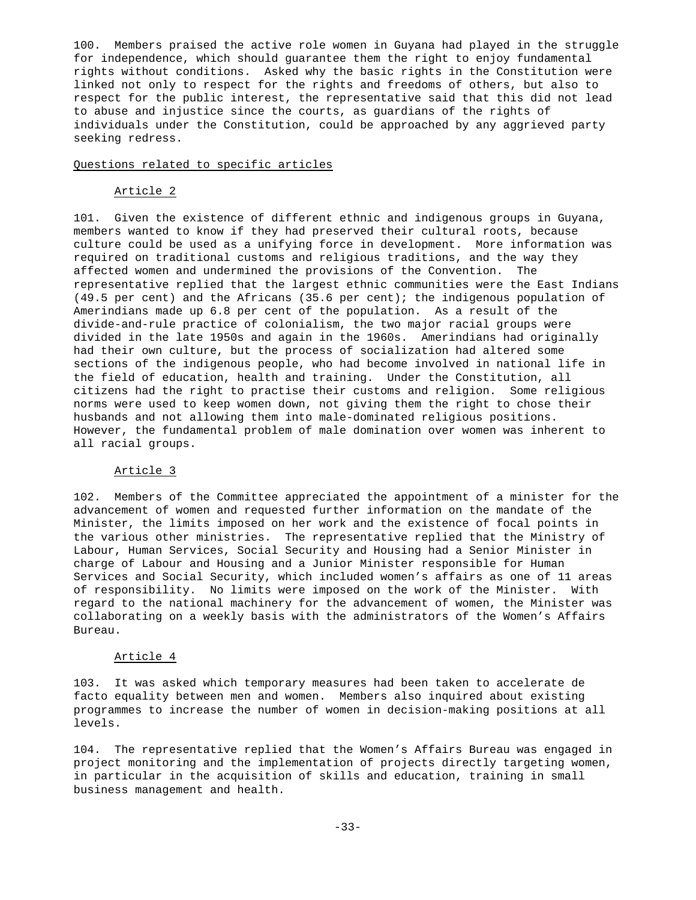100. Members praised the active role women in Guyana had played in the struggle for independence, which should guarantee them the right to enjoy fundamental rights without conditions. Asked why the basic rights in the Constitution were linked not only to respect for the rights and freedoms of others, but also to respect for the public interest, the representative said that this did not lead to abuse and injustice since the courts, as guardians of the rights of individuals under the Constitution, could be approached by any aggrieved party seeking redress.

## Questions related to specific articles

### Article 2

101. Given the existence of different ethnic and indigenous groups in Guyana, members wanted to know if they had preserved their cultural roots, because culture could be used as a unifying force in development. More information was required on traditional customs and religious traditions, and the way they affected women and undermined the provisions of the Convention. The representative replied that the largest ethnic communities were the East Indians (49.5 per cent) and the Africans (35.6 per cent); the indigenous population of Amerindians made up 6.8 per cent of the population. As a result of the divide-and-rule practice of colonialism, the two major racial groups were divided in the late 1950s and again in the 1960s. Amerindians had originally had their own culture, but the process of socialization had altered some sections of the indigenous people, who had become involved in national life in the field of education, health and training. Under the Constitution, all citizens had the right to practise their customs and religion. Some religious norms were used to keep women down, not giving them the right to chose their husbands and not allowing them into male-dominated religious positions. However, the fundamental problem of male domination over women was inherent to all racial groups.

### Article 3

102. Members of the Committee appreciated the appointment of a minister for the advancement of women and requested further information on the mandate of the Minister, the limits imposed on her work and the existence of focal points in the various other ministries. The representative replied that the Ministry of Labour, Human Services, Social Security and Housing had a Senior Minister in charge of Labour and Housing and a Junior Minister responsible for Human Services and Social Security, which included women's affairs as one of 11 areas of responsibility. No limits were imposed on the work of the Minister. With regard to the national machinery for the advancement of women, the Minister was collaborating on a weekly basis with the administrators of the Women's Affairs Bureau.

### Article 4

103. It was asked which temporary measures had been taken to accelerate de facto equality between men and women. Members also inquired about existing programmes to increase the number of women in decision-making positions at all levels.

104. The representative replied that the Women's Affairs Bureau was engaged in project monitoring and the implementation of projects directly targeting women, in particular in the acquisition of skills and education, training in small business management and health.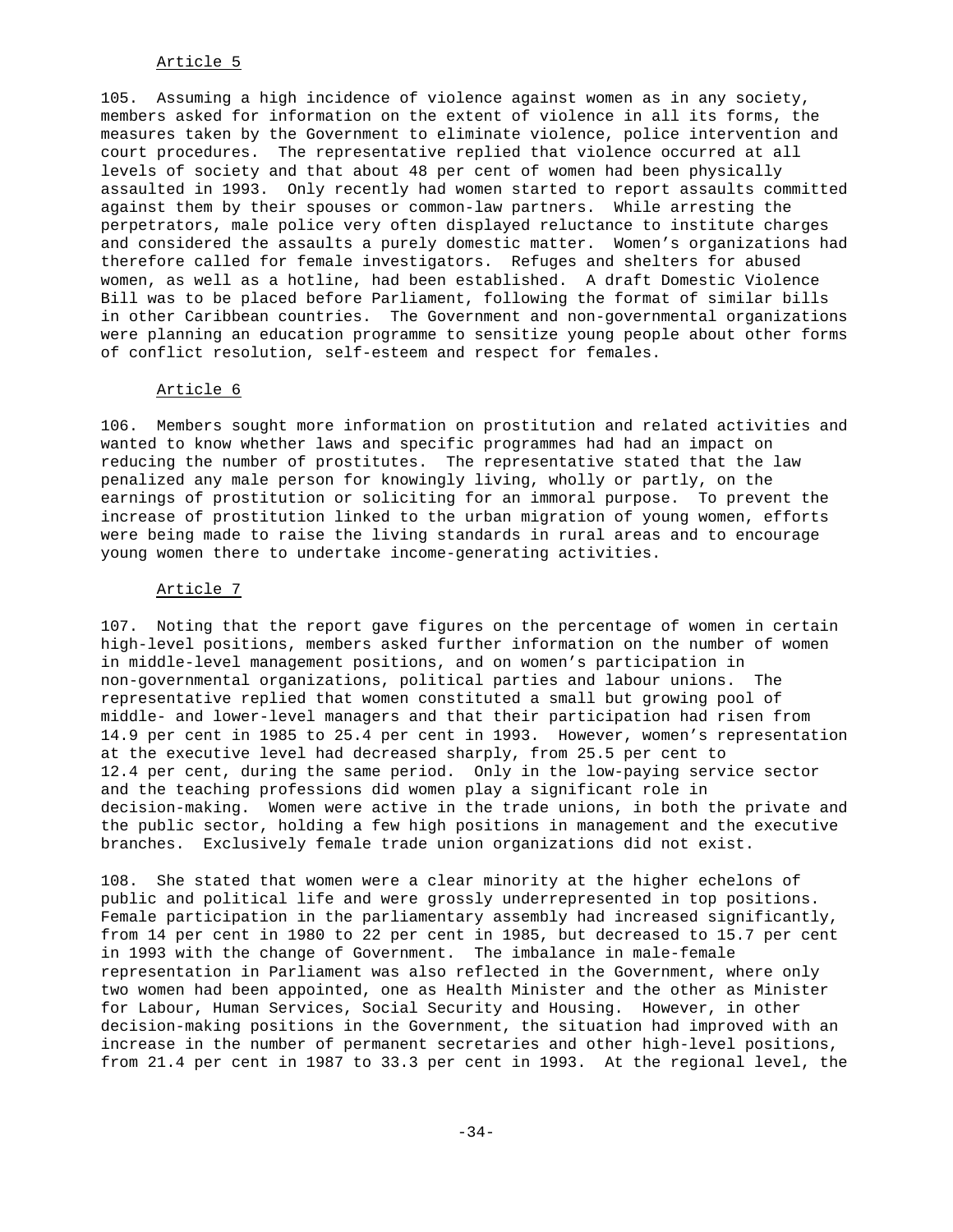## Article 5

105. Assuming a high incidence of violence against women as in any society, members asked for information on the extent of violence in all its forms, the measures taken by the Government to eliminate violence, police intervention and court procedures. The representative replied that violence occurred at all levels of society and that about 48 per cent of women had been physically assaulted in 1993. Only recently had women started to report assaults committed against them by their spouses or common-law partners. While arresting the perpetrators, male police very often displayed reluctance to institute charges and considered the assaults a purely domestic matter. Women's organizations had therefore called for female investigators. Refuges and shelters for abused women, as well as a hotline, had been established. A draft Domestic Violence Bill was to be placed before Parliament, following the format of similar bills in other Caribbean countries. The Government and non-governmental organizations were planning an education programme to sensitize young people about other forms of conflict resolution, self-esteem and respect for females.

## Article 6

106. Members sought more information on prostitution and related activities and wanted to know whether laws and specific programmes had had an impact on reducing the number of prostitutes. The representative stated that the law penalized any male person for knowingly living, wholly or partly, on the earnings of prostitution or soliciting for an immoral purpose. To prevent the increase of prostitution linked to the urban migration of young women, efforts were being made to raise the living standards in rural areas and to encourage young women there to undertake income-generating activities.

## Article 7

107. Noting that the report gave figures on the percentage of women in certain high-level positions, members asked further information on the number of women in middle-level management positions, and on women's participation in non-governmental organizations, political parties and labour unions. The representative replied that women constituted a small but growing pool of middle- and lower-level managers and that their participation had risen from 14.9 per cent in 1985 to 25.4 per cent in 1993. However, women's representation at the executive level had decreased sharply, from 25.5 per cent to 12.4 per cent, during the same period. Only in the low-paying service sector and the teaching professions did women play a significant role in decision-making. Women were active in the trade unions, in both the private and the public sector, holding a few high positions in management and the executive branches. Exclusively female trade union organizations did not exist.

108. She stated that women were a clear minority at the higher echelons of public and political life and were grossly underrepresented in top positions. Female participation in the parliamentary assembly had increased significantly, from 14 per cent in 1980 to 22 per cent in 1985, but decreased to 15.7 per cent in 1993 with the change of Government. The imbalance in male-female representation in Parliament was also reflected in the Government, where only two women had been appointed, one as Health Minister and the other as Minister for Labour, Human Services, Social Security and Housing. However, in other decision-making positions in the Government, the situation had improved with an increase in the number of permanent secretaries and other high-level positions, from 21.4 per cent in 1987 to 33.3 per cent in 1993. At the regional level, the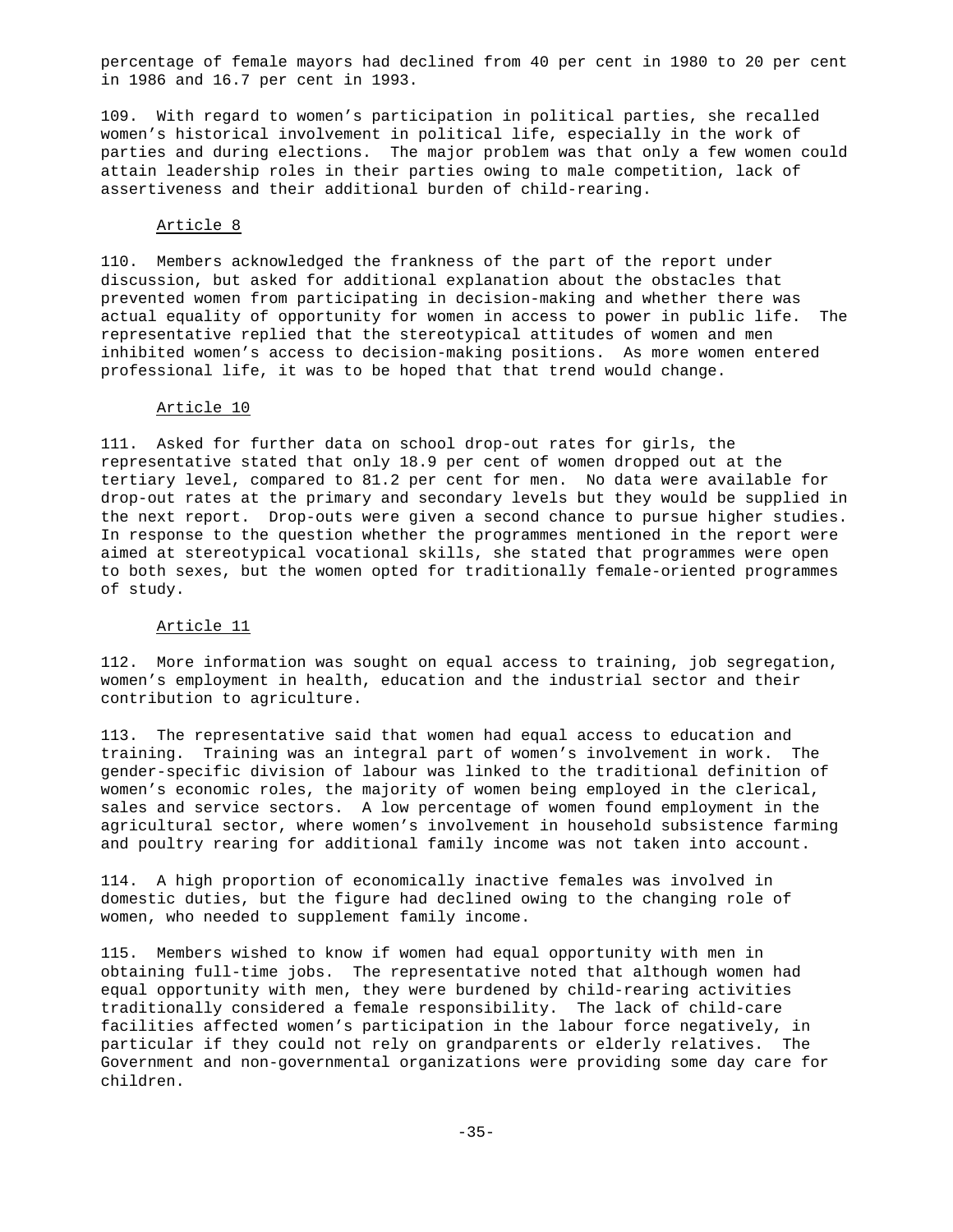percentage of female mayors had declined from 40 per cent in 1980 to 20 per cent in 1986 and 16.7 per cent in 1993.

109. With regard to women's participation in political parties, she recalled women's historical involvement in political life, especially in the work of parties and during elections. The major problem was that only a few women could attain leadership roles in their parties owing to male competition, lack of assertiveness and their additional burden of child-rearing.

### Article 8

110. Members acknowledged the frankness of the part of the report under discussion, but asked for additional explanation about the obstacles that prevented women from participating in decision-making and whether there was actual equality of opportunity for women in access to power in public life. The representative replied that the stereotypical attitudes of women and men inhibited women's access to decision-making positions. As more women entered professional life, it was to be hoped that that trend would change.

### Article 10

111. Asked for further data on school drop-out rates for girls, the representative stated that only 18.9 per cent of women dropped out at the tertiary level, compared to 81.2 per cent for men. No data were available for drop-out rates at the primary and secondary levels but they would be supplied in the next report. Drop-outs were given a second chance to pursue higher studies. In response to the question whether the programmes mentioned in the report were aimed at stereotypical vocational skills, she stated that programmes were open to both sexes, but the women opted for traditionally female-oriented programmes of study.

### Article 11

112. More information was sought on equal access to training, job segregation, women's employment in health, education and the industrial sector and their contribution to agriculture.

113. The representative said that women had equal access to education and training. Training was an integral part of women's involvement in work. The gender-specific division of labour was linked to the traditional definition of women's economic roles, the majority of women being employed in the clerical, sales and service sectors. A low percentage of women found employment in the agricultural sector, where women's involvement in household subsistence farming and poultry rearing for additional family income was not taken into account.

114. A high proportion of economically inactive females was involved in domestic duties, but the figure had declined owing to the changing role of women, who needed to supplement family income.

115. Members wished to know if women had equal opportunity with men in obtaining full-time jobs. The representative noted that although women had equal opportunity with men, they were burdened by child-rearing activities traditionally considered a female responsibility. The lack of child-care facilities affected women's participation in the labour force negatively, in particular if they could not rely on grandparents or elderly relatives. The Government and non-governmental organizations were providing some day care for children.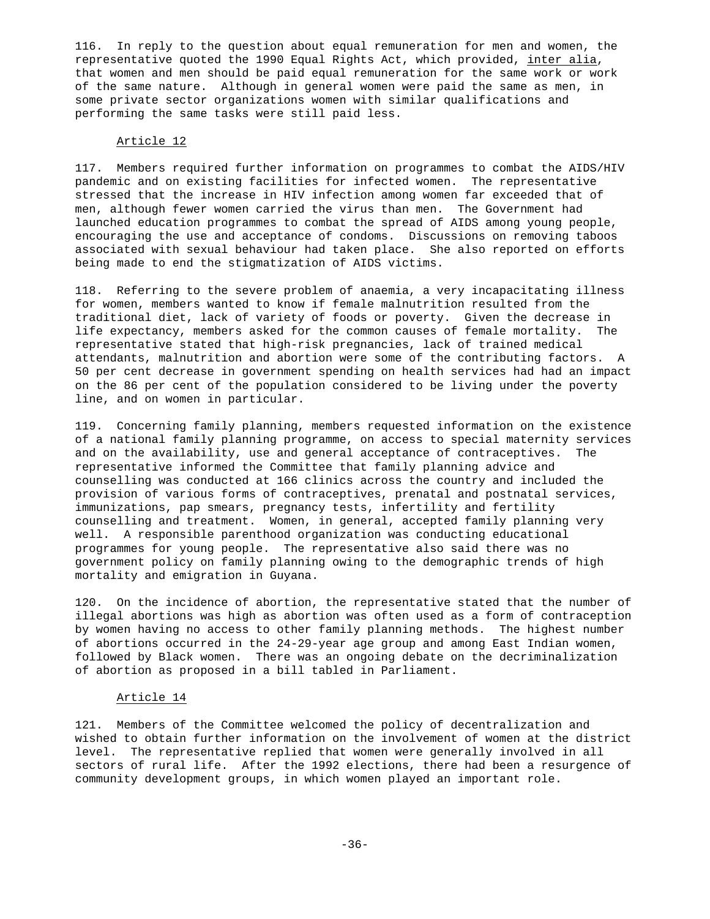116. In reply to the question about equal remuneration for men and women, the representative quoted the 1990 Equal Rights Act, which provided, *inter alia*, that women and men should be paid equal remuneration for the same work or work of the same nature. Although in general women were paid the same as men, in some private sector organizations women with similar qualifications and performing the same tasks were still paid less.

### Article 12

117. Members required further information on programmes to combat the AIDS/HIV pandemic and on existing facilities for infected women. The representative stressed that the increase in HIV infection among women far exceeded that of men, although fewer women carried the virus than men. The Government had launched education programmes to combat the spread of AIDS among young people, encouraging the use and acceptance of condoms. Discussions on removing taboos associated with sexual behaviour had taken place. She also reported on efforts being made to end the stigmatization of AIDS victims.

118. Referring to the severe problem of anaemia, a very incapacitating illness for women, members wanted to know if female malnutrition resulted from the traditional diet, lack of variety of foods or poverty. Given the decrease in life expectancy, members asked for the common causes of female mortality. The representative stated that high-risk pregnancies, lack of trained medical attendants, malnutrition and abortion were some of the contributing factors. A 50 per cent decrease in government spending on health services had had an impact on the 86 per cent of the population considered to be living under the poverty line, and on women in particular.

119. Concerning family planning, members requested information on the existence of a national family planning programme, on access to special maternity services and on the availability, use and general acceptance of contraceptives. The representative informed the Committee that family planning advice and counselling was conducted at 166 clinics across the country and included the provision of various forms of contraceptives, prenatal and postnatal services, immunizations, pap smears, pregnancy tests, infertility and fertility counselling and treatment. Women, in general, accepted family planning very well. A responsible parenthood organization was conducting educational programmes for young people. The representative also said there was no government policy on family planning owing to the demographic trends of high mortality and emigration in Guyana.

120. On the incidence of abortion, the representative stated that the number of illegal abortions was high as abortion was often used as a form of contraception by women having no access to other family planning methods. The highest number of abortions occurred in the 24-29-year age group and among East Indian women, followed by Black women. There was an ongoing debate on the decriminalization of abortion as proposed in a bill tabled in Parliament.

### Article 14

121. Members of the Committee welcomed the policy of decentralization and wished to obtain further information on the involvement of women at the district level. The representative replied that women were generally involved in all sectors of rural life. After the 1992 elections, there had been a resurgence of community development groups, in which women played an important role.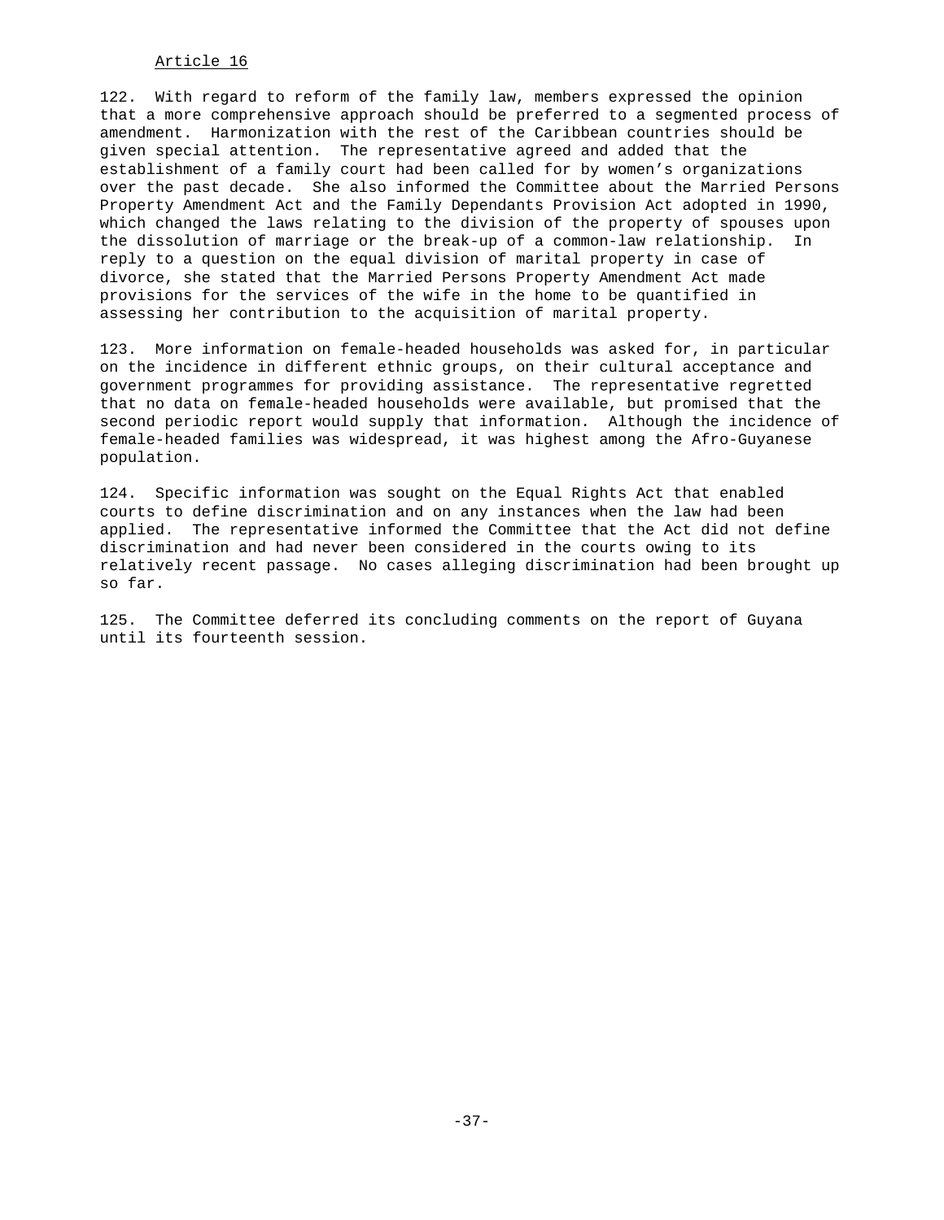Article 16

122. With regard to reform of the family law, members expressed the opinion that a more comprehensive approach should be preferred to a segmented process of amendment. Harmonization with the rest of the Caribbean countries should be given special attention. The representative agreed and added that the establishment of a family court had been called for by women's organizations over the past decade. She also informed the Committee about the Married Persons Property Amendment Act and the Family Dependants Provision Act adopted in 1990, which changed the laws relating to the division of the property of spouses upon the dissolution of marriage or the break-up of a common-law relationship. In reply to a question on the equal division of marital property in case of divorce, she stated that the Married Persons Property Amendment Act made provisions for the services of the wife in the home to be quantified in assessing her contribution to the acquisition of marital property.

123. More information on female-headed households was asked for, in particular on the incidence in different ethnic groups, on their cultural acceptance and government programmes for providing assistance. The representative regretted that no data on female-headed households were available, but promised that the second periodic report would supply that information. Although the incidence of female-headed families was widespread, it was highest among the Afro-Guyanese population.

124. Specific information was sought on the Equal Rights Act that enabled courts to define discrimination and on any instances when the law had been applied. The representative informed the Committee that the Act did not define discrimination and had never been considered in the courts owing to its relatively recent passage. No cases alleging discrimination had been brought up so far.

125. The Committee deferred its concluding comments on the report of Guyana until its fourteenth session.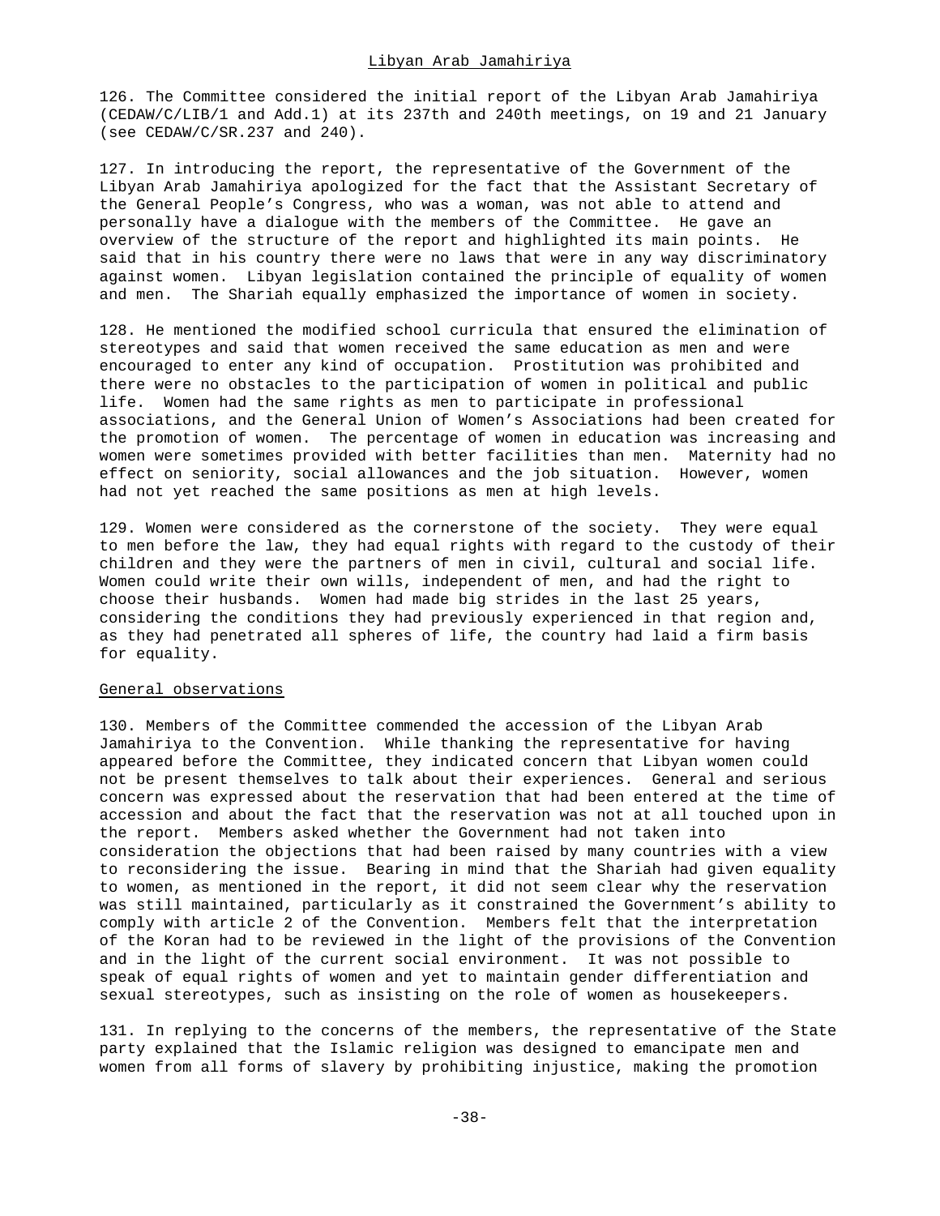## Libyan Arab Jamahiriya

126. The Committee considered the initial report of the Libyan Arab Jamahiriya (CEDAW/C/LIB/1 and Add.1) at its 237th and 240th meetings, on 19 and 21 January (see CEDAW/C/SR.237 and 240).

127. In introducing the report, the representative of the Government of the Libyan Arab Jamahiriya apologized for the fact that the Assistant Secretary of the General People's Congress, who was a woman, was not able to attend and personally have a dialogue with the members of the Committee. He gave an overview of the structure of the report and highlighted its main points. He said that in his country there were no laws that were in any way discriminatory against women. Libyan legislation contained the principle of equality of women and men. The Shariah equally emphasized the importance of women in society.

128. He mentioned the modified school curricula that ensured the elimination of stereotypes and said that women received the same education as men and were encouraged to enter any kind of occupation. Prostitution was prohibited and there were no obstacles to the participation of women in political and public life. Women had the same rights as men to participate in professional associations, and the General Union of Women's Associations had been created for the promotion of women. The percentage of women in education was increasing and women were sometimes provided with better facilities than men. Maternity had no effect on seniority, social allowances and the job situation. However, women had not yet reached the same positions as men at high levels.

129. Women were considered as the cornerstone of the society. They were equal to men before the law, they had equal rights with regard to the custody of their children and they were the partners of men in civil, cultural and social life. Women could write their own wills, independent of men, and had the right to choose their husbands. Women had made big strides in the last 25 years, considering the conditions they had previously experienced in that region and, as they had penetrated all spheres of life, the country had laid a firm basis for equality.

### General observations

130. Members of the Committee commended the accession of the Libyan Arab Jamahiriya to the Convention. While thanking the representative for having appeared before the Committee, they indicated concern that Libyan women could not be present themselves to talk about their experiences. General and serious concern was expressed about the reservation that had been entered at the time of accession and about the fact that the reservation was not at all touched upon in the report. Members asked whether the Government had not taken into consideration the objections that had been raised by many countries with a view to reconsidering the issue. Bearing in mind that the Shariah had given equality to women, as mentioned in the report, it did not seem clear why the reservation was still maintained, particularly as it constrained the Government's ability to comply with article 2 of the Convention. Members felt that the interpretation of the Koran had to be reviewed in the light of the provisions of the Convention and in the light of the current social environment. It was not possible to speak of equal rights of women and yet to maintain gender differentiation and sexual stereotypes, such as insisting on the role of women as housekeepers.

131. In replying to the concerns of the members, the representative of the State party explained that the Islamic religion was designed to emancipate men and women from all forms of slavery by prohibiting injustice, making the promotion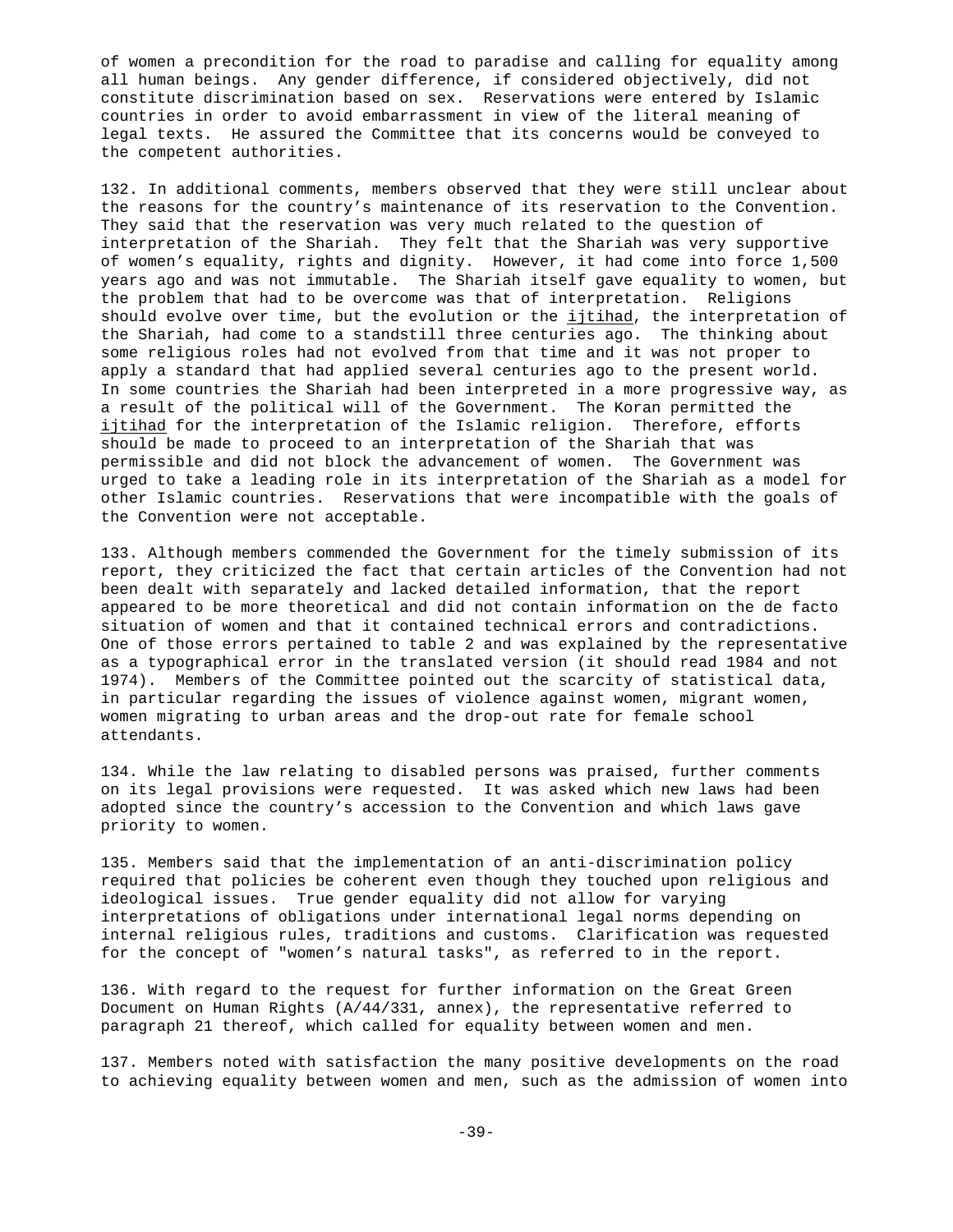of women a precondition for the road to paradise and calling for equality among all human beings. Any gender difference, if considered objectively, did not constitute discrimination based on sex. Reservations were entered by Islamic countries in order to avoid embarrassment in view of the literal meaning of legal texts. He assured the Committee that its concerns would be conveyed to the competent authorities.

132. In additional comments, members observed that they were still unclear about the reasons for the country's maintenance of its reservation to the Convention. They said that the reservation was very much related to the question of interpretation of the Shariah. They felt that the Shariah was very supportive of women's equality, rights and dignity. However, it had come into force 1,500 years ago and was not immutable. The Shariah itself gave equality to women, but the problem that had to be overcome was that of interpretation. Religions should evolve over time, but the evolution or the ijtihad, the interpretation of the Shariah, had come to a standstill three centuries ago. The thinking about some religious roles had not evolved from that time and it was not proper to apply a standard that had applied several centuries ago to the present world. In some countries the Shariah had been interpreted in a more progressive way, as a result of the political will of the Government. The Koran permitted the ijtihad for the interpretation of the Islamic religion. Therefore, efforts should be made to proceed to an interpretation of the Shariah that was permissible and did not block the advancement of women. The Government was urged to take a leading role in its interpretation of the Shariah as a model for other Islamic countries. Reservations that were incompatible with the goals of the Convention were not acceptable.

133. Although members commended the Government for the timely submission of its report, they criticized the fact that certain articles of the Convention had not been dealt with separately and lacked detailed information, that the report appeared to be more theoretical and did not contain information on the de facto situation of women and that it contained technical errors and contradictions. One of those errors pertained to table 2 and was explained by the representative as a typographical error in the translated version (it should read 1984 and not 1974). Members of the Committee pointed out the scarcity of statistical data, in particular regarding the issues of violence against women, migrant women, women migrating to urban areas and the drop-out rate for female school attendants.

134. While the law relating to disabled persons was praised, further comments on its legal provisions were requested. It was asked which new laws had been adopted since the country's accession to the Convention and which laws gave priority to women.

135. Members said that the implementation of an anti-discrimination policy required that policies be coherent even though they touched upon religious and ideological issues. True gender equality did not allow for varying interpretations of obligations under international legal norms depending on internal religious rules, traditions and customs. Clarification was requested for the concept of "women's natural tasks", as referred to in the report.

136. With regard to the request for further information on the Great Green Document on Human Rights (A/44/331, annex), the representative referred to paragraph 21 thereof, which called for equality between women and men.

137. Members noted with satisfaction the many positive developments on the road to achieving equality between women and men, such as the admission of women into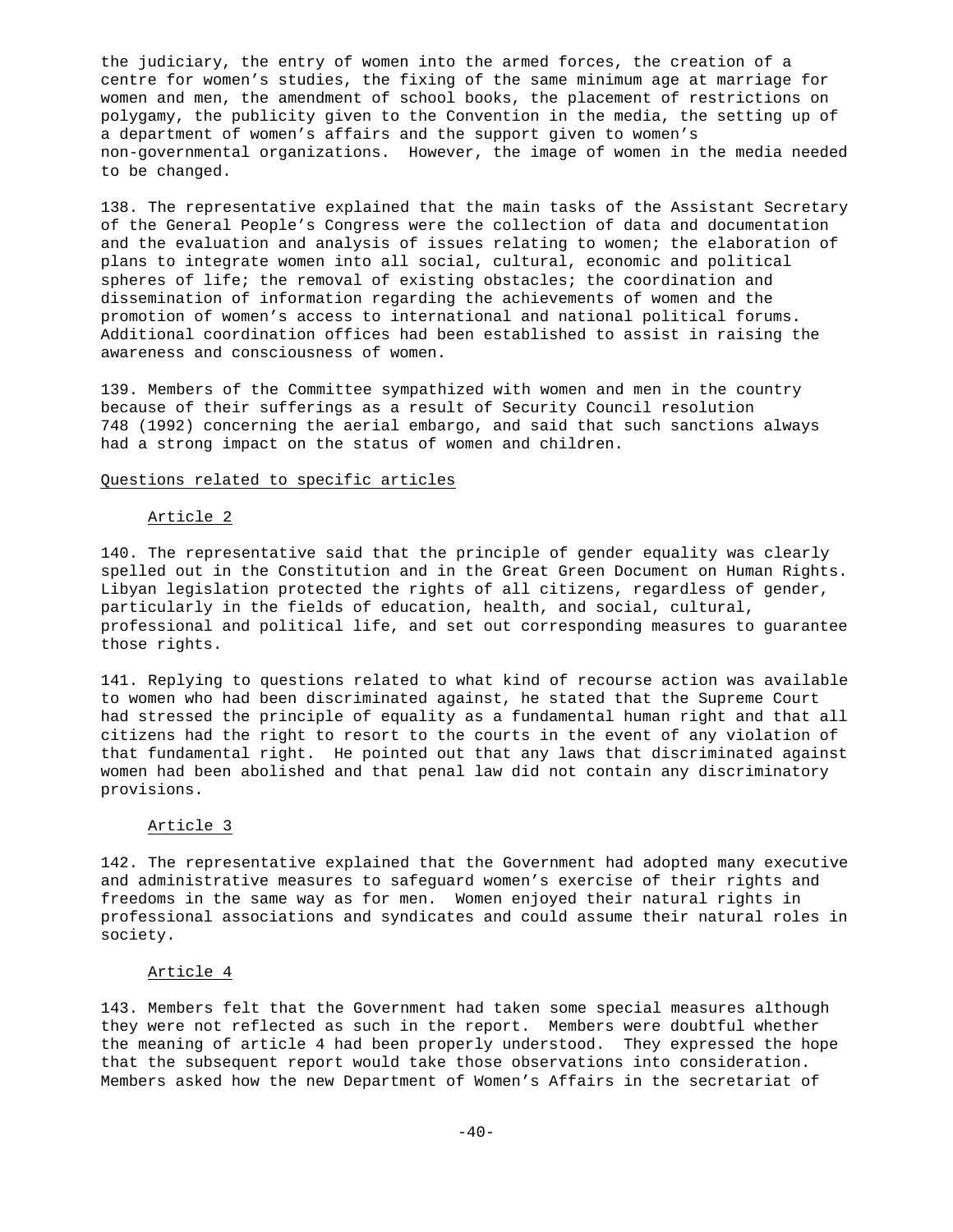the judiciary, the entry of women into the armed forces, the creation of a centre for women's studies, the fixing of the same minimum age at marriage for women and men, the amendment of school books, the placement of restrictions on polygamy, the publicity given to the Convention in the media, the setting up of a department of women's affairs and the support given to women's non-governmental organizations. However, the image of women in the media needed to be changed.

138. The representative explained that the main tasks of the Assistant Secretary of the General People's Congress were the collection of data and documentation and the evaluation and analysis of issues relating to women; the elaboration of plans to integrate women into all social, cultural, economic and political spheres of life; the removal of existing obstacles; the coordination and dissemination of information regarding the achievements of women and the promotion of women's access to international and national political forums. Additional coordination offices had been established to assist in raising the awareness and consciousness of women.

139. Members of the Committee sympathized with women and men in the country because of their sufferings as a result of Security Council resolution 748 (1992) concerning the aerial embargo, and said that such sanctions always had a strong impact on the status of women and children.

### Questions related to specific articles

#### Article 2

140. The representative said that the principle of gender equality was clearly spelled out in the Constitution and in the Great Green Document on Human Rights. Libyan legislation protected the rights of all citizens, regardless of gender, particularly in the fields of education, health, and social, cultural, professional and political life, and set out corresponding measures to guarantee those rights.

141. Replying to questions related to what kind of recourse action was available to women who had been discriminated against, he stated that the Supreme Court had stressed the principle of equality as a fundamental human right and that all citizens had the right to resort to the courts in the event of any violation of that fundamental right. He pointed out that any laws that discriminated against women had been abolished and that penal law did not contain any discriminatory provisions.

#### Article 3

142. The representative explained that the Government had adopted many executive and administrative measures to safeguard women's exercise of their rights and freedoms in the same way as for men. Women enjoyed their natural rights in professional associations and syndicates and could assume their natural roles in society.

#### Article 4

143. Members felt that the Government had taken some special measures although they were not reflected as such in the report. Members were doubtful whether the meaning of article 4 had been properly understood. They expressed the hope that the subsequent report would take those observations into consideration. Members asked how the new Department of Women's Affairs in the secretariat of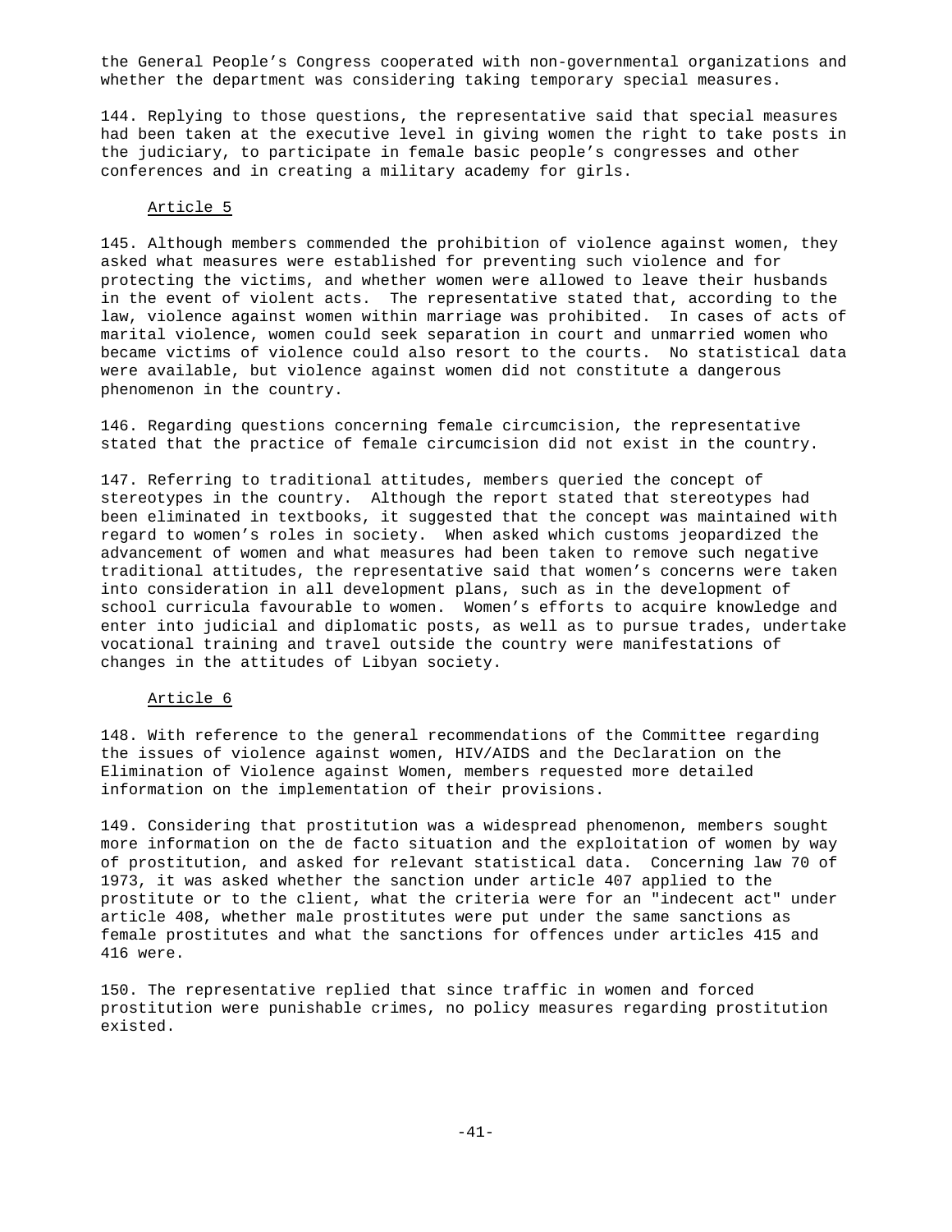the General People's Congress cooperated with non-governmental organizations and whether the department was considering taking temporary special measures.

144. Replying to those questions, the representative said that special measures had been taken at the executive level in giving women the right to take posts in the judiciary, to participate in female basic people's congresses and other conferences and in creating a military academy for girls.

### Article 5

145. Although members commended the prohibition of violence against women, they asked what measures were established for preventing such violence and for protecting the victims, and whether women were allowed to leave their husbands in the event of violent acts. The representative stated that, according to the law, violence against women within marriage was prohibited. In cases of acts of marital violence, women could seek separation in court and unmarried women who became victims of violence could also resort to the courts. No statistical data were available, but violence against women did not constitute a dangerous phenomenon in the country.

146. Regarding questions concerning female circumcision, the representative stated that the practice of female circumcision did not exist in the country.

147. Referring to traditional attitudes, members queried the concept of stereotypes in the country. Although the report stated that stereotypes had been eliminated in textbooks, it suggested that the concept was maintained with regard to women's roles in society. When asked which customs jeopardized the advancement of women and what measures had been taken to remove such negative traditional attitudes, the representative said that women's concerns were taken into consideration in all development plans, such as in the development of school curricula favourable to women. Women's efforts to acquire knowledge and enter into judicial and diplomatic posts, as well as to pursue trades, undertake vocational training and travel outside the country were manifestations of changes in the attitudes of Libyan society.

### Article 6

148. With reference to the general recommendations of the Committee regarding the issues of violence against women, HIV/AIDS and the Declaration on the Elimination of Violence against Women, members requested more detailed information on the implementation of their provisions.

149. Considering that prostitution was a widespread phenomenon, members sought more information on the de facto situation and the exploitation of women by way of prostitution, and asked for relevant statistical data. Concerning law 70 of 1973, it was asked whether the sanction under article 407 applied to the prostitute or to the client, what the criteria were for an "indecent act" under article 408, whether male prostitutes were put under the same sanctions as female prostitutes and what the sanctions for offences under articles 415 and 416 were.

150. The representative replied that since traffic in women and forced prostitution were punishable crimes, no policy measures regarding prostitution existed.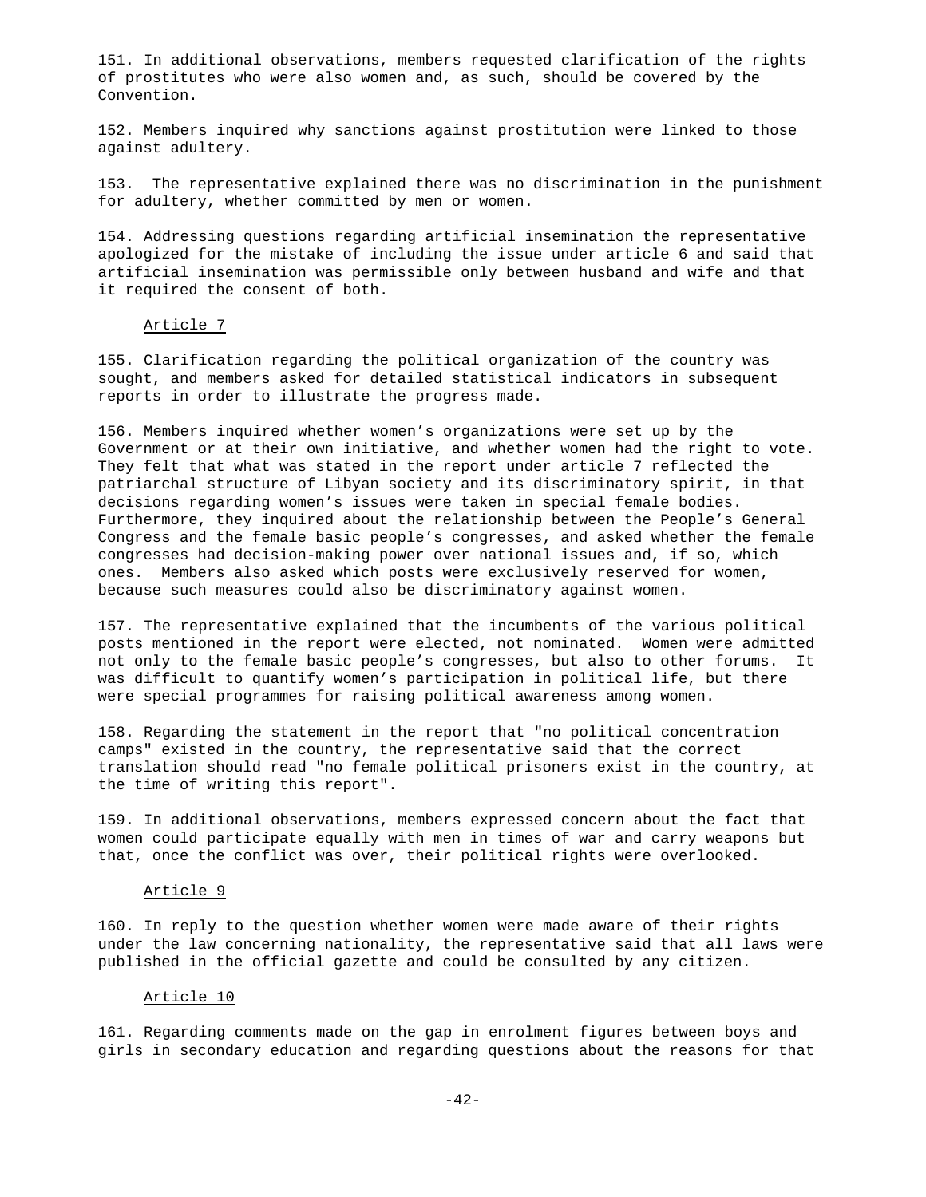151. In additional observations, members requested clarification of the rights of prostitutes who were also women and, as such, should be covered by the Convention.

152. Members inquired why sanctions against prostitution were linked to those against adultery.

153. The representative explained there was no discrimination in the punishment for adultery, whether committed by men or women.

154. Addressing questions regarding artificial insemination the representative apologized for the mistake of including the issue under article 6 and said that artificial insemination was permissible only between husband and wife and that it required the consent of both.

Article 7

155. Clarification regarding the political organization of the country was sought, and members asked for detailed statistical indicators in subsequent reports in order to illustrate the progress made.

156. Members inquired whether women's organizations were set up by the Government or at their own initiative, and whether women had the right to vote. They felt that what was stated in the report under article 7 reflected the patriarchal structure of Libyan society and its discriminatory spirit, in that decisions regarding women's issues were taken in special female bodies. Furthermore, they inquired about the relationship between the People's General Congress and the female basic people's congresses, and asked whether the female congresses had decision-making power over national issues and, if so, which ones. Members also asked which posts were exclusively reserved for women, because such measures could also be discriminatory against women.

157. The representative explained that the incumbents of the various political posts mentioned in the report were elected, not nominated. Women were admitted not only to the female basic people's congresses, but also to other forums. It was difficult to quantify women's participation in political life, but there were special programmes for raising political awareness among women.

158. Regarding the statement in the report that "no political concentration camps" existed in the country, the representative said that the correct translation should read "no female political prisoners exist in the country, at the time of writing this report".

159. In additional observations, members expressed concern about the fact that women could participate equally with men in times of war and carry weapons but that, once the conflict was over, their political rights were overlooked.

Article 9

160. In reply to the question whether women were made aware of their rights under the law concerning nationality, the representative said that all laws were published in the official gazette and could be consulted by any citizen.

Article 10

161. Regarding comments made on the gap in enrolment figures between boys and girls in secondary education and regarding questions about the reasons for that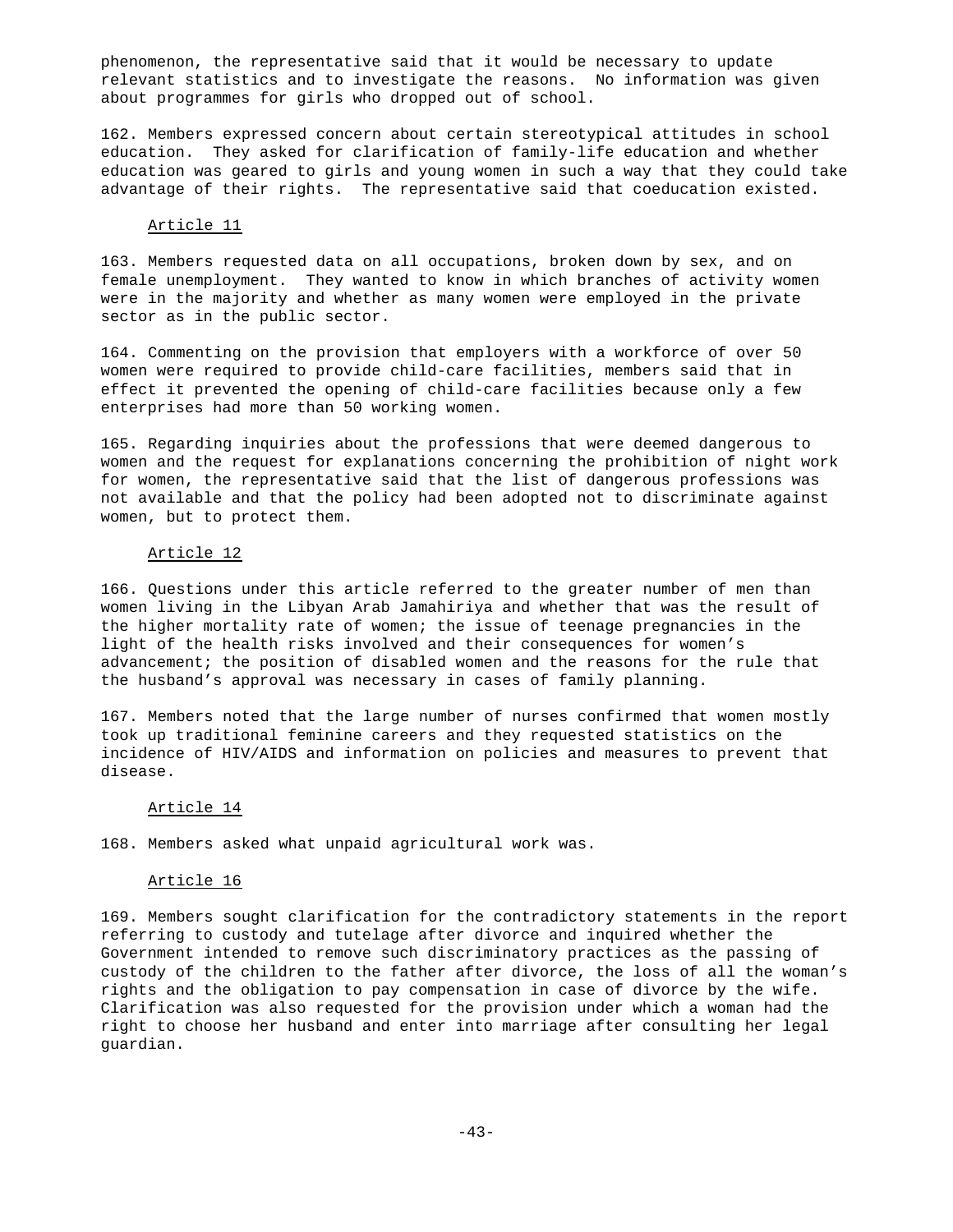phenomenon, the representative said that it would be necessary to update relevant statistics and to investigate the reasons. No information was given about programmes for girls who dropped out of school.

162. Members expressed concern about certain stereotypical attitudes in school education. They asked for clarification of family-life education and whether education was geared to girls and young women in such a way that they could take advantage of their rights. The representative said that coeducation existed.

Article 11

163. Members requested data on all occupations, broken down by sex, and on female unemployment. They wanted to know in which branches of activity women were in the majority and whether as many women were employed in the private sector as in the public sector.

164. Commenting on the provision that employers with a workforce of over 50 women were required to provide child-care facilities, members said that in effect it prevented the opening of child-care facilities because only a few enterprises had more than 50 working women.

165. Regarding inquiries about the professions that were deemed dangerous to women and the request for explanations concerning the prohibition of night work for women, the representative said that the list of dangerous professions was not available and that the policy had been adopted not to discriminate against women, but to protect them.

Article 12

166. Questions under this article referred to the greater number of men than women living in the Libyan Arab Jamahiriya and whether that was the result of the higher mortality rate of women; the issue of teenage pregnancies in the light of the health risks involved and their consequences for women's advancement; the position of disabled women and the reasons for the rule that the husband's approval was necessary in cases of family planning.

167. Members noted that the large number of nurses confirmed that women mostly took up traditional feminine careers and they requested statistics on the incidence of HIV/AIDS and information on policies and measures to prevent that disease.

Article 14

168. Members asked what unpaid agricultural work was.

Article 16

169. Members sought clarification for the contradictory statements in the report referring to custody and tutelage after divorce and inquired whether the Government intended to remove such discriminatory practices as the passing of custody of the children to the father after divorce, the loss of all the woman's rights and the obligation to pay compensation in case of divorce by the wife. Clarification was also requested for the provision under which a woman had the right to choose her husband and enter into marriage after consulting her legal guardian.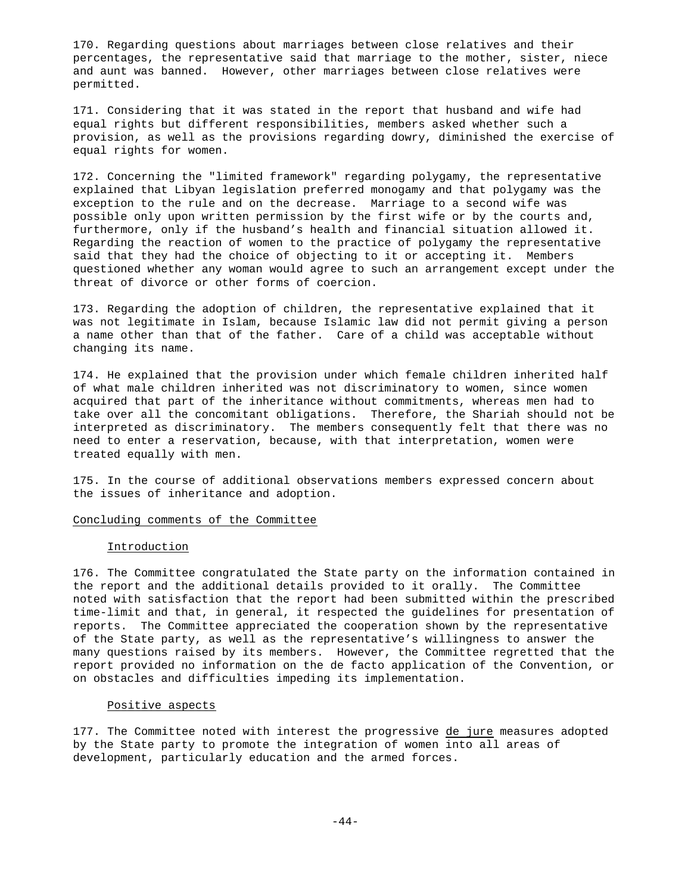170. Regarding questions about marriages between close relatives and their percentages, the representative said that marriage to the mother, sister, niece and aunt was banned. However, other marriages between close relatives were permitted.

171. Considering that it was stated in the report that husband and wife had equal rights but different responsibilities, members asked whether such a provision, as well as the provisions regarding dowry, diminished the exercise of equal rights for women.

172. Concerning the "limited framework" regarding polygamy, the representative explained that Libyan legislation preferred monogamy and that polygamy was the exception to the rule and on the decrease. Marriage to a second wife was possible only upon written permission by the first wife or by the courts and, furthermore, only if the husband's health and financial situation allowed it. Regarding the reaction of women to the practice of polygamy the representative said that they had the choice of objecting to it or accepting it. Members questioned whether any woman would agree to such an arrangement except under the threat of divorce or other forms of coercion.

173. Regarding the adoption of children, the representative explained that it was not legitimate in Islam, because Islamic law did not permit giving a person a name other than that of the father. Care of a child was acceptable without changing its name.

174. He explained that the provision under which female children inherited half of what male children inherited was not discriminatory to women, since women acquired that part of the inheritance without commitments, whereas men had to take over all the concomitant obligations. Therefore, the Shariah should not be interpreted as discriminatory. The members consequently felt that there was no need to enter a reservation, because, with that interpretation, women were treated equally with men.

175. In the course of additional observations members expressed concern about the issues of inheritance and adoption.

## Concluding comments of the Committee

### Introduction

176. The Committee congratulated the State party on the information contained in the report and the additional details provided to it orally. The Committee noted with satisfaction that the report had been submitted within the prescribed time-limit and that, in general, it respected the guidelines for presentation of reports. The Committee appreciated the cooperation shown by the representative of the State party, as well as the representative's willingness to answer the many questions raised by its members. However, the Committee regretted that the report provided no information on the de facto application of the Convention, or on obstacles and difficulties impeding its implementation.

### Positive aspects

177. The Committee noted with interest the progressive *de jure* measures adopted by the State party to promote the integration of women into all areas of development, particularly education and the armed forces.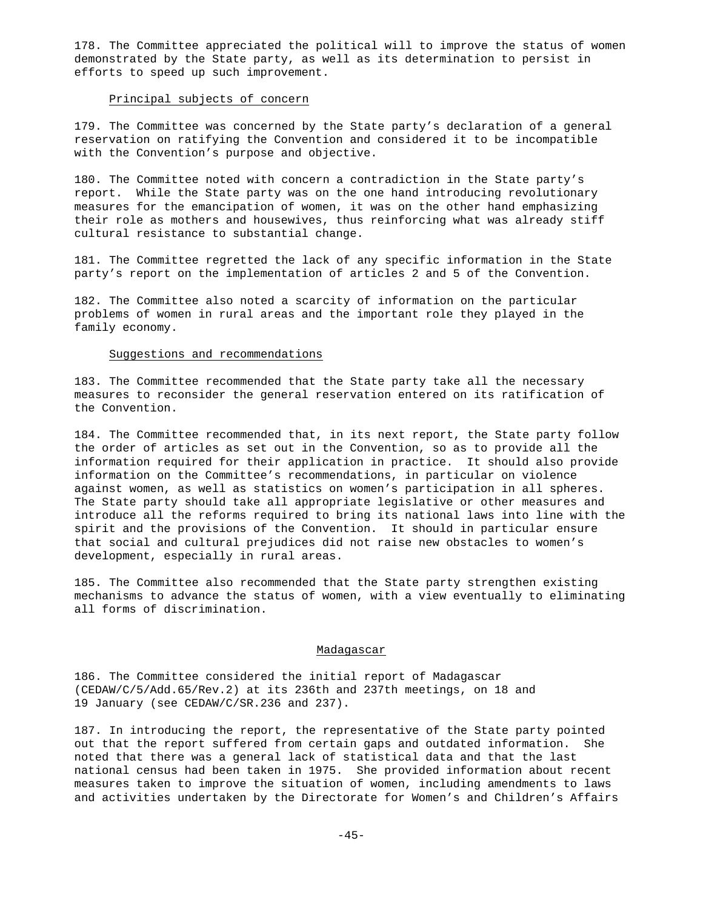178. The Committee appreciated the political will to improve the status of women demonstrated by the State party, as well as its determination to persist in efforts to speed up such improvement.

Principal subjects of concern

179. The Committee was concerned by the State party's declaration of a general reservation on ratifying the Convention and considered it to be incompatible with the Convention's purpose and objective.

180. The Committee noted with concern a contradiction in the State party's report. While the State party was on the one hand introducing revolutionary measures for the emancipation of women, it was on the other hand emphasizing their role as mothers and housewives, thus reinforcing what was already stiff cultural resistance to substantial change.

181. The Committee regretted the lack of any specific information in the State party's report on the implementation of articles 2 and 5 of the Convention.

182. The Committee also noted a scarcity of information on the particular problems of women in rural areas and the important role they played in the family economy.

Suggestions and recommendations

183. The Committee recommended that the State party take all the necessary measures to reconsider the general reservation entered on its ratification of the Convention.

184. The Committee recommended that, in its next report, the State party follow the order of articles as set out in the Convention, so as to provide all the information required for their application in practice. It should also provide information on the Committee's recommendations, in particular on violence against women, as well as statistics on women's participation in all spheres. The State party should take all appropriate legislative or other measures and introduce all the reforms required to bring its national laws into line with the spirit and the provisions of the Convention. It should in particular ensure that social and cultural prejudices did not raise new obstacles to women's development, especially in rural areas.

185. The Committee also recommended that the State party strengthen existing mechanisms to advance the status of women, with a view eventually to eliminating all forms of discrimination.

## Madagascar

186. The Committee considered the initial report of Madagascar (CEDAW/C/5/Add.65/Rev.2) at its 236th and 237th meetings, on 18 and 19 January (see CEDAW/C/SR.236 and 237).

187. In introducing the report, the representative of the State party pointed out that the report suffered from certain gaps and outdated information. She noted that there was a general lack of statistical data and that the last national census had been taken in 1975. She provided information about recent measures taken to improve the situation of women, including amendments to laws and activities undertaken by the Directorate for Women's and Children's Affairs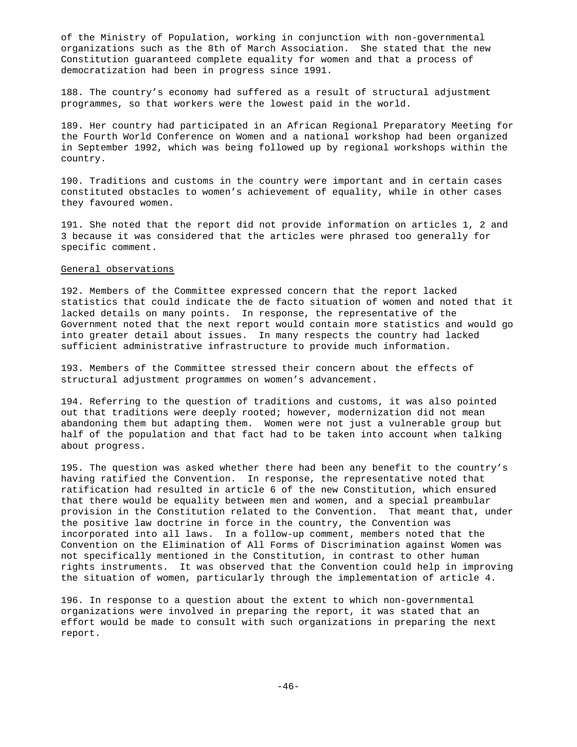of the Ministry of Population, working in conjunction with non-governmental organizations such as the 8th of March Association. She stated that the new Constitution guaranteed complete equality for women and that a process of democratization had been in progress since 1991.

188. The country's economy had suffered as a result of structural adjustment programmes, so that workers were the lowest paid in the world.

189. Her country had participated in an African Regional Preparatory Meeting for the Fourth World Conference on Women and a national workshop had been organized in September 1992, which was being followed up by regional workshops within the country.

190. Traditions and customs in the country were important and in certain cases constituted obstacles to women's achievement of equality, while in other cases they favoured women.

191. She noted that the report did not provide information on articles 1, 2 and 3 because it was considered that the articles were phrased too generally for specific comment.

General observations

192. Members of the Committee expressed concern that the report lacked statistics that could indicate the de facto situation of women and noted that it lacked details on many points. In response, the representative of the Government noted that the next report would contain more statistics and would go into greater detail about issues. In many respects the country had lacked sufficient administrative infrastructure to provide much information.

193. Members of the Committee stressed their concern about the effects of structural adjustment programmes on women's advancement.

194. Referring to the question of traditions and customs, it was also pointed out that traditions were deeply rooted; however, modernization did not mean abandoning them but adapting them. Women were not just a vulnerable group but half of the population and that fact had to be taken into account when talking about progress.

195. The question was asked whether there had been any benefit to the country's having ratified the Convention. In response, the representative noted that ratification had resulted in article 6 of the new Constitution, which ensured that there would be equality between men and women, and a special preambular provision in the Constitution related to the Convention. That meant that, under the positive law doctrine in force in the country, the Convention was incorporated into all laws. In a follow-up comment, members noted that the Convention on the Elimination of All Forms of Discrimination against Women was not specifically mentioned in the Constitution, in contrast to other human rights instruments. It was observed that the Convention could help in improving the situation of women, particularly through the implementation of article 4.

196. In response to a question about the extent to which non-governmental organizations were involved in preparing the report, it was stated that an effort would be made to consult with such organizations in preparing the next report.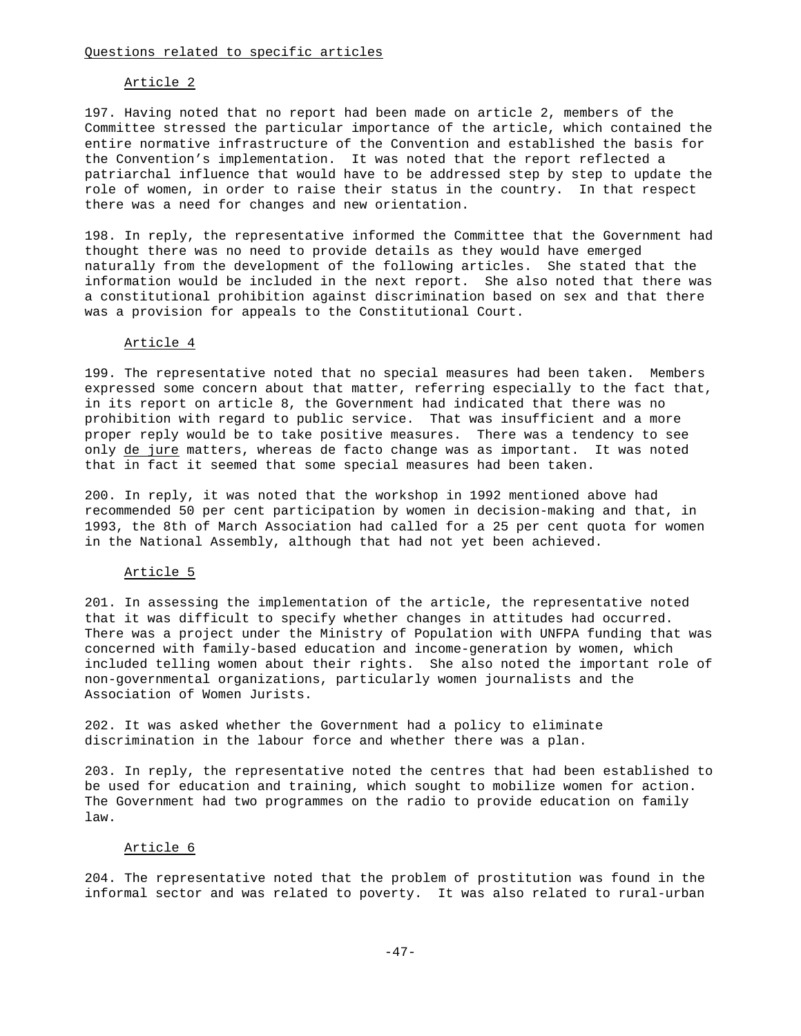Questions related to specific articles

Article 2

197. Having noted that no report had been made on article 2, members of the Committee stressed the particular importance of the article, which contained the entire normative infrastructure of the Convention and established the basis for the Convention's implementation. It was noted that the report reflected a patriarchal influence that would have to be addressed step by step to update the role of women, in order to raise their status in the country. In that respect there was a need for changes and new orientation.

198. In reply, the representative informed the Committee that the Government had thought there was no need to provide details as they would have emerged naturally from the development of the following articles. She stated that the information would be included in the next report. She also noted that there was a constitutional prohibition against discrimination based on sex and that there was a provision for appeals to the Constitutional Court.

Article 4

199. The representative noted that no special measures had been taken. Members expressed some concern about that matter, referring especially to the fact that, in its report on article 8, the Government had indicated that there was no prohibition with regard to public service. That was insufficient and a more proper reply would be to take positive measures. There was a tendency to see only de jure matters, whereas de facto change was as important. It was noted that in fact it seemed that some special measures had been taken.

200. In reply, it was noted that the workshop in 1992 mentioned above had recommended 50 per cent participation by women in decision-making and that, in 1993, the 8th of March Association had called for a 25 per cent quota for women in the National Assembly, although that had not yet been achieved.

Article 5

201. In assessing the implementation of the article, the representative noted that it was difficult to specify whether changes in attitudes had occurred. There was a project under the Ministry of Population with UNFPA funding that was concerned with family-based education and income-generation by women, which included telling women about their rights. She also noted the important role of non-governmental organizations, particularly women journalists and the Association of Women Jurists.

202. It was asked whether the Government had a policy to eliminate discrimination in the labour force and whether there was a plan.

203. In reply, the representative noted the centres that had been established to be used for education and training, which sought to mobilize women for action. The Government had two programmes on the radio to provide education on family law.

Article 6

204. The representative noted that the problem of prostitution was found in the informal sector and was related to poverty. It was also related to rural-urban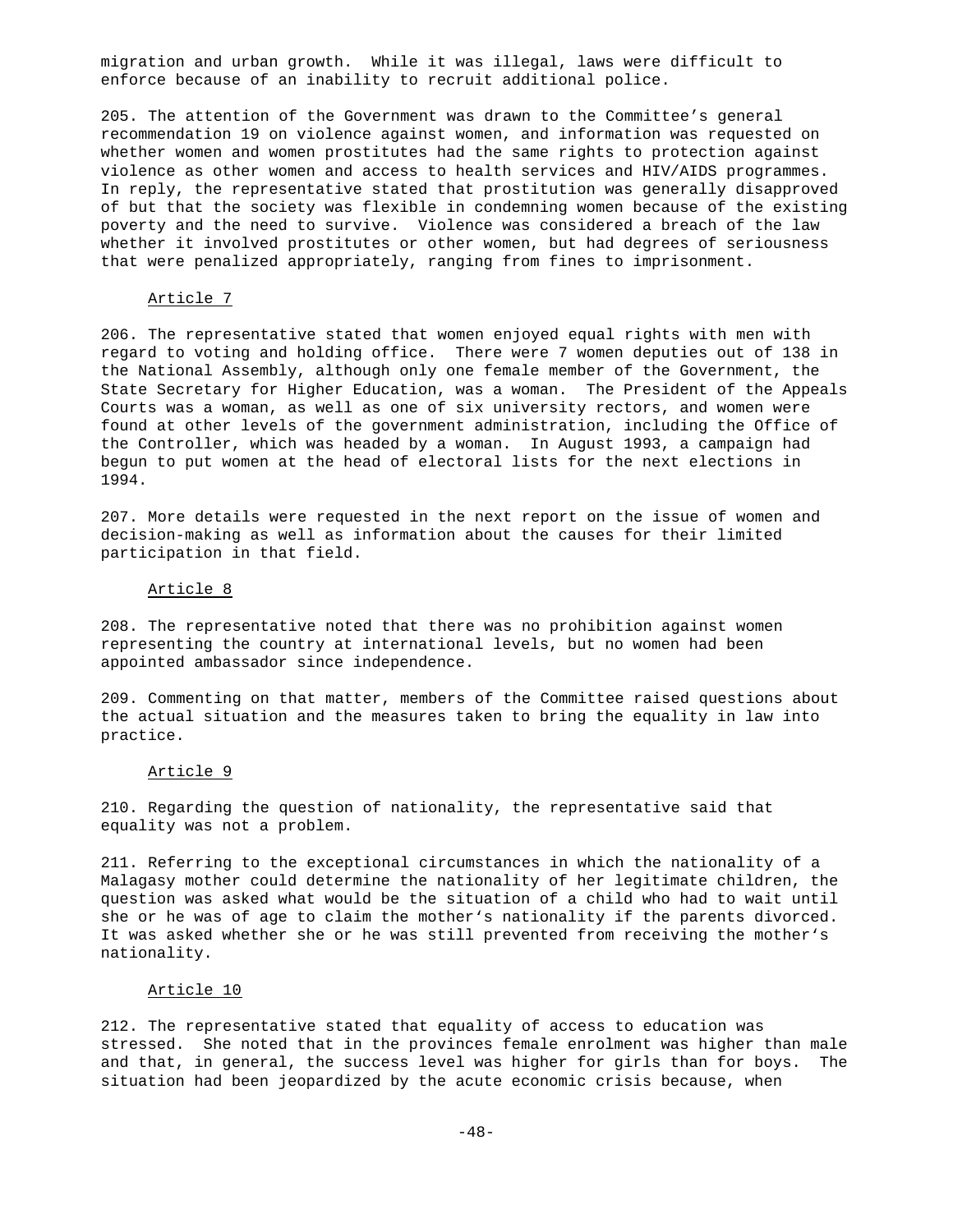migration and urban growth. While it was illegal, laws were difficult to enforce because of an inability to recruit additional police.

205. The attention of the Government was drawn to the Committee's general recommendation 19 on violence against women, and information was requested on whether women and women prostitutes had the same rights to protection against violence as other women and access to health services and HIV/AIDS programmes. In reply, the representative stated that prostitution was generally disapproved of but that the society was flexible in condemning women because of the existing poverty and the need to survive. Violence was considered a breach of the law whether it involved prostitutes or other women, but had degrees of seriousness that were penalized appropriately, ranging from fines to imprisonment.

### Article 7

206. The representative stated that women enjoyed equal rights with men with regard to voting and holding office. There were 7 women deputies out of 138 in the National Assembly, although only one female member of the Government, the State Secretary for Higher Education, was a woman. The President of the Appeals Courts was a woman, as well as one of six university rectors, and women were found at other levels of the government administration, including the Office of the Controller, which was headed by a woman. In August 1993, a campaign had begun to put women at the head of electoral lists for the next elections in 1994.

207. More details were requested in the next report on the issue of women and decision-making as well as information about the causes for their limited participation in that field.

### Article 8

208. The representative noted that there was no prohibition against women representing the country at international levels, but no women had been appointed ambassador since independence.

209. Commenting on that matter, members of the Committee raised questions about the actual situation and the measures taken to bring the equality in law into practice.

### Article 9

210. Regarding the question of nationality, the representative said that equality was not a problem.

211. Referring to the exceptional circumstances in which the nationality of a Malagasy mother could determine the nationality of her legitimate children, the question was asked what would be the situation of a child who had to wait until she or he was of age to claim the mother's nationality if the parents divorced. It was asked whether she or he was still prevented from receiving the mother's nationality.

### Article 10

212. The representative stated that equality of access to education was stressed. She noted that in the provinces female enrolment was higher than male and that, in general, the success level was higher for girls than for boys. The situation had been jeopardized by the acute economic crisis because, when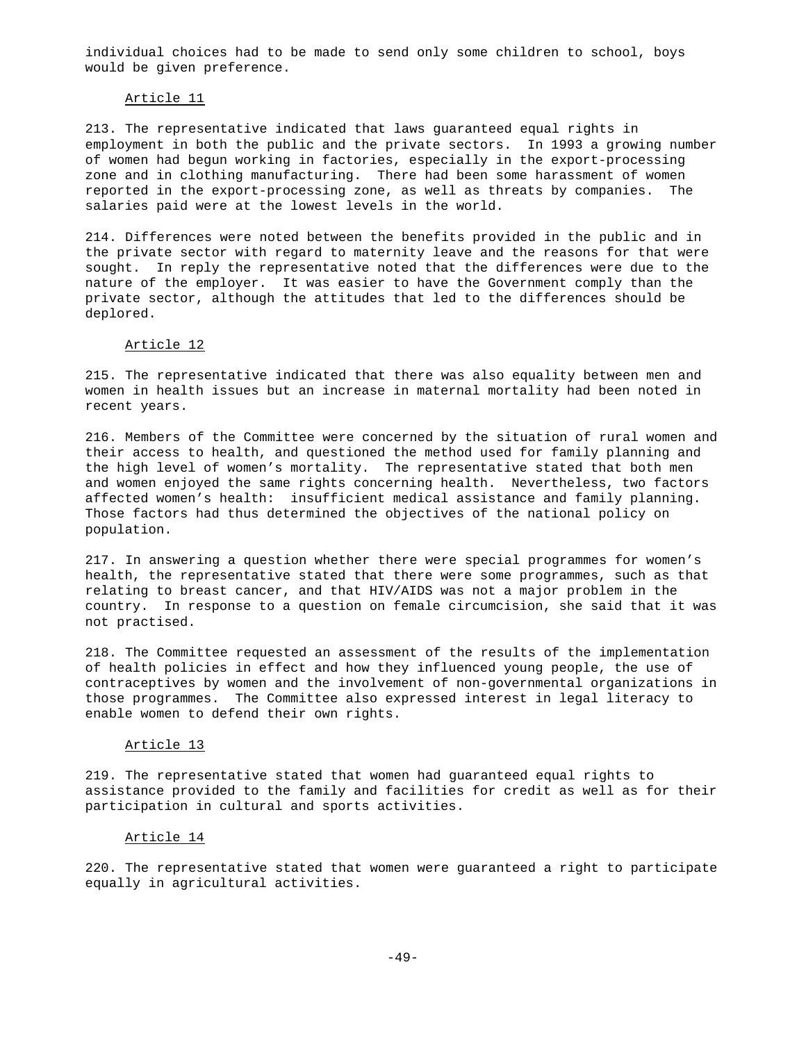individual choices had to be made to send only some children to school, boys would be given preference.

Article 11

213. The representative indicated that laws guaranteed equal rights in employment in both the public and the private sectors. In 1993 a growing number of women had begun working in factories, especially in the export-processing zone and in clothing manufacturing. There had been some harassment of women reported in the export-processing zone, as well as threats by companies. The salaries paid were at the lowest levels in the world.

214. Differences were noted between the benefits provided in the public and in the private sector with regard to maternity leave and the reasons for that were sought. In reply the representative noted that the differences were due to the nature of the employer. It was easier to have the Government comply than the private sector, although the attitudes that led to the differences should be deplored.

Article 12

215. The representative indicated that there was also equality between men and women in health issues but an increase in maternal mortality had been noted in recent years.

216. Members of the Committee were concerned by the situation of rural women and their access to health, and questioned the method used for family planning and the high level of women's mortality. The representative stated that both men and women enjoyed the same rights concerning health. Nevertheless, two factors affected women's health: insufficient medical assistance and family planning. Those factors had thus determined the objectives of the national policy on population.

217. In answering a question whether there were special programmes for women's health, the representative stated that there were some programmes, such as that relating to breast cancer, and that HIV/AIDS was not a major problem in the country. In response to a question on female circumcision, she said that it was not practised.

218. The Committee requested an assessment of the results of the implementation of health policies in effect and how they influenced young people, the use of contraceptives by women and the involvement of non-governmental organizations in those programmes. The Committee also expressed interest in legal literacy to enable women to defend their own rights.

Article 13

219. The representative stated that women had guaranteed equal rights to assistance provided to the family and facilities for credit as well as for their participation in cultural and sports activities.

Article 14

220. The representative stated that women were guaranteed a right to participate equally in agricultural activities.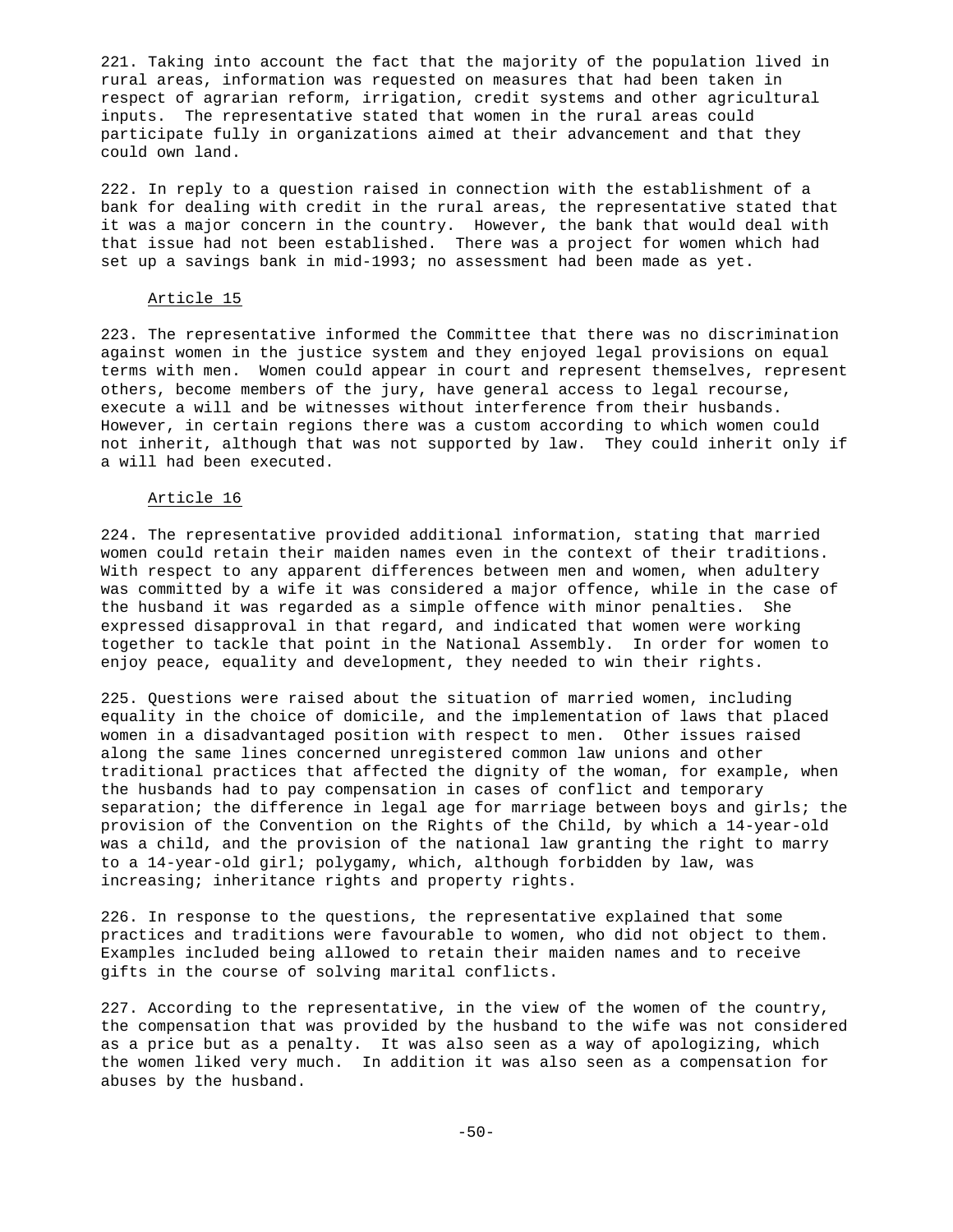221. Taking into account the fact that the majority of the population lived in rural areas, information was requested on measures that had been taken in respect of agrarian reform, irrigation, credit systems and other agricultural inputs. The representative stated that women in the rural areas could participate fully in organizations aimed at their advancement and that they could own land.

222. In reply to a question raised in connection with the establishment of a bank for dealing with credit in the rural areas, the representative stated that it was a major concern in the country. However, the bank that would deal with that issue had not been established. There was a project for women which had set up a savings bank in mid-1993; no assessment had been made as yet.

Article 15

223. The representative informed the Committee that there was no discrimination against women in the justice system and they enjoyed legal provisions on equal terms with men. Women could appear in court and represent themselves, represent others, become members of the jury, have general access to legal recourse, execute a will and be witnesses without interference from their husbands. However, in certain regions there was a custom according to which women could not inherit, although that was not supported by law. They could inherit only if a will had been executed.

Article 16

224. The representative provided additional information, stating that married women could retain their maiden names even in the context of their traditions. With respect to any apparent differences between men and women, when adultery was committed by a wife it was considered a major offence, while in the case of the husband it was regarded as a simple offence with minor penalties. She expressed disapproval in that regard, and indicated that women were working together to tackle that point in the National Assembly. In order for women to enjoy peace, equality and development, they needed to win their rights.

225. Questions were raised about the situation of married women, including equality in the choice of domicile, and the implementation of laws that placed women in a disadvantaged position with respect to men. Other issues raised along the same lines concerned unregistered common law unions and other traditional practices that affected the dignity of the woman, for example, when the husbands had to pay compensation in cases of conflict and temporary separation; the difference in legal age for marriage between boys and girls; the provision of the Convention on the Rights of the Child, by which a 14-year-old was a child, and the provision of the national law granting the right to marry to a 14-year-old girl; polygamy, which, although forbidden by law, was increasing; inheritance rights and property rights.

226. In response to the questions, the representative explained that some practices and traditions were favourable to women, who did not object to them. Examples included being allowed to retain their maiden names and to receive gifts in the course of solving marital conflicts.

227. According to the representative, in the view of the women of the country, the compensation that was provided by the husband to the wife was not considered as a price but as a penalty. It was also seen as a way of apologizing, which the women liked very much. In addition it was also seen as a compensation for abuses by the husband.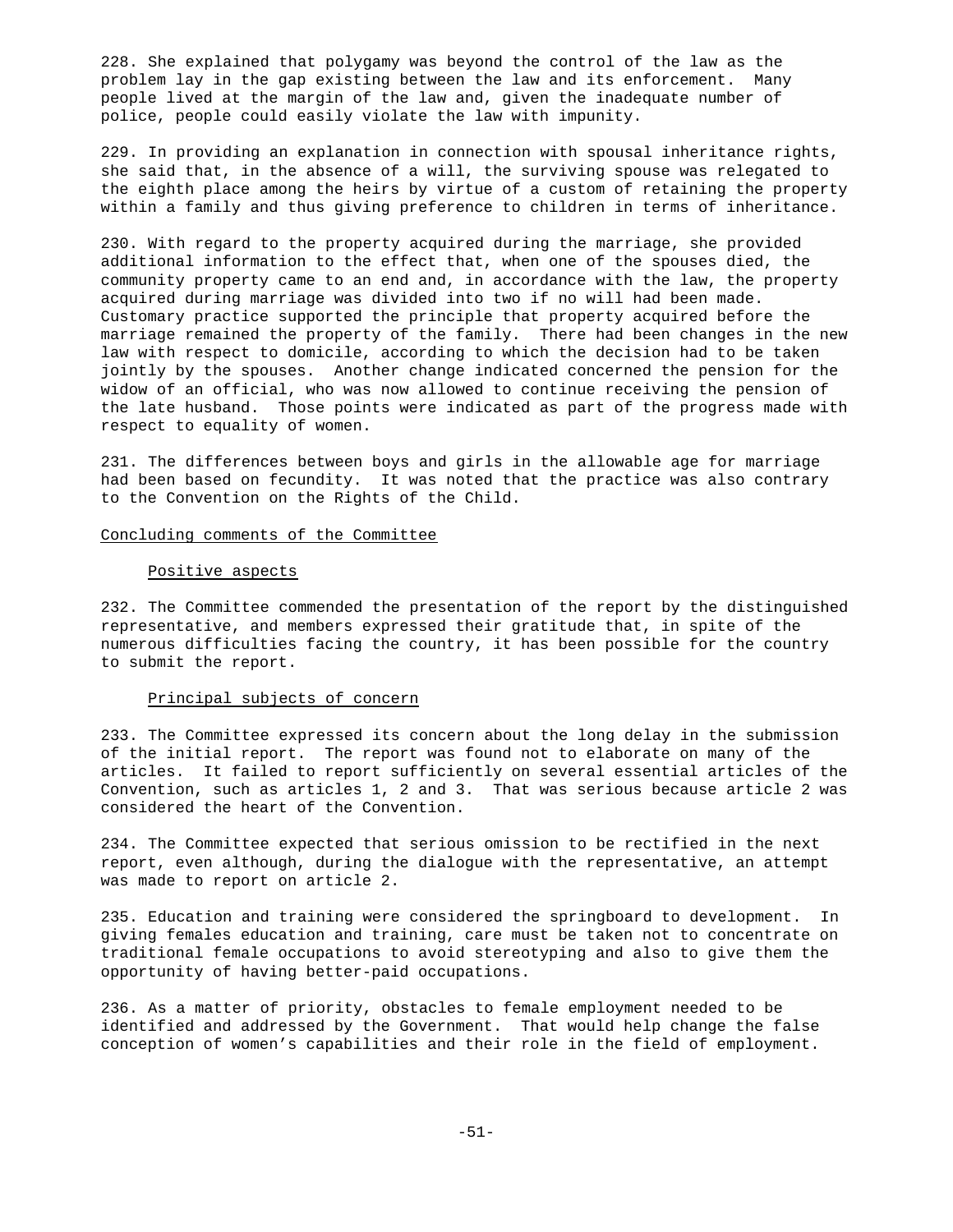228. She explained that polygamy was beyond the control of the law as the problem lay in the gap existing between the law and its enforcement. Many people lived at the margin of the law and, given the inadequate number of police, people could easily violate the law with impunity.

229. In providing an explanation in connection with spousal inheritance rights, she said that, in the absence of a will, the surviving spouse was relegated to the eighth place among the heirs by virtue of a custom of retaining the property within a family and thus giving preference to children in terms of inheritance.

230. With regard to the property acquired during the marriage, she provided additional information to the effect that, when one of the spouses died, the community property came to an end and, in accordance with the law, the property acquired during marriage was divided into two if no will had been made. Customary practice supported the principle that property acquired before the marriage remained the property of the family. There had been changes in the new law with respect to domicile, according to which the decision had to be taken jointly by the spouses. Another change indicated concerned the pension for the widow of an official, who was now allowed to continue receiving the pension of the late husband. Those points were indicated as part of the progress made with respect to equality of women.

231. The differences between boys and girls in the allowable age for marriage had been based on fecundity. It was noted that the practice was also contrary to the Convention on the Rights of the Child.

## Concluding comments of the Committee

### Positive aspects

232. The Committee commended the presentation of the report by the distinguished representative, and members expressed their gratitude that, in spite of the numerous difficulties facing the country, it has been possible for the country to submit the report.

### Principal subjects of concern

233. The Committee expressed its concern about the long delay in the submission of the initial report. The report was found not to elaborate on many of the articles. It failed to report sufficiently on several essential articles of the Convention, such as articles 1, 2 and 3. That was serious because article 2 was considered the heart of the Convention.

234. The Committee expected that serious omission to be rectified in the next report, even although, during the dialogue with the representative, an attempt was made to report on article 2.

235. Education and training were considered the springboard to development. In giving females education and training, care must be taken not to concentrate on traditional female occupations to avoid stereotyping and also to give them the opportunity of having better-paid occupations.

236. As a matter of priority, obstacles to female employment needed to be identified and addressed by the Government. That would help change the false conception of women's capabilities and their role in the field of employment.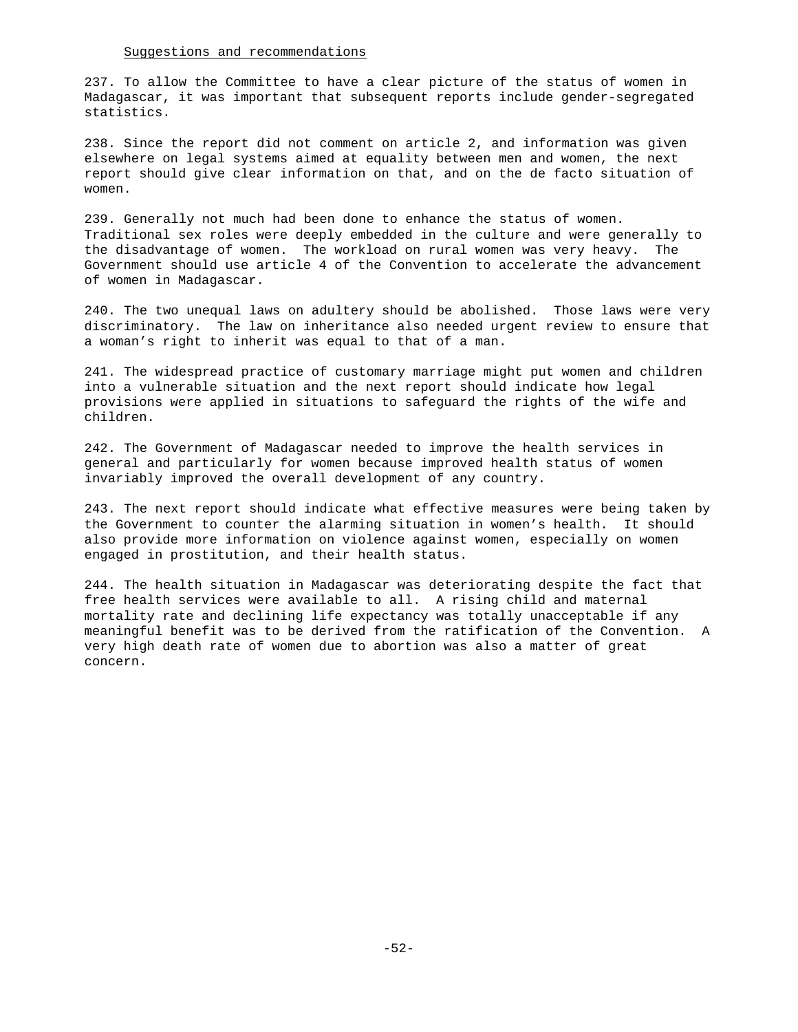Suggestions and recommendations

237. To allow the Committee to have a clear picture of the status of women in Madagascar, it was important that subsequent reports include gender-segregated statistics.

238. Since the report did not comment on article 2, and information was given elsewhere on legal systems aimed at equality between men and women, the next report should give clear information on that, and on the de facto situation of women.

239. Generally not much had been done to enhance the status of women. Traditional sex roles were deeply embedded in the culture and were generally to the disadvantage of women. The workload on rural women was very heavy. The Government should use article 4 of the Convention to accelerate the advancement of women in Madagascar.

240. The two unequal laws on adultery should be abolished. Those laws were very discriminatory. The law on inheritance also needed urgent review to ensure that a woman's right to inherit was equal to that of a man.

241. The widespread practice of customary marriage might put women and children into a vulnerable situation and the next report should indicate how legal provisions were applied in situations to safeguard the rights of the wife and children.

242. The Government of Madagascar needed to improve the health services in general and particularly for women because improved health status of women invariably improved the overall development of any country.

243. The next report should indicate what effective measures were being taken by the Government to counter the alarming situation in women's health. It should also provide more information on violence against women, especially on women engaged in prostitution, and their health status.

244. The health situation in Madagascar was deteriorating despite the fact that free health services were available to all. A rising child and maternal mortality rate and declining life expectancy was totally unacceptable if any meaningful benefit was to be derived from the ratification of the Convention. A very high death rate of women due to abortion was also a matter of great concern.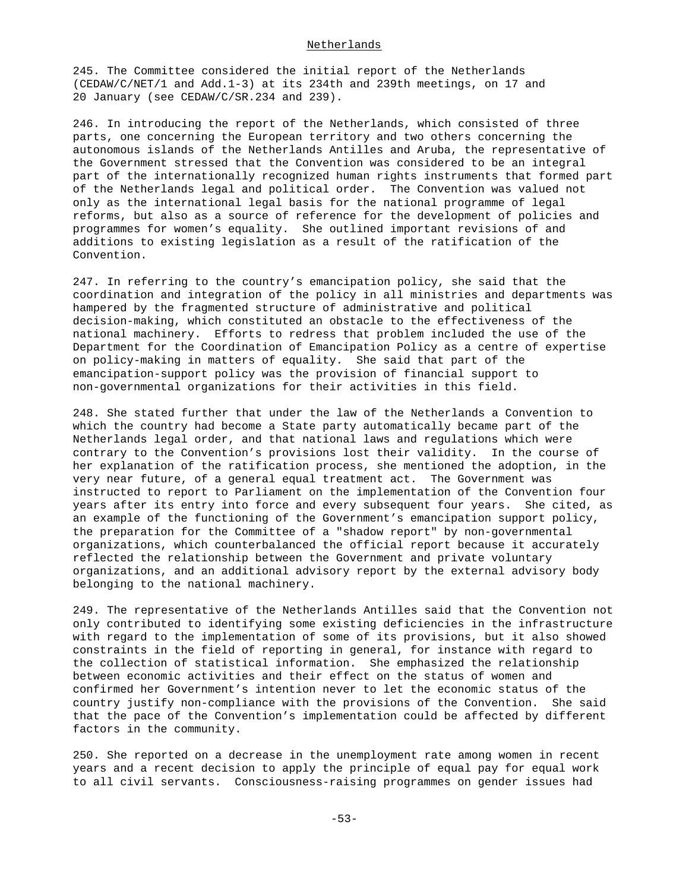## Netherlands

245. The Committee considered the initial report of the Netherlands (CEDAW/C/NET/1 and Add.1-3) at its 234th and 239th meetings, on 17 and 20 January (see CEDAW/C/SR.234 and 239).

246. In introducing the report of the Netherlands, which consisted of three parts, one concerning the European territory and two others concerning the autonomous islands of the Netherlands Antilles and Aruba, the representative of the Government stressed that the Convention was considered to be an integral part of the internationally recognized human rights instruments that formed part of the Netherlands legal and political order. The Convention was valued not only as the international legal basis for the national programme of legal reforms, but also as a source of reference for the development of policies and programmes for women's equality. She outlined important revisions of and additions to existing legislation as a result of the ratification of the Convention.

247. In referring to the country's emancipation policy, she said that the coordination and integration of the policy in all ministries and departments was hampered by the fragmented structure of administrative and political decision-making, which constituted an obstacle to the effectiveness of the national machinery. Efforts to redress that problem included the use of the Department for the Coordination of Emancipation Policy as a centre of expertise on policy-making in matters of equality. She said that part of the emancipation-support policy was the provision of financial support to non-governmental organizations for their activities in this field.

248. She stated further that under the law of the Netherlands a Convention to which the country had become a State party automatically became part of the Netherlands legal order, and that national laws and regulations which were contrary to the Convention's provisions lost their validity. In the course of her explanation of the ratification process, she mentioned the adoption, in the very near future, of a general equal treatment act. The Government was instructed to report to Parliament on the implementation of the Convention four years after its entry into force and every subsequent four years. She cited, as an example of the functioning of the Government's emancipation support policy, the preparation for the Committee of a "shadow report" by non-governmental organizations, which counterbalanced the official report because it accurately reflected the relationship between the Government and private voluntary organizations, and an additional advisory report by the external advisory body belonging to the national machinery.

249. The representative of the Netherlands Antilles said that the Convention not only contributed to identifying some existing deficiencies in the infrastructure with regard to the implementation of some of its provisions, but it also showed constraints in the field of reporting in general, for instance with regard to the collection of statistical information. She emphasized the relationship between economic activities and their effect on the status of women and confirmed her Government's intention never to let the economic status of the country justify non-compliance with the provisions of the Convention. She said that the pace of the Convention's implementation could be affected by different factors in the community.

250. She reported on a decrease in the unemployment rate among women in recent years and a recent decision to apply the principle of equal pay for equal work to all civil servants. Consciousness-raising programmes on gender issues had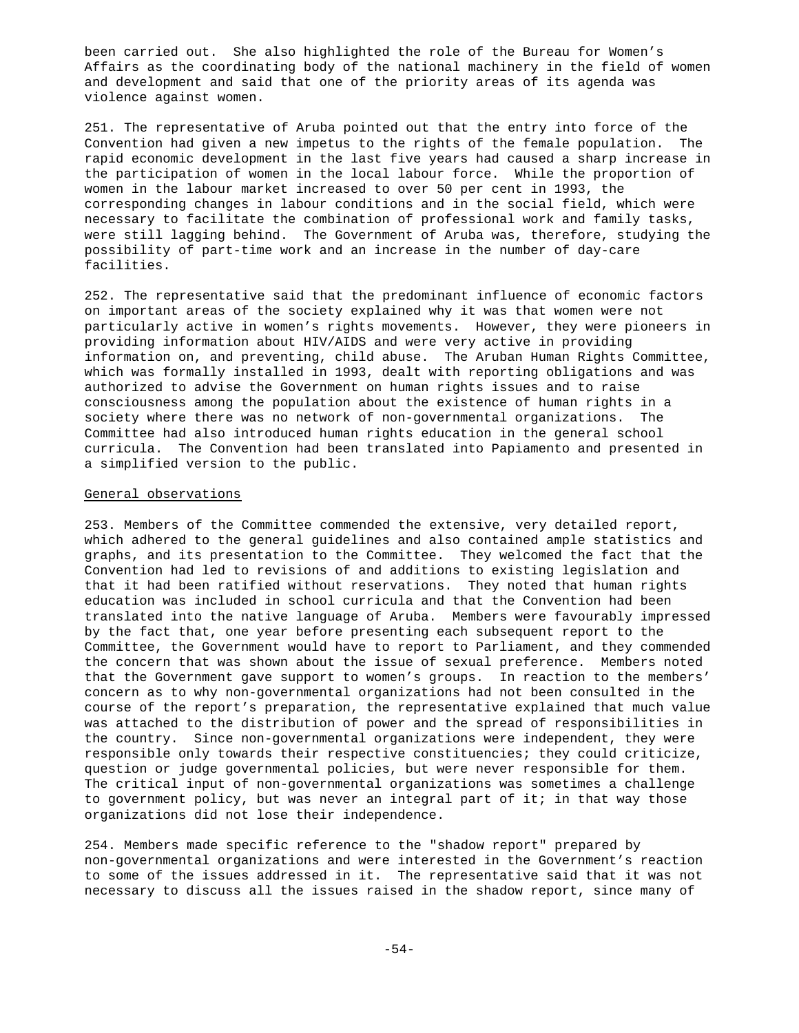been carried out. She also highlighted the role of the Bureau for Women's Affairs as the coordinating body of the national machinery in the field of women and development and said that one of the priority areas of its agenda was violence against women.

251. The representative of Aruba pointed out that the entry into force of the Convention had given a new impetus to the rights of the female population. The rapid economic development in the last five years had caused a sharp increase in the participation of women in the local labour force. While the proportion of women in the labour market increased to over 50 per cent in 1993, the corresponding changes in labour conditions and in the social field, which were necessary to facilitate the combination of professional work and family tasks, were still lagging behind. The Government of Aruba was, therefore, studying the possibility of part-time work and an increase in the number of day-care facilities.

252. The representative said that the predominant influence of economic factors on important areas of the society explained why it was that women were not particularly active in women's rights movements. However, they were pioneers in providing information about HIV/AIDS and were very active in providing information on, and preventing, child abuse. The Aruban Human Rights Committee, which was formally installed in 1993, dealt with reporting obligations and was authorized to advise the Government on human rights issues and to raise consciousness among the population about the existence of human rights in a society where there was no network of non-governmental organizations. The Committee had also introduced human rights education in the general school curricula. The Convention had been translated into Papiamento and presented in a simplified version to the public.

General observations

253. Members of the Committee commended the extensive, very detailed report, which adhered to the general guidelines and also contained ample statistics and graphs, and its presentation to the Committee. They welcomed the fact that the Convention had led to revisions of and additions to existing legislation and that it had been ratified without reservations. They noted that human rights education was included in school curricula and that the Convention had been translated into the native language of Aruba. Members were favourably impressed by the fact that, one year before presenting each subsequent report to the Committee, the Government would have to report to Parliament, and they commended the concern that was shown about the issue of sexual preference. Members noted that the Government gave support to women's groups. In reaction to the members' concern as to why non-governmental organizations had not been consulted in the course of the report's preparation, the representative explained that much value was attached to the distribution of power and the spread of responsibilities in the country. Since non-governmental organizations were independent, they were responsible only towards their respective constituencies; they could criticize, question or judge governmental policies, but were never responsible for them. The critical input of non-governmental organizations was sometimes a challenge to government policy, but was never an integral part of it; in that way those organizations did not lose their independence.

254. Members made specific reference to the "shadow report" prepared by non-governmental organizations and were interested in the Government's reaction to some of the issues addressed in it. The representative said that it was not necessary to discuss all the issues raised in the shadow report, since many of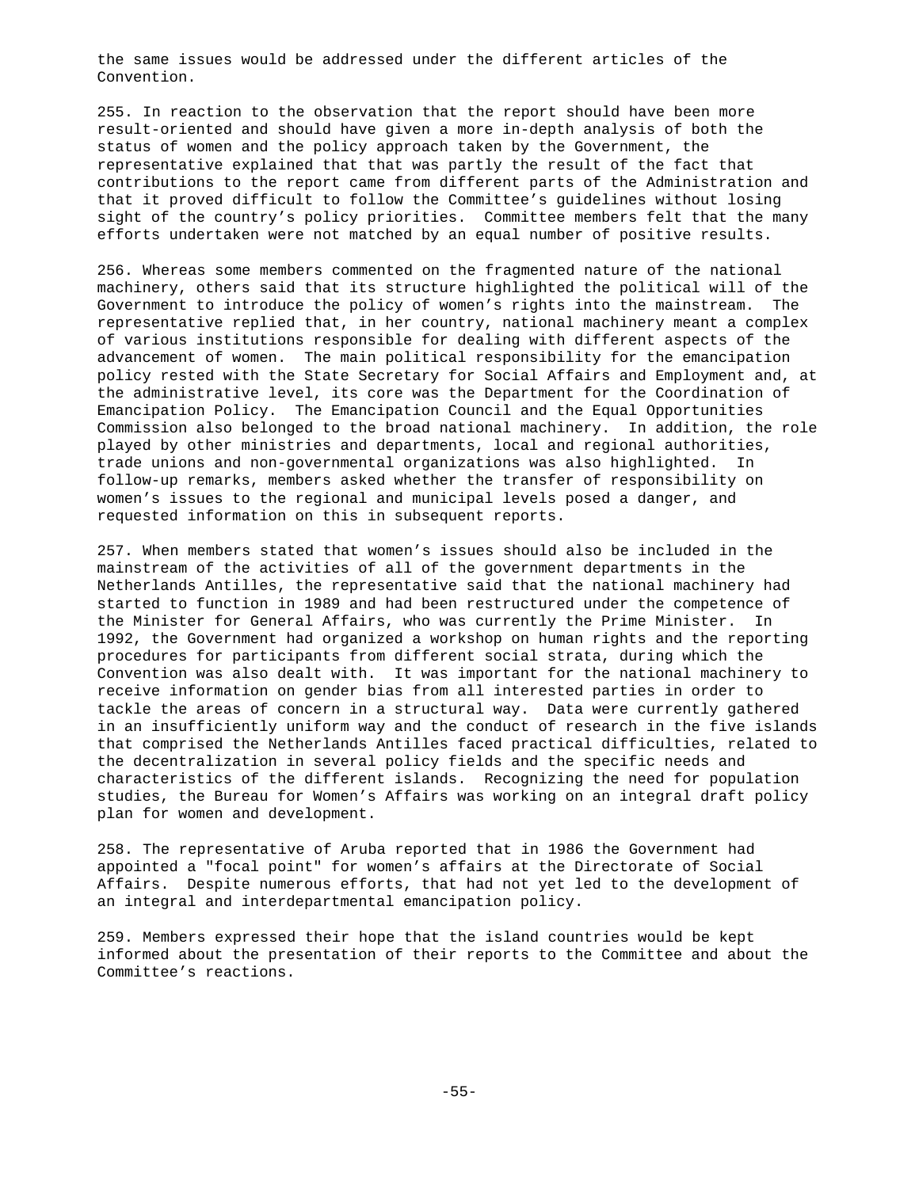the same issues would be addressed under the different articles of the Convention.

255. In reaction to the observation that the report should have been more result-oriented and should have given a more in-depth analysis of both the status of women and the policy approach taken by the Government, the representative explained that that was partly the result of the fact that contributions to the report came from different parts of the Administration and that it proved difficult to follow the Committee's guidelines without losing sight of the country's policy priorities. Committee members felt that the many efforts undertaken were not matched by an equal number of positive results.

256. Whereas some members commented on the fragmented nature of the national machinery, others said that its structure highlighted the political will of the Government to introduce the policy of women's rights into the mainstream. The representative replied that, in her country, national machinery meant a complex of various institutions responsible for dealing with different aspects of the advancement of women. The main political responsibility for the emancipation policy rested with the State Secretary for Social Affairs and Employment and, at the administrative level, its core was the Department for the Coordination of Emancipation Policy. The Emancipation Council and the Equal Opportunities Commission also belonged to the broad national machinery. In addition, the role played by other ministries and departments, local and regional authorities, trade unions and non-governmental organizations was also highlighted. In follow-up remarks, members asked whether the transfer of responsibility on women's issues to the regional and municipal levels posed a danger, and requested information on this in subsequent reports.

257. When members stated that women's issues should also be included in the mainstream of the activities of all of the government departments in the Netherlands Antilles, the representative said that the national machinery had started to function in 1989 and had been restructured under the competence of the Minister for General Affairs, who was currently the Prime Minister. In 1992, the Government had organized a workshop on human rights and the reporting procedures for participants from different social strata, during which the Convention was also dealt with. It was important for the national machinery to receive information on gender bias from all interested parties in order to tackle the areas of concern in a structural way. Data were currently gathered in an insufficiently uniform way and the conduct of research in the five islands that comprised the Netherlands Antilles faced practical difficulties, related to the decentralization in several policy fields and the specific needs and characteristics of the different islands. Recognizing the need for population studies, the Bureau for Women's Affairs was working on an integral draft policy plan for women and development.

258. The representative of Aruba reported that in 1986 the Government had appointed a "focal point" for women's affairs at the Directorate of Social Affairs. Despite numerous efforts, that had not yet led to the development of an integral and interdepartmental emancipation policy.

259. Members expressed their hope that the island countries would be kept informed about the presentation of their reports to the Committee and about the Committee's reactions.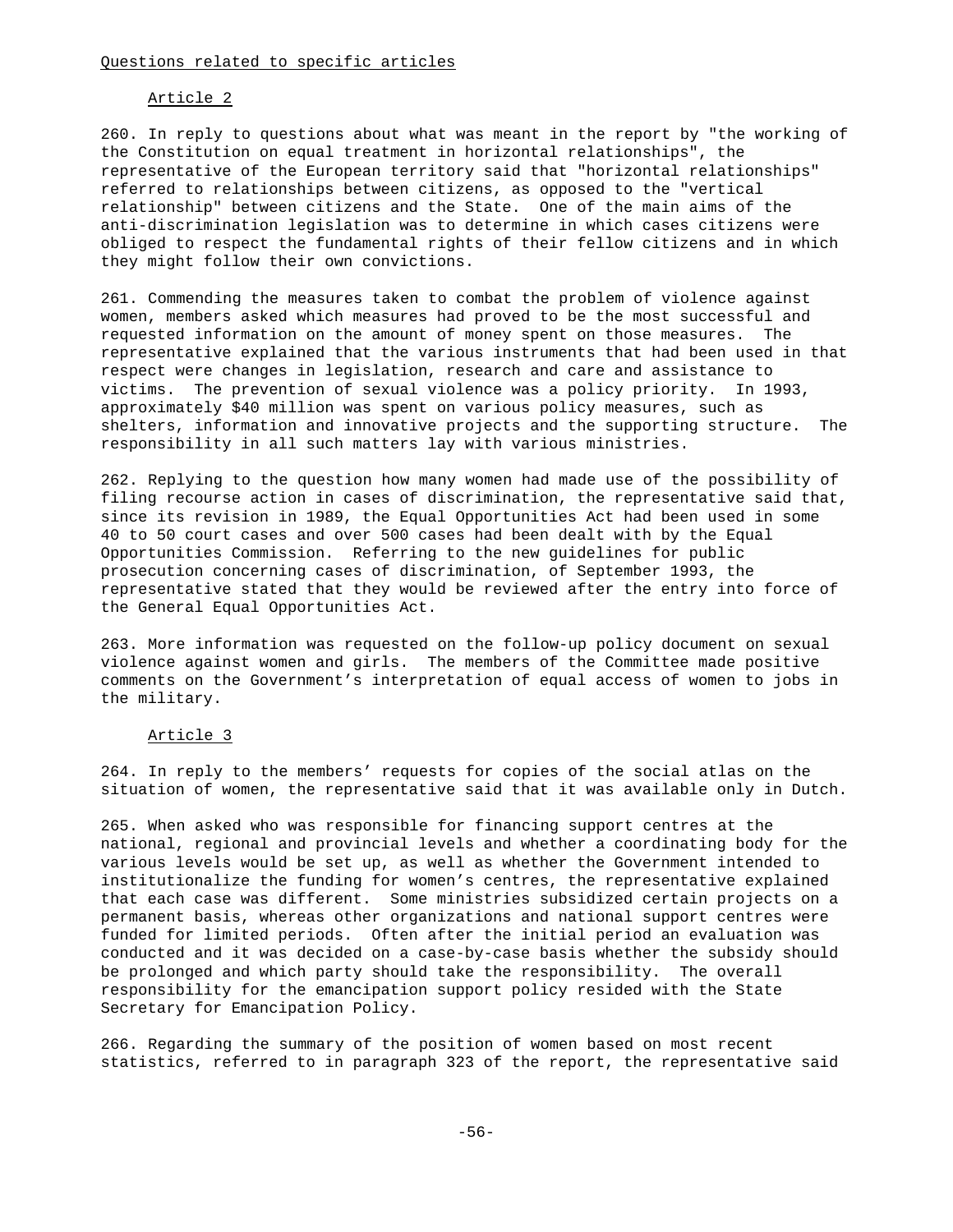## Questions related to specific articles

### Article 2

260. In reply to questions about what was meant in the report by "the working of the Constitution on equal treatment in horizontal relationships", the representative of the European territory said that "horizontal relationships" referred to relationships between citizens, as opposed to the "vertical relationship" between citizens and the State. One of the main aims of the anti-discrimination legislation was to determine in which cases citizens were obliged to respect the fundamental rights of their fellow citizens and in which they might follow their own convictions.

261. Commending the measures taken to combat the problem of violence against women, members asked which measures had proved to be the most successful and requested information on the amount of money spent on those measures. The representative explained that the various instruments that had been used in that respect were changes in legislation, research and care and assistance to victims. The prevention of sexual violence was a policy priority. In 1993, approximately $40 million was spent on various policy measures, such as shelters, information and innovative projects and the supporting structure. The responsibility in all such matters lay with various ministries.

262. Replying to the question how many women had made use of the possibility of filing recourse action in cases of discrimination, the representative said that, since its revision in 1989, the Equal Opportunities Act had been used in some 40 to 50 court cases and over 500 cases had been dealt with by the Equal Opportunities Commission. Referring to the new guidelines for public prosecution concerning cases of discrimination, of September 1993, the representative stated that they would be reviewed after the entry into force of the General Equal Opportunities Act.

263. More information was requested on the follow-up policy document on sexual violence against women and girls. The members of the Committee made positive comments on the Government's interpretation of equal access of women to jobs in the military.

### Article 3

264. In reply to the members' requests for copies of the social atlas on the situation of women, the representative said that it was available only in Dutch.

265. When asked who was responsible for financing support centres at the national, regional and provincial levels and whether a coordinating body for the various levels would be set up, as well as whether the Government intended to institutionalize the funding for women's centres, the representative explained that each case was different. Some ministries subsidized certain projects on a permanent basis, whereas other organizations and national support centres were funded for limited periods. Often after the initial period an evaluation was conducted and it was decided on a case-by-case basis whether the subsidy should be prolonged and which party should take the responsibility. The overall responsibility for the emancipation support policy resided with the State Secretary for Emancipation Policy.

266. Regarding the summary of the position of women based on most recent statistics, referred to in paragraph 323 of the report, the representative said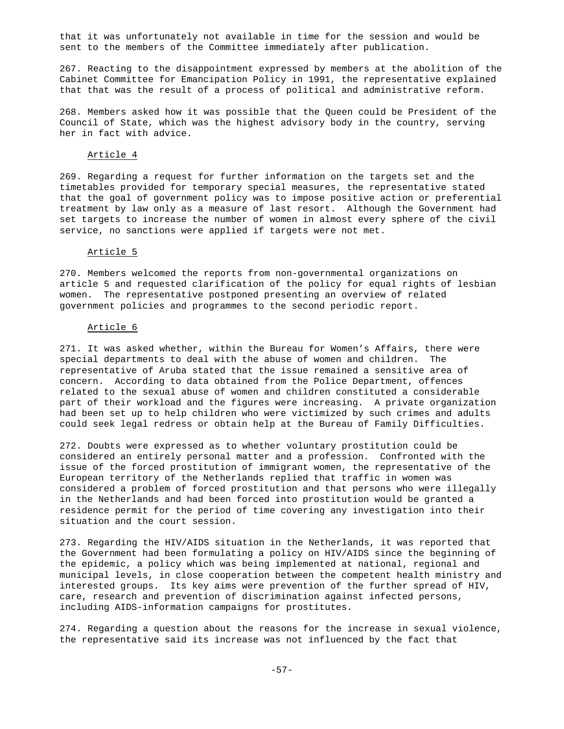that it was unfortunately not available in time for the session and would be sent to the members of the Committee immediately after publication.

267. Reacting to the disappointment expressed by members at the abolition of the Cabinet Committee for Emancipation Policy in 1991, the representative explained that that was the result of a process of political and administrative reform.

268. Members asked how it was possible that the Queen could be President of the Council of State, which was the highest advisory body in the country, serving her in fact with advice.

### Article 4

269. Regarding a request for further information on the targets set and the timetables provided for temporary special measures, the representative stated that the goal of government policy was to impose positive action or preferential treatment by law only as a measure of last resort. Although the Government had set targets to increase the number of women in almost every sphere of the civil service, no sanctions were applied if targets were not met.

### Article 5

270. Members welcomed the reports from non-governmental organizations on article 5 and requested clarification of the policy for equal rights of lesbian women. The representative postponed presenting an overview of related government policies and programmes to the second periodic report.

### Article 6

271. It was asked whether, within the Bureau for Women's Affairs, there were special departments to deal with the abuse of women and children. The representative of Aruba stated that the issue remained a sensitive area of concern. According to data obtained from the Police Department, offences related to the sexual abuse of women and children constituted a considerable part of their workload and the figures were increasing. A private organization had been set up to help children who were victimized by such crimes and adults could seek legal redress or obtain help at the Bureau of Family Difficulties.

272. Doubts were expressed as to whether voluntary prostitution could be considered an entirely personal matter and a profession. Confronted with the issue of the forced prostitution of immigrant women, the representative of the European territory of the Netherlands replied that traffic in women was considered a problem of forced prostitution and that persons who were illegally in the Netherlands and had been forced into prostitution would be granted a residence permit for the period of time covering any investigation into their situation and the court session.

273. Regarding the HIV/AIDS situation in the Netherlands, it was reported that the Government had been formulating a policy on HIV/AIDS since the beginning of the epidemic, a policy which was being implemented at national, regional and municipal levels, in close cooperation between the competent health ministry and interested groups. Its key aims were prevention of the further spread of HIV, care, research and prevention of discrimination against infected persons, including AIDS-information campaigns for prostitutes.

274. Regarding a question about the reasons for the increase in sexual violence, the representative said its increase was not influenced by the fact that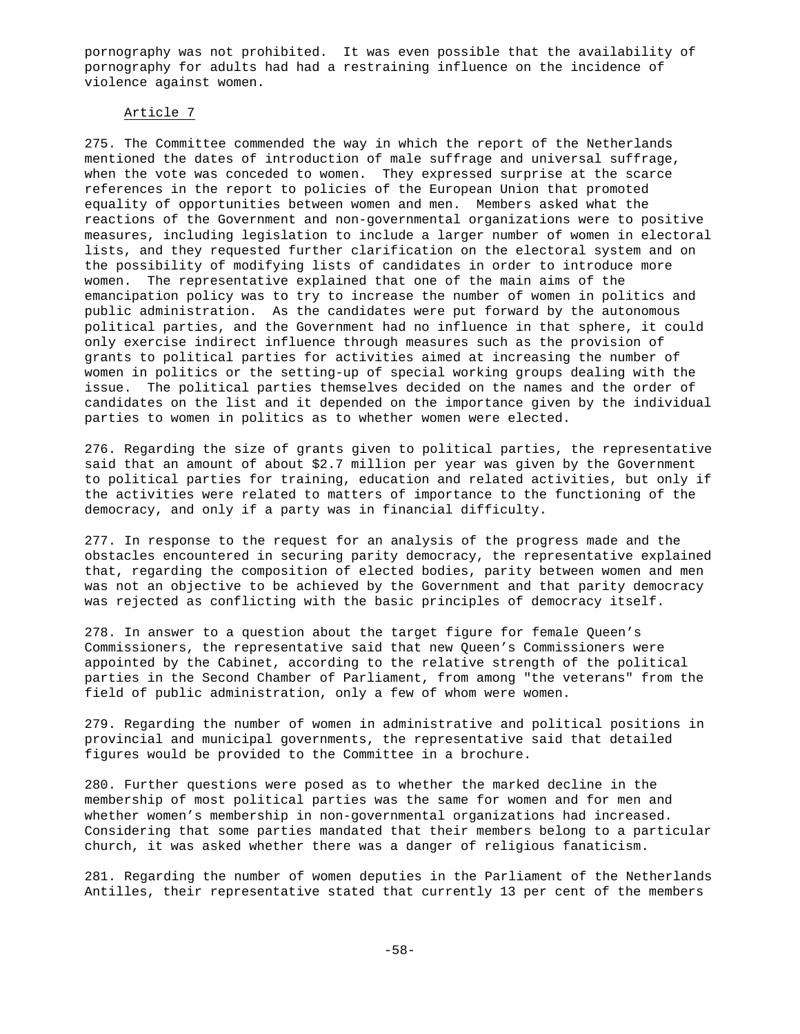pornography was not prohibited. It was even possible that the availability of pornography for adults had had a restraining influence on the incidence of violence against women.

### Article 7

275. The Committee commended the way in which the report of the Netherlands mentioned the dates of introduction of male suffrage and universal suffrage, when the vote was conceded to women. They expressed surprise at the scarce references in the report to policies of the European Union that promoted equality of opportunities between women and men. Members asked what the reactions of the Government and non-governmental organizations were to positive measures, including legislation to include a larger number of women in electoral lists, and they requested further clarification on the electoral system and on the possibility of modifying lists of candidates in order to introduce more women. The representative explained that one of the main aims of the emancipation policy was to try to increase the number of women in politics and public administration. As the candidates were put forward by the autonomous political parties, and the Government had no influence in that sphere, it could only exercise indirect influence through measures such as the provision of grants to political parties for activities aimed at increasing the number of women in politics or the setting-up of special working groups dealing with the issue. The political parties themselves decided on the names and the order of candidates on the list and it depended on the importance given by the individual parties to women in politics as to whether women were elected.

276. Regarding the size of grants given to political parties, the representative said that an amount of about $2.7 million per year was given by the Government to political parties for training, education and related activities, but only if the activities were related to matters of importance to the functioning of the democracy, and only if a party was in financial difficulty.

277. In response to the request for an analysis of the progress made and the obstacles encountered in securing parity democracy, the representative explained that, regarding the composition of elected bodies, parity between women and men was not an objective to be achieved by the Government and that parity democracy was rejected as conflicting with the basic principles of democracy itself.

278. In answer to a question about the target figure for female Queen's Commissioners, the representative said that new Queen's Commissioners were appointed by the Cabinet, according to the relative strength of the political parties in the Second Chamber of Parliament, from among "the veterans" from the field of public administration, only a few of whom were women.

279. Regarding the number of women in administrative and political positions in provincial and municipal governments, the representative said that detailed figures would be provided to the Committee in a brochure.

280. Further questions were posed as to whether the marked decline in the membership of most political parties was the same for women and for men and whether women's membership in non-governmental organizations had increased. Considering that some parties mandated that their members belong to a particular church, it was asked whether there was a danger of religious fanaticism.

281. Regarding the number of women deputies in the Parliament of the Netherlands Antilles, their representative stated that currently 13 per cent of the members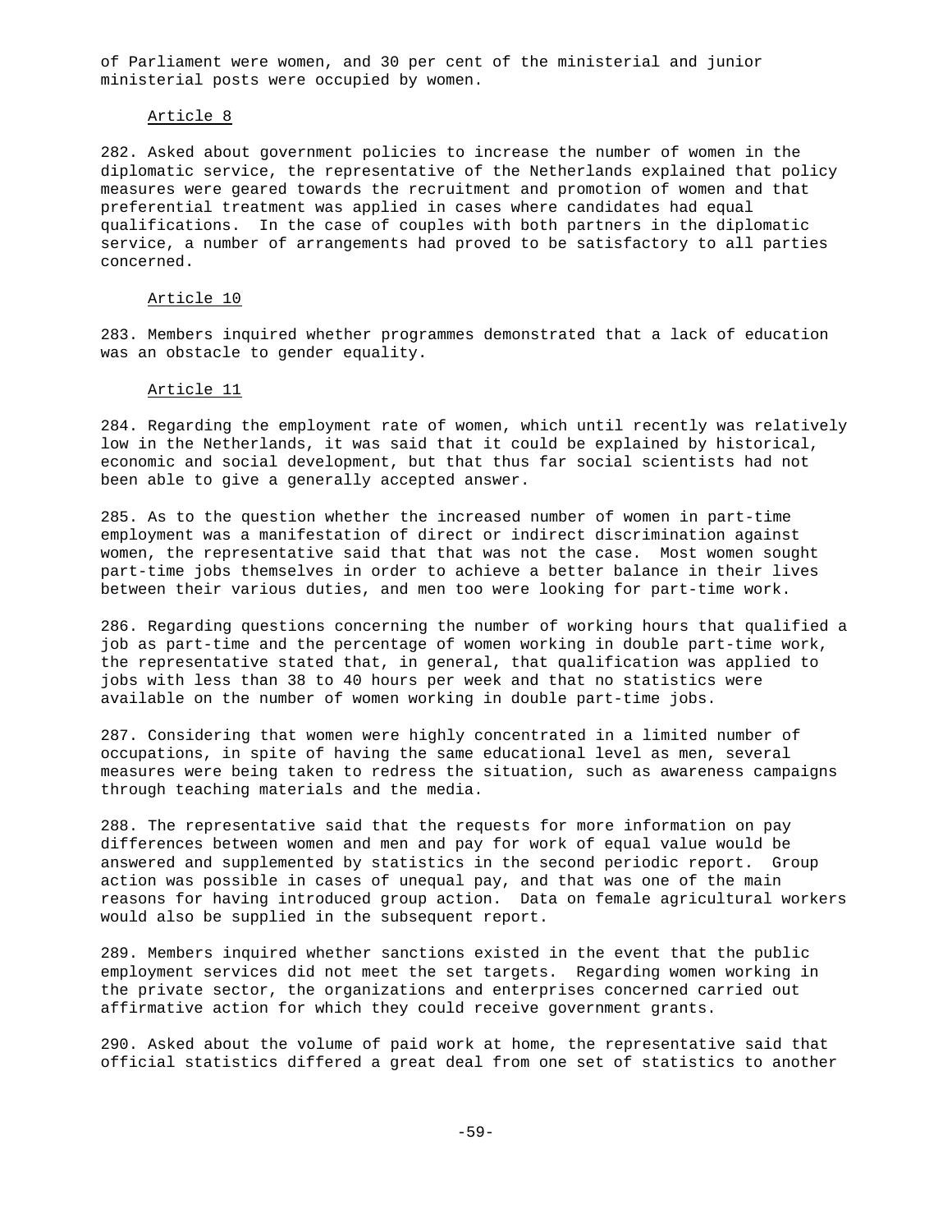of Parliament were women, and 30 per cent of the ministerial and junior ministerial posts were occupied by women.

Article 8

282. Asked about government policies to increase the number of women in the diplomatic service, the representative of the Netherlands explained that policy measures were geared towards the recruitment and promotion of women and that preferential treatment was applied in cases where candidates had equal qualifications. In the case of couples with both partners in the diplomatic service, a number of arrangements had proved to be satisfactory to all parties concerned.

Article 10

283. Members inquired whether programmes demonstrated that a lack of education was an obstacle to gender equality.

Article 11

284. Regarding the employment rate of women, which until recently was relatively low in the Netherlands, it was said that it could be explained by historical, economic and social development, but that thus far social scientists had not been able to give a generally accepted answer.

285. As to the question whether the increased number of women in part-time employment was a manifestation of direct or indirect discrimination against women, the representative said that that was not the case. Most women sought part-time jobs themselves in order to achieve a better balance in their lives between their various duties, and men too were looking for part-time work.

286. Regarding questions concerning the number of working hours that qualified a job as part-time and the percentage of women working in double part-time work, the representative stated that, in general, that qualification was applied to jobs with less than 38 to 40 hours per week and that no statistics were available on the number of women working in double part-time jobs.

287. Considering that women were highly concentrated in a limited number of occupations, in spite of having the same educational level as men, several measures were being taken to redress the situation, such as awareness campaigns through teaching materials and the media.

288. The representative said that the requests for more information on pay differences between women and men and pay for work of equal value would be answered and supplemented by statistics in the second periodic report. Group action was possible in cases of unequal pay, and that was one of the main reasons for having introduced group action. Data on female agricultural workers would also be supplied in the subsequent report.

289. Members inquired whether sanctions existed in the event that the public employment services did not meet the set targets. Regarding women working in the private sector, the organizations and enterprises concerned carried out affirmative action for which they could receive government grants.

290. Asked about the volume of paid work at home, the representative said that official statistics differed a great deal from one set of statistics to another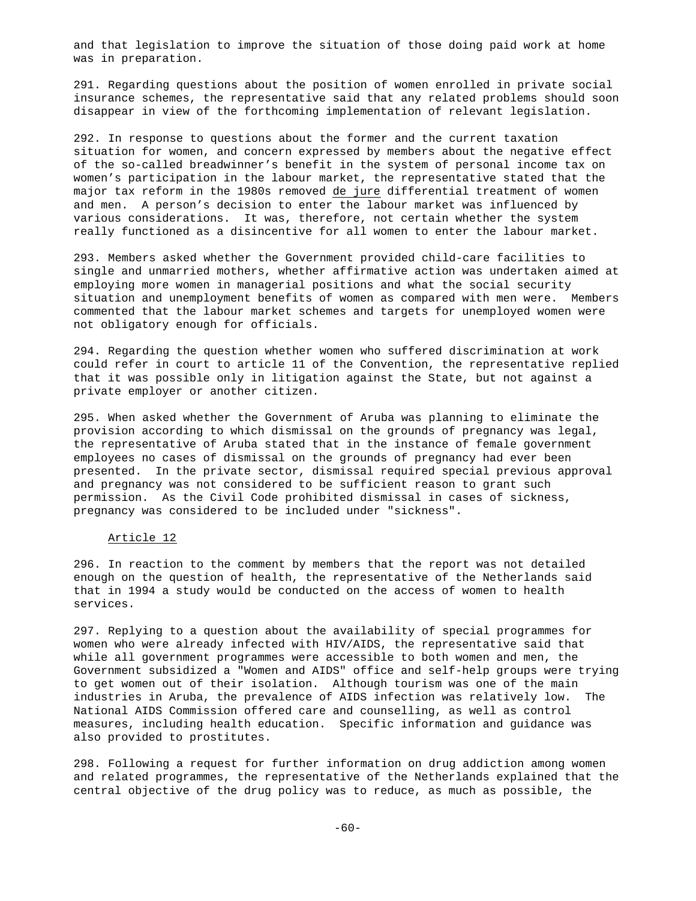and that legislation to improve the situation of those doing paid work at home was in preparation.

291. Regarding questions about the position of women enrolled in private social insurance schemes, the representative said that any related problems should soon disappear in view of the forthcoming implementation of relevant legislation.

292. In response to questions about the former and the current taxation situation for women, and concern expressed by members about the negative effect of the so-called breadwinner's benefit in the system of personal income tax on women's participation in the labour market, the representative stated that the major tax reform in the 1980s removed de jure differential treatment of women and men. A person's decision to enter the labour market was influenced by various considerations. It was, therefore, not certain whether the system really functioned as a disincentive for all women to enter the labour market.

293. Members asked whether the Government provided child-care facilities to single and unmarried mothers, whether affirmative action was undertaken aimed at employing more women in managerial positions and what the social security situation and unemployment benefits of women as compared with men were. Members commented that the labour market schemes and targets for unemployed women were not obligatory enough for officials.

294. Regarding the question whether women who suffered discrimination at work could refer in court to article 11 of the Convention, the representative replied that it was possible only in litigation against the State, but not against a private employer or another citizen.

295. When asked whether the Government of Aruba was planning to eliminate the provision according to which dismissal on the grounds of pregnancy was legal, the representative of Aruba stated that in the instance of female government employees no cases of dismissal on the grounds of pregnancy had ever been presented. In the private sector, dismissal required special previous approval and pregnancy was not considered to be sufficient reason to grant such permission. As the Civil Code prohibited dismissal in cases of sickness, pregnancy was considered to be included under "sickness".

### Article 12

296. In reaction to the comment by members that the report was not detailed enough on the question of health, the representative of the Netherlands said that in 1994 a study would be conducted on the access of women to health services.

297. Replying to a question about the availability of special programmes for women who were already infected with HIV/AIDS, the representative said that while all government programmes were accessible to both women and men, the Government subsidized a "Women and AIDS" office and self-help groups were trying to get women out of their isolation. Although tourism was one of the main industries in Aruba, the prevalence of AIDS infection was relatively low. The National AIDS Commission offered care and counselling, as well as control measures, including health education. Specific information and guidance was also provided to prostitutes.

298. Following a request for further information on drug addiction among women and related programmes, the representative of the Netherlands explained that the central objective of the drug policy was to reduce, as much as possible, the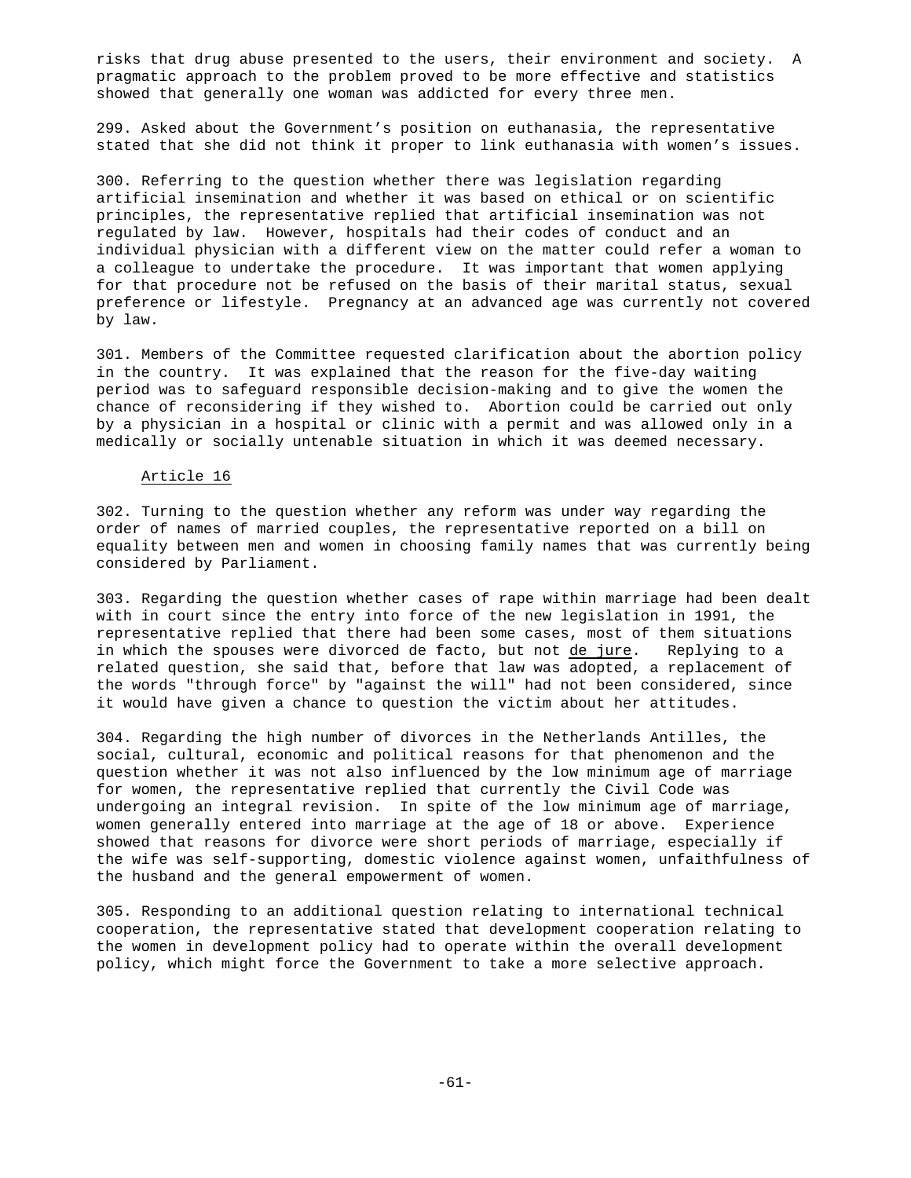risks that drug abuse presented to the users, their environment and society. A pragmatic approach to the problem proved to be more effective and statistics showed that generally one woman was addicted for every three men.

299. Asked about the Government's position on euthanasia, the representative stated that she did not think it proper to link euthanasia with women's issues.

300. Referring to the question whether there was legislation regarding artificial insemination and whether it was based on ethical or on scientific principles, the representative replied that artificial insemination was not regulated by law. However, hospitals had their codes of conduct and an individual physician with a different view on the matter could refer a woman to a colleague to undertake the procedure. It was important that women applying for that procedure not be refused on the basis of their marital status, sexual preference or lifestyle. Pregnancy at an advanced age was currently not covered by law.

301. Members of the Committee requested clarification about the abortion policy in the country. It was explained that the reason for the five-day waiting period was to safeguard responsible decision-making and to give the women the chance of reconsidering if they wished to. Abortion could be carried out only by a physician in a hospital or clinic with a permit and was allowed only in a medically or socially untenable situation in which it was deemed necessary.

Article 16

302. Turning to the question whether any reform was under way regarding the order of names of married couples, the representative reported on a bill on equality between men and women in choosing family names that was currently being considered by Parliament.

303. Regarding the question whether cases of rape within marriage had been dealt with in court since the entry into force of the new legislation in 1991, the representative replied that there had been some cases, most of them situations in which the spouses were divorced de facto, but not *de jure*. Replying to a related question, she said that, before that law was adopted, a replacement of the words "through force" by "against the will" had not been considered, since it would have given a chance to question the victim about her attitudes.

304. Regarding the high number of divorces in the Netherlands Antilles, the social, cultural, economic and political reasons for that phenomenon and the question whether it was not also influenced by the low minimum age of marriage for women, the representative replied that currently the Civil Code was undergoing an integral revision. In spite of the low minimum age of marriage, women generally entered into marriage at the age of 18 or above. Experience showed that reasons for divorce were short periods of marriage, especially if the wife was self-supporting, domestic violence against women, unfaithfulness of the husband and the general empowerment of women.

305. Responding to an additional question relating to international technical cooperation, the representative stated that development cooperation relating to the women in development policy had to operate within the overall development policy, which might force the Government to take a more selective approach.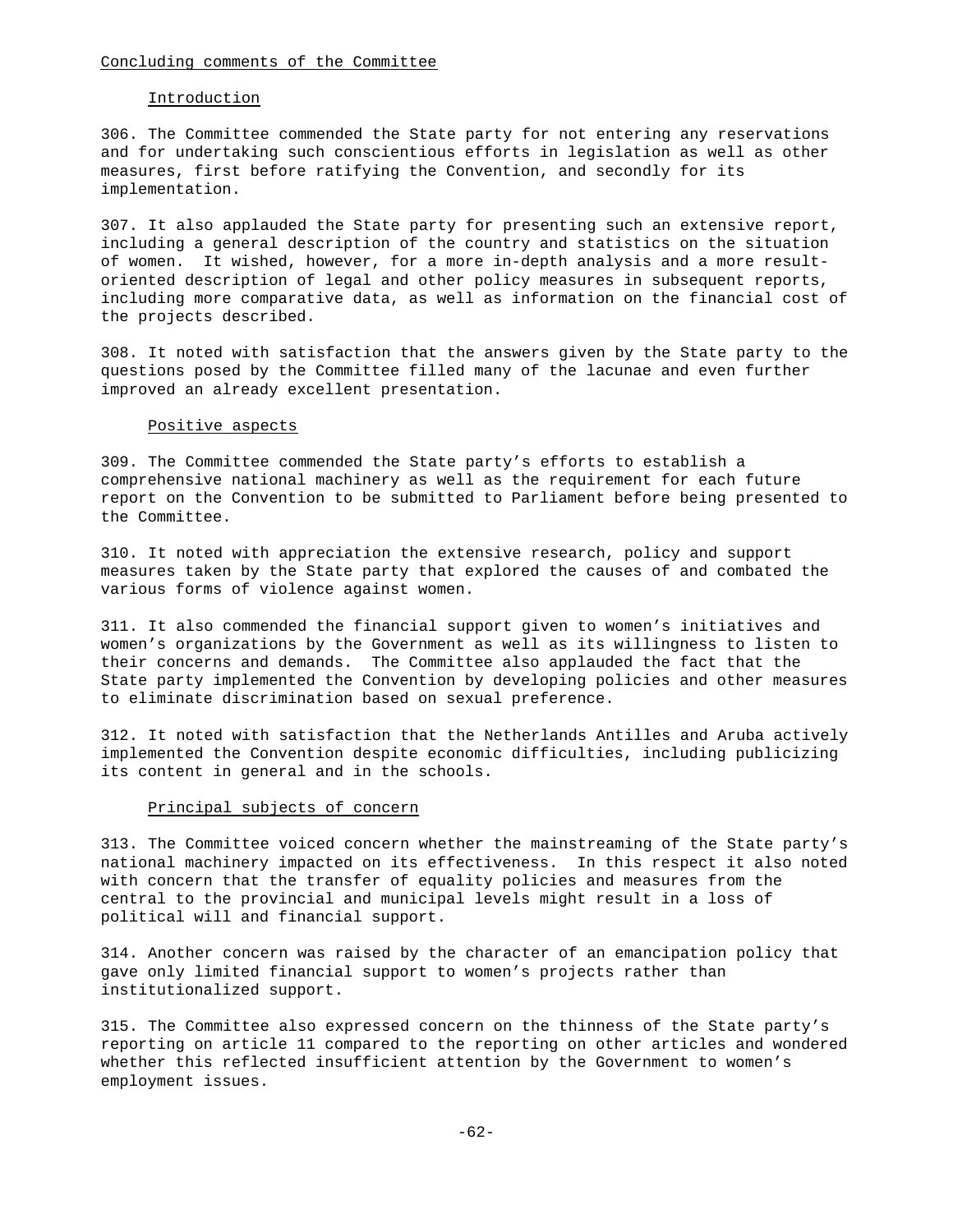## Concluding comments of the Committee

### Introduction

306. The Committee commended the State party for not entering any reservations and for undertaking such conscientious efforts in legislation as well as other measures, first before ratifying the Convention, and secondly for its implementation.

307. It also applauded the State party for presenting such an extensive report, including a general description of the country and statistics on the situation of women. It wished, however, for a more in-depth analysis and a more result-oriented description of legal and other policy measures in subsequent reports, including more comparative data, as well as information on the financial cost of the projects described.

308. It noted with satisfaction that the answers given by the State party to the questions posed by the Committee filled many of the lacunae and even further improved an already excellent presentation.

### Positive aspects

309. The Committee commended the State party's efforts to establish a comprehensive national machinery as well as the requirement for each future report on the Convention to be submitted to Parliament before being presented to the Committee.

310. It noted with appreciation the extensive research, policy and support measures taken by the State party that explored the causes of and combated the various forms of violence against women.

311. It also commended the financial support given to women's initiatives and women's organizations by the Government as well as its willingness to listen to their concerns and demands. The Committee also applauded the fact that the State party implemented the Convention by developing policies and other measures to eliminate discrimination based on sexual preference.

312. It noted with satisfaction that the Netherlands Antilles and Aruba actively implemented the Convention despite economic difficulties, including publicizing its content in general and in the schools.

### Principal subjects of concern

313. The Committee voiced concern whether the mainstreaming of the State party's national machinery impacted on its effectiveness. In this respect it also noted with concern that the transfer of equality policies and measures from the central to the provincial and municipal levels might result in a loss of political will and financial support.

314. Another concern was raised by the character of an emancipation policy that gave only limited financial support to women's projects rather than institutionalized support.

315. The Committee also expressed concern on the thinness of the State party's reporting on article 11 compared to the reporting on other articles and wondered whether this reflected insufficient attention by the Government to women's employment issues.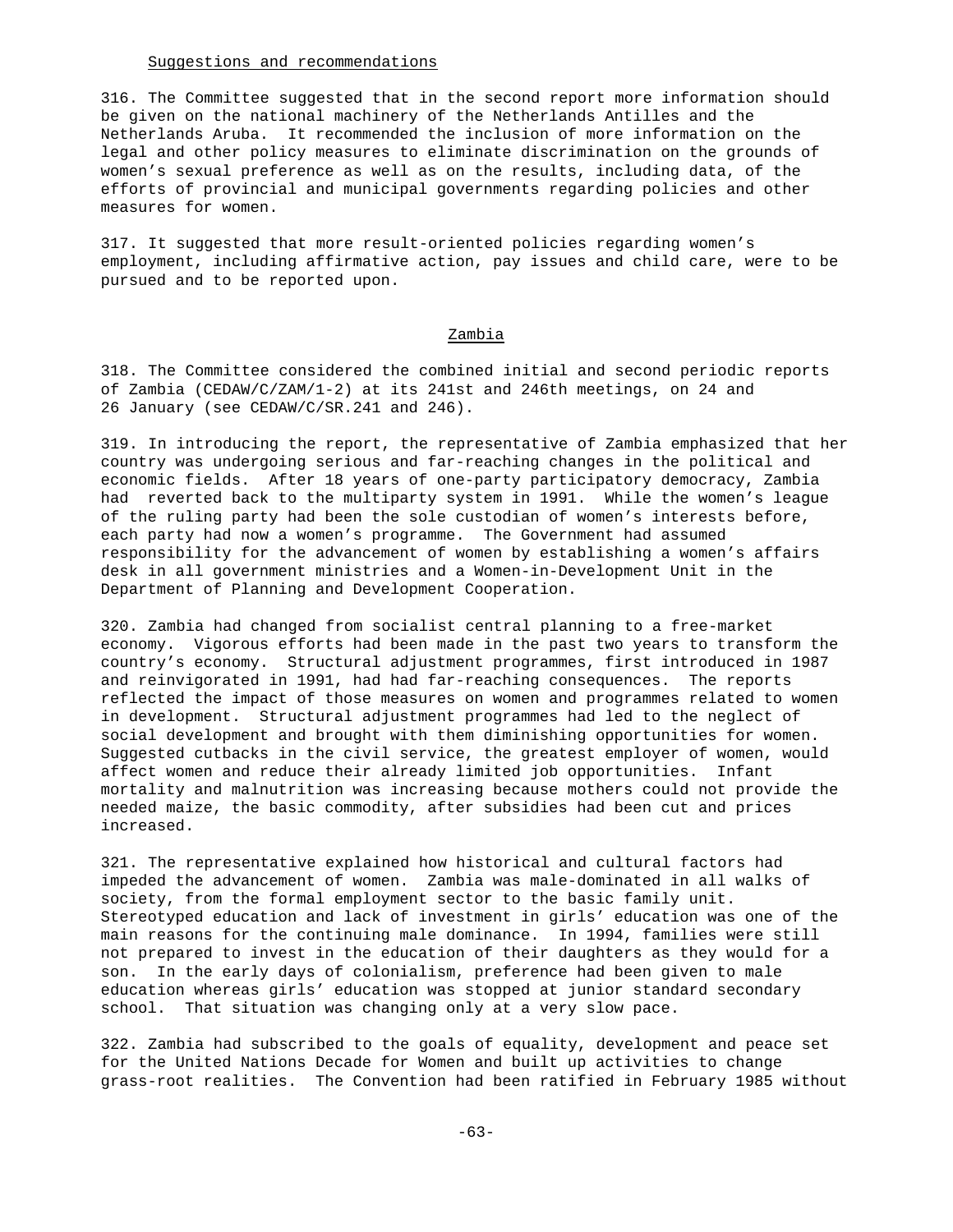### Suggestions and recommendations

316. The Committee suggested that in the second report more information should be given on the national machinery of the Netherlands Antilles and the Netherlands Aruba. It recommended the inclusion of more information on the legal and other policy measures to eliminate discrimination on the grounds of women's sexual preference as well as on the results, including data, of the efforts of provincial and municipal governments regarding policies and other measures for women.

317. It suggested that more result-oriented policies regarding women's employment, including affirmative action, pay issues and child care, were to be pursued and to be reported upon.

## Zambia

318. The Committee considered the combined initial and second periodic reports of Zambia (CEDAW/C/ZAM/1-2) at its 241st and 246th meetings, on 24 and 26 January (see CEDAW/C/SR.241 and 246).

319. In introducing the report, the representative of Zambia emphasized that her country was undergoing serious and far-reaching changes in the political and economic fields. After 18 years of one-party participatory democracy, Zambia had reverted back to the multiparty system in 1991. While the women's league of the ruling party had been the sole custodian of women's interests before, each party had now a women's programme. The Government had assumed responsibility for the advancement of women by establishing a women's affairs desk in all government ministries and a Women-in-Development Unit in the Department of Planning and Development Cooperation.

320. Zambia had changed from socialist central planning to a free-market economy. Vigorous efforts had been made in the past two years to transform the country's economy. Structural adjustment programmes, first introduced in 1987 and reinvigorated in 1991, had had far-reaching consequences. The reports reflected the impact of those measures on women and programmes related to women in development. Structural adjustment programmes had led to the neglect of social development and brought with them diminishing opportunities for women. Suggested cutbacks in the civil service, the greatest employer of women, would affect women and reduce their already limited job opportunities. Infant mortality and malnutrition was increasing because mothers could not provide the needed maize, the basic commodity, after subsidies had been cut and prices increased.

321. The representative explained how historical and cultural factors had impeded the advancement of women. Zambia was male-dominated in all walks of society, from the formal employment sector to the basic family unit. Stereotyped education and lack of investment in girls' education was one of the main reasons for the continuing male dominance. In 1994, families were still not prepared to invest in the education of their daughters as they would for a son. In the early days of colonialism, preference had been given to male education whereas girls' education was stopped at junior standard secondary school. That situation was changing only at a very slow pace.

322. Zambia had subscribed to the goals of equality, development and peace set for the United Nations Decade for Women and built up activities to change grass-root realities. The Convention had been ratified in February 1985 without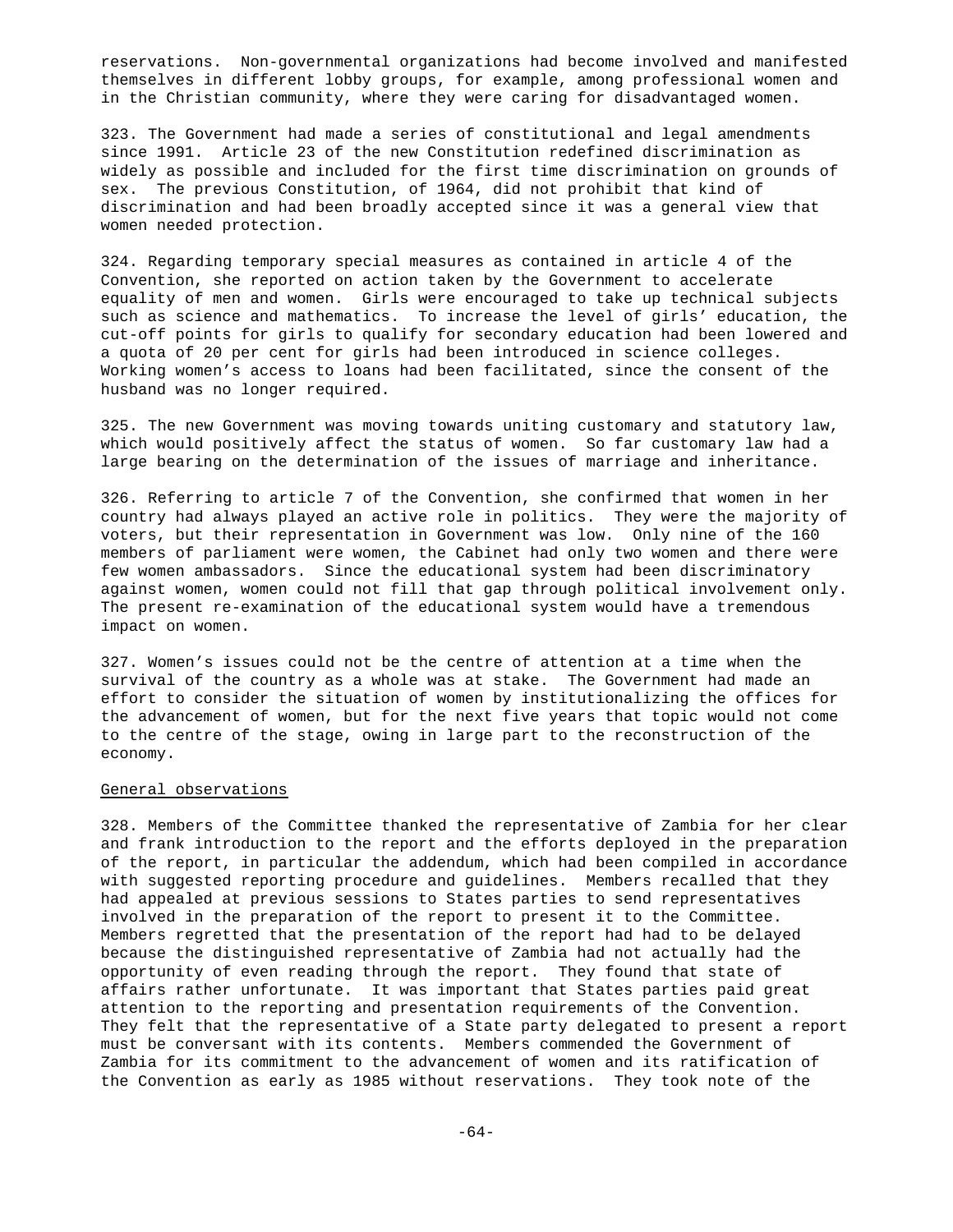reservations. Non-governmental organizations had become involved and manifested themselves in different lobby groups, for example, among professional women and in the Christian community, where they were caring for disadvantaged women.

323. The Government had made a series of constitutional and legal amendments since 1991. Article 23 of the new Constitution redefined discrimination as widely as possible and included for the first time discrimination on grounds of sex. The previous Constitution, of 1964, did not prohibit that kind of discrimination and had been broadly accepted since it was a general view that women needed protection.

324. Regarding temporary special measures as contained in article 4 of the Convention, she reported on action taken by the Government to accelerate equality of men and women. Girls were encouraged to take up technical subjects such as science and mathematics. To increase the level of girls' education, the cut-off points for girls to qualify for secondary education had been lowered and a quota of 20 per cent for girls had been introduced in science colleges. Working women's access to loans had been facilitated, since the consent of the husband was no longer required.

325. The new Government was moving towards uniting customary and statutory law, which would positively affect the status of women. So far customary law had a large bearing on the determination of the issues of marriage and inheritance.

326. Referring to article 7 of the Convention, she confirmed that women in her country had always played an active role in politics. They were the majority of voters, but their representation in Government was low. Only nine of the 160 members of parliament were women, the Cabinet had only two women and there were few women ambassadors. Since the educational system had been discriminatory against women, women could not fill that gap through political involvement only. The present re-examination of the educational system would have a tremendous impact on women.

327. Women's issues could not be the centre of attention at a time when the survival of the country as a whole was at stake. The Government had made an effort to consider the situation of women by institutionalizing the offices for the advancement of women, but for the next five years that topic would not come to the centre of the stage, owing in large part to the reconstruction of the economy.

General observations

328. Members of the Committee thanked the representative of Zambia for her clear and frank introduction to the report and the efforts deployed in the preparation of the report, in particular the addendum, which had been compiled in accordance with suggested reporting procedure and guidelines. Members recalled that they had appealed at previous sessions to States parties to send representatives involved in the preparation of the report to present it to the Committee. Members regretted that the presentation of the report had had to be delayed because the distinguished representative of Zambia had not actually had the opportunity of even reading through the report. They found that state of affairs rather unfortunate. It was important that States parties paid great attention to the reporting and presentation requirements of the Convention. They felt that the representative of a State party delegated to present a report must be conversant with its contents. Members commended the Government of Zambia for its commitment to the advancement of women and its ratification of the Convention as early as 1985 without reservations. They took note of the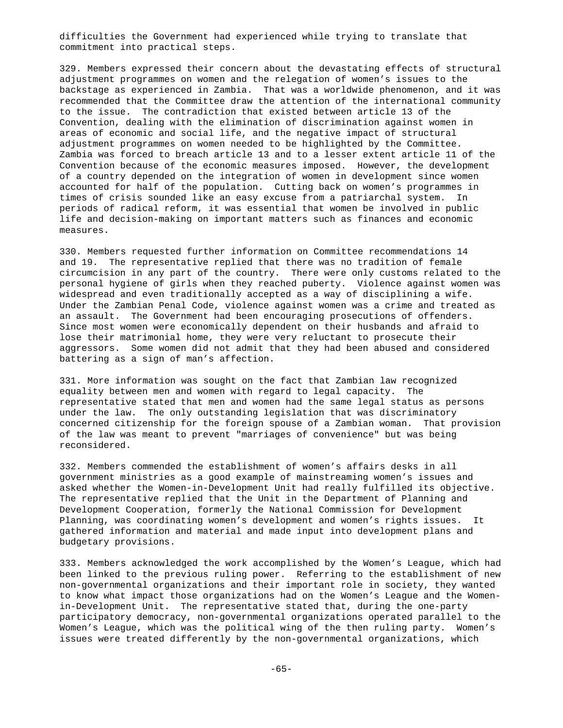difficulties the Government had experienced while trying to translate that commitment into practical steps.

329. Members expressed their concern about the devastating effects of structural adjustment programmes on women and the relegation of women's issues to the backstage as experienced in Zambia. That was a worldwide phenomenon, and it was recommended that the Committee draw the attention of the international community to the issue. The contradiction that existed between article 13 of the Convention, dealing with the elimination of discrimination against women in areas of economic and social life, and the negative impact of structural adjustment programmes on women needed to be highlighted by the Committee. Zambia was forced to breach article 13 and to a lesser extent article 11 of the Convention because of the economic measures imposed. However, the development of a country depended on the integration of women in development since women accounted for half of the population. Cutting back on women's programmes in times of crisis sounded like an easy excuse from a patriarchal system. In periods of radical reform, it was essential that women be involved in public life and decision-making on important matters such as finances and economic measures.

330. Members requested further information on Committee recommendations 14 and 19. The representative replied that there was no tradition of female circumcision in any part of the country. There were only customs related to the personal hygiene of girls when they reached puberty. Violence against women was widespread and even traditionally accepted as a way of disciplining a wife. Under the Zambian Penal Code, violence against women was a crime and treated as an assault. The Government had been encouraging prosecutions of offenders. Since most women were economically dependent on their husbands and afraid to lose their matrimonial home, they were very reluctant to prosecute their aggressors. Some women did not admit that they had been abused and considered battering as a sign of man's affection.

331. More information was sought on the fact that Zambian law recognized equality between men and women with regard to legal capacity. The representative stated that men and women had the same legal status as persons under the law. The only outstanding legislation that was discriminatory concerned citizenship for the foreign spouse of a Zambian woman. That provision of the law was meant to prevent "marriages of convenience" but was being reconsidered.

332. Members commended the establishment of women's affairs desks in all government ministries as a good example of mainstreaming women's issues and asked whether the Women-in-Development Unit had really fulfilled its objective. The representative replied that the Unit in the Department of Planning and Development Cooperation, formerly the National Commission for Development Planning, was coordinating women's development and women's rights issues. It gathered information and material and made input into development plans and budgetary provisions.

333. Members acknowledged the work accomplished by the Women's League, which had been linked to the previous ruling power. Referring to the establishment of new non-governmental organizations and their important role in society, they wanted to know what impact those organizations had on the Women's League and the Women-in-Development Unit. The representative stated that, during the one-party participatory democracy, non-governmental organizations operated parallel to the Women's League, which was the political wing of the then ruling party. Women's issues were treated differently by the non-governmental organizations, which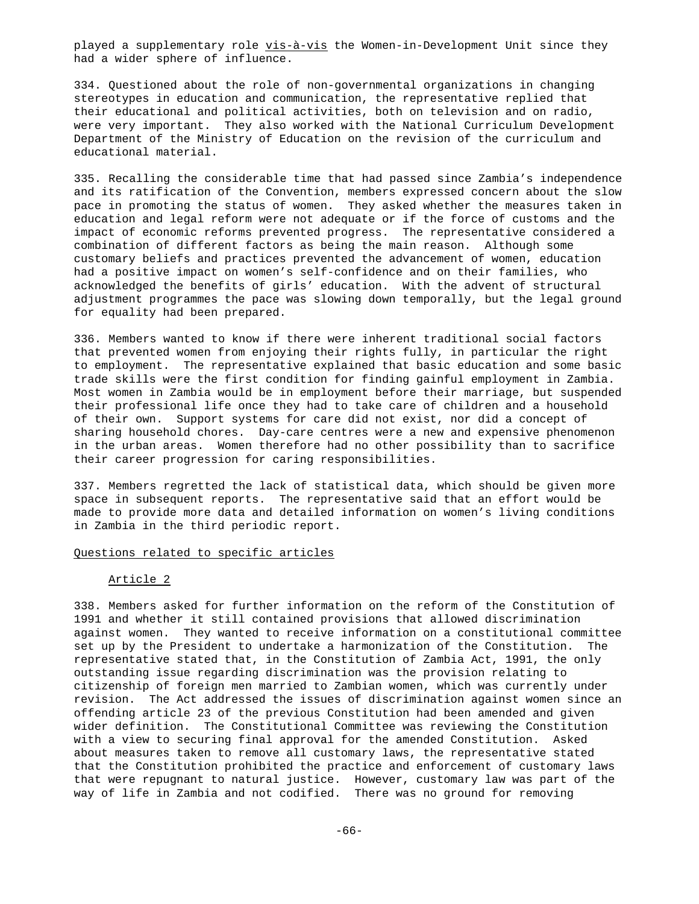played a supplementary role _vis-à-vis_ the Women-in-Development Unit since they had a wider sphere of influence.

334. Questioned about the role of non-governmental organizations in changing stereotypes in education and communication, the representative replied that their educational and political activities, both on television and on radio, were very important. They also worked with the National Curriculum Development Department of the Ministry of Education on the revision of the curriculum and educational material.

335. Recalling the considerable time that had passed since Zambia's independence and its ratification of the Convention, members expressed concern about the slow pace in promoting the status of women. They asked whether the measures taken in education and legal reform were not adequate or if the force of customs and the impact of economic reforms prevented progress. The representative considered a combination of different factors as being the main reason. Although some customary beliefs and practices prevented the advancement of women, education had a positive impact on women's self-confidence and on their families, who acknowledged the benefits of girls' education. With the advent of structural adjustment programmes the pace was slowing down temporally, but the legal ground for equality had been prepared.

336. Members wanted to know if there were inherent traditional social factors that prevented women from enjoying their rights fully, in particular the right to employment. The representative explained that basic education and some basic trade skills were the first condition for finding gainful employment in Zambia. Most women in Zambia would be in employment before their marriage, but suspended their professional life once they had to take care of children and a household of their own. Support systems for care did not exist, nor did a concept of sharing household chores. Day-care centres were a new and expensive phenomenon in the urban areas. Women therefore had no other possibility than to sacrifice their career progression for caring responsibilities.

337. Members regretted the lack of statistical data, which should be given more space in subsequent reports. The representative said that an effort would be made to provide more data and detailed information on women's living conditions in Zambia in the third periodic report.

### Questions related to specific articles

#### Article 2

338. Members asked for further information on the reform of the Constitution of 1991 and whether it still contained provisions that allowed discrimination against women. They wanted to receive information on a constitutional committee set up by the President to undertake a harmonization of the Constitution. The representative stated that, in the Constitution of Zambia Act, 1991, the only outstanding issue regarding discrimination was the provision relating to citizenship of foreign men married to Zambian women, which was currently under revision. The Act addressed the issues of discrimination against women since an offending article 23 of the previous Constitution had been amended and given wider definition. The Constitutional Committee was reviewing the Constitution with a view to securing final approval for the amended Constitution. Asked about measures taken to remove all customary laws, the representative stated that the Constitution prohibited the practice and enforcement of customary laws that were repugnant to natural justice. However, customary law was part of the way of life in Zambia and not codified. There was no ground for removing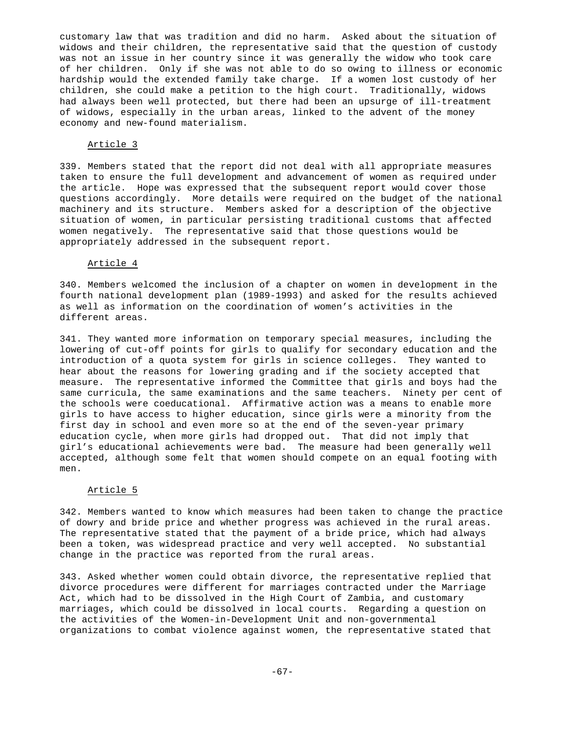customary law that was tradition and did no harm. Asked about the situation of widows and their children, the representative said that the question of custody was not an issue in her country since it was generally the widow who took care of her children. Only if she was not able to do so owing to illness or economic hardship would the extended family take charge. If a women lost custody of her children, she could make a petition to the high court. Traditionally, widows had always been well protected, but there had been an upsurge of ill-treatment of widows, especially in the urban areas, linked to the advent of the money economy and new-found materialism.

### Article 3

339. Members stated that the report did not deal with all appropriate measures taken to ensure the full development and advancement of women as required under the article. Hope was expressed that the subsequent report would cover those questions accordingly. More details were required on the budget of the national machinery and its structure. Members asked for a description of the objective situation of women, in particular persisting traditional customs that affected women negatively. The representative said that those questions would be appropriately addressed in the subsequent report.

### Article 4

340. Members welcomed the inclusion of a chapter on women in development in the fourth national development plan (1989-1993) and asked for the results achieved as well as information on the coordination of women's activities in the different areas.

341. They wanted more information on temporary special measures, including the lowering of cut-off points for girls to qualify for secondary education and the introduction of a quota system for girls in science colleges. They wanted to hear about the reasons for lowering grading and if the society accepted that measure. The representative informed the Committee that girls and boys had the same curricula, the same examinations and the same teachers. Ninety per cent of the schools were coeducational. Affirmative action was a means to enable more girls to have access to higher education, since girls were a minority from the first day in school and even more so at the end of the seven-year primary education cycle, when more girls had dropped out. That did not imply that girl's educational achievements were bad. The measure had been generally well accepted, although some felt that women should compete on an equal footing with men.

### Article 5

342. Members wanted to know which measures had been taken to change the practice of dowry and bride price and whether progress was achieved in the rural areas. The representative stated that the payment of a bride price, which had always been a token, was widespread practice and very well accepted. No substantial change in the practice was reported from the rural areas.

343. Asked whether women could obtain divorce, the representative replied that divorce procedures were different for marriages contracted under the Marriage Act, which had to be dissolved in the High Court of Zambia, and customary marriages, which could be dissolved in local courts. Regarding a question on the activities of the Women-in-Development Unit and non-governmental organizations to combat violence against women, the representative stated that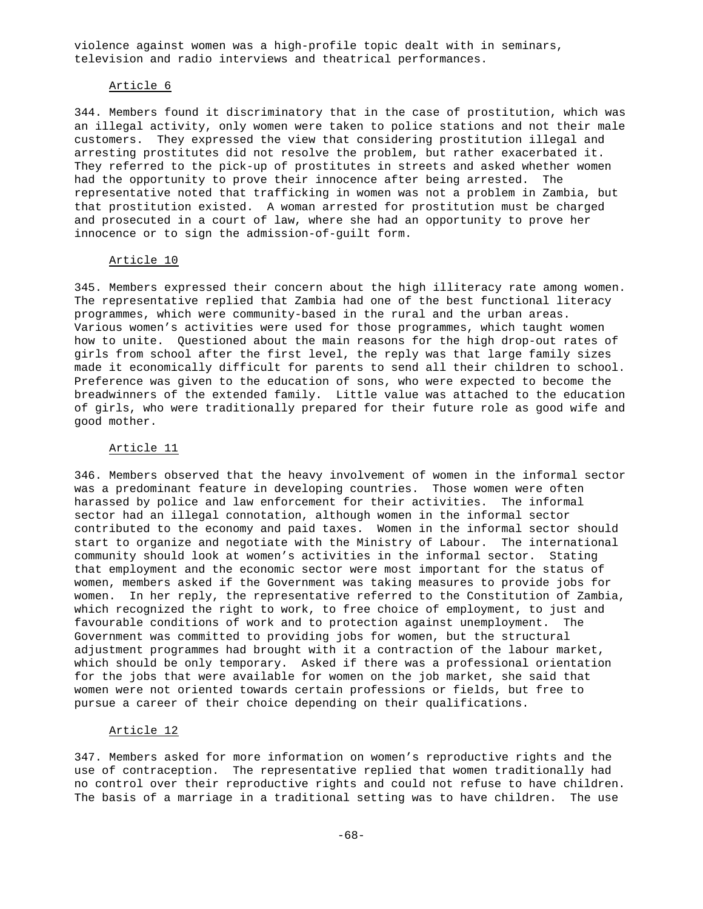violence against women was a high-profile topic dealt with in seminars, television and radio interviews and theatrical performances.

### Article 6

344. Members found it discriminatory that in the case of prostitution, which was an illegal activity, only women were taken to police stations and not their male customers. They expressed the view that considering prostitution illegal and arresting prostitutes did not resolve the problem, but rather exacerbated it. They referred to the pick-up of prostitutes in streets and asked whether women had the opportunity to prove their innocence after being arrested. The representative noted that trafficking in women was not a problem in Zambia, but that prostitution existed. A woman arrested for prostitution must be charged and prosecuted in a court of law, where she had an opportunity to prove her innocence or to sign the admission-of-guilt form.

### Article 10

345. Members expressed their concern about the high illiteracy rate among women. The representative replied that Zambia had one of the best functional literacy programmes, which were community-based in the rural and the urban areas. Various women's activities were used for those programmes, which taught women how to unite. Questioned about the main reasons for the high drop-out rates of girls from school after the first level, the reply was that large family sizes made it economically difficult for parents to send all their children to school. Preference was given to the education of sons, who were expected to become the breadwinners of the extended family. Little value was attached to the education of girls, who were traditionally prepared for their future role as good wife and good mother.

### Article 11

346. Members observed that the heavy involvement of women in the informal sector was a predominant feature in developing countries. Those women were often harassed by police and law enforcement for their activities. The informal sector had an illegal connotation, although women in the informal sector contributed to the economy and paid taxes. Women in the informal sector should start to organize and negotiate with the Ministry of Labour. The international community should look at women's activities in the informal sector. Stating that employment and the economic sector were most important for the status of women, members asked if the Government was taking measures to provide jobs for women. In her reply, the representative referred to the Constitution of Zambia, which recognized the right to work, to free choice of employment, to just and favourable conditions of work and to protection against unemployment. The Government was committed to providing jobs for women, but the structural adjustment programmes had brought with it a contraction of the labour market, which should be only temporary. Asked if there was a professional orientation for the jobs that were available for women on the job market, she said that women were not oriented towards certain professions or fields, but free to pursue a career of their choice depending on their qualifications.

### Article 12

347. Members asked for more information on women's reproductive rights and the use of contraception. The representative replied that women traditionally had no control over their reproductive rights and could not refuse to have children. The basis of a marriage in a traditional setting was to have children. The use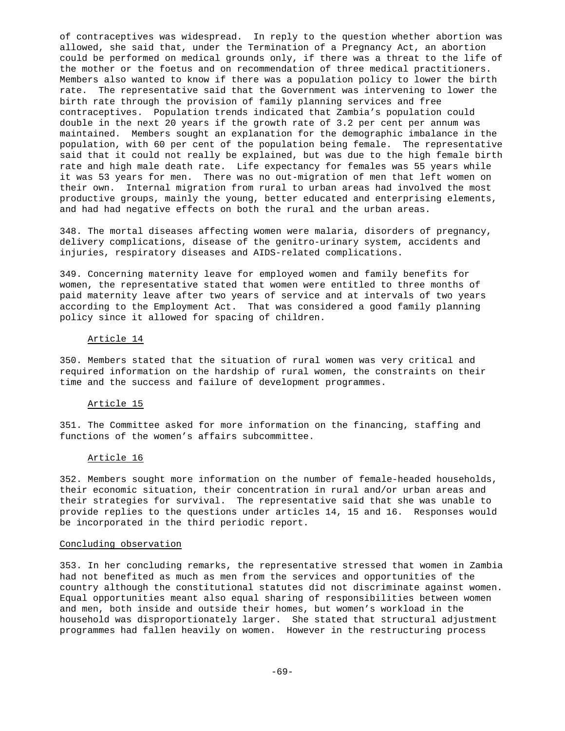of contraceptives was widespread. In reply to the question whether abortion was allowed, she said that, under the Termination of a Pregnancy Act, an abortion could be performed on medical grounds only, if there was a threat to the life of the mother or the foetus and on recommendation of three medical practitioners. Members also wanted to know if there was a population policy to lower the birth rate. The representative said that the Government was intervening to lower the birth rate through the provision of family planning services and free contraceptives. Population trends indicated that Zambia's population could double in the next 20 years if the growth rate of 3.2 per cent per annum was maintained. Members sought an explanation for the demographic imbalance in the population, with 60 per cent of the population being female. The representative said that it could not really be explained, but was due to the high female birth rate and high male death rate. Life expectancy for females was 55 years while it was 53 years for men. There was no out-migration of men that left women on their own. Internal migration from rural to urban areas had involved the most productive groups, mainly the young, better educated and enterprising elements, and had had negative effects on both the rural and the urban areas.

348. The mortal diseases affecting women were malaria, disorders of pregnancy, delivery complications, disease of the genitro-urinary system, accidents and injuries, respiratory diseases and AIDS-related complications.

349. Concerning maternity leave for employed women and family benefits for women, the representative stated that women were entitled to three months of paid maternity leave after two years of service and at intervals of two years according to the Employment Act. That was considered a good family planning policy since it allowed for spacing of children.

Article 14

350. Members stated that the situation of rural women was very critical and required information on the hardship of rural women, the constraints on their time and the success and failure of development programmes.

Article 15

351. The Committee asked for more information on the financing, staffing and functions of the women's affairs subcommittee.

Article 16

352. Members sought more information on the number of female-headed households, their economic situation, their concentration in rural and/or urban areas and their strategies for survival. The representative said that she was unable to provide replies to the questions under articles 14, 15 and 16. Responses would be incorporated in the third periodic report.

Concluding observation

353. In her concluding remarks, the representative stressed that women in Zambia had not benefited as much as men from the services and opportunities of the country although the constitutional statutes did not discriminate against women. Equal opportunities meant also equal sharing of responsibilities between women and men, both inside and outside their homes, but women's workload in the household was disproportionately larger. She stated that structural adjustment programmes had fallen heavily on women. However in the restructuring process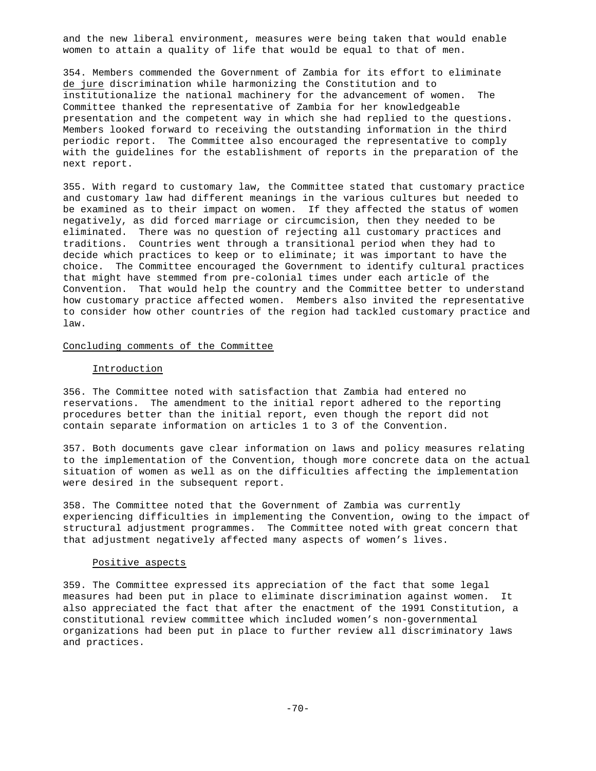and the new liberal environment, measures were being taken that would enable women to attain a quality of life that would be equal to that of men.

354. Members commended the Government of Zambia for its effort to eliminate *de jure* discrimination while harmonizing the Constitution and to institutionalize the national machinery for the advancement of women. The Committee thanked the representative of Zambia for her knowledgeable presentation and the competent way in which she had replied to the questions. Members looked forward to receiving the outstanding information in the third periodic report. The Committee also encouraged the representative to comply with the guidelines for the establishment of reports in the preparation of the next report.

355. With regard to customary law, the Committee stated that customary practice and customary law had different meanings in the various cultures but needed to be examined as to their impact on women. If they affected the status of women negatively, as did forced marriage or circumcision, then they needed to be eliminated. There was no question of rejecting all customary practices and traditions. Countries went through a transitional period when they had to decide which practices to keep or to eliminate; it was important to have the choice. The Committee encouraged the Government to identify cultural practices that might have stemmed from pre-colonial times under each article of the Convention. That would help the country and the Committee better to understand how customary practice affected women. Members also invited the representative to consider how other countries of the region had tackled customary practice and law.

## Concluding comments of the Committee

### Introduction

356. The Committee noted with satisfaction that Zambia had entered no reservations. The amendment to the initial report adhered to the reporting procedures better than the initial report, even though the report did not contain separate information on articles 1 to 3 of the Convention.

357. Both documents gave clear information on laws and policy measures relating to the implementation of the Convention, though more concrete data on the actual situation of women as well as on the difficulties affecting the implementation were desired in the subsequent report.

358. The Committee noted that the Government of Zambia was currently experiencing difficulties in implementing the Convention, owing to the impact of structural adjustment programmes. The Committee noted with great concern that that adjustment negatively affected many aspects of women's lives.

### Positive aspects

359. The Committee expressed its appreciation of the fact that some legal measures had been put in place to eliminate discrimination against women. It also appreciated the fact that after the enactment of the 1991 Constitution, a constitutional review committee which included women's non-governmental organizations had been put in place to further review all discriminatory laws and practices.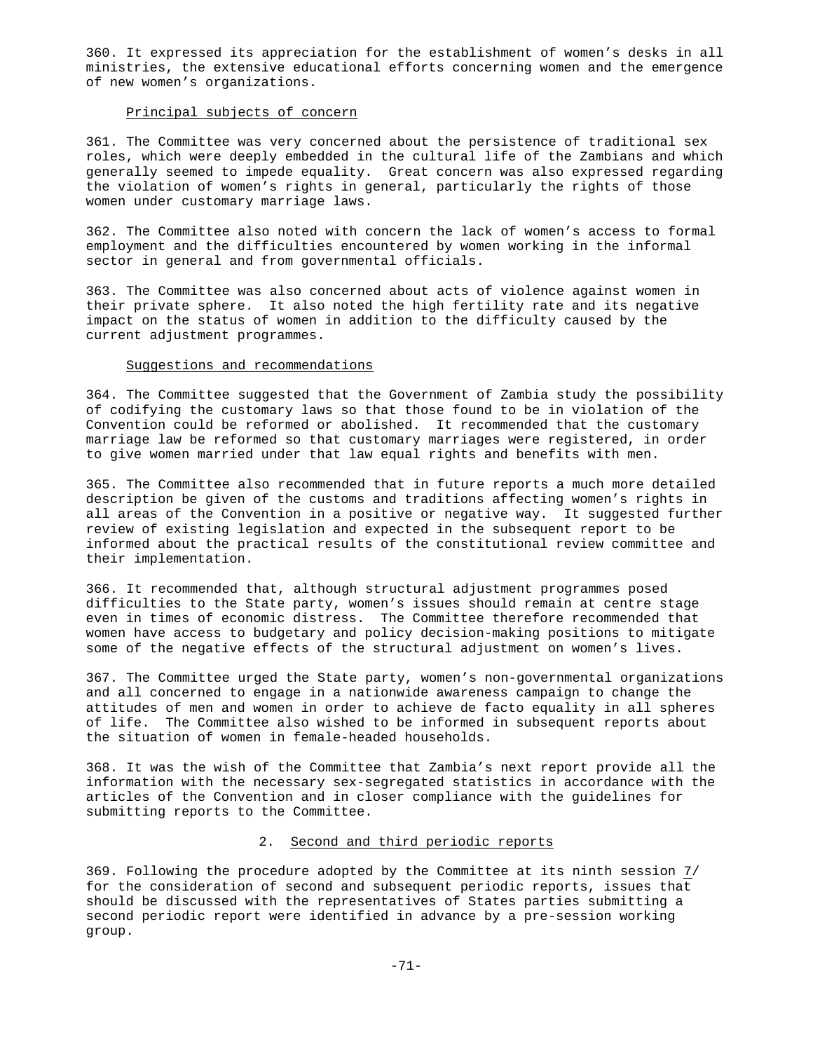360. It expressed its appreciation for the establishment of women's desks in all ministries, the extensive educational efforts concerning women and the emergence of new women's organizations.

### Principal subjects of concern

361. The Committee was very concerned about the persistence of traditional sex roles, which were deeply embedded in the cultural life of the Zambians and which generally seemed to impede equality. Great concern was also expressed regarding the violation of women's rights in general, particularly the rights of those women under customary marriage laws.

362. The Committee also noted with concern the lack of women's access to formal employment and the difficulties encountered by women working in the informal sector in general and from governmental officials.

363. The Committee was also concerned about acts of violence against women in their private sphere. It also noted the high fertility rate and its negative impact on the status of women in addition to the difficulty caused by the current adjustment programmes.

### Suggestions and recommendations

364. The Committee suggested that the Government of Zambia study the possibility of codifying the customary laws so that those found to be in violation of the Convention could be reformed or abolished. It recommended that the customary marriage law be reformed so that customary marriages were registered, in order to give women married under that law equal rights and benefits with men.

365. The Committee also recommended that in future reports a much more detailed description be given of the customs and traditions affecting women's rights in all areas of the Convention in a positive or negative way. It suggested further review of existing legislation and expected in the subsequent report to be informed about the practical results of the constitutional review committee and their implementation.

366. It recommended that, although structural adjustment programmes posed difficulties to the State party, women's issues should remain at centre stage even in times of economic distress. The Committee therefore recommended that women have access to budgetary and policy decision-making positions to mitigate some of the negative effects of the structural adjustment on women's lives.

367. The Committee urged the State party, women's non-governmental organizations and all concerned to engage in a nationwide awareness campaign to change the attitudes of men and women in order to achieve de facto equality in all spheres of life. The Committee also wished to be informed in subsequent reports about the situation of women in female-headed households.

368. It was the wish of the Committee that Zambia's next report provide all the information with the necessary sex-segregated statistics in accordance with the articles of the Convention and in closer compliance with the guidelines for submitting reports to the Committee.

## 2. Second and third periodic reports

369. Following the procedure adopted by the Committee at its ninth session 7/ for the consideration of second and subsequent periodic reports, issues that should be discussed with the representatives of States parties submitting a second periodic report were identified in advance by a pre-session working group.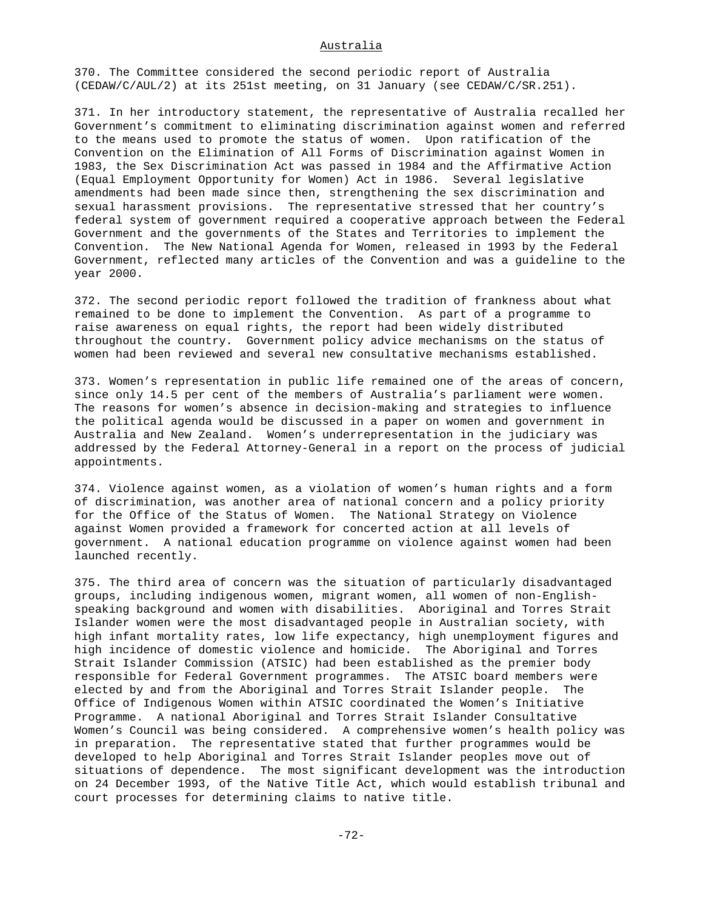## Australia

370. The Committee considered the second periodic report of Australia (CEDAW/C/AUL/2) at its 251st meeting, on 31 January (see CEDAW/C/SR.251).

371. In her introductory statement, the representative of Australia recalled her Government's commitment to eliminating discrimination against women and referred to the means used to promote the status of women. Upon ratification of the Convention on the Elimination of All Forms of Discrimination against Women in 1983, the Sex Discrimination Act was passed in 1984 and the Affirmative Action (Equal Employment Opportunity for Women) Act in 1986. Several legislative amendments had been made since then, strengthening the sex discrimination and sexual harassment provisions. The representative stressed that her country's federal system of government required a cooperative approach between the Federal Government and the governments of the States and Territories to implement the Convention. The New National Agenda for Women, released in 1993 by the Federal Government, reflected many articles of the Convention and was a guideline to the year 2000.

372. The second periodic report followed the tradition of frankness about what remained to be done to implement the Convention. As part of a programme to raise awareness on equal rights, the report had been widely distributed throughout the country. Government policy advice mechanisms on the status of women had been reviewed and several new consultative mechanisms established.

373. Women's representation in public life remained one of the areas of concern, since only 14.5 per cent of the members of Australia's parliament were women. The reasons for women's absence in decision-making and strategies to influence the political agenda would be discussed in a paper on women and government in Australia and New Zealand. Women's underrepresentation in the judiciary was addressed by the Federal Attorney-General in a report on the process of judicial appointments.

374. Violence against women, as a violation of women's human rights and a form of discrimination, was another area of national concern and a policy priority for the Office of the Status of Women. The National Strategy on Violence against Women provided a framework for concerted action at all levels of government. A national education programme on violence against women had been launched recently.

375. The third area of concern was the situation of particularly disadvantaged groups, including indigenous women, migrant women, all women of non-English-speaking background and women with disabilities. Aboriginal and Torres Strait Islander women were the most disadvantaged people in Australian society, with high infant mortality rates, low life expectancy, high unemployment figures and high incidence of domestic violence and homicide. The Aboriginal and Torres Strait Islander Commission (ATSIC) had been established as the premier body responsible for Federal Government programmes. The ATSIC board members were elected by and from the Aboriginal and Torres Strait Islander people. The Office of Indigenous Women within ATSIC coordinated the Women's Initiative Programme. A national Aboriginal and Torres Strait Islander Consultative Women's Council was being considered. A comprehensive women's health policy was in preparation. The representative stated that further programmes would be developed to help Aboriginal and Torres Strait Islander peoples move out of situations of dependence. The most significant development was the introduction on 24 December 1993, of the Native Title Act, which would establish tribunal and court processes for determining claims to native title.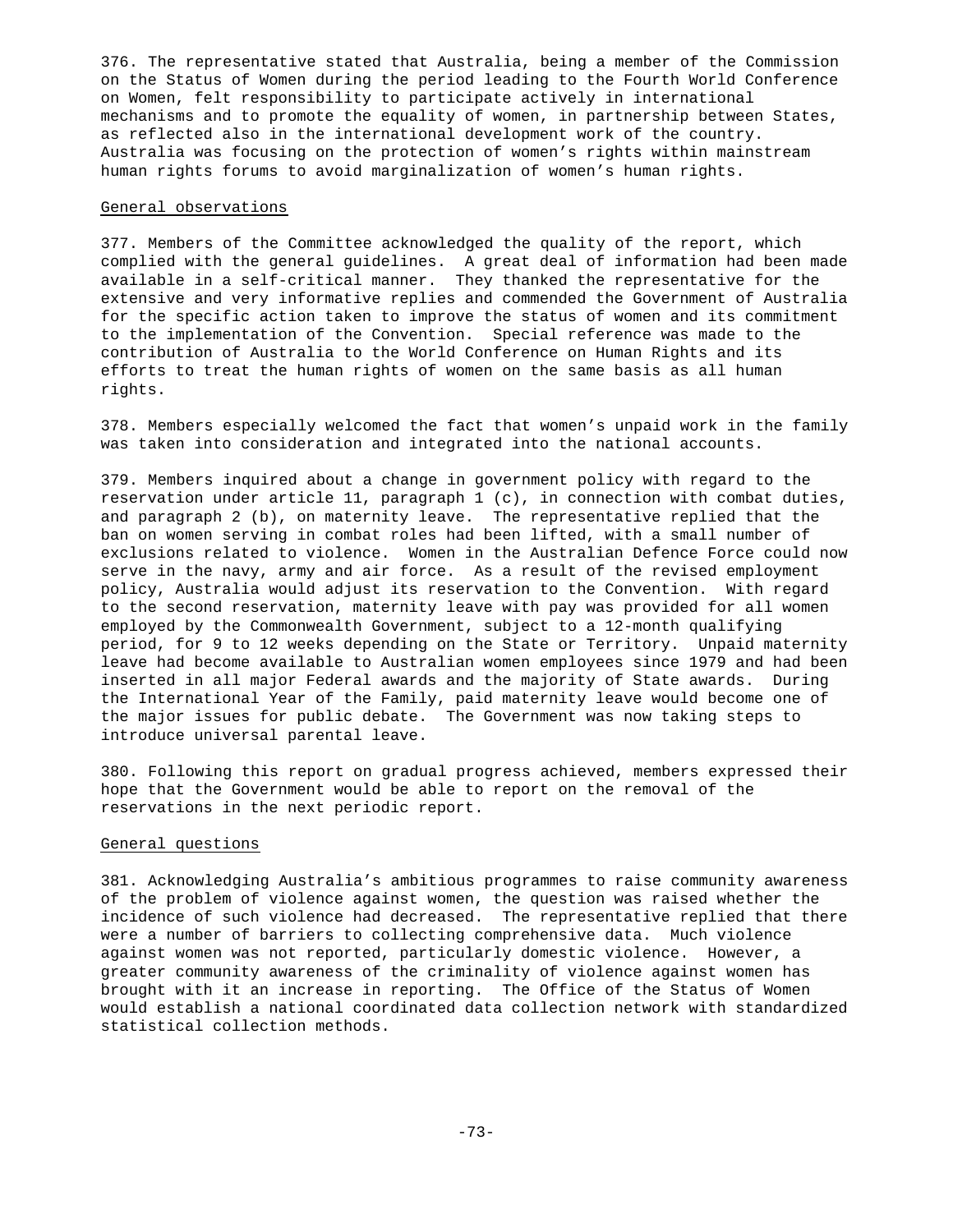376. The representative stated that Australia, being a member of the Commission on the Status of Women during the period leading to the Fourth World Conference on Women, felt responsibility to participate actively in international mechanisms and to promote the equality of women, in partnership between States, as reflected also in the international development work of the country. Australia was focusing on the protection of women's rights within mainstream human rights forums to avoid marginalization of women's human rights.

## General observations

377. Members of the Committee acknowledged the quality of the report, which complied with the general guidelines. A great deal of information had been made available in a self-critical manner. They thanked the representative for the extensive and very informative replies and commended the Government of Australia for the specific action taken to improve the status of women and its commitment to the implementation of the Convention. Special reference was made to the contribution of Australia to the World Conference on Human Rights and its efforts to treat the human rights of women on the same basis as all human rights.

378. Members especially welcomed the fact that women's unpaid work in the family was taken into consideration and integrated into the national accounts.

379. Members inquired about a change in government policy with regard to the reservation under article 11, paragraph 1 (c), in connection with combat duties, and paragraph 2 (b), on maternity leave. The representative replied that the ban on women serving in combat roles had been lifted, with a small number of exclusions related to violence. Women in the Australian Defence Force could now serve in the navy, army and air force. As a result of the revised employment policy, Australia would adjust its reservation to the Convention. With regard to the second reservation, maternity leave with pay was provided for all women employed by the Commonwealth Government, subject to a 12-month qualifying period, for 9 to 12 weeks depending on the State or Territory. Unpaid maternity leave had become available to Australian women employees since 1979 and had been inserted in all major Federal awards and the majority of State awards. During the International Year of the Family, paid maternity leave would become one of the major issues for public debate. The Government was now taking steps to introduce universal parental leave.

380. Following this report on gradual progress achieved, members expressed their hope that the Government would be able to report on the removal of the reservations in the next periodic report.

## General questions

381. Acknowledging Australia's ambitious programmes to raise community awareness of the problem of violence against women, the question was raised whether the incidence of such violence had decreased. The representative replied that there were a number of barriers to collecting comprehensive data. Much violence against women was not reported, particularly domestic violence. However, a greater community awareness of the criminality of violence against women has brought with it an increase in reporting. The Office of the Status of Women would establish a national coordinated data collection network with standardized statistical collection methods.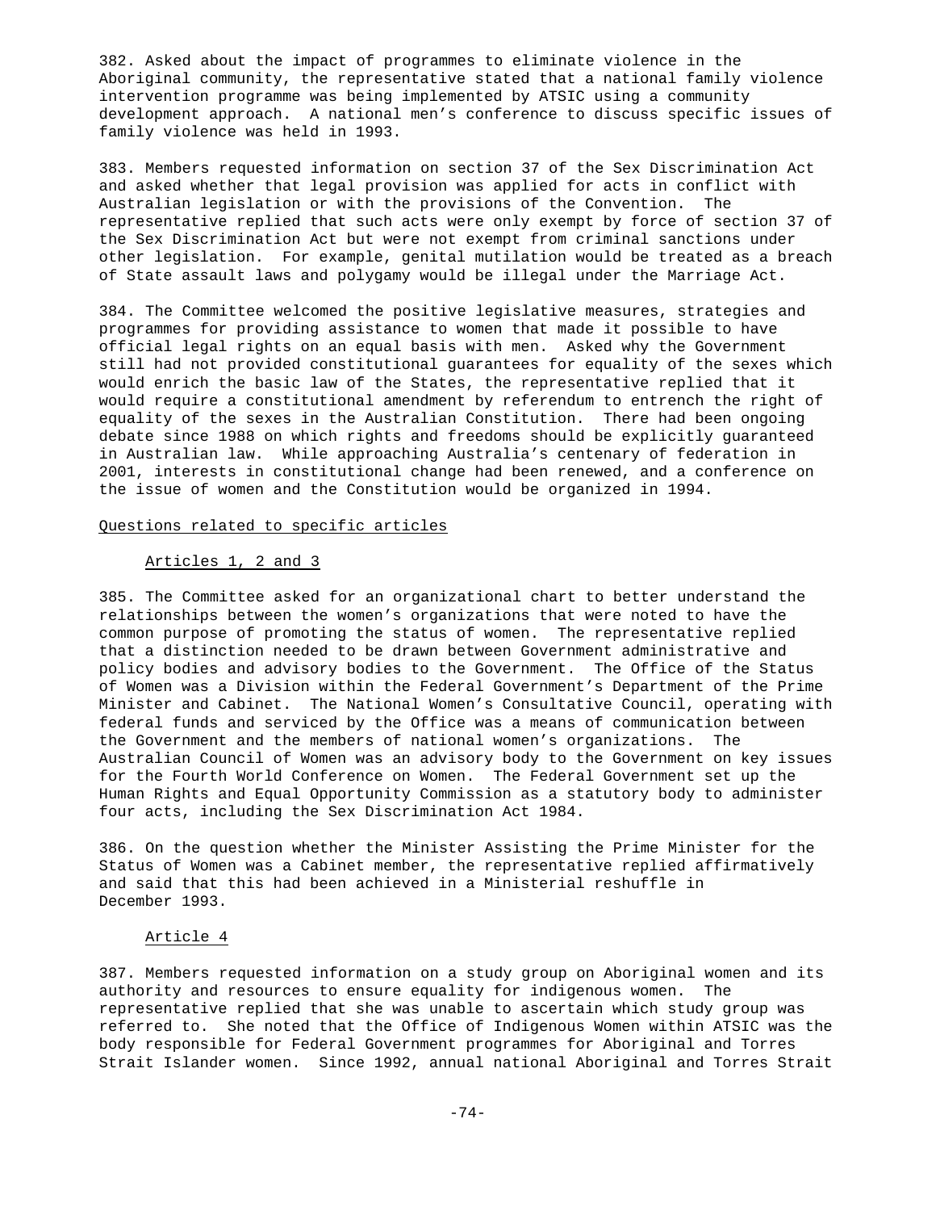382. Asked about the impact of programmes to eliminate violence in the Aboriginal community, the representative stated that a national family violence intervention programme was being implemented by ATSIC using a community development approach. A national men's conference to discuss specific issues of family violence was held in 1993.

383. Members requested information on section 37 of the Sex Discrimination Act and asked whether that legal provision was applied for acts in conflict with Australian legislation or with the provisions of the Convention. The representative replied that such acts were only exempt by force of section 37 of the Sex Discrimination Act but were not exempt from criminal sanctions under other legislation. For example, genital mutilation would be treated as a breach of State assault laws and polygamy would be illegal under the Marriage Act.

384. The Committee welcomed the positive legislative measures, strategies and programmes for providing assistance to women that made it possible to have official legal rights on an equal basis with men. Asked why the Government still had not provided constitutional guarantees for equality of the sexes which would enrich the basic law of the States, the representative replied that it would require a constitutional amendment by referendum to entrench the right of equality of the sexes in the Australian Constitution. There had been ongoing debate since 1988 on which rights and freedoms should be explicitly guaranteed in Australian law. While approaching Australia's centenary of federation in 2001, interests in constitutional change had been renewed, and a conference on the issue of women and the Constitution would be organized in 1994.

## Questions related to specific articles

### Articles 1, 2 and 3

385. The Committee asked for an organizational chart to better understand the relationships between the women's organizations that were noted to have the common purpose of promoting the status of women. The representative replied that a distinction needed to be drawn between Government administrative and policy bodies and advisory bodies to the Government. The Office of the Status of Women was a Division within the Federal Government's Department of the Prime Minister and Cabinet. The National Women's Consultative Council, operating with federal funds and serviced by the Office was a means of communication between the Government and the members of national women's organizations. The Australian Council of Women was an advisory body to the Government on key issues for the Fourth World Conference on Women. The Federal Government set up the Human Rights and Equal Opportunity Commission as a statutory body to administer four acts, including the Sex Discrimination Act 1984.

386. On the question whether the Minister Assisting the Prime Minister for the Status of Women was a Cabinet member, the representative replied affirmatively and said that this had been achieved in a Ministerial reshuffle in December 1993.

### Article 4

387. Members requested information on a study group on Aboriginal women and its authority and resources to ensure equality for indigenous women. The representative replied that she was unable to ascertain which study group was referred to. She noted that the Office of Indigenous Women within ATSIC was the body responsible for Federal Government programmes for Aboriginal and Torres Strait Islander women. Since 1992, annual national Aboriginal and Torres Strait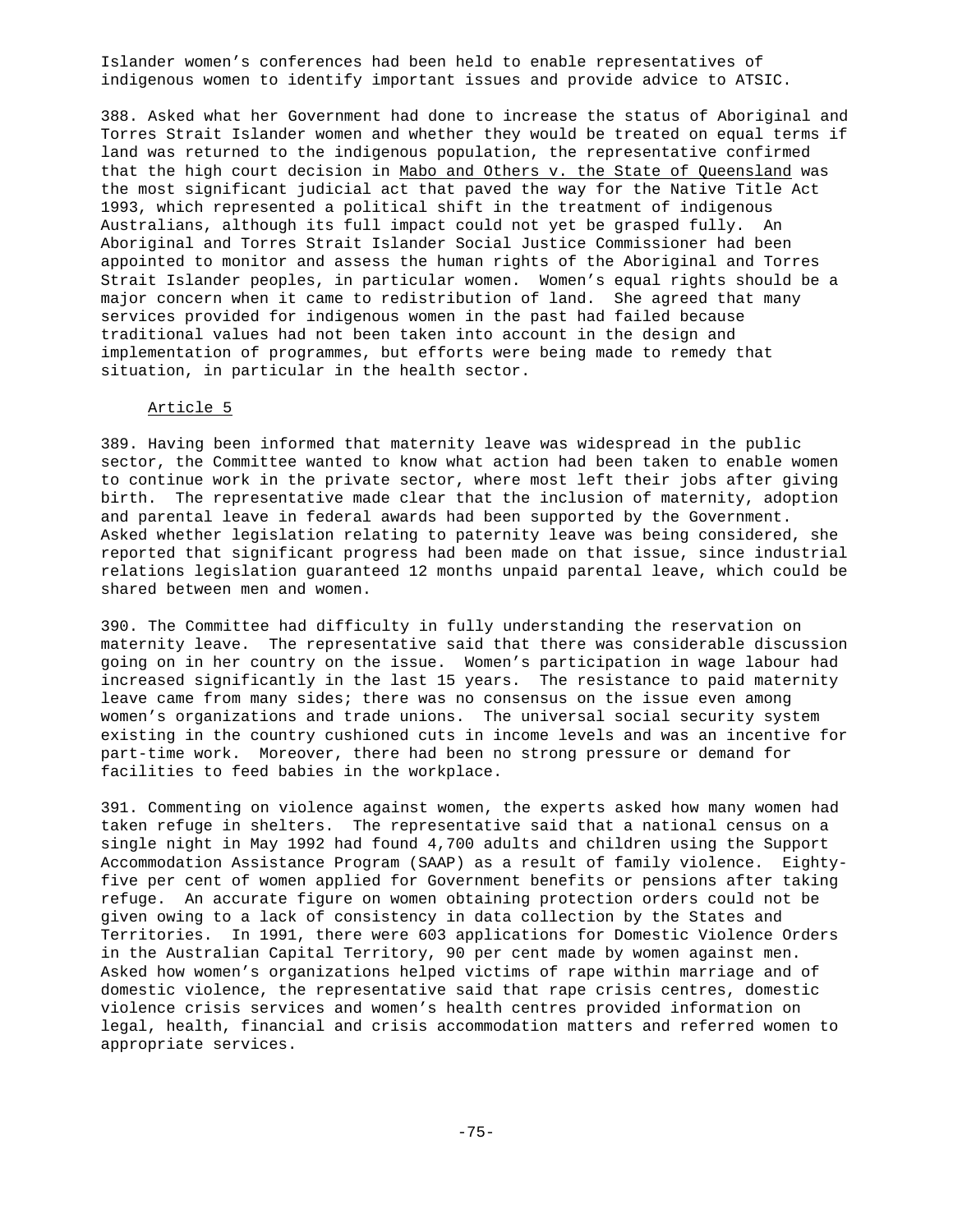Islander women's conferences had been held to enable representatives of indigenous women to identify important issues and provide advice to ATSIC.

388. Asked what her Government had done to increase the status of Aboriginal and Torres Strait Islander women and whether they would be treated on equal terms if land was returned to the indigenous population, the representative confirmed that the high court decision in Mabo and Others v. the State of Queensland was the most significant judicial act that paved the way for the Native Title Act 1993, which represented a political shift in the treatment of indigenous Australians, although its full impact could not yet be grasped fully. An Aboriginal and Torres Strait Islander Social Justice Commissioner had been appointed to monitor and assess the human rights of the Aboriginal and Torres Strait Islander peoples, in particular women. Women's equal rights should be a major concern when it came to redistribution of land. She agreed that many services provided for indigenous women in the past had failed because traditional values had not been taken into account in the design and implementation of programmes, but efforts were being made to remedy that situation, in particular in the health sector.

Article 5

389. Having been informed that maternity leave was widespread in the public sector, the Committee wanted to know what action had been taken to enable women to continue work in the private sector, where most left their jobs after giving birth. The representative made clear that the inclusion of maternity, adoption and parental leave in federal awards had been supported by the Government. Asked whether legislation relating to paternity leave was being considered, she reported that significant progress had been made on that issue, since industrial relations legislation guaranteed 12 months unpaid parental leave, which could be shared between men and women.

390. The Committee had difficulty in fully understanding the reservation on maternity leave. The representative said that there was considerable discussion going on in her country on the issue. Women's participation in wage labour had increased significantly in the last 15 years. The resistance to paid maternity leave came from many sides; there was no consensus on the issue even among women's organizations and trade unions. The universal social security system existing in the country cushioned cuts in income levels and was an incentive for part-time work. Moreover, there had been no strong pressure or demand for facilities to feed babies in the workplace.

391. Commenting on violence against women, the experts asked how many women had taken refuge in shelters. The representative said that a national census on a single night in May 1992 had found 4,700 adults and children using the Support Accommodation Assistance Program (SAAP) as a result of family violence. Eighty-five per cent of women applied for Government benefits or pensions after taking refuge. An accurate figure on women obtaining protection orders could not be given owing to a lack of consistency in data collection by the States and Territories. In 1991, there were 603 applications for Domestic Violence Orders in the Australian Capital Territory, 90 per cent made by women against men. Asked how women's organizations helped victims of rape within marriage and of domestic violence, the representative said that rape crisis centres, domestic violence crisis services and women's health centres provided information on legal, health, financial and crisis accommodation matters and referred women to appropriate services.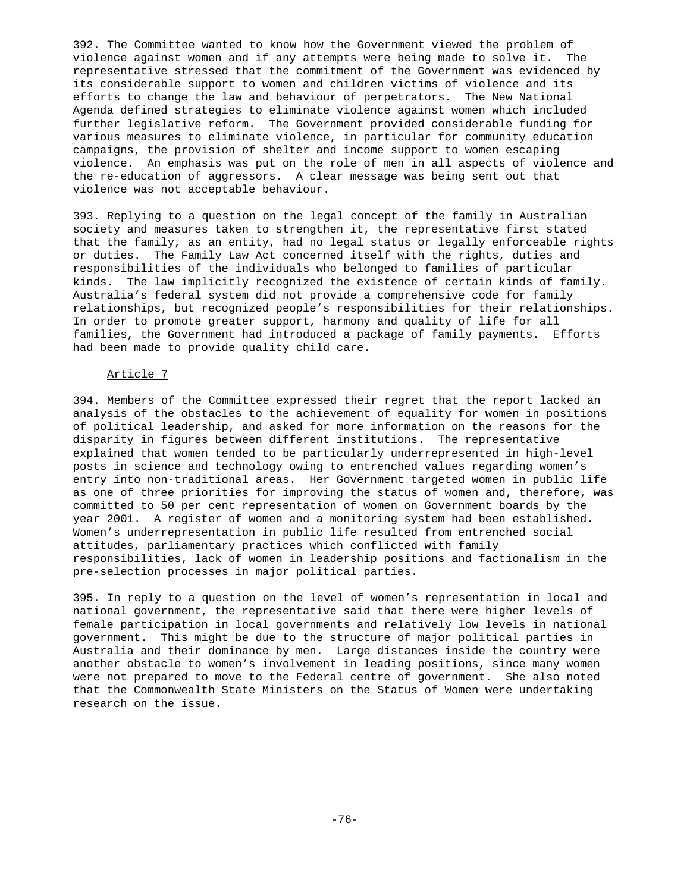392. The Committee wanted to know how the Government viewed the problem of violence against women and if any attempts were being made to solve it. The representative stressed that the commitment of the Government was evidenced by its considerable support to women and children victims of violence and its efforts to change the law and behaviour of perpetrators. The New National Agenda defined strategies to eliminate violence against women which included further legislative reform. The Government provided considerable funding for various measures to eliminate violence, in particular for community education campaigns, the provision of shelter and income support to women escaping violence. An emphasis was put on the role of men in all aspects of violence and the re-education of aggressors. A clear message was being sent out that violence was not acceptable behaviour.

393. Replying to a question on the legal concept of the family in Australian society and measures taken to strengthen it, the representative first stated that the family, as an entity, had no legal status or legally enforceable rights or duties. The Family Law Act concerned itself with the rights, duties and responsibilities of the individuals who belonged to families of particular kinds. The law implicitly recognized the existence of certain kinds of family. Australia's federal system did not provide a comprehensive code for family relationships, but recognized people's responsibilities for their relationships. In order to promote greater support, harmony and quality of life for all families, the Government had introduced a package of family payments. Efforts had been made to provide quality child care.

<u>Article 7</u>

394. Members of the Committee expressed their regret that the report lacked an analysis of the obstacles to the achievement of equality for women in positions of political leadership, and asked for more information on the reasons for the disparity in figures between different institutions. The representative explained that women tended to be particularly underrepresented in high-level posts in science and technology owing to entrenched values regarding women's entry into non-traditional areas. Her Government targeted women in public life as one of three priorities for improving the status of women and, therefore, was committed to 50 per cent representation of women on Government boards by the year 2001. A register of women and a monitoring system had been established. Women's underrepresentation in public life resulted from entrenched social attitudes, parliamentary practices which conflicted with family responsibilities, lack of women in leadership positions and factionalism in the pre-selection processes in major political parties.

395. In reply to a question on the level of women's representation in local and national government, the representative said that there were higher levels of female participation in local governments and relatively low levels in national government. This might be due to the structure of major political parties in Australia and their dominance by men. Large distances inside the country were another obstacle to women's involvement in leading positions, since many women were not prepared to move to the Federal centre of government. She also noted that the Commonwealth State Ministers on the Status of Women were undertaking research on the issue.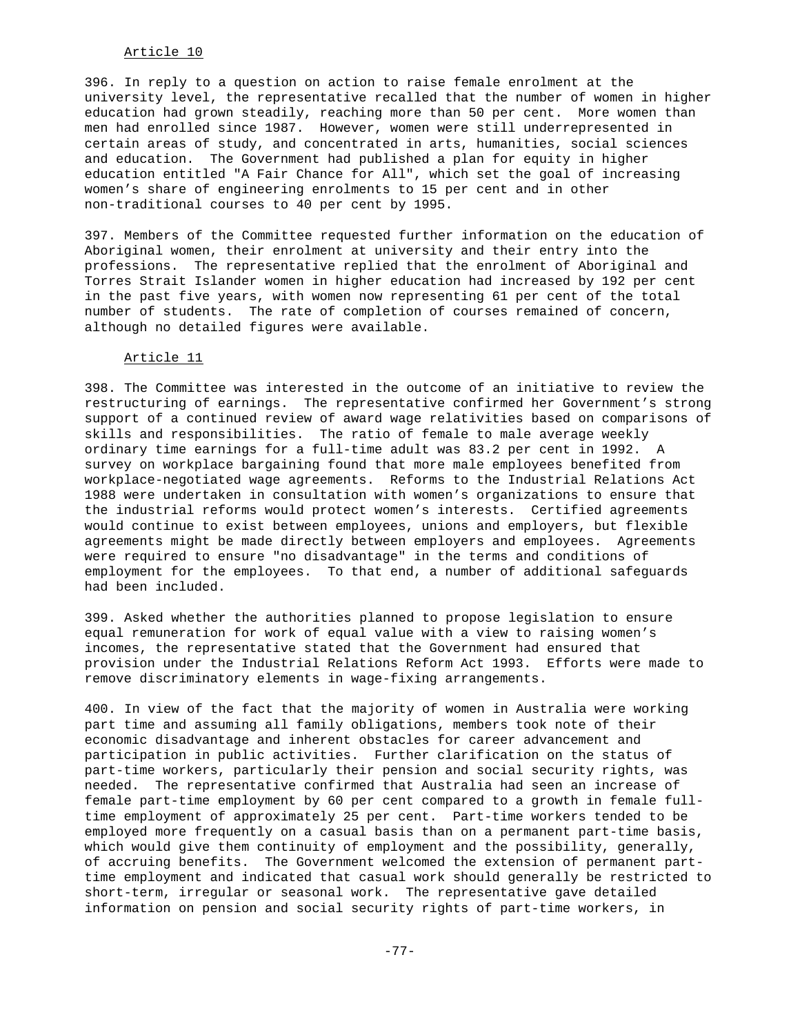Article 10

396. In reply to a question on action to raise female enrolment at the university level, the representative recalled that the number of women in higher education had grown steadily, reaching more than 50 per cent. More women than men had enrolled since 1987. However, women were still underrepresented in certain areas of study, and concentrated in arts, humanities, social sciences and education. The Government had published a plan for equity in higher education entitled "A Fair Chance for All", which set the goal of increasing women's share of engineering enrolments to 15 per cent and in other non-traditional courses to 40 per cent by 1995.

397. Members of the Committee requested further information on the education of Aboriginal women, their enrolment at university and their entry into the professions. The representative replied that the enrolment of Aboriginal and Torres Strait Islander women in higher education had increased by 192 per cent in the past five years, with women now representing 61 per cent of the total number of students. The rate of completion of courses remained of concern, although no detailed figures were available.

Article 11

398. The Committee was interested in the outcome of an initiative to review the restructuring of earnings. The representative confirmed her Government's strong support of a continued review of award wage relativities based on comparisons of skills and responsibilities. The ratio of female to male average weekly ordinary time earnings for a full-time adult was 83.2 per cent in 1992. A survey on workplace bargaining found that more male employees benefited from workplace-negotiated wage agreements. Reforms to the Industrial Relations Act 1988 were undertaken in consultation with women's organizations to ensure that the industrial reforms would protect women's interests. Certified agreements would continue to exist between employees, unions and employers, but flexible agreements might be made directly between employers and employees. Agreements were required to ensure "no disadvantage" in the terms and conditions of employment for the employees. To that end, a number of additional safeguards had been included.

399. Asked whether the authorities planned to propose legislation to ensure equal remuneration for work of equal value with a view to raising women's incomes, the representative stated that the Government had ensured that provision under the Industrial Relations Reform Act 1993. Efforts were made to remove discriminatory elements in wage-fixing arrangements.

400. In view of the fact that the majority of women in Australia were working part time and assuming all family obligations, members took note of their economic disadvantage and inherent obstacles for career advancement and participation in public activities. Further clarification on the status of part-time workers, particularly their pension and social security rights, was needed. The representative confirmed that Australia had seen an increase of female part-time employment by 60 per cent compared to a growth in female full-time employment of approximately 25 per cent. Part-time workers tended to be employed more frequently on a casual basis than on a permanent part-time basis, which would give them continuity of employment and the possibility, generally, of accruing benefits. The Government welcomed the extension of permanent part-time employment and indicated that casual work should generally be restricted to short-term, irregular or seasonal work. The representative gave detailed information on pension and social security rights of part-time workers, in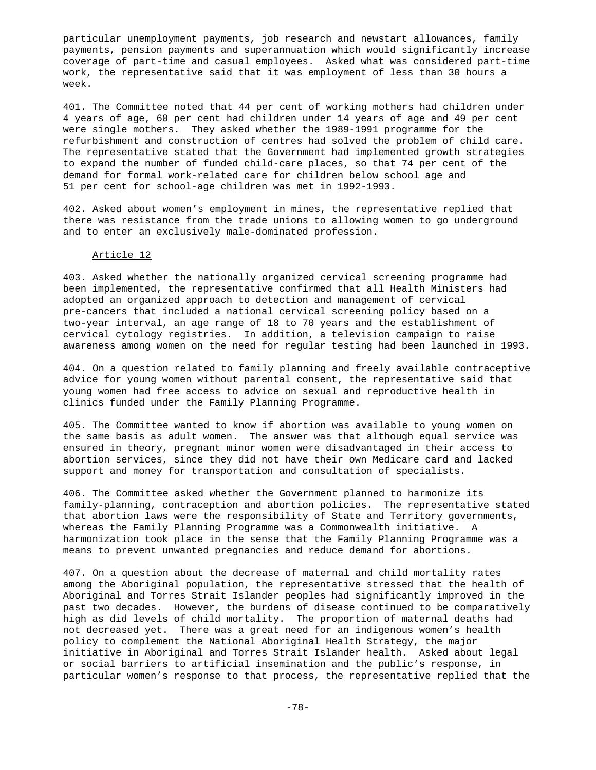particular unemployment payments, job research and newstart allowances, family payments, pension payments and superannuation which would significantly increase coverage of part-time and casual employees. Asked what was considered part-time work, the representative said that it was employment of less than 30 hours a week.

401. The Committee noted that 44 per cent of working mothers had children under 4 years of age, 60 per cent had children under 14 years of age and 49 per cent were single mothers. They asked whether the 1989-1991 programme for the refurbishment and construction of centres had solved the problem of child care. The representative stated that the Government had implemented growth strategies to expand the number of funded child-care places, so that 74 per cent of the demand for formal work-related care for children below school age and 51 per cent for school-age children was met in 1992-1993.

402. Asked about women's employment in mines, the representative replied that there was resistance from the trade unions to allowing women to go underground and to enter an exclusively male-dominated profession.

Article 12

403. Asked whether the nationally organized cervical screening programme had been implemented, the representative confirmed that all Health Ministers had adopted an organized approach to detection and management of cervical pre-cancers that included a national cervical screening policy based on a two-year interval, an age range of 18 to 70 years and the establishment of cervical cytology registries. In addition, a television campaign to raise awareness among women on the need for regular testing had been launched in 1993.

404. On a question related to family planning and freely available contraceptive advice for young women without parental consent, the representative said that young women had free access to advice on sexual and reproductive health in clinics funded under the Family Planning Programme.

405. The Committee wanted to know if abortion was available to young women on the same basis as adult women. The answer was that although equal service was ensured in theory, pregnant minor women were disadvantaged in their access to abortion services, since they did not have their own Medicare card and lacked support and money for transportation and consultation of specialists.

406. The Committee asked whether the Government planned to harmonize its family-planning, contraception and abortion policies. The representative stated that abortion laws were the responsibility of State and Territory governments, whereas the Family Planning Programme was a Commonwealth initiative. A harmonization took place in the sense that the Family Planning Programme was a means to prevent unwanted pregnancies and reduce demand for abortions.

407. On a question about the decrease of maternal and child mortality rates among the Aboriginal population, the representative stressed that the health of Aboriginal and Torres Strait Islander peoples had significantly improved in the past two decades. However, the burdens of disease continued to be comparatively high as did levels of child mortality. The proportion of maternal deaths had not decreased yet. There was a great need for an indigenous women's health policy to complement the National Aboriginal Health Strategy, the major initiative in Aboriginal and Torres Strait Islander health. Asked about legal or social barriers to artificial insemination and the public's response, in particular women's response to that process, the representative replied that the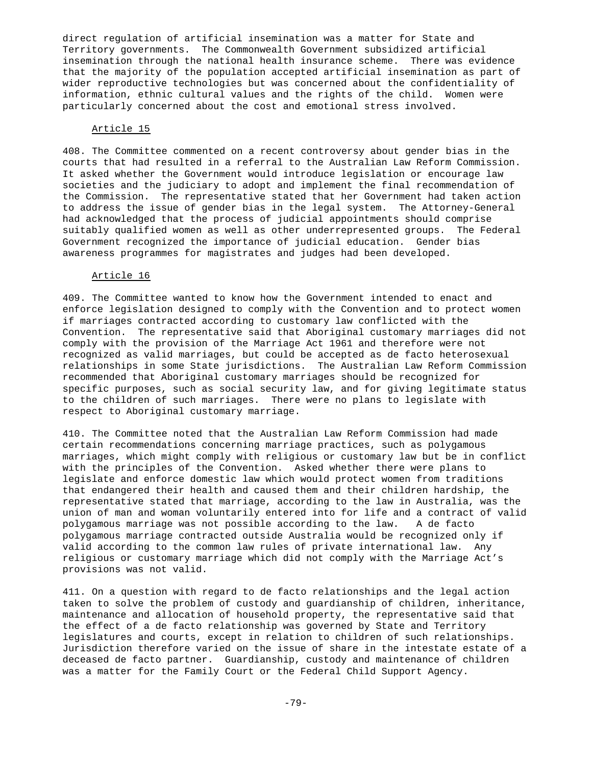direct regulation of artificial insemination was a matter for State and Territory governments. The Commonwealth Government subsidized artificial insemination through the national health insurance scheme. There was evidence that the majority of the population accepted artificial insemination as part of wider reproductive technologies but was concerned about the confidentiality of information, ethnic cultural values and the rights of the child. Women were particularly concerned about the cost and emotional stress involved.

Article 15

408. The Committee commented on a recent controversy about gender bias in the courts that had resulted in a referral to the Australian Law Reform Commission. It asked whether the Government would introduce legislation or encourage law societies and the judiciary to adopt and implement the final recommendation of the Commission. The representative stated that her Government had taken action to address the issue of gender bias in the legal system. The Attorney-General had acknowledged that the process of judicial appointments should comprise suitably qualified women as well as other underrepresented groups. The Federal Government recognized the importance of judicial education. Gender bias awareness programmes for magistrates and judges had been developed.

Article 16

409. The Committee wanted to know how the Government intended to enact and enforce legislation designed to comply with the Convention and to protect women if marriages contracted according to customary law conflicted with the Convention. The representative said that Aboriginal customary marriages did not comply with the provision of the Marriage Act 1961 and therefore were not recognized as valid marriages, but could be accepted as de facto heterosexual relationships in some State jurisdictions. The Australian Law Reform Commission recommended that Aboriginal customary marriages should be recognized for specific purposes, such as social security law, and for giving legitimate status to the children of such marriages. There were no plans to legislate with respect to Aboriginal customary marriage.

410. The Committee noted that the Australian Law Reform Commission had made certain recommendations concerning marriage practices, such as polygamous marriages, which might comply with religious or customary law but be in conflict with the principles of the Convention. Asked whether there were plans to legislate and enforce domestic law which would protect women from traditions that endangered their health and caused them and their children hardship, the representative stated that marriage, according to the law in Australia, was the union of man and woman voluntarily entered into for life and a contract of valid polygamous marriage was not possible according to the law. A de facto polygamous marriage contracted outside Australia would be recognized only if valid according to the common law rules of private international law. Any religious or customary marriage which did not comply with the Marriage Act's provisions was not valid.

411. On a question with regard to de facto relationships and the legal action taken to solve the problem of custody and guardianship of children, inheritance, maintenance and allocation of household property, the representative said that the effect of a de facto relationship was governed by State and Territory legislatures and courts, except in relation to children of such relationships. Jurisdiction therefore varied on the issue of share in the intestate estate of a deceased de facto partner. Guardianship, custody and maintenance of children was a matter for the Family Court or the Federal Child Support Agency.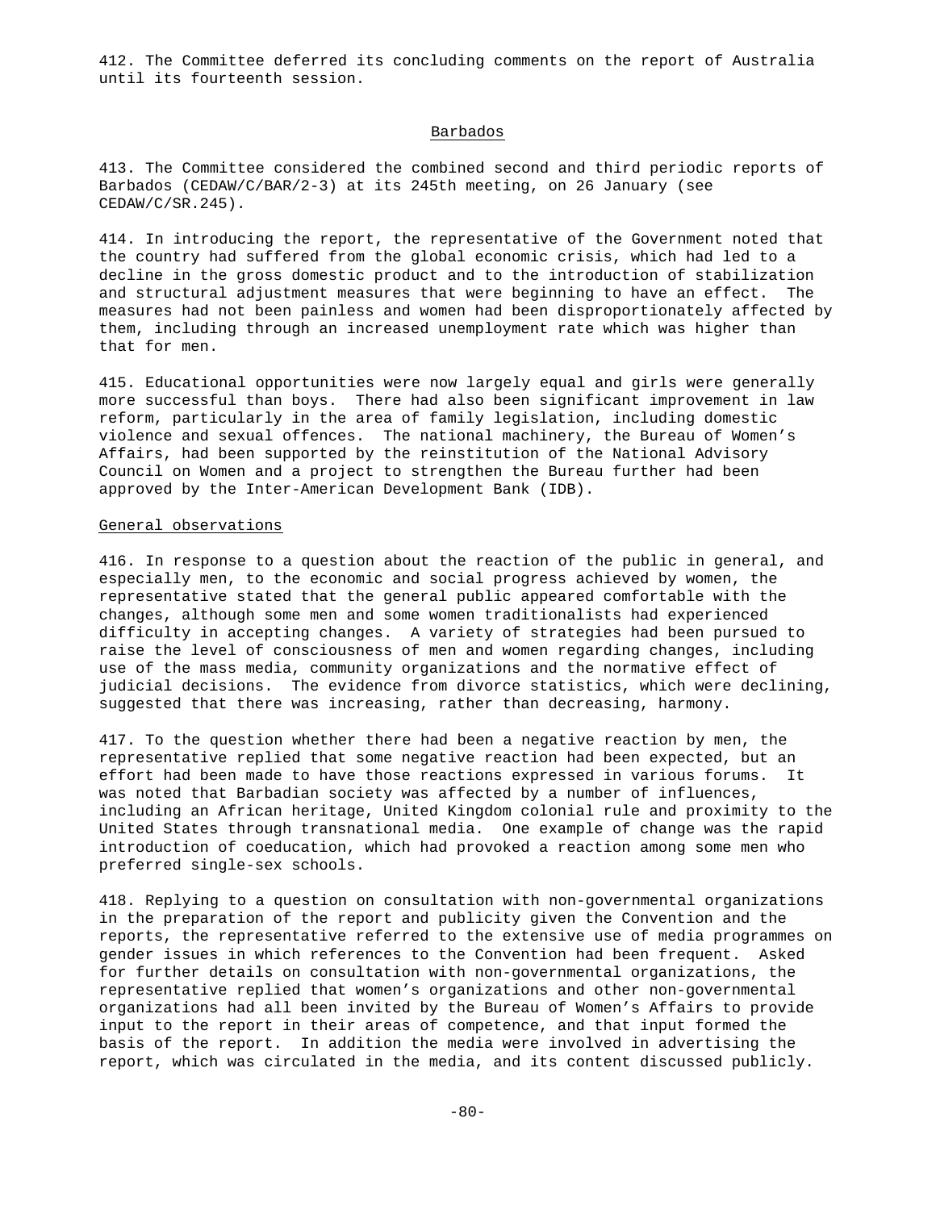412. The Committee deferred its concluding comments on the report of Australia until its fourteenth session.

## Barbados

413. The Committee considered the combined second and third periodic reports of Barbados (CEDAW/C/BAR/2-3) at its 245th meeting, on 26 January (see CEDAW/C/SR.245).

414. In introducing the report, the representative of the Government noted that the country had suffered from the global economic crisis, which had led to a decline in the gross domestic product and to the introduction of stabilization and structural adjustment measures that were beginning to have an effect. The measures had not been painless and women had been disproportionately affected by them, including through an increased unemployment rate which was higher than that for men.

415. Educational opportunities were now largely equal and girls were generally more successful than boys. There had also been significant improvement in law reform, particularly in the area of family legislation, including domestic violence and sexual offences. The national machinery, the Bureau of Women's Affairs, had been supported by the reinstitution of the National Advisory Council on Women and a project to strengthen the Bureau further had been approved by the Inter-American Development Bank (IDB).

### General observations

416. In response to a question about the reaction of the public in general, and especially men, to the economic and social progress achieved by women, the representative stated that the general public appeared comfortable with the changes, although some men and some women traditionalists had experienced difficulty in accepting changes. A variety of strategies had been pursued to raise the level of consciousness of men and women regarding changes, including use of the mass media, community organizations and the normative effect of judicial decisions. The evidence from divorce statistics, which were declining, suggested that there was increasing, rather than decreasing, harmony.

417. To the question whether there had been a negative reaction by men, the representative replied that some negative reaction had been expected, but an effort had been made to have those reactions expressed in various forums. It was noted that Barbadian society was affected by a number of influences, including an African heritage, United Kingdom colonial rule and proximity to the United States through transnational media. One example of change was the rapid introduction of coeducation, which had provoked a reaction among some men who preferred single-sex schools.

418. Replying to a question on consultation with non-governmental organizations in the preparation of the report and publicity given the Convention and the reports, the representative referred to the extensive use of media programmes on gender issues in which references to the Convention had been frequent. Asked for further details on consultation with non-governmental organizations, the representative replied that women's organizations and other non-governmental organizations had all been invited by the Bureau of Women's Affairs to provide input to the report in their areas of competence, and that input formed the basis of the report. In addition the media were involved in advertising the report, which was circulated in the media, and its content discussed publicly.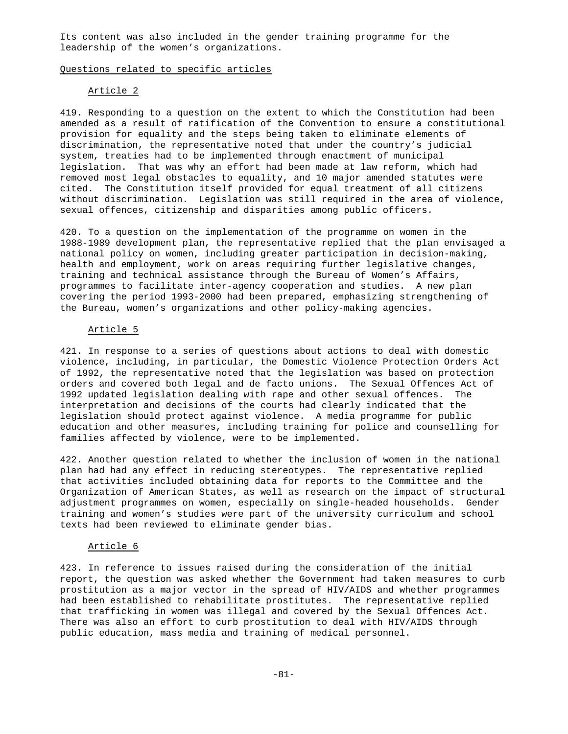Its content was also included in the gender training programme for the leadership of the women's organizations.

### Questions related to specific articles

#### Article 2

419. Responding to a question on the extent to which the Constitution had been amended as a result of ratification of the Convention to ensure a constitutional provision for equality and the steps being taken to eliminate elements of discrimination, the representative noted that under the country's judicial system, treaties had to be implemented through enactment of municipal legislation. That was why an effort had been made at law reform, which had removed most legal obstacles to equality, and 10 major amended statutes were cited. The Constitution itself provided for equal treatment of all citizens without discrimination. Legislation was still required in the area of violence, sexual offences, citizenship and disparities among public officers.

420. To a question on the implementation of the programme on women in the 1988-1989 development plan, the representative replied that the plan envisaged a national policy on women, including greater participation in decision-making, health and employment, work on areas requiring further legislative changes, training and technical assistance through the Bureau of Women's Affairs, programmes to facilitate inter-agency cooperation and studies. A new plan covering the period 1993-2000 had been prepared, emphasizing strengthening of the Bureau, women's organizations and other policy-making agencies.

#### Article 5

421. In response to a series of questions about actions to deal with domestic violence, including, in particular, the Domestic Violence Protection Orders Act of 1992, the representative noted that the legislation was based on protection orders and covered both legal and de facto unions. The Sexual Offences Act of 1992 updated legislation dealing with rape and other sexual offences. The interpretation and decisions of the courts had clearly indicated that the legislation should protect against violence. A media programme for public education and other measures, including training for police and counselling for families affected by violence, were to be implemented.

422. Another question related to whether the inclusion of women in the national plan had had any effect in reducing stereotypes. The representative replied that activities included obtaining data for reports to the Committee and the Organization of American States, as well as research on the impact of structural adjustment programmes on women, especially on single-headed households. Gender training and women's studies were part of the university curriculum and school texts had been reviewed to eliminate gender bias.

#### Article 6

423. In reference to issues raised during the consideration of the initial report, the question was asked whether the Government had taken measures to curb prostitution as a major vector in the spread of HIV/AIDS and whether programmes had been established to rehabilitate prostitutes. The representative replied that trafficking in women was illegal and covered by the Sexual Offences Act. There was also an effort to curb prostitution to deal with HIV/AIDS through public education, mass media and training of medical personnel.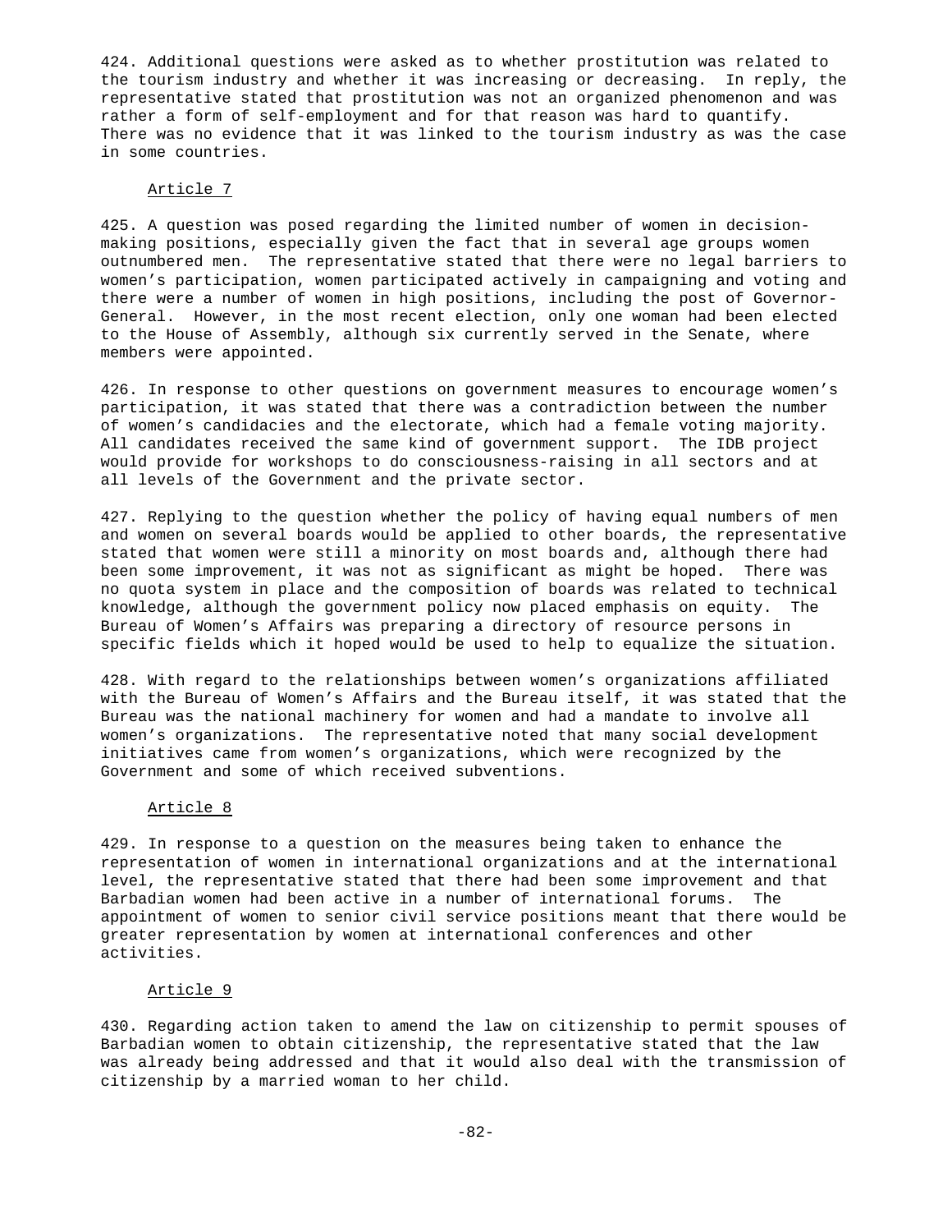424. Additional questions were asked as to whether prostitution was related to the tourism industry and whether it was increasing or decreasing. In reply, the representative stated that prostitution was not an organized phenomenon and was rather a form of self-employment and for that reason was hard to quantify. There was no evidence that it was linked to the tourism industry as was the case in some countries.

### Article 7

425. A question was posed regarding the limited number of women in decision-making positions, especially given the fact that in several age groups women outnumbered men. The representative stated that there were no legal barriers to women's participation, women participated actively in campaigning and voting and there were a number of women in high positions, including the post of Governor-General. However, in the most recent election, only one woman had been elected to the House of Assembly, although six currently served in the Senate, where members were appointed.

426. In response to other questions on government measures to encourage women's participation, it was stated that there was a contradiction between the number of women's candidacies and the electorate, which had a female voting majority. All candidates received the same kind of government support. The IDB project would provide for workshops to do consciousness-raising in all sectors and at all levels of the Government and the private sector.

427. Replying to the question whether the policy of having equal numbers of men and women on several boards would be applied to other boards, the representative stated that women were still a minority on most boards and, although there had been some improvement, it was not as significant as might be hoped. There was no quota system in place and the composition of boards was related to technical knowledge, although the government policy now placed emphasis on equity. The Bureau of Women's Affairs was preparing a directory of resource persons in specific fields which it hoped would be used to help to equalize the situation.

428. With regard to the relationships between women's organizations affiliated with the Bureau of Women's Affairs and the Bureau itself, it was stated that the Bureau was the national machinery for women and had a mandate to involve all women's organizations. The representative noted that many social development initiatives came from women's organizations, which were recognized by the Government and some of which received subventions.

### Article 8

429. In response to a question on the measures being taken to enhance the representation of women in international organizations and at the international level, the representative stated that there had been some improvement and that Barbadian women had been active in a number of international forums. The appointment of women to senior civil service positions meant that there would be greater representation by women at international conferences and other activities.

### Article 9

430. Regarding action taken to amend the law on citizenship to permit spouses of Barbadian women to obtain citizenship, the representative stated that the law was already being addressed and that it would also deal with the transmission of citizenship by a married woman to her child.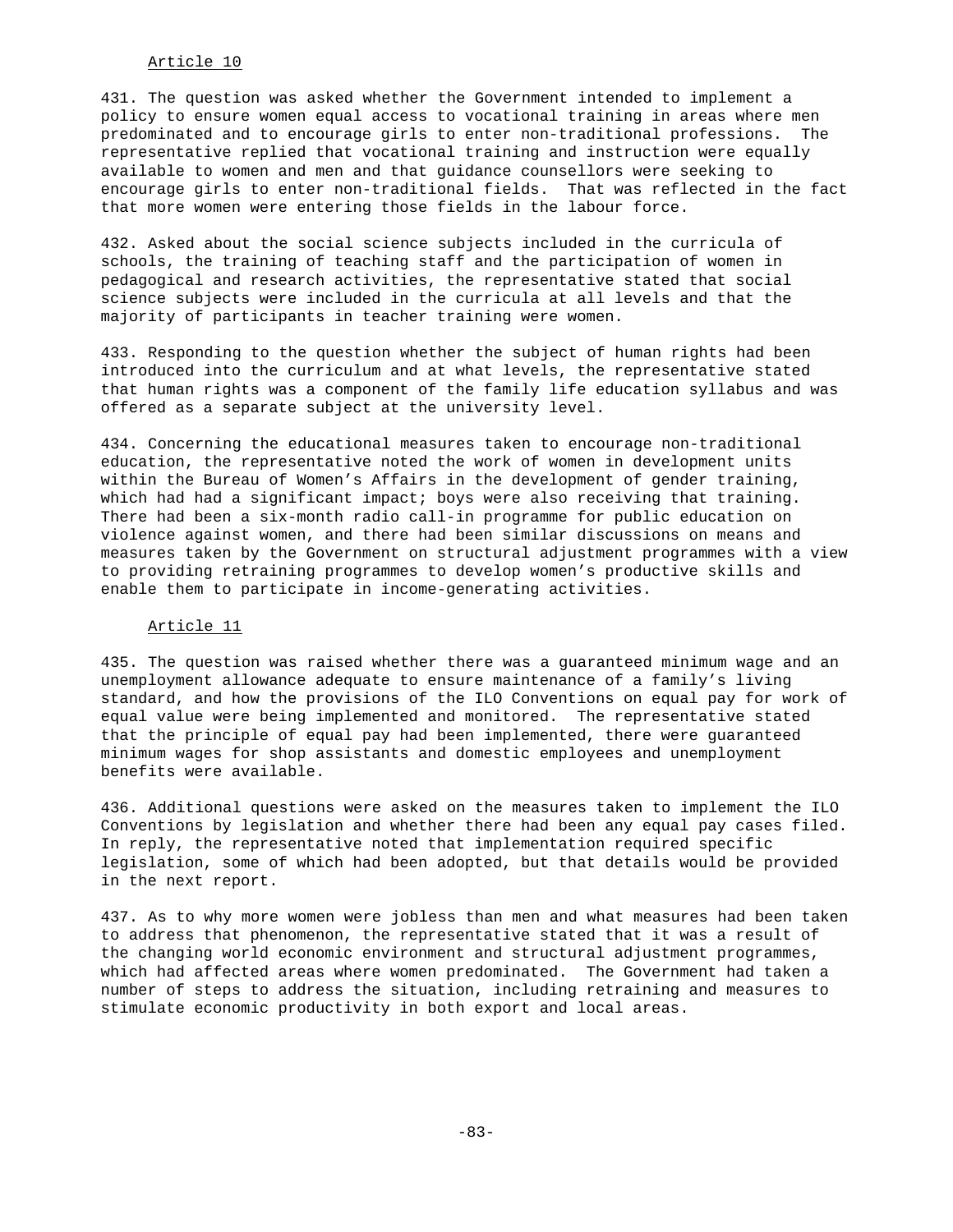Article 10

431. The question was asked whether the Government intended to implement a policy to ensure women equal access to vocational training in areas where men predominated and to encourage girls to enter non-traditional professions. The representative replied that vocational training and instruction were equally available to women and men and that guidance counsellors were seeking to encourage girls to enter non-traditional fields. That was reflected in the fact that more women were entering those fields in the labour force.

432. Asked about the social science subjects included in the curricula of schools, the training of teaching staff and the participation of women in pedagogical and research activities, the representative stated that social science subjects were included in the curricula at all levels and that the majority of participants in teacher training were women.

433. Responding to the question whether the subject of human rights had been introduced into the curriculum and at what levels, the representative stated that human rights was a component of the family life education syllabus and was offered as a separate subject at the university level.

434. Concerning the educational measures taken to encourage non-traditional education, the representative noted the work of women in development units within the Bureau of Women's Affairs in the development of gender training, which had had a significant impact; boys were also receiving that training. There had been a six-month radio call-in programme for public education on violence against women, and there had been similar discussions on means and measures taken by the Government on structural adjustment programmes with a view to providing retraining programmes to develop women's productive skills and enable them to participate in income-generating activities.

Article 11

435. The question was raised whether there was a guaranteed minimum wage and an unemployment allowance adequate to ensure maintenance of a family's living standard, and how the provisions of the ILO Conventions on equal pay for work of equal value were being implemented and monitored. The representative stated that the principle of equal pay had been implemented, there were guaranteed minimum wages for shop assistants and domestic employees and unemployment benefits were available.

436. Additional questions were asked on the measures taken to implement the ILO Conventions by legislation and whether there had been any equal pay cases filed. In reply, the representative noted that implementation required specific legislation, some of which had been adopted, but that details would be provided in the next report.

437. As to why more women were jobless than men and what measures had been taken to address that phenomenon, the representative stated that it was a result of the changing world economic environment and structural adjustment programmes, which had affected areas where women predominated. The Government had taken a number of steps to address the situation, including retraining and measures to stimulate economic productivity in both export and local areas.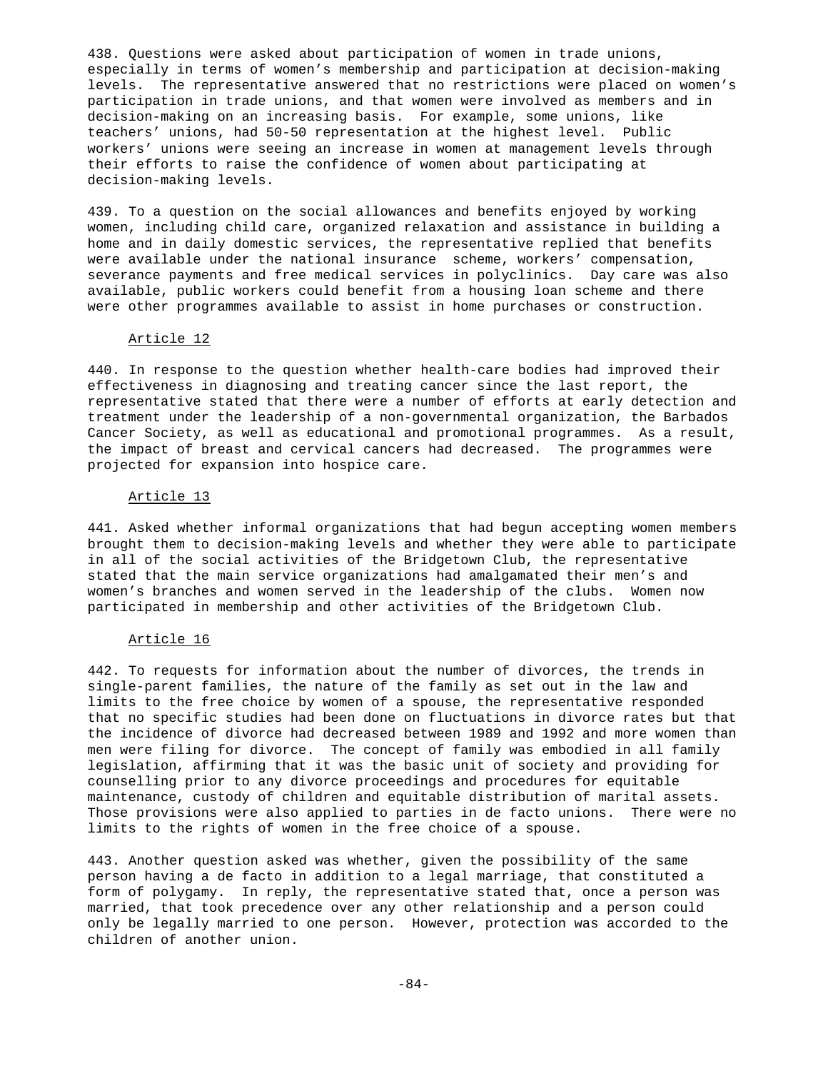438. Questions were asked about participation of women in trade unions, especially in terms of women's membership and participation at decision-making levels. The representative answered that no restrictions were placed on women's participation in trade unions, and that women were involved as members and in decision-making on an increasing basis. For example, some unions, like teachers' unions, had 50-50 representation at the highest level. Public workers' unions were seeing an increase in women at management levels through their efforts to raise the confidence of women about participating at decision-making levels.

439. To a question on the social allowances and benefits enjoyed by working women, including child care, organized relaxation and assistance in building a home and in daily domestic services, the representative replied that benefits were available under the national insurance scheme, workers' compensation, severance payments and free medical services in polyclinics. Day care was also available, public workers could benefit from a housing loan scheme and there were other programmes available to assist in home purchases or construction.

### Article 12

440. In response to the question whether health-care bodies had improved their effectiveness in diagnosing and treating cancer since the last report, the representative stated that there were a number of efforts at early detection and treatment under the leadership of a non-governmental organization, the Barbados Cancer Society, as well as educational and promotional programmes. As a result, the impact of breast and cervical cancers had decreased. The programmes were projected for expansion into hospice care.

### Article 13

441. Asked whether informal organizations that had begun accepting women members brought them to decision-making levels and whether they were able to participate in all of the social activities of the Bridgetown Club, the representative stated that the main service organizations had amalgamated their men's and women's branches and women served in the leadership of the clubs. Women now participated in membership and other activities of the Bridgetown Club.

### Article 16

442. To requests for information about the number of divorces, the trends in single-parent families, the nature of the family as set out in the law and limits to the free choice by women of a spouse, the representative responded that no specific studies had been done on fluctuations in divorce rates but that the incidence of divorce had decreased between 1989 and 1992 and more women than men were filing for divorce. The concept of family was embodied in all family legislation, affirming that it was the basic unit of society and providing for counselling prior to any divorce proceedings and procedures for equitable maintenance, custody of children and equitable distribution of marital assets. Those provisions were also applied to parties in de facto unions. There were no limits to the rights of women in the free choice of a spouse.

443. Another question asked was whether, given the possibility of the same person having a de facto in addition to a legal marriage, that constituted a form of polygamy. In reply, the representative stated that, once a person was married, that took precedence over any other relationship and a person could only be legally married to one person. However, protection was accorded to the children of another union.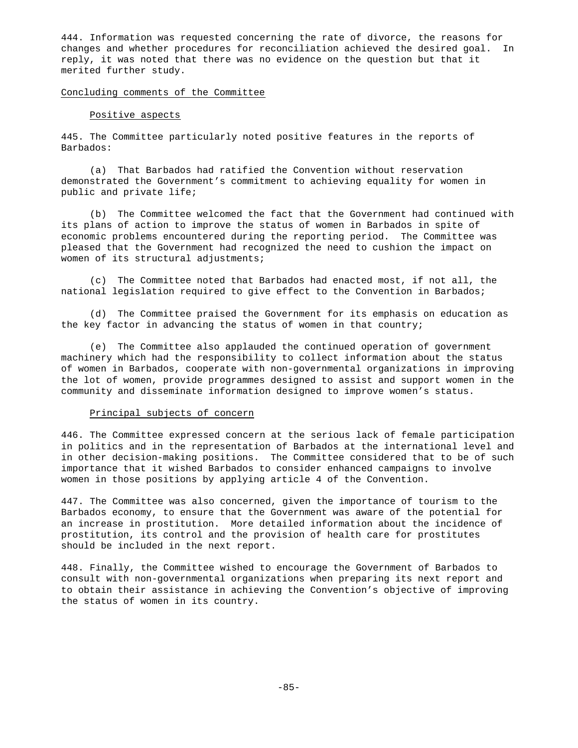444. Information was requested concerning the rate of divorce, the reasons for changes and whether procedures for reconciliation achieved the desired goal. In reply, it was noted that there was no evidence on the question but that it merited further study.

Concluding comments of the Committee

Positive aspects

445. The Committee particularly noted positive features in the reports of Barbados:

(a) That Barbados had ratified the Convention without reservation demonstrated the Government's commitment to achieving equality for women in public and private life;

(b) The Committee welcomed the fact that the Government had continued with its plans of action to improve the status of women in Barbados in spite of economic problems encountered during the reporting period. The Committee was pleased that the Government had recognized the need to cushion the impact on women of its structural adjustments;

(c) The Committee noted that Barbados had enacted most, if not all, the national legislation required to give effect to the Convention in Barbados;

(d) The Committee praised the Government for its emphasis on education as the key factor in advancing the status of women in that country;

(e) The Committee also applauded the continued operation of government machinery which had the responsibility to collect information about the status of women in Barbados, cooperate with non-governmental organizations in improving the lot of women, provide programmes designed to assist and support women in the community and disseminate information designed to improve women's status.

Principal subjects of concern

446. The Committee expressed concern at the serious lack of female participation in politics and in the representation of Barbados at the international level and in other decision-making positions. The Committee considered that to be of such importance that it wished Barbados to consider enhanced campaigns to involve women in those positions by applying article 4 of the Convention.

447. The Committee was also concerned, given the importance of tourism to the Barbados economy, to ensure that the Government was aware of the potential for an increase in prostitution. More detailed information about the incidence of prostitution, its control and the provision of health care for prostitutes should be included in the next report.

448. Finally, the Committee wished to encourage the Government of Barbados to consult with non-governmental organizations when preparing its next report and to obtain their assistance in achieving the Convention's objective of improving the status of women in its country.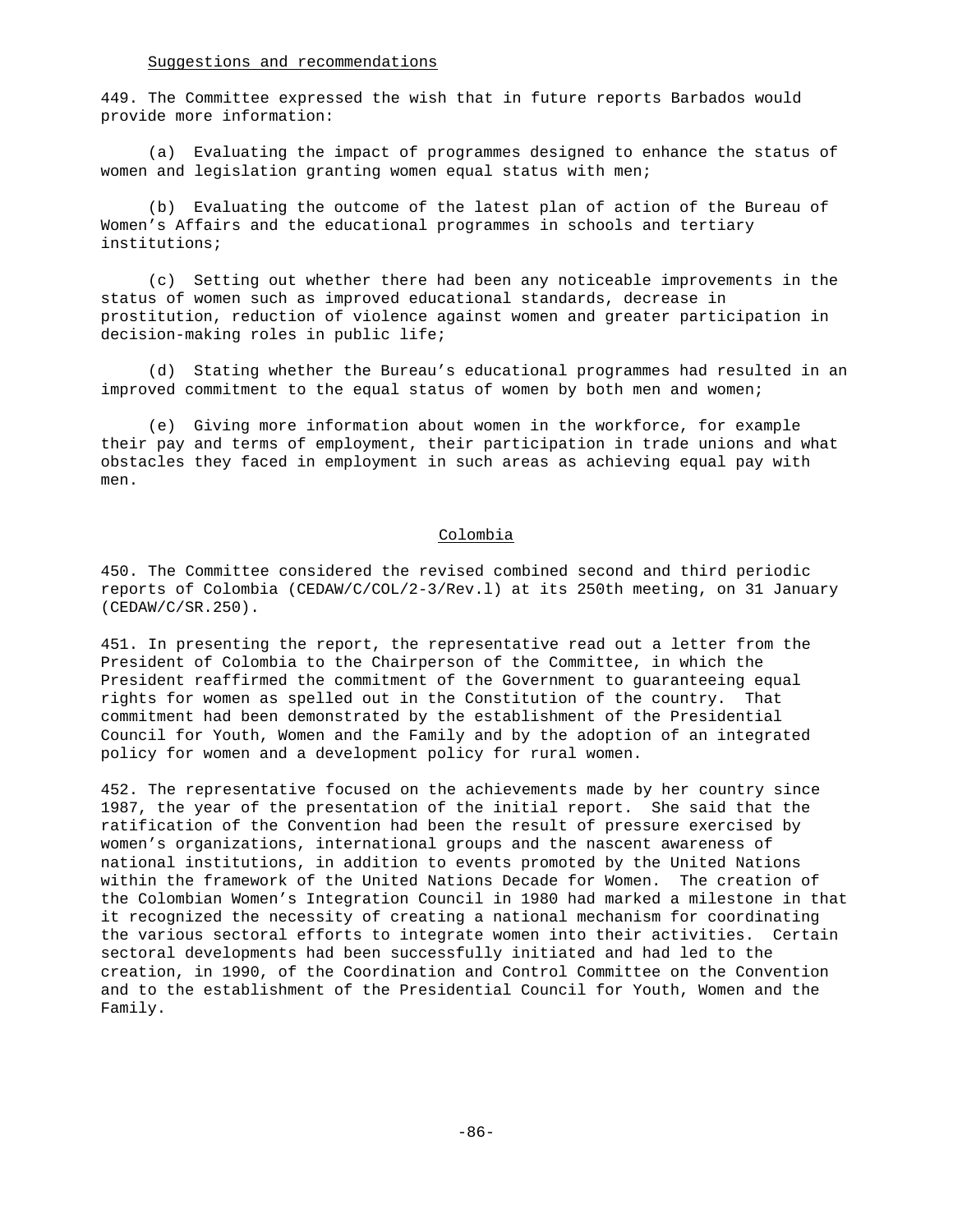Suggestions and recommendations

449. The Committee expressed the wish that in future reports Barbados would provide more information:

(a) Evaluating the impact of programmes designed to enhance the status of women and legislation granting women equal status with men;

(b) Evaluating the outcome of the latest plan of action of the Bureau of Women's Affairs and the educational programmes in schools and tertiary institutions;

(c) Setting out whether there had been any noticeable improvements in the status of women such as improved educational standards, decrease in prostitution, reduction of violence against women and greater participation in decision-making roles in public life;

(d) Stating whether the Bureau's educational programmes had resulted in an improved commitment to the equal status of women by both men and women;

(e) Giving more information about women in the workforce, for example their pay and terms of employment, their participation in trade unions and what obstacles they faced in employment in such areas as achieving equal pay with men.

## Colombia

450. The Committee considered the revised combined second and third periodic reports of Colombia (CEDAW/C/COL/2-3/Rev.l) at its 250th meeting, on 31 January (CEDAW/C/SR.250).

451. In presenting the report, the representative read out a letter from the President of Colombia to the Chairperson of the Committee, in which the President reaffirmed the commitment of the Government to guaranteeing equal rights for women as spelled out in the Constitution of the country. That commitment had been demonstrated by the establishment of the Presidential Council for Youth, Women and the Family and by the adoption of an integrated policy for women and a development policy for rural women.

452. The representative focused on the achievements made by her country since 1987, the year of the presentation of the initial report. She said that the ratification of the Convention had been the result of pressure exercised by women's organizations, international groups and the nascent awareness of national institutions, in addition to events promoted by the United Nations within the framework of the United Nations Decade for Women. The creation of the Colombian Women's Integration Council in 1980 had marked a milestone in that it recognized the necessity of creating a national mechanism for coordinating the various sectoral efforts to integrate women into their activities. Certain sectoral developments had been successfully initiated and had led to the creation, in 1990, of the Coordination and Control Committee on the Convention and to the establishment of the Presidential Council for Youth, Women and the Family.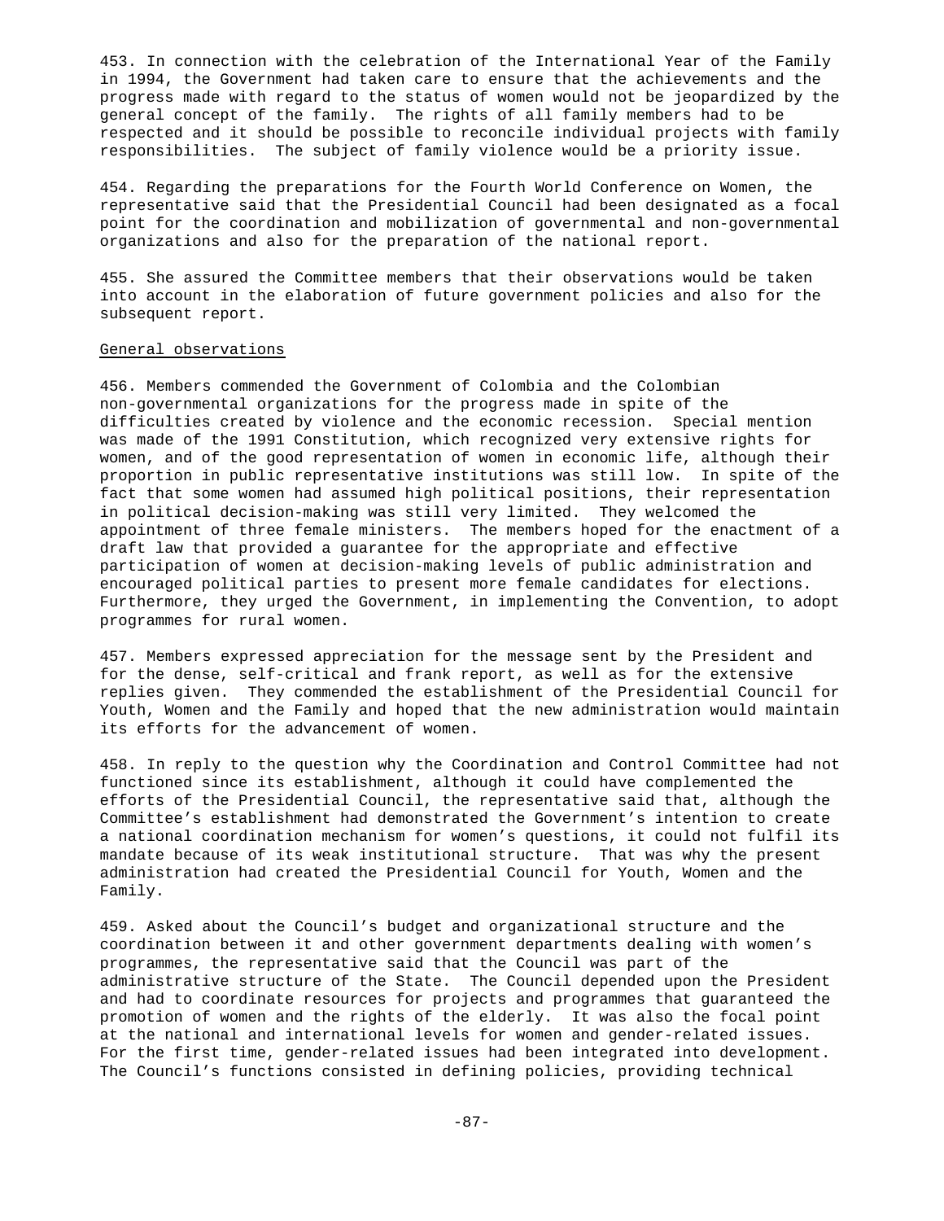453. In connection with the celebration of the International Year of the Family in 1994, the Government had taken care to ensure that the achievements and the progress made with regard to the status of women would not be jeopardized by the general concept of the family. The rights of all family members had to be respected and it should be possible to reconcile individual projects with family responsibilities. The subject of family violence would be a priority issue.

454. Regarding the preparations for the Fourth World Conference on Women, the representative said that the Presidential Council had been designated as a focal point for the coordination and mobilization of governmental and non-governmental organizations and also for the preparation of the national report.

455. She assured the Committee members that their observations would be taken into account in the elaboration of future government policies and also for the subsequent report.

General observations

456. Members commended the Government of Colombia and the Colombian non-governmental organizations for the progress made in spite of the difficulties created by violence and the economic recession. Special mention was made of the 1991 Constitution, which recognized very extensive rights for women, and of the good representation of women in economic life, although their proportion in public representative institutions was still low. In spite of the fact that some women had assumed high political positions, their representation in political decision-making was still very limited. They welcomed the appointment of three female ministers. The members hoped for the enactment of a draft law that provided a guarantee for the appropriate and effective participation of women at decision-making levels of public administration and encouraged political parties to present more female candidates for elections. Furthermore, they urged the Government, in implementing the Convention, to adopt programmes for rural women.

457. Members expressed appreciation for the message sent by the President and for the dense, self-critical and frank report, as well as for the extensive replies given. They commended the establishment of the Presidential Council for Youth, Women and the Family and hoped that the new administration would maintain its efforts for the advancement of women.

458. In reply to the question why the Coordination and Control Committee had not functioned since its establishment, although it could have complemented the efforts of the Presidential Council, the representative said that, although the Committee's establishment had demonstrated the Government's intention to create a national coordination mechanism for women's questions, it could not fulfil its mandate because of its weak institutional structure. That was why the present administration had created the Presidential Council for Youth, Women and the Family.

459. Asked about the Council's budget and organizational structure and the coordination between it and other government departments dealing with women's programmes, the representative said that the Council was part of the administrative structure of the State. The Council depended upon the President and had to coordinate resources for projects and programmes that guaranteed the promotion of women and the rights of the elderly. It was also the focal point at the national and international levels for women and gender-related issues. For the first time, gender-related issues had been integrated into development. The Council's functions consisted in defining policies, providing technical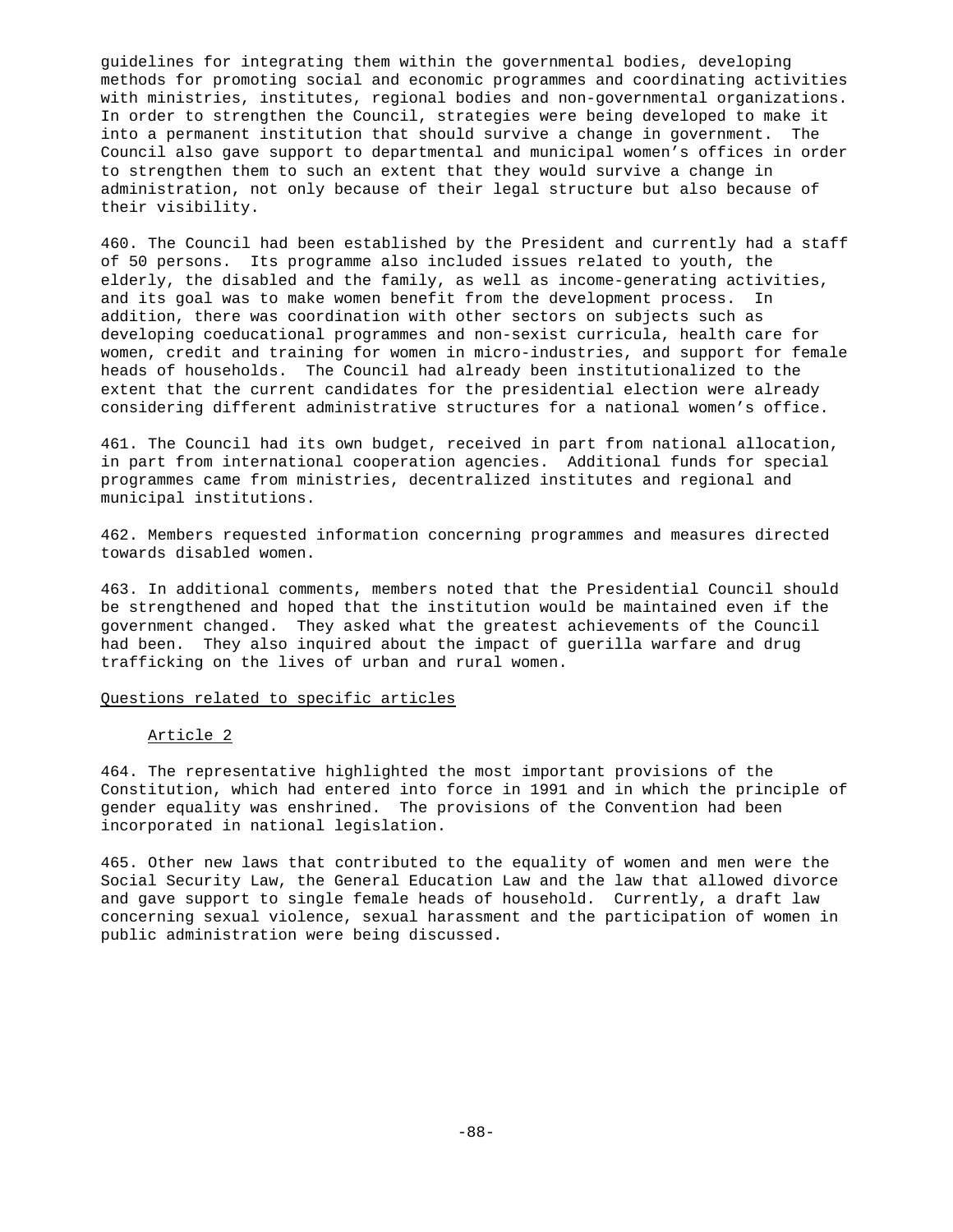guidelines for integrating them within the governmental bodies, developing methods for promoting social and economic programmes and coordinating activities with ministries, institutes, regional bodies and non-governmental organizations. In order to strengthen the Council, strategies were being developed to make it into a permanent institution that should survive a change in government. The Council also gave support to departmental and municipal women's offices in order to strengthen them to such an extent that they would survive a change in administration, not only because of their legal structure but also because of their visibility.

460. The Council had been established by the President and currently had a staff of 50 persons. Its programme also included issues related to youth, the elderly, the disabled and the family, as well as income-generating activities, and its goal was to make women benefit from the development process. In addition, there was coordination with other sectors on subjects such as developing coeducational programmes and non-sexist curricula, health care for women, credit and training for women in micro-industries, and support for female heads of households. The Council had already been institutionalized to the extent that the current candidates for the presidential election were already considering different administrative structures for a national women's office.

461. The Council had its own budget, received in part from national allocation, in part from international cooperation agencies. Additional funds for special programmes came from ministries, decentralized institutes and regional and municipal institutions.

462. Members requested information concerning programmes and measures directed towards disabled women.

463. In additional comments, members noted that the Presidential Council should be strengthened and hoped that the institution would be maintained even if the government changed. They asked what the greatest achievements of the Council had been. They also inquired about the impact of guerilla warfare and drug trafficking on the lives of urban and rural women.

Questions related to specific articles

Article 2

464. The representative highlighted the most important provisions of the Constitution, which had entered into force in 1991 and in which the principle of gender equality was enshrined. The provisions of the Convention had been incorporated in national legislation.

465. Other new laws that contributed to the equality of women and men were the Social Security Law, the General Education Law and the law that allowed divorce and gave support to single female heads of household. Currently, a draft law concerning sexual violence, sexual harassment and the participation of women in public administration were being discussed.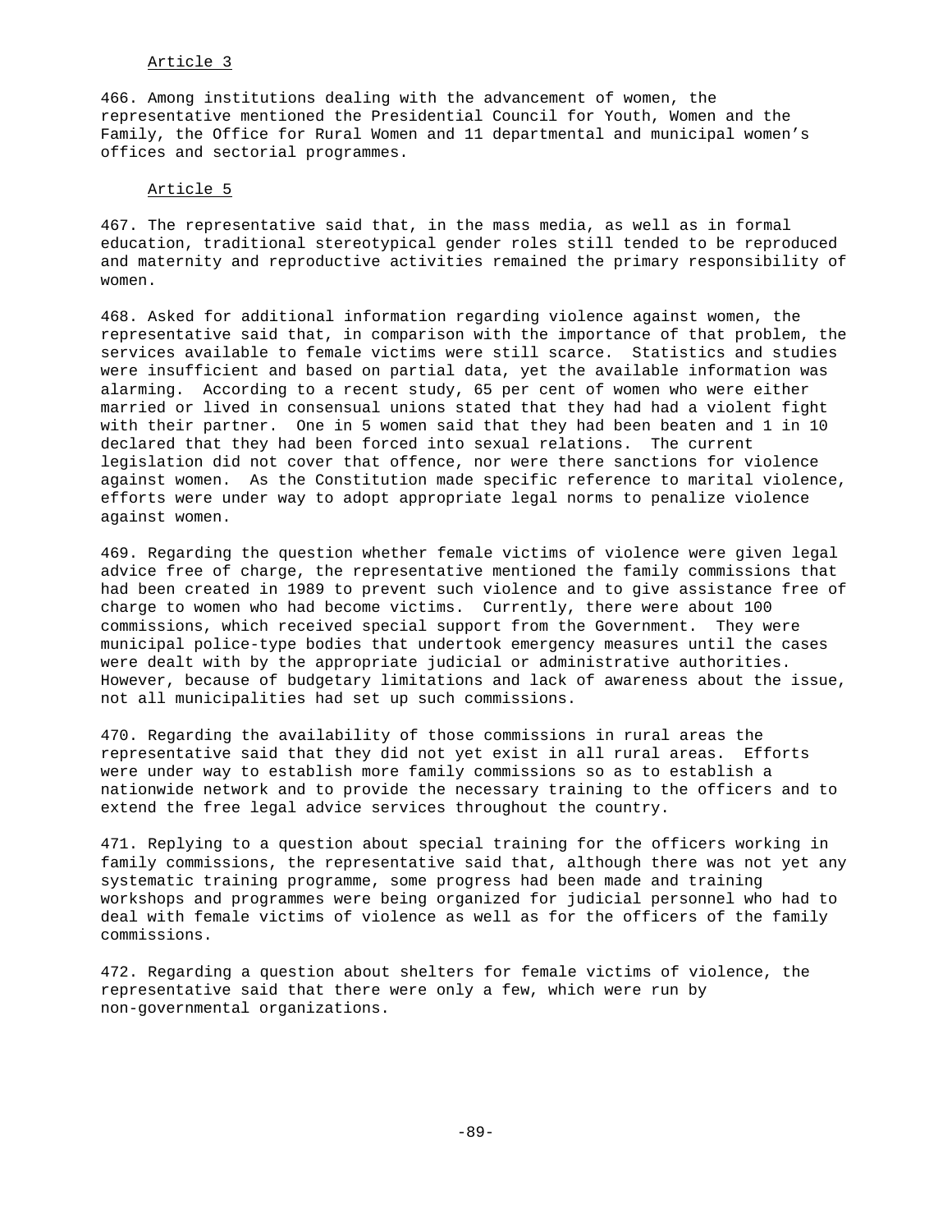Article 3

466. Among institutions dealing with the advancement of women, the representative mentioned the Presidential Council for Youth, Women and the Family, the Office for Rural Women and 11 departmental and municipal women's offices and sectorial programmes.

Article 5

467. The representative said that, in the mass media, as well as in formal education, traditional stereotypical gender roles still tended to be reproduced and maternity and reproductive activities remained the primary responsibility of women.

468. Asked for additional information regarding violence against women, the representative said that, in comparison with the importance of that problem, the services available to female victims were still scarce. Statistics and studies were insufficient and based on partial data, yet the available information was alarming. According to a recent study, 65 per cent of women who were either married or lived in consensual unions stated that they had had a violent fight with their partner. One in 5 women said that they had been beaten and 1 in 10 declared that they had been forced into sexual relations. The current legislation did not cover that offence, nor were there sanctions for violence against women. As the Constitution made specific reference to marital violence, efforts were under way to adopt appropriate legal norms to penalize violence against women.

469. Regarding the question whether female victims of violence were given legal advice free of charge, the representative mentioned the family commissions that had been created in 1989 to prevent such violence and to give assistance free of charge to women who had become victims. Currently, there were about 100 commissions, which received special support from the Government. They were municipal police-type bodies that undertook emergency measures until the cases were dealt with by the appropriate judicial or administrative authorities. However, because of budgetary limitations and lack of awareness about the issue, not all municipalities had set up such commissions.

470. Regarding the availability of those commissions in rural areas the representative said that they did not yet exist in all rural areas. Efforts were under way to establish more family commissions so as to establish a nationwide network and to provide the necessary training to the officers and to extend the free legal advice services throughout the country.

471. Replying to a question about special training for the officers working in family commissions, the representative said that, although there was not yet any systematic training programme, some progress had been made and training workshops and programmes were being organized for judicial personnel who had to deal with female victims of violence as well as for the officers of the family commissions.

472. Regarding a question about shelters for female victims of violence, the representative said that there were only a few, which were run by non-governmental organizations.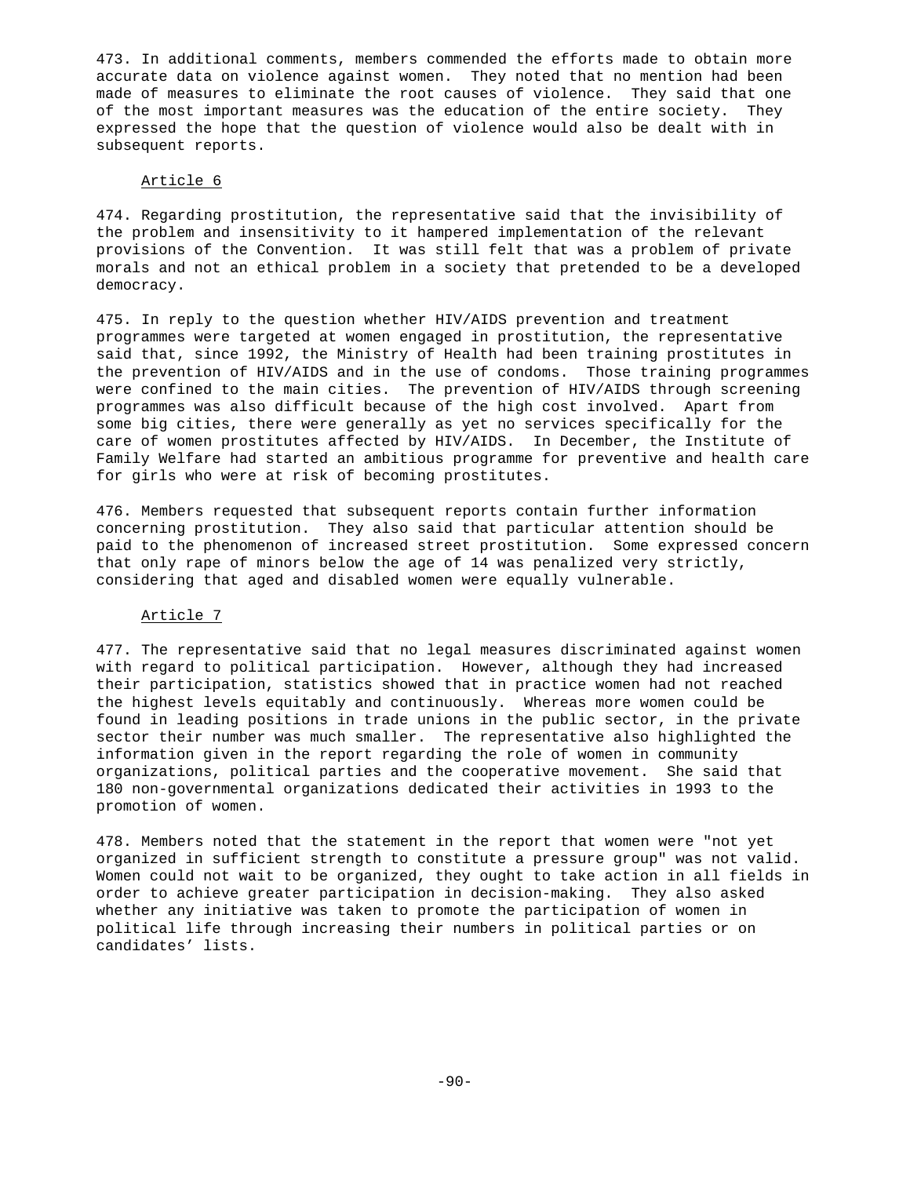473. In additional comments, members commended the efforts made to obtain more accurate data on violence against women. They noted that no mention had been made of measures to eliminate the root causes of violence. They said that one of the most important measures was the education of the entire society. They expressed the hope that the question of violence would also be dealt with in subsequent reports.

Article 6

474. Regarding prostitution, the representative said that the invisibility of the problem and insensitivity to it hampered implementation of the relevant provisions of the Convention. It was still felt that was a problem of private morals and not an ethical problem in a society that pretended to be a developed democracy.

475. In reply to the question whether HIV/AIDS prevention and treatment programmes were targeted at women engaged in prostitution, the representative said that, since 1992, the Ministry of Health had been training prostitutes in the prevention of HIV/AIDS and in the use of condoms. Those training programmes were confined to the main cities. The prevention of HIV/AIDS through screening programmes was also difficult because of the high cost involved. Apart from some big cities, there were generally as yet no services specifically for the care of women prostitutes affected by HIV/AIDS. In December, the Institute of Family Welfare had started an ambitious programme for preventive and health care for girls who were at risk of becoming prostitutes.

476. Members requested that subsequent reports contain further information concerning prostitution. They also said that particular attention should be paid to the phenomenon of increased street prostitution. Some expressed concern that only rape of minors below the age of 14 was penalized very strictly, considering that aged and disabled women were equally vulnerable.

Article 7

477. The representative said that no legal measures discriminated against women with regard to political participation. However, although they had increased their participation, statistics showed that in practice women had not reached the highest levels equitably and continuously. Whereas more women could be found in leading positions in trade unions in the public sector, in the private sector their number was much smaller. The representative also highlighted the information given in the report regarding the role of women in community organizations, political parties and the cooperative movement. She said that 180 non-governmental organizations dedicated their activities in 1993 to the promotion of women.

478. Members noted that the statement in the report that women were "not yet organized in sufficient strength to constitute a pressure group" was not valid. Women could not wait to be organized, they ought to take action in all fields in order to achieve greater participation in decision-making. They also asked whether any initiative was taken to promote the participation of women in political life through increasing their numbers in political parties or on candidates' lists.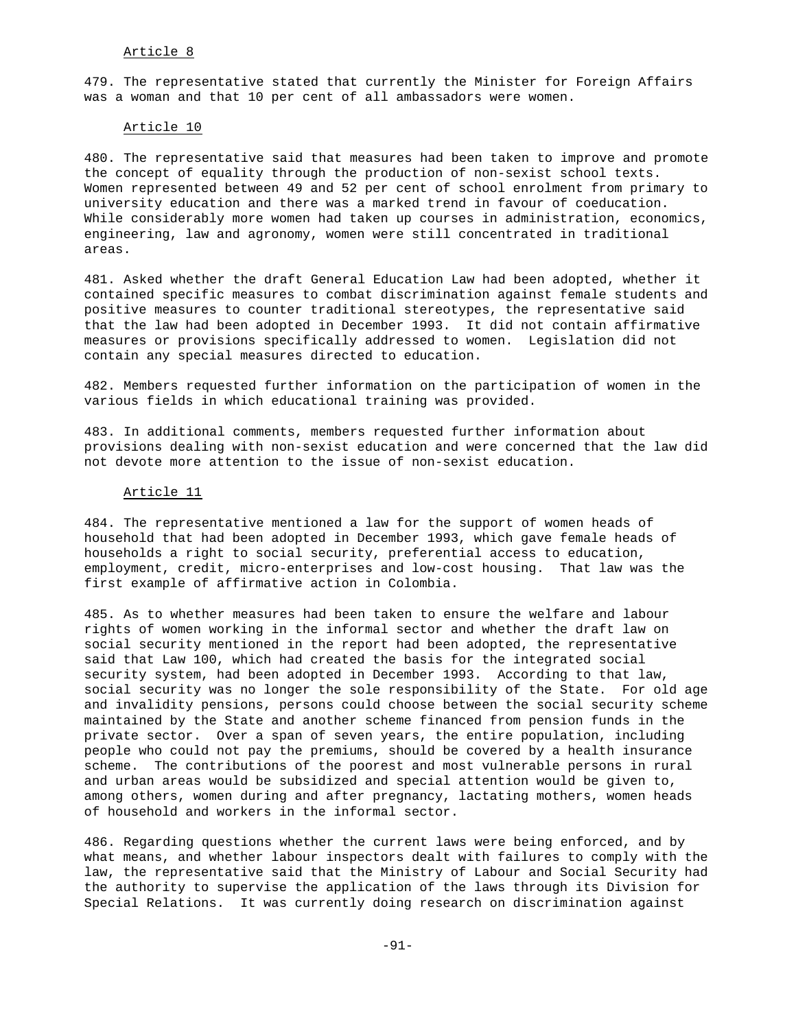Article 8

479. The representative stated that currently the Minister for Foreign Affairs was a woman and that 10 per cent of all ambassadors were women.

Article 10

480. The representative said that measures had been taken to improve and promote the concept of equality through the production of non-sexist school texts. Women represented between 49 and 52 per cent of school enrolment from primary to university education and there was a marked trend in favour of coeducation. While considerably more women had taken up courses in administration, economics, engineering, law and agronomy, women were still concentrated in traditional areas.

481. Asked whether the draft General Education Law had been adopted, whether it contained specific measures to combat discrimination against female students and positive measures to counter traditional stereotypes, the representative said that the law had been adopted in December 1993. It did not contain affirmative measures or provisions specifically addressed to women. Legislation did not contain any special measures directed to education.

482. Members requested further information on the participation of women in the various fields in which educational training was provided.

483. In additional comments, members requested further information about provisions dealing with non-sexist education and were concerned that the law did not devote more attention to the issue of non-sexist education.

Article 11

484. The representative mentioned a law for the support of women heads of household that had been adopted in December 1993, which gave female heads of households a right to social security, preferential access to education, employment, credit, micro-enterprises and low-cost housing. That law was the first example of affirmative action in Colombia.

485. As to whether measures had been taken to ensure the welfare and labour rights of women working in the informal sector and whether the draft law on social security mentioned in the report had been adopted, the representative said that Law 100, which had created the basis for the integrated social security system, had been adopted in December 1993. According to that law, social security was no longer the sole responsibility of the State. For old age and invalidity pensions, persons could choose between the social security scheme maintained by the State and another scheme financed from pension funds in the private sector. Over a span of seven years, the entire population, including people who could not pay the premiums, should be covered by a health insurance scheme. The contributions of the poorest and most vulnerable persons in rural and urban areas would be subsidized and special attention would be given to, among others, women during and after pregnancy, lactating mothers, women heads of household and workers in the informal sector.

486. Regarding questions whether the current laws were being enforced, and by what means, and whether labour inspectors dealt with failures to comply with the law, the representative said that the Ministry of Labour and Social Security had the authority to supervise the application of the laws through its Division for Special Relations. It was currently doing research on discrimination against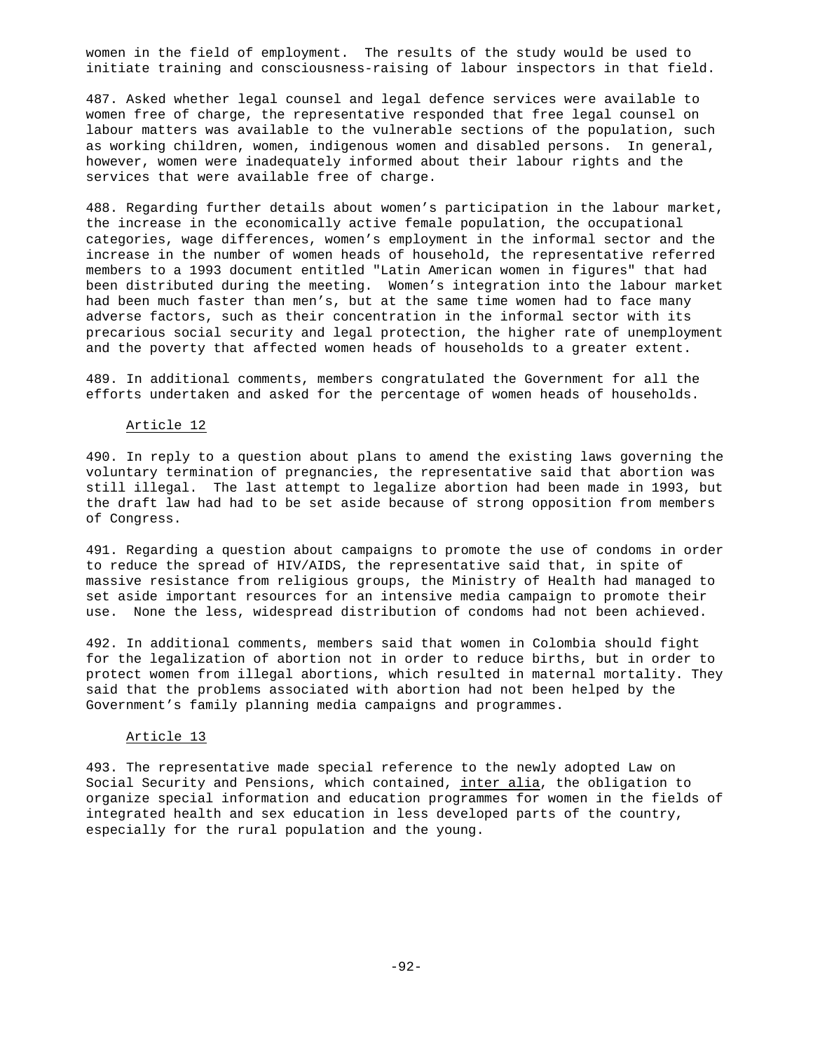women in the field of employment. The results of the study would be used to initiate training and consciousness-raising of labour inspectors in that field.

487. Asked whether legal counsel and legal defence services were available to women free of charge, the representative responded that free legal counsel on labour matters was available to the vulnerable sections of the population, such as working children, women, indigenous women and disabled persons. In general, however, women were inadequately informed about their labour rights and the services that were available free of charge.

488. Regarding further details about women's participation in the labour market, the increase in the economically active female population, the occupational categories, wage differences, women's employment in the informal sector and the increase in the number of women heads of household, the representative referred members to a 1993 document entitled "Latin American women in figures" that had been distributed during the meeting. Women's integration into the labour market had been much faster than men's, but at the same time women had to face many adverse factors, such as their concentration in the informal sector with its precarious social security and legal protection, the higher rate of unemployment and the poverty that affected women heads of households to a greater extent.

489. In additional comments, members congratulated the Government for all the efforts undertaken and asked for the percentage of women heads of households.

Article 12

490. In reply to a question about plans to amend the existing laws governing the voluntary termination of pregnancies, the representative said that abortion was still illegal. The last attempt to legalize abortion had been made in 1993, but the draft law had had to be set aside because of strong opposition from members of Congress.

491. Regarding a question about campaigns to promote the use of condoms in order to reduce the spread of HIV/AIDS, the representative said that, in spite of massive resistance from religious groups, the Ministry of Health had managed to set aside important resources for an intensive media campaign to promote their use. None the less, widespread distribution of condoms had not been achieved.

492. In additional comments, members said that women in Colombia should fight for the legalization of abortion not in order to reduce births, but in order to protect women from illegal abortions, which resulted in maternal mortality. They said that the problems associated with abortion had not been helped by the Government's family planning media campaigns and programmes.

Article 13

493. The representative made special reference to the newly adopted Law on Social Security and Pensions, which contained, inter alia, the obligation to organize special information and education programmes for women in the fields of integrated health and sex education in less developed parts of the country, especially for the rural population and the young.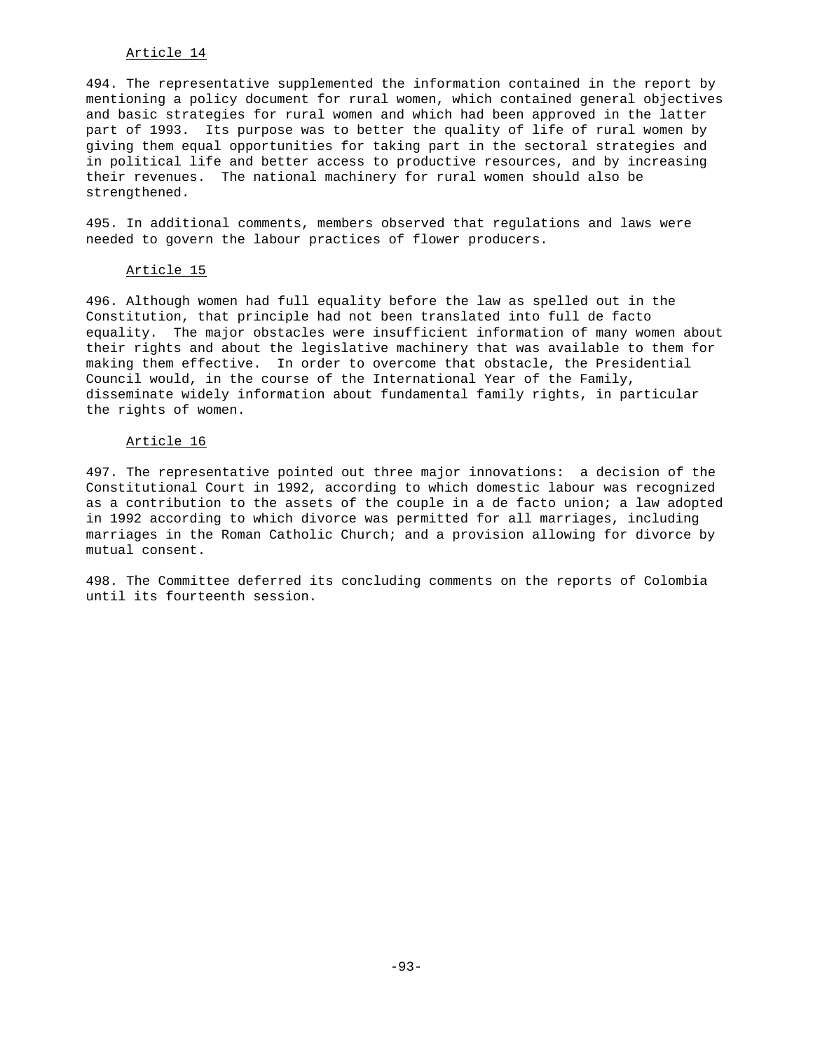Article 14

494. The representative supplemented the information contained in the report by mentioning a policy document for rural women, which contained general objectives and basic strategies for rural women and which had been approved in the latter part of 1993. Its purpose was to better the quality of life of rural women by giving them equal opportunities for taking part in the sectoral strategies and in political life and better access to productive resources, and by increasing their revenues. The national machinery for rural women should also be strengthened.

495. In additional comments, members observed that regulations and laws were needed to govern the labour practices of flower producers.

Article 15

496. Although women had full equality before the law as spelled out in the Constitution, that principle had not been translated into full de facto equality. The major obstacles were insufficient information of many women about their rights and about the legislative machinery that was available to them for making them effective. In order to overcome that obstacle, the Presidential Council would, in the course of the International Year of the Family, disseminate widely information about fundamental family rights, in particular the rights of women.

Article 16

497. The representative pointed out three major innovations: a decision of the Constitutional Court in 1992, according to which domestic labour was recognized as a contribution to the assets of the couple in a de facto union; a law adopted in 1992 according to which divorce was permitted for all marriages, including marriages in the Roman Catholic Church; and a provision allowing for divorce by mutual consent.

498. The Committee deferred its concluding comments on the reports of Colombia until its fourteenth session.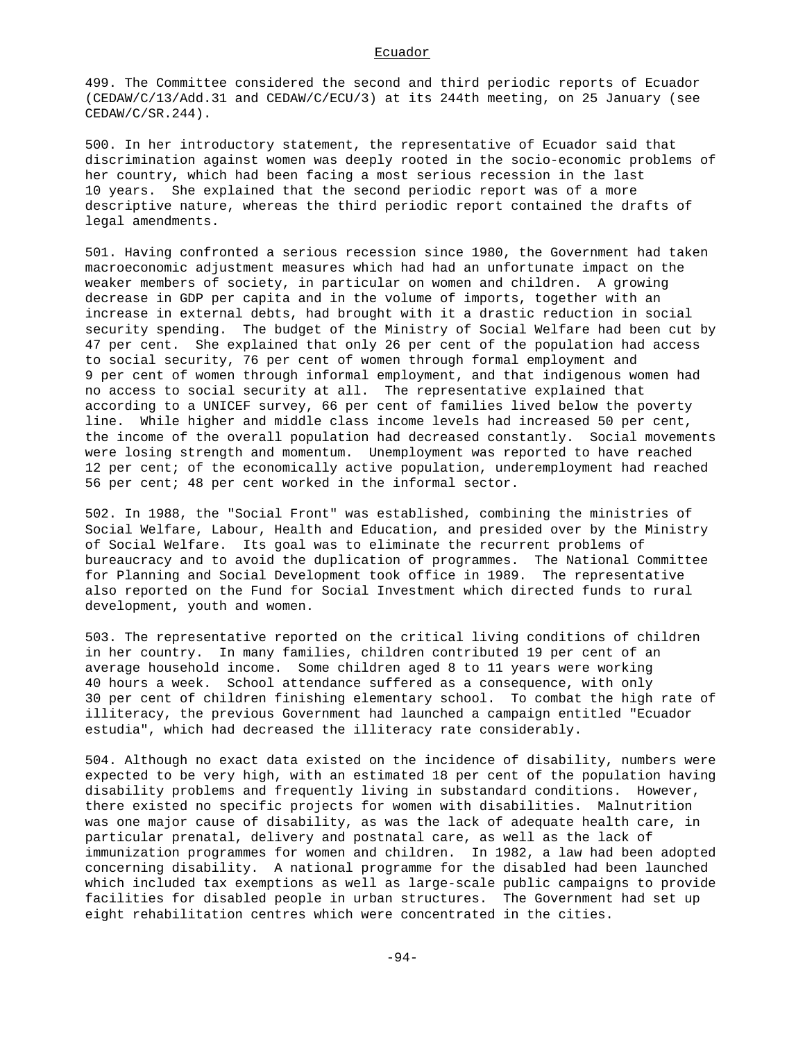## Ecuador

499. The Committee considered the second and third periodic reports of Ecuador (CEDAW/C/13/Add.31 and CEDAW/C/ECU/3) at its 244th meeting, on 25 January (see CEDAW/C/SR.244).

500. In her introductory statement, the representative of Ecuador said that discrimination against women was deeply rooted in the socio-economic problems of her country, which had been facing a most serious recession in the last 10 years. She explained that the second periodic report was of a more descriptive nature, whereas the third periodic report contained the drafts of legal amendments.

501. Having confronted a serious recession since 1980, the Government had taken macroeconomic adjustment measures which had had an unfortunate impact on the weaker members of society, in particular on women and children. A growing decrease in GDP per capita and in the volume of imports, together with an increase in external debts, had brought with it a drastic reduction in social security spending. The budget of the Ministry of Social Welfare had been cut by 47 per cent. She explained that only 26 per cent of the population had access to social security, 76 per cent of women through formal employment and 9 per cent of women through informal employment, and that indigenous women had no access to social security at all. The representative explained that according to a UNICEF survey, 66 per cent of families lived below the poverty line. While higher and middle class income levels had increased 50 per cent, the income of the overall population had decreased constantly. Social movements were losing strength and momentum. Unemployment was reported to have reached 12 per cent; of the economically active population, underemployment had reached 56 per cent; 48 per cent worked in the informal sector.

502. In 1988, the "Social Front" was established, combining the ministries of Social Welfare, Labour, Health and Education, and presided over by the Ministry of Social Welfare. Its goal was to eliminate the recurrent problems of bureaucracy and to avoid the duplication of programmes. The National Committee for Planning and Social Development took office in 1989. The representative also reported on the Fund for Social Investment which directed funds to rural development, youth and women.

503. The representative reported on the critical living conditions of children in her country. In many families, children contributed 19 per cent of an average household income. Some children aged 8 to 11 years were working 40 hours a week. School attendance suffered as a consequence, with only 30 per cent of children finishing elementary school. To combat the high rate of illiteracy, the previous Government had launched a campaign entitled "Ecuador estudia", which had decreased the illiteracy rate considerably.

504. Although no exact data existed on the incidence of disability, numbers were expected to be very high, with an estimated 18 per cent of the population having disability problems and frequently living in substandard conditions. However, there existed no specific projects for women with disabilities. Malnutrition was one major cause of disability, as was the lack of adequate health care, in particular prenatal, delivery and postnatal care, as well as the lack of immunization programmes for women and children. In 1982, a law had been adopted concerning disability. A national programme for the disabled had been launched which included tax exemptions as well as large-scale public campaigns to provide facilities for disabled people in urban structures. The Government had set up eight rehabilitation centres which were concentrated in the cities.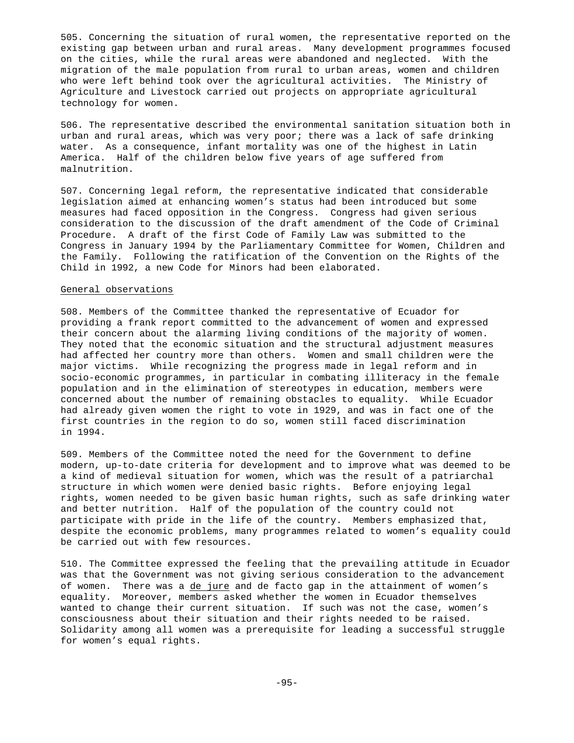505. Concerning the situation of rural women, the representative reported on the existing gap between urban and rural areas. Many development programmes focused on the cities, while the rural areas were abandoned and neglected. With the migration of the male population from rural to urban areas, women and children who were left behind took over the agricultural activities. The Ministry of Agriculture and Livestock carried out projects on appropriate agricultural technology for women.

506. The representative described the environmental sanitation situation both in urban and rural areas, which was very poor; there was a lack of safe drinking water. As a consequence, infant mortality was one of the highest in Latin America. Half of the children below five years of age suffered from malnutrition.

507. Concerning legal reform, the representative indicated that considerable legislation aimed at enhancing women's status had been introduced but some measures had faced opposition in the Congress. Congress had given serious consideration to the discussion of the draft amendment of the Code of Criminal Procedure. A draft of the first Code of Family Law was submitted to the Congress in January 1994 by the Parliamentary Committee for Women, Children and the Family. Following the ratification of the Convention on the Rights of the Child in 1992, a new Code for Minors had been elaborated.

## General observations

508. Members of the Committee thanked the representative of Ecuador for providing a frank report committed to the advancement of women and expressed their concern about the alarming living conditions of the majority of women. They noted that the economic situation and the structural adjustment measures had affected her country more than others. Women and small children were the major victims. While recognizing the progress made in legal reform and in socio-economic programmes, in particular in combating illiteracy in the female population and in the elimination of stereotypes in education, members were concerned about the number of remaining obstacles to equality. While Ecuador had already given women the right to vote in 1929, and was in fact one of the first countries in the region to do so, women still faced discrimination in 1994.

509. Members of the Committee noted the need for the Government to define modern, up-to-date criteria for development and to improve what was deemed to be a kind of medieval situation for women, which was the result of a patriarchal structure in which women were denied basic rights. Before enjoying legal rights, women needed to be given basic human rights, such as safe drinking water and better nutrition. Half of the population of the country could not participate with pride in the life of the country. Members emphasized that, despite the economic problems, many programmes related to women's equality could be carried out with few resources.

510. The Committee expressed the feeling that the prevailing attitude in Ecuador was that the Government was not giving serious consideration to the advancement of women. There was a *de jure* and de facto gap in the attainment of women's equality. Moreover, members asked whether the women in Ecuador themselves wanted to change their current situation. If such was not the case, women's consciousness about their situation and their rights needed to be raised. Solidarity among all women was a prerequisite for leading a successful struggle for women's equal rights.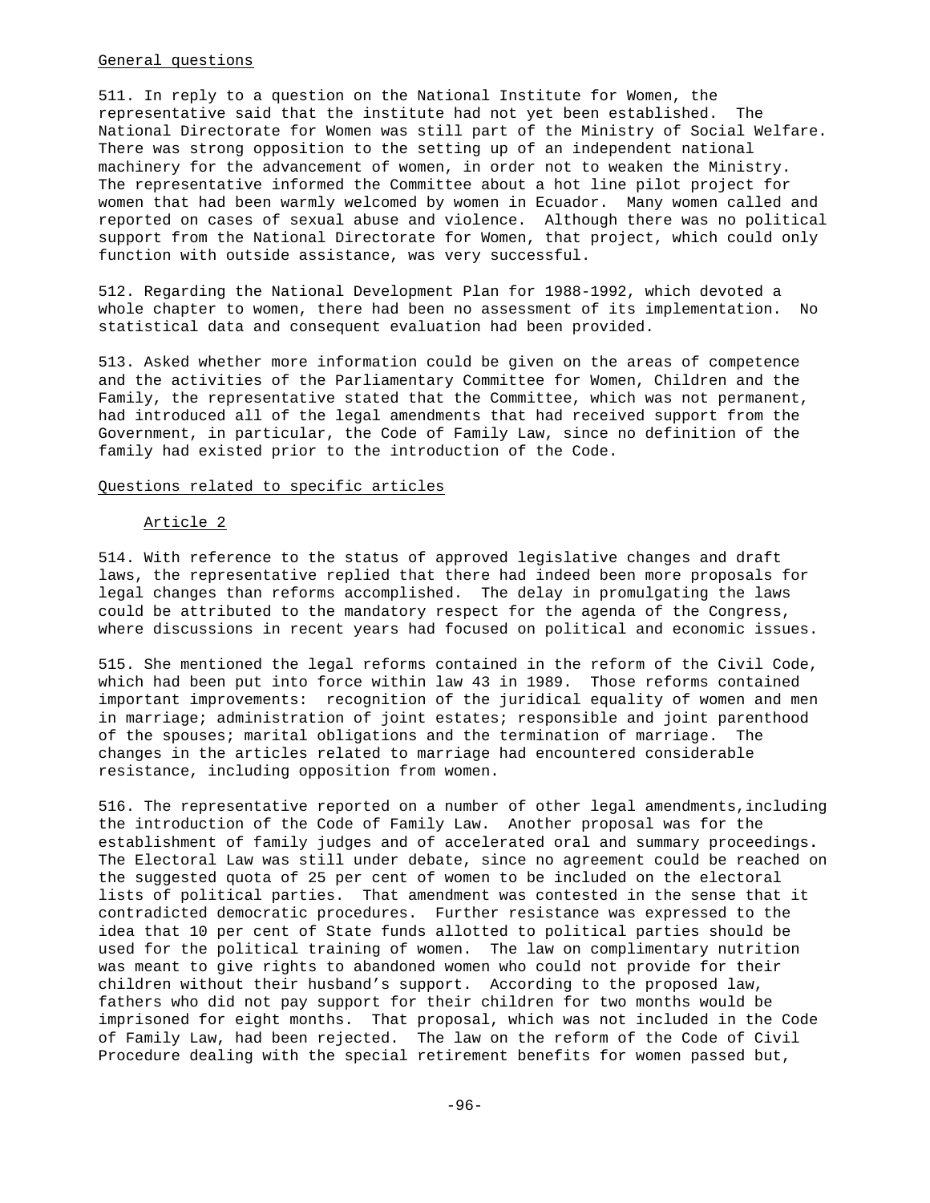## General questions

511. In reply to a question on the National Institute for Women, the representative said that the institute had not yet been established. The National Directorate for Women was still part of the Ministry of Social Welfare. There was strong opposition to the setting up of an independent national machinery for the advancement of women, in order not to weaken the Ministry. The representative informed the Committee about a hot line pilot project for women that had been warmly welcomed by women in Ecuador. Many women called and reported on cases of sexual abuse and violence. Although there was no political support from the National Directorate for Women, that project, which could only function with outside assistance, was very successful.

512. Regarding the National Development Plan for 1988-1992, which devoted a whole chapter to women, there had been no assessment of its implementation. No statistical data and consequent evaluation had been provided.

513. Asked whether more information could be given on the areas of competence and the activities of the Parliamentary Committee for Women, Children and the Family, the representative stated that the Committee, which was not permanent, had introduced all of the legal amendments that had received support from the Government, in particular, the Code of Family Law, since no definition of the family had existed prior to the introduction of the Code.

## Questions related to specific articles

### Article 2

514. With reference to the status of approved legislative changes and draft laws, the representative replied that there had indeed been more proposals for legal changes than reforms accomplished. The delay in promulgating the laws could be attributed to the mandatory respect for the agenda of the Congress, where discussions in recent years had focused on political and economic issues.

515. She mentioned the legal reforms contained in the reform of the Civil Code, which had been put into force within law 43 in 1989. Those reforms contained important improvements: recognition of the juridical equality of women and men in marriage; administration of joint estates; responsible and joint parenthood of the spouses; marital obligations and the termination of marriage. The changes in the articles related to marriage had encountered considerable resistance, including opposition from women.

516. The representative reported on a number of other legal amendments, including the introduction of the Code of Family Law. Another proposal was for the establishment of family judges and of accelerated oral and summary proceedings. The Electoral Law was still under debate, since no agreement could be reached on the suggested quota of 25 per cent of women to be included on the electoral lists of political parties. That amendment was contested in the sense that it contradicted democratic procedures. Further resistance was expressed to the idea that 10 per cent of State funds allotted to political parties should be used for the political training of women. The law on complimentary nutrition was meant to give rights to abandoned women who could not provide for their children without their husband's support. According to the proposed law, fathers who did not pay support for their children for two months would be imprisoned for eight months. That proposal, which was not included in the Code of Family Law, had been rejected. The law on the reform of the Code of Civil Procedure dealing with the special retirement benefits for women passed but,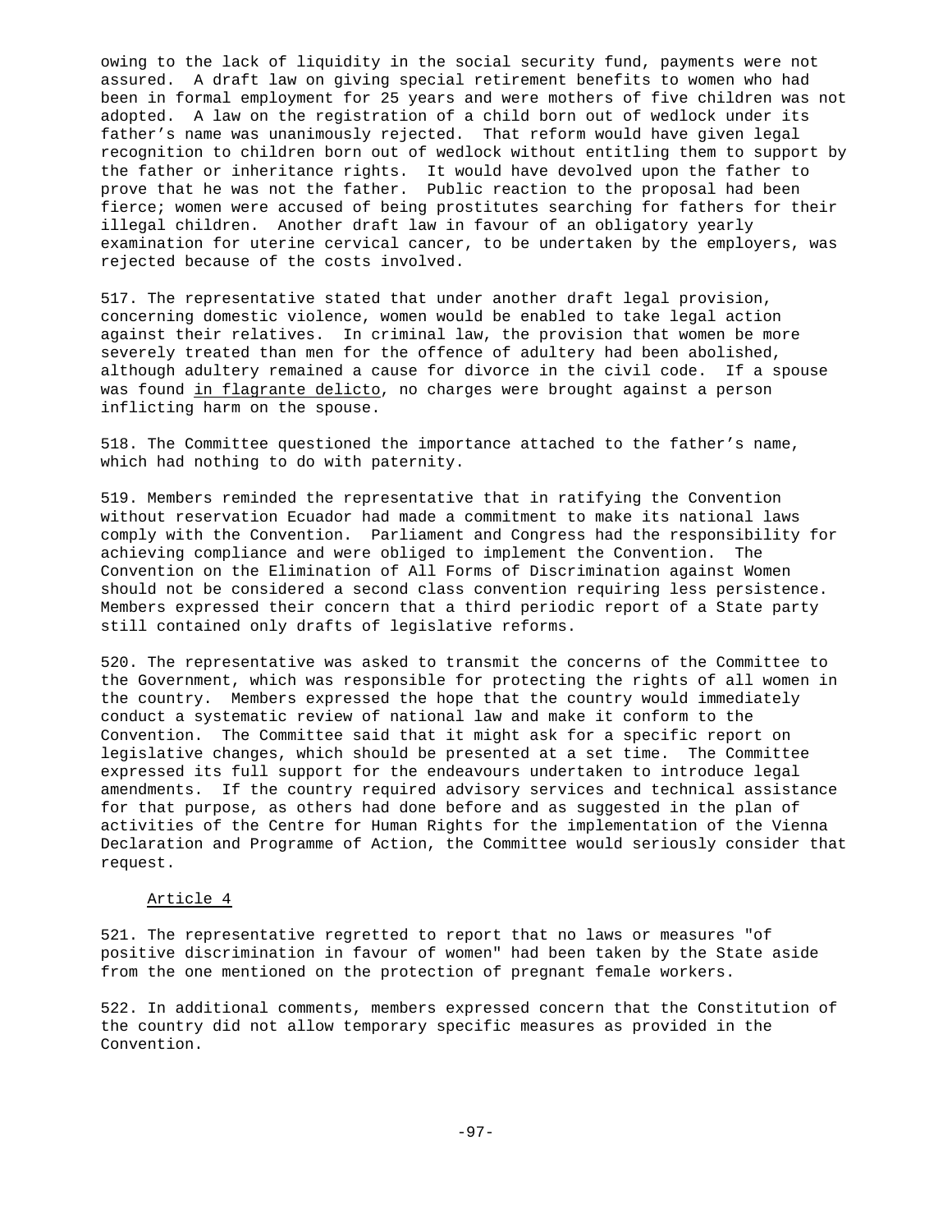owing to the lack of liquidity in the social security fund, payments were not assured. A draft law on giving special retirement benefits to women who had been in formal employment for 25 years and were mothers of five children was not adopted. A law on the registration of a child born out of wedlock under its father's name was unanimously rejected. That reform would have given legal recognition to children born out of wedlock without entitling them to support by the father or inheritance rights. It would have devolved upon the father to prove that he was not the father. Public reaction to the proposal had been fierce; women were accused of being prostitutes searching for fathers for their illegal children. Another draft law in favour of an obligatory yearly examination for uterine cervical cancer, to be undertaken by the employers, was rejected because of the costs involved.

517. The representative stated that under another draft legal provision, concerning domestic violence, women would be enabled to take legal action against their relatives. In criminal law, the provision that women be more severely treated than men for the offence of adultery had been abolished, although adultery remained a cause for divorce in the civil code. If a spouse was found *in flagrante delicto*, no charges were brought against a person inflicting harm on the spouse.

518. The Committee questioned the importance attached to the father's name, which had nothing to do with paternity.

519. Members reminded the representative that in ratifying the Convention without reservation Ecuador had made a commitment to make its national laws comply with the Convention. Parliament and Congress had the responsibility for achieving compliance and were obliged to implement the Convention. The Convention on the Elimination of All Forms of Discrimination against Women should not be considered a second class convention requiring less persistence. Members expressed their concern that a third periodic report of a State party still contained only drafts of legislative reforms.

520. The representative was asked to transmit the concerns of the Committee to the Government, which was responsible for protecting the rights of all women in the country. Members expressed the hope that the country would immediately conduct a systematic review of national law and make it conform to the Convention. The Committee said that it might ask for a specific report on legislative changes, which should be presented at a set time. The Committee expressed its full support for the endeavours undertaken to introduce legal amendments. If the country required advisory services and technical assistance for that purpose, as others had done before and as suggested in the plan of activities of the Centre for Human Rights for the implementation of the Vienna Declaration and Programme of Action, the Committee would seriously consider that request.

### Article 4

521. The representative regretted to report that no laws or measures "of positive discrimination in favour of women" had been taken by the State aside from the one mentioned on the protection of pregnant female workers.

522. In additional comments, members expressed concern that the Constitution of the country did not allow temporary specific measures as provided in the Convention.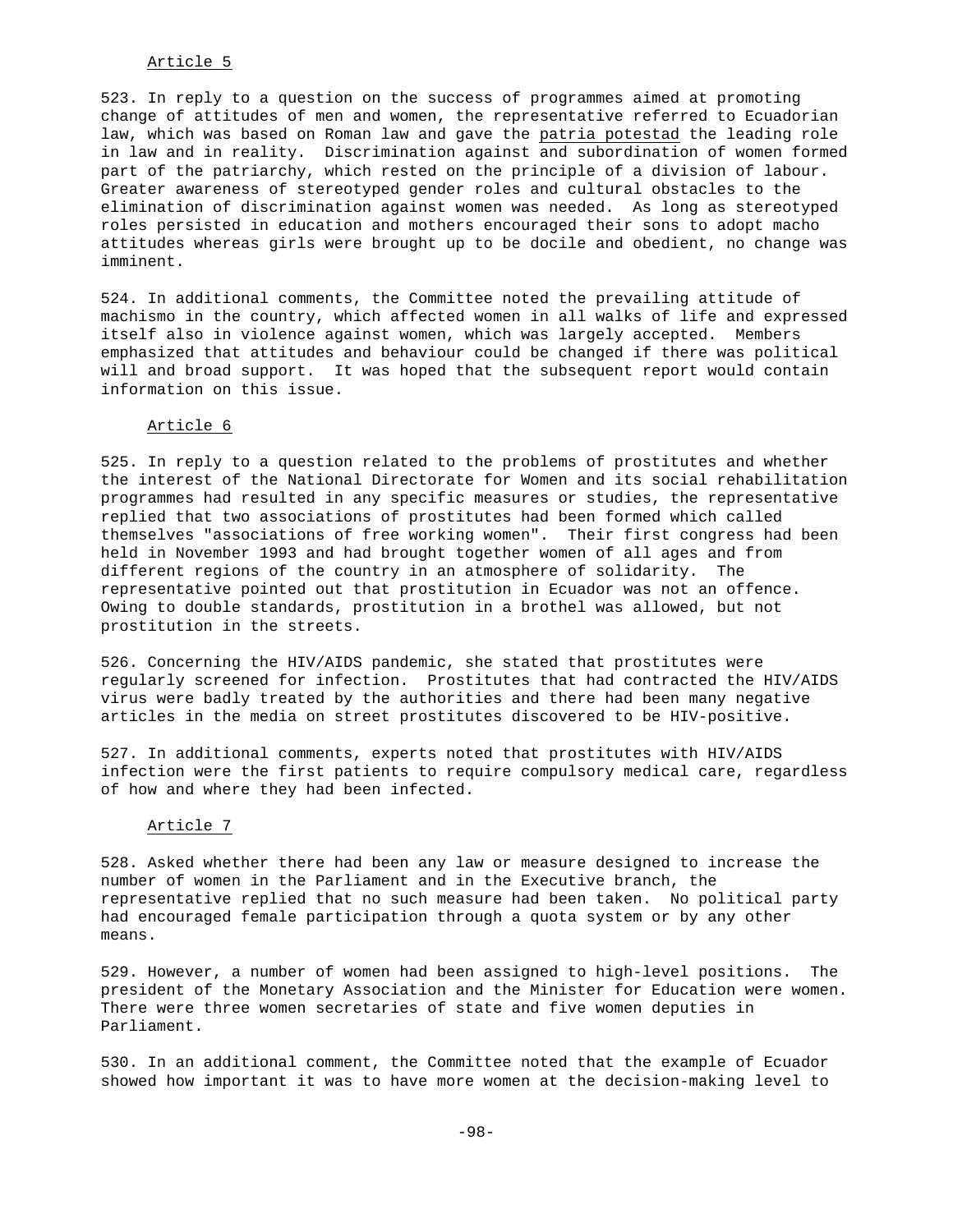Article 5

523. In reply to a question on the success of programmes aimed at promoting change of attitudes of men and women, the representative referred to Ecuadorian law, which was based on Roman law and gave the patria potestad the leading role in law and in reality. Discrimination against and subordination of women formed part of the patriarchy, which rested on the principle of a division of labour. Greater awareness of stereotyped gender roles and cultural obstacles to the elimination of discrimination against women was needed. As long as stereotyped roles persisted in education and mothers encouraged their sons to adopt macho attitudes whereas girls were brought up to be docile and obedient, no change was imminent.

524. In additional comments, the Committee noted the prevailing attitude of machismo in the country, which affected women in all walks of life and expressed itself also in violence against women, which was largely accepted. Members emphasized that attitudes and behaviour could be changed if there was political will and broad support. It was hoped that the subsequent report would contain information on this issue.

Article 6

525. In reply to a question related to the problems of prostitutes and whether the interest of the National Directorate for Women and its social rehabilitation programmes had resulted in any specific measures or studies, the representative replied that two associations of prostitutes had been formed which called themselves "associations of free working women". Their first congress had been held in November 1993 and had brought together women of all ages and from different regions of the country in an atmosphere of solidarity. The representative pointed out that prostitution in Ecuador was not an offence. Owing to double standards, prostitution in a brothel was allowed, but not prostitution in the streets.

526. Concerning the HIV/AIDS pandemic, she stated that prostitutes were regularly screened for infection. Prostitutes that had contracted the HIV/AIDS virus were badly treated by the authorities and there had been many negative articles in the media on street prostitutes discovered to be HIV-positive.

527. In additional comments, experts noted that prostitutes with HIV/AIDS infection were the first patients to require compulsory medical care, regardless of how and where they had been infected.

Article 7

528. Asked whether there had been any law or measure designed to increase the number of women in the Parliament and in the Executive branch, the representative replied that no such measure had been taken. No political party had encouraged female participation through a quota system or by any other means.

529. However, a number of women had been assigned to high-level positions. The president of the Monetary Association and the Minister for Education were women. There were three women secretaries of state and five women deputies in Parliament.

530. In an additional comment, the Committee noted that the example of Ecuador showed how important it was to have more women at the decision-making level to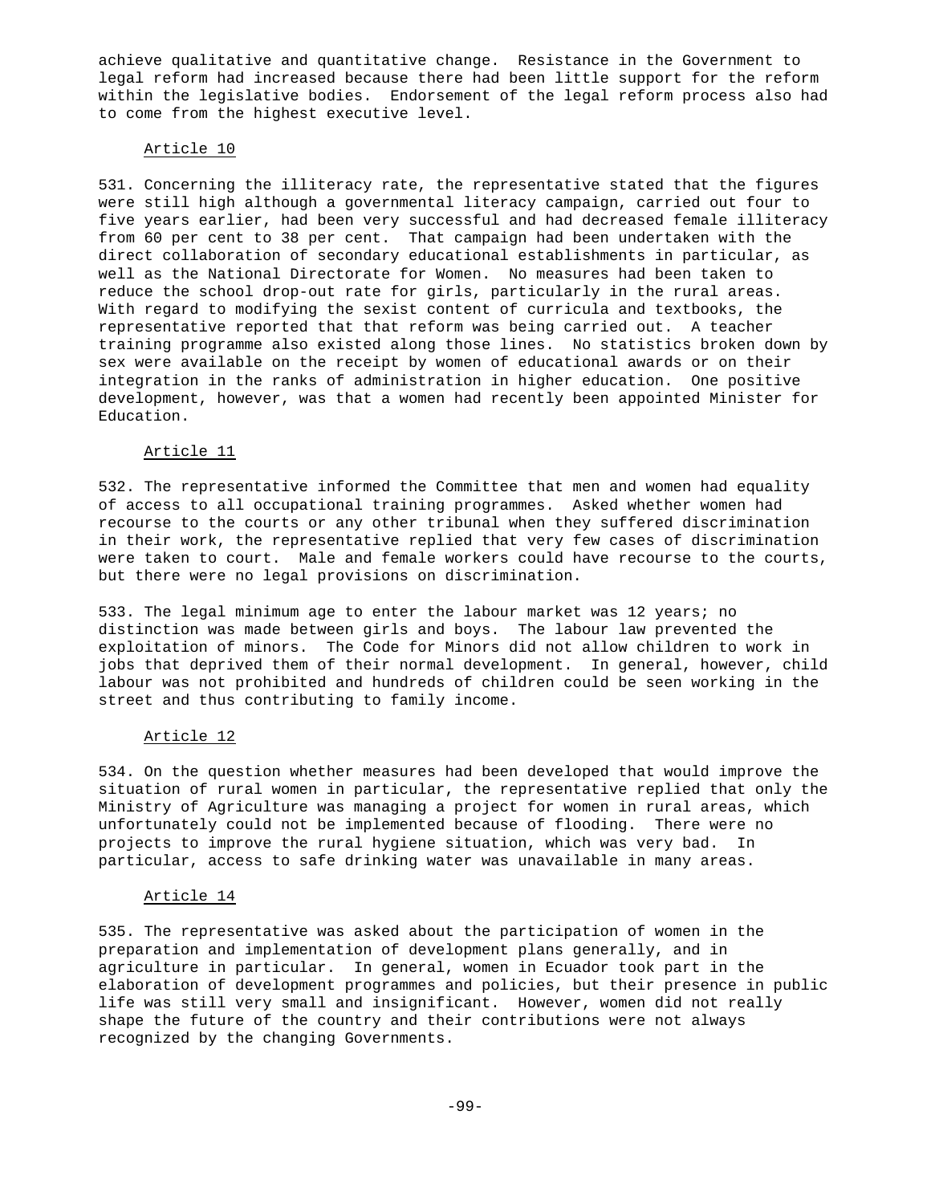achieve qualitative and quantitative change. Resistance in the Government to legal reform had increased because there had been little support for the reform within the legislative bodies. Endorsement of the legal reform process also had to come from the highest executive level.

Article 10

531. Concerning the illiteracy rate, the representative stated that the figures were still high although a governmental literacy campaign, carried out four to five years earlier, had been very successful and had decreased female illiteracy from 60 per cent to 38 per cent. That campaign had been undertaken with the direct collaboration of secondary educational establishments in particular, as well as the National Directorate for Women. No measures had been taken to reduce the school drop-out rate for girls, particularly in the rural areas. With regard to modifying the sexist content of curricula and textbooks, the representative reported that that reform was being carried out. A teacher training programme also existed along those lines. No statistics broken down by sex were available on the receipt by women of educational awards or on their integration in the ranks of administration in higher education. One positive development, however, was that a women had recently been appointed Minister for Education.

Article 11

532. The representative informed the Committee that men and women had equality of access to all occupational training programmes. Asked whether women had recourse to the courts or any other tribunal when they suffered discrimination in their work, the representative replied that very few cases of discrimination were taken to court. Male and female workers could have recourse to the courts, but there were no legal provisions on discrimination.

533. The legal minimum age to enter the labour market was 12 years; no distinction was made between girls and boys. The labour law prevented the exploitation of minors. The Code for Minors did not allow children to work in jobs that deprived them of their normal development. In general, however, child labour was not prohibited and hundreds of children could be seen working in the street and thus contributing to family income.

Article 12

534. On the question whether measures had been developed that would improve the situation of rural women in particular, the representative replied that only the Ministry of Agriculture was managing a project for women in rural areas, which unfortunately could not be implemented because of flooding. There were no projects to improve the rural hygiene situation, which was very bad. In particular, access to safe drinking water was unavailable in many areas.

Article 14

535. The representative was asked about the participation of women in the preparation and implementation of development plans generally, and in agriculture in particular. In general, women in Ecuador took part in the elaboration of development programmes and policies, but their presence in public life was still very small and insignificant. However, women did not really shape the future of the country and their contributions were not always recognized by the changing Governments.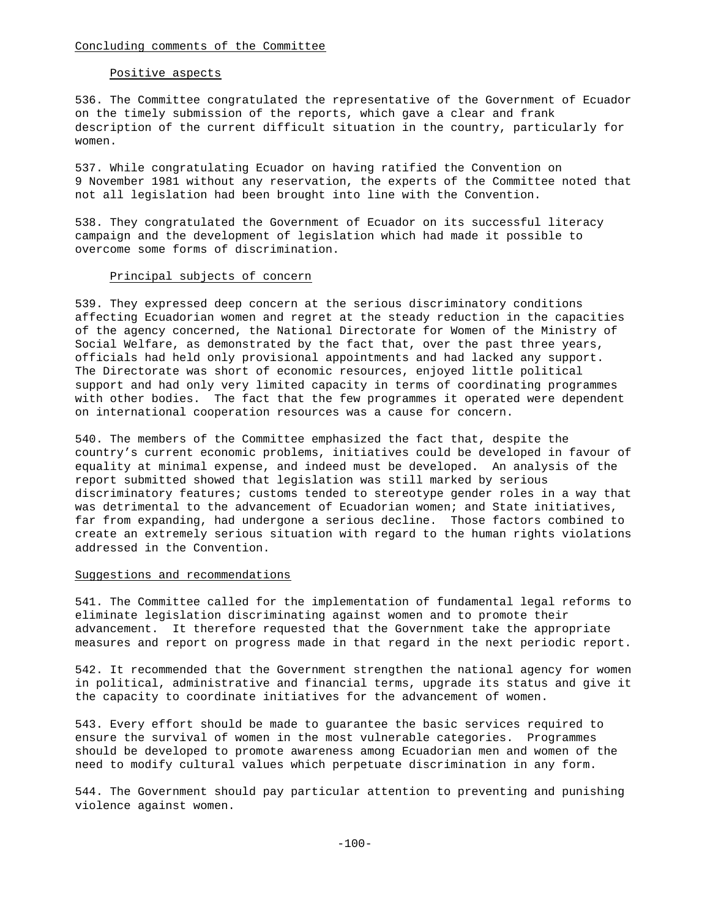Concluding comments of the Committee

Positive aspects

536. The Committee congratulated the representative of the Government of Ecuador on the timely submission of the reports, which gave a clear and frank description of the current difficult situation in the country, particularly for women.

537. While congratulating Ecuador on having ratified the Convention on 9 November 1981 without any reservation, the experts of the Committee noted that not all legislation had been brought into line with the Convention.

538. They congratulated the Government of Ecuador on its successful literacy campaign and the development of legislation which had made it possible to overcome some forms of discrimination.

Principal subjects of concern

539. They expressed deep concern at the serious discriminatory conditions affecting Ecuadorian women and regret at the steady reduction in the capacities of the agency concerned, the National Directorate for Women of the Ministry of Social Welfare, as demonstrated by the fact that, over the past three years, officials had held only provisional appointments and had lacked any support. The Directorate was short of economic resources, enjoyed little political support and had only very limited capacity in terms of coordinating programmes with other bodies. The fact that the few programmes it operated were dependent on international cooperation resources was a cause for concern.

540. The members of the Committee emphasized the fact that, despite the country's current economic problems, initiatives could be developed in favour of equality at minimal expense, and indeed must be developed. An analysis of the report submitted showed that legislation was still marked by serious discriminatory features; customs tended to stereotype gender roles in a way that was detrimental to the advancement of Ecuadorian women; and State initiatives, far from expanding, had undergone a serious decline. Those factors combined to create an extremely serious situation with regard to the human rights violations addressed in the Convention.

Suggestions and recommendations

541. The Committee called for the implementation of fundamental legal reforms to eliminate legislation discriminating against women and to promote their advancement. It therefore requested that the Government take the appropriate measures and report on progress made in that regard in the next periodic report.

542. It recommended that the Government strengthen the national agency for women in political, administrative and financial terms, upgrade its status and give it the capacity to coordinate initiatives for the advancement of women.

543. Every effort should be made to guarantee the basic services required to ensure the survival of women in the most vulnerable categories. Programmes should be developed to promote awareness among Ecuadorian men and women of the need to modify cultural values which perpetuate discrimination in any form.

544. The Government should pay particular attention to preventing and punishing violence against women.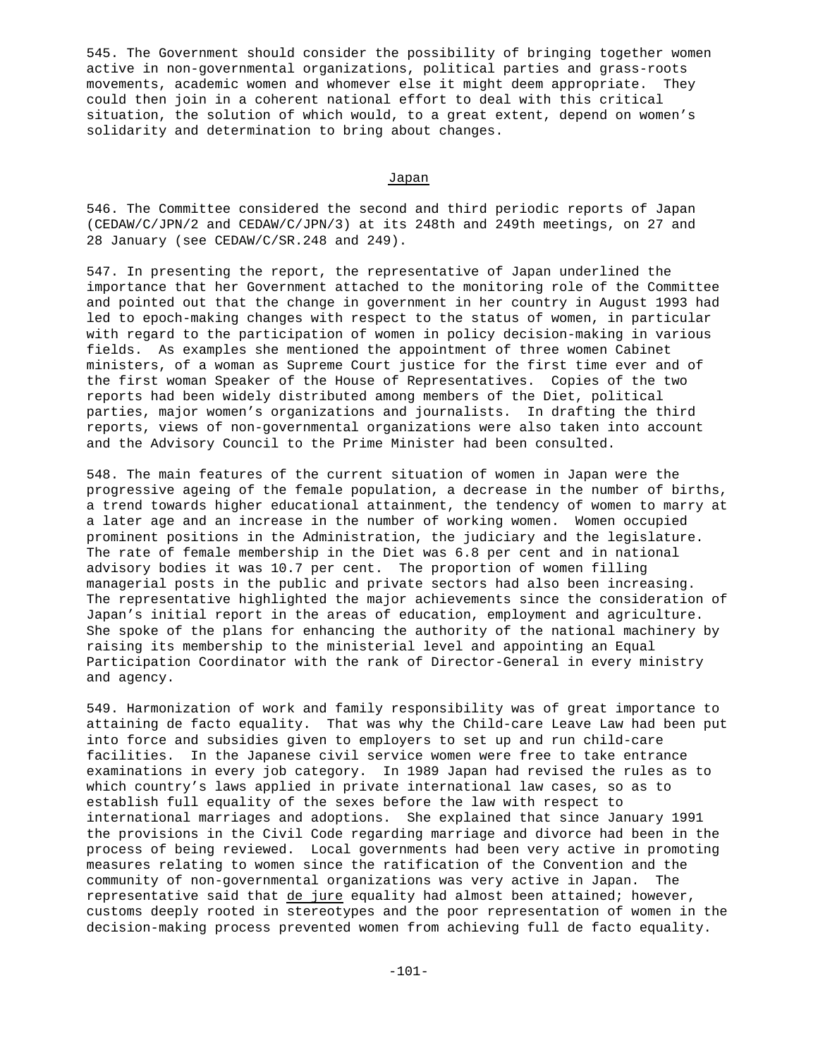545. The Government should consider the possibility of bringing together women active in non-governmental organizations, political parties and grass-roots movements, academic women and whomever else it might deem appropriate. They could then join in a coherent national effort to deal with this critical situation, the solution of which would, to a great extent, depend on women's solidarity and determination to bring about changes.

## Japan

546. The Committee considered the second and third periodic reports of Japan (CEDAW/C/JPN/2 and CEDAW/C/JPN/3) at its 248th and 249th meetings, on 27 and 28 January (see CEDAW/C/SR.248 and 249).

547. In presenting the report, the representative of Japan underlined the importance that her Government attached to the monitoring role of the Committee and pointed out that the change in government in her country in August 1993 had led to epoch-making changes with respect to the status of women, in particular with regard to the participation of women in policy decision-making in various fields. As examples she mentioned the appointment of three women Cabinet ministers, of a woman as Supreme Court justice for the first time ever and of the first woman Speaker of the House of Representatives. Copies of the two reports had been widely distributed among members of the Diet, political parties, major women's organizations and journalists. In drafting the third reports, views of non-governmental organizations were also taken into account and the Advisory Council to the Prime Minister had been consulted.

548. The main features of the current situation of women in Japan were the progressive ageing of the female population, a decrease in the number of births, a trend towards higher educational attainment, the tendency of women to marry at a later age and an increase in the number of working women. Women occupied prominent positions in the Administration, the judiciary and the legislature. The rate of female membership in the Diet was 6.8 per cent and in national advisory bodies it was 10.7 per cent. The proportion of women filling managerial posts in the public and private sectors had also been increasing. The representative highlighted the major achievements since the consideration of Japan's initial report in the areas of education, employment and agriculture. She spoke of the plans for enhancing the authority of the national machinery by raising its membership to the ministerial level and appointing an Equal Participation Coordinator with the rank of Director-General in every ministry and agency.

549. Harmonization of work and family responsibility was of great importance to attaining de facto equality. That was why the Child-care Leave Law had been put into force and subsidies given to employers to set up and run child-care facilities. In the Japanese civil service women were free to take entrance examinations in every job category. In 1989 Japan had revised the rules as to which country's laws applied in private international law cases, so as to establish full equality of the sexes before the law with respect to international marriages and adoptions. She explained that since January 1991 the provisions in the Civil Code regarding marriage and divorce had been in the process of being reviewed. Local governments had been very active in promoting measures relating to women since the ratification of the Convention and the community of non-governmental organizations was very active in Japan. The representative said that *de jure* equality had almost been attained; however, customs deeply rooted in stereotypes and the poor representation of women in the decision-making process prevented women from achieving full de facto equality.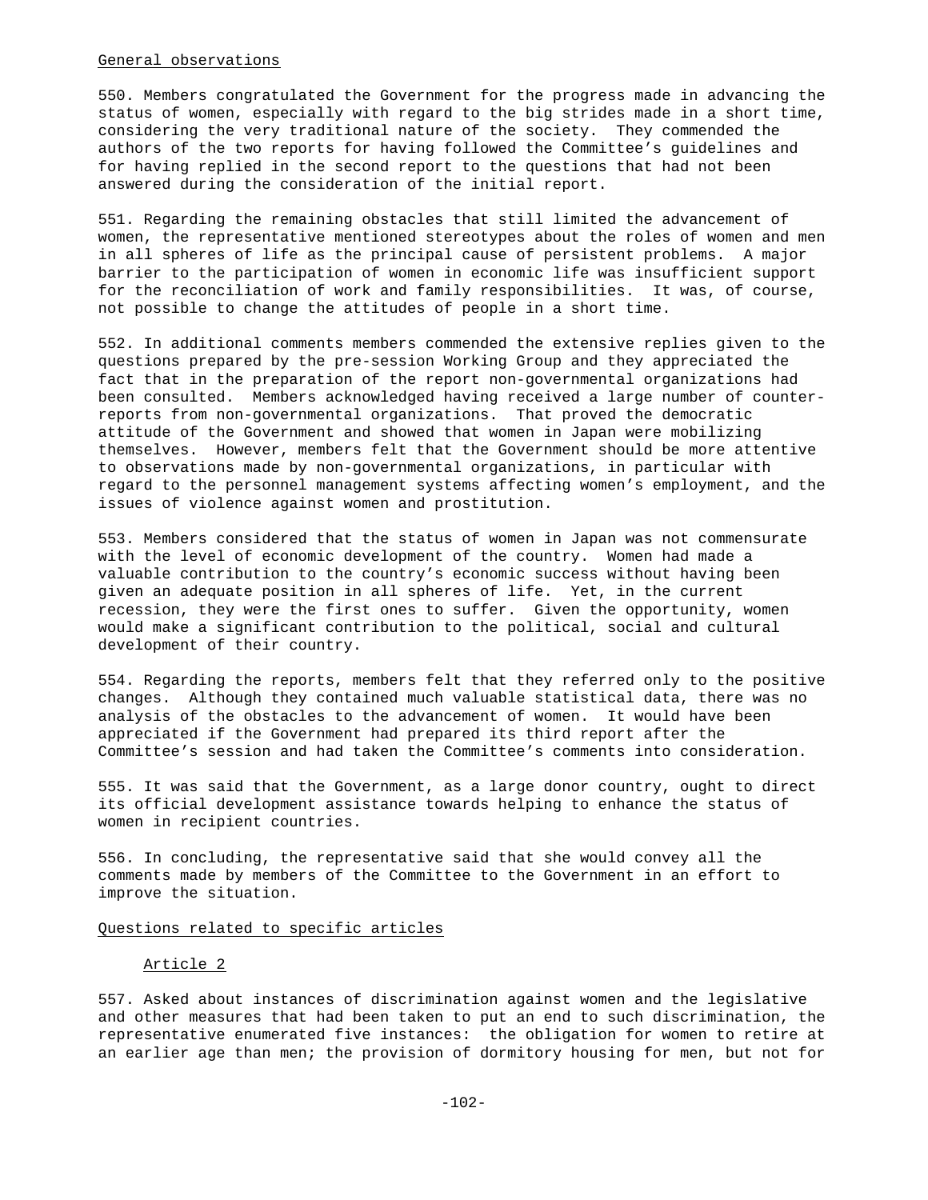General observations

550. Members congratulated the Government for the progress made in advancing the status of women, especially with regard to the big strides made in a short time, considering the very traditional nature of the society. They commended the authors of the two reports for having followed the Committee's guidelines and for having replied in the second report to the questions that had not been answered during the consideration of the initial report.

551. Regarding the remaining obstacles that still limited the advancement of women, the representative mentioned stereotypes about the roles of women and men in all spheres of life as the principal cause of persistent problems. A major barrier to the participation of women in economic life was insufficient support for the reconciliation of work and family responsibilities. It was, of course, not possible to change the attitudes of people in a short time.

552. In additional comments members commended the extensive replies given to the questions prepared by the pre-session Working Group and they appreciated the fact that in the preparation of the report non-governmental organizations had been consulted. Members acknowledged having received a large number of counter-reports from non-governmental organizations. That proved the democratic attitude of the Government and showed that women in Japan were mobilizing themselves. However, members felt that the Government should be more attentive to observations made by non-governmental organizations, in particular with regard to the personnel management systems affecting women's employment, and the issues of violence against women and prostitution.

553. Members considered that the status of women in Japan was not commensurate with the level of economic development of the country. Women had made a valuable contribution to the country's economic success without having been given an adequate position in all spheres of life. Yet, in the current recession, they were the first ones to suffer. Given the opportunity, women would make a significant contribution to the political, social and cultural development of their country.

554. Regarding the reports, members felt that they referred only to the positive changes. Although they contained much valuable statistical data, there was no analysis of the obstacles to the advancement of women. It would have been appreciated if the Government had prepared its third report after the Committee's session and had taken the Committee's comments into consideration.

555. It was said that the Government, as a large donor country, ought to direct its official development assistance towards helping to enhance the status of women in recipient countries.

556. In concluding, the representative said that she would convey all the comments made by members of the Committee to the Government in an effort to improve the situation.

Questions related to specific articles

Article 2

557. Asked about instances of discrimination against women and the legislative and other measures that had been taken to put an end to such discrimination, the representative enumerated five instances: the obligation for women to retire at an earlier age than men; the provision of dormitory housing for men, but not for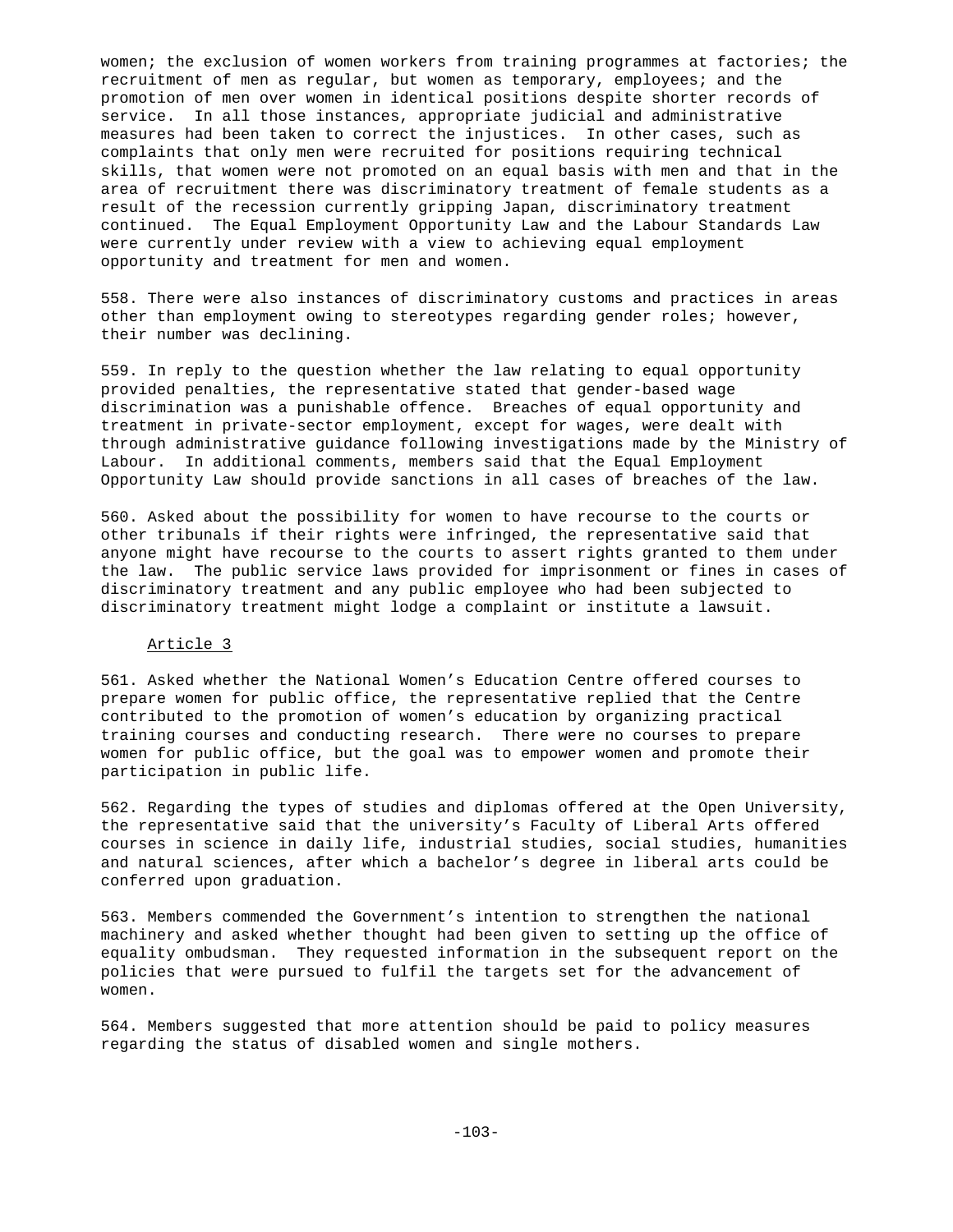women; the exclusion of women workers from training programmes at factories; the recruitment of men as regular, but women as temporary, employees; and the promotion of men over women in identical positions despite shorter records of service. In all those instances, appropriate judicial and administrative measures had been taken to correct the injustices. In other cases, such as complaints that only men were recruited for positions requiring technical skills, that women were not promoted on an equal basis with men and that in the area of recruitment there was discriminatory treatment of female students as a result of the recession currently gripping Japan, discriminatory treatment continued. The Equal Employment Opportunity Law and the Labour Standards Law were currently under review with a view to achieving equal employment opportunity and treatment for men and women.

558. There were also instances of discriminatory customs and practices in areas other than employment owing to stereotypes regarding gender roles; however, their number was declining.

559. In reply to the question whether the law relating to equal opportunity provided penalties, the representative stated that gender-based wage discrimination was a punishable offence. Breaches of equal opportunity and treatment in private-sector employment, except for wages, were dealt with through administrative guidance following investigations made by the Ministry of Labour. In additional comments, members said that the Equal Employment Opportunity Law should provide sanctions in all cases of breaches of the law.

560. Asked about the possibility for women to have recourse to the courts or other tribunals if their rights were infringed, the representative said that anyone might have recourse to the courts to assert rights granted to them under the law. The public service laws provided for imprisonment or fines in cases of discriminatory treatment and any public employee who had been subjected to discriminatory treatment might lodge a complaint or institute a lawsuit.

Article 3

561. Asked whether the National Women's Education Centre offered courses to prepare women for public office, the representative replied that the Centre contributed to the promotion of women's education by organizing practical training courses and conducting research. There were no courses to prepare women for public office, but the goal was to empower women and promote their participation in public life.

562. Regarding the types of studies and diplomas offered at the Open University, the representative said that the university's Faculty of Liberal Arts offered courses in science in daily life, industrial studies, social studies, humanities and natural sciences, after which a bachelor's degree in liberal arts could be conferred upon graduation.

563. Members commended the Government's intention to strengthen the national machinery and asked whether thought had been given to setting up the office of equality ombudsman. They requested information in the subsequent report on the policies that were pursued to fulfil the targets set for the advancement of women.

564. Members suggested that more attention should be paid to policy measures regarding the status of disabled women and single mothers.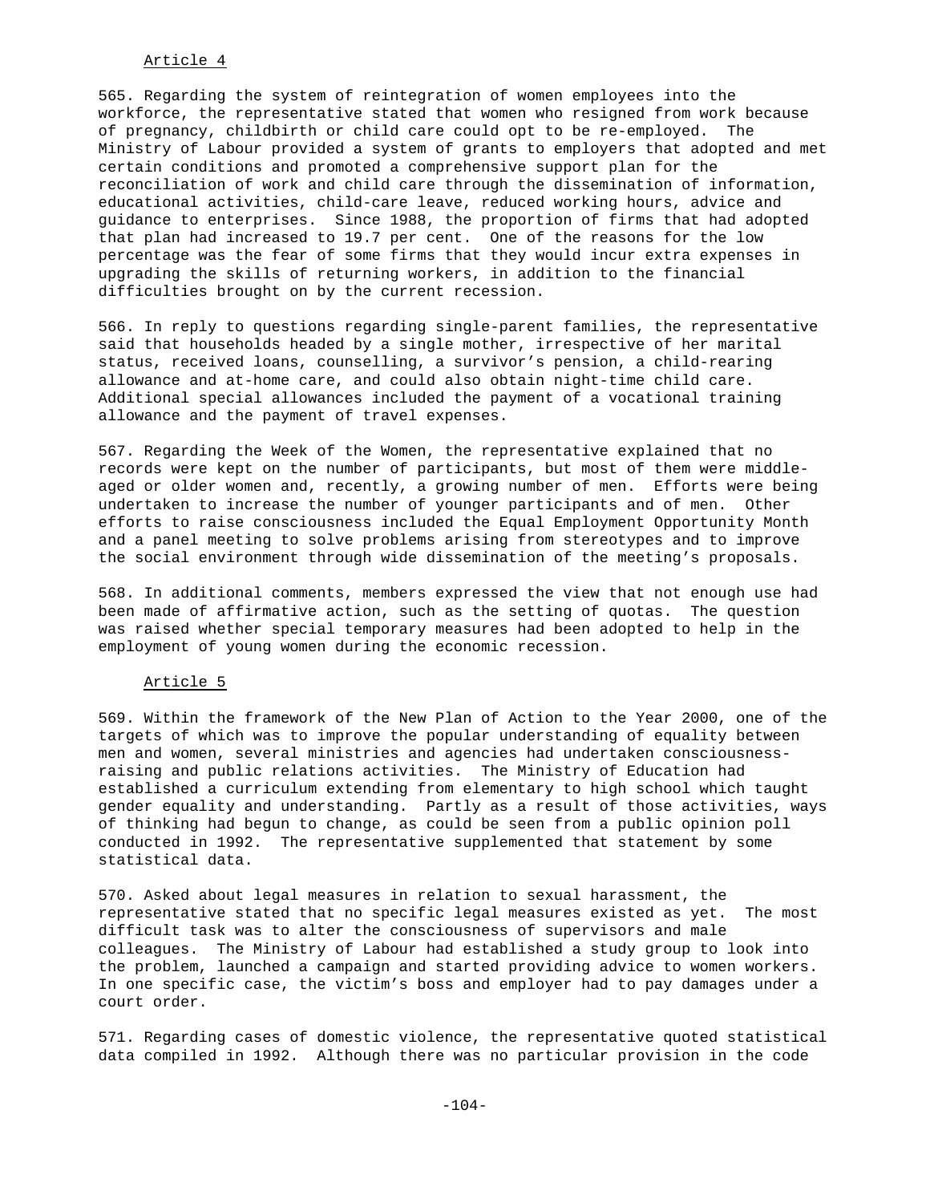Article 4

565. Regarding the system of reintegration of women employees into the workforce, the representative stated that women who resigned from work because of pregnancy, childbirth or child care could opt to be re-employed. The Ministry of Labour provided a system of grants to employers that adopted and met certain conditions and promoted a comprehensive support plan for the reconciliation of work and child care through the dissemination of information, educational activities, child-care leave, reduced working hours, advice and guidance to enterprises. Since 1988, the proportion of firms that had adopted that plan had increased to 19.7 per cent. One of the reasons for the low percentage was the fear of some firms that they would incur extra expenses in upgrading the skills of returning workers, in addition to the financial difficulties brought on by the current recession.

566. In reply to questions regarding single-parent families, the representative said that households headed by a single mother, irrespective of her marital status, received loans, counselling, a survivor’s pension, a child-rearing allowance and at-home care, and could also obtain night-time child care. Additional special allowances included the payment of a vocational training allowance and the payment of travel expenses.

567. Regarding the Week of the Women, the representative explained that no records were kept on the number of participants, but most of them were middle-aged or older women and, recently, a growing number of men. Efforts were being undertaken to increase the number of younger participants and of men. Other efforts to raise consciousness included the Equal Employment Opportunity Month and a panel meeting to solve problems arising from stereotypes and to improve the social environment through wide dissemination of the meeting’s proposals.

568. In additional comments, members expressed the view that not enough use had been made of affirmative action, such as the setting of quotas. The question was raised whether special temporary measures had been adopted to help in the employment of young women during the economic recession.

Article 5

569. Within the framework of the New Plan of Action to the Year 2000, one of the targets of which was to improve the popular understanding of equality between men and women, several ministries and agencies had undertaken consciousness-raising and public relations activities. The Ministry of Education had established a curriculum extending from elementary to high school which taught gender equality and understanding. Partly as a result of those activities, ways of thinking had begun to change, as could be seen from a public opinion poll conducted in 1992. The representative supplemented that statement by some statistical data.

570. Asked about legal measures in relation to sexual harassment, the representative stated that no specific legal measures existed as yet. The most difficult task was to alter the consciousness of supervisors and male colleagues. The Ministry of Labour had established a study group to look into the problem, launched a campaign and started providing advice to women workers. In one specific case, the victim’s boss and employer had to pay damages under a court order.

571. Regarding cases of domestic violence, the representative quoted statistical data compiled in 1992. Although there was no particular provision in the code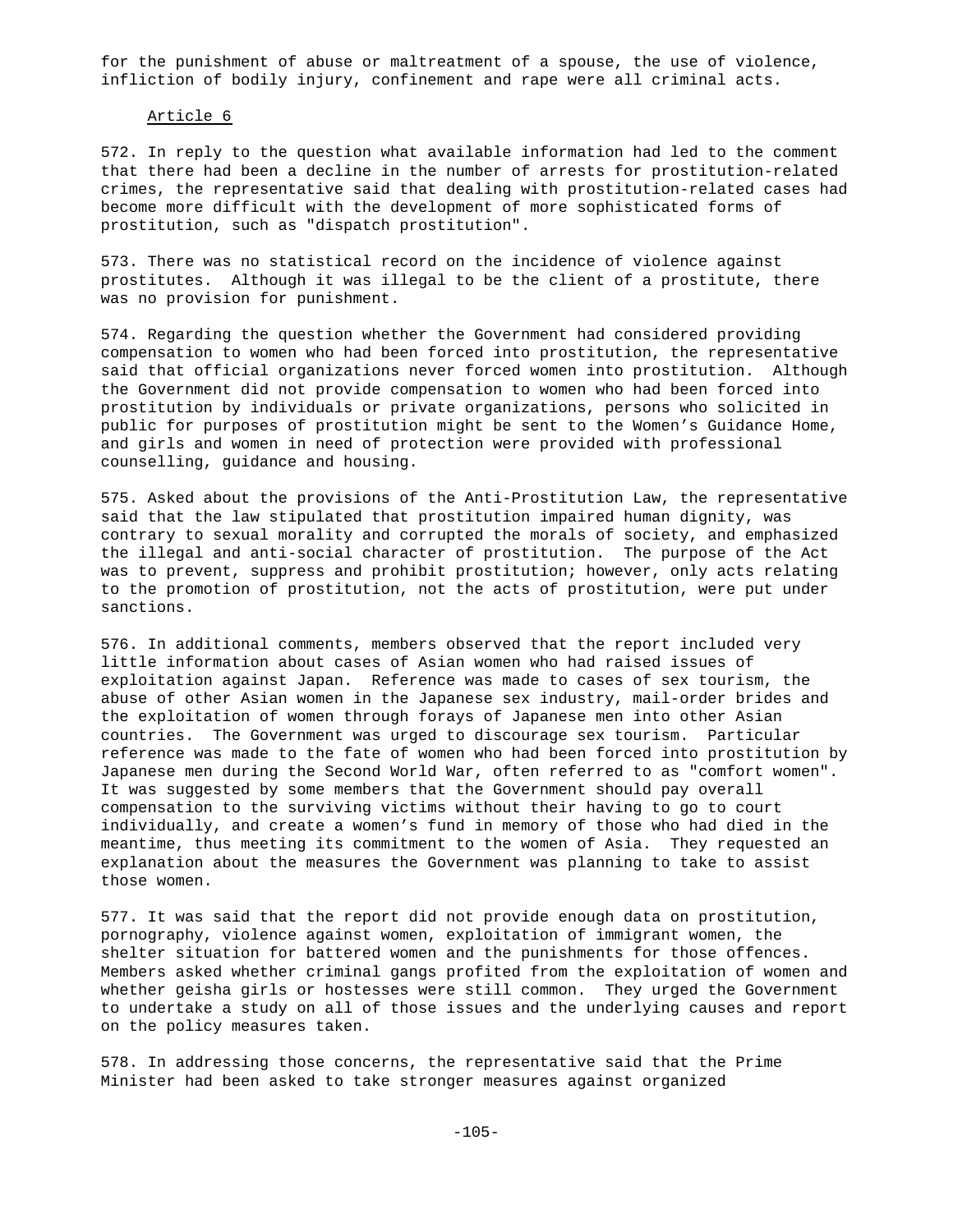for the punishment of abuse or maltreatment of a spouse, the use of violence, infliction of bodily injury, confinement and rape were all criminal acts.

Article 6

572. In reply to the question what available information had led to the comment that there had been a decline in the number of arrests for prostitution-related crimes, the representative said that dealing with prostitution-related cases had become more difficult with the development of more sophisticated forms of prostitution, such as "dispatch prostitution".

573. There was no statistical record on the incidence of violence against prostitutes. Although it was illegal to be the client of a prostitute, there was no provision for punishment.

574. Regarding the question whether the Government had considered providing compensation to women who had been forced into prostitution, the representative said that official organizations never forced women into prostitution. Although the Government did not provide compensation to women who had been forced into prostitution by individuals or private organizations, persons who solicited in public for purposes of prostitution might be sent to the Women's Guidance Home, and girls and women in need of protection were provided with professional counselling, guidance and housing.

575. Asked about the provisions of the Anti-Prostitution Law, the representative said that the law stipulated that prostitution impaired human dignity, was contrary to sexual morality and corrupted the morals of society, and emphasized the illegal and anti-social character of prostitution. The purpose of the Act was to prevent, suppress and prohibit prostitution; however, only acts relating to the promotion of prostitution, not the acts of prostitution, were put under sanctions.

576. In additional comments, members observed that the report included very little information about cases of Asian women who had raised issues of exploitation against Japan. Reference was made to cases of sex tourism, the abuse of other Asian women in the Japanese sex industry, mail-order brides and the exploitation of women through forays of Japanese men into other Asian countries. The Government was urged to discourage sex tourism. Particular reference was made to the fate of women who had been forced into prostitution by Japanese men during the Second World War, often referred to as "comfort women". It was suggested by some members that the Government should pay overall compensation to the surviving victims without their having to go to court individually, and create a women's fund in memory of those who had died in the meantime, thus meeting its commitment to the women of Asia. They requested an explanation about the measures the Government was planning to take to assist those women.

577. It was said that the report did not provide enough data on prostitution, pornography, violence against women, exploitation of immigrant women, the shelter situation for battered women and the punishments for those offences. Members asked whether criminal gangs profited from the exploitation of women and whether geisha girls or hostesses were still common. They urged the Government to undertake a study on all of those issues and the underlying causes and report on the policy measures taken.

578. In addressing those concerns, the representative said that the Prime Minister had been asked to take stronger measures against organized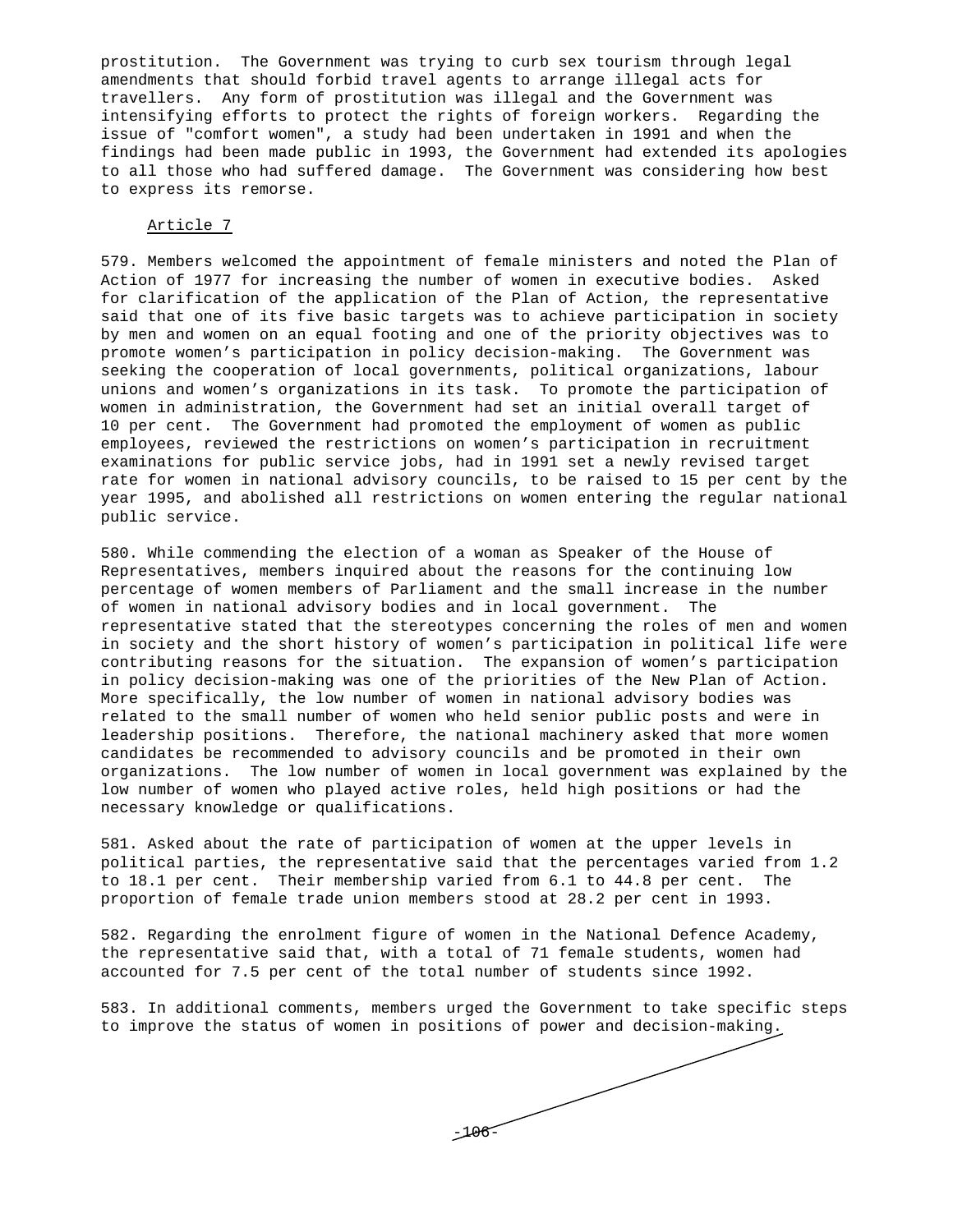prostitution. The Government was trying to curb sex tourism through legal amendments that should forbid travel agents to arrange illegal acts for travellers. Any form of prostitution was illegal and the Government was intensifying efforts to protect the rights of foreign workers. Regarding the issue of "comfort women", a study had been undertaken in 1991 and when the findings had been made public in 1993, the Government had extended its apologies to all those who had suffered damage. The Government was considering how best to express its remorse.

Article 7

579. Members welcomed the appointment of female ministers and noted the Plan of Action of 1977 for increasing the number of women in executive bodies. Asked for clarification of the application of the Plan of Action, the representative said that one of its five basic targets was to achieve participation in society by men and women on an equal footing and one of the priority objectives was to promote women's participation in policy decision-making. The Government was seeking the cooperation of local governments, political organizations, labour unions and women's organizations in its task. To promote the participation of women in administration, the Government had set an initial overall target of 10 per cent. The Government had promoted the employment of women as public employees, reviewed the restrictions on women's participation in recruitment examinations for public service jobs, had in 1991 set a newly revised target rate for women in national advisory councils, to be raised to 15 per cent by the year 1995, and abolished all restrictions on women entering the regular national public service.

580. While commending the election of a woman as Speaker of the House of Representatives, members inquired about the reasons for the continuing low percentage of women members of Parliament and the small increase in the number of women in national advisory bodies and in local government. The representative stated that the stereotypes concerning the roles of men and women in society and the short history of women's participation in political life were contributing reasons for the situation. The expansion of women's participation in policy decision-making was one of the priorities of the New Plan of Action. More specifically, the low number of women in national advisory bodies was related to the small number of women who held senior public posts and were in leadership positions. Therefore, the national machinery asked that more women candidates be recommended to advisory councils and be promoted in their own organizations. The low number of women in local government was explained by the low number of women who played active roles, held high positions or had the necessary knowledge or qualifications.

581. Asked about the rate of participation of women at the upper levels in political parties, the representative said that the percentages varied from 1.2 to 18.1 per cent. Their membership varied from 6.1 to 44.8 per cent. The proportion of female trade union members stood at 28.2 per cent in 1993.

582. Regarding the enrolment figure of women in the National Defence Academy, the representative said that, with a total of 71 female students, women had accounted for 7.5 per cent of the total number of students since 1992.

583. In additional comments, members urged the Government to take specific steps to improve the status of women in positions of power and decision-making.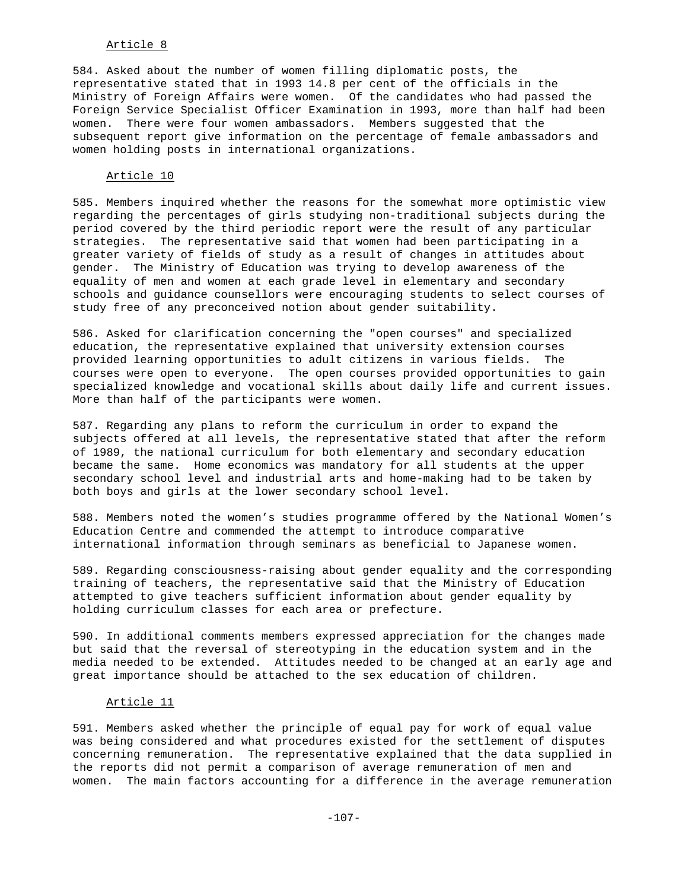Article 8

584. Asked about the number of women filling diplomatic posts, the representative stated that in 1993 14.8 per cent of the officials in the Ministry of Foreign Affairs were women. Of the candidates who had passed the Foreign Service Specialist Officer Examination in 1993, more than half had been women. There were four women ambassadors. Members suggested that the subsequent report give information on the percentage of female ambassadors and women holding posts in international organizations.

Article 10

585. Members inquired whether the reasons for the somewhat more optimistic view regarding the percentages of girls studying non-traditional subjects during the period covered by the third periodic report were the result of any particular strategies. The representative said that women had been participating in a greater variety of fields of study as a result of changes in attitudes about gender. The Ministry of Education was trying to develop awareness of the equality of men and women at each grade level in elementary and secondary schools and guidance counsellors were encouraging students to select courses of study free of any preconceived notion about gender suitability.

586. Asked for clarification concerning the "open courses" and specialized education, the representative explained that university extension courses provided learning opportunities to adult citizens in various fields. The courses were open to everyone. The open courses provided opportunities to gain specialized knowledge and vocational skills about daily life and current issues. More than half of the participants were women.

587. Regarding any plans to reform the curriculum in order to expand the subjects offered at all levels, the representative stated that after the reform of 1989, the national curriculum for both elementary and secondary education became the same. Home economics was mandatory for all students at the upper secondary school level and industrial arts and home-making had to be taken by both boys and girls at the lower secondary school level.

588. Members noted the women's studies programme offered by the National Women's Education Centre and commended the attempt to introduce comparative international information through seminars as beneficial to Japanese women.

589. Regarding consciousness-raising about gender equality and the corresponding training of teachers, the representative said that the Ministry of Education attempted to give teachers sufficient information about gender equality by holding curriculum classes for each area or prefecture.

590. In additional comments members expressed appreciation for the changes made but said that the reversal of stereotyping in the education system and in the media needed to be extended. Attitudes needed to be changed at an early age and great importance should be attached to the sex education of children.

Article 11

591. Members asked whether the principle of equal pay for work of equal value was being considered and what procedures existed for the settlement of disputes concerning remuneration. The representative explained that the data supplied in the reports did not permit a comparison of average remuneration of men and women. The main factors accounting for a difference in the average remuneration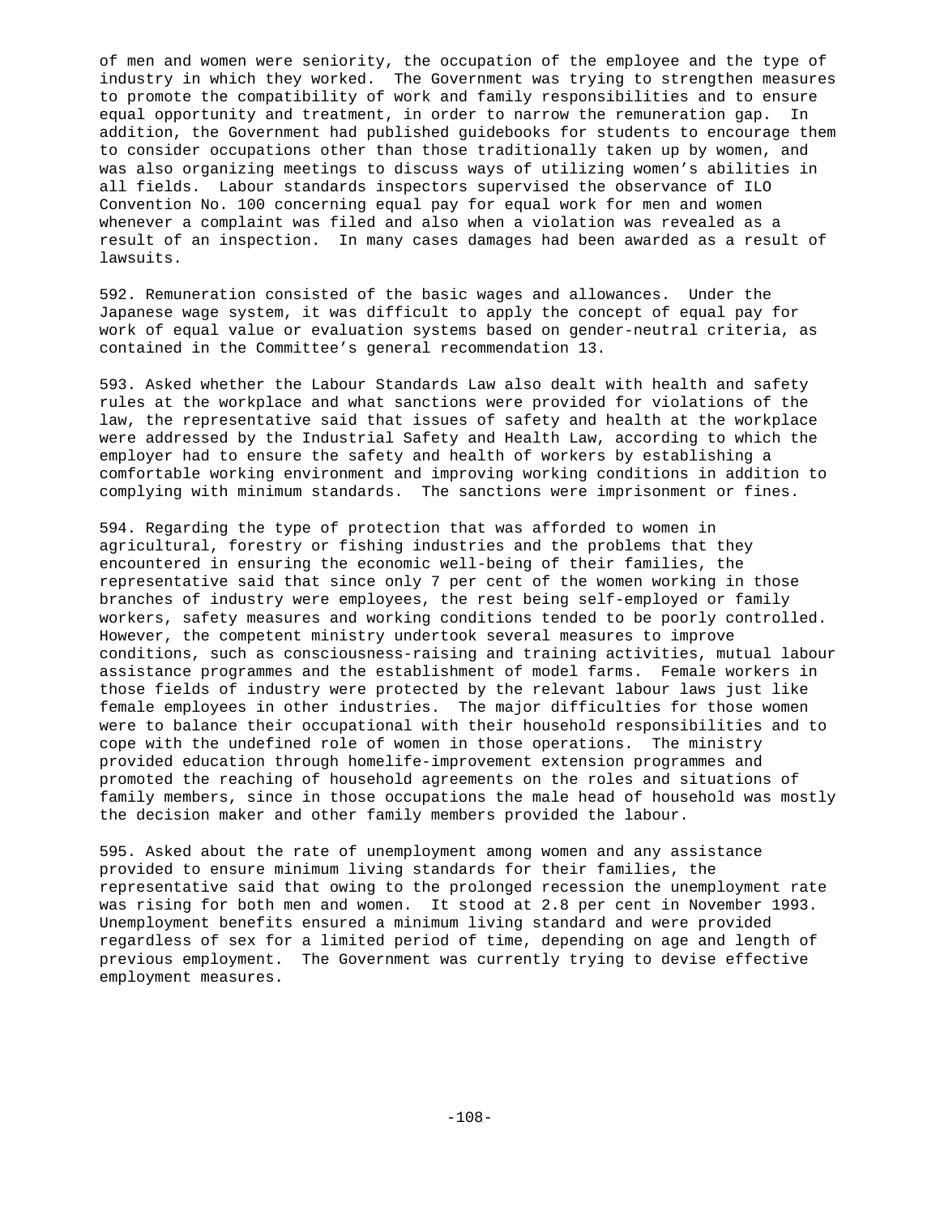of men and women were seniority, the occupation of the employee and the type of industry in which they worked. The Government was trying to strengthen measures to promote the compatibility of work and family responsibilities and to ensure equal opportunity and treatment, in order to narrow the remuneration gap. In addition, the Government had published guidebooks for students to encourage them to consider occupations other than those traditionally taken up by women, and was also organizing meetings to discuss ways of utilizing women's abilities in all fields. Labour standards inspectors supervised the observance of ILO Convention No. 100 concerning equal pay for equal work for men and women whenever a complaint was filed and also when a violation was revealed as a result of an inspection. In many cases damages had been awarded as a result of lawsuits.

592. Remuneration consisted of the basic wages and allowances. Under the Japanese wage system, it was difficult to apply the concept of equal pay for work of equal value or evaluation systems based on gender-neutral criteria, as contained in the Committee's general recommendation 13.

593. Asked whether the Labour Standards Law also dealt with health and safety rules at the workplace and what sanctions were provided for violations of the law, the representative said that issues of safety and health at the workplace were addressed by the Industrial Safety and Health Law, according to which the employer had to ensure the safety and health of workers by establishing a comfortable working environment and improving working conditions in addition to complying with minimum standards. The sanctions were imprisonment or fines.

594. Regarding the type of protection that was afforded to women in agricultural, forestry or fishing industries and the problems that they encountered in ensuring the economic well-being of their families, the representative said that since only 7 per cent of the women working in those branches of industry were employees, the rest being self-employed or family workers, safety measures and working conditions tended to be poorly controlled. However, the competent ministry undertook several measures to improve conditions, such as consciousness-raising and training activities, mutual labour assistance programmes and the establishment of model farms. Female workers in those fields of industry were protected by the relevant labour laws just like female employees in other industries. The major difficulties for those women were to balance their occupational with their household responsibilities and to cope with the undefined role of women in those operations. The ministry provided education through homelife-improvement extension programmes and promoted the reaching of household agreements on the roles and situations of family members, since in those occupations the male head of household was mostly the decision maker and other family members provided the labour.

595. Asked about the rate of unemployment among women and any assistance provided to ensure minimum living standards for their families, the representative said that owing to the prolonged recession the unemployment rate was rising for both men and women. It stood at 2.8 per cent in November 1993. Unemployment benefits ensured a minimum living standard and were provided regardless of sex for a limited period of time, depending on age and length of previous employment. The Government was currently trying to devise effective employment measures.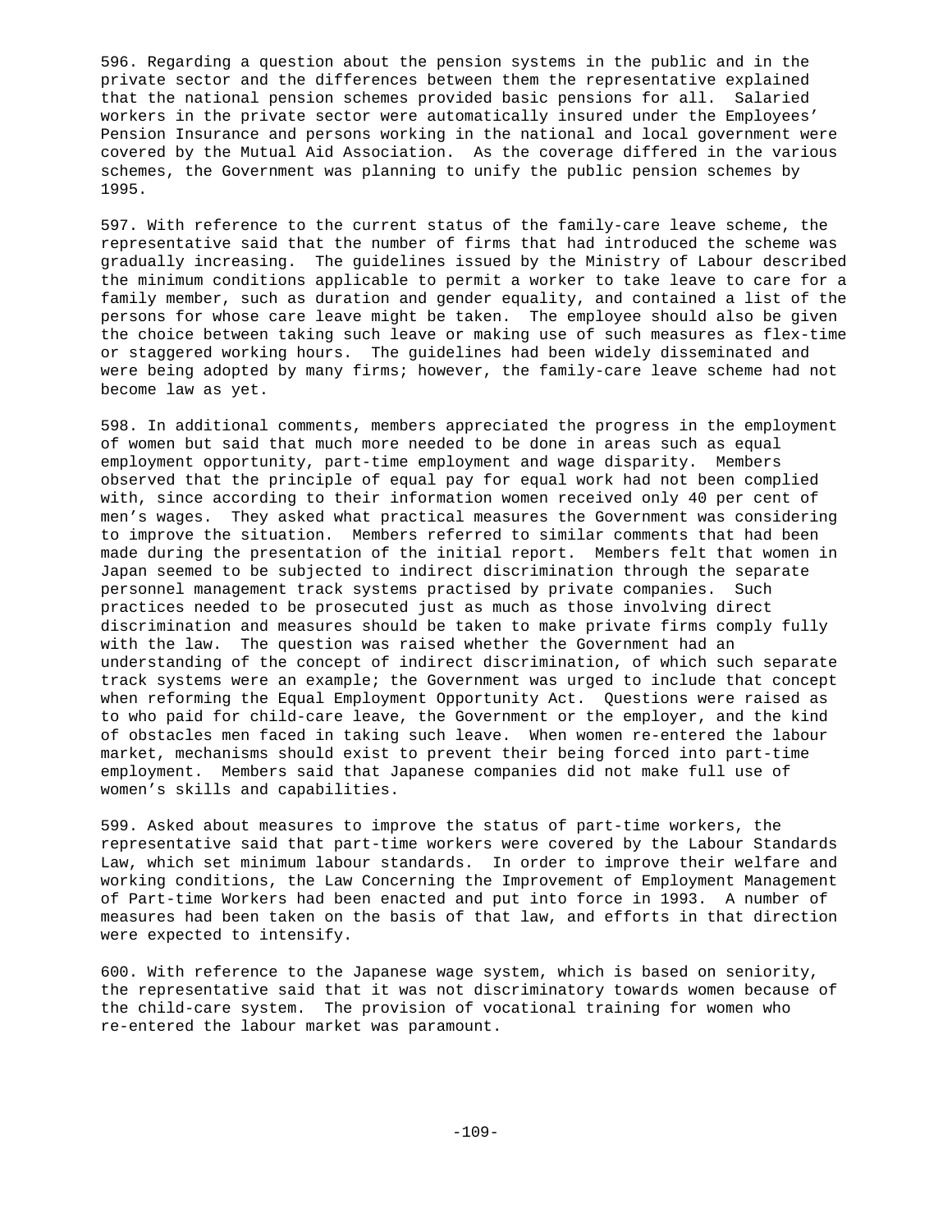596. Regarding a question about the pension systems in the public and in the private sector and the differences between them the representative explained that the national pension schemes provided basic pensions for all. Salaried workers in the private sector were automatically insured under the Employees' Pension Insurance and persons working in the national and local government were covered by the Mutual Aid Association. As the coverage differed in the various schemes, the Government was planning to unify the public pension schemes by 1995.

597. With reference to the current status of the family-care leave scheme, the representative said that the number of firms that had introduced the scheme was gradually increasing. The guidelines issued by the Ministry of Labour described the minimum conditions applicable to permit a worker to take leave to care for a family member, such as duration and gender equality, and contained a list of the persons for whose care leave might be taken. The employee should also be given the choice between taking such leave or making use of such measures as flex-time or staggered working hours. The guidelines had been widely disseminated and were being adopted by many firms; however, the family-care leave scheme had not become law as yet.

598. In additional comments, members appreciated the progress in the employment of women but said that much more needed to be done in areas such as equal employment opportunity, part-time employment and wage disparity. Members observed that the principle of equal pay for equal work had not been complied with, since according to their information women received only 40 per cent of men's wages. They asked what practical measures the Government was considering to improve the situation. Members referred to similar comments that had been made during the presentation of the initial report. Members felt that women in Japan seemed to be subjected to indirect discrimination through the separate personnel management track systems practised by private companies. Such practices needed to be prosecuted just as much as those involving direct discrimination and measures should be taken to make private firms comply fully with the law. The question was raised whether the Government had an understanding of the concept of indirect discrimination, of which such separate track systems were an example; the Government was urged to include that concept when reforming the Equal Employment Opportunity Act. Questions were raised as to who paid for child-care leave, the Government or the employer, and the kind of obstacles men faced in taking such leave. When women re-entered the labour market, mechanisms should exist to prevent their being forced into part-time employment. Members said that Japanese companies did not make full use of women's skills and capabilities.

599. Asked about measures to improve the status of part-time workers, the representative said that part-time workers were covered by the Labour Standards Law, which set minimum labour standards. In order to improve their welfare and working conditions, the Law Concerning the Improvement of Employment Management of Part-time Workers had been enacted and put into force in 1993. A number of measures had been taken on the basis of that law, and efforts in that direction were expected to intensify.

600. With reference to the Japanese wage system, which is based on seniority, the representative said that it was not discriminatory towards women because of the child-care system. The provision of vocational training for women who re-entered the labour market was paramount.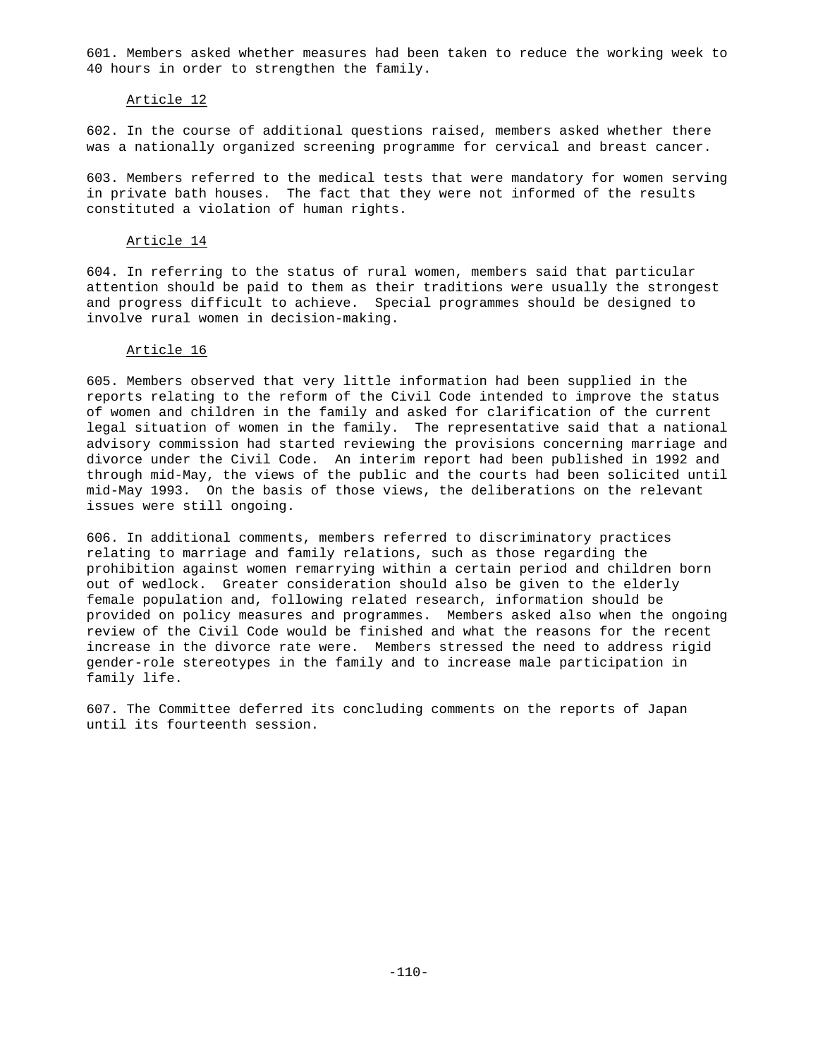601. Members asked whether measures had been taken to reduce the working week to 40 hours in order to strengthen the family.

<u>Article 12</u>

602. In the course of additional questions raised, members asked whether there was a nationally organized screening programme for cervical and breast cancer.

603. Members referred to the medical tests that were mandatory for women serving in private bath houses. The fact that they were not informed of the results constituted a violation of human rights.

<u>Article 14</u>

604. In referring to the status of rural women, members said that particular attention should be paid to them as their traditions were usually the strongest and progress difficult to achieve. Special programmes should be designed to involve rural women in decision-making.

<u>Article 16</u>

605. Members observed that very little information had been supplied in the reports relating to the reform of the Civil Code intended to improve the status of women and children in the family and asked for clarification of the current legal situation of women in the family. The representative said that a national advisory commission had started reviewing the provisions concerning marriage and divorce under the Civil Code. An interim report had been published in 1992 and through mid-May, the views of the public and the courts had been solicited until mid-May 1993. On the basis of those views, the deliberations on the relevant issues were still ongoing.

606. In additional comments, members referred to discriminatory practices relating to marriage and family relations, such as those regarding the prohibition against women remarrying within a certain period and children born out of wedlock. Greater consideration should also be given to the elderly female population and, following related research, information should be provided on policy measures and programmes. Members asked also when the ongoing review of the Civil Code would be finished and what the reasons for the recent increase in the divorce rate were. Members stressed the need to address rigid gender-role stereotypes in the family and to increase male participation in family life.

607. The Committee deferred its concluding comments on the reports of Japan until its fourteenth session.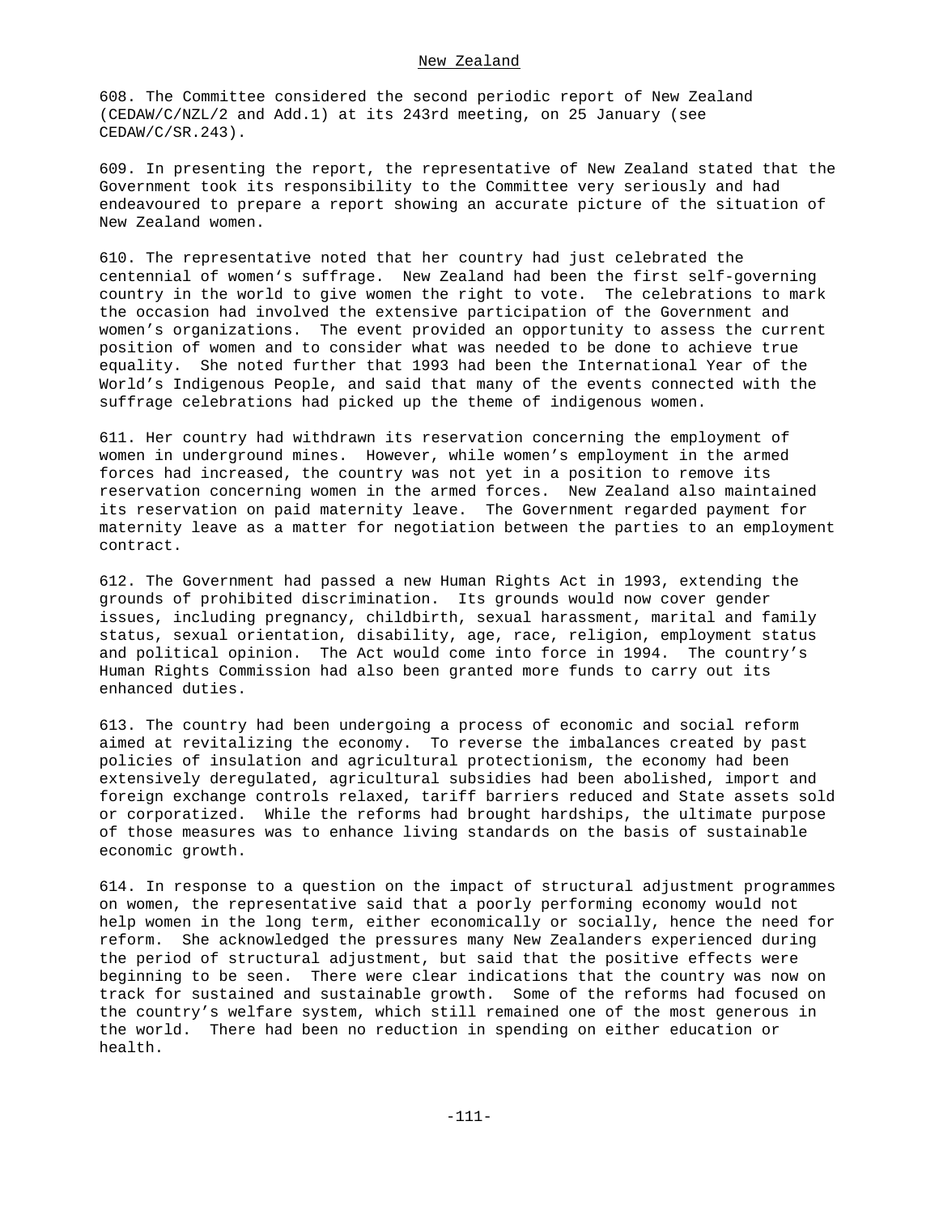## New Zealand

608. The Committee considered the second periodic report of New Zealand (CEDAW/C/NZL/2 and Add.1) at its 243rd meeting, on 25 January (see CEDAW/C/SR.243).

609. In presenting the report, the representative of New Zealand stated that the Government took its responsibility to the Committee very seriously and had endeavoured to prepare a report showing an accurate picture of the situation of New Zealand women.

610. The representative noted that her country had just celebrated the centennial of women's suffrage. New Zealand had been the first self-governing country in the world to give women the right to vote. The celebrations to mark the occasion had involved the extensive participation of the Government and women's organizations. The event provided an opportunity to assess the current position of women and to consider what was needed to be done to achieve true equality. She noted further that 1993 had been the International Year of the World's Indigenous People, and said that many of the events connected with the suffrage celebrations had picked up the theme of indigenous women.

611. Her country had withdrawn its reservation concerning the employment of women in underground mines. However, while women's employment in the armed forces had increased, the country was not yet in a position to remove its reservation concerning women in the armed forces. New Zealand also maintained its reservation on paid maternity leave. The Government regarded payment for maternity leave as a matter for negotiation between the parties to an employment contract.

612. The Government had passed a new Human Rights Act in 1993, extending the grounds of prohibited discrimination. Its grounds would now cover gender issues, including pregnancy, childbirth, sexual harassment, marital and family status, sexual orientation, disability, age, race, religion, employment status and political opinion. The Act would come into force in 1994. The country's Human Rights Commission had also been granted more funds to carry out its enhanced duties.

613. The country had been undergoing a process of economic and social reform aimed at revitalizing the economy. To reverse the imbalances created by past policies of insulation and agricultural protectionism, the economy had been extensively deregulated, agricultural subsidies had been abolished, import and foreign exchange controls relaxed, tariff barriers reduced and State assets sold or corporatized. While the reforms had brought hardships, the ultimate purpose of those measures was to enhance living standards on the basis of sustainable economic growth.

614. In response to a question on the impact of structural adjustment programmes on women, the representative said that a poorly performing economy would not help women in the long term, either economically or socially, hence the need for reform. She acknowledged the pressures many New Zealanders experienced during the period of structural adjustment, but said that the positive effects were beginning to be seen. There were clear indications that the country was now on track for sustained and sustainable growth. Some of the reforms had focused on the country's welfare system, which still remained one of the most generous in the world. There had been no reduction in spending on either education or health.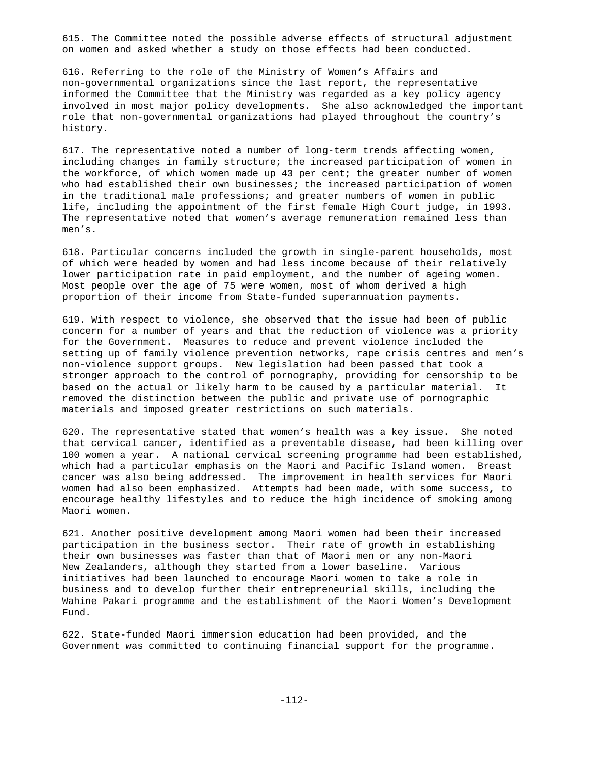615. The Committee noted the possible adverse effects of structural adjustment on women and asked whether a study on those effects had been conducted.

616. Referring to the role of the Ministry of Women's Affairs and non-governmental organizations since the last report, the representative informed the Committee that the Ministry was regarded as a key policy agency involved in most major policy developments. She also acknowledged the important role that non-governmental organizations had played throughout the country's history.

617. The representative noted a number of long-term trends affecting women, including changes in family structure; the increased participation of women in the workforce, of which women made up 43 per cent; the greater number of women who had established their own businesses; the increased participation of women in the traditional male professions; and greater numbers of women in public life, including the appointment of the first female High Court judge, in 1993. The representative noted that women's average remuneration remained less than men's.

618. Particular concerns included the growth in single-parent households, most of which were headed by women and had less income because of their relatively lower participation rate in paid employment, and the number of ageing women. Most people over the age of 75 were women, most of whom derived a high proportion of their income from State-funded superannuation payments.

619. With respect to violence, she observed that the issue had been of public concern for a number of years and that the reduction of violence was a priority for the Government. Measures to reduce and prevent violence included the setting up of family violence prevention networks, rape crisis centres and men's non-violence support groups. New legislation had been passed that took a stronger approach to the control of pornography, providing for censorship to be based on the actual or likely harm to be caused by a particular material. It removed the distinction between the public and private use of pornographic materials and imposed greater restrictions on such materials.

620. The representative stated that women's health was a key issue. She noted that cervical cancer, identified as a preventable disease, had been killing over 100 women a year. A national cervical screening programme had been established, which had a particular emphasis on the Maori and Pacific Island women. Breast cancer was also being addressed. The improvement in health services for Maori women had also been emphasized. Attempts had been made, with some success, to encourage healthy lifestyles and to reduce the high incidence of smoking among Maori women.

621. Another positive development among Maori women had been their increased participation in the business sector. Their rate of growth in establishing their own businesses was faster than that of Maori men or any non-Maori New Zealanders, although they started from a lower baseline. Various initiatives had been launched to encourage Maori women to take a role in business and to develop further their entrepreneurial skills, including the Wahine Pakari programme and the establishment of the Maori Women's Development Fund.

622. State-funded Maori immersion education had been provided, and the Government was committed to continuing financial support for the programme.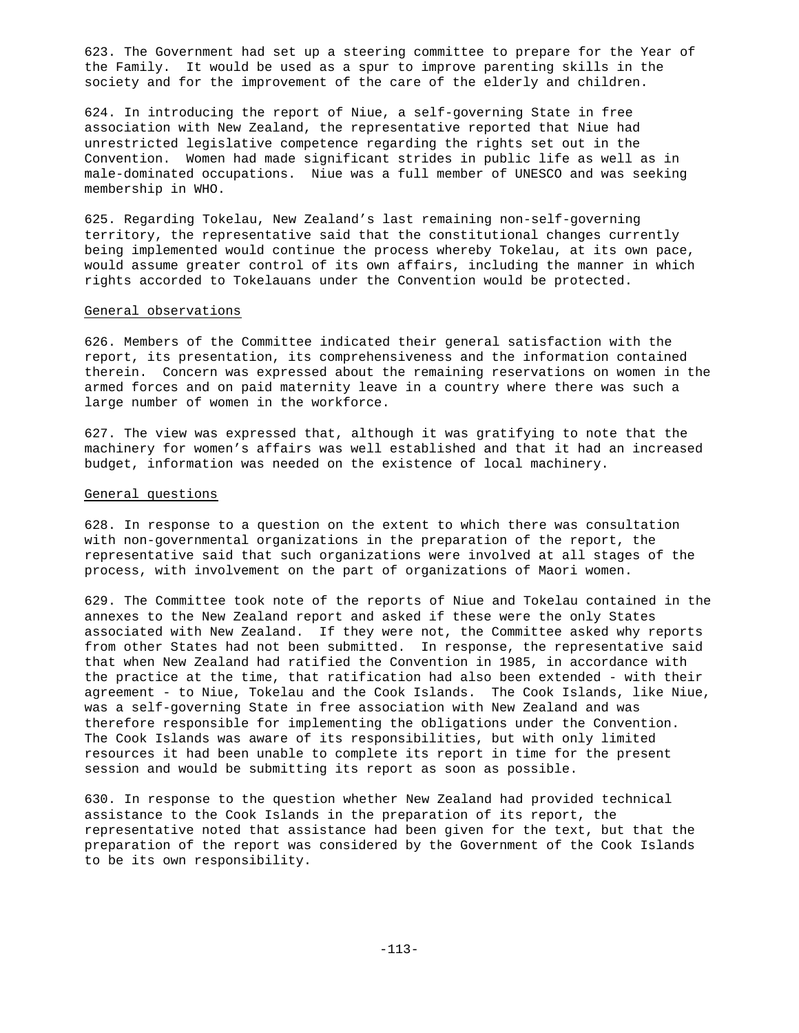623. The Government had set up a steering committee to prepare for the Year of the Family. It would be used as a spur to improve parenting skills in the society and for the improvement of the care of the elderly and children.

624. In introducing the report of Niue, a self-governing State in free association with New Zealand, the representative reported that Niue had unrestricted legislative competence regarding the rights set out in the Convention. Women had made significant strides in public life as well as in male-dominated occupations. Niue was a full member of UNESCO and was seeking membership in WHO.

625. Regarding Tokelau, New Zealand's last remaining non-self-governing territory, the representative said that the constitutional changes currently being implemented would continue the process whereby Tokelau, at its own pace, would assume greater control of its own affairs, including the manner in which rights accorded to Tokelauans under the Convention would be protected.

General observations

626. Members of the Committee indicated their general satisfaction with the report, its presentation, its comprehensiveness and the information contained therein. Concern was expressed about the remaining reservations on women in the armed forces and on paid maternity leave in a country where there was such a large number of women in the workforce.

627. The view was expressed that, although it was gratifying to note that the machinery for women's affairs was well established and that it had an increased budget, information was needed on the existence of local machinery.

General questions

628. In response to a question on the extent to which there was consultation with non-governmental organizations in the preparation of the report, the representative said that such organizations were involved at all stages of the process, with involvement on the part of organizations of Maori women.

629. The Committee took note of the reports of Niue and Tokelau contained in the annexes to the New Zealand report and asked if these were the only States associated with New Zealand. If they were not, the Committee asked why reports from other States had not been submitted. In response, the representative said that when New Zealand had ratified the Convention in 1985, in accordance with the practice at the time, that ratification had also been extended - with their agreement - to Niue, Tokelau and the Cook Islands. The Cook Islands, like Niue, was a self-governing State in free association with New Zealand and was therefore responsible for implementing the obligations under the Convention. The Cook Islands was aware of its responsibilities, but with only limited resources it had been unable to complete its report in time for the present session and would be submitting its report as soon as possible.

630. In response to the question whether New Zealand had provided technical assistance to the Cook Islands in the preparation of its report, the representative noted that assistance had been given for the text, but that the preparation of the report was considered by the Government of the Cook Islands to be its own responsibility.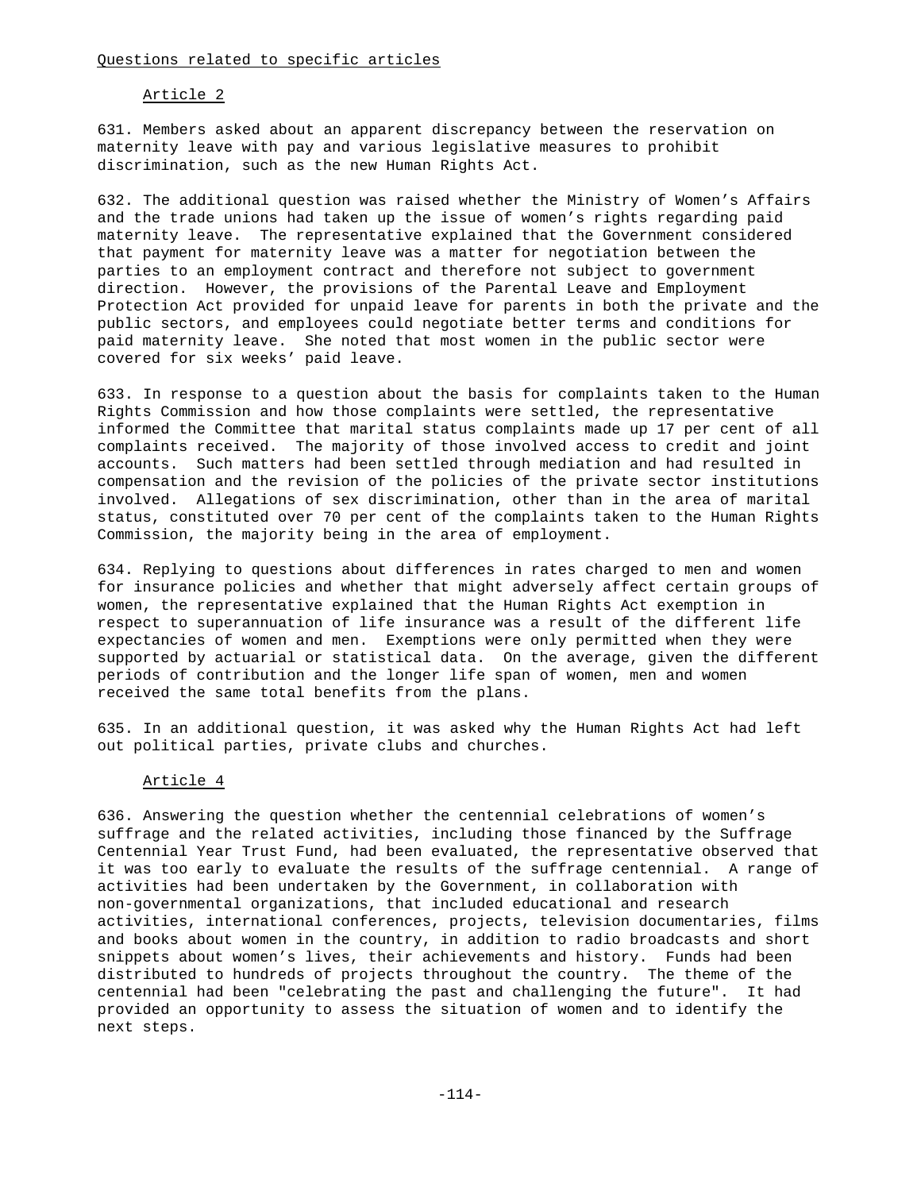Questions related to specific articles

Article 2

631. Members asked about an apparent discrepancy between the reservation on maternity leave with pay and various legislative measures to prohibit discrimination, such as the new Human Rights Act.

632. The additional question was raised whether the Ministry of Women's Affairs and the trade unions had taken up the issue of women's rights regarding paid maternity leave. The representative explained that the Government considered that payment for maternity leave was a matter for negotiation between the parties to an employment contract and therefore not subject to government direction. However, the provisions of the Parental Leave and Employment Protection Act provided for unpaid leave for parents in both the private and the public sectors, and employees could negotiate better terms and conditions for paid maternity leave. She noted that most women in the public sector were covered for six weeks' paid leave.

633. In response to a question about the basis for complaints taken to the Human Rights Commission and how those complaints were settled, the representative informed the Committee that marital status complaints made up 17 per cent of all complaints received. The majority of those involved access to credit and joint accounts. Such matters had been settled through mediation and had resulted in compensation and the revision of the policies of the private sector institutions involved. Allegations of sex discrimination, other than in the area of marital status, constituted over 70 per cent of the complaints taken to the Human Rights Commission, the majority being in the area of employment.

634. Replying to questions about differences in rates charged to men and women for insurance policies and whether that might adversely affect certain groups of women, the representative explained that the Human Rights Act exemption in respect to superannuation of life insurance was a result of the different life expectancies of women and men. Exemptions were only permitted when they were supported by actuarial or statistical data. On the average, given the different periods of contribution and the longer life span of women, men and women received the same total benefits from the plans.

635. In an additional question, it was asked why the Human Rights Act had left out political parties, private clubs and churches.

Article 4

636. Answering the question whether the centennial celebrations of women's suffrage and the related activities, including those financed by the Suffrage Centennial Year Trust Fund, had been evaluated, the representative observed that it was too early to evaluate the results of the suffrage centennial. A range of activities had been undertaken by the Government, in collaboration with non-governmental organizations, that included educational and research activities, international conferences, projects, television documentaries, films and books about women in the country, in addition to radio broadcasts and short snippets about women's lives, their achievements and history. Funds had been distributed to hundreds of projects throughout the country. The theme of the centennial had been "celebrating the past and challenging the future". It had provided an opportunity to assess the situation of women and to identify the next steps.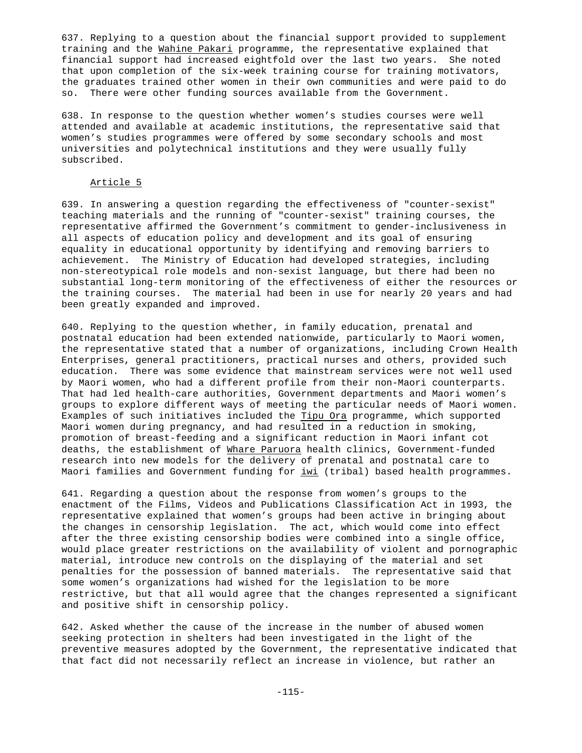637. Replying to a question about the financial support provided to supplement training and the Wahine Pakari programme, the representative explained that financial support had increased eightfold over the last two years. She noted that upon completion of the six-week training course for training motivators, the graduates trained other women in their own communities and were paid to do so. There were other funding sources available from the Government.

638. In response to the question whether women's studies courses were well attended and available at academic institutions, the representative said that women's studies programmes were offered by some secondary schools and most universities and polytechnical institutions and they were usually fully subscribed.

Article 5

639. In answering a question regarding the effectiveness of "counter-sexist" teaching materials and the running of "counter-sexist" training courses, the representative affirmed the Government's commitment to gender-inclusiveness in all aspects of education policy and development and its goal of ensuring equality in educational opportunity by identifying and removing barriers to achievement. The Ministry of Education had developed strategies, including non-stereotypical role models and non-sexist language, but there had been no substantial long-term monitoring of the effectiveness of either the resources or the training courses. The material had been in use for nearly 20 years and had been greatly expanded and improved.

640. Replying to the question whether, in family education, prenatal and postnatal education had been extended nationwide, particularly to Maori women, the representative stated that a number of organizations, including Crown Health Enterprises, general practitioners, practical nurses and others, provided such education. There was some evidence that mainstream services were not well used by Maori women, who had a different profile from their non-Maori counterparts. That had led health-care authorities, Government departments and Maori women's groups to explore different ways of meeting the particular needs of Maori women. Examples of such initiatives included the Tipu Ora programme, which supported Maori women during pregnancy, and had resulted in a reduction in smoking, promotion of breast-feeding and a significant reduction in Maori infant cot deaths, the establishment of Whare Paruora health clinics, Government-funded research into new models for the delivery of prenatal and postnatal care to Maori families and Government funding for iwi (tribal) based health programmes.

641. Regarding a question about the response from women's groups to the enactment of the Films, Videos and Publications Classification Act in 1993, the representative explained that women's groups had been active in bringing about the changes in censorship legislation. The act, which would come into effect after the three existing censorship bodies were combined into a single office, would place greater restrictions on the availability of violent and pornographic material, introduce new controls on the displaying of the material and set penalties for the possession of banned materials. The representative said that some women's organizations had wished for the legislation to be more restrictive, but that all would agree that the changes represented a significant and positive shift in censorship policy.

642. Asked whether the cause of the increase in the number of abused women seeking protection in shelters had been investigated in the light of the preventive measures adopted by the Government, the representative indicated that that fact did not necessarily reflect an increase in violence, but rather an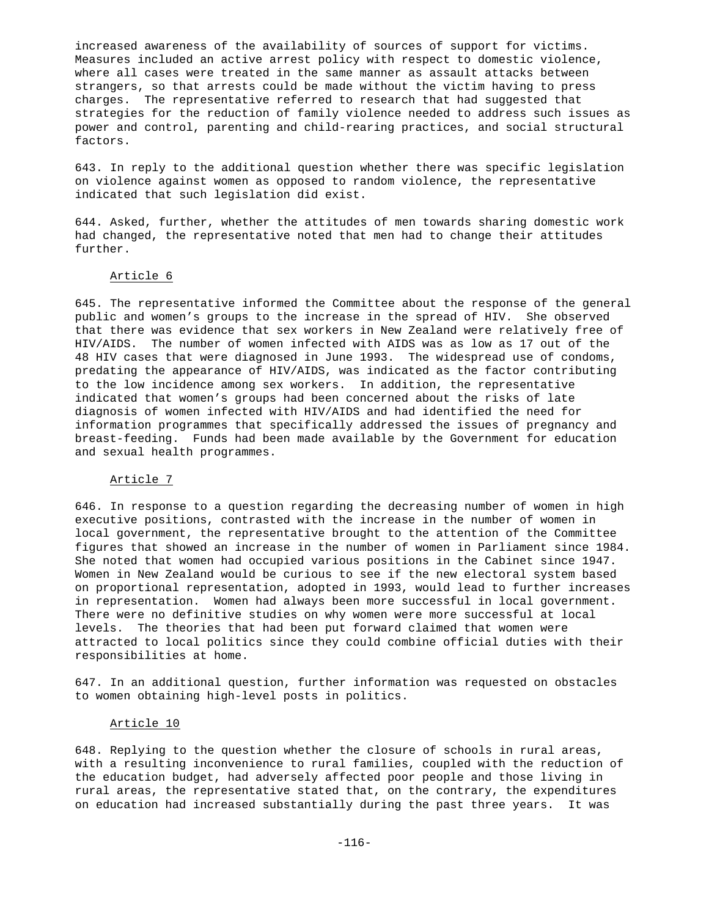increased awareness of the availability of sources of support for victims. Measures included an active arrest policy with respect to domestic violence, where all cases were treated in the same manner as assault attacks between strangers, so that arrests could be made without the victim having to press charges. The representative referred to research that had suggested that strategies for the reduction of family violence needed to address such issues as power and control, parenting and child-rearing practices, and social structural factors.

643. In reply to the additional question whether there was specific legislation on violence against women as opposed to random violence, the representative indicated that such legislation did exist.

644. Asked, further, whether the attitudes of men towards sharing domestic work had changed, the representative noted that men had to change their attitudes further.

### Article 6

645. The representative informed the Committee about the response of the general public and women's groups to the increase in the spread of HIV. She observed that there was evidence that sex workers in New Zealand were relatively free of HIV/AIDS. The number of women infected with AIDS was as low as 17 out of the 48 HIV cases that were diagnosed in June 1993. The widespread use of condoms, predating the appearance of HIV/AIDS, was indicated as the factor contributing to the low incidence among sex workers. In addition, the representative indicated that women's groups had been concerned about the risks of late diagnosis of women infected with HIV/AIDS and had identified the need for information programmes that specifically addressed the issues of pregnancy and breast-feeding. Funds had been made available by the Government for education and sexual health programmes.

### Article 7

646. In response to a question regarding the decreasing number of women in high executive positions, contrasted with the increase in the number of women in local government, the representative brought to the attention of the Committee figures that showed an increase in the number of women in Parliament since 1984. She noted that women had occupied various positions in the Cabinet since 1947. Women in New Zealand would be curious to see if the new electoral system based on proportional representation, adopted in 1993, would lead to further increases in representation. Women had always been more successful in local government. There were no definitive studies on why women were more successful at local levels. The theories that had been put forward claimed that women were attracted to local politics since they could combine official duties with their responsibilities at home.

647. In an additional question, further information was requested on obstacles to women obtaining high-level posts in politics.

### Article 10

648. Replying to the question whether the closure of schools in rural areas, with a resulting inconvenience to rural families, coupled with the reduction of the education budget, had adversely affected poor people and those living in rural areas, the representative stated that, on the contrary, the expenditures on education had increased substantially during the past three years. It was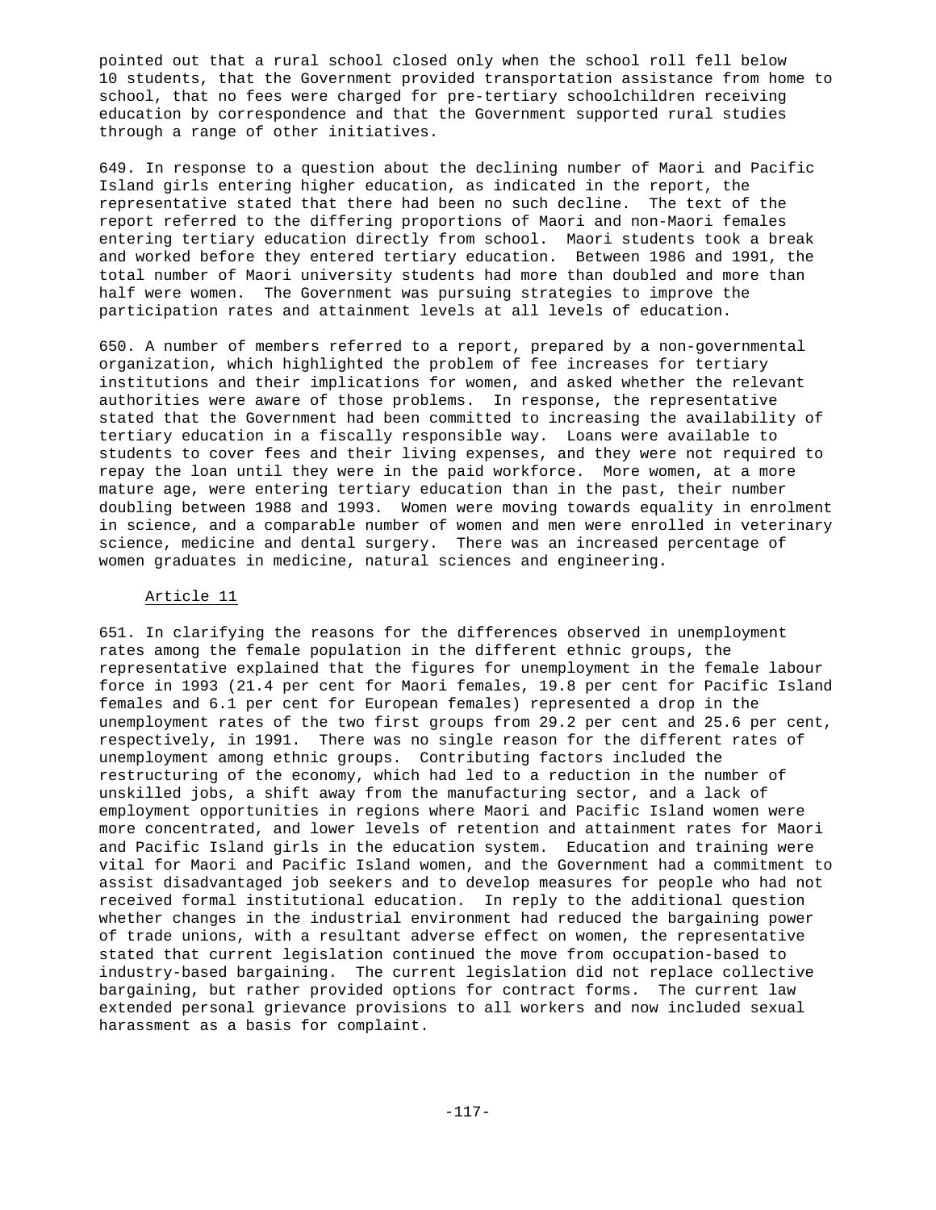pointed out that a rural school closed only when the school roll fell below 10 students, that the Government provided transportation assistance from home to school, that no fees were charged for pre-tertiary schoolchildren receiving education by correspondence and that the Government supported rural studies through a range of other initiatives.

649. In response to a question about the declining number of Maori and Pacific Island girls entering higher education, as indicated in the report, the representative stated that there had been no such decline. The text of the report referred to the differing proportions of Maori and non-Maori females entering tertiary education directly from school. Maori students took a break and worked before they entered tertiary education. Between 1986 and 1991, the total number of Maori university students had more than doubled and more than half were women. The Government was pursuing strategies to improve the participation rates and attainment levels at all levels of education.

650. A number of members referred to a report, prepared by a non-governmental organization, which highlighted the problem of fee increases for tertiary institutions and their implications for women, and asked whether the relevant authorities were aware of those problems. In response, the representative stated that the Government had been committed to increasing the availability of tertiary education in a fiscally responsible way. Loans were available to students to cover fees and their living expenses, and they were not required to repay the loan until they were in the paid workforce. More women, at a more mature age, were entering tertiary education than in the past, their number doubling between 1988 and 1993. Women were moving towards equality in enrolment in science, and a comparable number of women and men were enrolled in veterinary science, medicine and dental surgery. There was an increased percentage of women graduates in medicine, natural sciences and engineering.

Article 11

651. In clarifying the reasons for the differences observed in unemployment rates among the female population in the different ethnic groups, the representative explained that the figures for unemployment in the female labour force in 1993 (21.4 per cent for Maori females, 19.8 per cent for Pacific Island females and 6.1 per cent for European females) represented a drop in the unemployment rates of the two first groups from 29.2 per cent and 25.6 per cent, respectively, in 1991. There was no single reason for the different rates of unemployment among ethnic groups. Contributing factors included the restructuring of the economy, which had led to a reduction in the number of unskilled jobs, a shift away from the manufacturing sector, and a lack of employment opportunities in regions where Maori and Pacific Island women were more concentrated, and lower levels of retention and attainment rates for Maori and Pacific Island girls in the education system. Education and training were vital for Maori and Pacific Island women, and the Government had a commitment to assist disadvantaged job seekers and to develop measures for people who had not received formal institutional education. In reply to the additional question whether changes in the industrial environment had reduced the bargaining power of trade unions, with a resultant adverse effect on women, the representative stated that current legislation continued the move from occupation-based to industry-based bargaining. The current legislation did not replace collective bargaining, but rather provided options for contract forms. The current law extended personal grievance provisions to all workers and now included sexual harassment as a basis for complaint.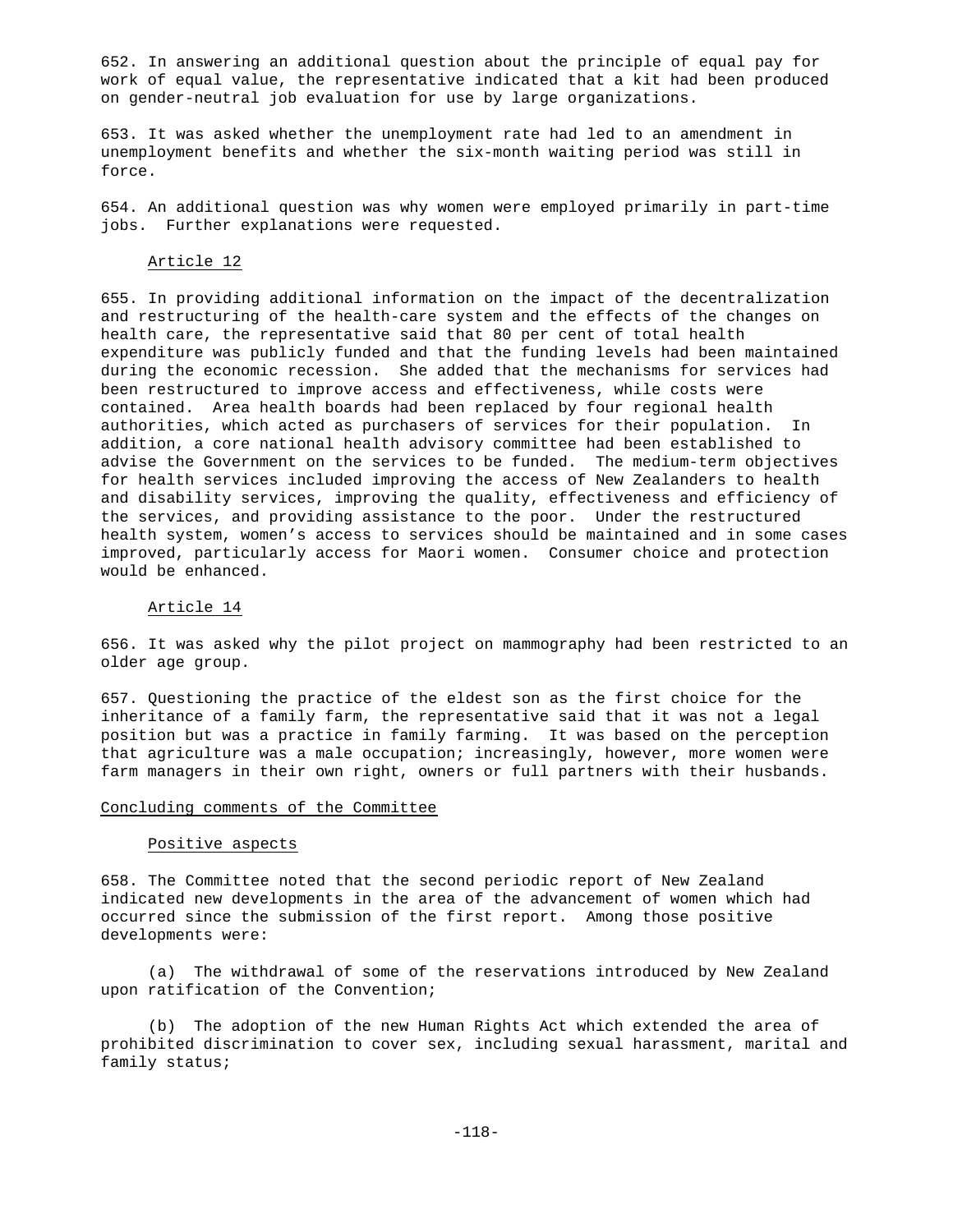652. In answering an additional question about the principle of equal pay for work of equal value, the representative indicated that a kit had been produced on gender-neutral job evaluation for use by large organizations.

653. It was asked whether the unemployment rate had led to an amendment in unemployment benefits and whether the six-month waiting period was still in force.

654. An additional question was why women were employed primarily in part-time jobs. Further explanations were requested.

### Article 12

655. In providing additional information on the impact of the decentralization and restructuring of the health-care system and the effects of the changes on health care, the representative said that 80 per cent of total health expenditure was publicly funded and that the funding levels had been maintained during the economic recession. She added that the mechanisms for services had been restructured to improve access and effectiveness, while costs were contained. Area health boards had been replaced by four regional health authorities, which acted as purchasers of services for their population. In addition, a core national health advisory committee had been established to advise the Government on the services to be funded. The medium-term objectives for health services included improving the access of New Zealanders to health and disability services, improving the quality, effectiveness and efficiency of the services, and providing assistance to the poor. Under the restructured health system, women's access to services should be maintained and in some cases improved, particularly access for Maori women. Consumer choice and protection would be enhanced.

### Article 14

656. It was asked why the pilot project on mammography had been restricted to an older age group.

657. Questioning the practice of the eldest son as the first choice for the inheritance of a family farm, the representative said that it was not a legal position but was a practice in family farming. It was based on the perception that agriculture was a male occupation; increasingly, however, more women were farm managers in their own right, owners or full partners with their husbands.

## Concluding comments of the Committee

### Positive aspects

658. The Committee noted that the second periodic report of New Zealand indicated new developments in the area of the advancement of women which had occurred since the submission of the first report. Among those positive developments were:

(a) The withdrawal of some of the reservations introduced by New Zealand upon ratification of the Convention;

(b) The adoption of the new Human Rights Act which extended the area of prohibited discrimination to cover sex, including sexual harassment, marital and family status;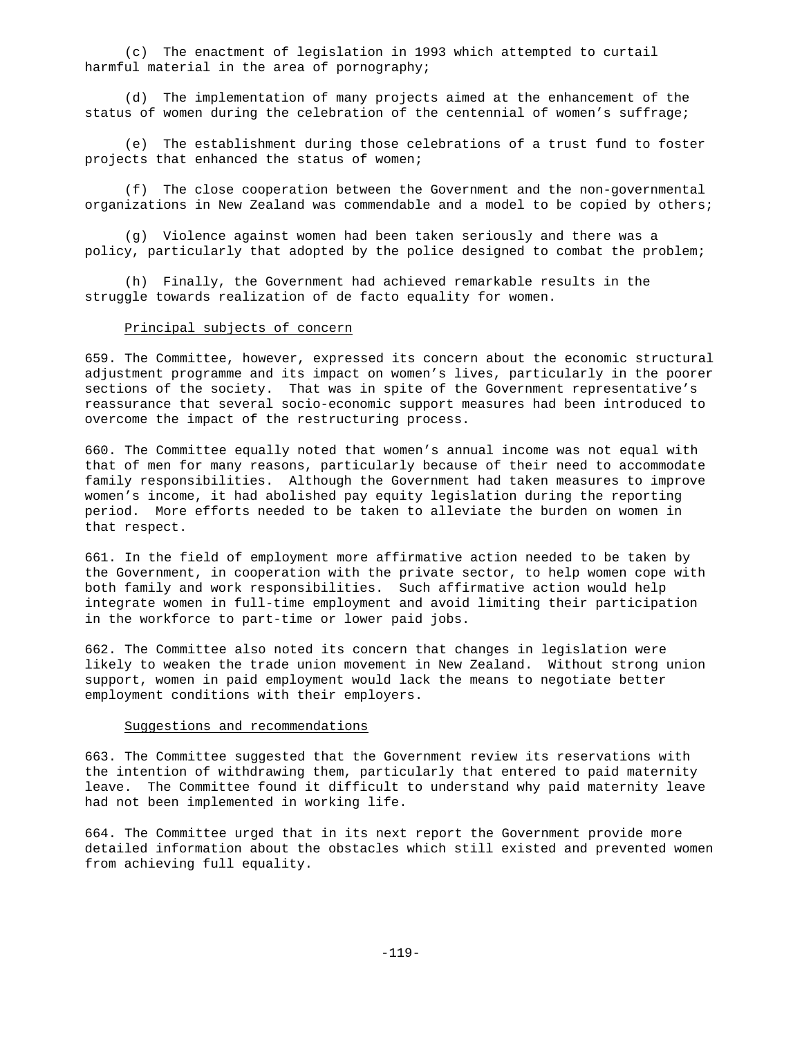(c) The enactment of legislation in 1993 which attempted to curtail harmful material in the area of pornography;

(d) The implementation of many projects aimed at the enhancement of the status of women during the celebration of the centennial of women's suffrage;

(e) The establishment during those celebrations of a trust fund to foster projects that enhanced the status of women;

(f) The close cooperation between the Government and the non-governmental organizations in New Zealand was commendable and a model to be copied by others;

(g) Violence against women had been taken seriously and there was a policy, particularly that adopted by the police designed to combat the problem;

(h) Finally, the Government had achieved remarkable results in the struggle towards realization of de facto equality for women.

### Principal subjects of concern

659. The Committee, however, expressed its concern about the economic structural adjustment programme and its impact on women's lives, particularly in the poorer sections of the society. That was in spite of the Government representative's reassurance that several socio-economic support measures had been introduced to overcome the impact of the restructuring process.

660. The Committee equally noted that women's annual income was not equal with that of men for many reasons, particularly because of their need to accommodate family responsibilities. Although the Government had taken measures to improve women's income, it had abolished pay equity legislation during the reporting period. More efforts needed to be taken to alleviate the burden on women in that respect.

661. In the field of employment more affirmative action needed to be taken by the Government, in cooperation with the private sector, to help women cope with both family and work responsibilities. Such affirmative action would help integrate women in full-time employment and avoid limiting their participation in the workforce to part-time or lower paid jobs.

662. The Committee also noted its concern that changes in legislation were likely to weaken the trade union movement in New Zealand. Without strong union support, women in paid employment would lack the means to negotiate better employment conditions with their employers.

### Suggestions and recommendations

663. The Committee suggested that the Government review its reservations with the intention of withdrawing them, particularly that entered to paid maternity leave. The Committee found it difficult to understand why paid maternity leave had not been implemented in working life.

664. The Committee urged that in its next report the Government provide more detailed information about the obstacles which still existed and prevented women from achieving full equality.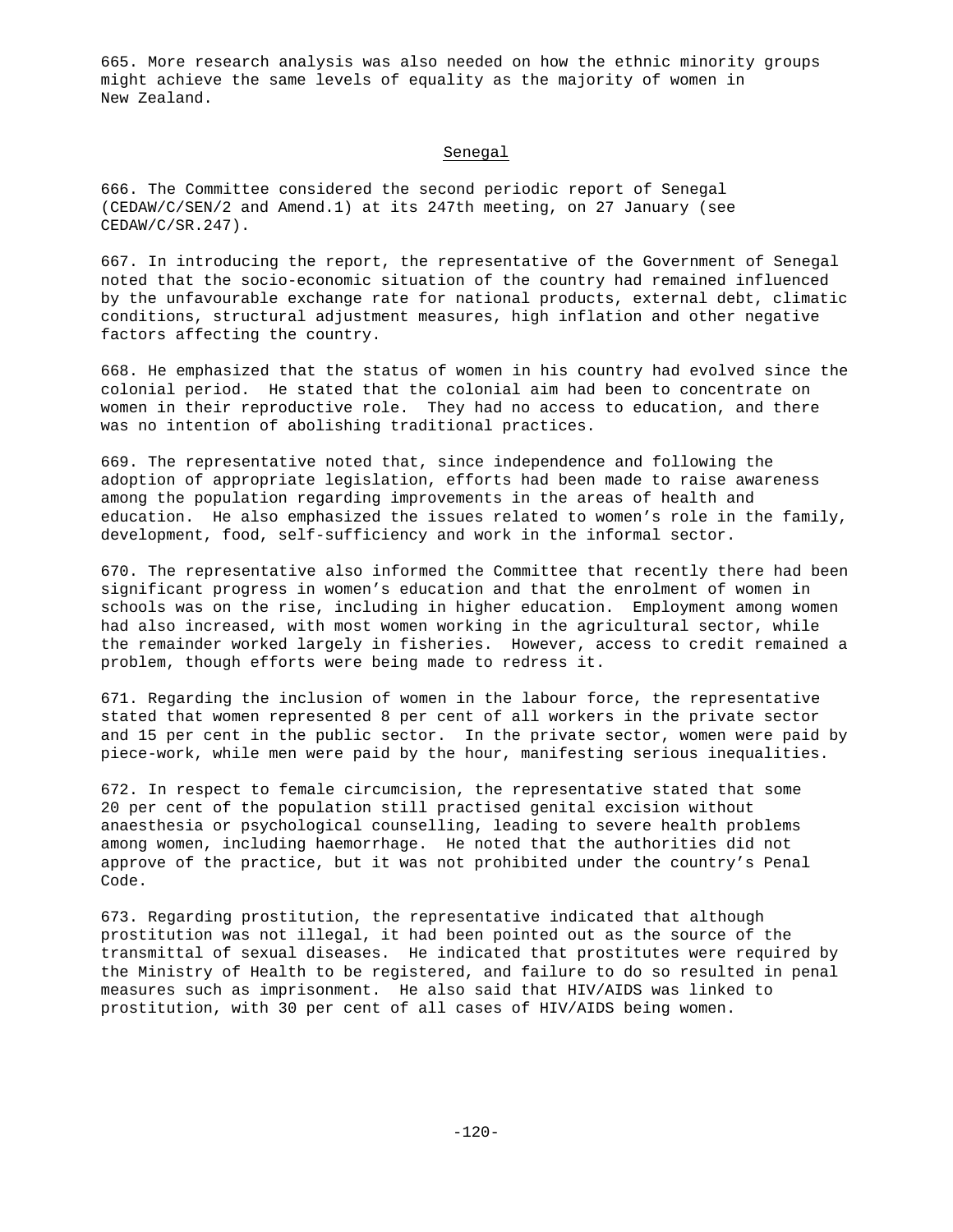665. More research analysis was also needed on how the ethnic minority groups might achieve the same levels of equality as the majority of women in New Zealand.

## Senegal

666. The Committee considered the second periodic report of Senegal (CEDAW/C/SEN/2 and Amend.1) at its 247th meeting, on 27 January (see CEDAW/C/SR.247).

667. In introducing the report, the representative of the Government of Senegal noted that the socio-economic situation of the country had remained influenced by the unfavourable exchange rate for national products, external debt, climatic conditions, structural adjustment measures, high inflation and other negative factors affecting the country.

668. He emphasized that the status of women in his country had evolved since the colonial period. He stated that the colonial aim had been to concentrate on women in their reproductive role. They had no access to education, and there was no intention of abolishing traditional practices.

669. The representative noted that, since independence and following the adoption of appropriate legislation, efforts had been made to raise awareness among the population regarding improvements in the areas of health and education. He also emphasized the issues related to women's role in the family, development, food, self-sufficiency and work in the informal sector.

670. The representative also informed the Committee that recently there had been significant progress in women's education and that the enrolment of women in schools was on the rise, including in higher education. Employment among women had also increased, with most women working in the agricultural sector, while the remainder worked largely in fisheries. However, access to credit remained a problem, though efforts were being made to redress it.

671. Regarding the inclusion of women in the labour force, the representative stated that women represented 8 per cent of all workers in the private sector and 15 per cent in the public sector. In the private sector, women were paid by piece-work, while men were paid by the hour, manifesting serious inequalities.

672. In respect to female circumcision, the representative stated that some 20 per cent of the population still practised genital excision without anaesthesia or psychological counselling, leading to severe health problems among women, including haemorrhage. He noted that the authorities did not approve of the practice, but it was not prohibited under the country's Penal Code.

673. Regarding prostitution, the representative indicated that although prostitution was not illegal, it had been pointed out as the source of the transmittal of sexual diseases. He indicated that prostitutes were required by the Ministry of Health to be registered, and failure to do so resulted in penal measures such as imprisonment. He also said that HIV/AIDS was linked to prostitution, with 30 per cent of all cases of HIV/AIDS being women.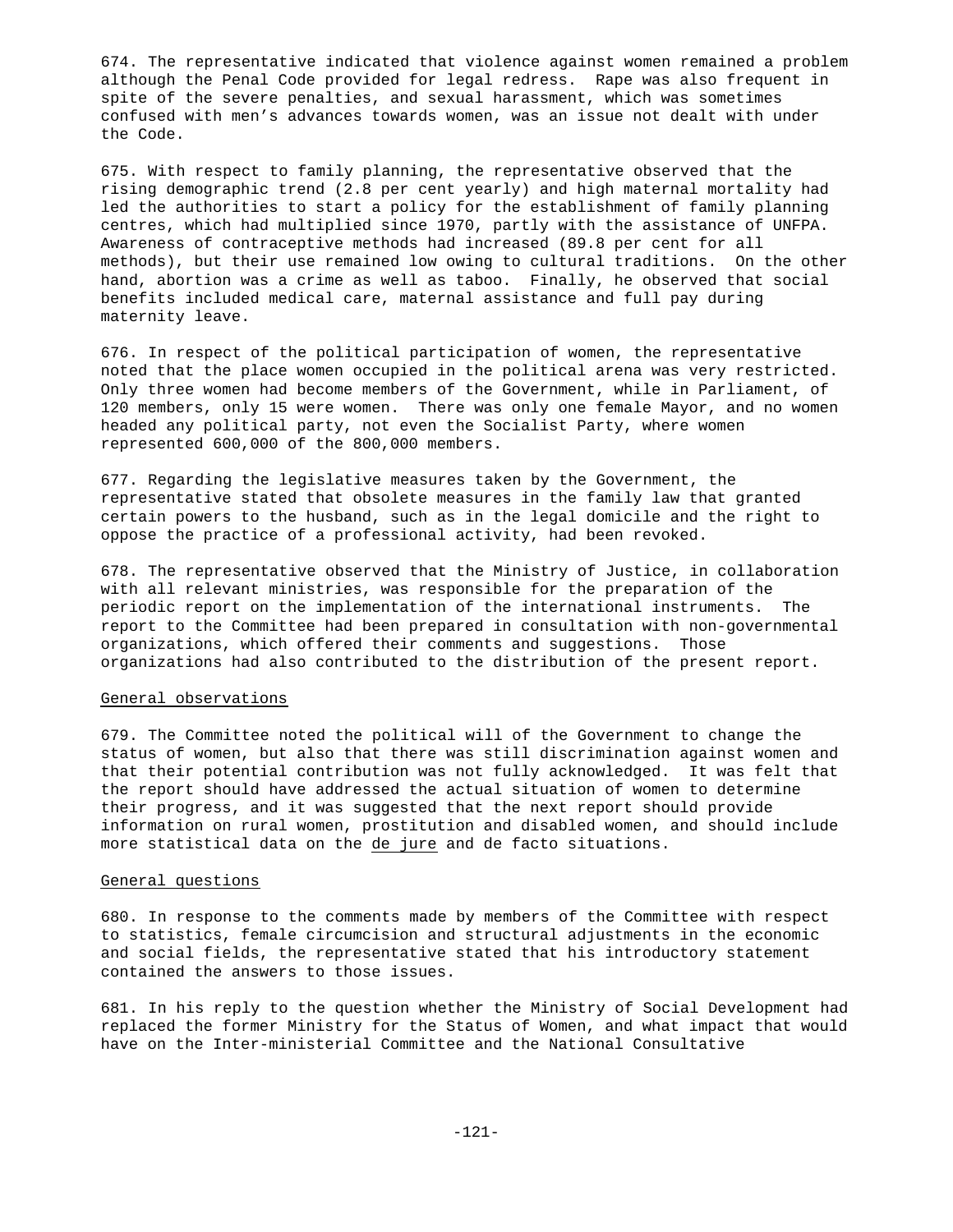674. The representative indicated that violence against women remained a problem although the Penal Code provided for legal redress. Rape was also frequent in spite of the severe penalties, and sexual harassment, which was sometimes confused with men's advances towards women, was an issue not dealt with under the Code.

675. With respect to family planning, the representative observed that the rising demographic trend (2.8 per cent yearly) and high maternal mortality had led the authorities to start a policy for the establishment of family planning centres, which had multiplied since 1970, partly with the assistance of UNFPA. Awareness of contraceptive methods had increased (89.8 per cent for all methods), but their use remained low owing to cultural traditions. On the other hand, abortion was a crime as well as taboo. Finally, he observed that social benefits included medical care, maternal assistance and full pay during maternity leave.

676. In respect of the political participation of women, the representative noted that the place women occupied in the political arena was very restricted. Only three women had become members of the Government, while in Parliament, of 120 members, only 15 were women. There was only one female Mayor, and no women headed any political party, not even the Socialist Party, where women represented 600,000 of the 800,000 members.

677. Regarding the legislative measures taken by the Government, the representative stated that obsolete measures in the family law that granted certain powers to the husband, such as in the legal domicile and the right to oppose the practice of a professional activity, had been revoked.

678. The representative observed that the Ministry of Justice, in collaboration with all relevant ministries, was responsible for the preparation of the periodic report on the implementation of the international instruments. The report to the Committee had been prepared in consultation with non-governmental organizations, which offered their comments and suggestions. Those organizations had also contributed to the distribution of the present report.

General observations

679. The Committee noted the political will of the Government to change the status of women, but also that there was still discrimination against women and that their potential contribution was not fully acknowledged. It was felt that the report should have addressed the actual situation of women to determine their progress, and it was suggested that the next report should provide information on rural women, prostitution and disabled women, and should include more statistical data on the *de jure* and de facto situations.

General questions

680. In response to the comments made by members of the Committee with respect to statistics, female circumcision and structural adjustments in the economic and social fields, the representative stated that his introductory statement contained the answers to those issues.

681. In his reply to the question whether the Ministry of Social Development had replaced the former Ministry for the Status of Women, and what impact that would have on the Inter-ministerial Committee and the National Consultative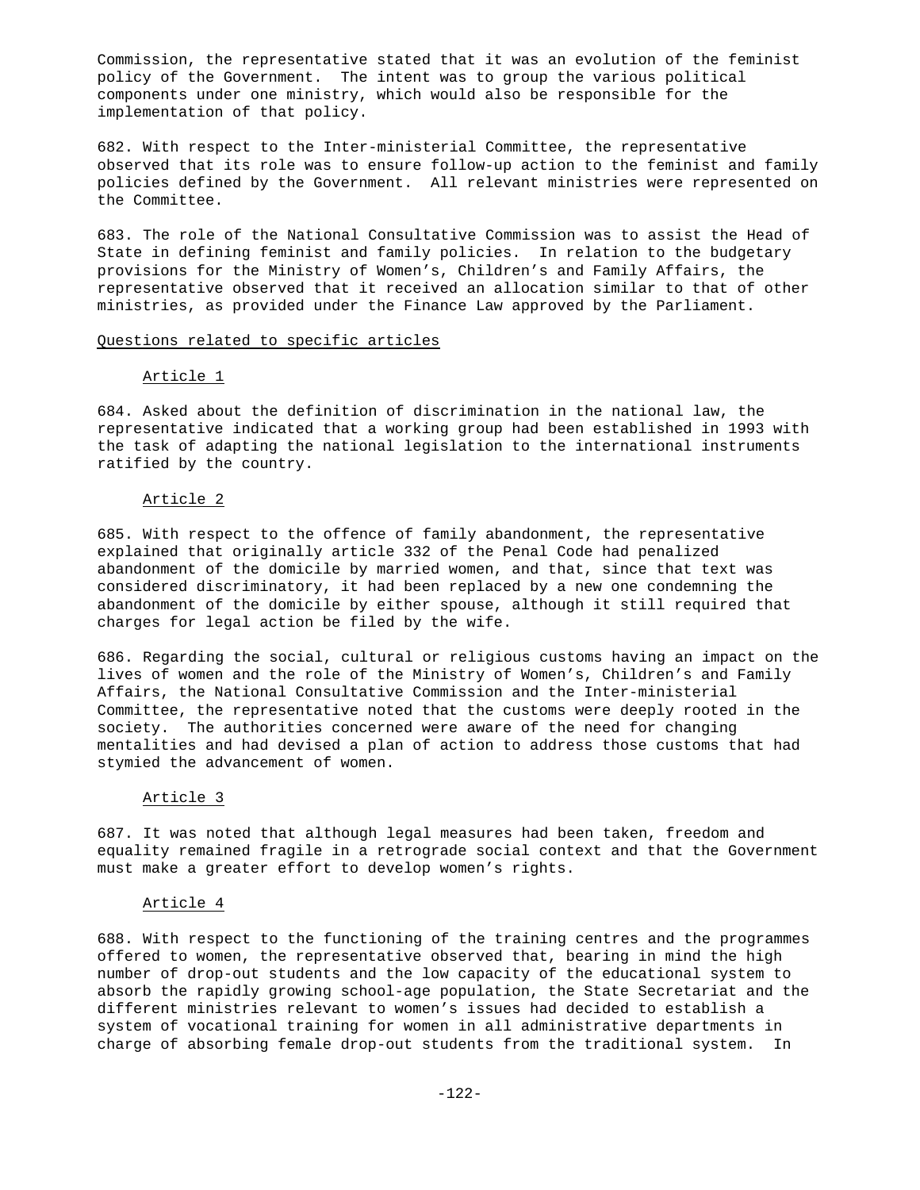Commission, the representative stated that it was an evolution of the feminist policy of the Government. The intent was to group the various political components under one ministry, which would also be responsible for the implementation of that policy.

682. With respect to the Inter-ministerial Committee, the representative observed that its role was to ensure follow-up action to the feminist and family policies defined by the Government. All relevant ministries were represented on the Committee.

683. The role of the National Consultative Commission was to assist the Head of State in defining feminist and family policies. In relation to the budgetary provisions for the Ministry of Women's, Children's and Family Affairs, the representative observed that it received an allocation similar to that of other ministries, as provided under the Finance Law approved by the Parliament.

## Questions related to specific articles

### Article 1

684. Asked about the definition of discrimination in the national law, the representative indicated that a working group had been established in 1993 with the task of adapting the national legislation to the international instruments ratified by the country.

### Article 2

685. With respect to the offence of family abandonment, the representative explained that originally article 332 of the Penal Code had penalized abandonment of the domicile by married women, and that, since that text was considered discriminatory, it had been replaced by a new one condemning the abandonment of the domicile by either spouse, although it still required that charges for legal action be filed by the wife.

686. Regarding the social, cultural or religious customs having an impact on the lives of women and the role of the Ministry of Women's, Children's and Family Affairs, the National Consultative Commission and the Inter-ministerial Committee, the representative noted that the customs were deeply rooted in the society. The authorities concerned were aware of the need for changing mentalities and had devised a plan of action to address those customs that had stymied the advancement of women.

### Article 3

687. It was noted that although legal measures had been taken, freedom and equality remained fragile in a retrograde social context and that the Government must make a greater effort to develop women's rights.

### Article 4

688. With respect to the functioning of the training centres and the programmes offered to women, the representative observed that, bearing in mind the high number of drop-out students and the low capacity of the educational system to absorb the rapidly growing school-age population, the State Secretariat and the different ministries relevant to women's issues had decided to establish a system of vocational training for women in all administrative departments in charge of absorbing female drop-out students from the traditional system. In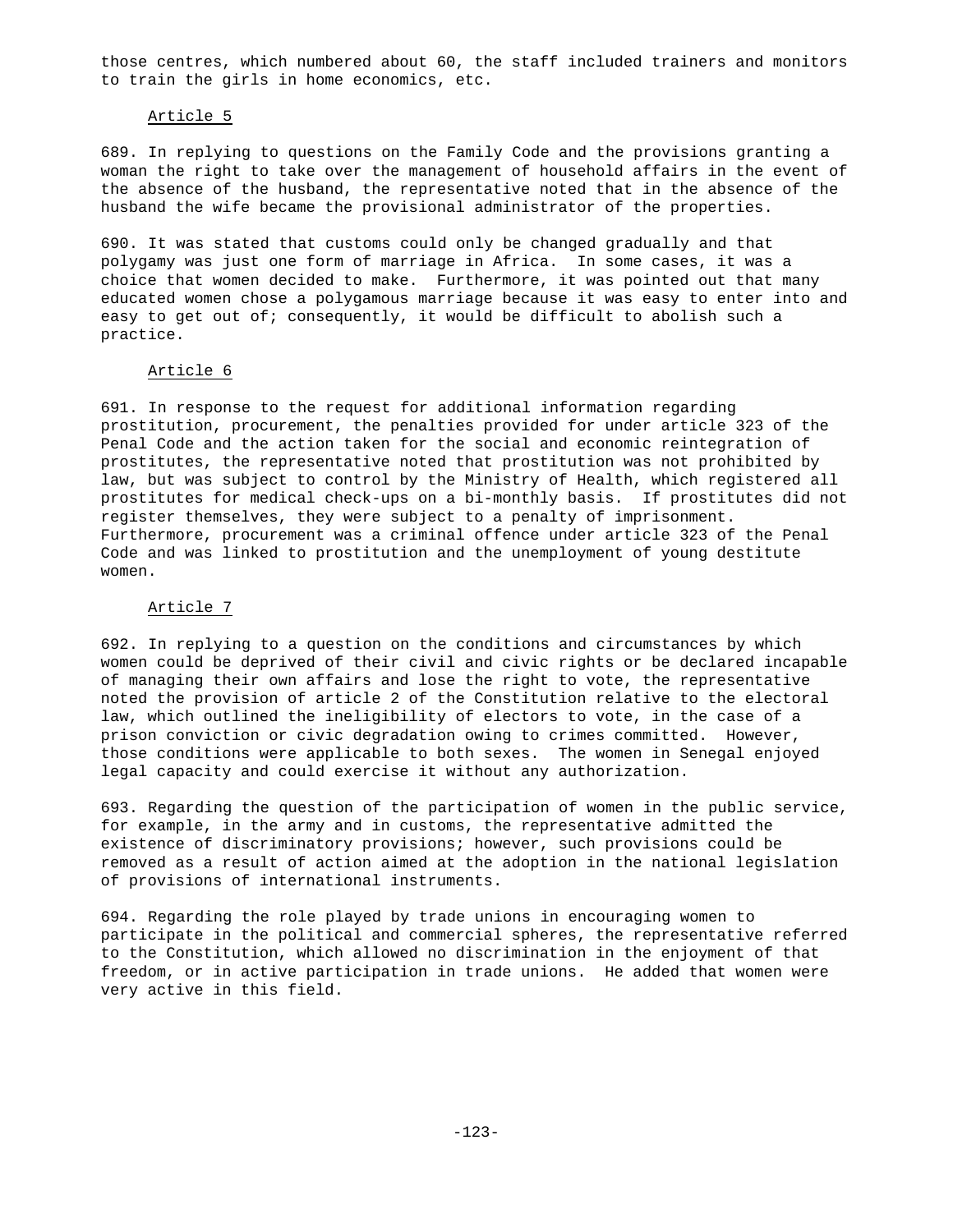those centres, which numbered about 60, the staff included trainers and monitors to train the girls in home economics, etc.

Article 5

689. In replying to questions on the Family Code and the provisions granting a woman the right to take over the management of household affairs in the event of the absence of the husband, the representative noted that in the absence of the husband the wife became the provisional administrator of the properties.

690. It was stated that customs could only be changed gradually and that polygamy was just one form of marriage in Africa. In some cases, it was a choice that women decided to make. Furthermore, it was pointed out that many educated women chose a polygamous marriage because it was easy to enter into and easy to get out of; consequently, it would be difficult to abolish such a practice.

Article 6

691. In response to the request for additional information regarding prostitution, procurement, the penalties provided for under article 323 of the Penal Code and the action taken for the social and economic reintegration of prostitutes, the representative noted that prostitution was not prohibited by law, but was subject to control by the Ministry of Health, which registered all prostitutes for medical check-ups on a bi-monthly basis. If prostitutes did not register themselves, they were subject to a penalty of imprisonment. Furthermore, procurement was a criminal offence under article 323 of the Penal Code and was linked to prostitution and the unemployment of young destitute women.

Article 7

692. In replying to a question on the conditions and circumstances by which women could be deprived of their civil and civic rights or be declared incapable of managing their own affairs and lose the right to vote, the representative noted the provision of article 2 of the Constitution relative to the electoral law, which outlined the ineligibility of electors to vote, in the case of a prison conviction or civic degradation owing to crimes committed. However, those conditions were applicable to both sexes. The women in Senegal enjoyed legal capacity and could exercise it without any authorization.

693. Regarding the question of the participation of women in the public service, for example, in the army and in customs, the representative admitted the existence of discriminatory provisions; however, such provisions could be removed as a result of action aimed at the adoption in the national legislation of provisions of international instruments.

694. Regarding the role played by trade unions in encouraging women to participate in the political and commercial spheres, the representative referred to the Constitution, which allowed no discrimination in the enjoyment of that freedom, or in active participation in trade unions. He added that women were very active in this field.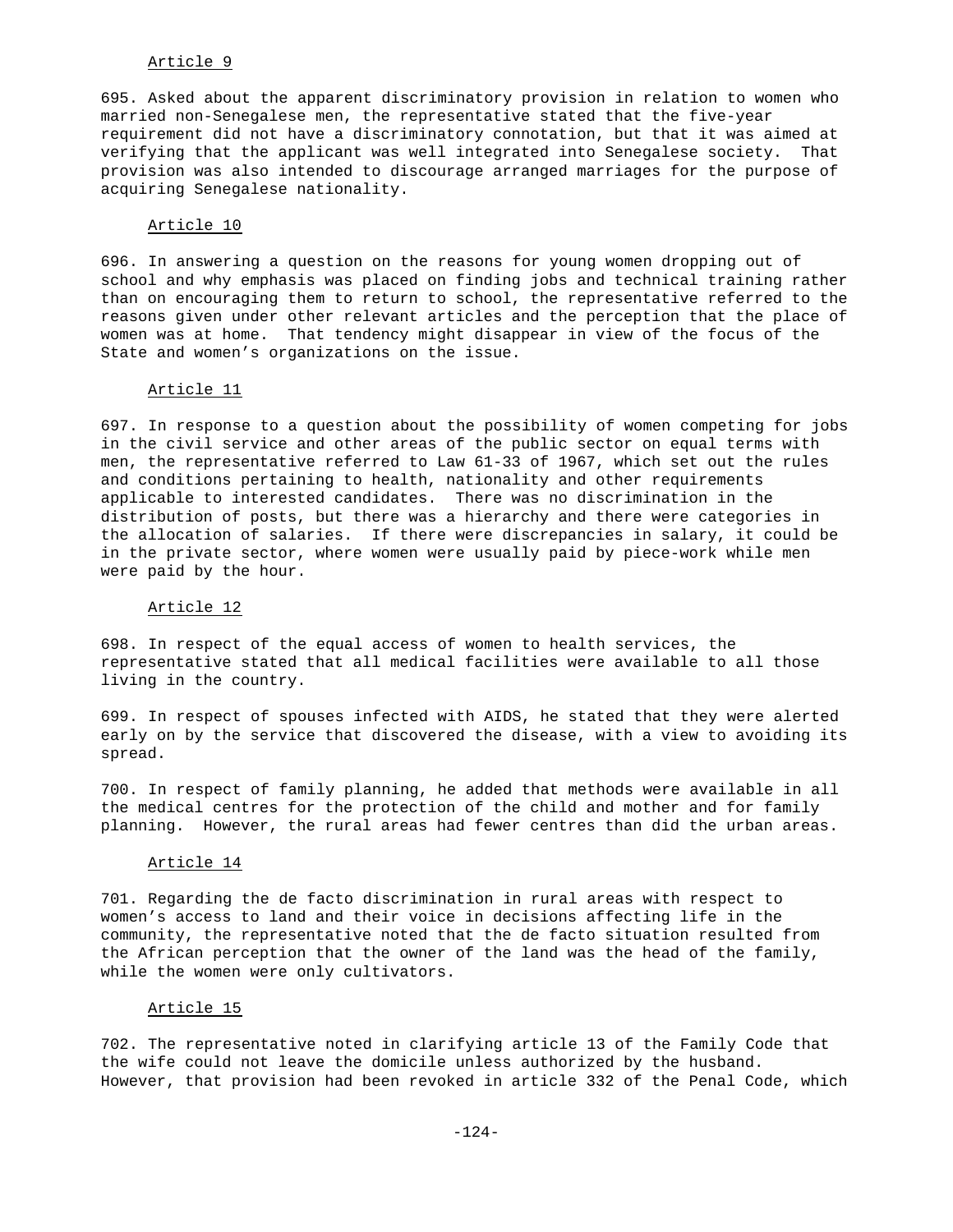Article 9

695. Asked about the apparent discriminatory provision in relation to women who married non-Senegalese men, the representative stated that the five-year requirement did not have a discriminatory connotation, but that it was aimed at verifying that the applicant was well integrated into Senegalese society. That provision was also intended to discourage arranged marriages for the purpose of acquiring Senegalese nationality.

Article 10

696. In answering a question on the reasons for young women dropping out of school and why emphasis was placed on finding jobs and technical training rather than on encouraging them to return to school, the representative referred to the reasons given under other relevant articles and the perception that the place of women was at home. That tendency might disappear in view of the focus of the State and women's organizations on the issue.

Article 11

697. In response to a question about the possibility of women competing for jobs in the civil service and other areas of the public sector on equal terms with men, the representative referred to Law 61-33 of 1967, which set out the rules and conditions pertaining to health, nationality and other requirements applicable to interested candidates. There was no discrimination in the distribution of posts, but there was a hierarchy and there were categories in the allocation of salaries. If there were discrepancies in salary, it could be in the private sector, where women were usually paid by piece-work while men were paid by the hour.

Article 12

698. In respect of the equal access of women to health services, the representative stated that all medical facilities were available to all those living in the country.

699. In respect of spouses infected with AIDS, he stated that they were alerted early on by the service that discovered the disease, with a view to avoiding its spread.

700. In respect of family planning, he added that methods were available in all the medical centres for the protection of the child and mother and for family planning. However, the rural areas had fewer centres than did the urban areas.

Article 14

701. Regarding the de facto discrimination in rural areas with respect to women's access to land and their voice in decisions affecting life in the community, the representative noted that the de facto situation resulted from the African perception that the owner of the land was the head of the family, while the women were only cultivators.

Article 15

702. The representative noted in clarifying article 13 of the Family Code that the wife could not leave the domicile unless authorized by the husband. However, that provision had been revoked in article 332 of the Penal Code, which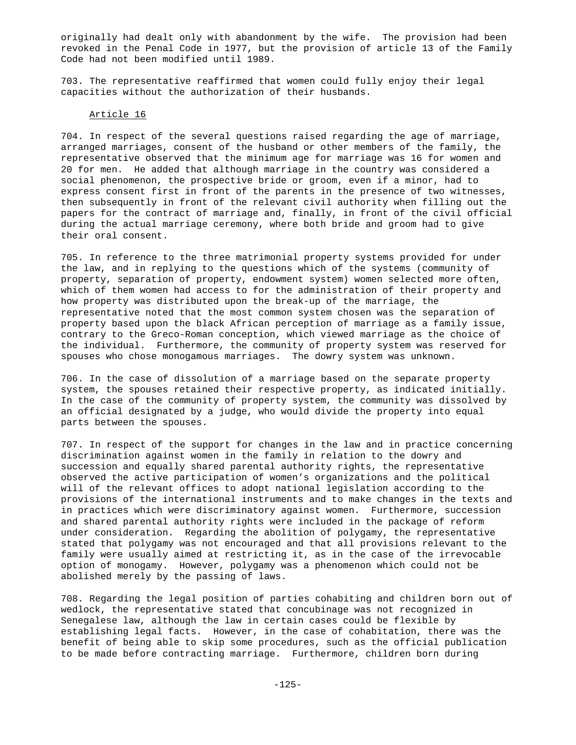originally had dealt only with abandonment by the wife. The provision had been revoked in the Penal Code in 1977, but the provision of article 13 of the Family Code had not been modified until 1989.

703. The representative reaffirmed that women could fully enjoy their legal capacities without the authorization of their husbands.

Article 16

704. In respect of the several questions raised regarding the age of marriage, arranged marriages, consent of the husband or other members of the family, the representative observed that the minimum age for marriage was 16 for women and 20 for men. He added that although marriage in the country was considered a social phenomenon, the prospective bride or groom, even if a minor, had to express consent first in front of the parents in the presence of two witnesses, then subsequently in front of the relevant civil authority when filling out the papers for the contract of marriage and, finally, in front of the civil official during the actual marriage ceremony, where both bride and groom had to give their oral consent.

705. In reference to the three matrimonial property systems provided for under the law, and in replying to the questions which of the systems (community of property, separation of property, endowment system) women selected more often, which of them women had access to for the administration of their property and how property was distributed upon the break-up of the marriage, the representative noted that the most common system chosen was the separation of property based upon the black African perception of marriage as a family issue, contrary to the Greco-Roman conception, which viewed marriage as the choice of the individual. Furthermore, the community of property system was reserved for spouses who chose monogamous marriages. The dowry system was unknown.

706. In the case of dissolution of a marriage based on the separate property system, the spouses retained their respective property, as indicated initially. In the case of the community of property system, the community was dissolved by an official designated by a judge, who would divide the property into equal parts between the spouses.

707. In respect of the support for changes in the law and in practice concerning discrimination against women in the family in relation to the dowry and succession and equally shared parental authority rights, the representative observed the active participation of women's organizations and the political will of the relevant offices to adopt national legislation according to the provisions of the international instruments and to make changes in the texts and in practices which were discriminatory against women. Furthermore, succession and shared parental authority rights were included in the package of reform under consideration. Regarding the abolition of polygamy, the representative stated that polygamy was not encouraged and that all provisions relevant to the family were usually aimed at restricting it, as in the case of the irrevocable option of monogamy. However, polygamy was a phenomenon which could not be abolished merely by the passing of laws.

708. Regarding the legal position of parties cohabiting and children born out of wedlock, the representative stated that concubinage was not recognized in Senegalese law, although the law in certain cases could be flexible by establishing legal facts. However, in the case of cohabitation, there was the benefit of being able to skip some procedures, such as the official publication to be made before contracting marriage. Furthermore, children born during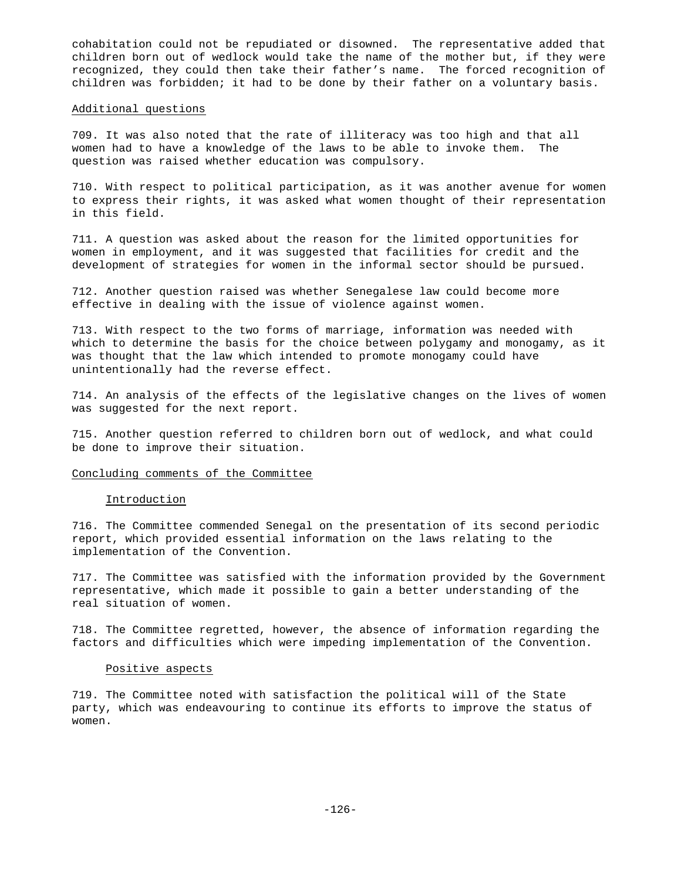cohabitation could not be repudiated or disowned. The representative added that children born out of wedlock would take the name of the mother but, if they were recognized, they could then take their father's name. The forced recognition of children was forbidden; it had to be done by their father on a voluntary basis.

Additional questions

709. It was also noted that the rate of illiteracy was too high and that all women had to have a knowledge of the laws to be able to invoke them. The question was raised whether education was compulsory.

710. With respect to political participation, as it was another avenue for women to express their rights, it was asked what women thought of their representation in this field.

711. A question was asked about the reason for the limited opportunities for women in employment, and it was suggested that facilities for credit and the development of strategies for women in the informal sector should be pursued.

712. Another question raised was whether Senegalese law could become more effective in dealing with the issue of violence against women.

713. With respect to the two forms of marriage, information was needed with which to determine the basis for the choice between polygamy and monogamy, as it was thought that the law which intended to promote monogamy could have unintentionally had the reverse effect.

714. An analysis of the effects of the legislative changes on the lives of women was suggested for the next report.

715. Another question referred to children born out of wedlock, and what could be done to improve their situation.

Concluding comments of the Committee

Introduction

716. The Committee commended Senegal on the presentation of its second periodic report, which provided essential information on the laws relating to the implementation of the Convention.

717. The Committee was satisfied with the information provided by the Government representative, which made it possible to gain a better understanding of the real situation of women.

718. The Committee regretted, however, the absence of information regarding the factors and difficulties which were impeding implementation of the Convention.

Positive aspects

719. The Committee noted with satisfaction the political will of the State party, which was endeavouring to continue its efforts to improve the status of women.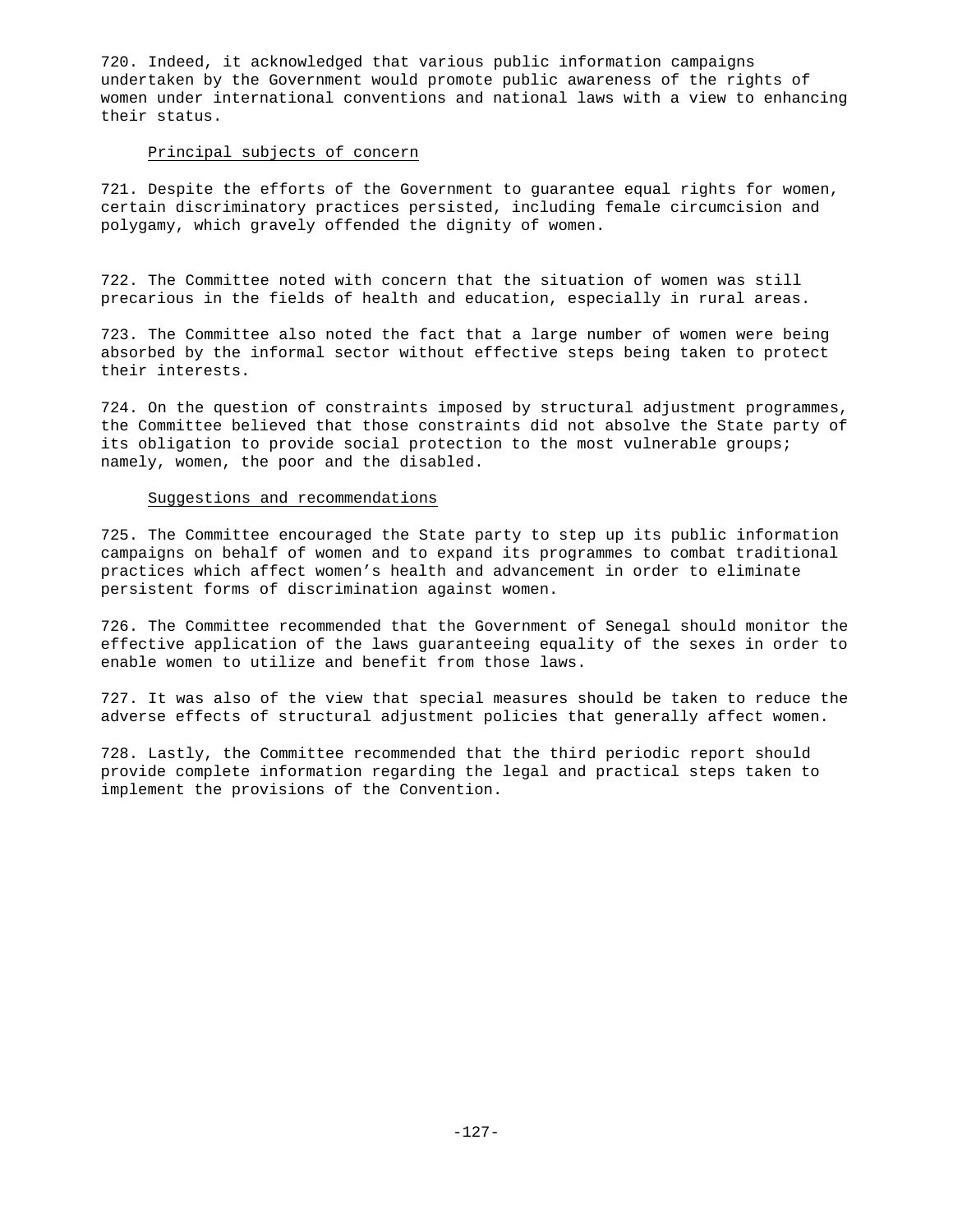720. Indeed, it acknowledged that various public information campaigns undertaken by the Government would promote public awareness of the rights of women under international conventions and national laws with a view to enhancing their status.

### Principal subjects of concern

721. Despite the efforts of the Government to guarantee equal rights for women, certain discriminatory practices persisted, including female circumcision and polygamy, which gravely offended the dignity of women.

722. The Committee noted with concern that the situation of women was still precarious in the fields of health and education, especially in rural areas.

723. The Committee also noted the fact that a large number of women were being absorbed by the informal sector without effective steps being taken to protect their interests.

724. On the question of constraints imposed by structural adjustment programmes, the Committee believed that those constraints did not absolve the State party of its obligation to provide social protection to the most vulnerable groups; namely, women, the poor and the disabled.

### Suggestions and recommendations

725. The Committee encouraged the State party to step up its public information campaigns on behalf of women and to expand its programmes to combat traditional practices which affect women's health and advancement in order to eliminate persistent forms of discrimination against women.

726. The Committee recommended that the Government of Senegal should monitor the effective application of the laws guaranteeing equality of the sexes in order to enable women to utilize and benefit from those laws.

727. It was also of the view that special measures should be taken to reduce the adverse effects of structural adjustment policies that generally affect women.

728. Lastly, the Committee recommended that the third periodic report should provide complete information regarding the legal and practical steps taken to implement the provisions of the Convention.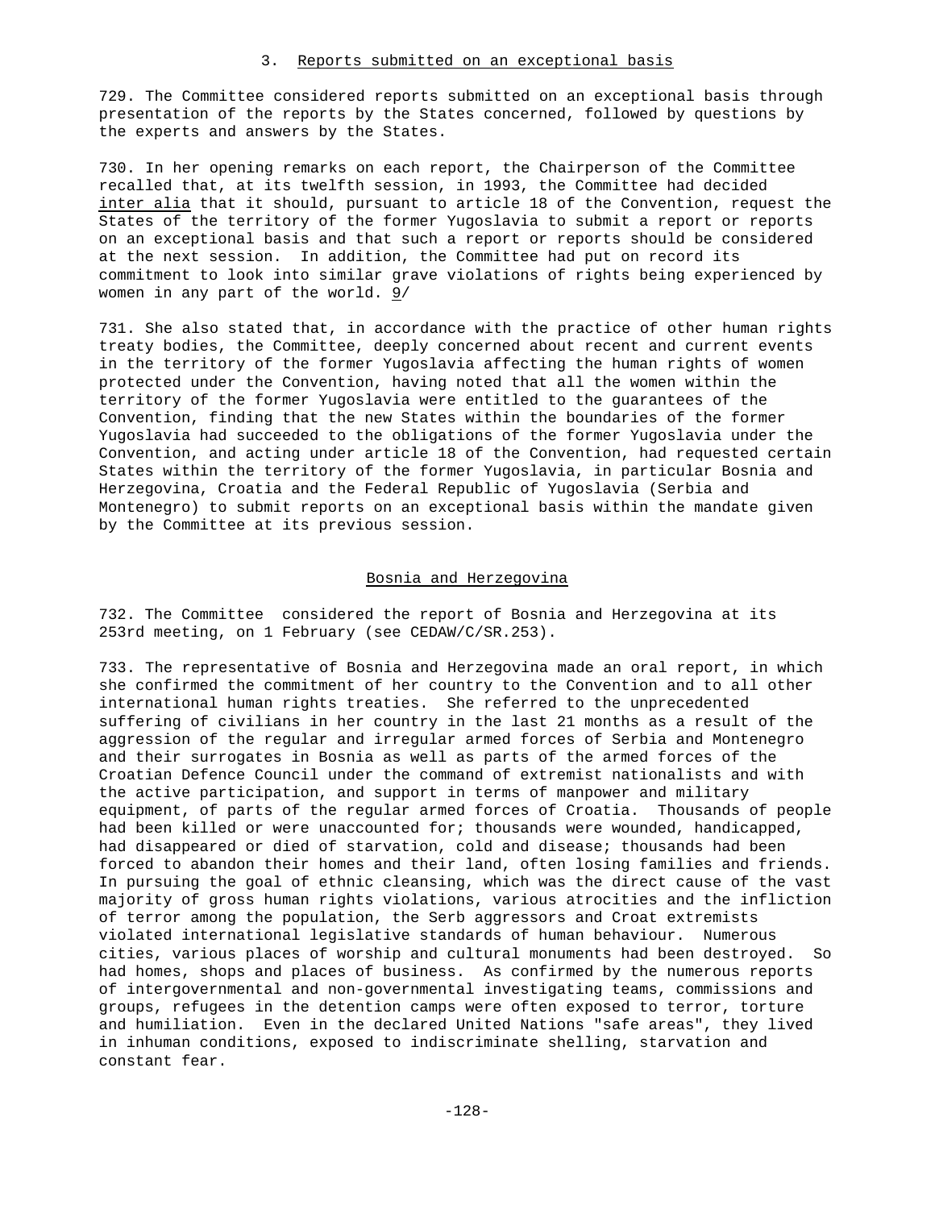### 3. Reports submitted on an exceptional basis

729. The Committee considered reports submitted on an exceptional basis through presentation of the reports by the States concerned, followed by questions by the experts and answers by the States.

730. In her opening remarks on each report, the Chairperson of the Committee recalled that, at its twelfth session, in 1993, the Committee had decided *inter alia* that it should, pursuant to article 18 of the Convention, request the States of the territory of the former Yugoslavia to submit a report or reports on an exceptional basis and that such a report or reports should be considered at the next session. In addition, the Committee had put on record its commitment to look into similar grave violations of rights being experienced by women in any part of the world. 9/

731. She also stated that, in accordance with the practice of other human rights treaty bodies, the Committee, deeply concerned about recent and current events in the territory of the former Yugoslavia affecting the human rights of women protected under the Convention, having noted that all the women within the territory of the former Yugoslavia were entitled to the guarantees of the Convention, finding that the new States within the boundaries of the former Yugoslavia had succeeded to the obligations of the former Yugoslavia under the Convention, and acting under article 18 of the Convention, had requested certain States within the territory of the former Yugoslavia, in particular Bosnia and Herzegovina, Croatia and the Federal Republic of Yugoslavia (Serbia and Montenegro) to submit reports on an exceptional basis within the mandate given by the Committee at its previous session.

#### Bosnia and Herzegovina

732. The Committee considered the report of Bosnia and Herzegovina at its 253rd meeting, on 1 February (see CEDAW/C/SR.253).

733. The representative of Bosnia and Herzegovina made an oral report, in which she confirmed the commitment of her country to the Convention and to all other international human rights treaties. She referred to the unprecedented suffering of civilians in her country in the last 21 months as a result of the aggression of the regular and irregular armed forces of Serbia and Montenegro and their surrogates in Bosnia as well as parts of the armed forces of the Croatian Defence Council under the command of extremist nationalists and with the active participation, and support in terms of manpower and military equipment, of parts of the regular armed forces of Croatia. Thousands of people had been killed or were unaccounted for; thousands were wounded, handicapped, had disappeared or died of starvation, cold and disease; thousands had been forced to abandon their homes and their land, often losing families and friends. In pursuing the goal of ethnic cleansing, which was the direct cause of the vast majority of gross human rights violations, various atrocities and the infliction of terror among the population, the Serb aggressors and Croat extremists violated international legislative standards of human behaviour. Numerous cities, various places of worship and cultural monuments had been destroyed. So had homes, shops and places of business. As confirmed by the numerous reports of intergovernmental and non-governmental investigating teams, commissions and groups, refugees in the detention camps were often exposed to terror, torture and humiliation. Even in the declared United Nations "safe areas", they lived in inhuman conditions, exposed to indiscriminate shelling, starvation and constant fear.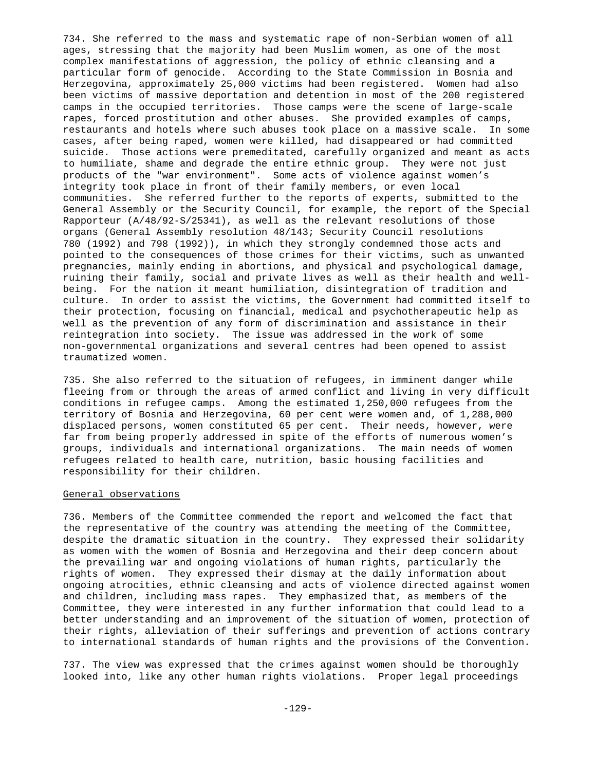734. She referred to the mass and systematic rape of non-Serbian women of all ages, stressing that the majority had been Muslim women, as one of the most complex manifestations of aggression, the policy of ethnic cleansing and a particular form of genocide. According to the State Commission in Bosnia and Herzegovina, approximately 25,000 victims had been registered. Women had also been victims of massive deportation and detention in most of the 200 registered camps in the occupied territories. Those camps were the scene of large-scale rapes, forced prostitution and other abuses. She provided examples of camps, restaurants and hotels where such abuses took place on a massive scale. In some cases, after being raped, women were killed, had disappeared or had committed suicide. Those actions were premeditated, carefully organized and meant as acts to humiliate, shame and degrade the entire ethnic group. They were not just products of the "war environment". Some acts of violence against women's integrity took place in front of their family members, or even local communities. She referred further to the reports of experts, submitted to the General Assembly or the Security Council, for example, the report of the Special Rapporteur (A/48/92-S/25341), as well as the relevant resolutions of those organs (General Assembly resolution 48/143; Security Council resolutions 780 (1992) and 798 (1992)), in which they strongly condemned those acts and pointed to the consequences of those crimes for their victims, such as unwanted pregnancies, mainly ending in abortions, and physical and psychological damage, ruining their family, social and private lives as well as their health and well-being. For the nation it meant humiliation, disintegration of tradition and culture. In order to assist the victims, the Government had committed itself to their protection, focusing on financial, medical and psychotherapeutic help as well as the prevention of any form of discrimination and assistance in their reintegration into society. The issue was addressed in the work of some non-governmental organizations and several centres had been opened to assist traumatized women.

735. She also referred to the situation of refugees, in imminent danger while fleeing from or through the areas of armed conflict and living in very difficult conditions in refugee camps. Among the estimated 1,250,000 refugees from the territory of Bosnia and Herzegovina, 60 per cent were women and, of 1,288,000 displaced persons, women constituted 65 per cent. Their needs, however, were far from being properly addressed in spite of the efforts of numerous women's groups, individuals and international organizations. The main needs of women refugees related to health care, nutrition, basic housing facilities and responsibility for their children.

General observations

736. Members of the Committee commended the report and welcomed the fact that the representative of the country was attending the meeting of the Committee, despite the dramatic situation in the country. They expressed their solidarity as women with the women of Bosnia and Herzegovina and their deep concern about the prevailing war and ongoing violations of human rights, particularly the rights of women. They expressed their dismay at the daily information about ongoing atrocities, ethnic cleansing and acts of violence directed against women and children, including mass rapes. They emphasized that, as members of the Committee, they were interested in any further information that could lead to a better understanding and an improvement of the situation of women, protection of their rights, alleviation of their sufferings and prevention of actions contrary to international standards of human rights and the provisions of the Convention.

737. The view was expressed that the crimes against women should be thoroughly looked into, like any other human rights violations. Proper legal proceedings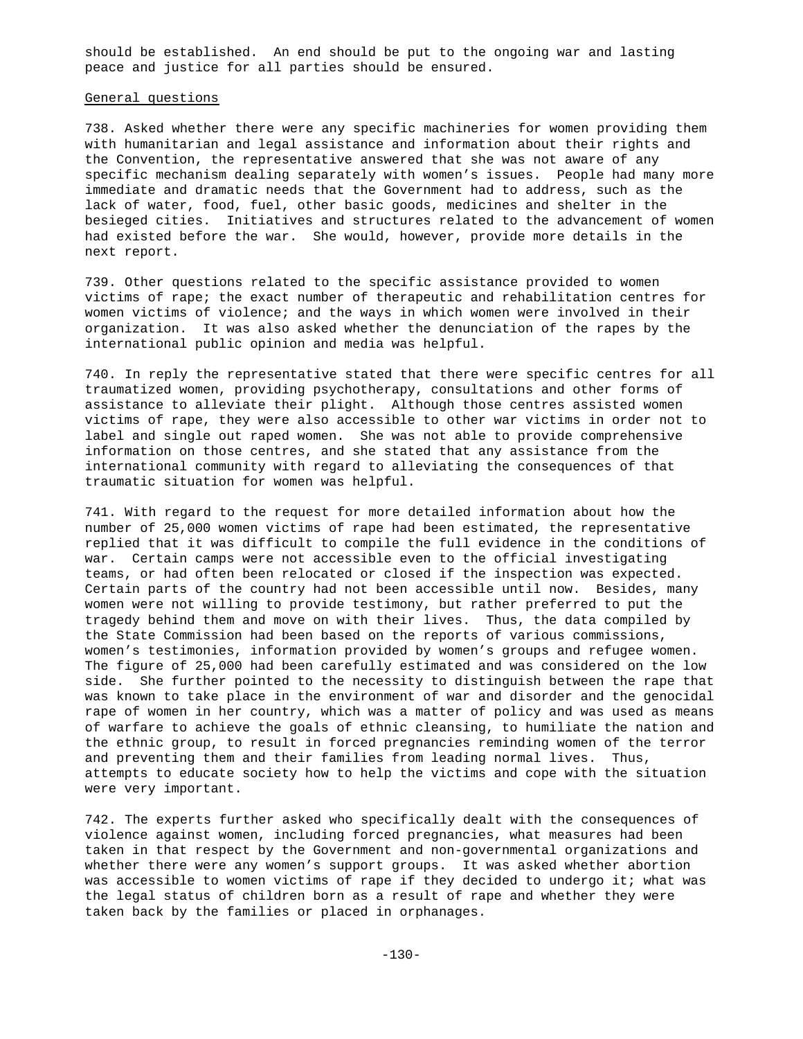should be established. An end should be put to the ongoing war and lasting peace and justice for all parties should be ensured.

General questions

738. Asked whether there were any specific machineries for women providing them with humanitarian and legal assistance and information about their rights and the Convention, the representative answered that she was not aware of any specific mechanism dealing separately with women's issues. People had many more immediate and dramatic needs that the Government had to address, such as the lack of water, food, fuel, other basic goods, medicines and shelter in the besieged cities. Initiatives and structures related to the advancement of women had existed before the war. She would, however, provide more details in the next report.

739. Other questions related to the specific assistance provided to women victims of rape; the exact number of therapeutic and rehabilitation centres for women victims of violence; and the ways in which women were involved in their organization. It was also asked whether the denunciation of the rapes by the international public opinion and media was helpful.

740. In reply the representative stated that there were specific centres for all traumatized women, providing psychotherapy, consultations and other forms of assistance to alleviate their plight. Although those centres assisted women victims of rape, they were also accessible to other war victims in order not to label and single out raped women. She was not able to provide comprehensive information on those centres, and she stated that any assistance from the international community with regard to alleviating the consequences of that traumatic situation for women was helpful.

741. With regard to the request for more detailed information about how the number of 25,000 women victims of rape had been estimated, the representative replied that it was difficult to compile the full evidence in the conditions of war. Certain camps were not accessible even to the official investigating teams, or had often been relocated or closed if the inspection was expected. Certain parts of the country had not been accessible until now. Besides, many women were not willing to provide testimony, but rather preferred to put the tragedy behind them and move on with their lives. Thus, the data compiled by the State Commission had been based on the reports of various commissions, women's testimonies, information provided by women's groups and refugee women. The figure of 25,000 had been carefully estimated and was considered on the low side. She further pointed to the necessity to distinguish between the rape that was known to take place in the environment of war and disorder and the genocidal rape of women in her country, which was a matter of policy and was used as means of warfare to achieve the goals of ethnic cleansing, to humiliate the nation and the ethnic group, to result in forced pregnancies reminding women of the terror and preventing them and their families from leading normal lives. Thus, attempts to educate society how to help the victims and cope with the situation were very important.

742. The experts further asked who specifically dealt with the consequences of violence against women, including forced pregnancies, what measures had been taken in that respect by the Government and non-governmental organizations and whether there were any women's support groups. It was asked whether abortion was accessible to women victims of rape if they decided to undergo it; what was the legal status of children born as a result of rape and whether they were taken back by the families or placed in orphanages.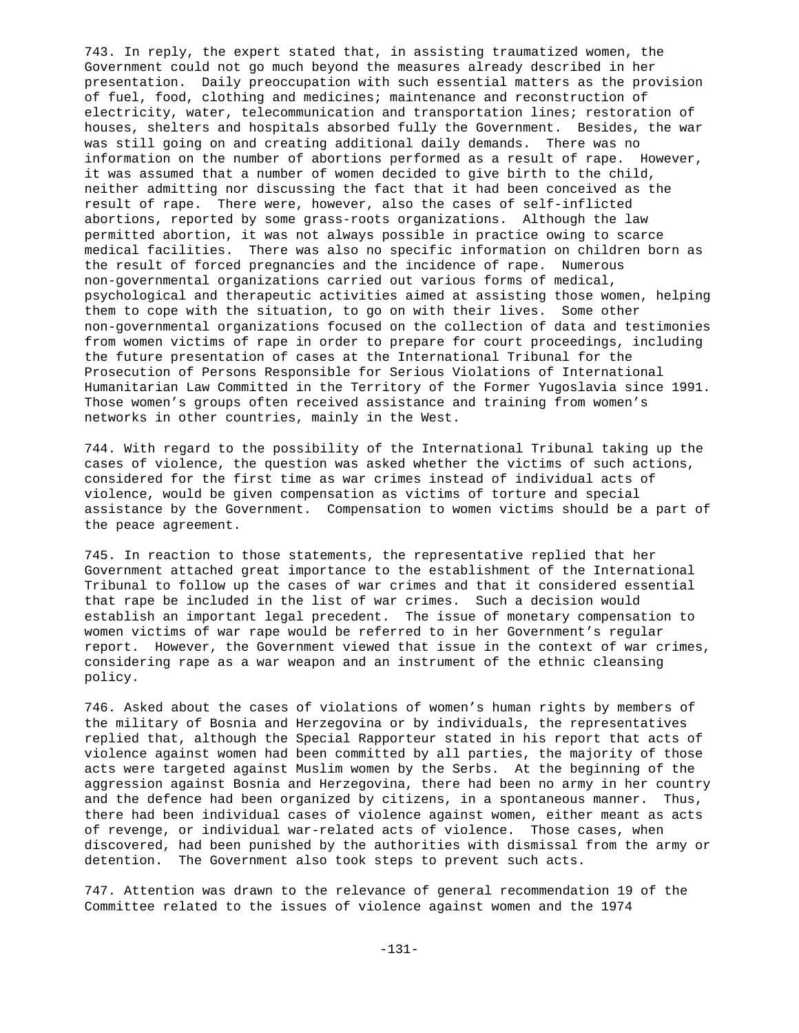743. In reply, the expert stated that, in assisting traumatized women, the Government could not go much beyond the measures already described in her presentation. Daily preoccupation with such essential matters as the provision of fuel, food, clothing and medicines; maintenance and reconstruction of electricity, water, telecommunication and transportation lines; restoration of houses, shelters and hospitals absorbed fully the Government. Besides, the war was still going on and creating additional daily demands. There was no information on the number of abortions performed as a result of rape. However, it was assumed that a number of women decided to give birth to the child, neither admitting nor discussing the fact that it had been conceived as the result of rape. There were, however, also the cases of self-inflicted abortions, reported by some grass-roots organizations. Although the law permitted abortion, it was not always possible in practice owing to scarce medical facilities. There was also no specific information on children born as the result of forced pregnancies and the incidence of rape. Numerous non-governmental organizations carried out various forms of medical, psychological and therapeutic activities aimed at assisting those women, helping them to cope with the situation, to go on with their lives. Some other non-governmental organizations focused on the collection of data and testimonies from women victims of rape in order to prepare for court proceedings, including the future presentation of cases at the International Tribunal for the Prosecution of Persons Responsible for Serious Violations of International Humanitarian Law Committed in the Territory of the Former Yugoslavia since 1991. Those women's groups often received assistance and training from women's networks in other countries, mainly in the West.

744. With regard to the possibility of the International Tribunal taking up the cases of violence, the question was asked whether the victims of such actions, considered for the first time as war crimes instead of individual acts of violence, would be given compensation as victims of torture and special assistance by the Government. Compensation to women victims should be a part of the peace agreement.

745. In reaction to those statements, the representative replied that her Government attached great importance to the establishment of the International Tribunal to follow up the cases of war crimes and that it considered essential that rape be included in the list of war crimes. Such a decision would establish an important legal precedent. The issue of monetary compensation to women victims of war rape would be referred to in her Government's regular report. However, the Government viewed that issue in the context of war crimes, considering rape as a war weapon and an instrument of the ethnic cleansing policy.

746. Asked about the cases of violations of women's human rights by members of the military of Bosnia and Herzegovina or by individuals, the representatives replied that, although the Special Rapporteur stated in his report that acts of violence against women had been committed by all parties, the majority of those acts were targeted against Muslim women by the Serbs. At the beginning of the aggression against Bosnia and Herzegovina, there had been no army in her country and the defence had been organized by citizens, in a spontaneous manner. Thus, there had been individual cases of violence against women, either meant as acts of revenge, or individual war-related acts of violence. Those cases, when discovered, had been punished by the authorities with dismissal from the army or detention. The Government also took steps to prevent such acts.

747. Attention was drawn to the relevance of general recommendation 19 of the Committee related to the issues of violence against women and the 1974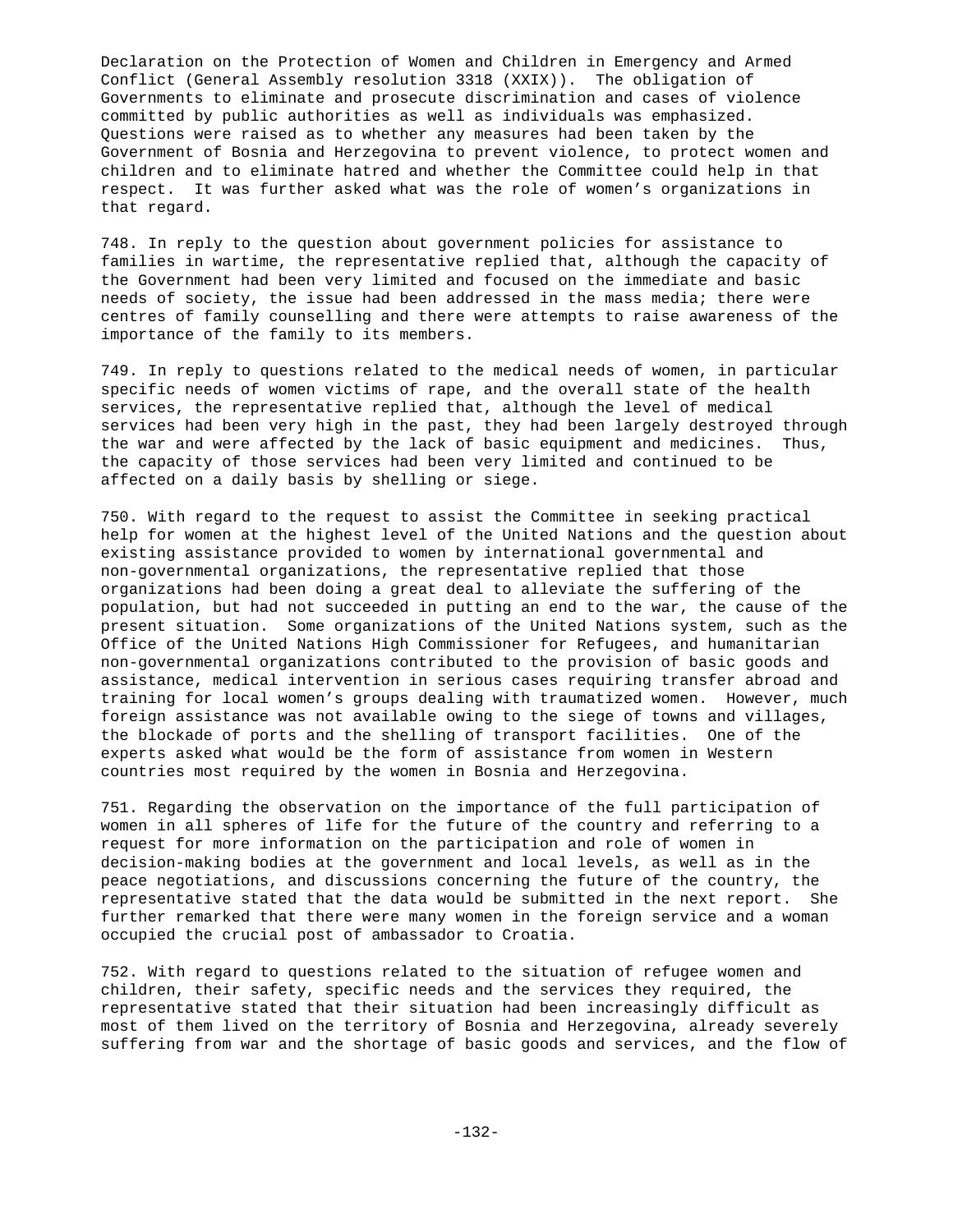Declaration on the Protection of Women and Children in Emergency and Armed Conflict (General Assembly resolution 3318 (XXIX)). The obligation of Governments to eliminate and prosecute discrimination and cases of violence committed by public authorities as well as individuals was emphasized. Questions were raised as to whether any measures had been taken by the Government of Bosnia and Herzegovina to prevent violence, to protect women and children and to eliminate hatred and whether the Committee could help in that respect. It was further asked what was the role of women's organizations in that regard.

748. In reply to the question about government policies for assistance to families in wartime, the representative replied that, although the capacity of the Government had been very limited and focused on the immediate and basic needs of society, the issue had been addressed in the mass media; there were centres of family counselling and there were attempts to raise awareness of the importance of the family to its members.

749. In reply to questions related to the medical needs of women, in particular specific needs of women victims of rape, and the overall state of the health services, the representative replied that, although the level of medical services had been very high in the past, they had been largely destroyed through the war and were affected by the lack of basic equipment and medicines. Thus, the capacity of those services had been very limited and continued to be affected on a daily basis by shelling or siege.

750. With regard to the request to assist the Committee in seeking practical help for women at the highest level of the United Nations and the question about existing assistance provided to women by international governmental and non-governmental organizations, the representative replied that those organizations had been doing a great deal to alleviate the suffering of the population, but had not succeeded in putting an end to the war, the cause of the present situation. Some organizations of the United Nations system, such as the Office of the United Nations High Commissioner for Refugees, and humanitarian non-governmental organizations contributed to the provision of basic goods and assistance, medical intervention in serious cases requiring transfer abroad and training for local women's groups dealing with traumatized women. However, much foreign assistance was not available owing to the siege of towns and villages, the blockade of ports and the shelling of transport facilities. One of the experts asked what would be the form of assistance from women in Western countries most required by the women in Bosnia and Herzegovina.

751. Regarding the observation on the importance of the full participation of women in all spheres of life for the future of the country and referring to a request for more information on the participation and role of women in decision-making bodies at the government and local levels, as well as in the peace negotiations, and discussions concerning the future of the country, the representative stated that the data would be submitted in the next report. She further remarked that there were many women in the foreign service and a woman occupied the crucial post of ambassador to Croatia.

752. With regard to questions related to the situation of refugee women and children, their safety, specific needs and the services they required, the representative stated that their situation had been increasingly difficult as most of them lived on the territory of Bosnia and Herzegovina, already severely suffering from war and the shortage of basic goods and services, and the flow of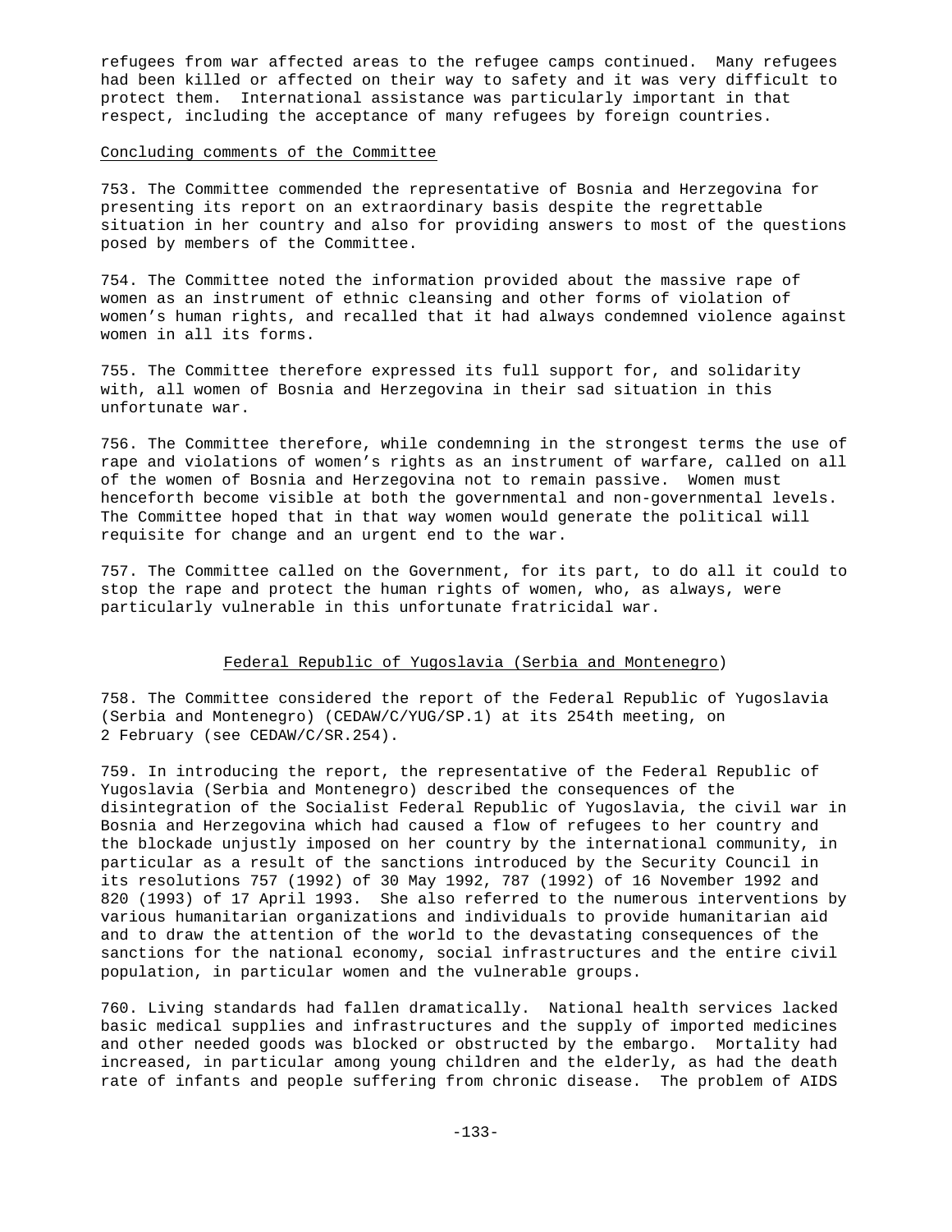refugees from war affected areas to the refugee camps continued. Many refugees had been killed or affected on their way to safety and it was very difficult to protect them. International assistance was particularly important in that respect, including the acceptance of many refugees by foreign countries.

### Concluding comments of the Committee

753. The Committee commended the representative of Bosnia and Herzegovina for presenting its report on an extraordinary basis despite the regrettable situation in her country and also for providing answers to most of the questions posed by members of the Committee.

754. The Committee noted the information provided about the massive rape of women as an instrument of ethnic cleansing and other forms of violation of women's human rights, and recalled that it had always condemned violence against women in all its forms.

755. The Committee therefore expressed its full support for, and solidarity with, all women of Bosnia and Herzegovina in their sad situation in this unfortunate war.

756. The Committee therefore, while condemning in the strongest terms the use of rape and violations of women's rights as an instrument of warfare, called on all of the women of Bosnia and Herzegovina not to remain passive. Women must henceforth become visible at both the governmental and non-governmental levels. The Committee hoped that in that way women would generate the political will requisite for change and an urgent end to the war.

757. The Committee called on the Government, for its part, to do all it could to stop the rape and protect the human rights of women, who, as always, were particularly vulnerable in this unfortunate fratricidal war.

## Federal Republic of Yugoslavia (Serbia and Montenegro)

758. The Committee considered the report of the Federal Republic of Yugoslavia (Serbia and Montenegro) (CEDAW/C/YUG/SP.1) at its 254th meeting, on 2 February (see CEDAW/C/SR.254).

759. In introducing the report, the representative of the Federal Republic of Yugoslavia (Serbia and Montenegro) described the consequences of the disintegration of the Socialist Federal Republic of Yugoslavia, the civil war in Bosnia and Herzegovina which had caused a flow of refugees to her country and the blockade unjustly imposed on her country by the international community, in particular as a result of the sanctions introduced by the Security Council in its resolutions 757 (1992) of 30 May 1992, 787 (1992) of 16 November 1992 and 820 (1993) of 17 April 1993. She also referred to the numerous interventions by various humanitarian organizations and individuals to provide humanitarian aid and to draw the attention of the world to the devastating consequences of the sanctions for the national economy, social infrastructures and the entire civil population, in particular women and the vulnerable groups.

760. Living standards had fallen dramatically. National health services lacked basic medical supplies and infrastructures and the supply of imported medicines and other needed goods was blocked or obstructed by the embargo. Mortality had increased, in particular among young children and the elderly, as had the death rate of infants and people suffering from chronic disease. The problem of AIDS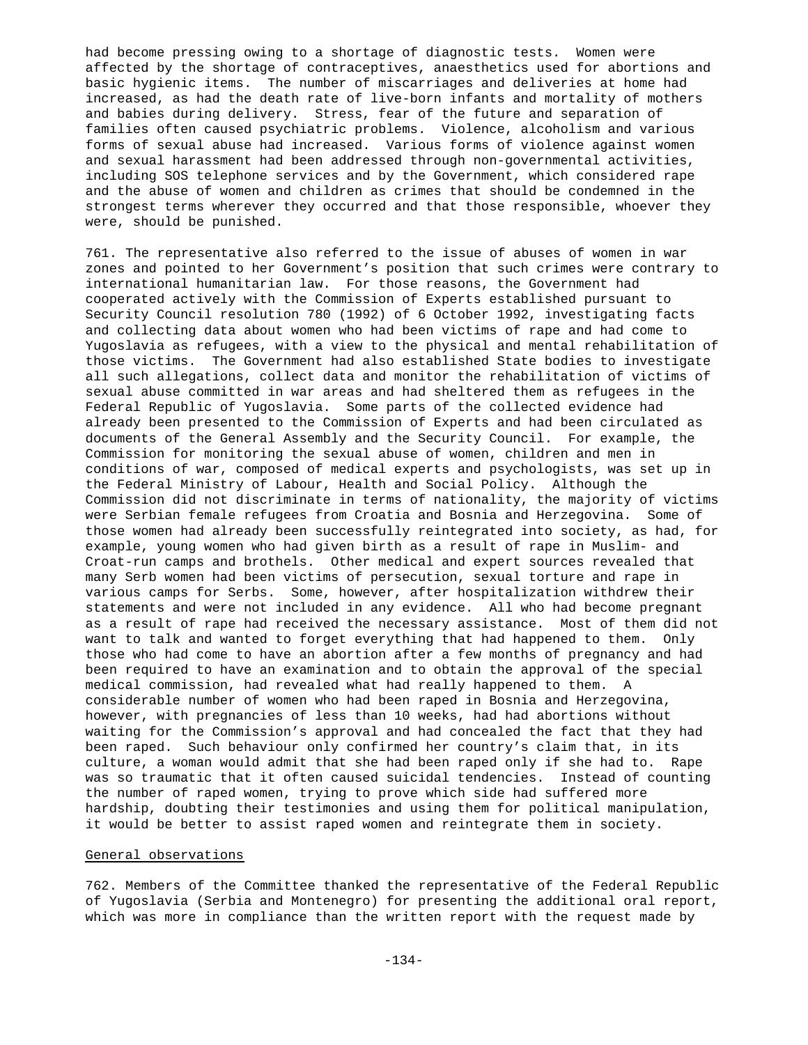had become pressing owing to a shortage of diagnostic tests. Women were affected by the shortage of contraceptives, anaesthetics used for abortions and basic hygienic items. The number of miscarriages and deliveries at home had increased, as had the death rate of live-born infants and mortality of mothers and babies during delivery. Stress, fear of the future and separation of families often caused psychiatric problems. Violence, alcoholism and various forms of sexual abuse had increased. Various forms of violence against women and sexual harassment had been addressed through non-governmental activities, including SOS telephone services and by the Government, which considered rape and the abuse of women and children as crimes that should be condemned in the strongest terms wherever they occurred and that those responsible, whoever they were, should be punished.

761. The representative also referred to the issue of abuses of women in war zones and pointed to her Government's position that such crimes were contrary to international humanitarian law. For those reasons, the Government had cooperated actively with the Commission of Experts established pursuant to Security Council resolution 780 (1992) of 6 October 1992, investigating facts and collecting data about women who had been victims of rape and had come to Yugoslavia as refugees, with a view to the physical and mental rehabilitation of those victims. The Government had also established State bodies to investigate all such allegations, collect data and monitor the rehabilitation of victims of sexual abuse committed in war areas and had sheltered them as refugees in the Federal Republic of Yugoslavia. Some parts of the collected evidence had already been presented to the Commission of Experts and had been circulated as documents of the General Assembly and the Security Council. For example, the Commission for monitoring the sexual abuse of women, children and men in conditions of war, composed of medical experts and psychologists, was set up in the Federal Ministry of Labour, Health and Social Policy. Although the Commission did not discriminate in terms of nationality, the majority of victims were Serbian female refugees from Croatia and Bosnia and Herzegovina. Some of those women had already been successfully reintegrated into society, as had, for example, young women who had given birth as a result of rape in Muslim- and Croat-run camps and brothels. Other medical and expert sources revealed that many Serb women had been victims of persecution, sexual torture and rape in various camps for Serbs. Some, however, after hospitalization withdrew their statements and were not included in any evidence. All who had become pregnant as a result of rape had received the necessary assistance. Most of them did not want to talk and wanted to forget everything that had happened to them. Only those who had come to have an abortion after a few months of pregnancy and had been required to have an examination and to obtain the approval of the special medical commission, had revealed what had really happened to them. A considerable number of women who had been raped in Bosnia and Herzegovina, however, with pregnancies of less than 10 weeks, had had abortions without waiting for the Commission's approval and had concealed the fact that they had been raped. Such behaviour only confirmed her country's claim that, in its culture, a woman would admit that she had been raped only if she had to. Rape was so traumatic that it often caused suicidal tendencies. Instead of counting the number of raped women, trying to prove which side had suffered more hardship, doubting their testimonies and using them for political manipulation, it would be better to assist raped women and reintegrate them in society.

## General observations

762. Members of the Committee thanked the representative of the Federal Republic of Yugoslavia (Serbia and Montenegro) for presenting the additional oral report, which was more in compliance than the written report with the request made by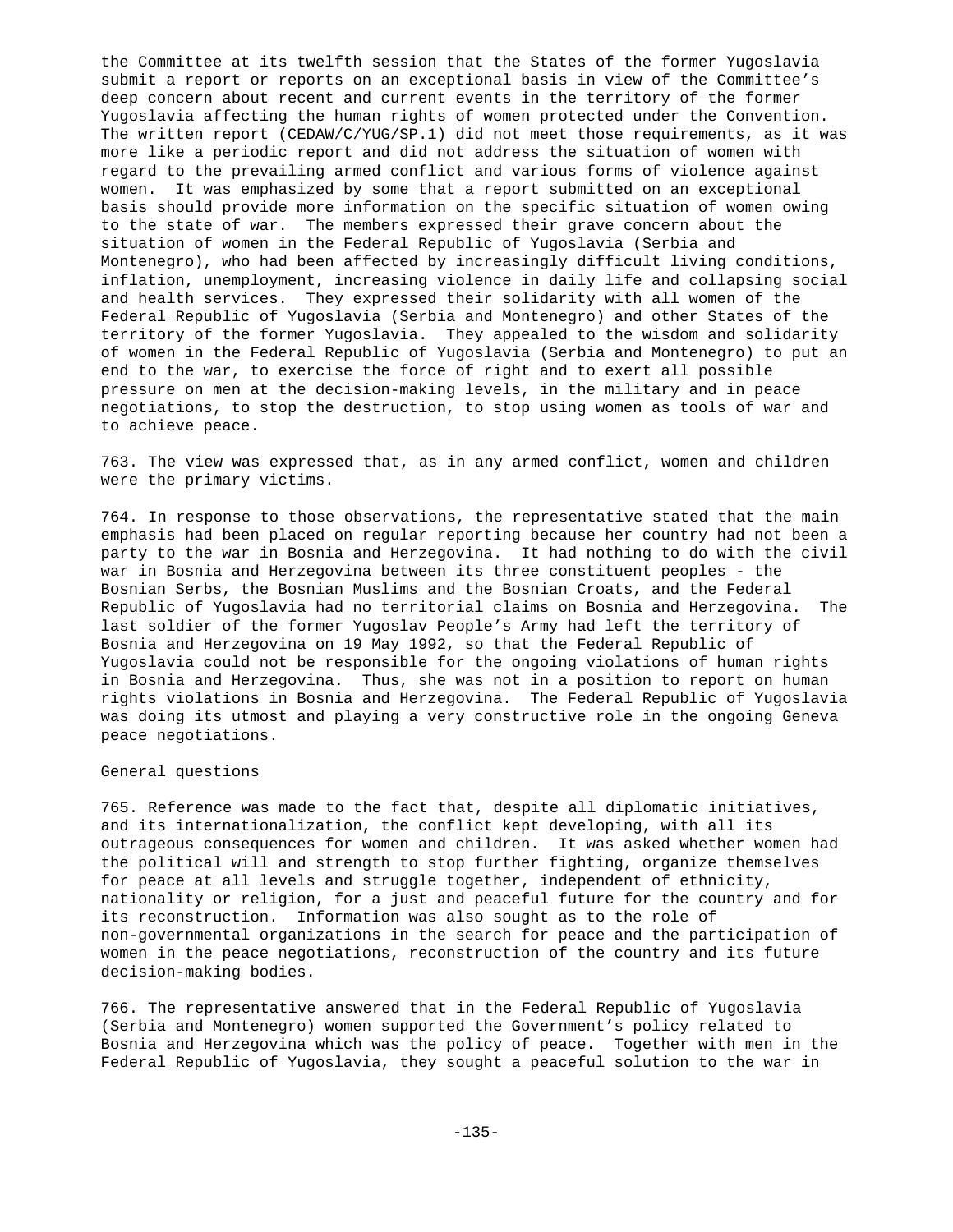the Committee at its twelfth session that the States of the former Yugoslavia submit a report or reports on an exceptional basis in view of the Committee's deep concern about recent and current events in the territory of the former Yugoslavia affecting the human rights of women protected under the Convention. The written report (CEDAW/C/YUG/SP.1) did not meet those requirements, as it was more like a periodic report and did not address the situation of women with regard to the prevailing armed conflict and various forms of violence against women. It was emphasized by some that a report submitted on an exceptional basis should provide more information on the specific situation of women owing to the state of war. The members expressed their grave concern about the situation of women in the Federal Republic of Yugoslavia (Serbia and Montenegro), who had been affected by increasingly difficult living conditions, inflation, unemployment, increasing violence in daily life and collapsing social and health services. They expressed their solidarity with all women of the Federal Republic of Yugoslavia (Serbia and Montenegro) and other States of the territory of the former Yugoslavia. They appealed to the wisdom and solidarity of women in the Federal Republic of Yugoslavia (Serbia and Montenegro) to put an end to the war, to exercise the force of right and to exert all possible pressure on men at the decision-making levels, in the military and in peace negotiations, to stop the destruction, to stop using women as tools of war and to achieve peace.

763. The view was expressed that, as in any armed conflict, women and children were the primary victims.

764. In response to those observations, the representative stated that the main emphasis had been placed on regular reporting because her country had not been a party to the war in Bosnia and Herzegovina. It had nothing to do with the civil war in Bosnia and Herzegovina between its three constituent peoples - the Bosnian Serbs, the Bosnian Muslims and the Bosnian Croats, and the Federal Republic of Yugoslavia had no territorial claims on Bosnia and Herzegovina. The last soldier of the former Yugoslav People's Army had left the territory of Bosnia and Herzegovina on 19 May 1992, so that the Federal Republic of Yugoslavia could not be responsible for the ongoing violations of human rights in Bosnia and Herzegovina. Thus, she was not in a position to report on human rights violations in Bosnia and Herzegovina. The Federal Republic of Yugoslavia was doing its utmost and playing a very constructive role in the ongoing Geneva peace negotiations.

General questions

765. Reference was made to the fact that, despite all diplomatic initiatives, and its internationalization, the conflict kept developing, with all its outrageous consequences for women and children. It was asked whether women had the political will and strength to stop further fighting, organize themselves for peace at all levels and struggle together, independent of ethnicity, nationality or religion, for a just and peaceful future for the country and for its reconstruction. Information was also sought as to the role of non-governmental organizations in the search for peace and the participation of women in the peace negotiations, reconstruction of the country and its future decision-making bodies.

766. The representative answered that in the Federal Republic of Yugoslavia (Serbia and Montenegro) women supported the Government's policy related to Bosnia and Herzegovina which was the policy of peace. Together with men in the Federal Republic of Yugoslavia, they sought a peaceful solution to the war in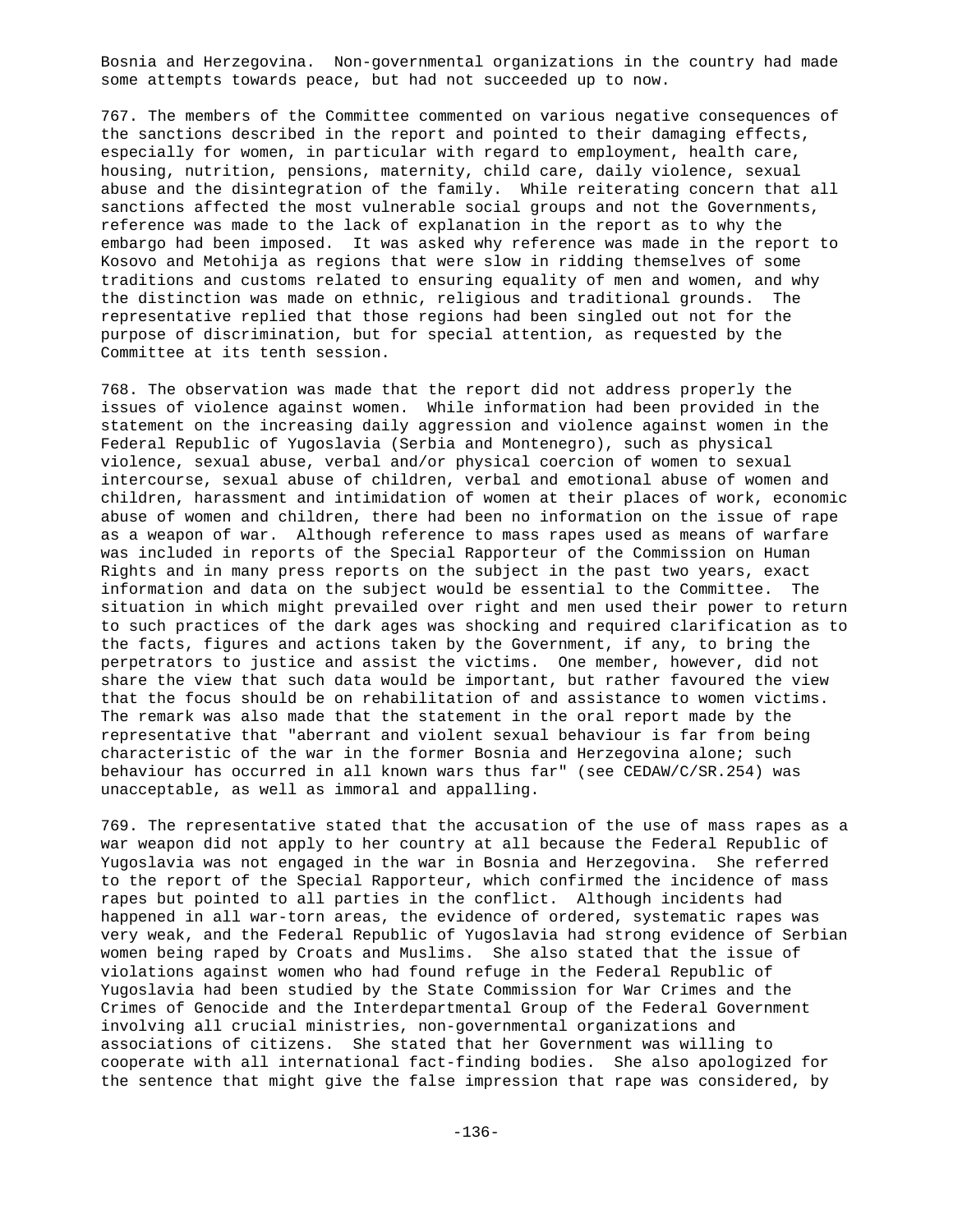Bosnia and Herzegovina. Non-governmental organizations in the country had made some attempts towards peace, but had not succeeded up to now.

767. The members of the Committee commented on various negative consequences of the sanctions described in the report and pointed to their damaging effects, especially for women, in particular with regard to employment, health care, housing, nutrition, pensions, maternity, child care, daily violence, sexual abuse and the disintegration of the family. While reiterating concern that all sanctions affected the most vulnerable social groups and not the Governments, reference was made to the lack of explanation in the report as to why the embargo had been imposed. It was asked why reference was made in the report to Kosovo and Metohija as regions that were slow in ridding themselves of some traditions and customs related to ensuring equality of men and women, and why the distinction was made on ethnic, religious and traditional grounds. The representative replied that those regions had been singled out not for the purpose of discrimination, but for special attention, as requested by the Committee at its tenth session.

768. The observation was made that the report did not address properly the issues of violence against women. While information had been provided in the statement on the increasing daily aggression and violence against women in the Federal Republic of Yugoslavia (Serbia and Montenegro), such as physical violence, sexual abuse, verbal and/or physical coercion of women to sexual intercourse, sexual abuse of children, verbal and emotional abuse of women and children, harassment and intimidation of women at their places of work, economic abuse of women and children, there had been no information on the issue of rape as a weapon of war. Although reference to mass rapes used as means of warfare was included in reports of the Special Rapporteur of the Commission on Human Rights and in many press reports on the subject in the past two years, exact information and data on the subject would be essential to the Committee. The situation in which might prevailed over right and men used their power to return to such practices of the dark ages was shocking and required clarification as to the facts, figures and actions taken by the Government, if any, to bring the perpetrators to justice and assist the victims. One member, however, did not share the view that such data would be important, but rather favoured the view that the focus should be on rehabilitation of and assistance to women victims. The remark was also made that the statement in the oral report made by the representative that "aberrant and violent sexual behaviour is far from being characteristic of the war in the former Bosnia and Herzegovina alone; such behaviour has occurred in all known wars thus far" (see CEDAW/C/SR.254) was unacceptable, as well as immoral and appalling.

769. The representative stated that the accusation of the use of mass rapes as a war weapon did not apply to her country at all because the Federal Republic of Yugoslavia was not engaged in the war in Bosnia and Herzegovina. She referred to the report of the Special Rapporteur, which confirmed the incidence of mass rapes but pointed to all parties in the conflict. Although incidents had happened in all war-torn areas, the evidence of ordered, systematic rapes was very weak, and the Federal Republic of Yugoslavia had strong evidence of Serbian women being raped by Croats and Muslims. She also stated that the issue of violations against women who had found refuge in the Federal Republic of Yugoslavia had been studied by the State Commission for War Crimes and the Crimes of Genocide and the Interdepartmental Group of the Federal Government involving all crucial ministries, non-governmental organizations and associations of citizens. She stated that her Government was willing to cooperate with all international fact-finding bodies. She also apologized for the sentence that might give the false impression that rape was considered, by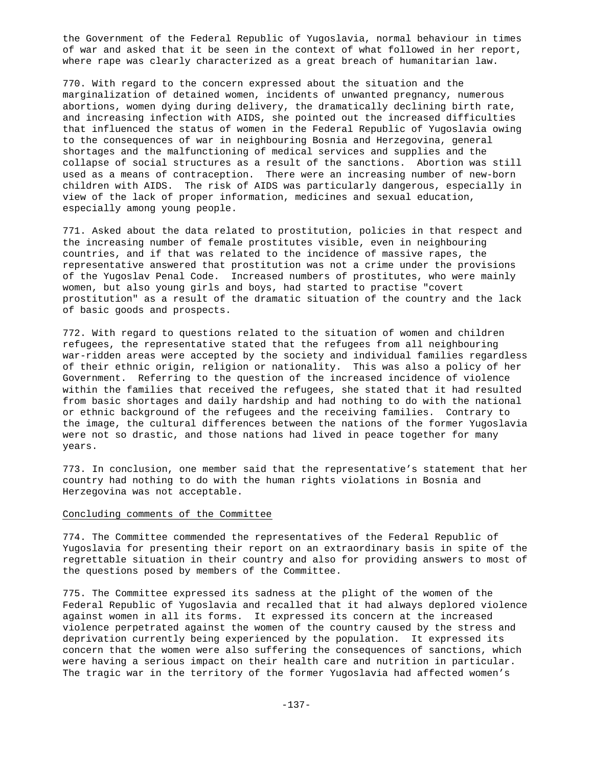the Government of the Federal Republic of Yugoslavia, normal behaviour in times of war and asked that it be seen in the context of what followed in her report, where rape was clearly characterized as a great breach of humanitarian law.

770. With regard to the concern expressed about the situation and the marginalization of detained women, incidents of unwanted pregnancy, numerous abortions, women dying during delivery, the dramatically declining birth rate, and increasing infection with AIDS, she pointed out the increased difficulties that influenced the status of women in the Federal Republic of Yugoslavia owing to the consequences of war in neighbouring Bosnia and Herzegovina, general shortages and the malfunctioning of medical services and supplies and the collapse of social structures as a result of the sanctions. Abortion was still used as a means of contraception. There were an increasing number of new-born children with AIDS. The risk of AIDS was particularly dangerous, especially in view of the lack of proper information, medicines and sexual education, especially among young people.

771. Asked about the data related to prostitution, policies in that respect and the increasing number of female prostitutes visible, even in neighbouring countries, and if that was related to the incidence of massive rapes, the representative answered that prostitution was not a crime under the provisions of the Yugoslav Penal Code. Increased numbers of prostitutes, who were mainly women, but also young girls and boys, had started to practise "covert prostitution" as a result of the dramatic situation of the country and the lack of basic goods and prospects.

772. With regard to questions related to the situation of women and children refugees, the representative stated that the refugees from all neighbouring war-ridden areas were accepted by the society and individual families regardless of their ethnic origin, religion or nationality. This was also a policy of her Government. Referring to the question of the increased incidence of violence within the families that received the refugees, she stated that it had resulted from basic shortages and daily hardship and had nothing to do with the national or ethnic background of the refugees and the receiving families. Contrary to the image, the cultural differences between the nations of the former Yugoslavia were not so drastic, and those nations had lived in peace together for many years.

773. In conclusion, one member said that the representative's statement that her country had nothing to do with the human rights violations in Bosnia and Herzegovina was not acceptable.

## Concluding comments of the Committee

774. The Committee commended the representatives of the Federal Republic of Yugoslavia for presenting their report on an extraordinary basis in spite of the regrettable situation in their country and also for providing answers to most of the questions posed by members of the Committee.

775. The Committee expressed its sadness at the plight of the women of the Federal Republic of Yugoslavia and recalled that it had always deplored violence against women in all its forms. It expressed its concern at the increased violence perpetrated against the women of the country caused by the stress and deprivation currently being experienced by the population. It expressed its concern that the women were also suffering the consequences of sanctions, which were having a serious impact on their health care and nutrition in particular. The tragic war in the territory of the former Yugoslavia had affected women's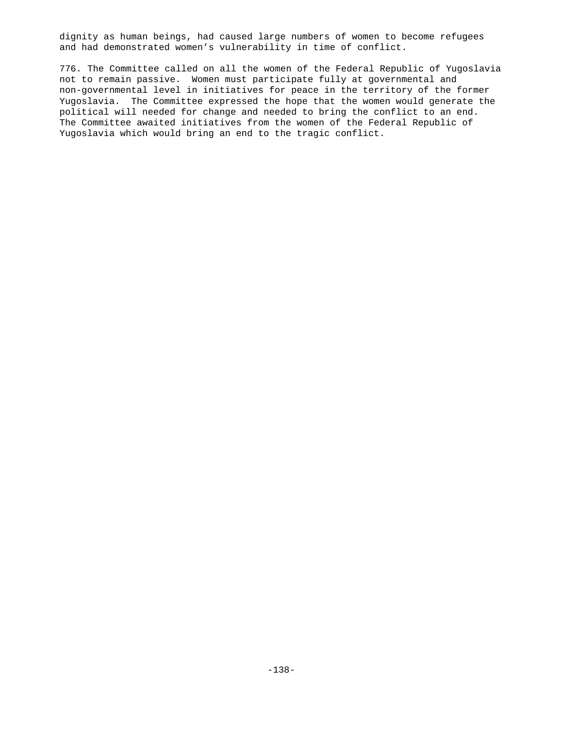dignity as human beings, had caused large numbers of women to become refugees and had demonstrated women's vulnerability in time of conflict.

776. The Committee called on all the women of the Federal Republic of Yugoslavia not to remain passive. Women must participate fully at governmental and non-governmental level in initiatives for peace in the territory of the former Yugoslavia. The Committee expressed the hope that the women would generate the political will needed for change and needed to bring the conflict to an end. The Committee awaited initiatives from the women of the Federal Republic of Yugoslavia which would bring an end to the tragic conflict.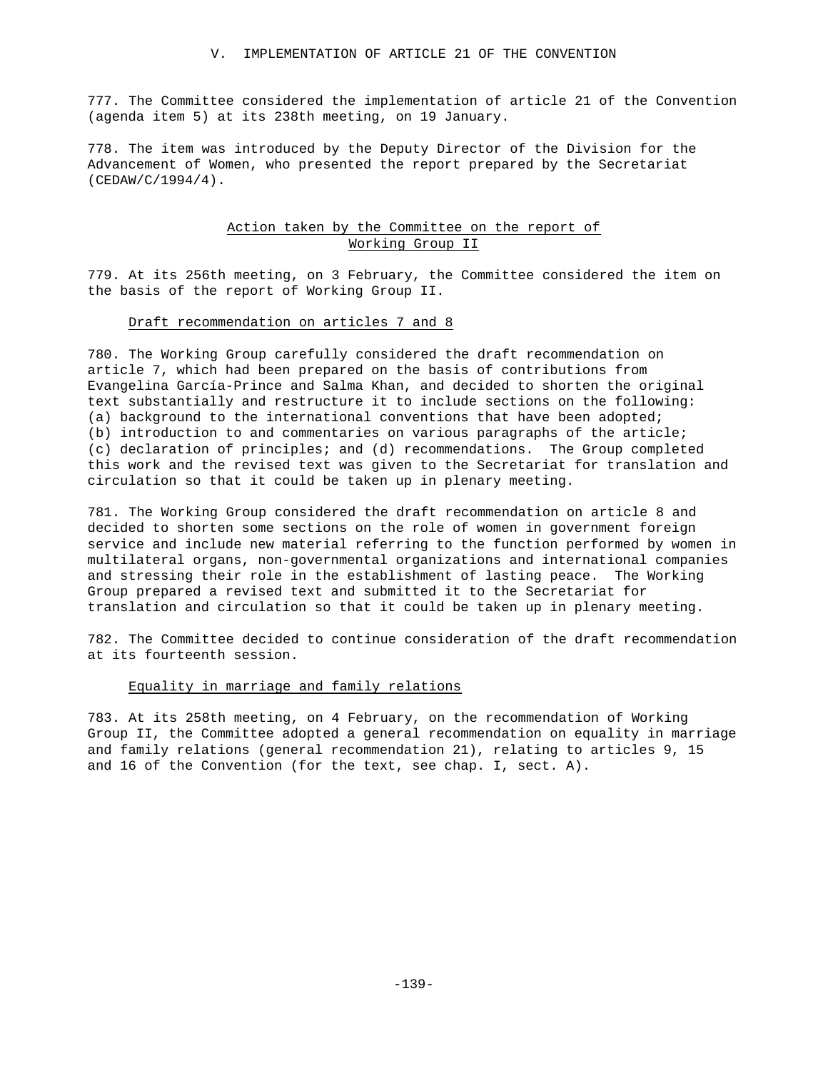## V. IMPLEMENTATION OF ARTICLE 21 OF THE CONVENTION

777. The Committee considered the implementation of article 21 of the Convention (agenda item 5) at its 238th meeting, on 19 January.

778. The item was introduced by the Deputy Director of the Division for the Advancement of Women, who presented the report prepared by the Secretariat (CEDAW/C/1994/4).

### Action taken by the Committee on the report of Working Group II

779. At its 256th meeting, on 3 February, the Committee considered the item on the basis of the report of Working Group II.

#### Draft recommendation on articles 7 and 8

780. The Working Group carefully considered the draft recommendation on article 7, which had been prepared on the basis of contributions from Evangelina García-Prince and Salma Khan, and decided to shorten the original text substantially and restructure it to include sections on the following: (a) background to the international conventions that have been adopted; (b) introduction to and commentaries on various paragraphs of the article; (c) declaration of principles; and (d) recommendations. The Group completed this work and the revised text was given to the Secretariat for translation and circulation so that it could be taken up in plenary meeting.

781. The Working Group considered the draft recommendation on article 8 and decided to shorten some sections on the role of women in government foreign service and include new material referring to the function performed by women in multilateral organs, non-governmental organizations and international companies and stressing their role in the establishment of lasting peace. The Working Group prepared a revised text and submitted it to the Secretariat for translation and circulation so that it could be taken up in plenary meeting.

782. The Committee decided to continue consideration of the draft recommendation at its fourteenth session.

#### Equality in marriage and family relations

783. At its 258th meeting, on 4 February, on the recommendation of Working Group II, the Committee adopted a general recommendation on equality in marriage and family relations (general recommendation 21), relating to articles 9, 15 and 16 of the Convention (for the text, see chap. I, sect. A).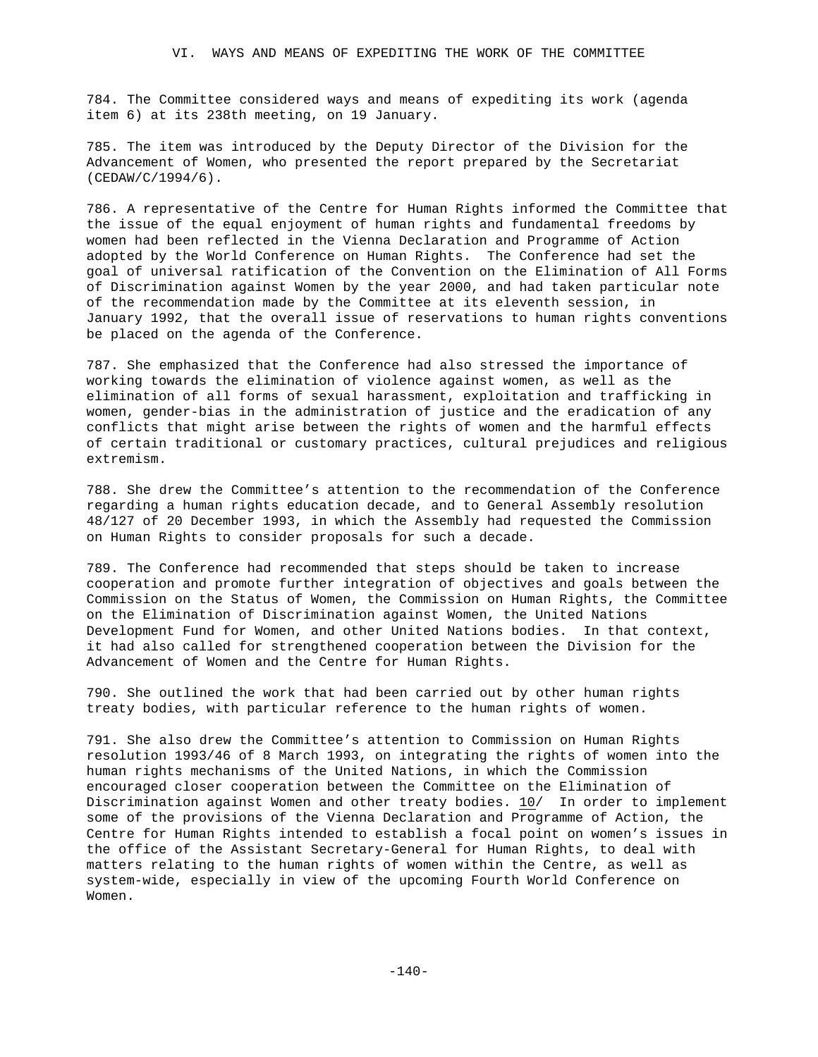## VI. WAYS AND MEANS OF EXPEDITING THE WORK OF THE COMMITTEE

784. The Committee considered ways and means of expediting its work (agenda item 6) at its 238th meeting, on 19 January.

785. The item was introduced by the Deputy Director of the Division for the Advancement of Women, who presented the report prepared by the Secretariat (CEDAW/C/1994/6).

786. A representative of the Centre for Human Rights informed the Committee that the issue of the equal enjoyment of human rights and fundamental freedoms by women had been reflected in the Vienna Declaration and Programme of Action adopted by the World Conference on Human Rights. The Conference had set the goal of universal ratification of the Convention on the Elimination of All Forms of Discrimination against Women by the year 2000, and had taken particular note of the recommendation made by the Committee at its eleventh session, in January 1992, that the overall issue of reservations to human rights conventions be placed on the agenda of the Conference.

787. She emphasized that the Conference had also stressed the importance of working towards the elimination of violence against women, as well as the elimination of all forms of sexual harassment, exploitation and trafficking in women, gender-bias in the administration of justice and the eradication of any conflicts that might arise between the rights of women and the harmful effects of certain traditional or customary practices, cultural prejudices and religious extremism.

788. She drew the Committee's attention to the recommendation of the Conference regarding a human rights education decade, and to General Assembly resolution 48/127 of 20 December 1993, in which the Assembly had requested the Commission on Human Rights to consider proposals for such a decade.

789. The Conference had recommended that steps should be taken to increase cooperation and promote further integration of objectives and goals between the Commission on the Status of Women, the Commission on Human Rights, the Committee on the Elimination of Discrimination against Women, the United Nations Development Fund for Women, and other United Nations bodies. In that context, it had also called for strengthened cooperation between the Division for the Advancement of Women and the Centre for Human Rights.

790. She outlined the work that had been carried out by other human rights treaty bodies, with particular reference to the human rights of women.

791. She also drew the Committee's attention to Commission on Human Rights resolution 1993/46 of 8 March 1993, on integrating the rights of women into the human rights mechanisms of the United Nations, in which the Commission encouraged closer cooperation between the Committee on the Elimination of Discrimination against Women and other treaty bodies. 10/ In order to implement some of the provisions of the Vienna Declaration and Programme of Action, the Centre for Human Rights intended to establish a focal point on women's issues in the office of the Assistant Secretary-General for Human Rights, to deal with matters relating to the human rights of women within the Centre, as well as system-wide, especially in view of the upcoming Fourth World Conference on Women.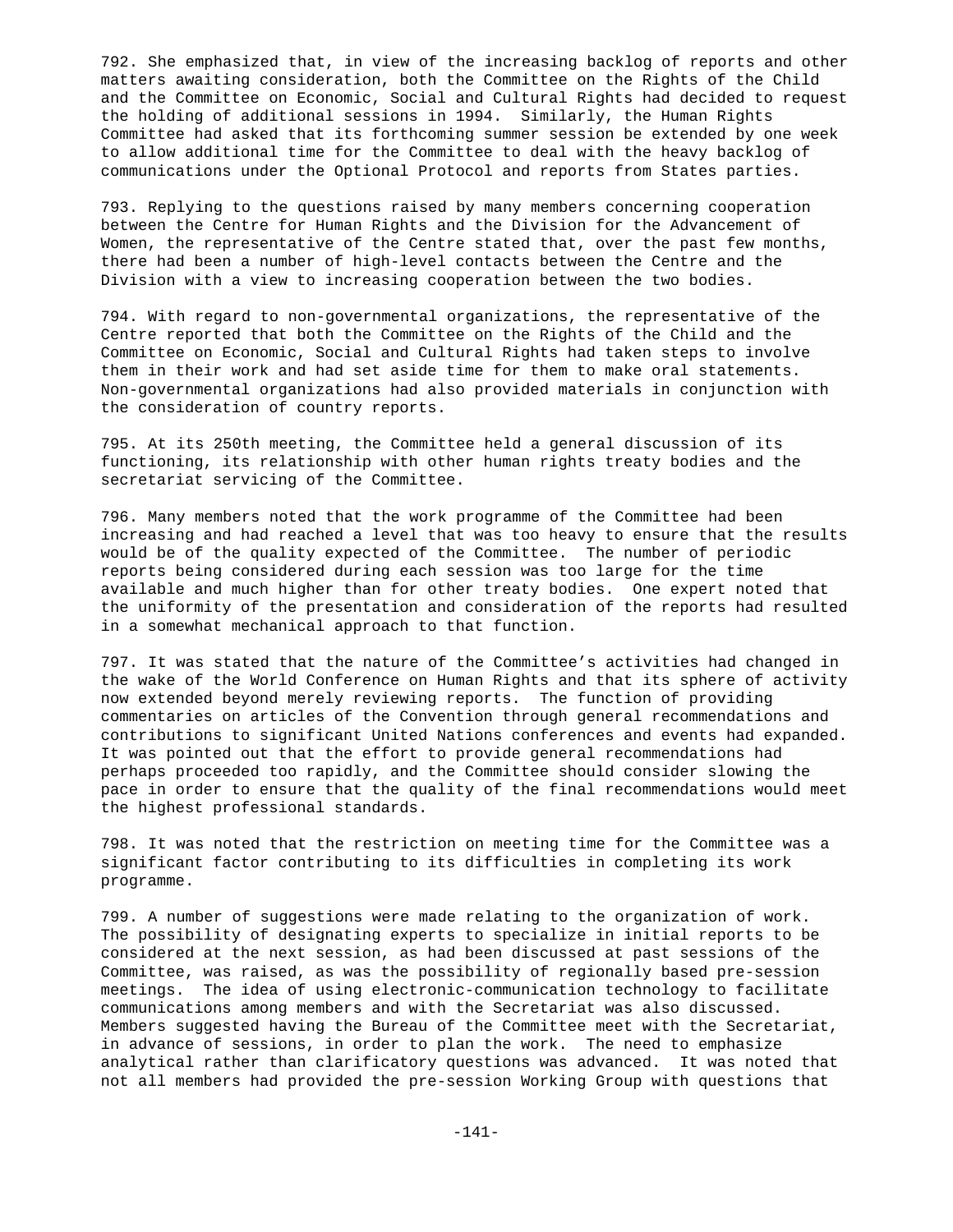792. She emphasized that, in view of the increasing backlog of reports and other matters awaiting consideration, both the Committee on the Rights of the Child and the Committee on Economic, Social and Cultural Rights had decided to request the holding of additional sessions in 1994. Similarly, the Human Rights Committee had asked that its forthcoming summer session be extended by one week to allow additional time for the Committee to deal with the heavy backlog of communications under the Optional Protocol and reports from States parties.

793. Replying to the questions raised by many members concerning cooperation between the Centre for Human Rights and the Division for the Advancement of Women, the representative of the Centre stated that, over the past few months, there had been a number of high-level contacts between the Centre and the Division with a view to increasing cooperation between the two bodies.

794. With regard to non-governmental organizations, the representative of the Centre reported that both the Committee on the Rights of the Child and the Committee on Economic, Social and Cultural Rights had taken steps to involve them in their work and had set aside time for them to make oral statements. Non-governmental organizations had also provided materials in conjunction with the consideration of country reports.

795. At its 250th meeting, the Committee held a general discussion of its functioning, its relationship with other human rights treaty bodies and the secretariat servicing of the Committee.

796. Many members noted that the work programme of the Committee had been increasing and had reached a level that was too heavy to ensure that the results would be of the quality expected of the Committee. The number of periodic reports being considered during each session was too large for the time available and much higher than for other treaty bodies. One expert noted that the uniformity of the presentation and consideration of the reports had resulted in a somewhat mechanical approach to that function.

797. It was stated that the nature of the Committee's activities had changed in the wake of the World Conference on Human Rights and that its sphere of activity now extended beyond merely reviewing reports. The function of providing commentaries on articles of the Convention through general recommendations and contributions to significant United Nations conferences and events had expanded. It was pointed out that the effort to provide general recommendations had perhaps proceeded too rapidly, and the Committee should consider slowing the pace in order to ensure that the quality of the final recommendations would meet the highest professional standards.

798. It was noted that the restriction on meeting time for the Committee was a significant factor contributing to its difficulties in completing its work programme.

799. A number of suggestions were made relating to the organization of work. The possibility of designating experts to specialize in initial reports to be considered at the next session, as had been discussed at past sessions of the Committee, was raised, as was the possibility of regionally based pre-session meetings. The idea of using electronic-communication technology to facilitate communications among members and with the Secretariat was also discussed. Members suggested having the Bureau of the Committee meet with the Secretariat, in advance of sessions, in order to plan the work. The need to emphasize analytical rather than clarificatory questions was advanced. It was noted that not all members had provided the pre-session Working Group with questions that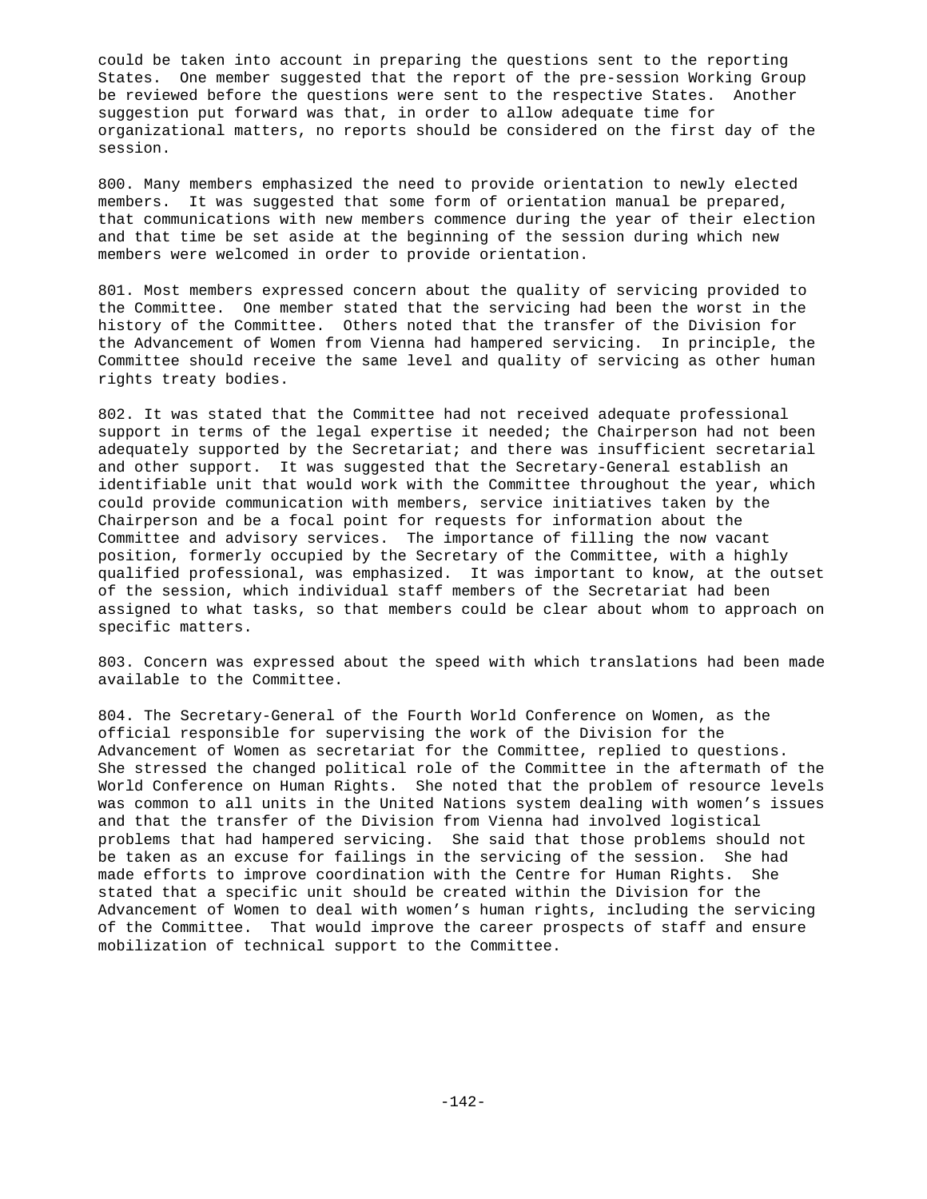could be taken into account in preparing the questions sent to the reporting States. One member suggested that the report of the pre-session Working Group be reviewed before the questions were sent to the respective States. Another suggestion put forward was that, in order to allow adequate time for organizational matters, no reports should be considered on the first day of the session.

800. Many members emphasized the need to provide orientation to newly elected members. It was suggested that some form of orientation manual be prepared, that communications with new members commence during the year of their election and that time be set aside at the beginning of the session during which new members were welcomed in order to provide orientation.

801. Most members expressed concern about the quality of servicing provided to the Committee. One member stated that the servicing had been the worst in the history of the Committee. Others noted that the transfer of the Division for the Advancement of Women from Vienna had hampered servicing. In principle, the Committee should receive the same level and quality of servicing as other human rights treaty bodies.

802. It was stated that the Committee had not received adequate professional support in terms of the legal expertise it needed; the Chairperson had not been adequately supported by the Secretariat; and there was insufficient secretarial and other support. It was suggested that the Secretary-General establish an identifiable unit that would work with the Committee throughout the year, which could provide communication with members, service initiatives taken by the Chairperson and be a focal point for requests for information about the Committee and advisory services. The importance of filling the now vacant position, formerly occupied by the Secretary of the Committee, with a highly qualified professional, was emphasized. It was important to know, at the outset of the session, which individual staff members of the Secretariat had been assigned to what tasks, so that members could be clear about whom to approach on specific matters.

803. Concern was expressed about the speed with which translations had been made available to the Committee.

804. The Secretary-General of the Fourth World Conference on Women, as the official responsible for supervising the work of the Division for the Advancement of Women as secretariat for the Committee, replied to questions. She stressed the changed political role of the Committee in the aftermath of the World Conference on Human Rights. She noted that the problem of resource levels was common to all units in the United Nations system dealing with women's issues and that the transfer of the Division from Vienna had involved logistical problems that had hampered servicing. She said that those problems should not be taken as an excuse for failings in the servicing of the session. She had made efforts to improve coordination with the Centre for Human Rights. She stated that a specific unit should be created within the Division for the Advancement of Women to deal with women's human rights, including the servicing of the Committee. That would improve the career prospects of staff and ensure mobilization of technical support to the Committee.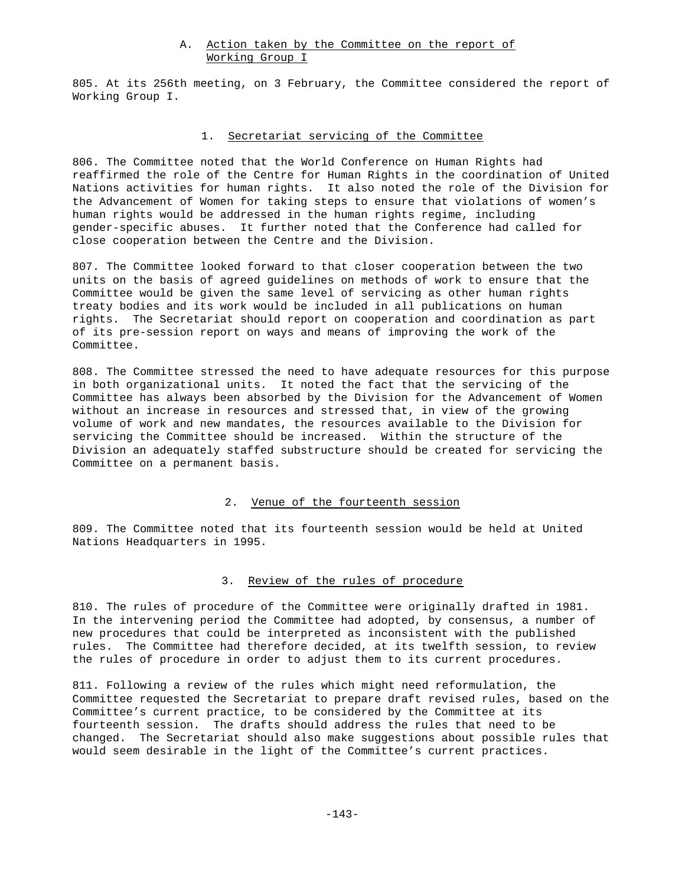## A. Action taken by the Committee on the report of Working Group I

805. At its 256th meeting, on 3 February, the Committee considered the report of Working Group I.

### 1. Secretariat servicing of the Committee

806. The Committee noted that the World Conference on Human Rights had reaffirmed the role of the Centre for Human Rights in the coordination of United Nations activities for human rights. It also noted the role of the Division for the Advancement of Women for taking steps to ensure that violations of women's human rights would be addressed in the human rights regime, including gender-specific abuses. It further noted that the Conference had called for close cooperation between the Centre and the Division.

807. The Committee looked forward to that closer cooperation between the two units on the basis of agreed guidelines on methods of work to ensure that the Committee would be given the same level of servicing as other human rights treaty bodies and its work would be included in all publications on human rights. The Secretariat should report on cooperation and coordination as part of its pre-session report on ways and means of improving the work of the Committee.

808. The Committee stressed the need to have adequate resources for this purpose in both organizational units. It noted the fact that the servicing of the Committee has always been absorbed by the Division for the Advancement of Women without an increase in resources and stressed that, in view of the growing volume of work and new mandates, the resources available to the Division for servicing the Committee should be increased. Within the structure of the Division an adequately staffed substructure should be created for servicing the Committee on a permanent basis.

### 2. Venue of the fourteenth session

809. The Committee noted that its fourteenth session would be held at United Nations Headquarters in 1995.

### 3. Review of the rules of procedure

810. The rules of procedure of the Committee were originally drafted in 1981. In the intervening period the Committee had adopted, by consensus, a number of new procedures that could be interpreted as inconsistent with the published rules. The Committee had therefore decided, at its twelfth session, to review the rules of procedure in order to adjust them to its current procedures.

811. Following a review of the rules which might need reformulation, the Committee requested the Secretariat to prepare draft revised rules, based on the Committee's current practice, to be considered by the Committee at its fourteenth session. The drafts should address the rules that need to be changed. The Secretariat should also make suggestions about possible rules that would seem desirable in the light of the Committee's current practices.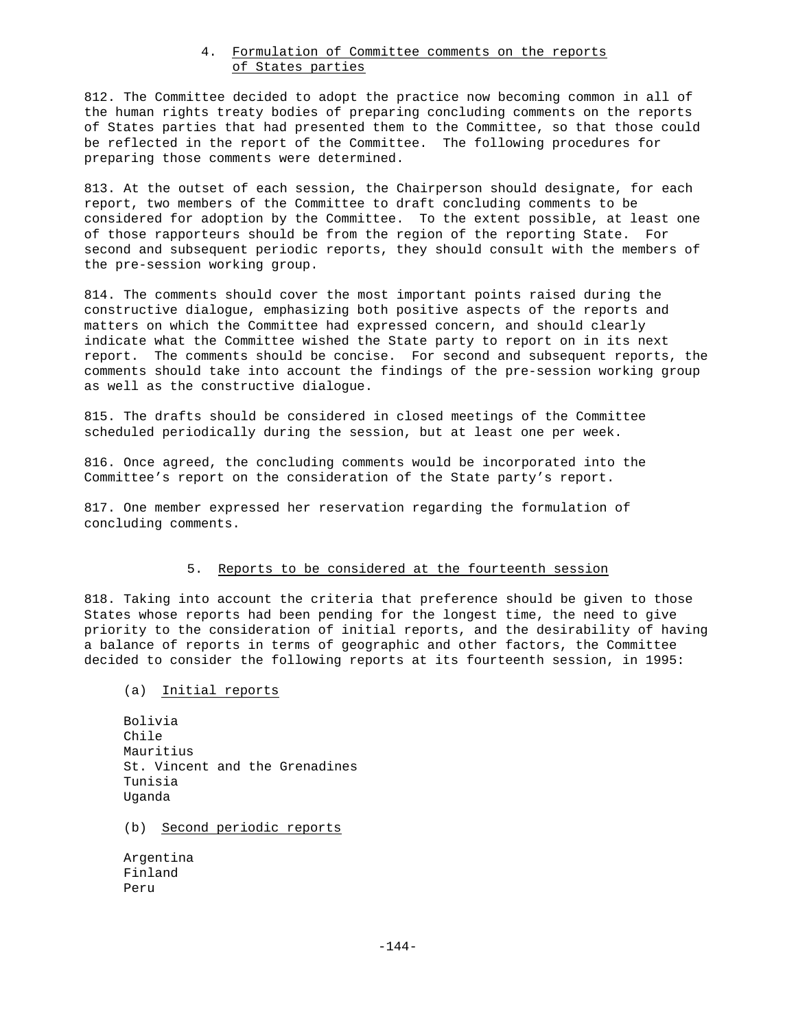### 4. Formulation of Committee comments on the reports of States parties

812. The Committee decided to adopt the practice now becoming common in all of the human rights treaty bodies of preparing concluding comments on the reports of States parties that had presented them to the Committee, so that those could be reflected in the report of the Committee. The following procedures for preparing those comments were determined.

813. At the outset of each session, the Chairperson should designate, for each report, two members of the Committee to draft concluding comments to be considered for adoption by the Committee. To the extent possible, at least one of those rapporteurs should be from the region of the reporting State. For second and subsequent periodic reports, they should consult with the members of the pre-session working group.

814. The comments should cover the most important points raised during the constructive dialogue, emphasizing both positive aspects of the reports and matters on which the Committee had expressed concern, and should clearly indicate what the Committee wished the State party to report on in its next report. The comments should be concise. For second and subsequent reports, the comments should take into account the findings of the pre-session working group as well as the constructive dialogue.

815. The drafts should be considered in closed meetings of the Committee scheduled periodically during the session, but at least one per week.

816. Once agreed, the concluding comments would be incorporated into the Committee's report on the consideration of the State party's report.

817. One member expressed her reservation regarding the formulation of concluding comments.

### 5. Reports to be considered at the fourteenth session

818. Taking into account the criteria that preference should be given to those States whose reports had been pending for the longest time, the need to give priority to the consideration of initial reports, and the desirability of having a balance of reports in terms of geographic and other factors, the Committee decided to consider the following reports at its fourteenth session, in 1995:

(a) Initial reports

Bolivia
Chile
Mauritius
St. Vincent and the Grenadines
Tunisia
Uganda

(b) Second periodic reports

Argentina
Finland
Peru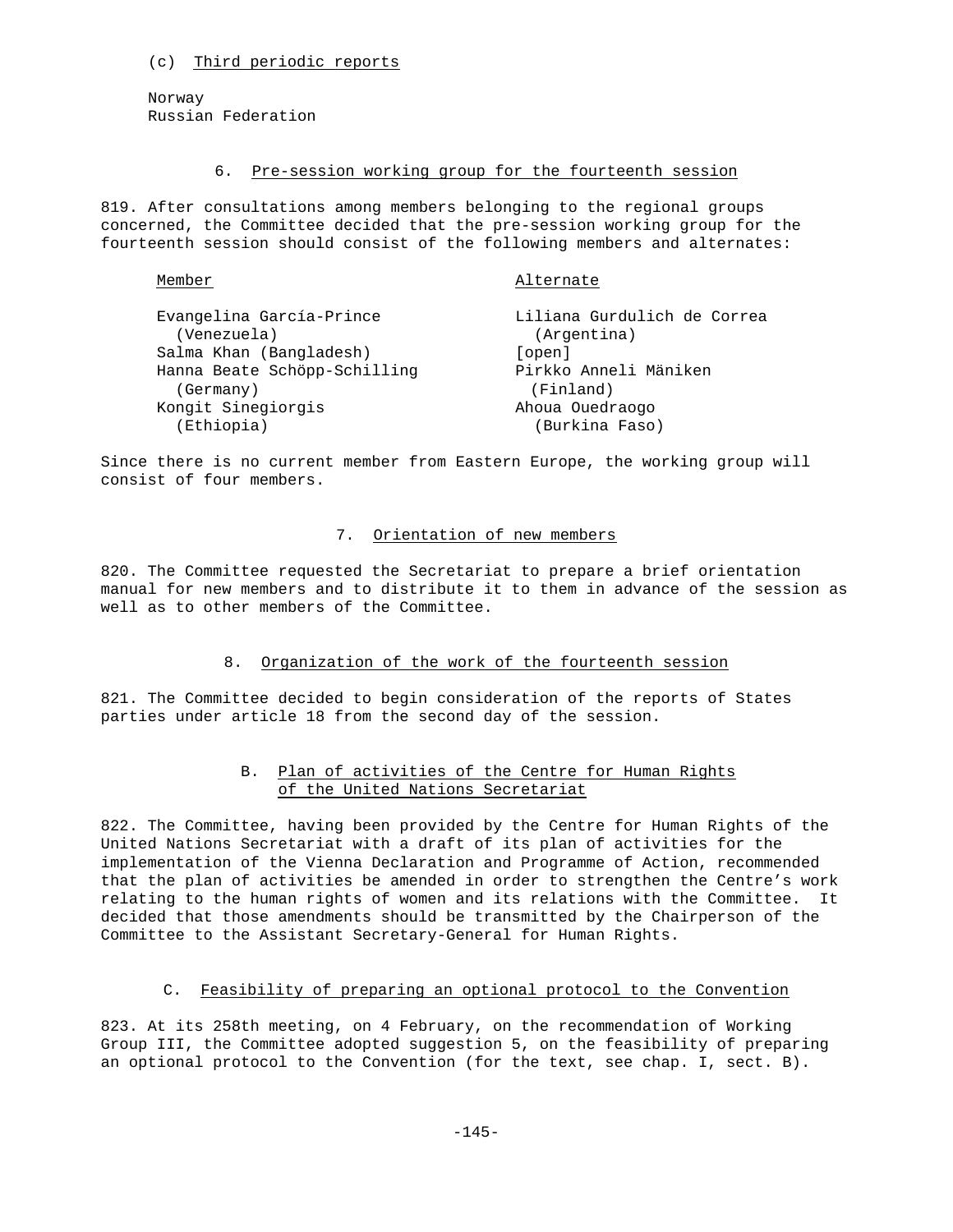(c) Third periodic reports

Norway
Russian Federation

### 6. Pre-session working group for the fourteenth session

819. After consultations among members belonging to the regional groups concerned, the Committee decided that the pre-session working group for the fourteenth session should consist of the following members and alternates:

| Member | Alternate |
|---|---|
| Evangelina García-Prince (Venezuela) | Liliana Gurdulich de Correa (Argentina) |
| Salma Khan (Bangladesh) | [open] |
| Hanna Beate Schöpp-Schilling (Germany) | Pirkko Anneli Mäniken (Finland) |
| Kongit Sinegiorgis (Ethiopia) | Ahoua Ouedraogo (Burkina Faso) |

Since there is no current member from Eastern Europe, the working group will consist of four members.

### 7. Orientation of new members

820. The Committee requested the Secretariat to prepare a brief orientation manual for new members and to distribute it to them in advance of the session as well as to other members of the Committee.

### 8. Organization of the work of the fourteenth session

821. The Committee decided to begin consideration of the reports of States parties under article 18 from the second day of the session.

## B. Plan of activities of the Centre for Human Rights of the United Nations Secretariat

822. The Committee, having been provided by the Centre for Human Rights of the United Nations Secretariat with a draft of its plan of activities for the implementation of the Vienna Declaration and Programme of Action, recommended that the plan of activities be amended in order to strengthen the Centre's work relating to the human rights of women and its relations with the Committee. It decided that those amendments should be transmitted by the Chairperson of the Committee to the Assistant Secretary-General for Human Rights.

## C. Feasibility of preparing an optional protocol to the Convention

823. At its 258th meeting, on 4 February, on the recommendation of Working Group III, the Committee adopted suggestion 5, on the feasibility of preparing an optional protocol to the Convention (for the text, see chap. I, sect. B).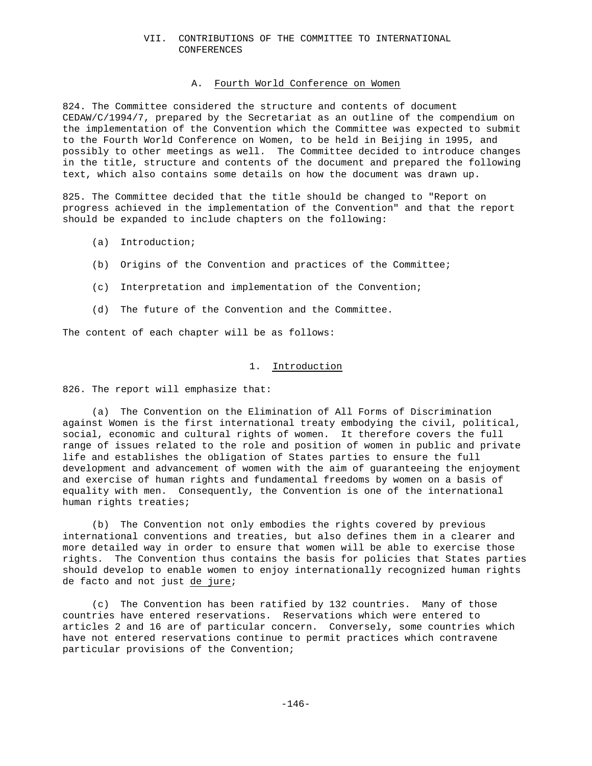## VII. CONTRIBUTIONS OF THE COMMITTEE TO INTERNATIONAL CONFERENCES

### A. Fourth World Conference on Women

824. The Committee considered the structure and contents of document CEDAW/C/1994/7, prepared by the Secretariat as an outline of the compendium on the implementation of the Convention which the Committee was expected to submit to the Fourth World Conference on Women, to be held in Beijing in 1995, and possibly to other meetings as well. The Committee decided to introduce changes in the title, structure and contents of the document and prepared the following text, which also contains some details on how the document was drawn up.

825. The Committee decided that the title should be changed to "Report on progress achieved in the implementation of the Convention" and that the report should be expanded to include chapters on the following:

(a) Introduction;

(b) Origins of the Convention and practices of the Committee;

(c) Interpretation and implementation of the Convention;

(d) The future of the Convention and the Committee.

The content of each chapter will be as follows:

#### 1. Introduction

826. The report will emphasize that:

(a) The Convention on the Elimination of All Forms of Discrimination against Women is the first international treaty embodying the civil, political, social, economic and cultural rights of women. It therefore covers the full range of issues related to the role and position of women in public and private life and establishes the obligation of States parties to ensure the full development and advancement of women with the aim of guaranteeing the enjoyment and exercise of human rights and fundamental freedoms by women on a basis of equality with men. Consequently, the Convention is one of the international human rights treaties;

(b) The Convention not only embodies the rights covered by previous international conventions and treaties, but also defines them in a clearer and more detailed way in order to ensure that women will be able to exercise those rights. The Convention thus contains the basis for policies that States parties should develop to enable women to enjoy internationally recognized human rights de facto and not just *de jure*;

(c) The Convention has been ratified by 132 countries. Many of those countries have entered reservations. Reservations which were entered to articles 2 and 16 are of particular concern. Conversely, some countries which have not entered reservations continue to permit practices which contravene particular provisions of the Convention;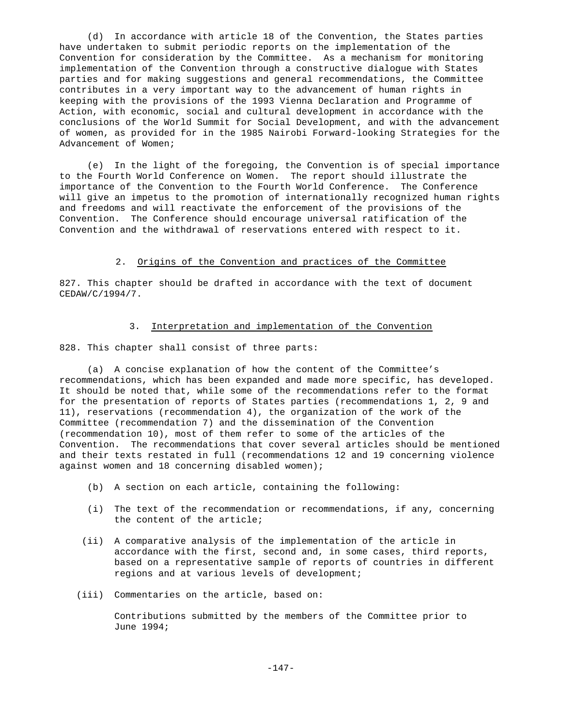(d) In accordance with article 18 of the Convention, the States parties have undertaken to submit periodic reports on the implementation of the Convention for consideration by the Committee. As a mechanism for monitoring implementation of the Convention through a constructive dialogue with States parties and for making suggestions and general recommendations, the Committee contributes in a very important way to the advancement of human rights in keeping with the provisions of the 1993 Vienna Declaration and Programme of Action, with economic, social and cultural development in accordance with the conclusions of the World Summit for Social Development, and with the advancement of women, as provided for in the 1985 Nairobi Forward-looking Strategies for the Advancement of Women;

(e) In the light of the foregoing, the Convention is of special importance to the Fourth World Conference on Women. The report should illustrate the importance of the Convention to the Fourth World Conference. The Conference will give an impetus to the promotion of internationally recognized human rights and freedoms and will reactivate the enforcement of the provisions of the Convention. The Conference should encourage universal ratification of the Convention and the withdrawal of reservations entered with respect to it.

### 2. Origins of the Convention and practices of the Committee

827. This chapter should be drafted in accordance with the text of document CEDAW/C/1994/7.

### 3. Interpretation and implementation of the Convention

828. This chapter shall consist of three parts:

(a) A concise explanation of how the content of the Committee's recommendations, which has been expanded and made more specific, has developed. It should be noted that, while some of the recommendations refer to the format for the presentation of reports of States parties (recommendations 1, 2, 9 and 11), reservations (recommendation 4), the organization of the work of the Committee (recommendation 7) and the dissemination of the Convention (recommendation 10), most of them refer to some of the articles of the Convention. The recommendations that cover several articles should be mentioned and their texts restated in full (recommendations 12 and 19 concerning violence against women and 18 concerning disabled women);

(b) A section on each article, containing the following:

(i) The text of the recommendation or recommendations, if any, concerning the content of the article;

(ii) A comparative analysis of the implementation of the article in accordance with the first, second and, in some cases, third reports, based on a representative sample of reports of countries in different regions and at various levels of development;

(iii) Commentaries on the article, based on:

Contributions submitted by the members of the Committee prior to June 1994;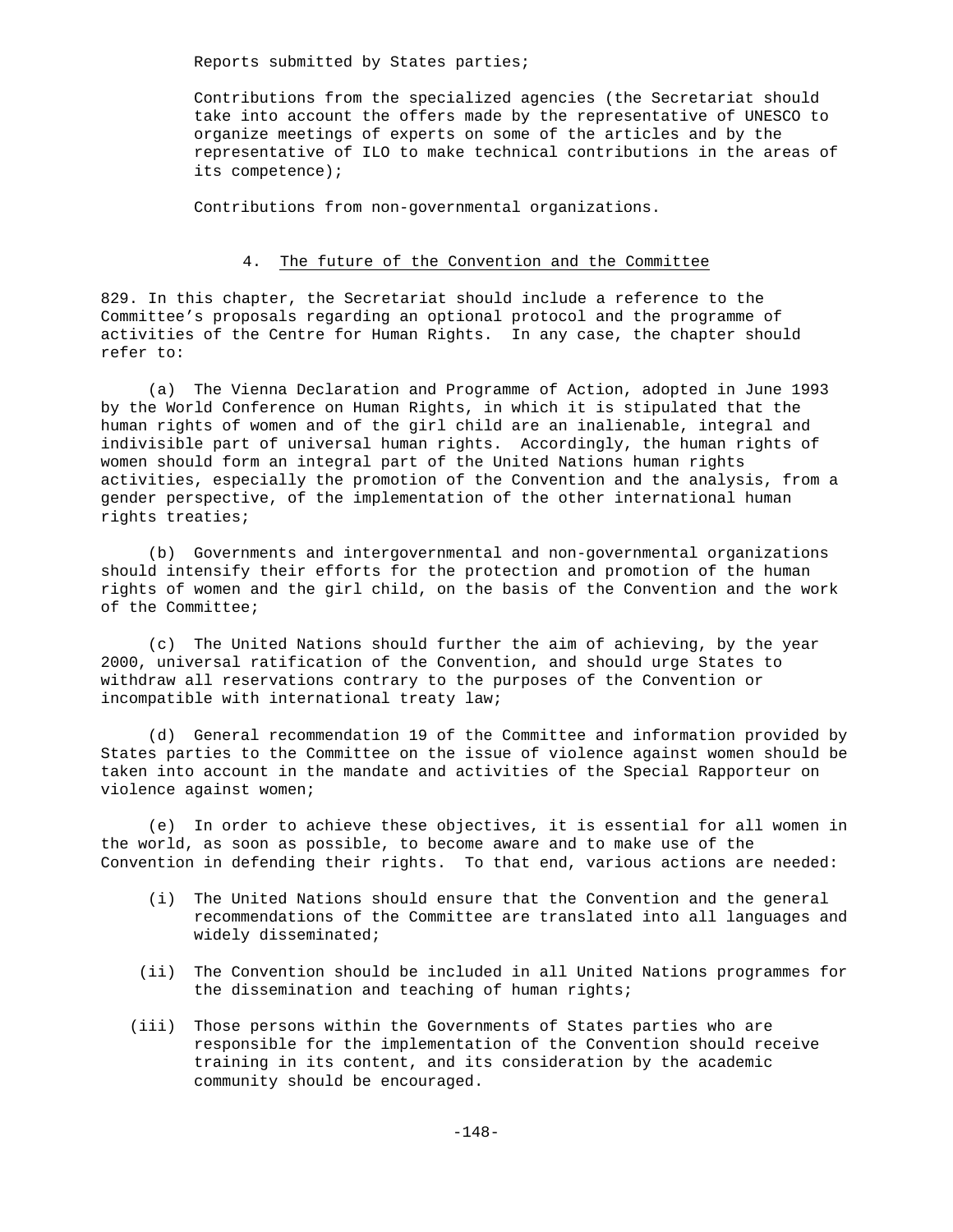Reports submitted by States parties;

Contributions from the specialized agencies (the Secretariat should take into account the offers made by the representative of UNESCO to organize meetings of experts on some of the articles and by the representative of ILO to make technical contributions in the areas of its competence);

Contributions from non-governmental organizations.

### 4. The future of the Convention and the Committee

829. In this chapter, the Secretariat should include a reference to the Committee's proposals regarding an optional protocol and the programme of activities of the Centre for Human Rights. In any case, the chapter should refer to:

(a) The Vienna Declaration and Programme of Action, adopted in June 1993 by the World Conference on Human Rights, in which it is stipulated that the human rights of women and of the girl child are an inalienable, integral and indivisible part of universal human rights. Accordingly, the human rights of women should form an integral part of the United Nations human rights activities, especially the promotion of the Convention and the analysis, from a gender perspective, of the implementation of the other international human rights treaties;

(b) Governments and intergovernmental and non-governmental organizations should intensify their efforts for the protection and promotion of the human rights of women and the girl child, on the basis of the Convention and the work of the Committee;

(c) The United Nations should further the aim of achieving, by the year 2000, universal ratification of the Convention, and should urge States to withdraw all reservations contrary to the purposes of the Convention or incompatible with international treaty law;

(d) General recommendation 19 of the Committee and information provided by States parties to the Committee on the issue of violence against women should be taken into account in the mandate and activities of the Special Rapporteur on violence against women;

(e) In order to achieve these objectives, it is essential for all women in the world, as soon as possible, to become aware and to make use of the Convention in defending their rights. To that end, various actions are needed:

(i) The United Nations should ensure that the Convention and the general recommendations of the Committee are translated into all languages and widely disseminated;

(ii) The Convention should be included in all United Nations programmes for the dissemination and teaching of human rights;

(iii) Those persons within the Governments of States parties who are responsible for the implementation of the Convention should receive training in its content, and its consideration by the academic community should be encouraged.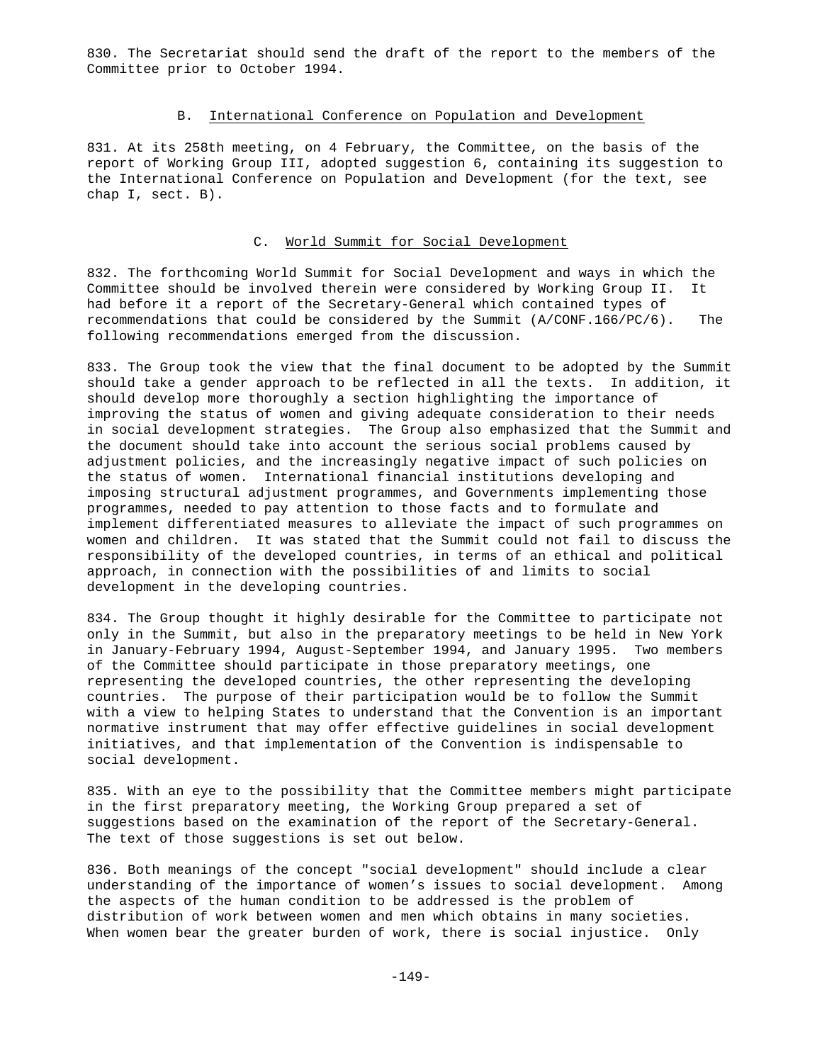830. The Secretariat should send the draft of the report to the members of the Committee prior to October 1994.

### B. International Conference on Population and Development

831. At its 258th meeting, on 4 February, the Committee, on the basis of the report of Working Group III, adopted suggestion 6, containing its suggestion to the International Conference on Population and Development (for the text, see chap I, sect. B).

### C. World Summit for Social Development

832. The forthcoming World Summit for Social Development and ways in which the Committee should be involved therein were considered by Working Group II. It had before it a report of the Secretary-General which contained types of recommendations that could be considered by the Summit (A/CONF.166/PC/6). The following recommendations emerged from the discussion.

833. The Group took the view that the final document to be adopted by the Summit should take a gender approach to be reflected in all the texts. In addition, it should develop more thoroughly a section highlighting the importance of improving the status of women and giving adequate consideration to their needs in social development strategies. The Group also emphasized that the Summit and the document should take into account the serious social problems caused by adjustment policies, and the increasingly negative impact of such policies on the status of women. International financial institutions developing and imposing structural adjustment programmes, and Governments implementing those programmes, needed to pay attention to those facts and to formulate and implement differentiated measures to alleviate the impact of such programmes on women and children. It was stated that the Summit could not fail to discuss the responsibility of the developed countries, in terms of an ethical and political approach, in connection with the possibilities of and limits to social development in the developing countries.

834. The Group thought it highly desirable for the Committee to participate not only in the Summit, but also in the preparatory meetings to be held in New York in January-February 1994, August-September 1994, and January 1995. Two members of the Committee should participate in those preparatory meetings, one representing the developed countries, the other representing the developing countries. The purpose of their participation would be to follow the Summit with a view to helping States to understand that the Convention is an important normative instrument that may offer effective guidelines in social development initiatives, and that implementation of the Convention is indispensable to social development.

835. With an eye to the possibility that the Committee members might participate in the first preparatory meeting, the Working Group prepared a set of suggestions based on the examination of the report of the Secretary-General. The text of those suggestions is set out below.

836. Both meanings of the concept "social development" should include a clear understanding of the importance of women's issues to social development. Among the aspects of the human condition to be addressed is the problem of distribution of work between women and men which obtains in many societies. When women bear the greater burden of work, there is social injustice. Only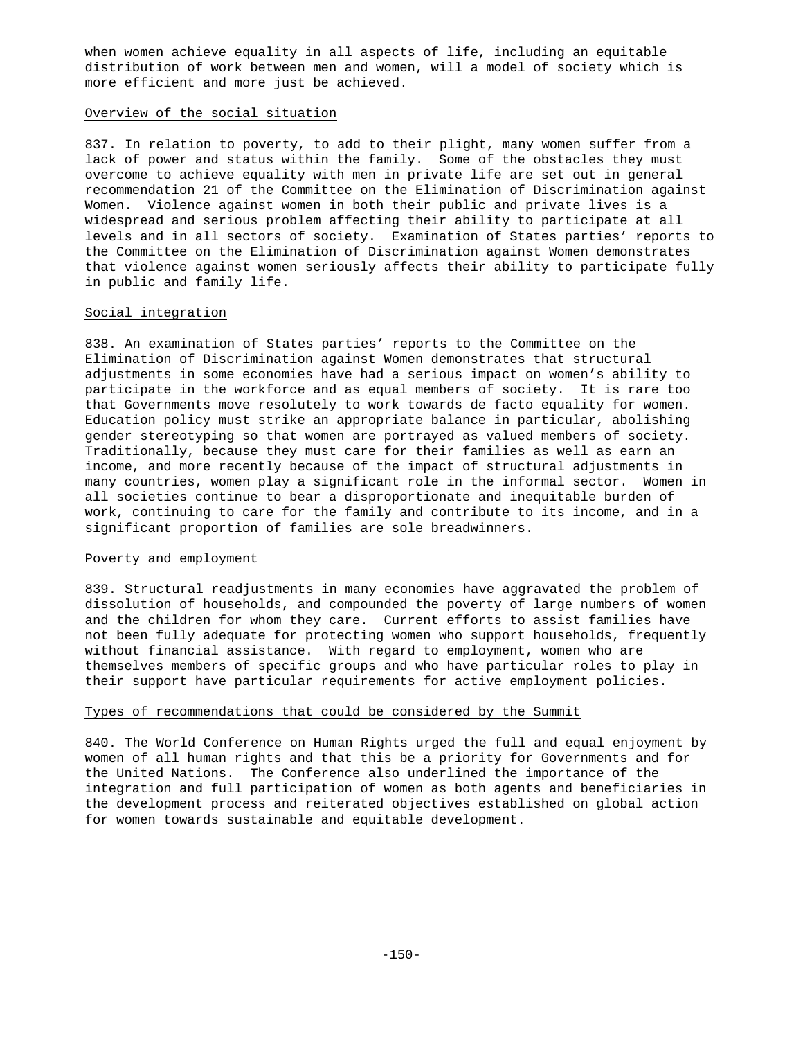when women achieve equality in all aspects of life, including an equitable distribution of work between men and women, will a model of society which is more efficient and more just be achieved.

Overview of the social situation

837. In relation to poverty, to add to their plight, many women suffer from a lack of power and status within the family. Some of the obstacles they must overcome to achieve equality with men in private life are set out in general recommendation 21 of the Committee on the Elimination of Discrimination against Women. Violence against women in both their public and private lives is a widespread and serious problem affecting their ability to participate at all levels and in all sectors of society. Examination of States parties' reports to the Committee on the Elimination of Discrimination against Women demonstrates that violence against women seriously affects their ability to participate fully in public and family life.

Social integration

838. An examination of States parties' reports to the Committee on the Elimination of Discrimination against Women demonstrates that structural adjustments in some economies have had a serious impact on women's ability to participate in the workforce and as equal members of society. It is rare too that Governments move resolutely to work towards de facto equality for women. Education policy must strike an appropriate balance in particular, abolishing gender stereotyping so that women are portrayed as valued members of society. Traditionally, because they must care for their families as well as earn an income, and more recently because of the impact of structural adjustments in many countries, women play a significant role in the informal sector. Women in all societies continue to bear a disproportionate and inequitable burden of work, continuing to care for the family and contribute to its income, and in a significant proportion of families are sole breadwinners.

Poverty and employment

839. Structural readjustments in many economies have aggravated the problem of dissolution of households, and compounded the poverty of large numbers of women and the children for whom they care. Current efforts to assist families have not been fully adequate for protecting women who support households, frequently without financial assistance. With regard to employment, women who are themselves members of specific groups and who have particular roles to play in their support have particular requirements for active employment policies.

Types of recommendations that could be considered by the Summit

840. The World Conference on Human Rights urged the full and equal enjoyment by women of all human rights and that this be a priority for Governments and for the United Nations. The Conference also underlined the importance of the integration and full participation of women as both agents and beneficiaries in the development process and reiterated objectives established on global action for women towards sustainable and equitable development.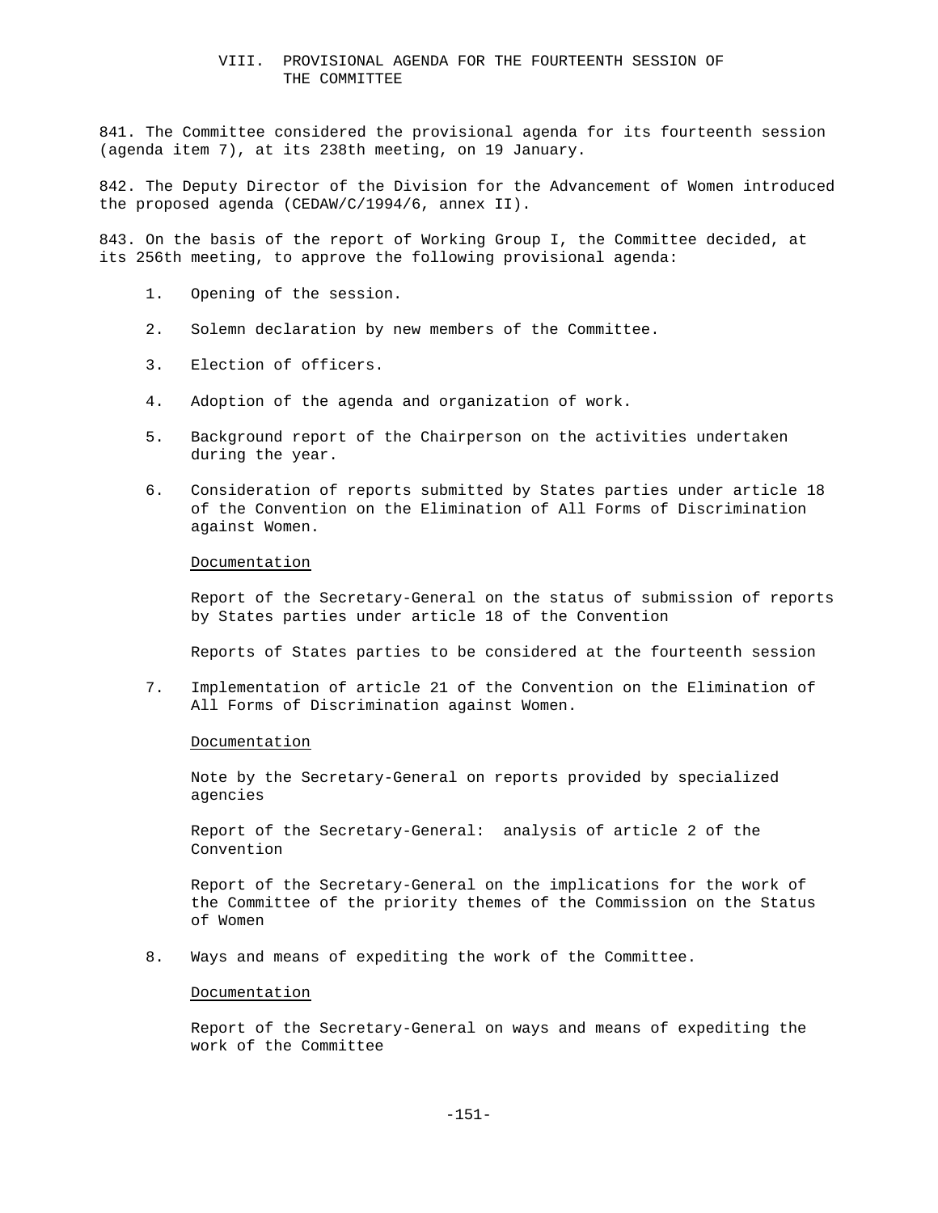## VIII. PROVISIONAL AGENDA FOR THE FOURTEENTH SESSION OF THE COMMITTEE

841. The Committee considered the provisional agenda for its fourteenth session (agenda item 7), at its 238th meeting, on 19 January.

842. The Deputy Director of the Division for the Advancement of Women introduced the proposed agenda (CEDAW/C/1994/6, annex II).

843. On the basis of the report of Working Group I, the Committee decided, at its 256th meeting, to approve the following provisional agenda:

1. Opening of the session.

2. Solemn declaration by new members of the Committee.

3. Election of officers.

4. Adoption of the agenda and organization of work.

5. Background report of the Chairperson on the activities undertaken during the year.

6. Consideration of reports submitted by States parties under article 18 of the Convention on the Elimination of All Forms of Discrimination against Women.

   Documentation

   Report of the Secretary-General on the status of submission of reports by States parties under article 18 of the Convention

   Reports of States parties to be considered at the fourteenth session

7. Implementation of article 21 of the Convention on the Elimination of All Forms of Discrimination against Women.

   Documentation

   Note by the Secretary-General on reports provided by specialized agencies

   Report of the Secretary-General: analysis of article 2 of the Convention

   Report of the Secretary-General on the implications for the work of the Committee of the priority themes of the Commission on the Status of Women

8. Ways and means of expediting the work of the Committee.

   Documentation

   Report of the Secretary-General on ways and means of expediting the work of the Committee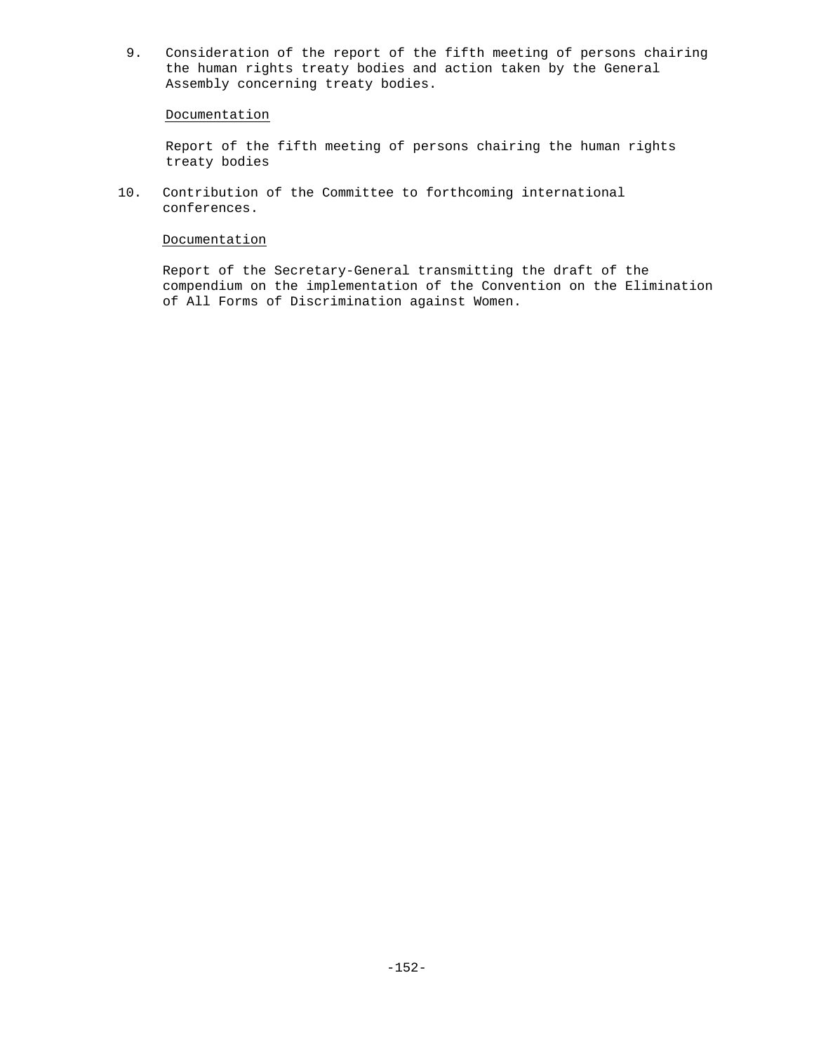9. Consideration of the report of the fifth meeting of persons chairing the human rights treaty bodies and action taken by the General Assembly concerning treaty bodies.

   Documentation

   Report of the fifth meeting of persons chairing the human rights treaty bodies

10. Contribution of the Committee to forthcoming international conferences.

    Documentation

    Report of the Secretary-General transmitting the draft of the compendium on the implementation of the Convention on the Elimination of All Forms of Discrimination against Women.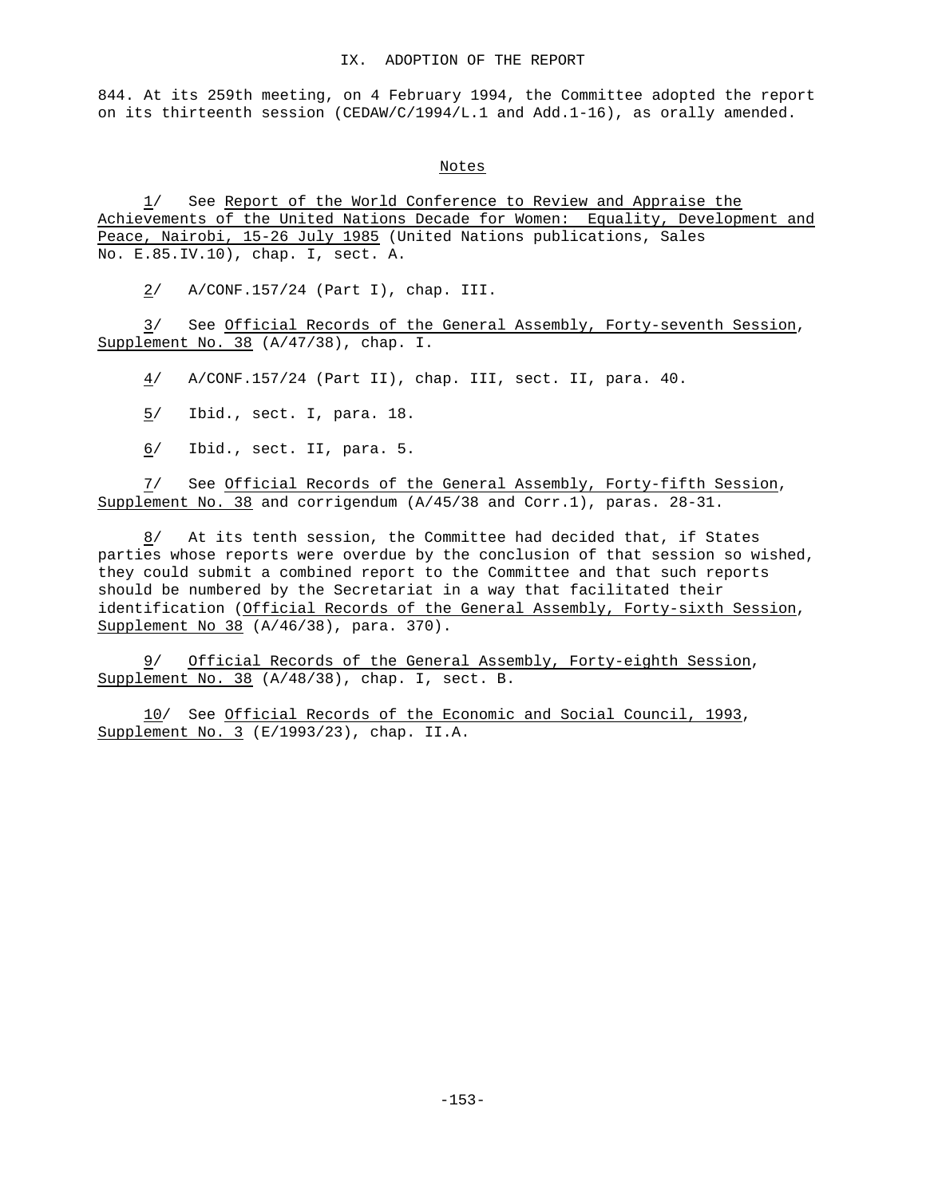## IX. ADOPTION OF THE REPORT

844. At its 259th meeting, on 4 February 1994, the Committee adopted the report on its thirteenth session (CEDAW/C/1994/L.1 and Add.1-16), as orally amended.

### Notes

1/ See *Report of the World Conference to Review and Appraise the Achievements of the United Nations Decade for Women: Equality, Development and Peace, Nairobi, 15-26 July 1985* (United Nations publications, Sales No. E.85.IV.10), chap. I, sect. A.

2/ A/CONF.157/24 (Part I), chap. III.

3/ See *Official Records of the General Assembly, Forty-seventh Session, Supplement No. 38* (A/47/38), chap. I.

4/ A/CONF.157/24 (Part II), chap. III, sect. II, para. 40.

5/ Ibid., sect. I, para. 18.

6/ Ibid., sect. II, para. 5.

7/ See *Official Records of the General Assembly, Forty-fifth Session, Supplement No. 38* and corrigendum (A/45/38 and Corr.1), paras. 28-31.

8/ At its tenth session, the Committee had decided that, if States parties whose reports were overdue by the conclusion of that session so wished, they could submit a combined report to the Committee and that such reports should be numbered by the Secretariat in a way that facilitated their identification (*Official Records of the General Assembly, Forty-sixth Session, Supplement No 38* (A/46/38), para. 370).

9/ *Official Records of the General Assembly, Forty-eighth Session, Supplement No. 38* (A/48/38), chap. I, sect. B.

10/ See *Official Records of the Economic and Social Council, 1993, Supplement No. 3* (E/1993/23), chap. II.A.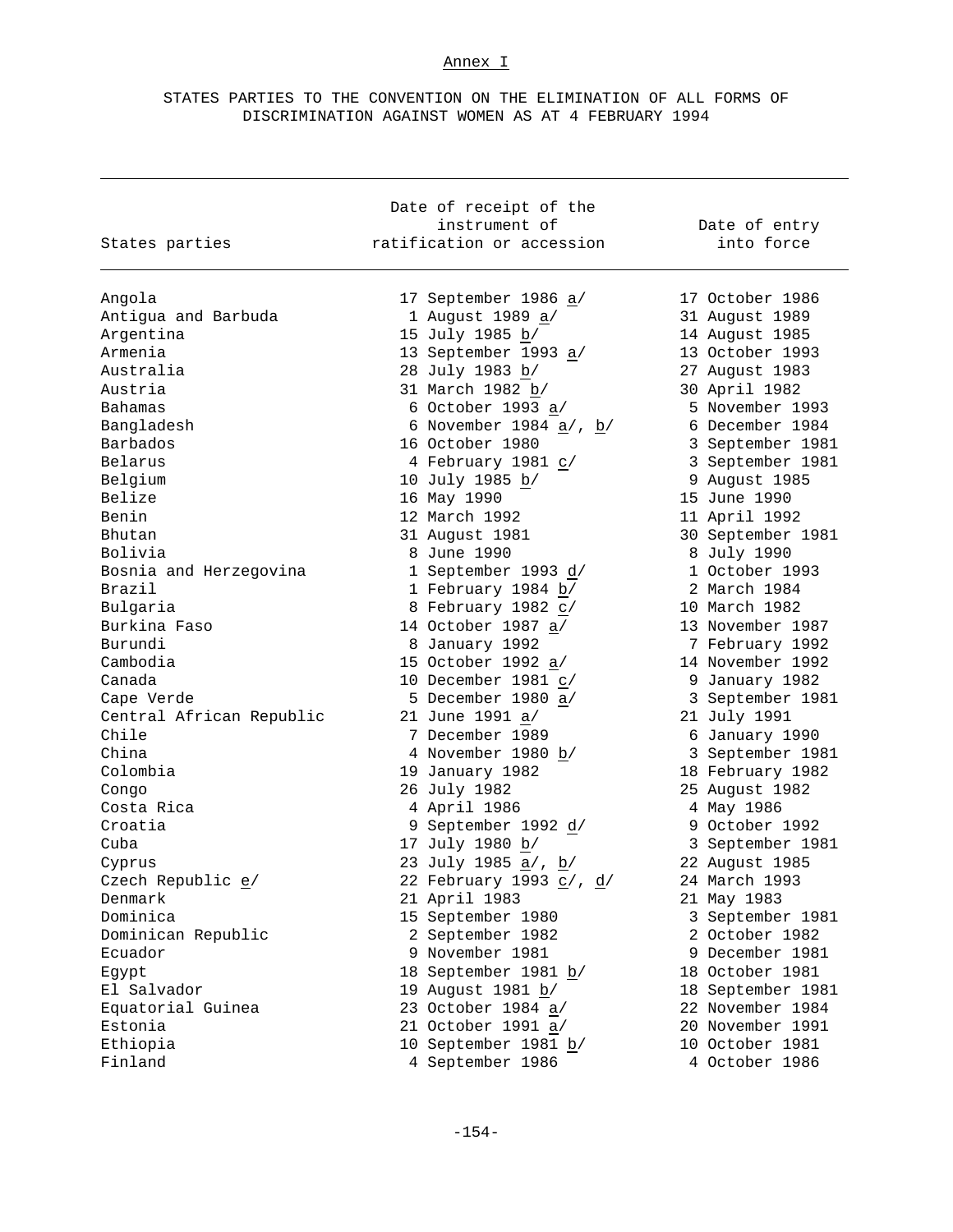Annex I

# STATES PARTIES TO THE CONVENTION ON THE ELIMINATION OF ALL FORMS OF DISCRIMINATION AGAINST WOMEN AS AT 4 FEBRUARY 1994

| States parties | Date of receipt of the instrument of ratification or accession | Date of entry into force |
|---|---|---|
| Angola | 17 September 1986 a/ | 17 October 1986 |
| Antigua and Barbuda | 1 August 1989 a/ | 31 August 1989 |
| Argentina | 15 July 1985 b/ | 14 August 1985 |
| Armenia | 13 September 1993 a/ | 13 October 1993 |
| Australia | 28 July 1983 b/ | 27 August 1983 |
| Austria | 31 March 1982 b/ | 30 April 1982 |
| Bahamas | 6 October 1993 a/ | 5 November 1993 |
| Bangladesh | 6 November 1984 a/, b/ | 6 December 1984 |
| Barbados | 16 October 1980 | 3 September 1981 |
| Belarus | 4 February 1981 c/ | 3 September 1981 |
| Belgium | 10 July 1985 b/ | 9 August 1985 |
| Belize | 16 May 1990 | 15 June 1990 |
| Benin | 12 March 1992 | 11 April 1992 |
| Bhutan | 31 August 1981 | 30 September 1981 |
| Bolivia | 8 June 1990 | 8 July 1990 |
| Bosnia and Herzegovina | 1 September 1993 d/ | 1 October 1993 |
| Brazil | 1 February 1984 b/ | 2 March 1984 |
| Bulgaria | 8 February 1982 c/ | 10 March 1982 |
| Burkina Faso | 14 October 1987 a/ | 13 November 1987 |
| Burundi | 8 January 1992 | 7 February 1992 |
| Cambodia | 15 October 1992 a/ | 14 November 1992 |
| Canada | 10 December 1981 c/ | 9 January 1982 |
| Cape Verde | 5 December 1980 a/ | 3 September 1981 |
| Central African Republic | 21 June 1991 a/ | 21 July 1991 |
| Chile | 7 December 1989 | 6 January 1990 |
| China | 4 November 1980 b/ | 3 September 1981 |
| Colombia | 19 January 1982 | 18 February 1982 |
| Congo | 26 July 1982 | 25 August 1982 |
| Costa Rica | 4 April 1986 | 4 May 1986 |
| Croatia | 9 September 1992 d/ | 9 October 1992 |
| Cuba | 17 July 1980 b/ | 3 September 1981 |
| Cyprus | 23 July 1985 a/, b/ | 22 August 1985 |
| Czech Republic e/ | 22 February 1993 c/, d/ | 24 March 1993 |
| Denmark | 21 April 1983 | 21 May 1983 |
| Dominica | 15 September 1980 | 3 September 1981 |
| Dominican Republic | 2 September 1982 | 2 October 1982 |
| Ecuador | 9 November 1981 | 9 December 1981 |
| Egypt | 18 September 1981 b/ | 18 October 1981 |
| El Salvador | 19 August 1981 b/ | 18 September 1981 |
| Equatorial Guinea | 23 October 1984 a/ | 22 November 1984 |
| Estonia | 21 October 1991 a/ | 20 November 1991 |
| Ethiopia | 10 September 1981 b/ | 10 October 1981 |
| Finland | 4 September 1986 | 4 October 1986 |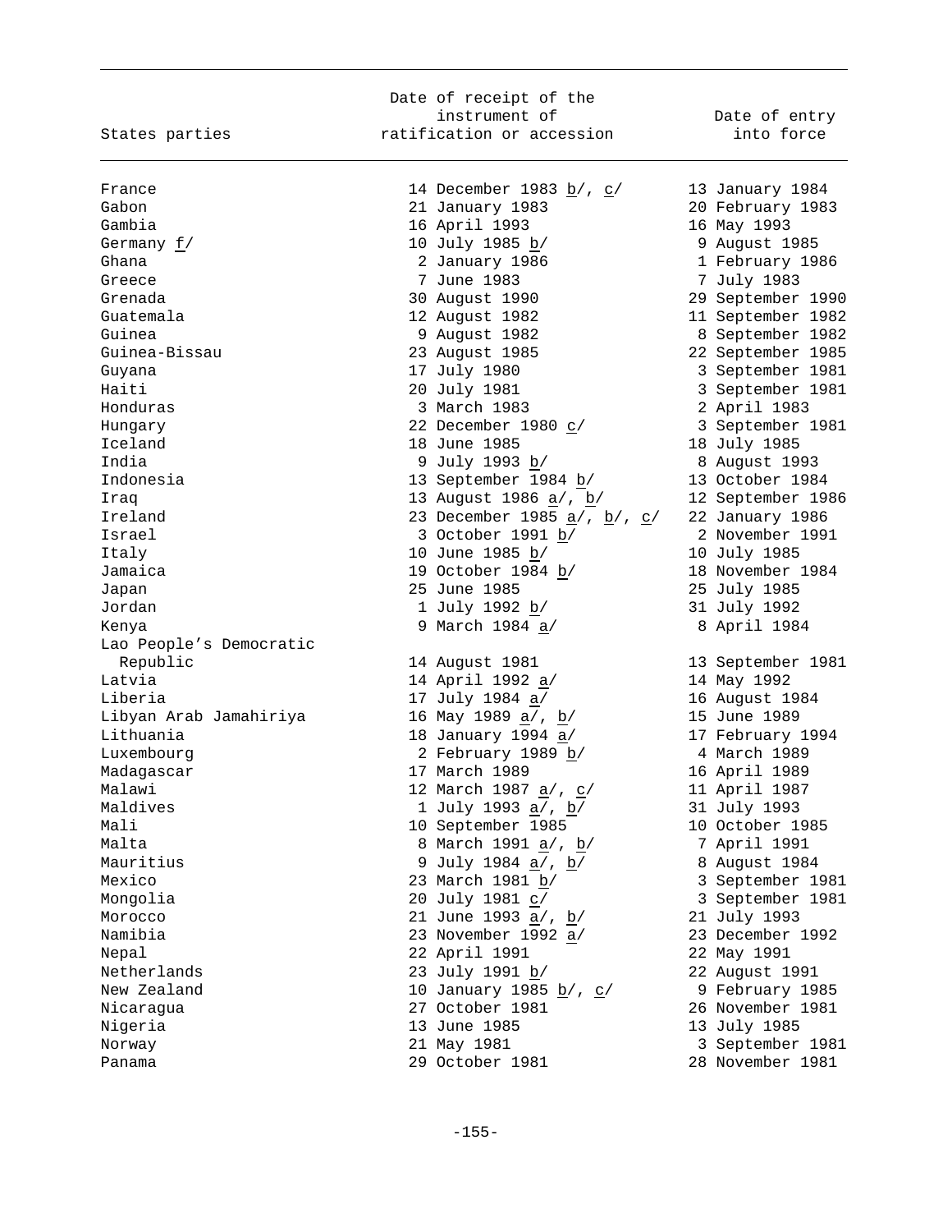| States parties | Date of receipt of the instrument of ratification or accession | Date of entry into force |
|---|---|---|
| France | 14 December 1983 b/, c/ | 13 January 1984 |
| Gabon | 21 January 1983 | 20 February 1983 |
| Gambia | 16 April 1993 | 16 May 1993 |
| Germany f/ | 10 July 1985 b/ | 9 August 1985 |
| Ghana | 2 January 1986 | 1 February 1986 |
| Greece | 7 June 1983 | 7 July 1983 |
| Grenada | 30 August 1990 | 29 September 1990 |
| Guatemala | 12 August 1982 | 11 September 1982 |
| Guinea | 9 August 1982 | 8 September 1982 |
| Guinea-Bissau | 23 August 1985 | 22 September 1985 |
| Guyana | 17 July 1980 | 3 September 1981 |
| Haiti | 20 July 1981 | 3 September 1981 |
| Honduras | 3 March 1983 | 2 April 1983 |
| Hungary | 22 December 1980 c/ | 3 September 1981 |
| Iceland | 18 June 1985 | 18 July 1985 |
| India | 9 July 1993 b/ | 8 August 1993 |
| Indonesia | 13 September 1984 b/ | 13 October 1984 |
| Iraq | 13 August 1986 a/, b/ | 12 September 1986 |
| Ireland | 23 December 1985 a/, b/, c/ | 22 January 1986 |
| Israel | 3 October 1991 b/ | 2 November 1991 |
| Italy | 10 June 1985 b/ | 10 July 1985 |
| Jamaica | 19 October 1984 b/ | 18 November 1984 |
| Japan | 25 June 1985 | 25 July 1985 |
| Jordan | 1 July 1992 b/ | 31 July 1992 |
| Kenya | 9 March 1984 a/ | 8 April 1984 |
| Lao People's Democratic Republic | 14 August 1981 | 13 September 1981 |
| Latvia | 14 April 1992 a/ | 14 May 1992 |
| Liberia | 17 July 1984 a/ | 16 August 1984 |
| Libyan Arab Jamahiriya | 16 May 1989 a/, b/ | 15 June 1989 |
| Lithuania | 18 January 1994 a/ | 17 February 1994 |
| Luxembourg | 2 February 1989 b/ | 4 March 1989 |
| Madagascar | 17 March 1989 | 16 April 1989 |
| Malawi | 12 March 1987 a/, c/ | 11 April 1987 |
| Maldives | 1 July 1993 a/, b/ | 31 July 1993 |
| Mali | 10 September 1985 | 10 October 1985 |
| Malta | 8 March 1991 a/, b/ | 7 April 1991 |
| Mauritius | 9 July 1984 a/, b/ | 8 August 1984 |
| Mexico | 23 March 1981 b/ | 3 September 1981 |
| Mongolia | 20 July 1981 c/ | 3 September 1981 |
| Morocco | 21 June 1993 a/, b/ | 21 July 1993 |
| Namibia | 23 November 1992 a/ | 23 December 1992 |
| Nepal | 22 April 1991 | 22 May 1991 |
| Netherlands | 23 July 1991 b/ | 22 August 1991 |
| New Zealand | 10 January 1985 b/, c/ | 9 February 1985 |
| Nicaragua | 27 October 1981 | 26 November 1981 |
| Nigeria | 13 June 1985 | 13 July 1985 |
| Norway | 21 May 1981 | 3 September 1981 |
| Panama | 29 October 1981 | 28 November 1981 |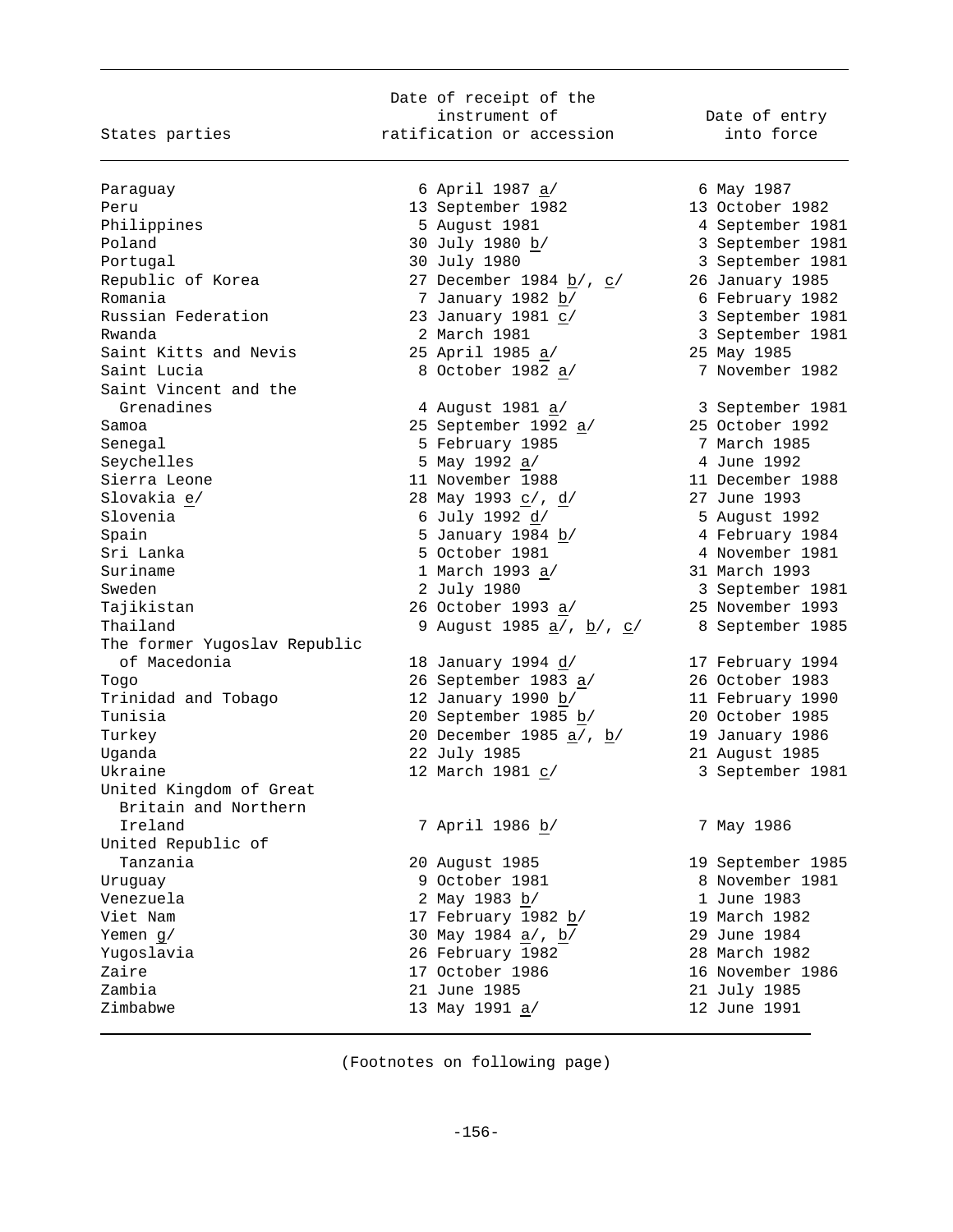| States parties | Date of receipt of the instrument of ratification or accession | Date of entry into force |
|---|---|---|
| Paraguay | 6 April 1987 a/ | 6 May 1987 |
| Peru | 13 September 1982 | 13 October 1982 |
| Philippines | 5 August 1981 | 4 September 1981 |
| Poland | 30 July 1980 b/ | 3 September 1981 |
| Portugal | 30 July 1980 | 3 September 1981 |
| Republic of Korea | 27 December 1984 b/, c/ | 26 January 1985 |
| Romania | 7 January 1982 b/ | 6 February 1982 |
| Russian Federation | 23 January 1981 c/ | 3 September 1981 |
| Rwanda | 2 March 1981 | 3 September 1981 |
| Saint Kitts and Nevis | 25 April 1985 a/ | 25 May 1985 |
| Saint Lucia | 8 October 1982 a/ | 7 November 1982 |
| Saint Vincent and the Grenadines | 4 August 1981 a/ | 3 September 1981 |
| Samoa | 25 September 1992 a/ | 25 October 1992 |
| Senegal | 5 February 1985 | 7 March 1985 |
| Seychelles | 5 May 1992 a/ | 4 June 1992 |
| Sierra Leone | 11 November 1988 | 11 December 1988 |
| Slovakia e/ | 28 May 1993 c/, d/ | 27 June 1993 |
| Slovenia | 6 July 1992 d/ | 5 August 1992 |
| Spain | 5 January 1984 b/ | 4 February 1984 |
| Sri Lanka | 5 October 1981 | 4 November 1981 |
| Suriname | 1 March 1993 a/ | 31 March 1993 |
| Sweden | 2 July 1980 | 3 September 1981 |
| Tajikistan | 26 October 1993 a/ | 25 November 1993 |
| Thailand | 9 August 1985 a/, b/, c/ | 8 September 1985 |
| The former Yugoslav Republic of Macedonia | 18 January 1994 d/ | 17 February 1994 |
| Togo | 26 September 1983 a/ | 26 October 1983 |
| Trinidad and Tobago | 12 January 1990 b/ | 11 February 1990 |
| Tunisia | 20 September 1985 b/ | 20 October 1985 |
| Turkey | 20 December 1985 a/, b/ | 19 January 1986 |
| Uganda | 22 July 1985 | 21 August 1985 |
| Ukraine | 12 March 1981 c/ | 3 September 1981 |
| United Kingdom of Great Britain and Northern Ireland | 7 April 1986 b/ | 7 May 1986 |
| United Republic of Tanzania | 20 August 1985 | 19 September 1985 |
| Uruguay | 9 October 1981 | 8 November 1981 |
| Venezuela | 2 May 1983 b/ | 1 June 1983 |
| Viet Nam | 17 February 1982 b/ | 19 March 1982 |
| Yemen g/ | 30 May 1984 a/, b/ | 29 June 1984 |
| Yugoslavia | 26 February 1982 | 28 March 1982 |
| Zaire | 17 October 1986 | 16 November 1986 |
| Zambia | 21 June 1985 | 21 July 1985 |
| Zimbabwe | 13 May 1991 a/ | 12 June 1991 |

(Footnotes on following page)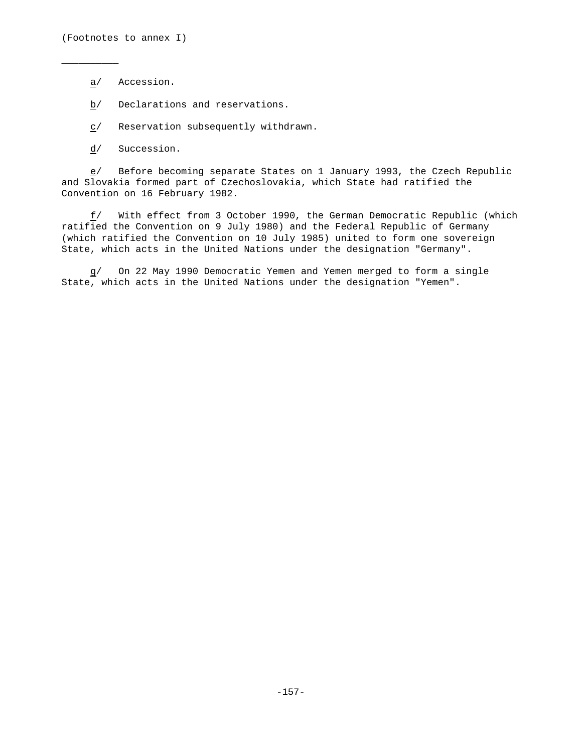(Footnotes to annex I)

__________

*a*/ Accession.

*b*/ Declarations and reservations.

*c*/ Reservation subsequently withdrawn.

*d*/ Succession.

*e*/ Before becoming separate States on 1 January 1993, the Czech Republic and Slovakia formed part of Czechoslovakia, which State had ratified the Convention on 16 February 1982.

*f*/ With effect from 3 October 1990, the German Democratic Republic (which ratified the Convention on 9 July 1980) and the Federal Republic of Germany (which ratified the Convention on 10 July 1985) united to form one sovereign State, which acts in the United Nations under the designation "Germany".

*g*/ On 22 May 1990 Democratic Yemen and Yemen merged to form a single State, which acts in the United Nations under the designation "Yemen".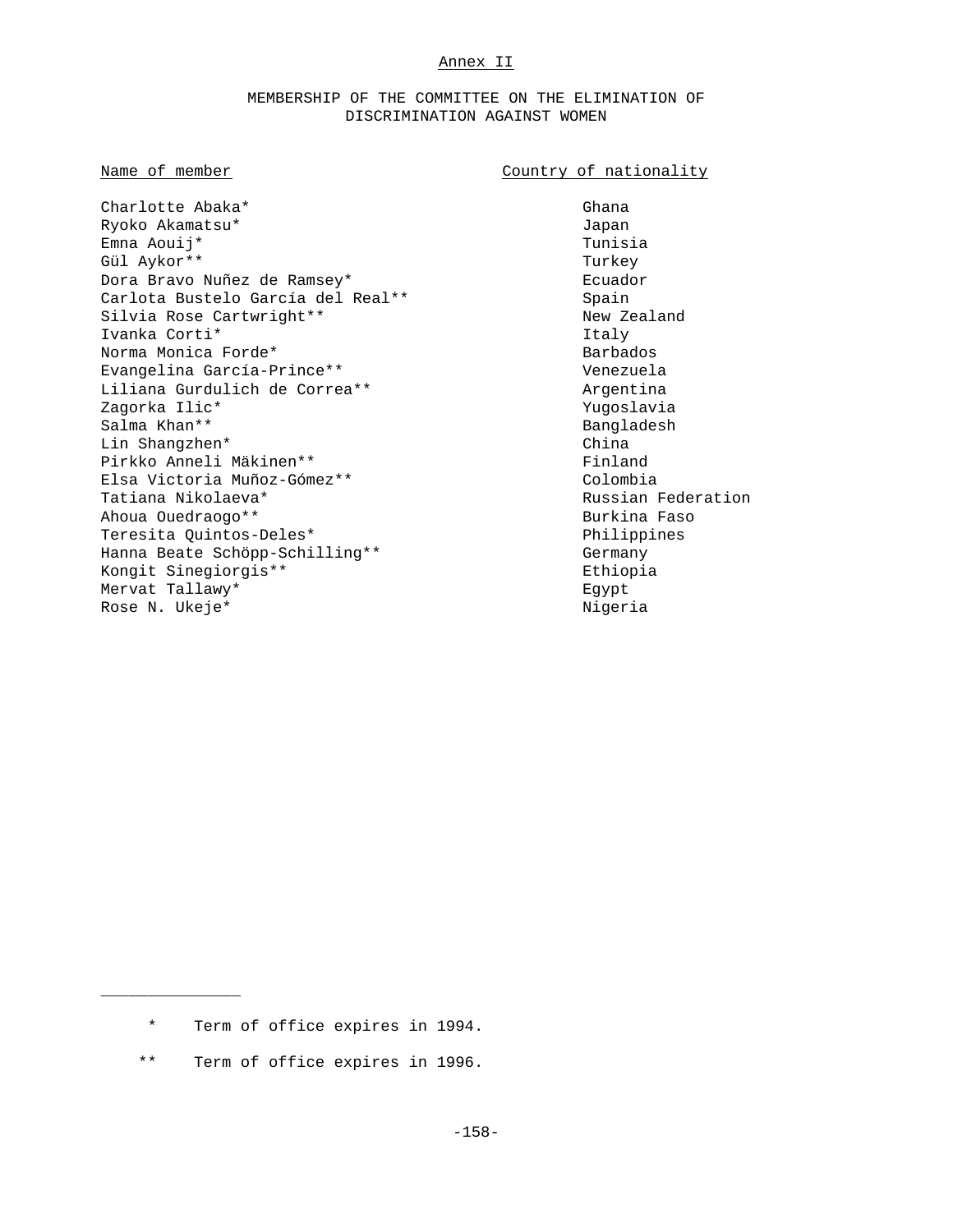## Annex II

### MEMBERSHIP OF THE COMMITTEE ON THE ELIMINATION OF DISCRIMINATION AGAINST WOMEN

| Name of member | Country of nationality |
|---|---|
| Charlotte Abaka* | Ghana |
| Ryoko Akamatsu* | Japan |
| Emna Aouij* | Tunisia |
| Gül Aykor** | Turkey |
| Dora Bravo Nuñez de Ramsey* | Ecuador |
| Carlota Bustelo García del Real** | Spain |
| Silvia Rose Cartwright** | New Zealand |
| Ivanka Corti* | Italy |
| Norma Monica Forde* | Barbados |
| Evangelina García-Prince** | Venezuela |
| Liliana Gurdulich de Correa** | Argentina |
| Zagorka Ilic* | Yugoslavia |
| Salma Khan** | Bangladesh |
| Lin Shangzhen* | China |
| Pirkko Anneli Mäkinen** | Finland |
| Elsa Victoria Muñoz-Gómez** | Colombia |
| Tatiana Nikolaeva* | Russian Federation |
| Ahoua Ouedraogo** | Burkina Faso |
| Teresita Quintos-Deles* | Philippines |
| Hanna Beate Schöpp-Schilling** | Germany |
| Kongit Sinegiorgis** | Ethiopia |
| Mervat Tallawy* | Egypt |
| Rose N. Ukeje* | Nigeria |

---

\* Term of office expires in 1994.

\** Term of office expires in 1996.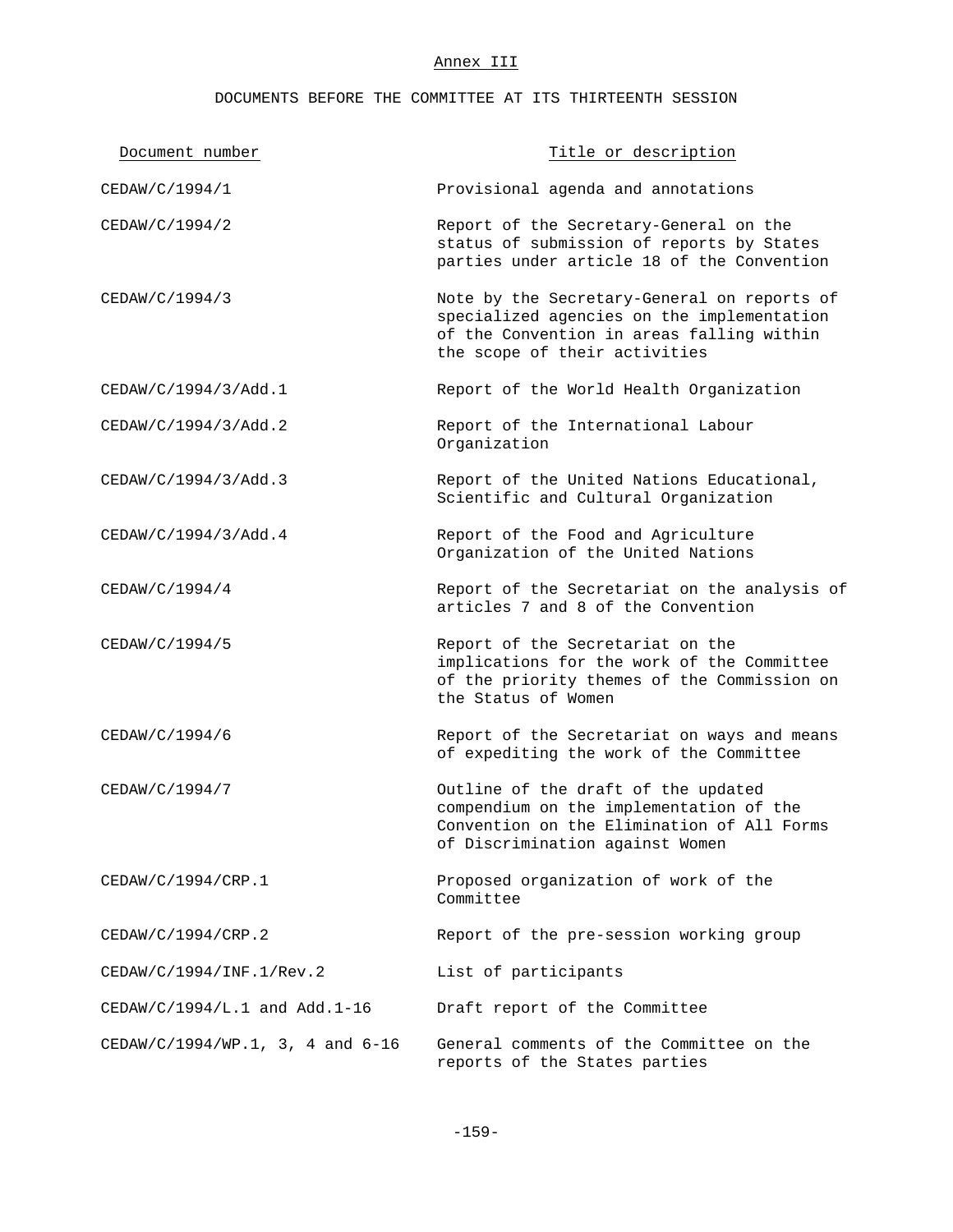Annex III

DOCUMENTS BEFORE THE COMMITTEE AT ITS THIRTEENTH SESSION

| Document number | Title or description |
|---|---|
| CEDAW/C/1994/1 | Provisional agenda and annotations |
| CEDAW/C/1994/2 | Report of the Secretary-General on the status of submission of reports by States parties under article 18 of the Convention |
| CEDAW/C/1994/3 | Note by the Secretary-General on reports of specialized agencies on the implementation of the Convention in areas falling within the scope of their activities |
| CEDAW/C/1994/3/Add.1 | Report of the World Health Organization |
| CEDAW/C/1994/3/Add.2 | Report of the International Labour Organization |
| CEDAW/C/1994/3/Add.3 | Report of the United Nations Educational, Scientific and Cultural Organization |
| CEDAW/C/1994/3/Add.4 | Report of the Food and Agriculture Organization of the United Nations |
| CEDAW/C/1994/4 | Report of the Secretariat on the analysis of articles 7 and 8 of the Convention |
| CEDAW/C/1994/5 | Report of the Secretariat on the implications for the work of the Committee of the priority themes of the Commission on the Status of Women |
| CEDAW/C/1994/6 | Report of the Secretariat on ways and means of expediting the work of the Committee |
| CEDAW/C/1994/7 | Outline of the draft of the updated compendium on the implementation of the Convention on the Elimination of All Forms of Discrimination against Women |
| CEDAW/C/1994/CRP.1 | Proposed organization of work of the Committee |
| CEDAW/C/1994/CRP.2 | Report of the pre-session working group |
| CEDAW/C/1994/INF.1/Rev.2 | List of participants |
| CEDAW/C/1994/L.1 and Add.1-16 | Draft report of the Committee |
| CEDAW/C/1994/WP.1, 3, 4 and 6-16 | General comments of the Committee on the reports of the States parties |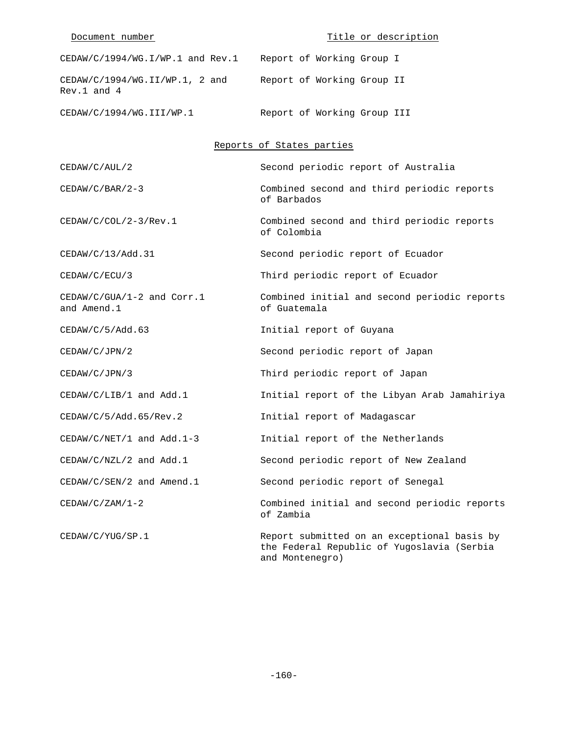| Document number | Title or description |
|---|---|
| CEDAW/C/1994/WG.I/WP.1 and Rev.1 | Report of Working Group I |
| CEDAW/C/1994/WG.II/WP.1, 2 and Rev.1 and 4 | Report of Working Group II |
| CEDAW/C/1994/WG.III/WP.1 | Report of Working Group III |

Reports of States parties

| | |
|---|---|
| CEDAW/C/AUL/2 | Second periodic report of Australia |
| CEDAW/C/BAR/2-3 | Combined second and third periodic reports of Barbados |
| CEDAW/C/COL/2-3/Rev.1 | Combined second and third periodic reports of Colombia |
| CEDAW/C/13/Add.31 | Second periodic report of Ecuador |
| CEDAW/C/ECU/3 | Third periodic report of Ecuador |
| CEDAW/C/GUA/1-2 and Corr.1 and Amend.1 | Combined initial and second periodic reports of Guatemala |
| CEDAW/C/5/Add.63 | Initial report of Guyana |
| CEDAW/C/JPN/2 | Second periodic report of Japan |
| CEDAW/C/JPN/3 | Third periodic report of Japan |
| CEDAW/C/LIB/1 and Add.1 | Initial report of the Libyan Arab Jamahiriya |
| CEDAW/C/5/Add.65/Rev.2 | Initial report of Madagascar |
| CEDAW/C/NET/1 and Add.1-3 | Initial report of the Netherlands |
| CEDAW/C/NZL/2 and Add.1 | Second periodic report of New Zealand |
| CEDAW/C/SEN/2 and Amend.1 | Second periodic report of Senegal |
| CEDAW/C/ZAM/1-2 | Combined initial and second periodic reports of Zambia |
| CEDAW/C/YUG/SP.1 | Report submitted on an exceptional basis by the Federal Republic of Yugoslavia (Serbia and Montenegro) |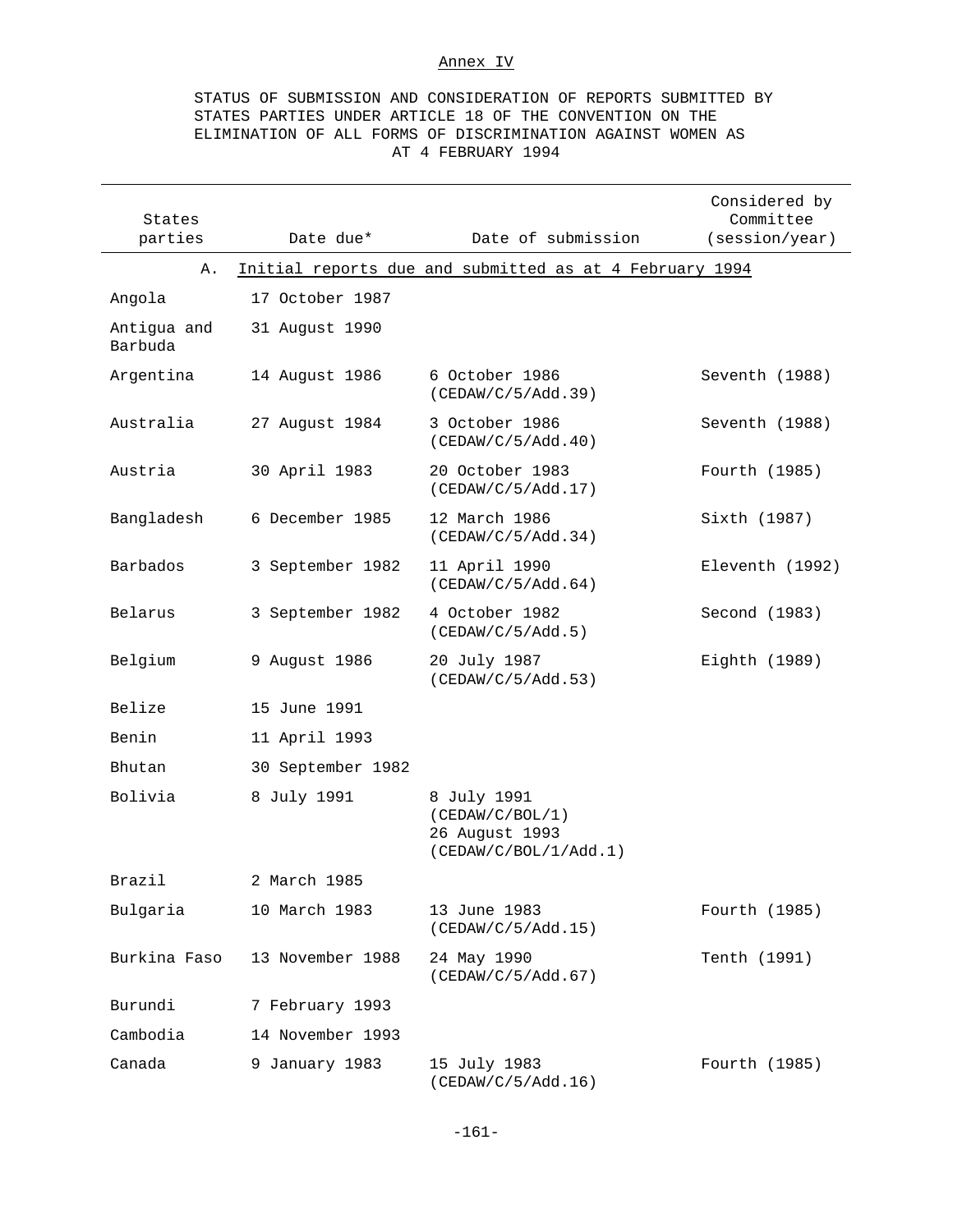Annex IV

STATUS OF SUBMISSION AND CONSIDERATION OF REPORTS SUBMITTED BY STATES PARTIES UNDER ARTICLE 18 OF THE CONVENTION ON THE ELIMINATION OF ALL FORMS OF DISCRIMINATION AGAINST WOMEN AS AT 4 FEBRUARY 1994

| States parties | Date due* | Date of submission | Considered by Committee (session/year) |
|---|---|---|---|
| A. | Initial reports due and submitted as at 4 February 1994 | | |
| Angola | 17 October 1987 | | |
| Antigua and Barbuda | 31 August 1990 | | |
| Argentina | 14 August 1986 | 6 October 1986 (CEDAW/C/5/Add.39) | Seventh (1988) |
| Australia | 27 August 1984 | 3 October 1986 (CEDAW/C/5/Add.40) | Seventh (1988) |
| Austria | 30 April 1983 | 20 October 1983 (CEDAW/C/5/Add.17) | Fourth (1985) |
| Bangladesh | 6 December 1985 | 12 March 1986 (CEDAW/C/5/Add.34) | Sixth (1987) |
| Barbados | 3 September 1982 | 11 April 1990 (CEDAW/C/5/Add.64) | Eleventh (1992) |
| Belarus | 3 September 1982 | 4 October 1982 (CEDAW/C/5/Add.5) | Second (1983) |
| Belgium | 9 August 1986 | 20 July 1987 (CEDAW/C/5/Add.53) | Eighth (1989) |
| Belize | 15 June 1991 | | |
| Benin | 11 April 1993 | | |
| Bhutan | 30 September 1982 | | |
| Bolivia | 8 July 1991 | 8 July 1991 (CEDAW/C/BOL/1) 26 August 1993 (CEDAW/C/BOL/1/Add.1) | |
| Brazil | 2 March 1985 | | |
| Bulgaria | 10 March 1983 | 13 June 1983 (CEDAW/C/5/Add.15) | Fourth (1985) |
| Burkina Faso | 13 November 1988 | 24 May 1990 (CEDAW/C/5/Add.67) | Tenth (1991) |
| Burundi | 7 February 1993 | | |
| Cambodia | 14 November 1993 | | |
| Canada | 9 January 1983 | 15 July 1983 (CEDAW/C/5/Add.16) | Fourth (1985) |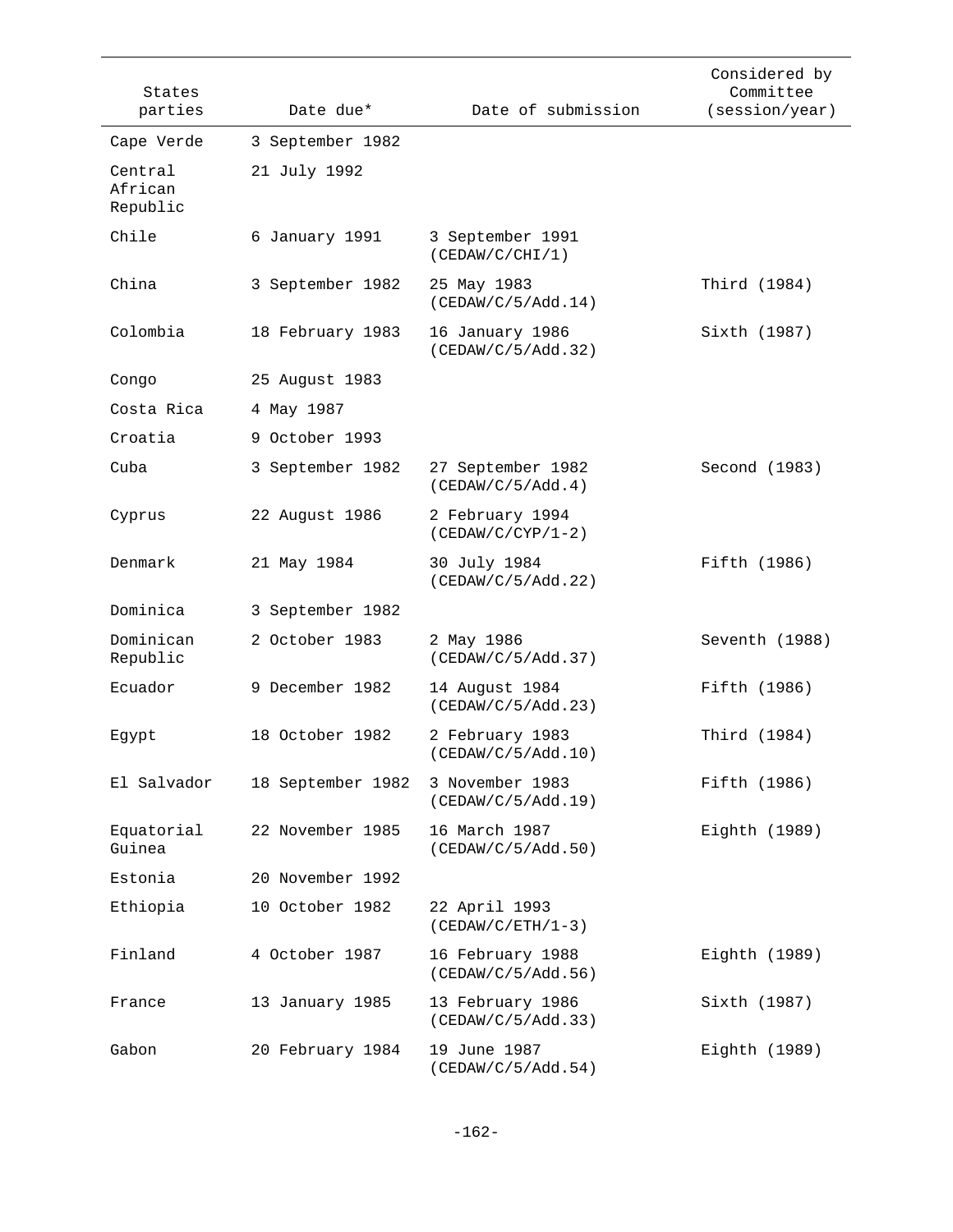| States parties | Date due* | Date of submission | Considered by Committee (session/year) |
|---|---|---|---|
| Cape Verde | 3 September 1982 | | |
| Central African Republic | 21 July 1992 | | |
| Chile | 6 January 1991 | 3 September 1991 (CEDAW/C/CHI/1) | |
| China | 3 September 1982 | 25 May 1983 (CEDAW/C/5/Add.14) | Third (1984) |
| Colombia | 18 February 1983 | 16 January 1986 (CEDAW/C/5/Add.32) | Sixth (1987) |
| Congo | 25 August 1983 | | |
| Costa Rica | 4 May 1987 | | |
| Croatia | 9 October 1993 | | |
| Cuba | 3 September 1982 | 27 September 1982 (CEDAW/C/5/Add.4) | Second (1983) |
| Cyprus | 22 August 1986 | 2 February 1994 (CEDAW/C/CYP/1-2) | |
| Denmark | 21 May 1984 | 30 July 1984 (CEDAW/C/5/Add.22) | Fifth (1986) |
| Dominica | 3 September 1982 | | |
| Dominican Republic | 2 October 1983 | 2 May 1986 (CEDAW/C/5/Add.37) | Seventh (1988) |
| Ecuador | 9 December 1982 | 14 August 1984 (CEDAW/C/5/Add.23) | Fifth (1986) |
| Egypt | 18 October 1982 | 2 February 1983 (CEDAW/C/5/Add.10) | Third (1984) |
| El Salvador | 18 September 1982 | 3 November 1983 (CEDAW/C/5/Add.19) | Fifth (1986) |
| Equatorial Guinea | 22 November 1985 | 16 March 1987 (CEDAW/C/5/Add.50) | Eighth (1989) |
| Estonia | 20 November 1992 | | |
| Ethiopia | 10 October 1982 | 22 April 1993 (CEDAW/C/ETH/1-3) | |
| Finland | 4 October 1987 | 16 February 1988 (CEDAW/C/5/Add.56) | Eighth (1989) |
| France | 13 January 1985 | 13 February 1986 (CEDAW/C/5/Add.33) | Sixth (1987) |
| Gabon | 20 February 1984 | 19 June 1987 (CEDAW/C/5/Add.54) | Eighth (1989) |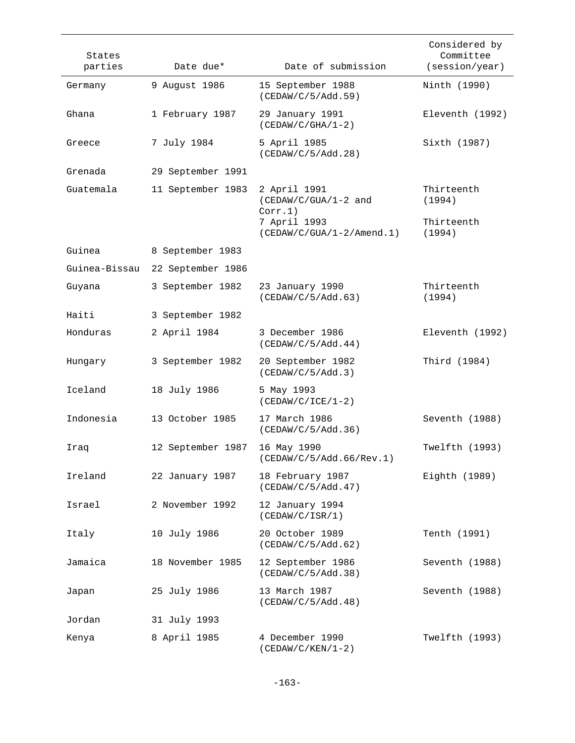| States parties | Date due* | Date of submission | Considered by Committee (session/year) |
|---|---|---|---|
| Germany | 9 August 1986 | 15 September 1988 (CEDAW/C/5/Add.59) | Ninth (1990) |
| Ghana | 1 February 1987 | 29 January 1991 (CEDAW/C/GHA/1-2) | Eleventh (1992) |
| Greece | 7 July 1984 | 5 April 1985 (CEDAW/C/5/Add.28) | Sixth (1987) |
| Grenada | 29 September 1991 | | |
| Guatemala | 11 September 1983 | 2 April 1991 (CEDAW/C/GUA/1-2 and Corr.1) | Thirteenth (1994) |
| | | 7 April 1993 (CEDAW/C/GUA/1-2/Amend.1) | Thirteenth (1994) |
| Guinea | 8 September 1983 | | |
| Guinea-Bissau | 22 September 1986 | | |
| Guyana | 3 September 1982 | 23 January 1990 (CEDAW/C/5/Add.63) | Thirteenth (1994) |
| Haiti | 3 September 1982 | | |
| Honduras | 2 April 1984 | 3 December 1986 (CEDAW/C/5/Add.44) | Eleventh (1992) |
| Hungary | 3 September 1982 | 20 September 1982 (CEDAW/C/5/Add.3) | Third (1984) |
| Iceland | 18 July 1986 | 5 May 1993 (CEDAW/C/ICE/1-2) | |
| Indonesia | 13 October 1985 | 17 March 1986 (CEDAW/C/5/Add.36) | Seventh (1988) |
| Iraq | 12 September 1987 | 16 May 1990 (CEDAW/C/5/Add.66/Rev.1) | Twelfth (1993) |
| Ireland | 22 January 1987 | 18 February 1987 (CEDAW/C/5/Add.47) | Eighth (1989) |
| Israel | 2 November 1992 | 12 January 1994 (CEDAW/C/ISR/1) | |
| Italy | 10 July 1986 | 20 October 1989 (CEDAW/C/5/Add.62) | Tenth (1991) |
| Jamaica | 18 November 1985 | 12 September 1986 (CEDAW/C/5/Add.38) | Seventh (1988) |
| Japan | 25 July 1986 | 13 March 1987 (CEDAW/C/5/Add.48) | Seventh (1988) |
| Jordan | 31 July 1993 | | |
| Kenya | 8 April 1985 | 4 December 1990 (CEDAW/C/KEN/1-2) | Twelfth (1993) |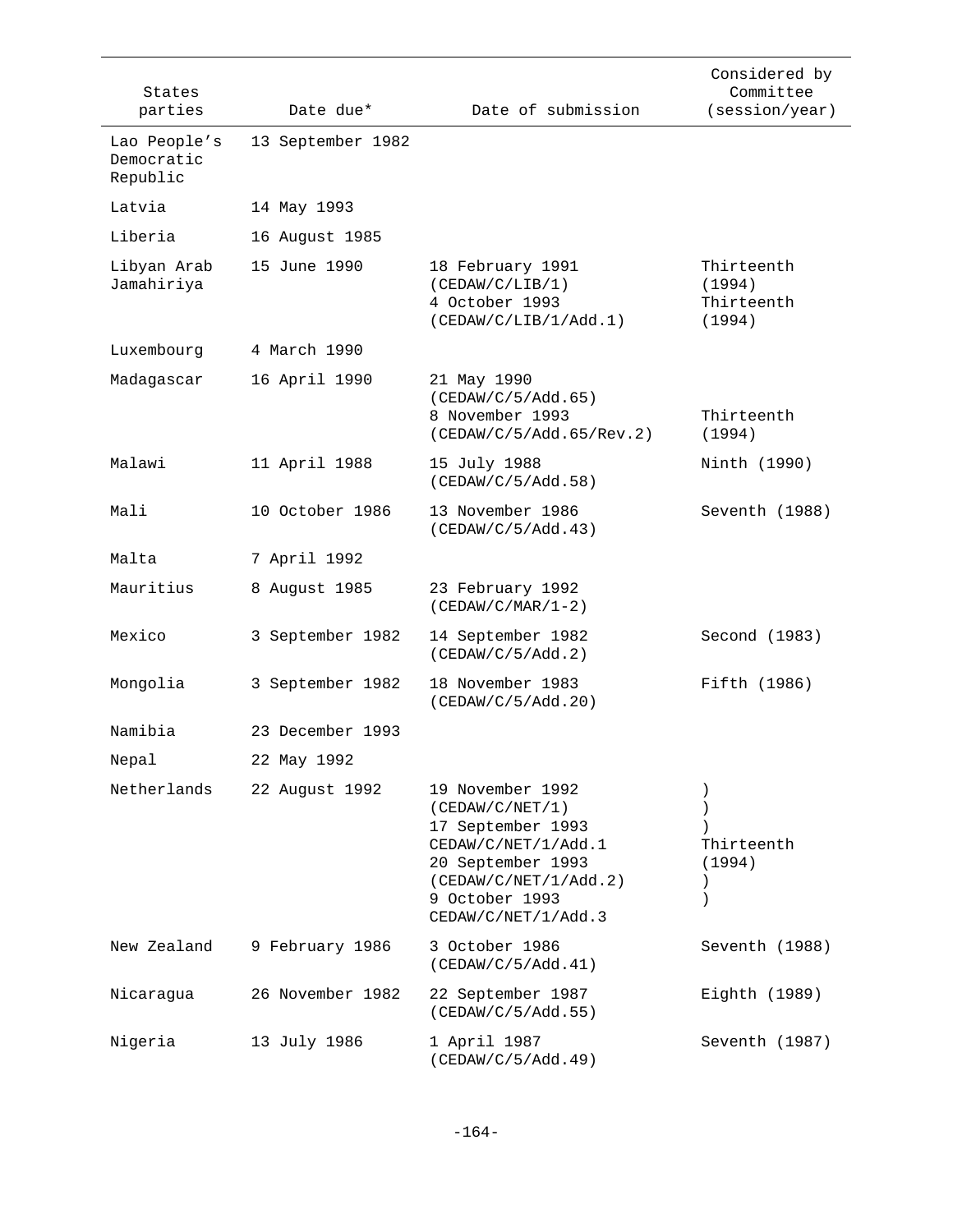| States parties | Date due* | Date of submission | Considered by Committee (session/year) |
|---|---|---|---|
| Lao People's Democratic Republic | 13 September 1982 | | |
| Latvia | 14 May 1993 | | |
| Liberia | 16 August 1985 | | |
| Libyan Arab Jamahiriya | 15 June 1990 | 18 February 1991 (CEDAW/C/LIB/1)<br>4 October 1993 (CEDAW/C/LIB/1/Add.1) | Thirteenth (1994)<br>Thirteenth (1994) |
| Luxembourg | 4 March 1990 | | |
| Madagascar | 16 April 1990 | 21 May 1990 (CEDAW/C/5/Add.65)<br>8 November 1993 (CEDAW/C/5/Add.65/Rev.2) | Thirteenth (1994) |
| Malawi | 11 April 1988 | 15 July 1988 (CEDAW/C/5/Add.58) | Ninth (1990) |
| Mali | 10 October 1986 | 13 November 1986 (CEDAW/C/5/Add.43) | Seventh (1988) |
| Malta | 7 April 1992 | | |
| Mauritius | 8 August 1985 | 23 February 1992 (CEDAW/C/MAR/1-2) | |
| Mexico | 3 September 1982 | 14 September 1982 (CEDAW/C/5/Add.2) | Second (1983) |
| Mongolia | 3 September 1982 | 18 November 1983 (CEDAW/C/5/Add.20) | Fifth (1986) |
| Namibia | 23 December 1993 | | |
| Nepal | 22 May 1992 | | |
| Netherlands | 22 August 1992 | 19 November 1992 (CEDAW/C/NET/1)<br>17 September 1993 CEDAW/C/NET/1/Add.1<br>20 September 1993 (CEDAW/C/NET/1/Add.2)<br>9 October 1993 CEDAW/C/NET/1/Add.3 | Thirteenth (1994) |
| New Zealand | 9 February 1986 | 3 October 1986 (CEDAW/C/5/Add.41) | Seventh (1988) |
| Nicaragua | 26 November 1982 | 22 September 1987 (CEDAW/C/5/Add.55) | Eighth (1989) |
| Nigeria | 13 July 1986 | 1 April 1987 (CEDAW/C/5/Add.49) | Seventh (1987) |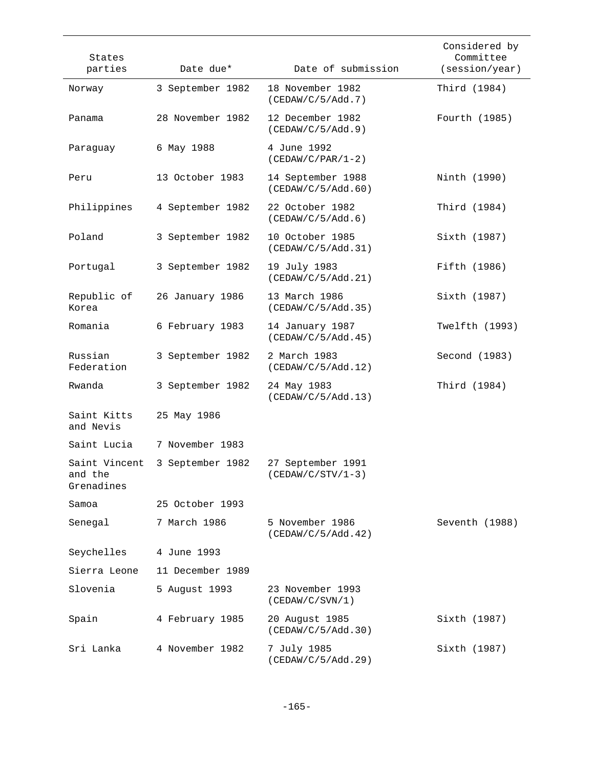| States parties | Date due* | Date of submission | Considered by Committee (session/year) |
| --- | --- | --- | --- |
| Norway | 3 September 1982 | 18 November 1982 (CEDAW/C/5/Add.7) | Third (1984) |
| Panama | 28 November 1982 | 12 December 1982 (CEDAW/C/5/Add.9) | Fourth (1985) |
| Paraguay | 6 May 1988 | 4 June 1992 (CEDAW/C/PAR/1-2) | |
| Peru | 13 October 1983 | 14 September 1988 (CEDAW/C/5/Add.60) | Ninth (1990) |
| Philippines | 4 September 1982 | 22 October 1982 (CEDAW/C/5/Add.6) | Third (1984) |
| Poland | 3 September 1982 | 10 October 1985 (CEDAW/C/5/Add.31) | Sixth (1987) |
| Portugal | 3 September 1982 | 19 July 1983 (CEDAW/C/5/Add.21) | Fifth (1986) |
| Republic of Korea | 26 January 1986 | 13 March 1986 (CEDAW/C/5/Add.35) | Sixth (1987) |
| Romania | 6 February 1983 | 14 January 1987 (CEDAW/C/5/Add.45) | Twelfth (1993) |
| Russian Federation | 3 September 1982 | 2 March 1983 (CEDAW/C/5/Add.12) | Second (1983) |
| Rwanda | 3 September 1982 | 24 May 1983 (CEDAW/C/5/Add.13) | Third (1984) |
| Saint Kitts and Nevis | 25 May 1986 | | |
| Saint Lucia | 7 November 1983 | | |
| Saint Vincent and the Grenadines | 3 September 1982 | 27 September 1991 (CEDAW/C/STV/1-3) | |
| Samoa | 25 October 1993 | | |
| Senegal | 7 March 1986 | 5 November 1986 (CEDAW/C/5/Add.42) | Seventh (1988) |
| Seychelles | 4 June 1993 | | |
| Sierra Leone | 11 December 1989 | | |
| Slovenia | 5 August 1993 | 23 November 1993 (CEDAW/C/SVN/1) | |
| Spain | 4 February 1985 | 20 August 1985 (CEDAW/C/5/Add.30) | Sixth (1987) |
| Sri Lanka | 4 November 1982 | 7 July 1985 (CEDAW/C/5/Add.29) | Sixth (1987) |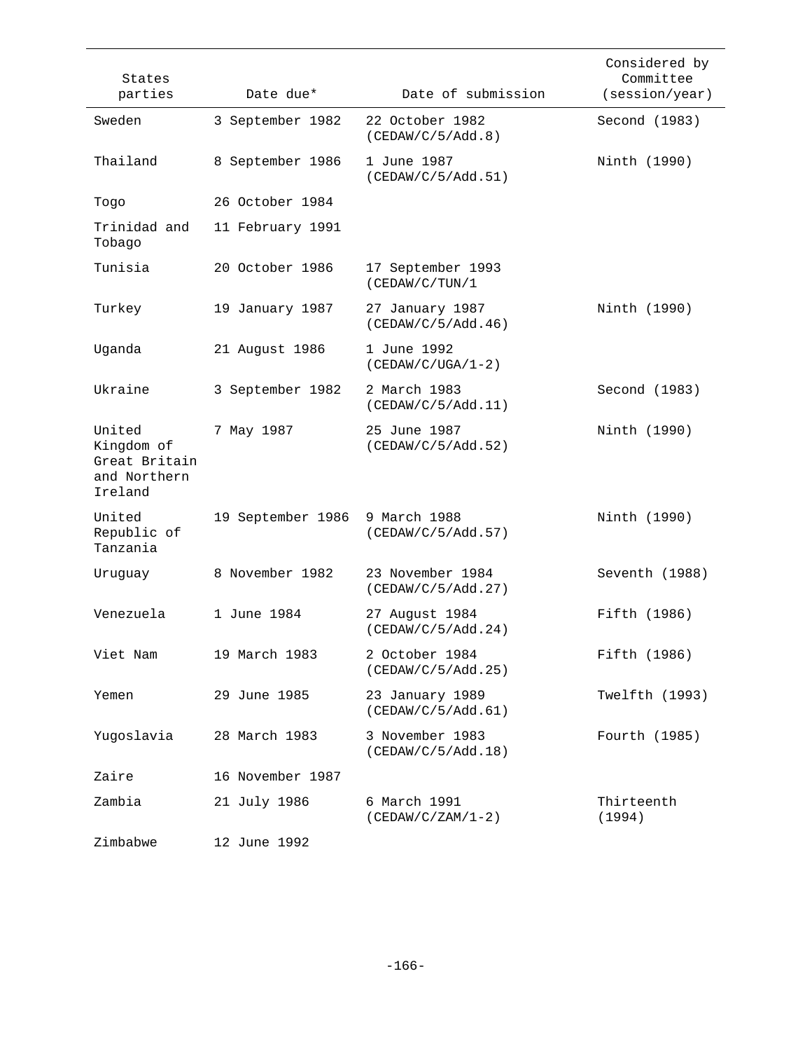| States parties | Date due* | Date of submission | Considered by Committee (session/year) |
|---|---|---|---|
| Sweden | 3 September 1982 | 22 October 1982 (CEDAW/C/5/Add.8) | Second (1983) |
| Thailand | 8 September 1986 | 1 June 1987 (CEDAW/C/5/Add.51) | Ninth (1990) |
| Togo | 26 October 1984 | | |
| Trinidad and Tobago | 11 February 1991 | | |
| Tunisia | 20 October 1986 | 17 September 1993 (CEDAW/C/TUN/1 | |
| Turkey | 19 January 1987 | 27 January 1987 (CEDAW/C/5/Add.46) | Ninth (1990) |
| Uganda | 21 August 1986 | 1 June 1992 (CEDAW/C/UGA/1-2) | |
| Ukraine | 3 September 1982 | 2 March 1983 (CEDAW/C/5/Add.11) | Second (1983) |
| United Kingdom of Great Britain and Northern Ireland | 7 May 1987 | 25 June 1987 (CEDAW/C/5/Add.52) | Ninth (1990) |
| United Republic of Tanzania | 19 September 1986 | 9 March 1988 (CEDAW/C/5/Add.57) | Ninth (1990) |
| Uruguay | 8 November 1982 | 23 November 1984 (CEDAW/C/5/Add.27) | Seventh (1988) |
| Venezuela | 1 June 1984 | 27 August 1984 (CEDAW/C/5/Add.24) | Fifth (1986) |
| Viet Nam | 19 March 1983 | 2 October 1984 (CEDAW/C/5/Add.25) | Fifth (1986) |
| Yemen | 29 June 1985 | 23 January 1989 (CEDAW/C/5/Add.61) | Twelfth (1993) |
| Yugoslavia | 28 March 1983 | 3 November 1983 (CEDAW/C/5/Add.18) | Fourth (1985) |
| Zaire | 16 November 1987 | | |
| Zambia | 21 July 1986 | 6 March 1991 (CEDAW/C/ZAM/1-2) | Thirteenth (1994) |
| Zimbabwe | 12 June 1992 | | |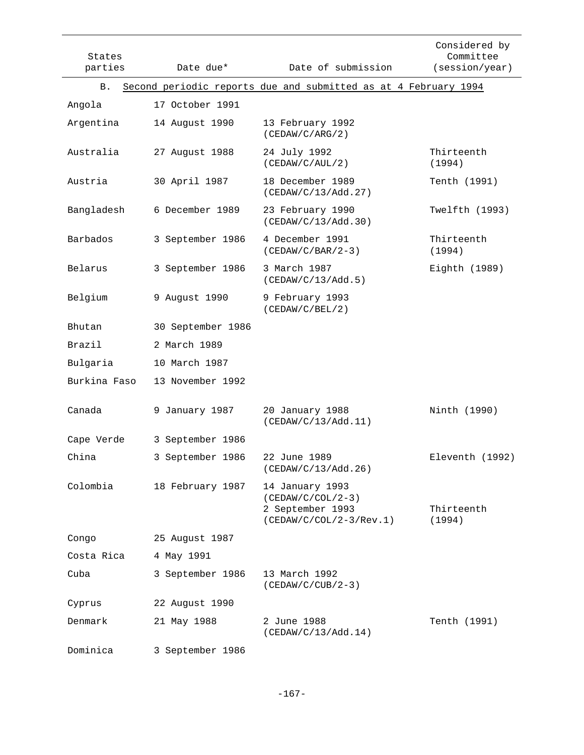| States parties | Date due* | Date of submission | Considered by Committee (session/year) |
|---|---|---|---|
| B. Second periodic reports due and submitted as at 4 February 1994 | | | |
| Angola | 17 October 1991 | | |
| Argentina | 14 August 1990 | 13 February 1992 (CEDAW/C/ARG/2) | |
| Australia | 27 August 1988 | 24 July 1992 (CEDAW/C/AUL/2) | Thirteenth (1994) |
| Austria | 30 April 1987 | 18 December 1989 (CEDAW/C/13/Add.27) | Tenth (1991) |
| Bangladesh | 6 December 1989 | 23 February 1990 (CEDAW/C/13/Add.30) | Twelfth (1993) |
| Barbados | 3 September 1986 | 4 December 1991 (CEDAW/C/BAR/2-3) | Thirteenth (1994) |
| Belarus | 3 September 1986 | 3 March 1987 (CEDAW/C/13/Add.5) | Eighth (1989) |
| Belgium | 9 August 1990 | 9 February 1993 (CEDAW/C/BEL/2) | |
| Bhutan | 30 September 1986 | | |
| Brazil | 2 March 1989 | | |
| Bulgaria | 10 March 1987 | | |
| Burkina Faso | 13 November 1992 | | |
| Canada | 9 January 1987 | 20 January 1988 (CEDAW/C/13/Add.11) | Ninth (1990) |
| Cape Verde | 3 September 1986 | | |
| China | 3 September 1986 | 22 June 1989 (CEDAW/C/13/Add.26) | Eleventh (1992) |
| Colombia | 18 February 1987 | 14 January 1993 (CEDAW/C/COL/2-3)<br>2 September 1993 (CEDAW/C/COL/2-3/Rev.1) | Thirteenth (1994) |
| Congo | 25 August 1987 | | |
| Costa Rica | 4 May 1991 | | |
| Cuba | 3 September 1986 | 13 March 1992 (CEDAW/C/CUB/2-3) | |
| Cyprus | 22 August 1990 | | |
| Denmark | 21 May 1988 | 2 June 1988 (CEDAW/C/13/Add.14) | Tenth (1991) |
| Dominica | 3 September 1986 | | |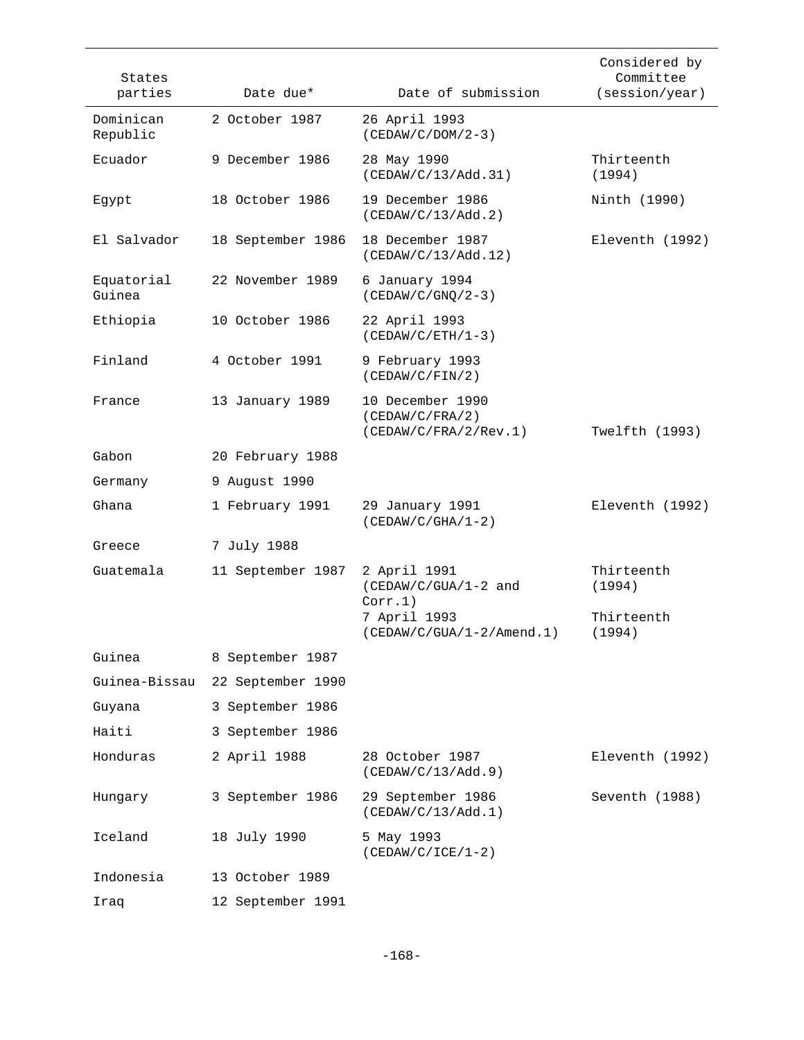| States parties | Date due* | Date of submission | Considered by Committee (session/year) |
|---|---|---|---|
| Dominican Republic | 2 October 1987 | 26 April 1993 (CEDAW/C/DOM/2-3) | |
| Ecuador | 9 December 1986 | 28 May 1990 (CEDAW/C/13/Add.31) | Thirteenth (1994) |
| Egypt | 18 October 1986 | 19 December 1986 (CEDAW/C/13/Add.2) | Ninth (1990) |
| El Salvador | 18 September 1986 | 18 December 1987 (CEDAW/C/13/Add.12) | Eleventh (1992) |
| Equatorial Guinea | 22 November 1989 | 6 January 1994 (CEDAW/C/GNQ/2-3) | |
| Ethiopia | 10 October 1986 | 22 April 1993 (CEDAW/C/ETH/1-3) | |
| Finland | 4 October 1991 | 9 February 1993 (CEDAW/C/FIN/2) | |
| France | 13 January 1989 | 10 December 1990 (CEDAW/C/FRA/2) (CEDAW/C/FRA/2/Rev.1) | Twelfth (1993) |
| Gabon | 20 February 1988 | | |
| Germany | 9 August 1990 | | |
| Ghana | 1 February 1991 | 29 January 1991 (CEDAW/C/GHA/1-2) | Eleventh (1992) |
| Greece | 7 July 1988 | | |
| Guatemala | 11 September 1987 | 2 April 1991 (CEDAW/C/GUA/1-2 and Corr.1) | Thirteenth (1994) |
| | | 7 April 1993 (CEDAW/C/GUA/1-2/Amend.1) | Thirteenth (1994) |
| Guinea | 8 September 1987 | | |
| Guinea-Bissau | 22 September 1990 | | |
| Guyana | 3 September 1986 | | |
| Haiti | 3 September 1986 | | |
| Honduras | 2 April 1988 | 28 October 1987 (CEDAW/C/13/Add.9) | Eleventh (1992) |
| Hungary | 3 September 1986 | 29 September 1986 (CEDAW/C/13/Add.1) | Seventh (1988) |
| Iceland | 18 July 1990 | 5 May 1993 (CEDAW/C/ICE/1-2) | |
| Indonesia | 13 October 1989 | | |
| Iraq | 12 September 1991 | | |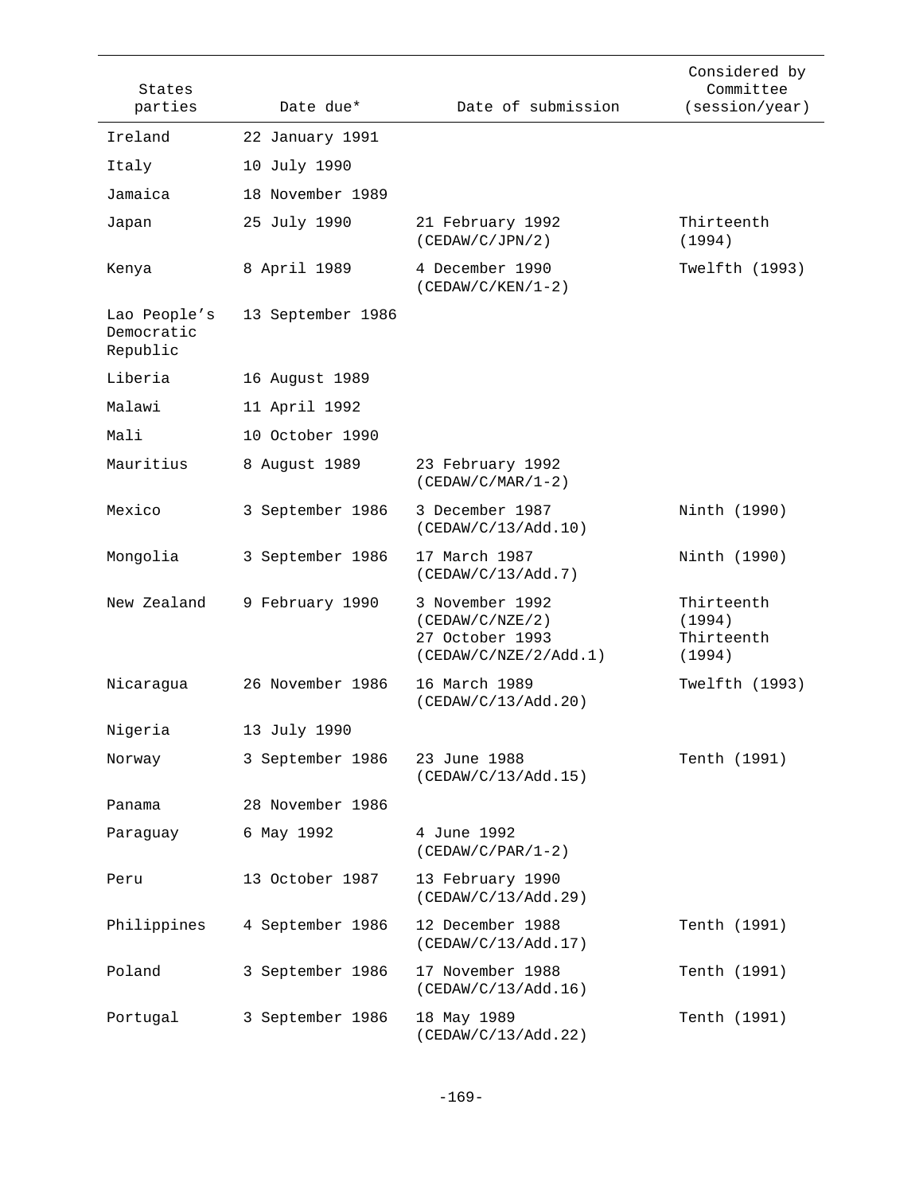| States parties | Date due* | Date of submission | Considered by Committee (session/year) |
|---|---|---|---|
| Ireland | 22 January 1991 | | |
| Italy | 10 July 1990 | | |
| Jamaica | 18 November 1989 | | |
| Japan | 25 July 1990 | 21 February 1992 (CEDAW/C/JPN/2) | Thirteenth (1994) |
| Kenya | 8 April 1989 | 4 December 1990 (CEDAW/C/KEN/1-2) | Twelfth (1993) |
| Lao People's Democratic Republic | 13 September 1986 | | |
| Liberia | 16 August 1989 | | |
| Malawi | 11 April 1992 | | |
| Mali | 10 October 1990 | | |
| Mauritius | 8 August 1989 | 23 February 1992 (CEDAW/C/MAR/1-2) | |
| Mexico | 3 September 1986 | 3 December 1987 (CEDAW/C/13/Add.10) | Ninth (1990) |
| Mongolia | 3 September 1986 | 17 March 1987 (CEDAW/C/13/Add.7) | Ninth (1990) |
| New Zealand | 9 February 1990 | 3 November 1992 (CEDAW/C/NZE/2) 27 October 1993 (CEDAW/C/NZE/2/Add.1) | Thirteenth (1994) Thirteenth (1994) |
| Nicaragua | 26 November 1986 | 16 March 1989 (CEDAW/C/13/Add.20) | Twelfth (1993) |
| Nigeria | 13 July 1990 | | |
| Norway | 3 September 1986 | 23 June 1988 (CEDAW/C/13/Add.15) | Tenth (1991) |
| Panama | 28 November 1986 | | |
| Paraguay | 6 May 1992 | 4 June 1992 (CEDAW/C/PAR/1-2) | |
| Peru | 13 October 1987 | 13 February 1990 (CEDAW/C/13/Add.29) | |
| Philippines | 4 September 1986 | 12 December 1988 (CEDAW/C/13/Add.17) | Tenth (1991) |
| Poland | 3 September 1986 | 17 November 1988 (CEDAW/C/13/Add.16) | Tenth (1991) |
| Portugal | 3 September 1986 | 18 May 1989 (CEDAW/C/13/Add.22) | Tenth (1991) |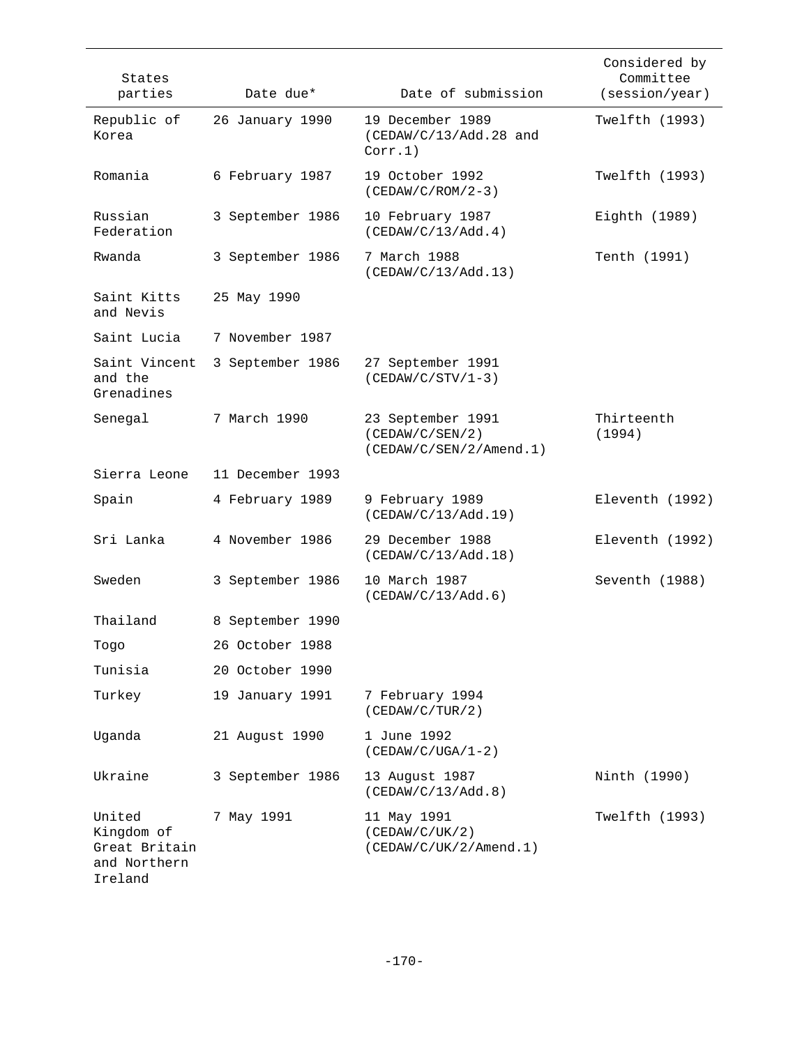| States parties | Date due* | Date of submission | Considered by Committee (session/year) |
|---|---|---|---|
| Republic of Korea | 26 January 1990 | 19 December 1989 (CEDAW/C/13/Add.28 and Corr.1) | Twelfth (1993) |
| Romania | 6 February 1987 | 19 October 1992 (CEDAW/C/ROM/2-3) | Twelfth (1993) |
| Russian Federation | 3 September 1986 | 10 February 1987 (CEDAW/C/13/Add.4) | Eighth (1989) |
| Rwanda | 3 September 1986 | 7 March 1988 (CEDAW/C/13/Add.13) | Tenth (1991) |
| Saint Kitts and Nevis | 25 May 1990 | | |
| Saint Lucia | 7 November 1987 | | |
| Saint Vincent and the Grenadines | 3 September 1986 | 27 September 1991 (CEDAW/C/STV/1-3) | |
| Senegal | 7 March 1990 | 23 September 1991 (CEDAW/C/SEN/2) (CEDAW/C/SEN/2/Amend.1) | Thirteenth (1994) |
| Sierra Leone | 11 December 1993 | | |
| Spain | 4 February 1989 | 9 February 1989 (CEDAW/C/13/Add.19) | Eleventh (1992) |
| Sri Lanka | 4 November 1986 | 29 December 1988 (CEDAW/C/13/Add.18) | Eleventh (1992) |
| Sweden | 3 September 1986 | 10 March 1987 (CEDAW/C/13/Add.6) | Seventh (1988) |
| Thailand | 8 September 1990 | | |
| Togo | 26 October 1988 | | |
| Tunisia | 20 October 1990 | | |
| Turkey | 19 January 1991 | 7 February 1994 (CEDAW/C/TUR/2) | |
| Uganda | 21 August 1990 | 1 June 1992 (CEDAW/C/UGA/1-2) | |
| Ukraine | 3 September 1986 | 13 August 1987 (CEDAW/C/13/Add.8) | Ninth (1990) |
| United Kingdom of Great Britain and Northern Ireland | 7 May 1991 | 11 May 1991 (CEDAW/C/UK/2) (CEDAW/C/UK/2/Amend.1) | Twelfth (1993) |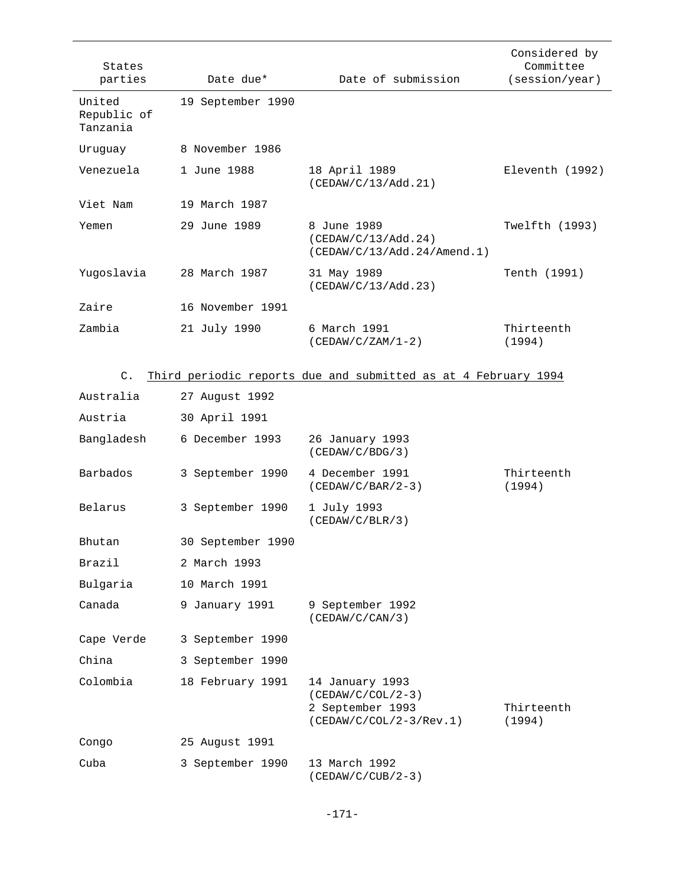| States parties | Date due* | Date of submission | Considered by Committee (session/year) |
|---|---|---|---|
| United Republic of Tanzania | 19 September 1990 | | |
| Uruguay | 8 November 1986 | | |
| Venezuela | 1 June 1988 | 18 April 1989 (CEDAW/C/13/Add.21) | Eleventh (1992) |
| Viet Nam | 19 March 1987 | | |
| Yemen | 29 June 1989 | 8 June 1989 (CEDAW/C/13/Add.24) (CEDAW/C/13/Add.24/Amend.1) | Twelfth (1993) |
| Yugoslavia | 28 March 1987 | 31 May 1989 (CEDAW/C/13/Add.23) | Tenth (1991) |
| Zaire | 16 November 1991 | | |
| Zambia | 21 July 1990 | 6 March 1991 (CEDAW/C/ZAM/1-2) | Thirteenth (1994) |

C. Third periodic reports due and submitted as at 4 February 1994

| States parties | Date due* | Date of submission | Considered by Committee (session/year) |
|---|---|---|---|
| Australia | 27 August 1992 | | |
| Austria | 30 April 1991 | | |
| Bangladesh | 6 December 1993 | 26 January 1993 (CEDAW/C/BDG/3) | |
| Barbados | 3 September 1990 | 4 December 1991 (CEDAW/C/BAR/2-3) | Thirteenth (1994) |
| Belarus | 3 September 1990 | 1 July 1993 (CEDAW/C/BLR/3) | |
| Bhutan | 30 September 1990 | | |
| Brazil | 2 March 1993 | | |
| Bulgaria | 10 March 1991 | | |
| Canada | 9 January 1991 | 9 September 1992 (CEDAW/C/CAN/3) | |
| Cape Verde | 3 September 1990 | | |
| China | 3 September 1990 | | |
| Colombia | 18 February 1991 | 14 January 1993 (CEDAW/C/COL/2-3) 2 September 1993 (CEDAW/C/COL/2-3/Rev.1) | Thirteenth (1994) |
| Congo | 25 August 1991 | | |
| Cuba | 3 September 1990 | 13 March 1992 (CEDAW/C/CUB/2-3) | |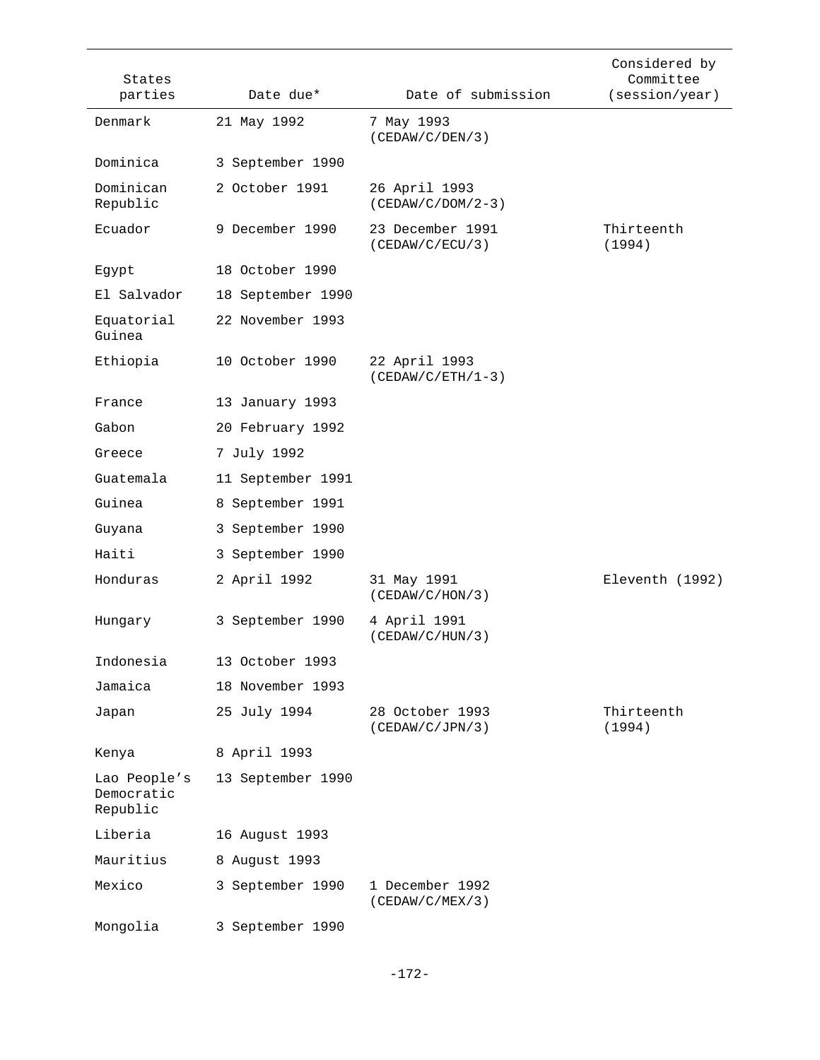| States parties | Date due* | Date of submission | Considered by Committee (session/year) |
|---|---|---|---|
| Denmark | 21 May 1992 | 7 May 1993 (CEDAW/C/DEN/3) | |
| Dominica | 3 September 1990 | | |
| Dominican Republic | 2 October 1991 | 26 April 1993 (CEDAW/C/DOM/2-3) | |
| Ecuador | 9 December 1990 | 23 December 1991 (CEDAW/C/ECU/3) | Thirteenth (1994) |
| Egypt | 18 October 1990 | | |
| El Salvador | 18 September 1990 | | |
| Equatorial Guinea | 22 November 1993 | | |
| Ethiopia | 10 October 1990 | 22 April 1993 (CEDAW/C/ETH/1-3) | |
| France | 13 January 1993 | | |
| Gabon | 20 February 1992 | | |
| Greece | 7 July 1992 | | |
| Guatemala | 11 September 1991 | | |
| Guinea | 8 September 1991 | | |
| Guyana | 3 September 1990 | | |
| Haiti | 3 September 1990 | | |
| Honduras | 2 April 1992 | 31 May 1991 (CEDAW/C/HON/3) | Eleventh (1992) |
| Hungary | 3 September 1990 | 4 April 1991 (CEDAW/C/HUN/3) | |
| Indonesia | 13 October 1993 | | |
| Jamaica | 18 November 1993 | | |
| Japan | 25 July 1994 | 28 October 1993 (CEDAW/C/JPN/3) | Thirteenth (1994) |
| Kenya | 8 April 1993 | | |
| Lao People's Democratic Republic | 13 September 1990 | | |
| Liberia | 16 August 1993 | | |
| Mauritius | 8 August 1993 | | |
| Mexico | 3 September 1990 | 1 December 1992 (CEDAW/C/MEX/3) | |
| Mongolia | 3 September 1990 | | |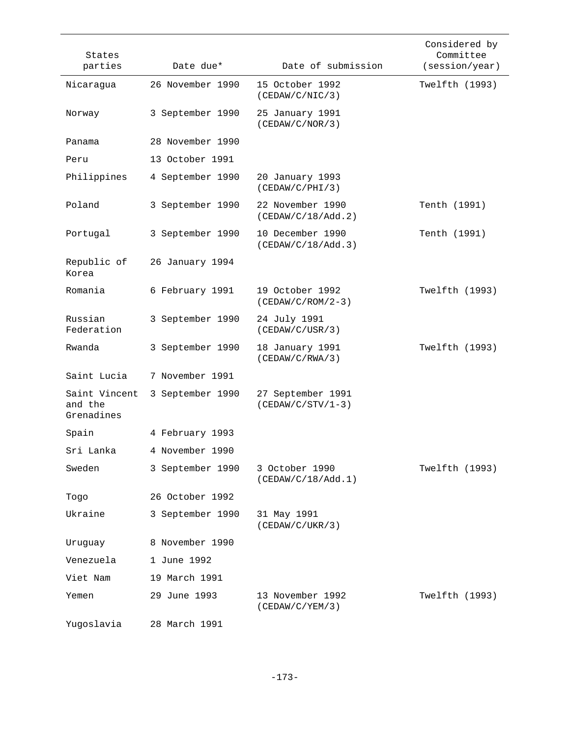| States parties | Date due* | Date of submission | Considered by Committee (session/year) |
|---|---|---|---|
| Nicaragua | 26 November 1990 | 15 October 1992 (CEDAW/C/NIC/3) | Twelfth (1993) |
| Norway | 3 September 1990 | 25 January 1991 (CEDAW/C/NOR/3) | |
| Panama | 28 November 1990 | | |
| Peru | 13 October 1991 | | |
| Philippines | 4 September 1990 | 20 January 1993 (CEDAW/C/PHI/3) | |
| Poland | 3 September 1990 | 22 November 1990 (CEDAW/C/18/Add.2) | Tenth (1991) |
| Portugal | 3 September 1990 | 10 December 1990 (CEDAW/C/18/Add.3) | Tenth (1991) |
| Republic of Korea | 26 January 1994 | | |
| Romania | 6 February 1991 | 19 October 1992 (CEDAW/C/ROM/2-3) | Twelfth (1993) |
| Russian Federation | 3 September 1990 | 24 July 1991 (CEDAW/C/USR/3) | |
| Rwanda | 3 September 1990 | 18 January 1991 (CEDAW/C/RWA/3) | Twelfth (1993) |
| Saint Lucia | 7 November 1991 | | |
| Saint Vincent and the Grenadines | 3 September 1990 | 27 September 1991 (CEDAW/C/STV/1-3) | |
| Spain | 4 February 1993 | | |
| Sri Lanka | 4 November 1990 | | |
| Sweden | 3 September 1990 | 3 October 1990 (CEDAW/C/18/Add.1) | Twelfth (1993) |
| Togo | 26 October 1992 | | |
| Ukraine | 3 September 1990 | 31 May 1991 (CEDAW/C/UKR/3) | |
| Uruguay | 8 November 1990 | | |
| Venezuela | 1 June 1992 | | |
| Viet Nam | 19 March 1991 | | |
| Yemen | 29 June 1993 | 13 November 1992 (CEDAW/C/YEM/3) | Twelfth (1993) |
| Yugoslavia | 28 March 1991 | | |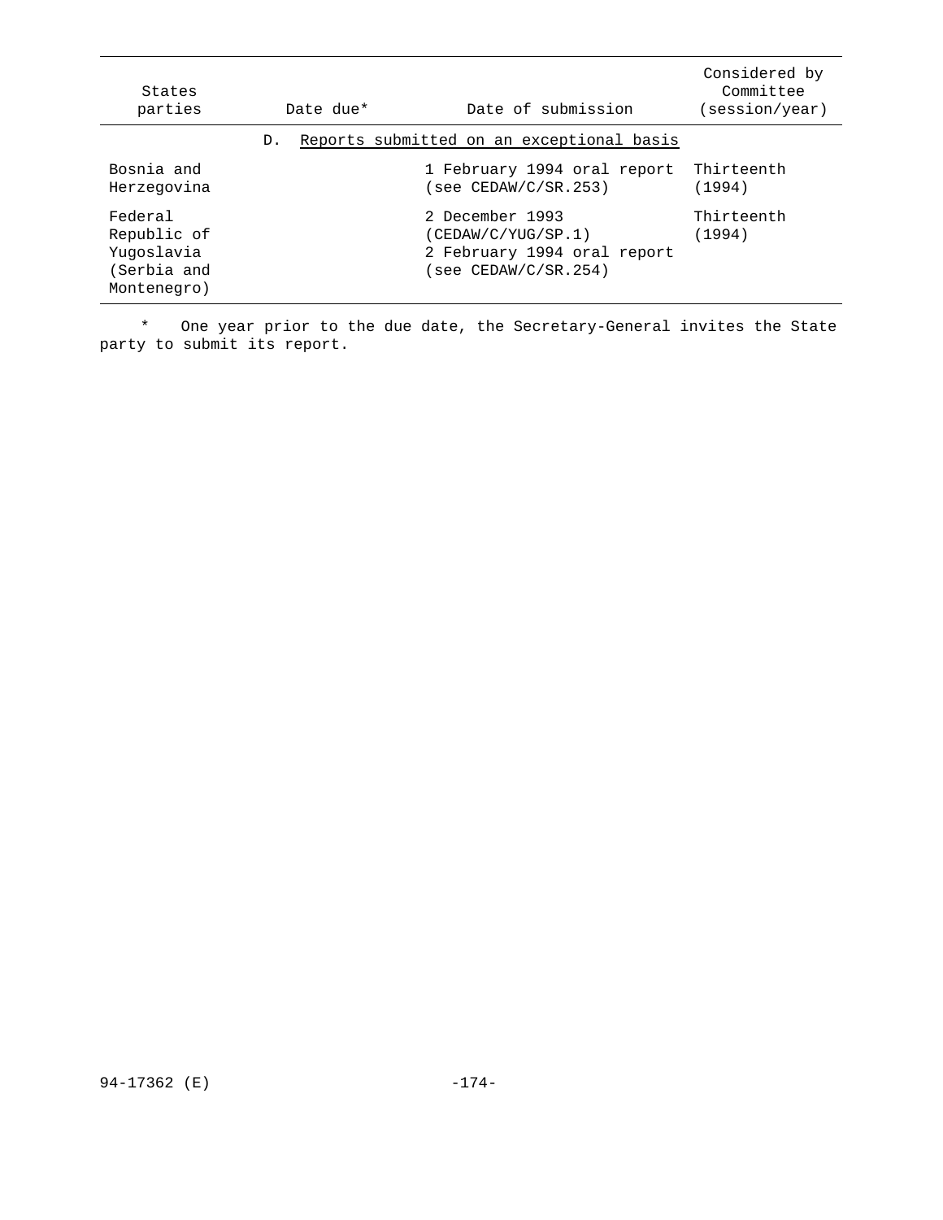| States parties | Date due* | Date of submission | Considered by Committee (session/year) |
|---|---|---|---|
| D. Reports submitted on an exceptional basis | | | |
| Bosnia and Herzegovina | | 1 February 1994 oral report (see CEDAW/C/SR.253) | Thirteenth (1994) |
| Federal Republic of Yugoslavia (Serbia and Montenegro) | | 2 December 1993 (CEDAW/C/YUG/SP.1) 2 February 1994 oral report (see CEDAW/C/SR.254) | Thirteenth (1994) |

\* One year prior to the due date, the Secretary-General invites the State party to submit its report.

94-17362 (E)